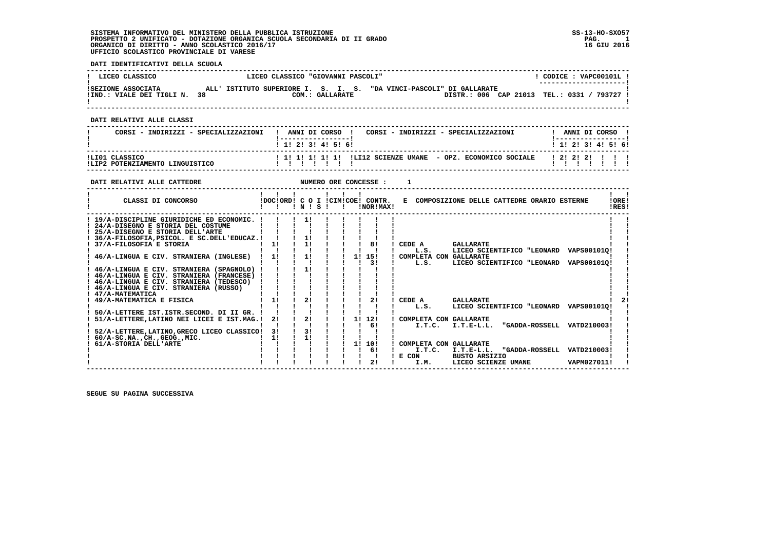SISTEMA INFORMATIVO DEL MINISTERO DELLA PUBBLICA ISTRUZIONE
PROSPETTO 2 UNIFICATO - DOTAZIONE ORGANICA SCUOLA SECONDARIA DI II GRADO
ORGANICO DI DIRITTO - ANNO SCOLASTICO 2016/17
UFFICIO SCOLASTICO PROVINCIALE DI VARESE

SS-13-HO-SXO57
16 GIU 2016

**DATI IDENTIFICATIVI DELLA SCUOLA**

| LICEO CLASSICO | LICEO CLASSICO "GIOVANNI PASCOLI" | CODICE : VAPC00101L |
|---|---|---|
| SEZIONE ASSOCIATA | ALL' ISTITUTO SUPERIORE I. S. I. S. "DA VINCI-PASCOLI" DI GALLARATE | |
| IND.: VIALE DEI TIGLI N. 38 | COM.: GALLARATE | DISTR.: 006 CAP 21013 TEL.: 0331 / 793727 |

**DATI RELATIVI ALLE CLASSI**

| CORSI - INDIRIZZI - SPECIALIZZAZIONI | 1 | 2 | 3 | 4 | 5 | 6 | CORSI - INDIRIZZI - SPECIALIZZAZIONI | 1 | 2 | 3 | 4 | 5 | 6 |
|---|---|---|---|---|---|---|---|---|---|---|---|---|---|
| LI01 CLASSICO | 1 | 1 | 1 | 1 | 1 | | LI12 SCIENZE UMANE - OPZ. ECONOMICO SOCIALE | 2 | 2 | 2 | | | |
| LIP2 POTENZIAMENTO LINGUISTICO | | | | | | | | | | | | | |

**DATI RELATIVI ALLE CATTEDRE** NUMERO ORE CONCESSE : 1

| CLASSI DI CONCORSO | DOC | ORD | C O I N | S | CIM | COE | CONTR. NOR | MAX | E COMPOSIZIONE DELLE CATTEDRE ORARIO ESTERNE | ORE RES |
|---|---|---|---|---|---|---|---|---|---|---|
| 19/A-DISCIPLINE GIURIDICHE ED ECONOMIC. | | | 1 | | | | | | | |
| 24/A-DISEGNO E STORIA DEL COSTUME | | | | | | | | | | |
| 25/A-DISEGNO E STORIA DELL'ARTE | | | | | | | | | | |
| 36/A-FILOSOFIA,PSICOL. E SC.DELL'EDUCAZ. | | | 1 | | | | | | | |
| 37/A-FILOSOFIA E STORIA | 1 | | 1 | | | | 8 | | CEDE A GALLARATE L.S. LICEO SCIENTIFICO "LEONARD VAPS00101Q | |
| 46/A-LINGUA E CIV. STRANIERA (INGLESE) | 1 | | 1 | | | 1 | 15 | | COMPLETA CON GALLARATE | |
| | | | | | | | 3 | | L.S. LICEO SCIENTIFICO "LEONARD VAPS00101Q | |
| 46/A-LINGUA E CIV. STRANIERA (SPAGNOLO) | | | 1 | | | | | | | |
| 46/A-LINGUA E CIV. STRANIERA (FRANCESE) | | | | | | | | | | |
| 46/A-LINGUA E CIV. STRANIERA (TEDESCO) | | | | | | | | | | |
| 46/A-LINGUA E CIV. STRANIERA (RUSSO) | | | | | | | | | | |
| 47/A-MATEMATICA | | | | | | | | | | |
| 49/A-MATEMATICA E FISICA | 1 | | 2 | | | | 2 | | CEDE A GALLARATE L.S. LICEO SCIENTIFICO "LEONARD VAPS00101Q | 2 |
| 50/A-LETTERE IST.ISTR.SECOND. DI II GR. | | | | | | | | | | |
| 51/A-LETTERE,LATINO NEI LICEI E IST.MAG. | 2 | | 2 | | | 1 | 12 | | COMPLETA CON GALLARATE | |
| | | | | | | | 6 | | I.T.C. I.T.E-L.L. "GADDA-ROSSELL VATD210003 | |
| 52/A-LETTERE,LATINO,GRECO LICEO CLASSICO | 3 | | 3 | | | | | | | |
| 60/A-SC.NA.,CH.,GEOG.,MIC. | 1 | | 1 | | | | | | | |
| 61/A-STORIA DELL'ARTE | | | | | | 1 | 10 | | COMPLETA CON GALLARATE | |
| | | | | | | | 6 | | I.T.C. I.T.E-L.L. "GADDA-ROSSELL VATD210003 | |
| | | | | | | | | | E CON BUSTO ARSIZIO | |
| | | | | | | | 2 | | I.M. LICEO SCIENZE UMANE VAPM027011 | |

SEGUE SU PAGINA SUCCESSIVA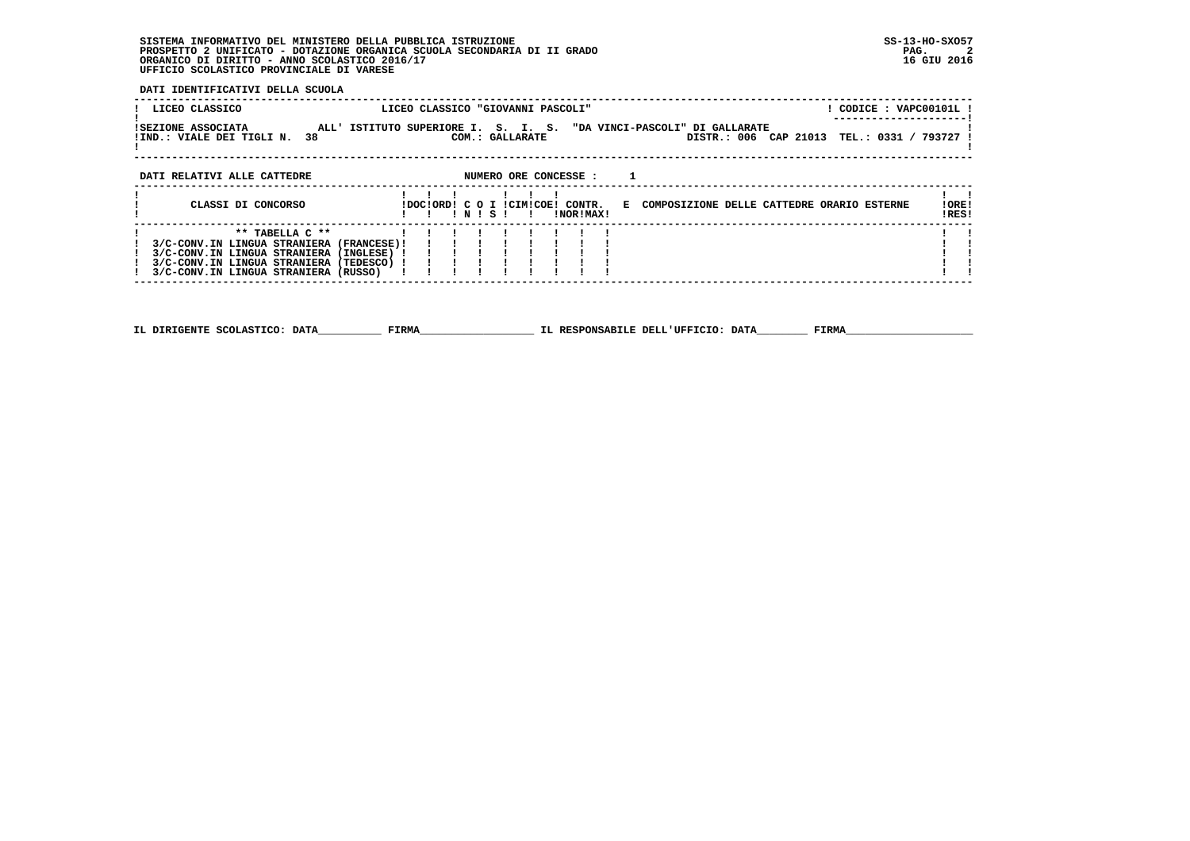SISTEMA INFORMATIVO DEL MINISTERO DELLA PUBBLICA ISTRUZIONE
PROSPETTO 2 UNIFICATO - DOTAZIONE ORGANICA SCUOLA SECONDARIA DI II GRADO
ORGANICO DI DIRITTO - ANNO SCOLASTICO 2016/17
UFFICIO SCOLASTICO PROVINCIALE DI VARESE

SS-13-HO-SXO57
PAG. 2
16 GIU 2016

**DATI IDENTIFICATIVI DELLA SCUOLA**

| | | |
|---|---|---|
| LICEO CLASSICO | LICEO CLASSICO "GIOVANNI PASCOLI" | CODICE : VAPC00101L |
| SEZIONE ASSOCIATA | ALL' ISTITUTO SUPERIORE I. S. I. S. "DA VINCI-PASCOLI" DI GALLARATE | |
| IND.: VIALE DEI TIGLI N. 38 | COM.: GALLARATE | DISTR.: 006 CAP 21013 TEL.: 0331 / 793727 |

**DATI RELATIVI ALLE CATTEDRE** NUMERO ORE CONCESSE : 1

| CLASSI DI CONCORSO | DOC | ORD | C N | O S | I | CIM | COE | CONTR. NOR | CONTR. MAX | E COMPOSIZIONE DELLE CATTEDRE ORARIO ESTERNE | ORE RES |
|---|---|---|---|---|---|---|---|---|---|---|---|
| ** TABELLA C ** | | | | | | | | | | | |
| 3/C-CONV.IN LINGUA STRANIERA (FRANCESE) | | | | | | | | | | | |
| 3/C-CONV.IN LINGUA STRANIERA (INGLESE) | | | | | | | | | | | |
| 3/C-CONV.IN LINGUA STRANIERA (TEDESCO) | | | | | | | | | | | |
| 3/C-CONV.IN LINGUA STRANIERA (RUSSO) | | | | | | | | | | | |

IL DIRIGENTE SCOLASTICO: DATA__________ FIRMA__________________ IL RESPONSABILE DELL'UFFICIO: DATA________ FIRMA____________________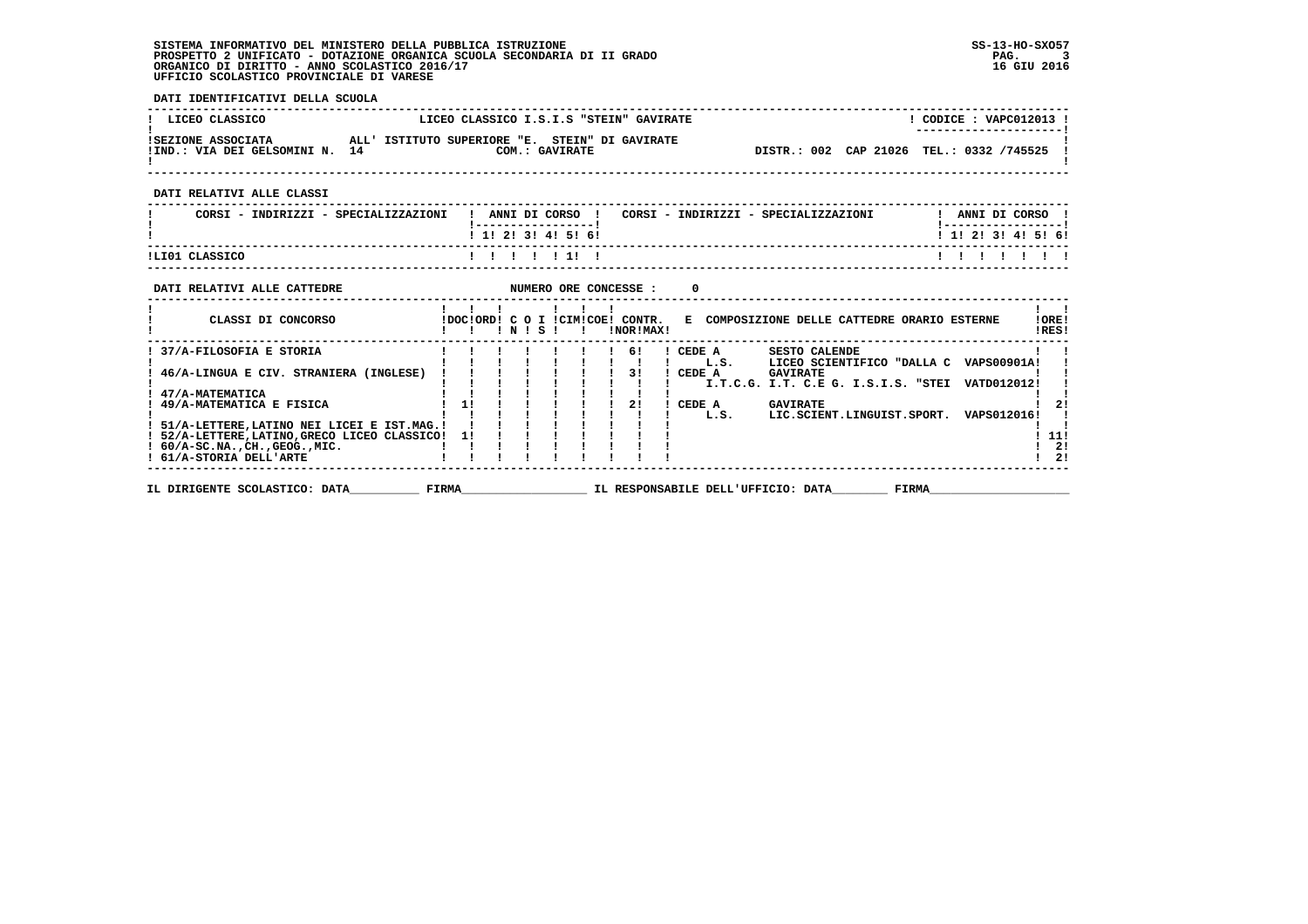SISTEMA INFORMATIVO DEL MINISTERO DELLA PUBBLICA ISTRUZIONE
PROSPETTO 2 UNIFICATO - DOTAZIONE ORGANICA SCUOLA SECONDARIA DI II GRADO
ORGANICO DI DIRITTO - ANNO SCOLASTICO 2016/17
UFFICIO SCOLASTICO PROVINCIALE DI VARESE

SS-13-HO-SXO57
16 GIU 2016

**DATI IDENTIFICATIVI DELLA SCUOLA**

| LICEO CLASSICO | LICEO CLASSICO I.S.I.S "STEIN" GAVIRATE | CODICE : VAPC012013 |
|---|---|---|
| SEZIONE ASSOCIATA ALL' ISTITUTO SUPERIORE "E. STEIN" DI GAVIRATE | | |
| IND.: VIA DEI GELSOMINI N. 14 | COM.: GAVIRATE | DISTR.: 002 CAP 21026 TEL.: 0332 /745525 |

**DATI RELATIVI ALLE CLASSI**

| CORSI - INDIRIZZI - SPECIALIZZAZIONI | 1 | 2 | 3 | 4 | 5 | 6 | CORSI - INDIRIZZI - SPECIALIZZAZIONI | 1 | 2 | 3 | 4 | 5 | 6 |
|---|---|---|---|---|---|---|---|---|---|---|---|---|---|
| LI01 CLASSICO | | | | | 1 | | | | | | | | |

**DATI RELATIVI ALLE CATTEDRE** NUMERO ORE CONCESSE : 0

| CLASSI DI CONCORSO | DOC | ORD | C O I N | S | CIM | COE | CONTR. NOR | MAX | E COMPOSIZIONE DELLE CATTEDRE ORARIO ESTERNE | ORE RES |
|---|---|---|---|---|---|---|---|---|---|---|
| 37/A-FILOSOFIA E STORIA | | | | | | | | 6 | CEDE A SESTO CALENDE L.S. LICEO SCIENTIFICO "DALLA C VAPS00901A | |
| 46/A-LINGUA E CIV. STRANIERA (INGLESE) | | | | | | | | 3 | CEDE A GAVIRATE I.T.C.G. I.T. C.E G. I.S.I.S. "STEI VATD012012 | |
| 47/A-MATEMATICA | | | | | | | | | | |
| 49/A-MATEMATICA E FISICA | 1 | | | | | | | 2 | CEDE A GAVIRATE L.S. LIC.SCIENT.LINGUIST.SPORT. VAPS012016 | 2 |
| 51/A-LETTERE,LATINO NEI LICEI E IST.MAG. | | | | | | | | | | |
| 52/A-LETTERE,LATINO,GRECO LICEO CLASSICO | 1 | | | | | | | | | 11 |
| 60/A-SC.NA.,CH.,GEOG.,MIC. | | | | | | | | | | 2 |
| 61/A-STORIA DELL'ARTE | | | | | | | | | | 2 |

IL DIRIGENTE SCOLASTICO: DATA__________ FIRMA__________________ IL RESPONSABILE DELL'UFFICIO: DATA________ FIRMA____________________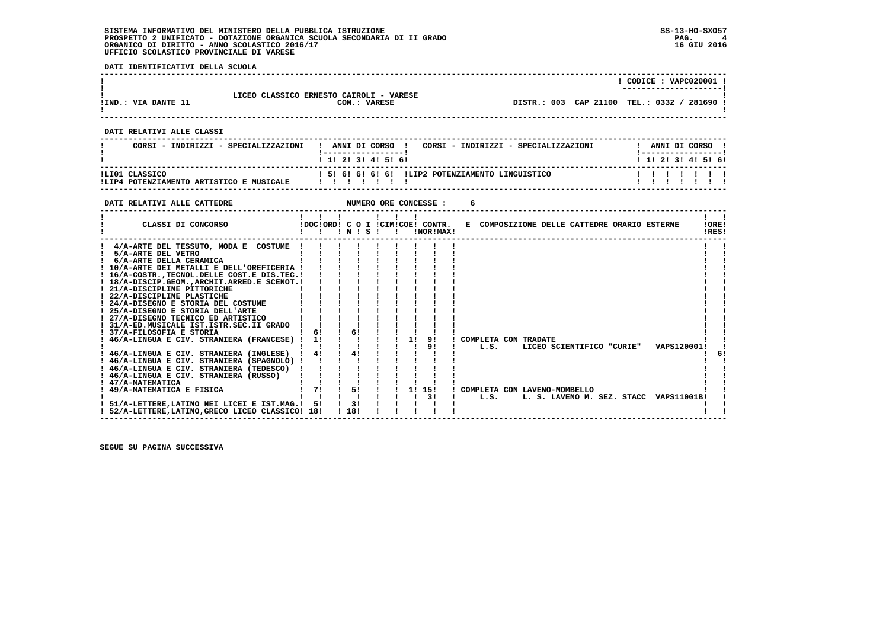SISTEMA INFORMATIVO DEL MINISTERO DELLA PUBBLICA ISTRUZIONE
PROSPETTO 2 UNIFICATO - DOTAZIONE ORGANICA SCUOLA SECONDARIA DI II GRADO
ORGANICO DI DIRITTO - ANNO SCOLASTICO 2016/17
UFFICIO SCOLASTICO PROVINCIALE DI VARESE

SS-13-HO-SXO57
16 GIU 2016

**DATI IDENTIFICATIVI DELLA SCUOLA**

CODICE : VAPC020001

LICEO CLASSICO ERNESTO CAIROLI - VARESE

IND.: VIA DANTE 11 — COM.: VARESE — DISTR.: 003 CAP 21100 TEL.: 0332 / 281690

**DATI RELATIVI ALLE CLASSI**

| CORSI - INDIRIZZI - SPECIALIZZAZIONI | 1 | 2 | 3 | 4 | 5 | 6 | CORSI - INDIRIZZI - SPECIALIZZAZIONI | 1 | 2 | 3 | 4 | 5 | 6 |
|---|---|---|---|---|---|---|---|---|---|---|---|---|---|
| LI01 CLASSICO | 5 | 6 | 6 | 6 | 6 | | LIP2 POTENZIAMENTO LINGUISTICO | | | | | | |
| LIP4 POTENZIAMENTO ARTISTICO E MUSICALE | | | | | | | | | | | | | |

**DATI RELATIVI ALLE CATTEDRE** — NUMERO ORE CONCESSE : 6

| CLASSI DI CONCORSO | DOC | ORD | C O I N | S | CIM | COE | CONTR. NOR | MAX | E | COMPOSIZIONE DELLE CATTEDRE ORARIO ESTERNE | ORE RES |
|---|---|---|---|---|---|---|---|---|---|---|---|
| 4/A-ARTE DEL TESSUTO, MODA E COSTUME | | | | | | | | | | | |
| 5/A-ARTE DEL VETRO | | | | | | | | | | | |
| 6/A-ARTE DELLA CERAMICA | | | | | | | | | | | |
| 10/A-ARTE DEI METALLI E DELL'OREFICERIA | | | | | | | | | | | |
| 16/A-COSTR.,TECNOL.DELLE COST.E DIS.TEC. | | | | | | | | | | | |
| 18/A-DISCIP.GEOM.,ARCHIT.ARRED.E SCENOT. | | | | | | | | | | | |
| 21/A-DISCIPLINE PITTORICHE | | | | | | | | | | | |
| 22/A-DISCIPLINE PLASTICHE | | | | | | | | | | | |
| 24/A-DISEGNO E STORIA DEL COSTUME | | | | | | | | | | | |
| 25/A-DISEGNO E STORIA DELL'ARTE | | | | | | | | | | | |
| 27/A-DISEGNO TECNICO ED ARTISTICO | | | | | | | | | | | |
| 31/A-ED.MUSICALE IST.ISTR.SEC.II GRADO | | | | | | | | | | | |
| 37/A-FILOSOFIA E STORIA | 6 | | 6 | | | | | | | | |
| 46/A-LINGUA E CIV. STRANIERA (FRANCESE) | 1 | | | | | 1 | 9 | | | COMPLETA CON TRADATE | |
| | | | | | | | 9 | | | L.S. LICEO SCIENTIFICO "CURIE" VAPS120001 | |
| 46/A-LINGUA E CIV. STRANIERA (INGLESE) | 4 | | 4 | | | | | | | | 6 |
| 46/A-LINGUA E CIV. STRANIERA (SPAGNOLO) | | | | | | | | | | | |
| 46/A-LINGUA E CIV. STRANIERA (TEDESCO) | | | | | | | | | | | |
| 46/A-LINGUA E CIV. STRANIERA (RUSSO) | | | | | | | | | | | |
| 47/A-MATEMATICA | | | | | | | | | | | |
| 49/A-MATEMATICA E FISICA | 7 | | 5 | | | 1 | 15 | | | COMPLETA CON LAVENO-MOMBELLO | |
| | | | | | | | 3 | | | L.S. L. S. LAVENO M. SEZ. STACC VAPS11001B | |
| 51/A-LETTERE,LATINO NEI LICEI E IST.MAG. | 5 | | 3 | | | | | | | | |
| 52/A-LETTERE,LATINO,GRECO LICEO CLASSICO | 18 | | 18 | | | | | | | | |

SEGUE SU PAGINA SUCCESSIVA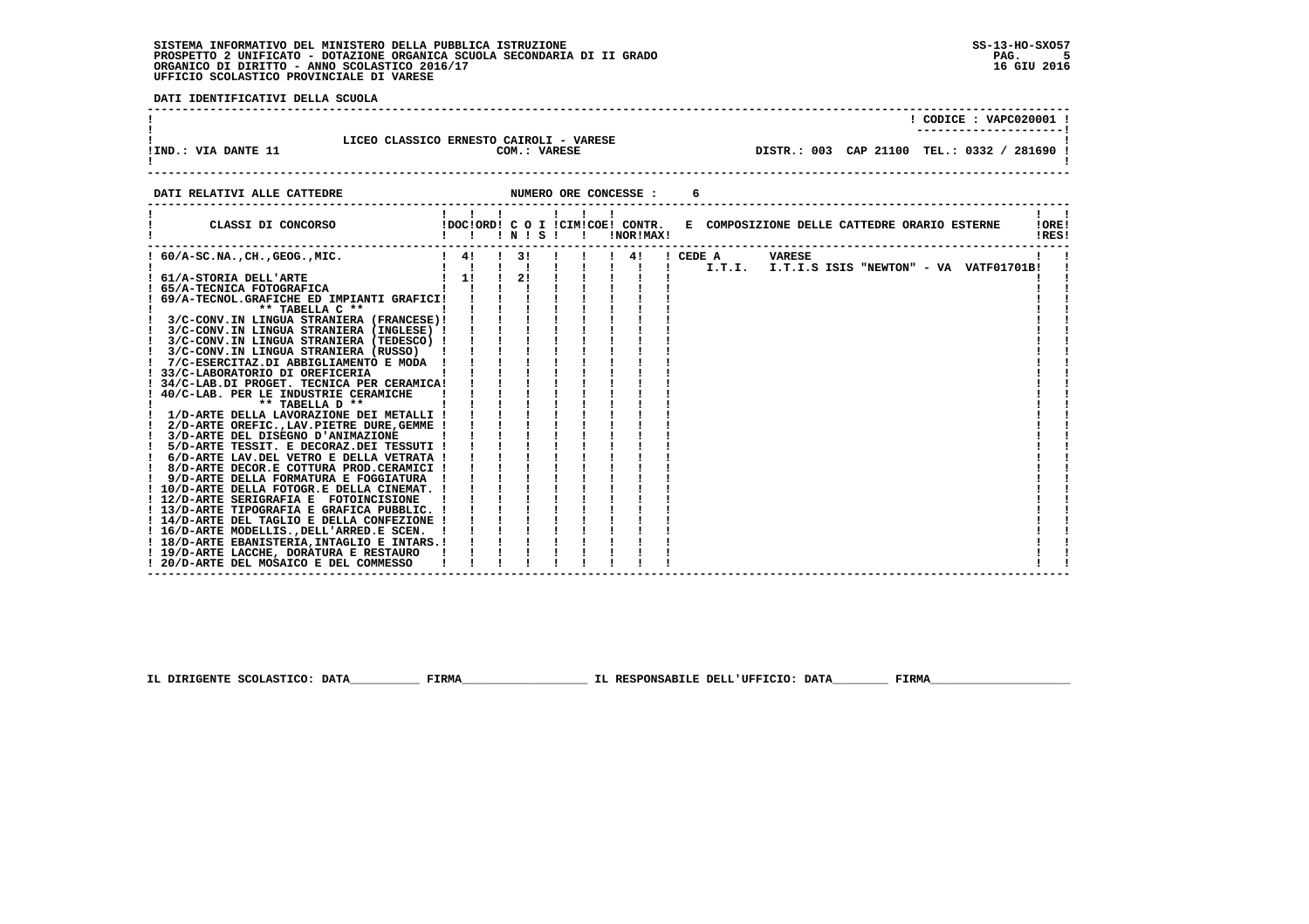SISTEMA INFORMATIVO DEL MINISTERO DELLA PUBBLICA ISTRUZIONE
PROSPETTO 2 UNIFICATO - DOTAZIONE ORGANICA SCUOLA SECONDARIA DI II GRADO
ORGANICO DI DIRITTO - ANNO SCOLASTICO 2016/17
UFFICIO SCOLASTICO PROVINCIALE DI VARESE

SS-13-HO-SXO57
16 GIU 2016

**DATI IDENTIFICATIVI DELLA SCUOLA**

CODICE : VAPC020001

LICEO CLASSICO ERNESTO CAIROLI - VARESE
IND.: VIA DANTE 11 — COM.: VARESE — DISTR.: 003 CAP 21100 TEL.: 0332 / 281690

**DATI RELATIVI ALLE CATTEDRE** — NUMERO ORE CONCESSE : 6

| CLASSI DI CONCORSO | DOC | ORD | C O I N | S | CIM | COE | CONTR. NOR | MAX | E COMPOSIZIONE DELLE CATTEDRE ORARIO ESTERNE | ORE RES |
|---|---|---|---|---|---|---|---|---|---|---|
| 60/A-SC.NA.,CH.,GEOG.,MIC. | 4 | | 3 | | | | 4 | | CEDE A VARESE I.T.I. I.T.I.S ISIS "NEWTON" - VA VATF01701B | |
| 61/A-STORIA DELL'ARTE | 1 | | 2 | | | | | | | |
| 65/A-TECNICA FOTOGRAFICA | | | | | | | | | | |
| 69/A-TECNOL.GRAFICHE ED IMPIANTI GRAFICI | | | | | | | | | | |
| ** TABELLA C ** | | | | | | | | | | |
| 3/C-CONV.IN LINGUA STRANIERA (FRANCESE) | | | | | | | | | | |
| 3/C-CONV.IN LINGUA STRANIERA (INGLESE) | | | | | | | | | | |
| 3/C-CONV.IN LINGUA STRANIERA (TEDESCO) | | | | | | | | | | |
| 3/C-CONV.IN LINGUA STRANIERA (RUSSO) | | | | | | | | | | |
| 7/C-ESERCITAZ.DI ABBIGLIAMENTO E MODA | | | | | | | | | | |
| 33/C-LABORATORIO DI OREFICERIA | | | | | | | | | | |
| 34/C-LAB.DI PROGET. TECNICA PER CERAMICA | | | | | | | | | | |
| 40/C-LAB. PER LE INDUSTRIE CERAMICHE | | | | | | | | | | |
| ** TABELLA D ** | | | | | | | | | | |
| 1/D-ARTE DELLA LAVORAZIONE DEI METALLI | | | | | | | | | | |
| 2/D-ARTE OREFIC.,LAV.PIETRE DURE,GEMME | | | | | | | | | | |
| 3/D-ARTE DEL DISEGNO D'ANIMAZIONE | | | | | | | | | | |
| 5/D-ARTE TESSIT. E DECORAZ.DEI TESSUTI | | | | | | | | | | |
| 6/D-ARTE LAV.DEL VETRO E DELLA VETRATA | | | | | | | | | | |
| 8/D-ARTE DECOR.E COTTURA PROD.CERAMICI | | | | | | | | | | |
| 9/D-ARTE DELLA FORMATURA E FOGGIATURA | | | | | | | | | | |
| 10/D-ARTE DELLA FOTOGR.E DELLA CINEMAT. | | | | | | | | | | |
| 12/D-ARTE SERIGRAFIA E FOTOINCISIONE | | | | | | | | | | |
| 13/D-ARTE TIPOGRAFIA E GRAFICA PUBBLIC. | | | | | | | | | | |
| 14/D-ARTE DEL TAGLIO E DELLA CONFEZIONE | | | | | | | | | | |
| 16/D-ARTE MODELLIS.,DELL'ARRED.E SCEN. | | | | | | | | | | |
| 18/D-ARTE EBANISTERIA,INTAGLIO E INTARS. | | | | | | | | | | |
| 19/D-ARTE LACCHE, DORATURA E RESTAURO | | | | | | | | | | |
| 20/D-ARTE DEL MOSAICO E DEL COMMESSO | | | | | | | | | | |

IL DIRIGENTE SCOLASTICO: DATA__________ FIRMA__________________ IL RESPONSABILE DELL'UFFICIO: DATA________ FIRMA____________________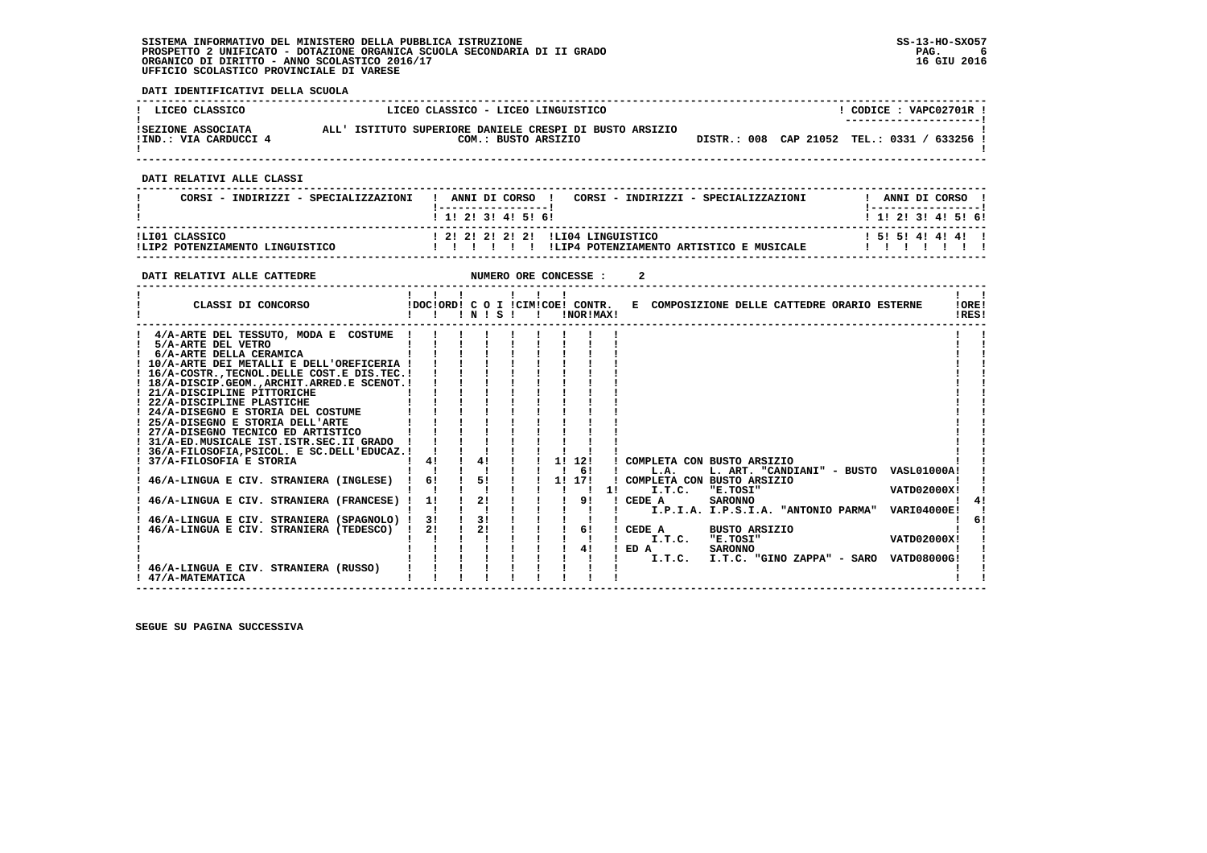SISTEMA INFORMATIVO DEL MINISTERO DELLA PUBBLICA ISTRUZIONE
PROSPETTO 2 UNIFICATO - DOTAZIONE ORGANICA SCUOLA SECONDARIA DI II GRADO
ORGANICO DI DIRITTO - ANNO SCOLASTICO 2016/17
UFFICIO SCOLASTICO PROVINCIALE DI VARESE

SS-13-HO-SXO57
16 GIU 2016

**DATI IDENTIFICATIVI DELLA SCUOLA**

| | | |
|---|---|---|
| LICEO CLASSICO | LICEO CLASSICO - LICEO LINGUISTICO | CODICE : VAPC02701R |
| SEZIONE ASSOCIATA | ALL' ISTITUTO SUPERIORE DANIELE CRESPI DI BUSTO ARSIZIO | |
| IND.: VIA CARDUCCI 4 | COM.: BUSTO ARSIZIO | DISTR.: 008 CAP 21052 TEL.: 0331 / 633256 |

**DATI RELATIVI ALLE CLASSI**

| CORSI - INDIRIZZI - SPECIALIZZAZIONI | 1 | 2 | 3 | 4 | 5 | 6 | CORSI - INDIRIZZI - SPECIALIZZAZIONI | 1 | 2 | 3 | 4 | 5 | 6 |
|---|---|---|---|---|---|---|---|---|---|---|---|---|---|
| LI01 CLASSICO | 2 | 2 | 2 | 2 | 2 | | LI04 LINGUISTICO | 5 | 5 | 4 | 4 | 4 | |
| LIP2 POTENZIAMENTO LINGUISTICO | | | | | | | LIP4 POTENZIAMENTO ARTISTICO E MUSICALE | | | | | | |

**DATI RELATIVI ALLE CATTEDRE** NUMERO ORE CONCESSE : 2

| CLASSI DI CONCORSO | DOC | ORD | C O I N | S | CIM | COE | CONTR. NOR | MAX | E COMPOSIZIONE DELLE CATTEDRE ORARIO ESTERNE | ORE RES |
|---|---|---|---|---|---|---|---|---|---|---|
| 4/A-ARTE DEL TESSUTO, MODA E COSTUME | | | | | | | | | | |
| 5/A-ARTE DEL VETRO | | | | | | | | | | |
| 6/A-ARTE DELLA CERAMICA | | | | | | | | | | |
| 10/A-ARTE DEI METALLI E DELL'OREFICERIA | | | | | | | | | | |
| 16/A-COSTR.,TECNOL.DELLE COST.E DIS.TEC. | | | | | | | | | | |
| 18/A-DISCIP.GEOM.,ARCHIT.ARRED.E SCENOT. | | | | | | | | | | |
| 21/A-DISCIPLINE PITTORICHE | | | | | | | | | | |
| 22/A-DISCIPLINE PLASTICHE | | | | | | | | | | |
| 24/A-DISEGNO E STORIA DEL COSTUME | | | | | | | | | | |
| 25/A-DISEGNO E STORIA DELL'ARTE | | | | | | | | | | |
| 27/A-DISEGNO TECNICO ED ARTISTICO | | | | | | | | | | |
| 31/A-ED.MUSICALE IST.ISTR.SEC.II GRADO | | | | | | | | | | |
| 36/A-FILOSOFIA,PSICOL. E SC.DELL'EDUCAZ. | | | | | | | | | | |
| 37/A-FILOSOFIA E STORIA | 4 | | 4 | | | 1 | 12 | | COMPLETA CON BUSTO ARSIZIO | |
| | | | | | | | 6 | | L.A. L. ART. "CANDIANI" - BUSTO VASL01000A | |
| 46/A-LINGUA E CIV. STRANIERA (INGLESE) | 6 | | 5 | | | 1 | 17 | | COMPLETA CON BUSTO ARSIZIO | |
| | | | | | | | | 1 | I.T.C. "E.TOSI" VATD02000X | |
| 46/A-LINGUA E CIV. STRANIERA (FRANCESE) | 1 | | 2 | | | | 9 | | CEDE A SARONNO | 4 |
| | | | | | | | | | I.P.I.A. I.P.S.I.A. "ANTONIO PARMA" VARI04000E | |
| 46/A-LINGUA E CIV. STRANIERA (SPAGNOLO) | 3 | | 3 | | | | | | | 6 |
| 46/A-LINGUA E CIV. STRANIERA (TEDESCO) | 2 | | 2 | | | | 6 | | CEDE A BUSTO ARSIZIO | |
| | | | | | | | | | I.T.C. "E.TOSI" VATD02000X | |
| | | | | | | | 4 | | ED A SARONNO | |
| | | | | | | | | | I.T.C. I.T.C. "GINO ZAPPA" - SARO VATD08000G | |
| 46/A-LINGUA E CIV. STRANIERA (RUSSO) | | | | | | | | | | |
| 47/A-MATEMATICA | | | | | | | | | | |

SEGUE SU PAGINA SUCCESSIVA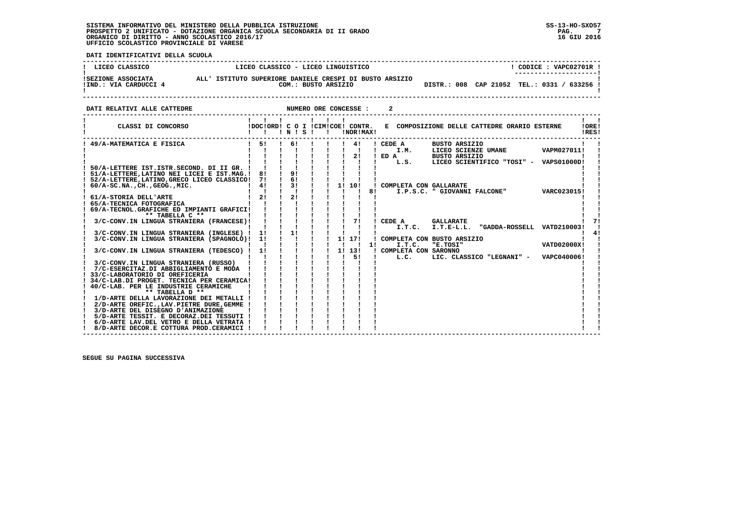SISTEMA INFORMATIVO DEL MINISTERO DELLA PUBBLICA ISTRUZIONE
PROSPETTO 2 UNIFICATO - DOTAZIONE ORGANICA SCUOLA SECONDARIA DI II GRADO
ORGANICO DI DIRITTO - ANNO SCOLASTICO 2016/17
UFFICIO SCOLASTICO PROVINCIALE DI VARESE

SS-13-HO-SXO57
16 GIU 2016

**DATI IDENTIFICATIVI DELLA SCUOLA**

| LICEO CLASSICO | LICEO CLASSICO - LICEO LINGUISTICO | CODICE : VAPC02701R |
|---|---|---|
| SEZIONE ASSOCIATA<br>IND.: VIA CARDUCCI 4 | ALL' ISTITUTO SUPERIORE DANIELE CRESPI DI BUSTO ARSIZIO<br>COM.: BUSTO ARSIZIO | DISTR.: 008 CAP 21052 TEL.: 0331 / 633256 |

**DATI RELATIVI ALLE CATTEDRE** NUMERO ORE CONCESSE : 2

| CLASSI DI CONCORSO | DOC | ORD | C O I N | S | CIM | COE | CONTR. NOR | CONTR. MAX | E COMPOSIZIONE DELLE CATTEDRE ORARIO ESTERNE | ORE RES |
|---|---|---|---|---|---|---|---|---|---|---|
| 49/A-MATEMATICA E FISICA | 5 | | 6 | | | | 4 | | CEDE A BUSTO ARSIZIO<br>I.M. LICEO SCIENZE UMANE VAPM027011 | |
| | | | | | | | 2 | | ED A BUSTO ARSIZIO<br>L.S. LICEO SCIENTIFICO "TOSI" - VAPS01000D | |
| 50/A-LETTERE IST.ISTR.SECOND. DI II GR. | | | | | | | | | | |
| 51/A-LETTERE,LATINO NEI LICEI E IST.MAG. | 8 | | 9 | | | | | | | |
| 52/A-LETTERE,LATINO,GRECO LICEO CLASSICO | 7 | | 6 | | | | | | | |
| 60/A-SC.NA.,CH.,GEOG.,MIC. | 4 | | 3 | | | 1 | 10 | | COMPLETA CON GALLARATE | |
| | | | | | | | | 8 | I.P.S.C. " GIOVANNI FALCONE" VARC023015 | |
| 61/A-STORIA DELL'ARTE | 2 | | 2 | | | | | | | |
| 65/A-TECNICA FOTOGRAFICA | | | | | | | | | | |
| 69/A-TECNOL.GRAFICHE ED IMPIANTI GRAFICI | | | | | | | | | | |
| ** TABELLA C ** | | | | | | | | | | |
| 3/C-CONV.IN LINGUA STRANIERA (FRANCESE) | | | | | | | 7 | | CEDE A GALLARATE<br>I.T.C. I.T.E-L.L. "GADDA-ROSSELL VATD210003 | 7 |
| 3/C-CONV.IN LINGUA STRANIERA (INGLESE) | 1 | | 1 | | | | | | | 4 |
| 3/C-CONV.IN LINGUA STRANIERA (SPAGNOLO) | 1 | | | | | 1 | 17 | | COMPLETA CON BUSTO ARSIZIO | |
| | | | | | | | | 1 | I.T.C. "E.TOSI" VATD02000X | |
| 3/C-CONV.IN LINGUA STRANIERA (TEDESCO) | 1 | | | | | 1 | 13 | | COMPLETA CON SARONNO | |
| | | | | | | | 5 | | L.C. LIC. CLASSICO "LEGNANI" - VAPC040006 | |
| 3/C-CONV.IN LINGUA STRANIERA (RUSSO) | | | | | | | | | | |
| 7/C-ESERCITAZ.DI ABBIGLIAMENTO E MODA | | | | | | | | | | |
| 33/C-LABORATORIO DI OREFICERIA | | | | | | | | | | |
| 34/C-LAB.DI PROGET. TECNICA PER CERAMICA | | | | | | | | | | |
| 40/C-LAB. PER LE INDUSTRIE CERAMICHE | | | | | | | | | | |
| ** TABELLA D ** | | | | | | | | | | |
| 1/D-ARTE DELLA LAVORAZIONE DEI METALLI | | | | | | | | | | |
| 2/D-ARTE OREFIC.,LAV.PIETRE DURE,GEMME | | | | | | | | | | |
| 3/D-ARTE DEL DISEGNO D'ANIMAZIONE | | | | | | | | | | |
| 5/D-ARTE TESSIT. E DECORAZ.DEI TESSUTI | | | | | | | | | | |
| 6/D-ARTE LAV.DEL VETRO E DELLA VETRATA | | | | | | | | | | |
| 8/D-ARTE DECOR.E COTTURA PROD.CERAMICI | | | | | | | | | | |

SEGUE SU PAGINA SUCCESSIVA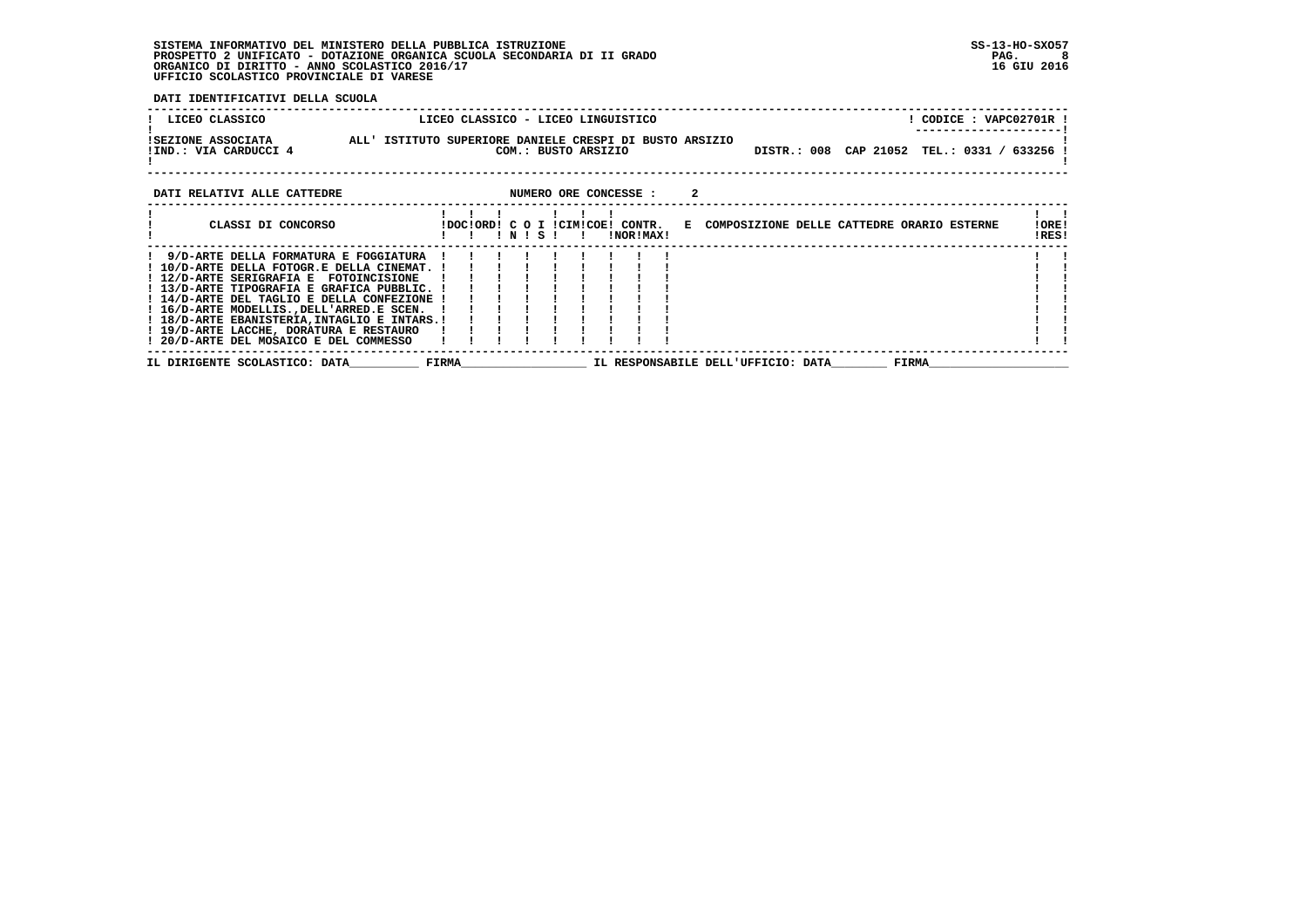SISTEMA INFORMATIVO DEL MINISTERO DELLA PUBBLICA ISTRUZIONE
PROSPETTO 2 UNIFICATO - DOTAZIONE ORGANICA SCUOLA SECONDARIA DI II GRADO
ORGANICO DI DIRITTO - ANNO SCOLASTICO 2016/17
UFFICIO SCOLASTICO PROVINCIALE DI VARESE

SS-13-HO-SXO57
16 GIU 2016

**DATI IDENTIFICATIVI DELLA SCUOLA**

| LICEO CLASSICO | LICEO CLASSICO - LICEO LINGUISTICO | CODICE : VAPC02701R |
|---|---|---|
| SEZIONE ASSOCIATA | ALL' ISTITUTO SUPERIORE DANIELE CRESPI DI BUSTO ARSIZIO | |
| IND.: VIA CARDUCCI 4 | COM.: BUSTO ARSIZIO | DISTR.: 008 CAP 21052 TEL.: 0331 / 633256 |

**DATI RELATIVI ALLE CATTEDRE** NUMERO ORE CONCESSE : 2

| CLASSI DI CONCORSO | DOC | ORD | C O N | I S | CIM | COE | CONTR. NOR | MAX | E COMPOSIZIONE DELLE CATTEDRE ORARIO ESTERNE | ORE RES |
|---|---|---|---|---|---|---|---|---|---|---|
| 9/D-ARTE DELLA FORMATURA E FOGGIATURA | | | | | | | | | | |
| 10/D-ARTE DELLA FOTOGR.E DELLA CINEMAT. | | | | | | | | | | |
| 12/D-ARTE SERIGRAFIA E FOTOINCISIONE | | | | | | | | | | |
| 13/D-ARTE TIPOGRAFIA E GRAFICA PUBBLIC. | | | | | | | | | | |
| 14/D-ARTE DEL TAGLIO E DELLA CONFEZIONE | | | | | | | | | | |
| 16/D-ARTE MODELLIS.,DELL'ARRED.E SCEN. | | | | | | | | | | |
| 18/D-ARTE EBANISTERIA,INTAGLIO E INTARS. | | | | | | | | | | |
| 19/D-ARTE LACCHE, DORATURA E RESTAURO | | | | | | | | | | |
| 20/D-ARTE DEL MOSAICO E DEL COMMESSO | | | | | | | | | | |

IL DIRIGENTE SCOLASTICO: DATA__________ FIRMA__________________ IL RESPONSABILE DELL'UFFICIO: DATA________ FIRMA____________________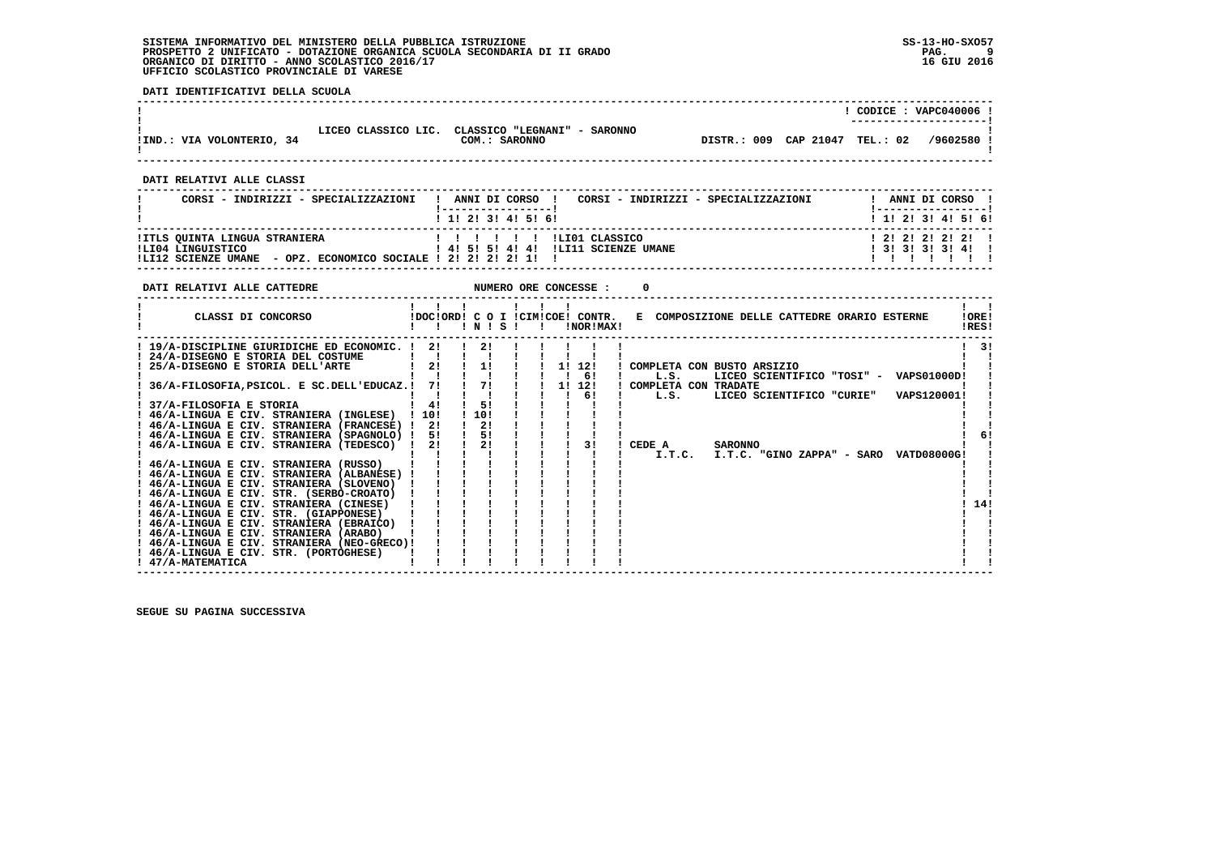SISTEMA INFORMATIVO DEL MINISTERO DELLA PUBBLICA ISTRUZIONE
PROSPETTO 2 UNIFICATO - DOTAZIONE ORGANICA SCUOLA SECONDARIA DI II GRADO
ORGANICO DI DIRITTO - ANNO SCOLASTICO 2016/17
UFFICIO SCOLASTICO PROVINCIALE DI VARESE

SS-13-HO-SXO57
16 GIU 2016

**DATI IDENTIFICATIVI DELLA SCUOLA**

| | |
|---|---|
| | CODICE : VAPC040006 |
| LICEO CLASSICO LIC. CLASSICO "LEGNANI" - SARONNO | |
| IND.: VIA VOLONTERIO, 34 — COM.: SARONNO | DISTR.: 009 CAP 21047 TEL.: 02 /9602580 |

**DATI RELATIVI ALLE CLASSI**

| CORSI - INDIRIZZI - SPECIALIZZAZIONI | 1 | 2 | 3 | 4 | 5 | 6 | CORSI - INDIRIZZI - SPECIALIZZAZIONI | 1 | 2 | 3 | 4 | 5 | 6 |
|---|---|---|---|---|---|---|---|---|---|---|---|---|---|
| ITLS QUINTA LINGUA STRANIERA | | | | | | | LI01 CLASSICO | 2 | 2 | 2 | 2 | 2 | |
| LI04 LINGUISTICO | 4 | 5 | 5 | 4 | 4 | | LI11 SCIENZE UMANE | 3 | 3 | 3 | 3 | 4 | |
| LI12 SCIENZE UMANE - OPZ. ECONOMICO SOCIALE | 2 | 2 | 2 | 2 | 1 | | | | | | | | |

**DATI RELATIVI ALLE CATTEDRE** NUMERO ORE CONCESSE : 0

| CLASSI DI CONCORSO | DOC | ORD | C O I N | S | CIM | COE | CONTR. NOR | CONTR. MAX | E COMPOSIZIONE DELLE CATTEDRE ORARIO ESTERNE | ORE RES |
|---|---|---|---|---|---|---|---|---|---|---|
| 19/A-DISCIPLINE GIURIDICHE ED ECONOMIC. | 2 | | 2 | | | | | | | 3 |
| 24/A-DISEGNO E STORIA DEL COSTUME | | | | | | | | | | |
| 25/A-DISEGNO E STORIA DELL'ARTE | 2 | | 1 | | | 1 | 12 | | COMPLETA CON BUSTO ARSIZIO | |
| | | | | | | | 6 | | L.S. LICEO SCIENTIFICO "TOSI" - VAPS01000D | |
| 36/A-FILOSOFIA,PSICOL. E SC.DELL'EDUCAZ. | 7 | | 7 | | | 1 | 12 | | COMPLETA CON TRADATE | |
| | | | | | | | 6 | | L.S. LICEO SCIENTIFICO "CURIE" VAPS12000l | |
| 37/A-FILOSOFIA E STORIA | 4 | | 5 | | | | | | | |
| 46/A-LINGUA E CIV. STRANIERA (INGLESE) | 10 | | 10 | | | | | | | |
| 46/A-LINGUA E CIV. STRANIERA (FRANCESE) | 2 | | 2 | | | | | | | |
| 46/A-LINGUA E CIV. STRANIERA (SPAGNOLO) | 5 | | 5 | | | | | | | 6 |
| 46/A-LINGUA E CIV. STRANIERA (TEDESCO) | 2 | | 2 | | | | 3 | | CEDE A SARONNO | |
| | | | | | | | | | I.T.C. I.T.C. "GINO ZAPPA" - SARO VATD08000G | |
| 46/A-LINGUA E CIV. STRANIERA (RUSSO) | | | | | | | | | | |
| 46/A-LINGUA E CIV. STRANIERA (ALBANESE) | | | | | | | | | | |
| 46/A-LINGUA E CIV. STRANIERA (SLOVENO) | | | | | | | | | | |
| 46/A-LINGUA E CIV. STR. (SERBO-CROATO) | | | | | | | | | | |
| 46/A-LINGUA E CIV. STRANIERA (CINESE) | | | | | | | | | | 14 |
| 46/A-LINGUA E CIV. STR. (GIAPPONESE) | | | | | | | | | | |
| 46/A-LINGUA E CIV. STRANIERA (EBRAICO) | | | | | | | | | | |
| 46/A-LINGUA E CIV. STRANIERA (ARABO) | | | | | | | | | | |
| 46/A-LINGUA E CIV. STRANIERA (NEO-GRECO) | | | | | | | | | | |
| 46/A-LINGUA E CIV. STR. (PORTOGHESE) | | | | | | | | | | |
| 47/A-MATEMATICA | | | | | | | | | | |

SEGUE SU PAGINA SUCCESSIVA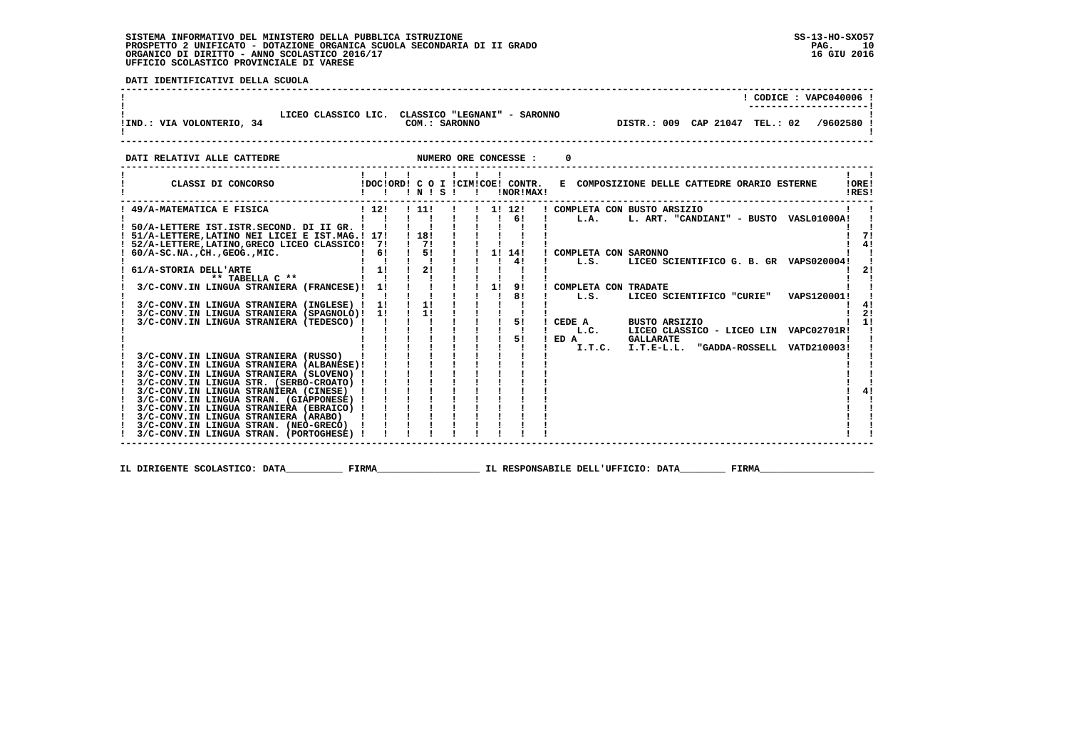SISTEMA INFORMATIVO DEL MINISTERO DELLA PUBBLICA ISTRUZIONE
PROSPETTO 2 UNIFICATO - DOTAZIONE ORGANICA SCUOLA SECONDARIA DI II GRADO
ORGANICO DI DIRITTO - ANNO SCOLASTICO 2016/17
UFFICIO SCOLASTICO PROVINCIALE DI VARESE

SS-13-HO-SXO57
16 GIU 2016

**DATI IDENTIFICATIVI DELLA SCUOLA**

CODICE : VAPC040006

LICEO CLASSICO LIC. CLASSICO "LEGNANI" - SARONNO
IND.: VIA VOLONTERIO, 34 — COM.: SARONNO — DISTR.: 009 CAP 21047 TEL.: 02 /9602580

**DATI RELATIVI ALLE CATTEDRE** — NUMERO ORE CONCESSE : 0

| CLASSI DI CONCORSO | DOC | ORD | C O N | I S | CIM | COE | CONTR. NOR | MAX | E COMPOSIZIONE DELLE CATTEDRE ORARIO ESTERNE | ORE RES |
|---|---|---|---|---|---|---|---|---|---|---|
| 49/A-MATEMATICA E FISICA | 12 | | 11 | | | 1 | 12 | | COMPLETA CON BUSTO ARSIZIO | |
| | | | | | | | 6 | | L.A. L. ART. "CANDIANI" - BUSTO VASL01000A | |
| 50/A-LETTERE IST.ISTR.SECOND. DI II GR. | | | | | | | | | | |
| 51/A-LETTERE,LATINO NEI LICEI E IST.MAG. | 17 | | 18 | | | | | | | 7 |
| 52/A-LETTERE,LATINO,GRECO LICEO CLASSICO | 7 | | 7 | | | | | | | 4 |
| 60/A-SC.NA.,CH.,GEOG.,MIC. | 6 | | 5 | | | 1 | 14 | | COMPLETA CON SARONNO | |
| | | | | | | | 4 | | L.S. LICEO SCIENTIFICO G. B. GR VAPS020004 | |
| 61/A-STORIA DELL'ARTE | 1 | | 2 | | | | | | | 2 |
| ** TABELLA C ** | | | | | | | | | | |
| 3/C-CONV.IN LINGUA STRANIERA (FRANCESE) | 1 | | | | | 1 | 9 | | COMPLETA CON TRADATE | |
| | | | | | | | 8 | | L.S. LICEO SCIENTIFICO "CURIE" VAPS120001 | |
| 3/C-CONV.IN LINGUA STRANIERA (INGLESE) | 1 | | 1 | | | | | | | 4 |
| 3/C-CONV.IN LINGUA STRANIERA (SPAGNOLO) | 1 | | 1 | | | | | | | 2 |
| 3/C-CONV.IN LINGUA STRANIERA (TEDESCO) | | | | | | | 5 | | CEDE A BUSTO ARSIZIO | 1 |
| | | | | | | | | | L.C. LICEO CLASSICO - LICEO LIN VAPC02701R | |
| | | | | | | | 5 | | ED A GALLARATE | |
| | | | | | | | | | I.T.C. I.T.E-L.L. "GADDA-ROSSELL VATD210003 | |
| 3/C-CONV.IN LINGUA STRANIERA (RUSSO) | | | | | | | | | | |
| 3/C-CONV.IN LINGUA STRANIERA (ALBANESE) | | | | | | | | | | |
| 3/C-CONV.IN LINGUA STRANIERA (SLOVENO) | | | | | | | | | | |
| 3/C-CONV.IN LINGUA STR. (SERBO-CROATO) | | | | | | | | | | |
| 3/C-CONV.IN LINGUA STRANIERA (CINESE) | | | | | | | | | | 4 |
| 3/C-CONV.IN LINGUA STRAN. (GIAPPONESE) | | | | | | | | | | |
| 3/C-CONV.IN LINGUA STRANIERA (EBRAICO) | | | | | | | | | | |
| 3/C-CONV.IN LINGUA STRANIERA (ARABO) | | | | | | | | | | |
| 3/C-CONV.IN LINGUA STRAN. (NEO-GRECO) | | | | | | | | | | |
| 3/C-CONV.IN LINGUA STRAN. (PORTOGHESE) | | | | | | | | | | |

IL DIRIGENTE SCOLASTICO: DATA__________ FIRMA__________________ IL RESPONSABILE DELL'UFFICIO: DATA________ FIRMA____________________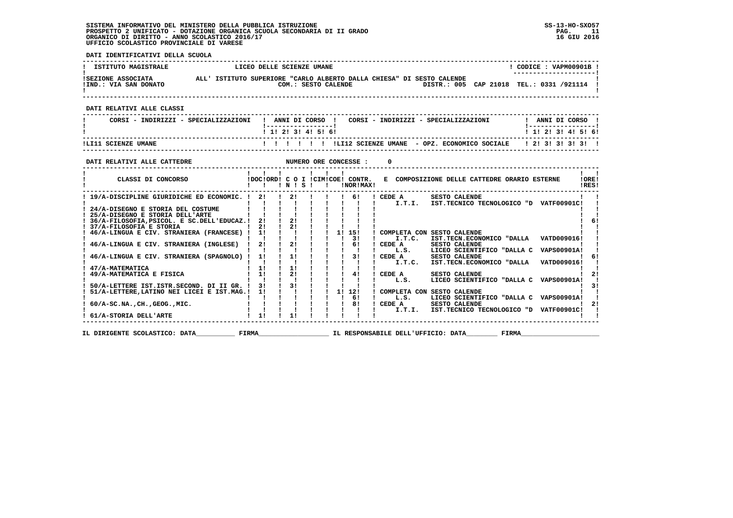SISTEMA INFORMATIVO DEL MINISTERO DELLA PUBBLICA ISTRUZIONE
PROSPETTO 2 UNIFICATO - DOTAZIONE ORGANICA SCUOLA SECONDARIA DI II GRADO
ORGANICO DI DIRITTO - ANNO SCOLASTICO 2016/17
UFFICIO SCOLASTICO PROVINCIALE DI VARESE

SS-13-HO-SXO57
16 GIU 2016

**DATI IDENTIFICATIVI DELLA SCUOLA**

| | | |
|---|---|---|
| ISTITUTO MAGISTRALE | LICEO DELLE SCIENZE UMANE | CODICE : VAPM00901B |
| SEZIONE ASSOCIATA | ALL' ISTITUTO SUPERIORE "CARLO ALBERTO DALLA CHIESA" DI SESTO CALENDE | |
| IND.: VIA SAN DONATO | COM.: SESTO CALENDE | DISTR.: 005 CAP 21018 TEL.: 0331 /921114 |

**DATI RELATIVI ALLE CLASSI**

| CORSI - INDIRIZZI - SPECIALIZZAZIONI | 1 | 2 | 3 | 4 | 5 | 6 | CORSI - INDIRIZZI - SPECIALIZZAZIONI | 1 | 2 | 3 | 4 | 5 | 6 |
|---|---|---|---|---|---|---|---|---|---|---|---|---|---|
| LI11 SCIENZE UMANE | | | | | | | LI12 SCIENZE UMANE - OPZ. ECONOMICO SOCIALE | 2 | 3 | 3 | 3 | 3 | |

**DATI RELATIVI ALLE CATTEDRE** NUMERO ORE CONCESSE : 0

| CLASSI DI CONCORSO | DOC | ORD | C O I N | S | CIM | COE | CONTR. NOR | CONTR. MAX | E COMPOSIZIONE DELLE CATTEDRE ORARIO ESTERNE | ORE RES |
|---|---|---|---|---|---|---|---|---|---|---|
| 19/A-DISCIPLINE GIURIDICHE ED ECONOMIC. | 2 | | 2 | | | | 6 | | CEDE A SESTO CALENDE I.T.I. IST.TECNICO TECNOLOGICO "D VATF00901C | |
| 24/A-DISEGNO E STORIA DEL COSTUME | | | | | | | | | | |
| 25/A-DISEGNO E STORIA DELL'ARTE | | | | | | | | | | |
| 36/A-FILOSOFIA,PSICOL. E SC.DELL'EDUCAZ. | 2 | | 2 | | | | | | | 6 |
| 37/A-FILOSOFIA E STORIA | 2 | | 2 | | | | | | | |
| 46/A-LINGUA E CIV. STRANIERA (FRANCESE) | 1 | | | | | 1 | 15 / 3 | | COMPLETA CON SESTO CALENDE I.T.C. IST.TECN.ECONOMICO "DALLA VATD009016 | |
| 46/A-LINGUA E CIV. STRANIERA (INGLESE) | 2 | | 2 | | | | 6 | | CEDE A SESTO CALENDE L.S. LICEO SCIENTIFICO "DALLA C VAPS00901A | |
| 46/A-LINGUA E CIV. STRANIERA (SPAGNOLO) | 1 | | 1 | | | | 3 | | CEDE A SESTO CALENDE I.T.C. IST.TECN.ECONOMICO "DALLA VATD009016 | 6 |
| 47/A-MATEMATICA | 1 | | 1 | | | | | | | |
| 49/A-MATEMATICA E FISICA | 1 | | 2 | | | | 4 | | CEDE A SESTO CALENDE L.S. LICEO SCIENTIFICO "DALLA C VAPS00901A | 2 |
| 50/A-LETTERE IST.ISTR.SECOND. DI II GR. | 3 | | 3 | | | | | | | 3 |
| 51/A-LETTERE,LATINO NEI LICEI E IST.MAG. | 1 | | | | | 1 | 12 / 6 | | COMPLETA CON SESTO CALENDE L.S. LICEO SCIENTIFICO "DALLA C VAPS00901A | |
| 60/A-SC.NA.,CH.,GEOG.,MIC. | | | | | | | 8 | | CEDE A SESTO CALENDE I.T.I. IST.TECNICO TECNOLOGICO "D VATF00901C | 2 |
| 61/A-STORIA DELL'ARTE | 1 | | 1 | | | | | | | |

IL DIRIGENTE SCOLASTICO: DATA__________ FIRMA__________________ IL RESPONSABILE DELL'UFFICIO: DATA________ FIRMA____________________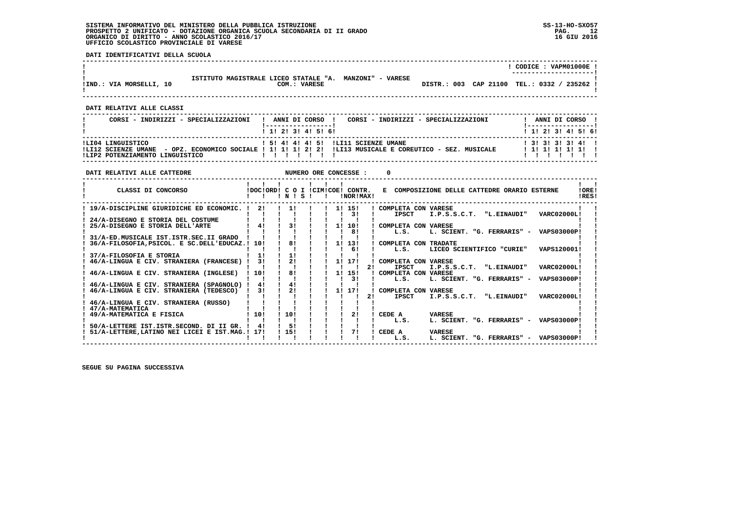SISTEMA INFORMATIVO DEL MINISTERO DELLA PUBBLICA ISTRUZIONE
PROSPETTO 2 UNIFICATO - DOTAZIONE ORGANICA SCUOLA SECONDARIA DI II GRADO
ORGANICO DI DIRITTO - ANNO SCOLASTICO 2016/17
UFFICIO SCOLASTICO PROVINCIALE DI VARESE

SS-13-HO-SXO57
16 GIU 2016

**DATI IDENTIFICATIVI DELLA SCUOLA**

CODICE : VAPM01000E

ISTITUTO MAGISTRALE LICEO STATALE "A. MANZONI" - VARESE
IND.: VIA MORSELLI, 10 — COM.: VARESE — DISTR.: 003 CAP 21100 TEL.: 0332 / 235262

**DATI RELATIVI ALLE CLASSI**

| CORSI - INDIRIZZI - SPECIALIZZAZIONI | 1 | 2 | 3 | 4 | 5 | 6 | CORSI - INDIRIZZI - SPECIALIZZAZIONI | 1 | 2 | 3 | 4 | 5 | 6 |
|---|---|---|---|---|---|---|---|---|---|---|---|---|---|
| LI04 LINGUISTICO | 5 | 4 | 4 | 4 | 5 | | LI11 SCIENZE UMANE | 3 | 3 | 3 | 3 | 4 | |
| LI12 SCIENZE UMANE - OPZ. ECONOMICO SOCIALE | 1 | 1 | 1 | 2 | 2 | | LI13 MUSICALE E COREUTICO - SEZ. MUSICALE | 1 | 1 | 1 | 1 | 1 | |
| LIP2 POTENZIAMENTO LINGUISTICO | | | | | | | | | | | | | |

**DATI RELATIVI ALLE CATTEDRE** — NUMERO ORE CONCESSE : 0

| CLASSI DI CONCORSO | DOC | ORD | C O I N | S | CIM | COE | CONTR. NOR | CONTR. MAX | E COMPOSIZIONE DELLE CATTEDRE ORARIO ESTERNE | ORE RES |
|---|---|---|---|---|---|---|---|---|---|---|
| 19/A-DISCIPLINE GIURIDICHE ED ECONOMIC. | 2 | | 1 | | | 1 | 15 | | COMPLETA CON VARESE | |
| | | | | | | | 3 | | IPSCT I.P.S.S.C.T. "L.EINAUDI" VARC02000L | |
| 24/A-DISEGNO E STORIA DEL COSTUME | | | | | | | | | | |
| 25/A-DISEGNO E STORIA DELL'ARTE | 4 | | 3 | | | 1 | 10 | | COMPLETA CON VARESE | |
| | | | | | | | 8 | | L.S. L. SCIENT. "G. FERRARIS" - VAPS03000P | |
| 31/A-ED.MUSICALE IST.ISTR.SEC.II GRADO | | | | | | | | | | |
| 36/A-FILOSOFIA,PSICOL. E SC.DELL'EDUCAZ. | 10 | | 8 | | | 1 | 13 | | COMPLETA CON TRADATE | |
| | | | | | | | 6 | | L.S. LICEO SCIENTIFICO "CURIE" VAPS120001 | |
| 37/A-FILOSOFIA E STORIA | 1 | | 1 | | | | | | | |
| 46/A-LINGUA E CIV. STRANIERA (FRANCESE) | 3 | | 2 | | | 1 | 17 | | COMPLETA CON VARESE | |
| | | | | | | | | 2 | IPSCT I.P.S.S.C.T. "L.EINAUDI" VARC02000L | |
| 46/A-LINGUA E CIV. STRANIERA (INGLESE) | 10 | | 8 | | | 1 | 15 | | COMPLETA CON VARESE | |
| | | | | | | | 3 | | L.S. L. SCIENT. "G. FERRARIS" - VAPS03000P | |
| 46/A-LINGUA E CIV. STRANIERA (SPAGNOLO) | 4 | | 4 | | | | | | | |
| 46/A-LINGUA E CIV. STRANIERA (TEDESCO) | 3 | | 2 | | | 1 | 17 | | COMPLETA CON VARESE | |
| | | | | | | | | 2 | IPSCT I.P.S.S.C.T. "L.EINAUDI" VARC02000L | |
| 46/A-LINGUA E CIV. STRANIERA (RUSSO) | | | | | | | | | | |
| 47/A-MATEMATICA | | | | | | | | | | |
| 49/A-MATEMATICA E FISICA | 10 | | 10 | | | | 2 | | CEDE A VARESE | |
| | | | | | | | | | L.S. L. SCIENT. "G. FERRARIS" - VAPS03000P | |
| 50/A-LETTERE IST.ISTR.SECOND. DI II GR. | 4 | | 5 | | | | | | | |
| 51/A-LETTERE,LATINO NEI LICEI E IST.MAG. | 17 | | 15 | | | | 7 | | CEDE A VARESE | |
| | | | | | | | | | L.S. L. SCIENT. "G. FERRARIS" - VAPS03000P | |

SEGUE SU PAGINA SUCCESSIVA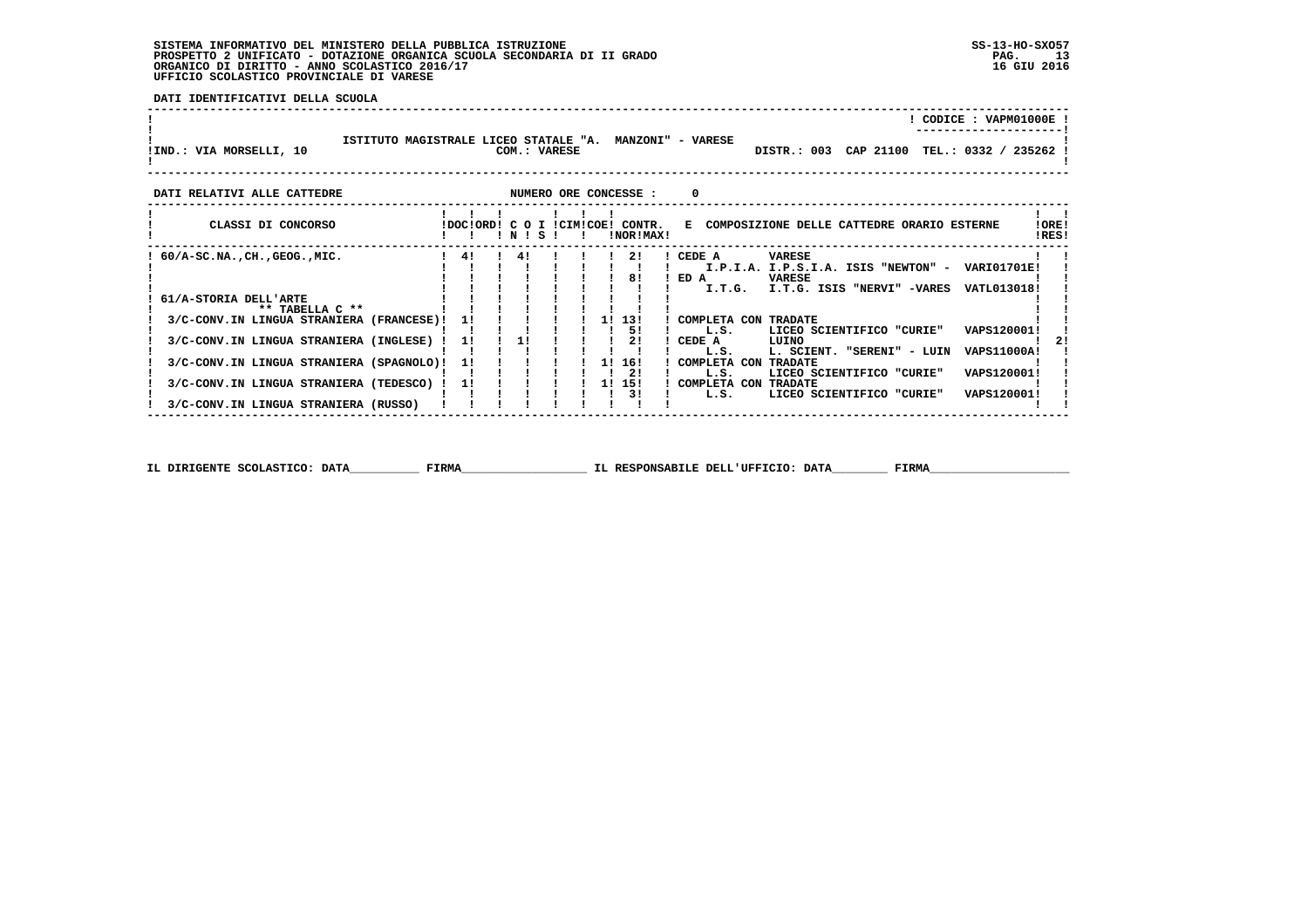**SISTEMA INFORMATIVO DEL MINISTERO DELLA PUBBLICA ISTRUZIONE**
**PROSPETTO 2 UNIFICATO - DOTAZIONE ORGANICA SCUOLA SECONDARIA DI II GRADO**
**ORGANICO DI DIRITTO - ANNO SCOLASTICO 2016/17**
**UFFICIO SCOLASTICO PROVINCIALE DI VARESE**

SS-13-HO-SXO57
16 GIU 2016

**DATI IDENTIFICATIVI DELLA SCUOLA**

CODICE : VAPM01000E

ISTITUTO MAGISTRALE LICEO STATALE "A. MANZONI" - VARESE

IND.: VIA MORSELLI, 10 — COM.: VARESE — DISTR.: 003 CAP 21100 TEL.: 0332 / 235262

**DATI RELATIVI ALLE CATTEDRE** — NUMERO ORE CONCESSE : 0

| CLASSI DI CONCORSO | DOC | ORD | C O N | I S | CIM | COE | CONTR. NOR | CONTR. MAX | E COMPOSIZIONE DELLE CATTEDRE ORARIO ESTERNE | | | ORE RES |
|---|---|---|---|---|---|---|---|---|---|---|---|---|
| 60/A-SC.NA.,CH.,GEOG.,MIC. | 4 | | 4 | | | | | 2 | CEDE A | VARESE | | |
| | | | | | | | | | I.P.I.A. | I.P.S.I.A. ISIS "NEWTON" - | VARI01701E | |
| | | | | | | | | 8 | ED A | VARESE | | |
| | | | | | | | | | I.T.G. | I.T.G. ISIS "NERVI" -VARES | VATL013018 | |
| 61/A-STORIA DELL'ARTE | | | | | | | | | | | | |
| ** TABELLA C ** | | | | | | | | | | | | |
| 3/C-CONV.IN LINGUA STRANIERA (FRANCESE) | 1 | | | | | | 1 | 13 | COMPLETA CON | TRADATE | | |
| | | | | | | | | 5 | L.S. | LICEO SCIENTIFICO "CURIE" | VAPS120001 | |
| 3/C-CONV.IN LINGUA STRANIERA (INGLESE) | 1 | | 1 | | | | | 2 | CEDE A | LUINO | | 2 |
| | | | | | | | | | L.S. | L. SCIENT. "SERENI" - LUIN | VAPS11000A | |
| 3/C-CONV.IN LINGUA STRANIERA (SPAGNOLO) | 1 | | | | | | 1 | 16 | COMPLETA CON | TRADATE | | |
| | | | | | | | | 2 | L.S. | LICEO SCIENTIFICO "CURIE" | VAPS120001 | |
| 3/C-CONV.IN LINGUA STRANIERA (TEDESCO) | 1 | | | | | | 1 | 15 | COMPLETA CON | TRADATE | | |
| | | | | | | | | 3 | L.S. | LICEO SCIENTIFICO "CURIE" | VAPS120001 | |
| 3/C-CONV.IN LINGUA STRANIERA (RUSSO) | | | | | | | | | | | | |

IL DIRIGENTE SCOLASTICO: DATA__________ FIRMA__________________ IL RESPONSABILE DELL'UFFICIO: DATA________ FIRMA____________________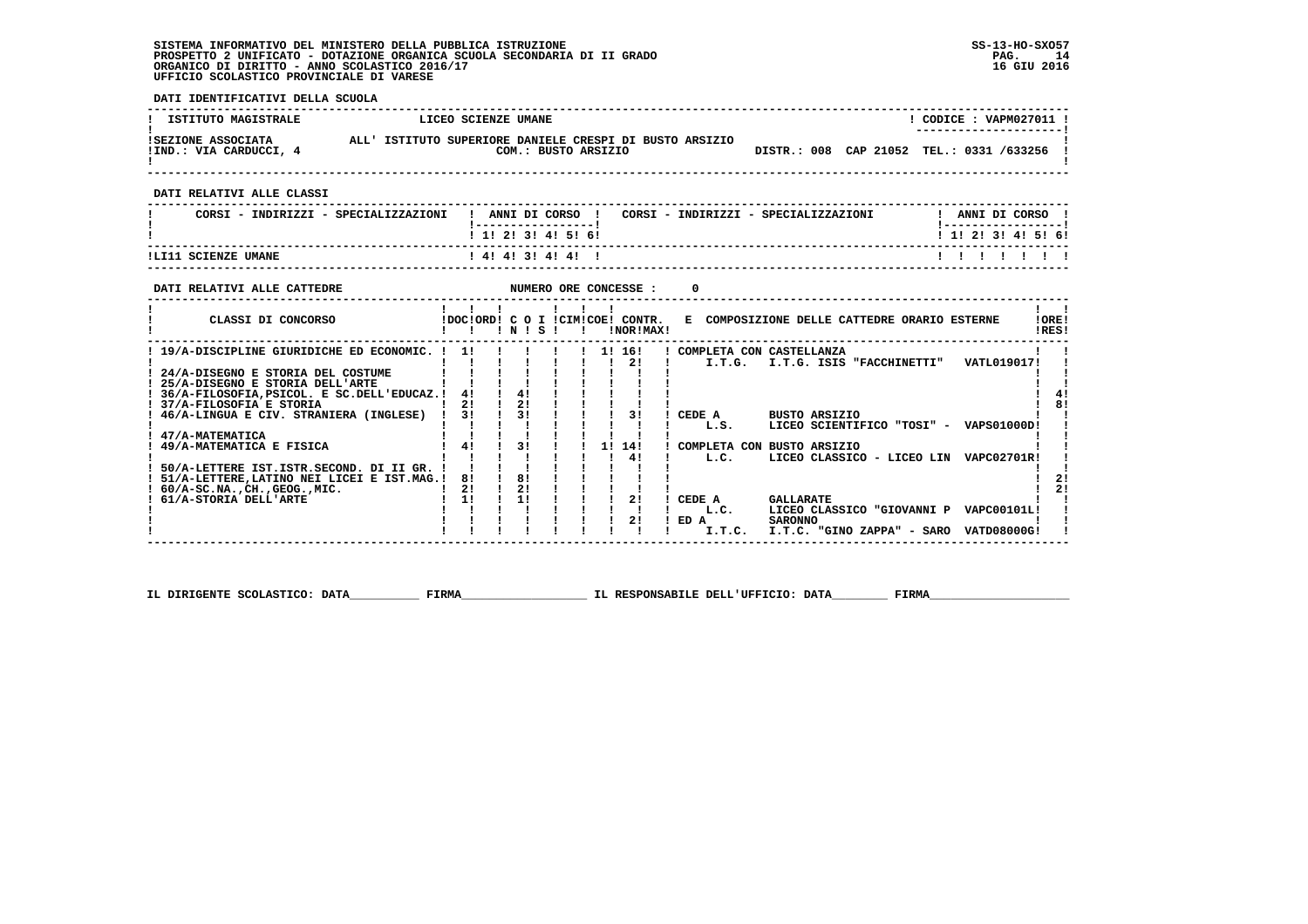SISTEMA INFORMATIVO DEL MINISTERO DELLA PUBBLICA ISTRUZIONE
PROSPETTO 2 UNIFICATO - DOTAZIONE ORGANICA SCUOLA SECONDARIA DI II GRADO
ORGANICO DI DIRITTO - ANNO SCOLASTICO 2016/17
UFFICIO SCOLASTICO PROVINCIALE DI VARESE

SS-13-HO-SXO57
16 GIU 2016

**DATI IDENTIFICATIVI DELLA SCUOLA**

| ISTITUTO MAGISTRALE | LICEO SCIENZE UMANE | CODICE : VAPM027011 |
|---|---|---|
| SEZIONE ASSOCIATA ALL' ISTITUTO SUPERIORE DANIELE CRESPI DI BUSTO ARSIZIO | COM.: BUSTO ARSIZIO | |
| IND.: VIA CARDUCCI, 4 | | DISTR.: 008 CAP 21052 TEL.: 0331 /633256 |

**DATI RELATIVI ALLE CLASSI**

| CORSI - INDIRIZZI - SPECIALIZZAZIONI | 1 | 2 | 3 | 4 | 5 | 6 | CORSI - INDIRIZZI - SPECIALIZZAZIONI | 1 | 2 | 3 | 4 | 5 | 6 |
|---|---|---|---|---|---|---|---|---|---|---|---|---|---|
| LI11 SCIENZE UMANE | 4 | 4 | 3 | 4 | 4 | | | | | | | | |

**DATI RELATIVI ALLE CATTEDRE** NUMERO ORE CONCESSE : 0

| CLASSI DI CONCORSO | DOC | ORD | C N | O S | I | CIM | COE | CONTR. NOR | CONTR. MAX | E COMPOSIZIONE DELLE CATTEDRE ORARIO ESTERNE | ORE RES |
|---|---|---|---|---|---|---|---|---|---|---|---|
| 19/A-DISCIPLINE GIURIDICHE ED ECONOMIC. | 1 | | | | | | 1 | 16 | | COMPLETA CON CASTELLANZA | |
| | | | | | | | | 2 | | I.T.G. I.T.G. ISIS "FACCHINETTI" VATL019017 | |
| 24/A-DISEGNO E STORIA DEL COSTUME | | | | | | | | | | | |
| 25/A-DISEGNO E STORIA DELL'ARTE | | | | | | | | | | | |
| 36/A-FILOSOFIA,PSICOL. E SC.DELL'EDUCAZ. | 4 | | 4 | | | | | | | | 4 |
| 37/A-FILOSOFIA E STORIA | 2 | | 2 | | | | | | | | 8 |
| 46/A-LINGUA E CIV. STRANIERA (INGLESE) | 3 | | 3 | | | | | 3 | | CEDE A BUSTO ARSIZIO | |
| | | | | | | | | | | L.S. LICEO SCIENTIFICO "TOSI" - VAPS01000D | |
| 47/A-MATEMATICA | | | | | | | | | | | |
| 49/A-MATEMATICA E FISICA | 4 | | 3 | | | | 1 | 14 | | COMPLETA CON BUSTO ARSIZIO | |
| | | | | | | | | 4 | | L.C. LICEO CLASSICO - LICEO LIN VAPC02701R | |
| 50/A-LETTERE IST.ISTR.SECOND. DI II GR. | | | | | | | | | | | |
| 51/A-LETTERE,LATINO NEI LICEI E IST.MAG. | 8 | | 8 | | | | | | | | 2 |
| 60/A-SC.NA.,CH.,GEOG.,MIC. | 2 | | 2 | | | | | | | | 2 |
| 61/A-STORIA DELL'ARTE | 1 | | 1 | | | | | 2 | | CEDE A GALLARATE | |
| | | | | | | | | | | L.C. LICEO CLASSICO "GIOVANNI P VAPC00101L | |
| | | | | | | | | 2 | | ED A SARONNO | |
| | | | | | | | | | | I.T.C. I.T.C. "GINO ZAPPA" - SARO VATD08000G | |

IL DIRIGENTE SCOLASTICO: DATA__________ FIRMA__________________ IL RESPONSABILE DELL'UFFICIO: DATA________ FIRMA____________________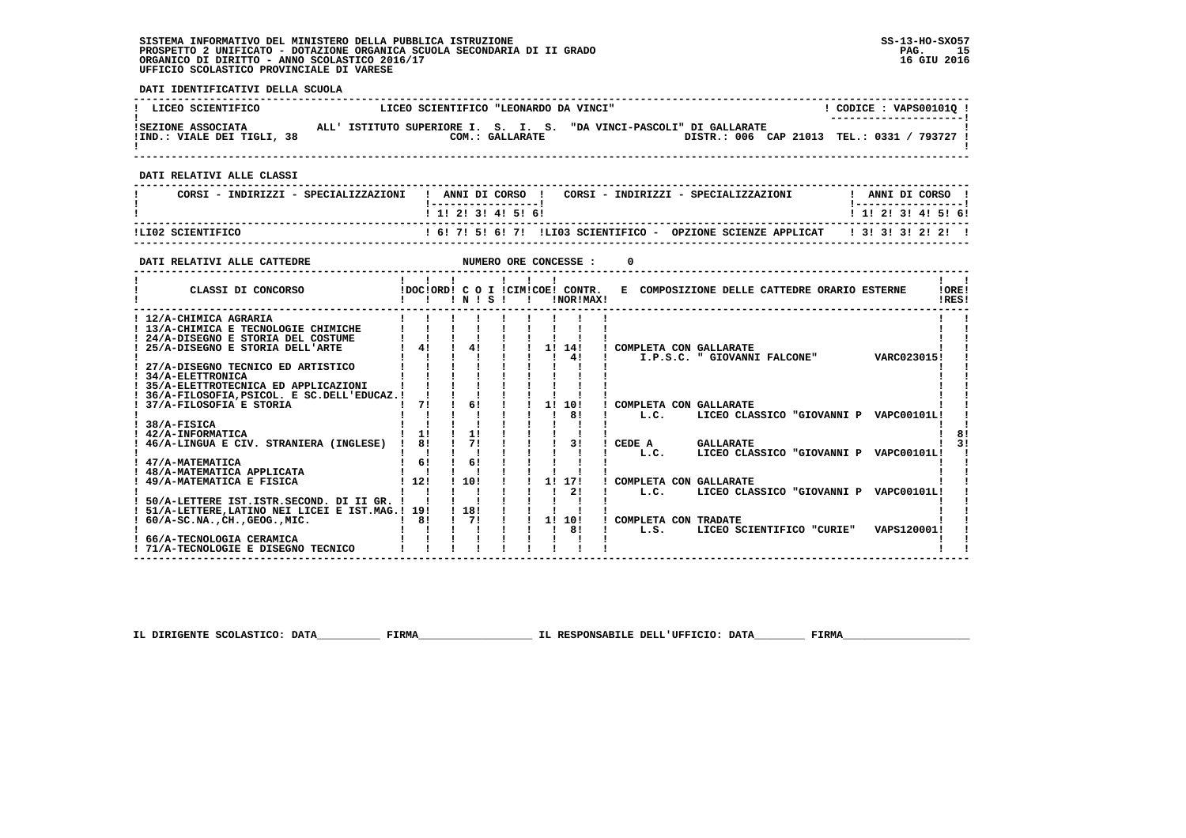SISTEMA INFORMATIVO DEL MINISTERO DELLA PUBBLICA ISTRUZIONE
PROSPETTO 2 UNIFICATO - DOTAZIONE ORGANICA SCUOLA SECONDARIA DI II GRADO
ORGANICO DI DIRITTO - ANNO SCOLASTICO 2016/17
UFFICIO SCOLASTICO PROVINCIALE DI VARESE

SS-13-HO-SXO57
16 GIU 2016

**DATI IDENTIFICATIVI DELLA SCUOLA**

| LICEO SCIENTIFICO | LICEO SCIENTIFICO "LEONARDO DA VINCI" | CODICE : VAPS00101Q |
|---|---|---|
| SEZIONE ASSOCIATA | ALL' ISTITUTO SUPERIORE I. S. I. S. "DA VINCI-PASCOLI" DI GALLARATE | |
| IND.: VIALE DEI TIGLI, 38 | COM.: GALLARATE | DISTR.: 006 CAP 21013 TEL.: 0331 / 793727 |

**DATI RELATIVI ALLE CLASSI**

| CORSI - INDIRIZZI - SPECIALIZZAZIONI | 1 | 2 | 3 | 4 | 5 | 6 | CORSI - INDIRIZZI - SPECIALIZZAZIONI | 1 | 2 | 3 | 4 | 5 | 6 |
|---|---|---|---|---|---|---|---|---|---|---|---|---|---|
| LI02 SCIENTIFICO | 6 | 7 | 5 | 6 | 7 | | LI03 SCIENTIFICO - OPZIONE SCIENZE APPLICAT | 3 | 3 | 3 | 2 | 2 | |

**DATI RELATIVI ALLE CATTEDRE** NUMERO ORE CONCESSE : 0

| CLASSI DI CONCORSO | DOC | ORD | C O N | I S | CIM | COE | CONTR. NOR | CONTR. MAX | E COMPOSIZIONE DELLE CATTEDRE ORARIO ESTERNE | ORE RES |
|---|---|---|---|---|---|---|---|---|---|---|
| 12/A-CHIMICA AGRARIA | | | | | | | | | | |
| 13/A-CHIMICA E TECNOLOGIE CHIMICHE | | | | | | | | | | |
| 24/A-DISEGNO E STORIA DEL COSTUME | | | | | | | | | | |
| 25/A-DISEGNO E STORIA DELL'ARTE | 4 | | 4 | | | 1 | 14 | | COMPLETA CON GALLARATE | |
| | | | | | | | 4 | | I.P.S.C. " GIOVANNI FALCONE" VARC023015 | |
| 27/A-DISEGNO TECNICO ED ARTISTICO | | | | | | | | | | |
| 34/A-ELETTRONICA | | | | | | | | | | |
| 35/A-ELETTROTECNICA ED APPLICAZIONI | | | | | | | | | | |
| 36/A-FILOSOFIA,PSICOL. E SC.DELL'EDUCAZ. | | | | | | | | | | |
| 37/A-FILOSOFIA E STORIA | 7 | | 6 | | | 1 | 10 | | COMPLETA CON GALLARATE | |
| | | | | | | | 8 | | L.C. LICEO CLASSICO "GIOVANNI P VAPC00101L | |
| 38/A-FISICA | | | | | | | | | | |
| 42/A-INFORMATICA | 1 | | 1 | | | | | | | 8 |
| 46/A-LINGUA E CIV. STRANIERA (INGLESE) | 8 | | 7 | | | | 3 | | CEDE A GALLARATE | 3 |
| | | | | | | | | | L.C. LICEO CLASSICO "GIOVANNI P VAPC00101L | |
| 47/A-MATEMATICA | 6 | | 6 | | | | | | | |
| 48/A-MATEMATICA APPLICATA | | | | | | | | | | |
| 49/A-MATEMATICA E FISICA | 12 | | 10 | | | 1 | 17 | | COMPLETA CON GALLARATE | |
| | | | | | | | 2 | | L.C. LICEO CLASSICO "GIOVANNI P VAPC00101L | |
| 50/A-LETTERE IST.ISTR.SECOND. DI II GR. | | | | | | | | | | |
| 51/A-LETTERE,LATINO NEI LICEI E IST.MAG. | 19 | | 18 | | | | | | | |
| 60/A-SC.NA.,CH.,GEOG.,MIC. | 8 | | 7 | | | 1 | 10 | | COMPLETA CON TRADATE | |
| | | | | | | | 8 | | L.S. LICEO SCIENTIFICO "CURIE" VAPS120001 | |
| 66/A-TECNOLOGIA CERAMICA | | | | | | | | | | |
| 71/A-TECNOLOGIE E DISEGNO TECNICO | | | | | | | | | | |

IL DIRIGENTE SCOLASTICO: DATA__________ FIRMA__________________ IL RESPONSABILE DELL'UFFICIO: DATA________ FIRMA____________________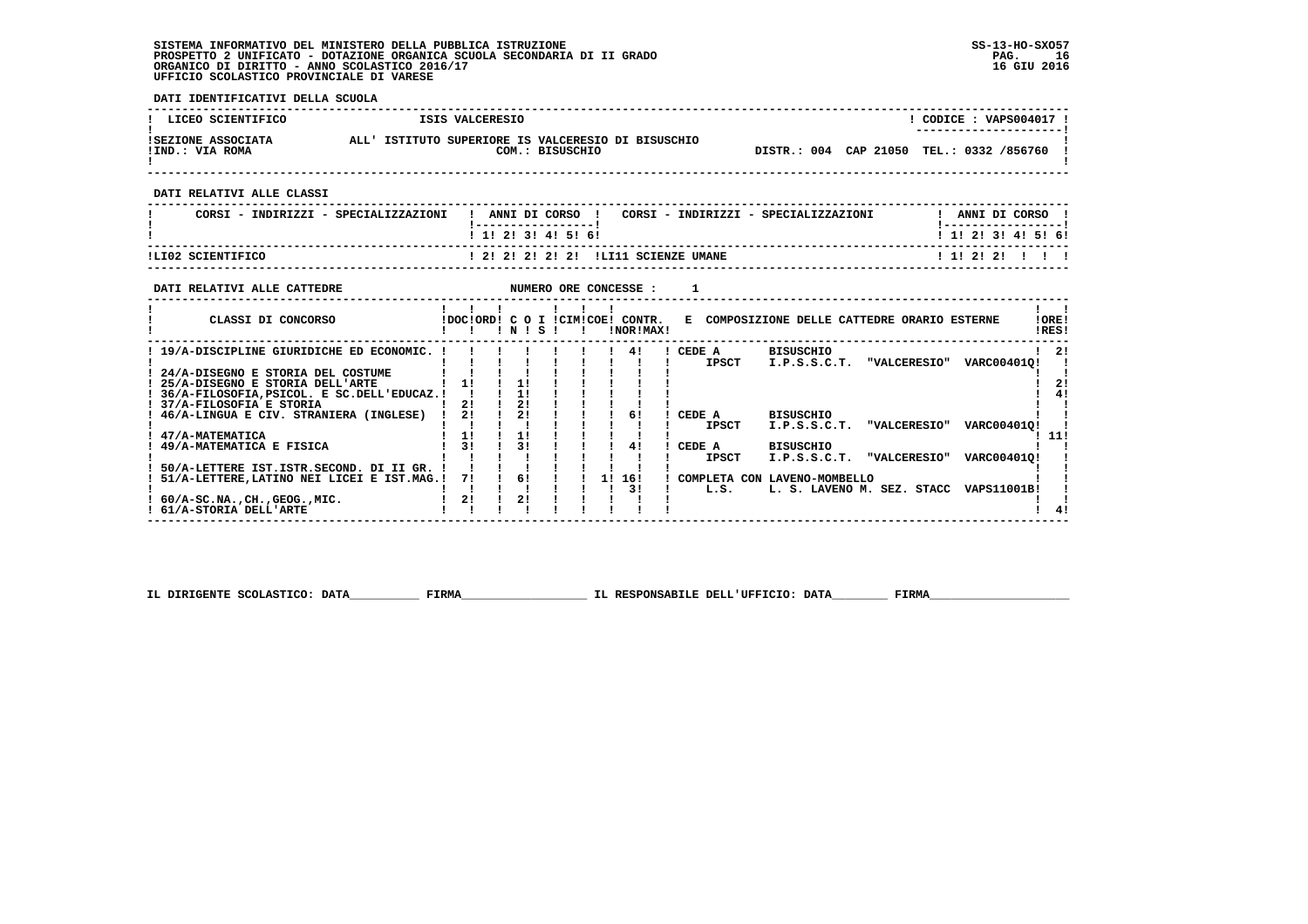SISTEMA INFORMATIVO DEL MINISTERO DELLA PUBBLICA ISTRUZIONE
PROSPETTO 2 UNIFICATO - DOTAZIONE ORGANICA SCUOLA SECONDARIA DI II GRADO
ORGANICO DI DIRITTO - ANNO SCOLASTICO 2016/17
UFFICIO SCOLASTICO PROVINCIALE DI VARESE

SS-13-HO-SXO57
16 GIU 2016

**DATI IDENTIFICATIVI DELLA SCUOLA**

| LICEO SCIENTIFICO | ISIS VALCERESIO | CODICE : VAPS004017 |
|---|---|---|
| SEZIONE ASSOCIATA | ALL' ISTITUTO SUPERIORE IS VALCERESIO DI BISUSCHIO | |
| IND.: VIA ROMA | COM.: BISUSCHIO | DISTR.: 004 CAP 21050 TEL.: 0332 /856760 |

**DATI RELATIVI ALLE CLASSI**

| CORSI - INDIRIZZI - SPECIALIZZAZIONI | 1 | 2 | 3 | 4 | 5 | 6 | CORSI - INDIRIZZI - SPECIALIZZAZIONI | 1 | 2 | 3 | 4 | 5 | 6 |
|---|---|---|---|---|---|---|---|---|---|---|---|---|---|
| LI02 SCIENTIFICO | 2 | 2 | 2 | 2 | 2 | | LI11 SCIENZE UMANE | 1 | 2 | 2 | | | |

**DATI RELATIVI ALLE CATTEDRE** NUMERO ORE CONCESSE : 1

| CLASSI DI CONCORSO | DOC | ORD | C O I N | S | CIM | COE | CONTR. NOR | CONTR. MAX | E COMPOSIZIONE DELLE CATTEDRE ORARIO ESTERNE | ORE RES |
|---|---|---|---|---|---|---|---|---|---|---|
| 19/A-DISCIPLINE GIURIDICHE ED ECONOMIC. | | | | | | | | 4 | CEDE A IPSCT BISUSCHIO I.P.S.S.C.T. "VALCERESIO" VARC00401Q | 2 |
| 24/A-DISEGNO E STORIA DEL COSTUME | | | | | | | | | | |
| 25/A-DISEGNO E STORIA DELL'ARTE | 1 | | 1 | | | | | | | 2 |
| 36/A-FILOSOFIA,PSICOL. E SC.DELL'EDUCAZ. | | | 1 | | | | | | | 4 |
| 37/A-FILOSOFIA E STORIA | 2 | | 2 | | | | | | | |
| 46/A-LINGUA E CIV. STRANIERA (INGLESE) | 2 | | 2 | | | | | 6 | CEDE A IPSCT BISUSCHIO I.P.S.S.C.T. "VALCERESIO" VARC00401Q | |
| 47/A-MATEMATICA | 1 | | 1 | | | | | | | 11 |
| 49/A-MATEMATICA E FISICA | 3 | | 3 | | | | | 4 | CEDE A IPSCT BISUSCHIO I.P.S.S.C.T. "VALCERESIO" VARC00401Q | |
| 50/A-LETTERE IST.ISTR.SECOND. DI II GR. | | | | | | | | | | |
| 51/A-LETTERE,LATINO NEI LICEI E IST.MAG. | 7 | | 6 | | | | 1 | 16 / 3 | COMPLETA CON LAVENO-MOMBELLO L.S. L. S. LAVENO M. SEZ. STACC VAPS11001B | |
| 60/A-SC.NA.,CH.,GEOG.,MIC. | 2 | | 2 | | | | | | | |
| 61/A-STORIA DELL'ARTE | | | | | | | | | | 4 |

IL DIRIGENTE SCOLASTICO: DATA__________ FIRMA__________________ IL RESPONSABILE DELL'UFFICIO: DATA________ FIRMA____________________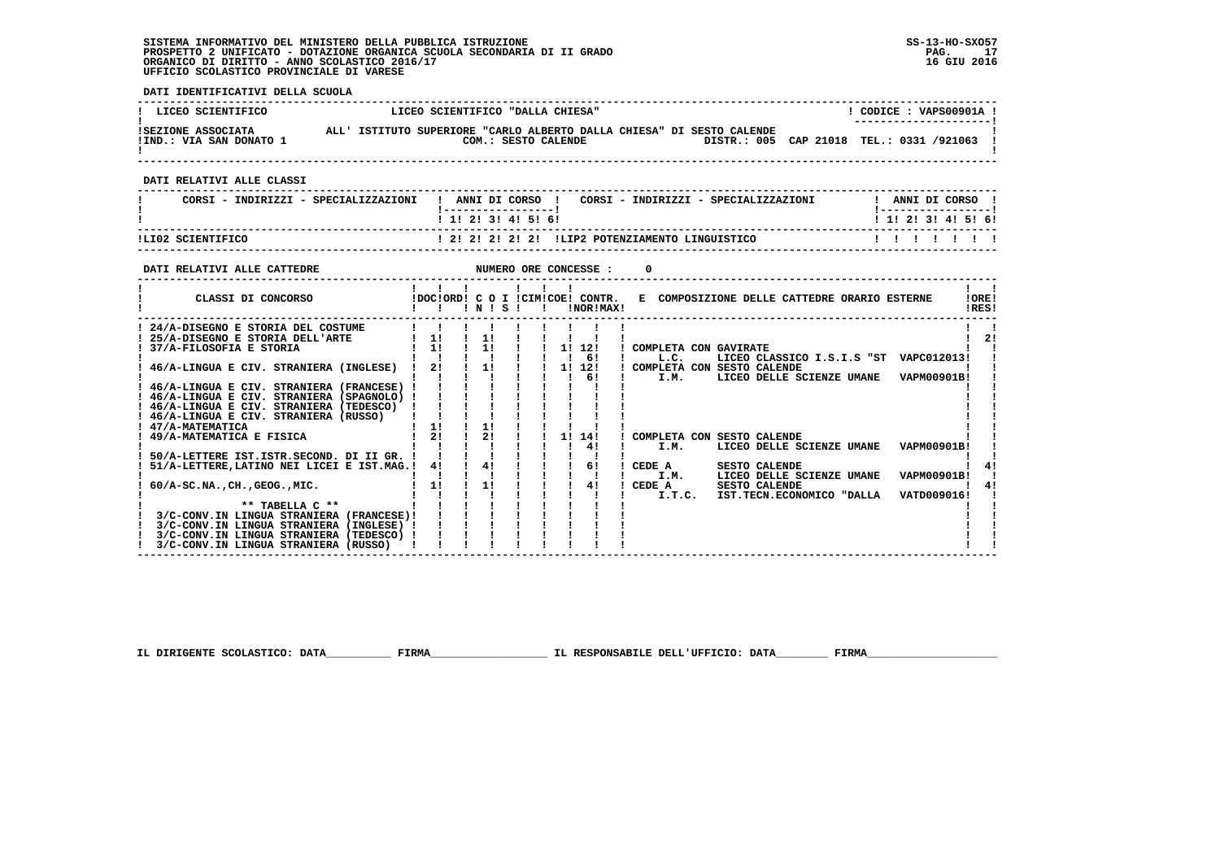SISTEMA INFORMATIVO DEL MINISTERO DELLA PUBBLICA ISTRUZIONE
PROSPETTO 2 UNIFICATO - DOTAZIONE ORGANICA SCUOLA SECONDARIA DI II GRADO
ORGANICO DI DIRITTO - ANNO SCOLASTICO 2016/17
UFFICIO SCOLASTICO PROVINCIALE DI VARESE

SS-13-HO-SXO57
16 GIU 2016

**DATI IDENTIFICATIVI DELLA SCUOLA**

| LICEO SCIENTIFICO | LICEO SCIENTIFICO "DALLA CHIESA" | CODICE : VAPS00901A |
|---|---|---|
| SEZIONE ASSOCIATA | ALL' ISTITUTO SUPERIORE "CARLO ALBERTO DALLA CHIESA" DI SESTO CALENDE | |
| IND.: VIA SAN DONATO 1 | COM.: SESTO CALENDE | DISTR.: 005 CAP 21018 TEL.: 0331 /921063 |

**DATI RELATIVI ALLE CLASSI**

| CORSI - INDIRIZZI - SPECIALIZZAZIONI | 1 | 2 | 3 | 4 | 5 | 6 | CORSI - INDIRIZZI - SPECIALIZZAZIONI | 1 | 2 | 3 | 4 | 5 | 6 |
|---|---|---|---|---|---|---|---|---|---|---|---|---|---|
| LI02 SCIENTIFICO | 2 | 2 | 2 | 2 | 2 | | LIP2 POTENZIAMENTO LINGUISTICO | | | | | | |

**DATI RELATIVI ALLE CATTEDRE** NUMERO ORE CONCESSE : 0

| CLASSI DI CONCORSO | DOC | ORD | C O I N | C O I S | CIM | COE | CONTR. NOR | CONTR. MAX | E COMPOSIZIONE DELLE CATTEDRE ORARIO ESTERNE | ORE RES |
|---|---|---|---|---|---|---|---|---|---|---|
| 24/A-DISEGNO E STORIA DEL COSTUME | | | | | | | | | | |
| 25/A-DISEGNO E STORIA DELL'ARTE | 1 | | 1 | | | | | | | 2 |
| 37/A-FILOSOFIA E STORIA | 1 | | 1 | | | 1 | 12 | | COMPLETA CON GAVIRATE | |
| | | | | | | | 6 | | L.C. LICEO CLASSICO I.S.I.S "ST VAPC012013 | |
| 46/A-LINGUA E CIV. STRANIERA (INGLESE) | 2 | | 1 | | | 1 | 12 | | COMPLETA CON SESTO CALENDE | |
| | | | | | | | 6 | | I.M. LICEO DELLE SCIENZE UMANE VAPM00901B | |
| 46/A-LINGUA E CIV. STRANIERA (FRANCESE) | | | | | | | | | | |
| 46/A-LINGUA E CIV. STRANIERA (SPAGNOLO) | | | | | | | | | | |
| 46/A-LINGUA E CIV. STRANIERA (TEDESCO) | | | | | | | | | | |
| 46/A-LINGUA E CIV. STRANIERA (RUSSO) | | | | | | | | | | |
| 47/A-MATEMATICA | 1 | | 1 | | | | | | | |
| 49/A-MATEMATICA E FISICA | 2 | | 2 | | | 1 | 14 | | COMPLETA CON SESTO CALENDE | |
| | | | | | | | 4 | | I.M. LICEO DELLE SCIENZE UMANE VAPM00901B | |
| 50/A-LETTERE IST.ISTR.SECOND. DI II GR. | | | | | | | | | | |
| 51/A-LETTERE,LATINO NEI LICEI E IST.MAG. | 4 | | 4 | | | | 6 | | CEDE A SESTO CALENDE | 4 |
| | | | | | | | | | I.M. LICEO DELLE SCIENZE UMANE VAPM00901B | |
| 60/A-SC.NA.,CH.,GEOG.,MIC. | 1 | | 1 | | | | 4 | | CEDE A SESTO CALENDE | 4 |
| | | | | | | | | | I.T.C. IST.TECN.ECONOMICO "DALLA VATD009016 | |
| ** TABELLA C ** | | | | | | | | | | |
| 3/C-CONV.IN LINGUA STRANIERA (FRANCESE) | | | | | | | | | | |
| 3/C-CONV.IN LINGUA STRANIERA (INGLESE) | | | | | | | | | | |
| 3/C-CONV.IN LINGUA STRANIERA (TEDESCO) | | | | | | | | | | |
| 3/C-CONV.IN LINGUA STRANIERA (RUSSO) | | | | | | | | | | |

IL DIRIGENTE SCOLASTICO: DATA__________ FIRMA__________________ IL RESPONSABILE DELL'UFFICIO: DATA________ FIRMA____________________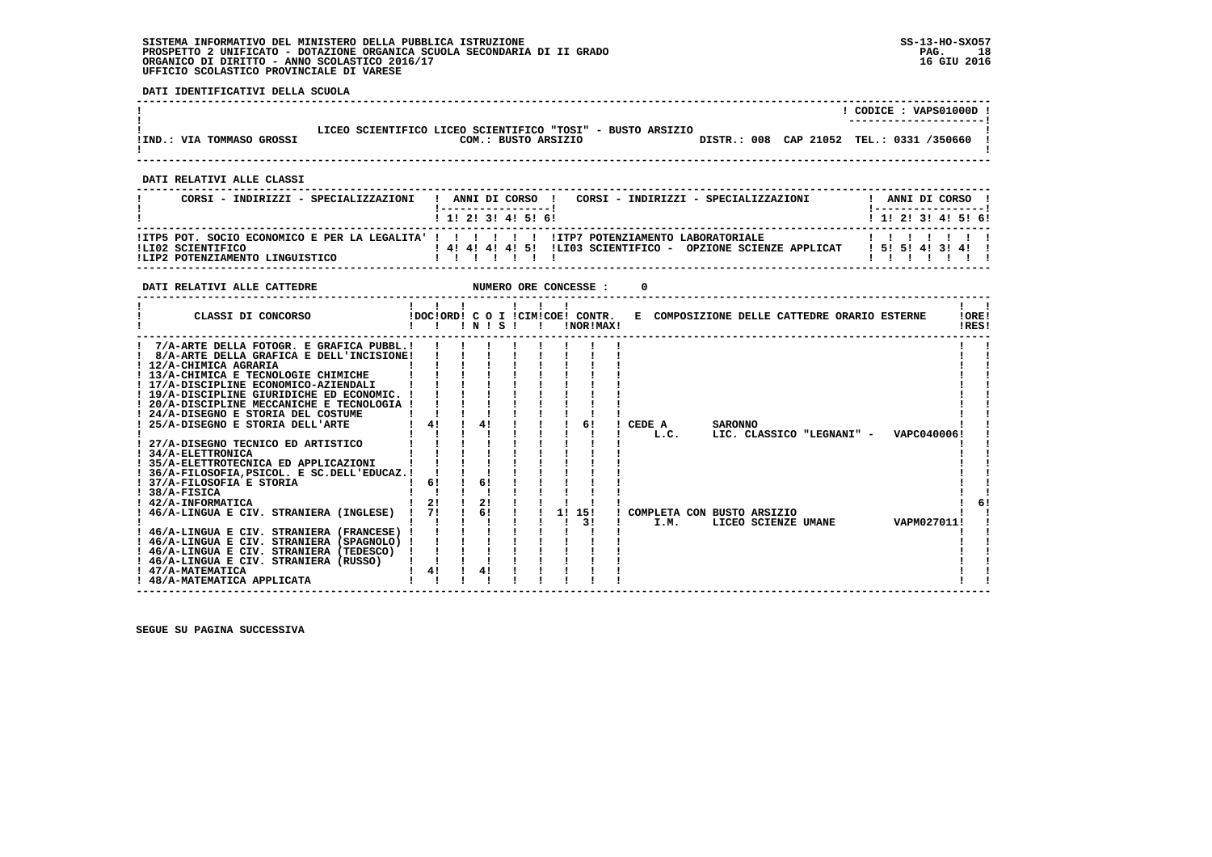**SISTEMA INFORMATIVO DEL MINISTERO DELLA PUBBLICA ISTRUZIONE**
**PROSPETTO 2 UNIFICATO - DOTAZIONE ORGANICA SCUOLA SECONDARIA DI II GRADO**
**ORGANICO DI DIRITTO - ANNO SCOLASTICO 2016/17**
**UFFICIO SCOLASTICO PROVINCIALE DI VARESE**

SS-13-HO-SXO57
16 GIU 2016

**DATI IDENTIFICATIVI DELLA SCUOLA**

CODICE : VAPS01000D

LICEO SCIENTIFICO LICEO SCIENTIFICO "TOSI" - BUSTO ARSIZIO

IND.: VIA TOMMASO GROSSI — COM.: BUSTO ARSIZIO — DISTR.: 008 CAP 21052 TEL.: 0331 /350660

**DATI RELATIVI ALLE CLASSI**

| CORSI - INDIRIZZI - SPECIALIZZAZIONI | 1 | 2 | 3 | 4 | 5 | 6 | CORSI - INDIRIZZI - SPECIALIZZAZIONI | 1 | 2 | 3 | 4 | 5 | 6 |
|---|---|---|---|---|---|---|---|---|---|---|---|---|---|
| ITP5 POT. SOCIO ECONOMICO E PER LA LEGALITA' | | | | | | | ITP7 POTENZIAMENTO LABORATORIALE | | | | | | |
| LI02 SCIENTIFICO | 4 | 4 | 4 | 4 | 5 | | LI03 SCIENTIFICO - OPZIONE SCIENZE APPLICAT | 5 | 5 | 4 | 3 | 4 | |
| LIP2 POTENZIAMENTO LINGUISTICO | | | | | | | | | | | | | |

**DATI RELATIVI ALLE CATTEDRE** — NUMERO ORE CONCESSE : 0

| CLASSI DI CONCORSO | DOC | ORD | C O I N | C O I S | CIM | COE | CONTR. NOR | CONTR. MAX | E COMPOSIZIONE DELLE CATTEDRE ORARIO ESTERNE | ORE RES |
|---|---|---|---|---|---|---|---|---|---|---|
| 7/A-ARTE DELLA FOTOGR. E GRAFICA PUBBL. | | | | | | | | | | |
| 8/A-ARTE DELLA GRAFICA E DELL'INCISIONE | | | | | | | | | | |
| 12/A-CHIMICA AGRARIA | | | | | | | | | | |
| 13/A-CHIMICA E TECNOLOGIE CHIMICHE | | | | | | | | | | |
| 17/A-DISCIPLINE ECONOMICO-AZIENDALI | | | | | | | | | | |
| 19/A-DISCIPLINE GIURIDICHE ED ECONOMIC. | | | | | | | | | | |
| 20/A-DISCIPLINE MECCANICHE E TECNOLOGIA | | | | | | | | | | |
| 24/A-DISEGNO E STORIA DEL COSTUME | | | | | | | | | | |
| 25/A-DISEGNO E STORIA DELL'ARTE | 4 | | 4 | | | | 6 | | CEDE A SARONNO L.C. LIC. CLASSICO "LEGNANI" - VAPC040006 | |
| 27/A-DISEGNO TECNICO ED ARTISTICO | | | | | | | | | | |
| 34/A-ELETTRONICA | | | | | | | | | | |
| 35/A-ELETTROTECNICA ED APPLICAZIONI | | | | | | | | | | |
| 36/A-FILOSOFIA,PSICOL. E SC.DELL'EDUCAZ. | | | | | | | | | | |
| 37/A-FILOSOFIA E STORIA | 6 | | 6 | | | | | | | |
| 38/A-FISICA | | | | | | | | | | |
| 42/A-INFORMATICA | 2 | | 2 | | | | | | | 6 |
| 46/A-LINGUA E CIV. STRANIERA (INGLESE) | 7 | | 6 | | | 1 | 15 / 3 | | COMPLETA CON BUSTO ARSIZIO I.M. LICEO SCIENZE UMANE VAPM027011 | |
| 46/A-LINGUA E CIV. STRANIERA (FRANCESE) | | | | | | | | | | |
| 46/A-LINGUA E CIV. STRANIERA (SPAGNOLO) | | | | | | | | | | |
| 46/A-LINGUA E CIV. STRANIERA (TEDESCO) | | | | | | | | | | |
| 46/A-LINGUA E CIV. STRANIERA (RUSSO) | | | | | | | | | | |
| 47/A-MATEMATICA | 4 | | 4 | | | | | | | |
| 48/A-MATEMATICA APPLICATA | | | | | | | | | | |

**SEGUE SU PAGINA SUCCESSIVA**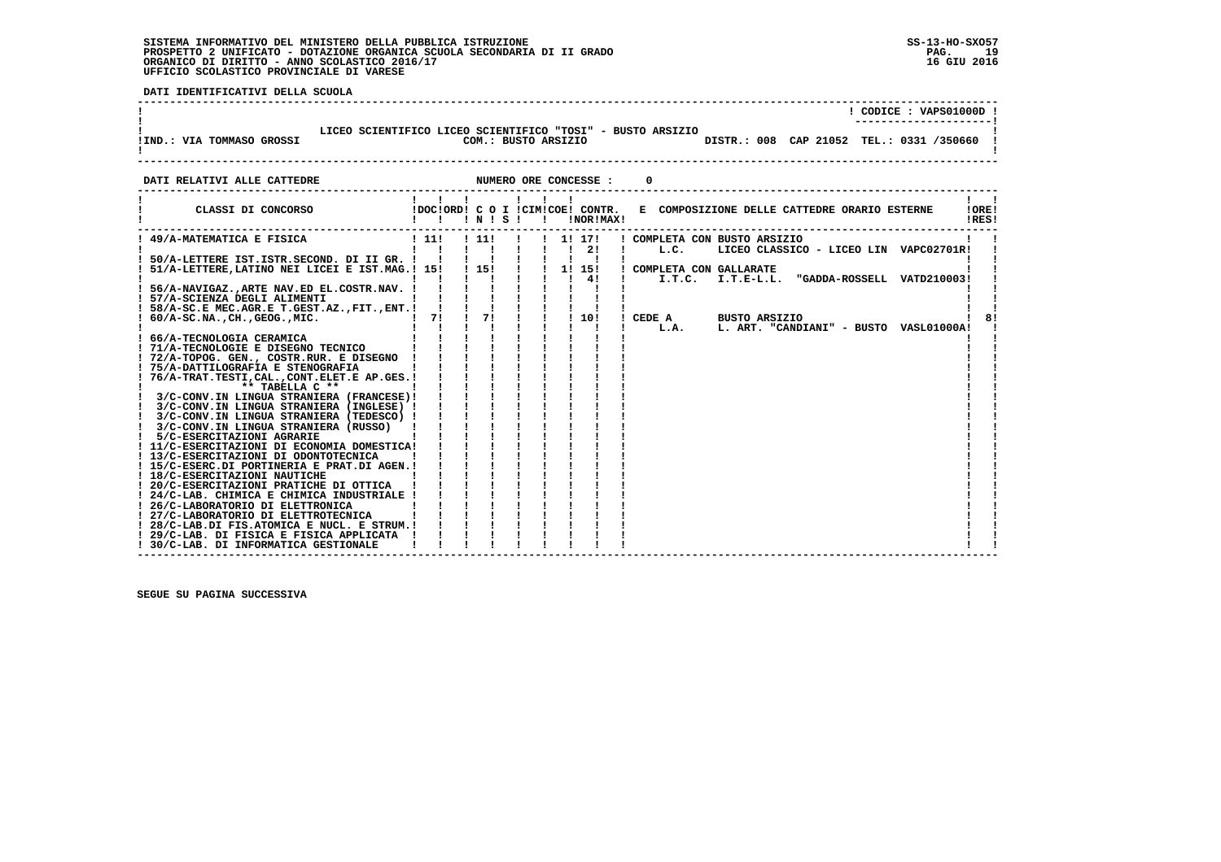**DATI IDENTIFICATIVI DELLA SCUOLA**

| | |
|---|---|
| | ! CODICE : VAPS01000D ! |
| LICEO SCIENTIFICO LICEO SCIENTIFICO "TOSI" - BUSTO ARSIZIO | |
| IND.: VIA TOMMASO GROSSI &nbsp;&nbsp; COM.: BUSTO ARSIZIO | DISTR.: 008 CAP 21052 TEL.: 0331 /350660 |

**DATI RELATIVI ALLE CATTEDRE** &nbsp;&nbsp;&nbsp;&nbsp; NUMERO ORE CONCESSE : 0

| CLASSI DI CONCORSO | DOC | ORD | C O I N | S | CIM | COE | CONTR. NOR | MAX | E COMPOSIZIONE DELLE CATTEDRE ORARIO ESTERNE | ORE RES |
|---|---|---|---|---|---|---|---|---|---|---|
| 49/A-MATEMATICA E FISICA | 11 | | 11 | | | 1 | 17 | | COMPLETA CON BUSTO ARSIZIO | |
| | | | | | | | 2 | | L.C. LICEO CLASSICO - LICEO LIN VAPC02701R | |
| 50/A-LETTERE IST.ISTR.SECOND. DI II GR. | | | | | | | | | | |
| 51/A-LETTERE,LATINO NEI LICEI E IST.MAG. | 15 | | 15 | | | 1 | 15 | | COMPLETA CON GALLARATE | |
| | | | | | | | 4 | | I.T.C. I.T.E-L.L. "GADDA-ROSSELL VATD210003 | |
| 56/A-NAVIGAZ.,ARTE NAV.ED EL.COSTR.NAV. | | | | | | | | | | |
| 57/A-SCIENZA DEGLI ALIMENTI | | | | | | | | | | |
| 58/A-SC.E MEC.AGR.E T.GEST.AZ.,FIT.,ENT. | | | | | | | | | | |
| 60/A-SC.NA.,CH.,GEOG.,MIC. | 7 | | 7 | | | | 10 | | CEDE A BUSTO ARSIZIO | 8 |
| | | | | | | | | | L.A. L. ART. "CANDIANI" - BUSTO VASL01000A | |
| 66/A-TECNOLOGIA CERAMICA | | | | | | | | | | |
| 71/A-TECNOLOGIE E DISEGNO TECNICO | | | | | | | | | | |
| 72/A-TOPOG. GEN., COSTR.RUR. E DISEGNO | | | | | | | | | | |
| 75/A-DATTILOGRAFIA E STENOGRAFIA | | | | | | | | | | |
| 76/A-TRAT.TESTI,CAL.,CONT.ELET.E AP.GES. | | | | | | | | | | |
| ** TABELLA C ** | | | | | | | | | | |
| 3/C-CONV.IN LINGUA STRANIERA (FRANCESE) | | | | | | | | | | |
| 3/C-CONV.IN LINGUA STRANIERA (INGLESE) | | | | | | | | | | |
| 3/C-CONV.IN LINGUA STRANIERA (TEDESCO) | | | | | | | | | | |
| 3/C-CONV.IN LINGUA STRANIERA (RUSSO) | | | | | | | | | | |
| 5/C-ESERCITAZIONI AGRARIE | | | | | | | | | | |
| 11/C-ESERCITAZIONI DI ECONOMIA DOMESTICA | | | | | | | | | | |
| 13/C-ESERCITAZIONI DI ODONTOTECNICA | | | | | | | | | | |
| 15/C-ESERC.DI PORTINERIA E PRAT.DI AGEN. | | | | | | | | | | |
| 18/C-ESERCITAZIONI NAUTICHE | | | | | | | | | | |
| 20/C-ESERCITAZIONI PRATICHE DI OTTICA | | | | | | | | | | |
| 24/C-LAB. CHIMICA E CHIMICA INDUSTRIALE | | | | | | | | | | |
| 26/C-LABORATORIO DI ELETTRONICA | | | | | | | | | | |
| 27/C-LABORATORIO DI ELETTROTECNICA | | | | | | | | | | |
| 28/C-LAB.DI FIS.ATOMICA E NUCL. E STRUM. | | | | | | | | | | |
| 29/C-LAB. DI FISICA E FISICA APPLICATA | | | | | | | | | | |
| 30/C-LAB. DI INFORMATICA GESTIONALE | | | | | | | | | | |

SEGUE SU PAGINA SUCCESSIVA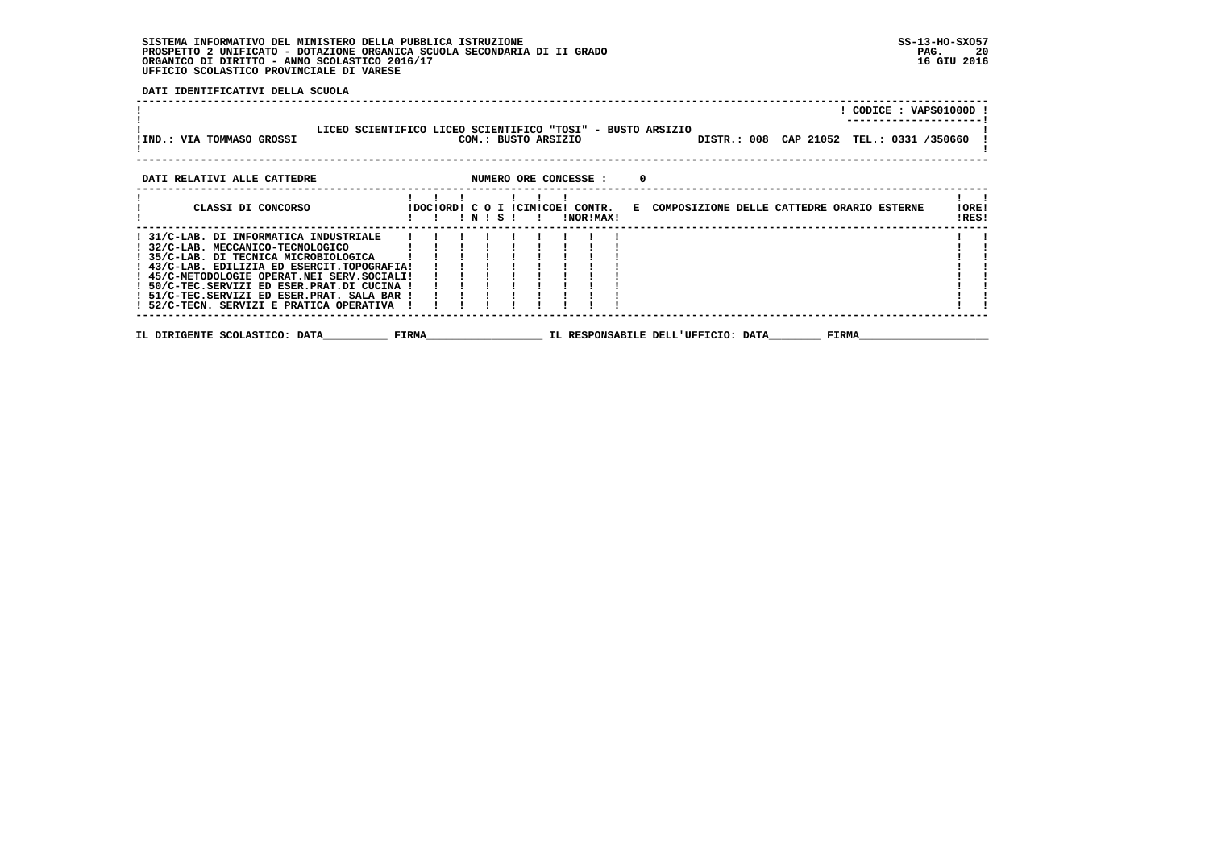SISTEMA INFORMATIVO DEL MINISTERO DELLA PUBBLICA ISTRUZIONE
PROSPETTO 2 UNIFICATO - DOTAZIONE ORGANICA SCUOLA SECONDARIA DI II GRADO
ORGANICO DI DIRITTO - ANNO SCOLASTICO 2016/17
UFFICIO SCOLASTICO PROVINCIALE DI VARESE

SS-13-HO-SXO57
16 GIU 2016

**DATI IDENTIFICATIVI DELLA SCUOLA**

| | |
|---|---|
| | CODICE : VAPS01000D |
| LICEO SCIENTIFICO LICEO SCIENTIFICO "TOSI" - BUSTO ARSIZIO | |
| IND.: VIA TOMMASO GROSSI COM.: BUSTO ARSIZIO | DISTR.: 008 CAP 21052 TEL.: 0331 /350660 |

**DATI RELATIVI ALLE CATTEDRE** NUMERO ORE CONCESSE : 0

| CLASSI DI CONCORSO | DOC | ORD | C IN | O | I S | CIM | COE | CONTR. NOR | MAX | E COMPOSIZIONE DELLE CATTEDRE ORARIO ESTERNE | ORE RES |
|---|---|---|---|---|---|---|---|---|---|---|---|
| 31/C-LAB. DI INFORMATICA INDUSTRIALE | | | | | | | | | | | |
| 32/C-LAB. MECCANICO-TECNOLOGICO | | | | | | | | | | | |
| 35/C-LAB. DI TECNICA MICROBIOLOGICA | | | | | | | | | | | |
| 43/C-LAB. EDILIZIA ED ESERCIT.TOPOGRAFIA | | | | | | | | | | | |
| 45/C-METODOLOGIE OPERAT.NEI SERV.SOCIALI | | | | | | | | | | | |
| 50/C-TEC.SERVIZI ED ESER.PRAT.DI CUCINA | | | | | | | | | | | |
| 51/C-TEC.SERVIZI ED ESER.PRAT. SALA BAR | | | | | | | | | | | |
| 52/C-TECN. SERVIZI E PRATICA OPERATIVA | | | | | | | | | | | |

IL DIRIGENTE SCOLASTICO: DATA__________ FIRMA__________________ IL RESPONSABILE DELL'UFFICIO: DATA________ FIRMA____________________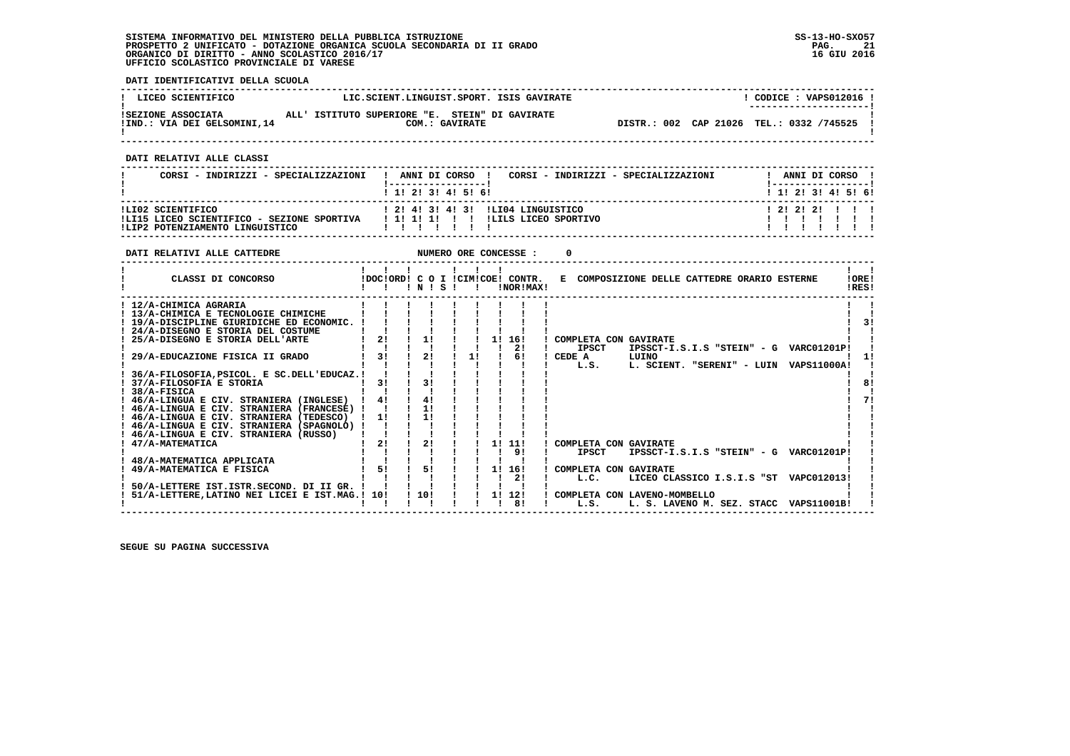SISTEMA INFORMATIVO DEL MINISTERO DELLA PUBBLICA ISTRUZIONE
PROSPETTO 2 UNIFICATO - DOTAZIONE ORGANICA SCUOLA SECONDARIA DI II GRADO
ORGANICO DI DIRITTO - ANNO SCOLASTICO 2016/17
UFFICIO SCOLASTICO PROVINCIALE DI VARESE

SS-13-HO-SXO57
16 GIU 2016

**DATI IDENTIFICATIVI DELLA SCUOLA**

| LICEO SCIENTIFICO | LIC.SCIENT.LINGUIST.SPORT. ISIS GAVIRATE | CODICE : VAPS012016 |
|---|---|---|
| SEZIONE ASSOCIATA ALL' ISTITUTO SUPERIORE "E. STEIN" DI GAVIRATE | COM.: GAVIRATE | |
| IND.: VIA DEI GELSOMINI,14 | DISTR.: 002 CAP 21026 | TEL.: 0332 /745525 |

**DATI RELATIVI ALLE CLASSI**

| CORSI - INDIRIZZI - SPECIALIZZAZIONI | 1 | 2 | 3 | 4 | 5 | 6 | CORSI - INDIRIZZI - SPECIALIZZAZIONI | 1 | 2 | 3 | 4 | 5 | 6 |
|---|---|---|---|---|---|---|---|---|---|---|---|---|---|
| LI02 SCIENTIFICO | 2 | 4 | 3 | 4 | 3 | | LI04 LINGUISTICO | 2 | 2 | 2 | | | |
| LI15 LICEO SCIENTIFICO - SEZIONE SPORTIVA | 1 | 1 | 1 | | | | LILS LICEO SPORTIVO | | | | | | |
| LIP2 POTENZIAMENTO LINGUISTICO | | | | | | | | | | | | | |

**DATI RELATIVI ALLE CATTEDRE** NUMERO ORE CONCESSE : 0

| CLASSI DI CONCORSO | DOC | ORD | C O I N | S | CIM | COE | CONTR. NOR | MAX | E COMPOSIZIONE DELLE CATTEDRE ORARIO ESTERNE | ORE RES |
|---|---|---|---|---|---|---|---|---|---|---|
| 12/A-CHIMICA AGRARIA | | | | | | | | | | |
| 13/A-CHIMICA E TECNOLOGIE CHIMICHE | | | | | | | | | | |
| 19/A-DISCIPLINE GIURIDICHE ED ECONOMIC. | | | | | | | | | | 3 |
| 24/A-DISEGNO E STORIA DEL COSTUME | | | | | | | | | | |
| 25/A-DISEGNO E STORIA DELL'ARTE | 2 | | 1 | | | 1 | 16 | | COMPLETA CON GAVIRATE | |
| | | | | | | | 2 | | IPSCT IPSSCT-I.S.I.S "STEIN" - G VARC01201P | |
| 29/A-EDUCAZIONE FISICA II GRADO | 3 | | 2 | | 1 | | 6 | | CEDE A LUINO | 1 |
| | | | | | | | | | L.S. L. SCIENT. "SERENI" - LUIN VAPS11000A | |
| 36/A-FILOSOFIA,PSICOL. E SC.DELL'EDUCAZ. | | | | | | | | | | |
| 37/A-FILOSOFIA E STORIA | 3 | | 3 | | | | | | | 8 |
| 38/A-FISICA | | | | | | | | | | |
| 46/A-LINGUA E CIV. STRANIERA (INGLESE) | 4 | | 4 | | | | | | | 7 |
| 46/A-LINGUA E CIV. STRANIERA (FRANCESE) | | | 1 | | | | | | | |
| 46/A-LINGUA E CIV. STRANIERA (TEDESCO) | 1 | | 1 | | | | | | | |
| 46/A-LINGUA E CIV. STRANIERA (SPAGNOLO) | | | | | | | | | | |
| 46/A-LINGUA E CIV. STRANIERA (RUSSO) | | | | | | | | | | |
| 47/A-MATEMATICA | 2 | | 2 | | | 1 | 11 | | COMPLETA CON GAVIRATE | |
| | | | | | | | 9 | | IPSCT IPSSCT-I.S.I.S "STEIN" - G VARC01201P | |
| 48/A-MATEMATICA APPLICATA | | | | | | | | | | |
| 49/A-MATEMATICA E FISICA | 5 | | 5 | | | 1 | 16 | | COMPLETA CON GAVIRATE | |
| | | | | | | | 2 | | L.C. LICEO CLASSICO I.S.I.S "ST VAPC012013 | |
| 50/A-LETTERE IST.ISTR.SECOND. DI II GR. | | | | | | | | | | |
| 51/A-LETTERE,LATINO NEI LICEI E IST.MAG. | 10 | | 10 | | | 1 | 12 | | COMPLETA CON LAVENO-MOMBELLO | |
| | | | | | | | 8 | | L.S. L. S. LAVENO M. SEZ. STACC VAPS11001B | |

SEGUE SU PAGINA SUCCESSIVA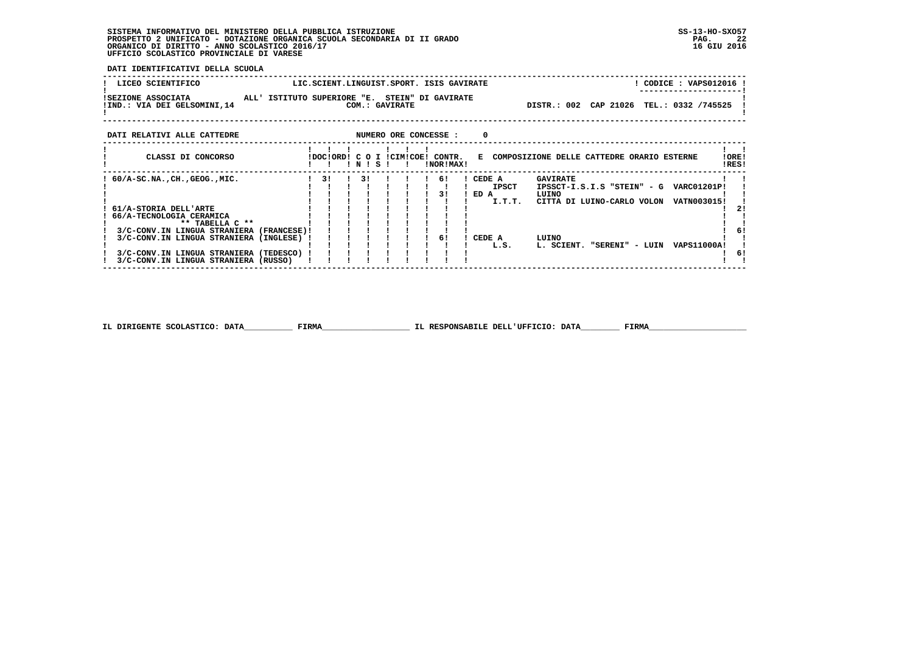SISTEMA INFORMATIVO DEL MINISTERO DELLA PUBBLICA ISTRUZIONE
PROSPETTO 2 UNIFICATO - DOTAZIONE ORGANICA SCUOLA SECONDARIA DI II GRADO
ORGANICO DI DIRITTO - ANNO SCOLASTICO 2016/17
UFFICIO SCOLASTICO PROVINCIALE DI VARESE

SS-13-HO-SXO57
16 GIU 2016

**DATI IDENTIFICATIVI DELLA SCUOLA**

| LICEO SCIENTIFICO | LIC.SCIENT.LINGUIST.SPORT. ISIS GAVIRATE | CODICE : VAPS012016 |
|---|---|---|
| SEZIONE ASSOCIATA | ALL' ISTITUTO SUPERIORE "E. STEIN" DI GAVIRATE | |
| IND.: VIA DEI GELSOMINI,14 | COM.: GAVIRATE | DISTR.: 002 CAP 21026 TEL.: 0332 /745525 |

**DATI RELATIVI ALLE CATTEDRE** NUMERO ORE CONCESSE : 0

| CLASSI DI CONCORSO | DOC | ORD | C O N | I S | CIM | COE | CONTR. NOR | CONTR. MAX | E COMPOSIZIONE DELLE CATTEDRE ORARIO ESTERNE | ORE RES |
|---|---|---|---|---|---|---|---|---|---|---|
| 60/A-SC.NA.,CH.,GEOG.,MIC. | 3 | | 3 | | | | | 6 | CEDE A IPSCT GAVIRATE IPSSCT-I.S.I.S "STEIN" - G VARC01201P | |
| | | | | | | | | 3 | ED A I.T.T. LUINO CITTA DI LUINO-CARLO VOLON VATN003015 | |
| 61/A-STORIA DELL'ARTE | | | | | | | | | | 2 |
| 66/A-TECNOLOGIA CERAMICA | | | | | | | | | | |
| ** TABELLA C ** | | | | | | | | | | |
| 3/C-CONV.IN LINGUA STRANIERA (FRANCESE) | | | | | | | | | | 6 |
| 3/C-CONV.IN LINGUA STRANIERA (INGLESE) | | | | | | | | 6 | CEDE A L.S. LUINO L. SCIENT. "SERENI" - LUIN VAPS11000A | |
| 3/C-CONV.IN LINGUA STRANIERA (TEDESCO) | | | | | | | | | | 6 |
| 3/C-CONV.IN LINGUA STRANIERA (RUSSO) | | | | | | | | | | |

IL DIRIGENTE SCOLASTICO: DATA__________ FIRMA__________________ IL RESPONSABILE DELL'UFFICIO: DATA________ FIRMA____________________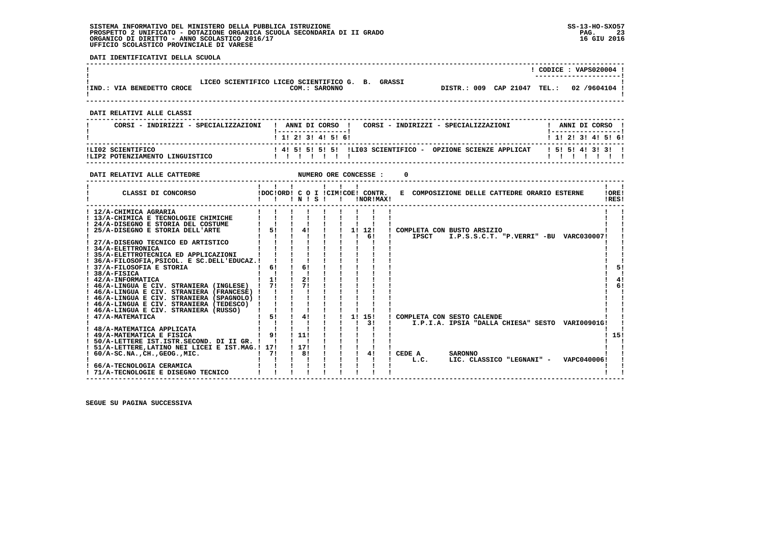SISTEMA INFORMATIVO DEL MINISTERO DELLA PUBBLICA ISTRUZIONE
PROSPETTO 2 UNIFICATO - DOTAZIONE ORGANICA SCUOLA SECONDARIA DI II GRADO
ORGANICO DI DIRITTO - ANNO SCOLASTICO 2016/17
UFFICIO SCOLASTICO PROVINCIALE DI VARESE

SS-13-HO-SXO57
16 GIU 2016

**DATI IDENTIFICATIVI DELLA SCUOLA**

| | | |
|---|---|---|
| | | CODICE : VAPS020004 |
| IND.: VIA BENEDETTO CROCE | LICEO SCIENTIFICO LICEO SCIENTIFICO G. B. GRASSI COM.: SARONNO | DISTR.: 009 CAP 21047 TEL.: 02 /9604104 |

**DATI RELATIVI ALLE CLASSI**

| CORSI - INDIRIZZI - SPECIALIZZAZIONI | 1 | 2 | 3 | 4 | 5 | 6 | CORSI - INDIRIZZI - SPECIALIZZAZIONI | 1 | 2 | 3 | 4 | 5 | 6 |
|---|---|---|---|---|---|---|---|---|---|---|---|---|---|
| LI02 SCIENTIFICO | 4 | 5 | 5 | 5 | 5 | | LI03 SCIENTIFICO - OPZIONE SCIENZE APPLICAT | 5 | 5 | 4 | 3 | 3 | |
| LIP2 POTENZIAMENTO LINGUISTICO | | | | | | | | | | | | | |

**DATI RELATIVI ALLE CATTEDRE** NUMERO ORE CONCESSE : 0

| CLASSI DI CONCORSO | DOC | ORD | C O I N | S | CIM | COE | CONTR. NOR | MAX | E COMPOSIZIONE DELLE CATTEDRE ORARIO ESTERNE | ORE RES |
|---|---|---|---|---|---|---|---|---|---|---|
| 12/A-CHIMICA AGRARIA | | | | | | | | | | |
| 13/A-CHIMICA E TECNOLOGIE CHIMICHE | | | | | | | | | | |
| 24/A-DISEGNO E STORIA DEL COSTUME | | | | | | | | | | |
| 25/A-DISEGNO E STORIA DELL'ARTE | 5 | | 4 | | | 1 | 12 | | COMPLETA CON BUSTO ARSIZIO | |
| | | | | | | | 6 | | IPSCT I.P.S.S.C.T. "P.VERRI" -BU VARC030007 | |
| 27/A-DISEGNO TECNICO ED ARTISTICO | | | | | | | | | | |
| 34/A-ELETTRONICA | | | | | | | | | | |
| 35/A-ELETTROTECNICA ED APPLICAZIONI | | | | | | | | | | |
| 36/A-FILOSOFIA,PSICOL. E SC.DELL'EDUCAZ. | | | | | | | | | | |
| 37/A-FILOSOFIA E STORIA | 6 | | 6 | | | | | | | 5 |
| 38/A-FISICA | | | | | | | | | | |
| 42/A-INFORMATICA | 1 | | 2 | | | | | | | 4 |
| 46/A-LINGUA E CIV. STRANIERA (INGLESE) | 7 | | 7 | | | | | | | 6 |
| 46/A-LINGUA E CIV. STRANIERA (FRANCESE) | | | | | | | | | | |
| 46/A-LINGUA E CIV. STRANIERA (SPAGNOLO) | | | | | | | | | | |
| 46/A-LINGUA E CIV. STRANIERA (TEDESCO) | | | | | | | | | | |
| 46/A-LINGUA E CIV. STRANIERA (RUSSO) | | | | | | | | | | |
| 47/A-MATEMATICA | 5 | | 4 | | | 1 | 15 | | COMPLETA CON SESTO CALENDE | |
| | | | | | | | 3 | | I.P.I.A. IPSIA "DALLA CHIESA" SESTO VARI00901G | |
| 48/A-MATEMATICA APPLICATA | | | | | | | | | | |
| 49/A-MATEMATICA E FISICA | 9 | | 11 | | | | | | | 15 |
| 50/A-LETTERE IST.ISTR.SECOND. DI II GR. | | | | | | | | | | |
| 51/A-LETTERE,LATINO NEI LICEI E IST.MAG. | 17 | | 17 | | | | | | | |
| 60/A-SC.NA.,CH.,GEOG.,MIC. | 7 | | 8 | | | | 4 | | CEDE A SARONNO | |
| | | | | | | | | | L.C. LIC. CLASSICO "LEGNANI" - VAPC040006 | |
| 66/A-TECNOLOGIA CERAMICA | | | | | | | | | | |
| 71/A-TECNOLOGIE E DISEGNO TECNICO | | | | | | | | | | |

SEGUE SU PAGINA SUCCESSIVA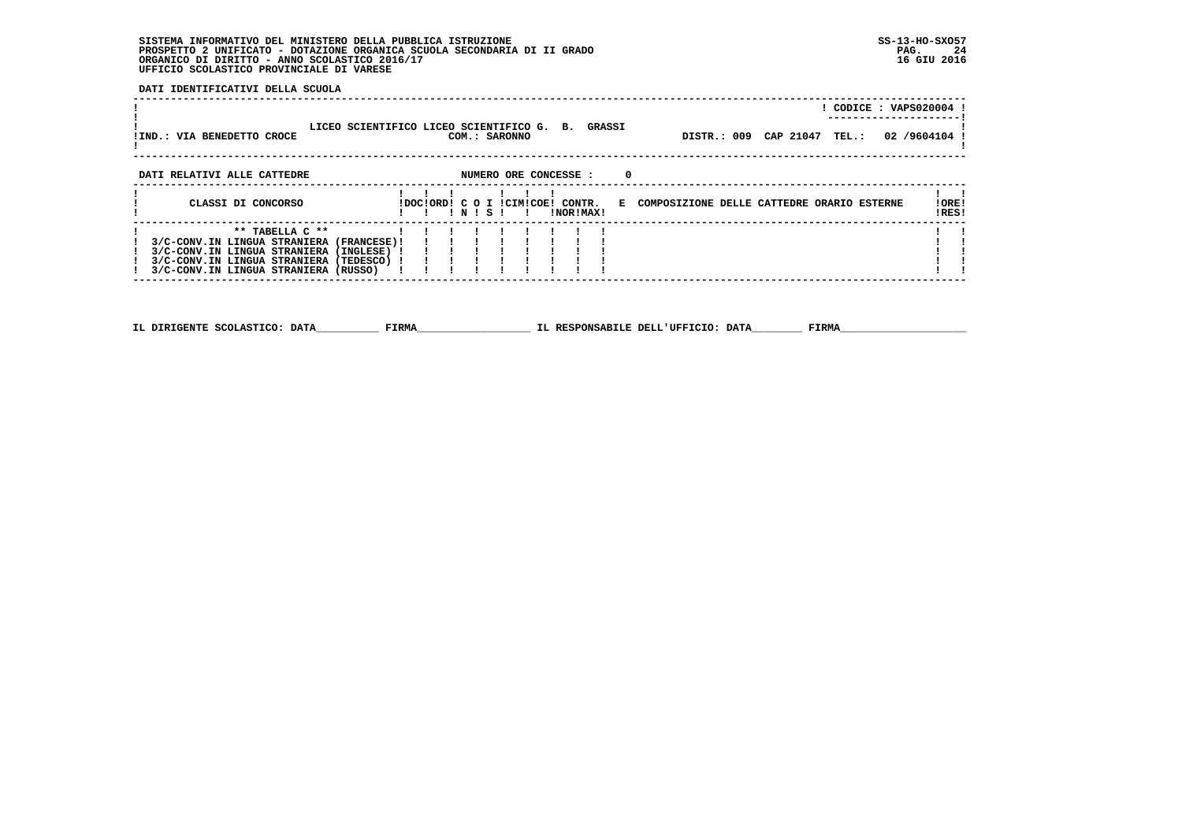SISTEMA INFORMATIVO DEL MINISTERO DELLA PUBBLICA ISTRUZIONE
PROSPETTO 2 UNIFICATO - DOTAZIONE ORGANICA SCUOLA SECONDARIA DI II GRADO
ORGANICO DI DIRITTO - ANNO SCOLASTICO 2016/17
UFFICIO SCOLASTICO PROVINCIALE DI VARESE

SS-13-HO-SXO57
16 GIU 2016

**DATI IDENTIFICATIVI DELLA SCUOLA**

| | |
|---|---|
| | CODICE : VAPS020004 |
| IND.: VIA BENEDETTO CROCE — LICEO SCIENTIFICO LICEO SCIENTIFICO G. B. GRASSI — COM.: SARONNO | DISTR.: 009 CAP 21047 TEL.: 02 /9604104 |

**DATI RELATIVI ALLE CATTEDRE** NUMERO ORE CONCESSE : 0

| CLASSI DI CONCORSO | DOC | ORD | C N | O | I S | CIM | COE | CONTR. NOR | MAX | E | COMPOSIZIONE DELLE CATTEDRE ORARIO ESTERNE | ORE RES |
|---|---|---|---|---|---|---|---|---|---|---|---|---|
| ** TABELLA C ** | | | | | | | | | | | | |
| 3/C-CONV.IN LINGUA STRANIERA (FRANCESE) | | | | | | | | | | | | |
| 3/C-CONV.IN LINGUA STRANIERA (INGLESE) | | | | | | | | | | | | |
| 3/C-CONV.IN LINGUA STRANIERA (TEDESCO) | | | | | | | | | | | | |
| 3/C-CONV.IN LINGUA STRANIERA (RUSSO) | | | | | | | | | | | | |

IL DIRIGENTE SCOLASTICO: DATA__________ FIRMA__________________ IL RESPONSABILE DELL'UFFICIO: DATA________ FIRMA____________________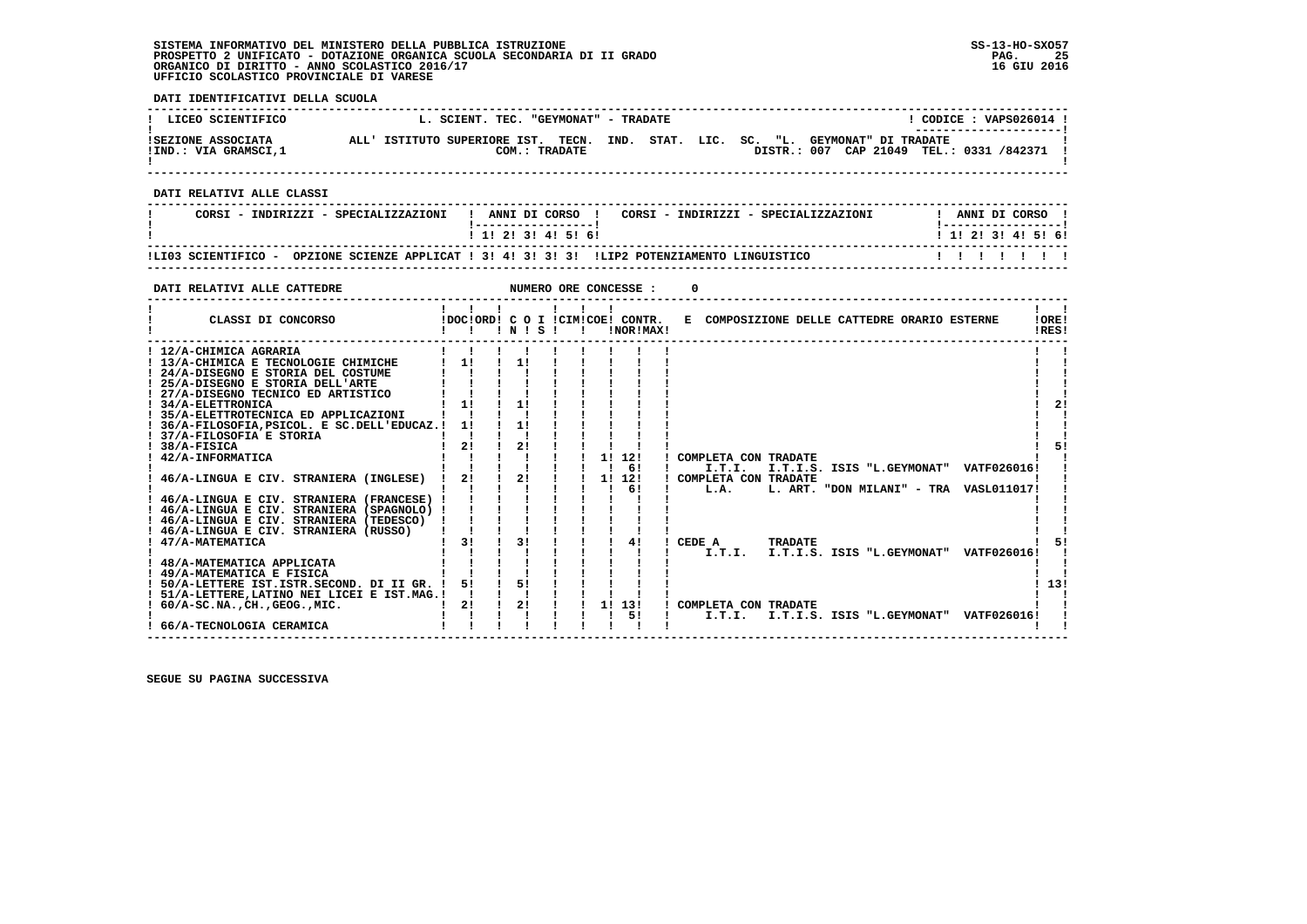SISTEMA INFORMATIVO DEL MINISTERO DELLA PUBBLICA ISTRUZIONE
PROSPETTO 2 UNIFICATO - DOTAZIONE ORGANICA SCUOLA SECONDARIA DI II GRADO
ORGANICO DI DIRITTO - ANNO SCOLASTICO 2016/17
UFFICIO SCOLASTICO PROVINCIALE DI VARESE

SS-13-HO-SXO57
16 GIU 2016

**DATI IDENTIFICATIVI DELLA SCUOLA**

| LICEO SCIENTIFICO | L. SCIENT. TEC. "GEYMONAT" - TRADATE | CODICE : VAPS026014 |
|---|---|---|
| SEZIONE ASSOCIATA | ALL' ISTITUTO SUPERIORE IST. TECN. IND. STAT. LIC. SC. "L. GEYMONAT" DI TRADATE | |
| IND.: VIA GRAMSCI,1 | COM.: TRADATE | DISTR.: 007 CAP 21049 TEL.: 0331 /842371 |

**DATI RELATIVI ALLE CLASSI**

| CORSI - INDIRIZZI - SPECIALIZZAZIONI | 1 | 2 | 3 | 4 | 5 | 6 | CORSI - INDIRIZZI - SPECIALIZZAZIONI | 1 | 2 | 3 | 4 | 5 | 6 |
|---|---|---|---|---|---|---|---|---|---|---|---|---|---|
| LI03 SCIENTIFICO - OPZIONE SCIENZE APPLICAT | 3 | 4 | 3 | 3 | 3 | | LIP2 POTENZIAMENTO LINGUISTICO | | | | | | |

**DATI RELATIVI ALLE CATTEDRE** NUMERO ORE CONCESSE : 0

| CLASSI DI CONCORSO | DOC | ORD | C O I N | C O I S | CIM | COE | CONTR. NOR | CONTR. MAX | E COMPOSIZIONE DELLE CATTEDRE ORARIO ESTERNE | ORE RES |
|---|---|---|---|---|---|---|---|---|---|---|
| 12/A-CHIMICA AGRARIA | | | | | | | | | | |
| 13/A-CHIMICA E TECNOLOGIE CHIMICHE | 1 | | 1 | | | | | | | |
| 24/A-DISEGNO E STORIA DEL COSTUME | | | | | | | | | | |
| 25/A-DISEGNO E STORIA DELL'ARTE | | | | | | | | | | |
| 27/A-DISEGNO TECNICO ED ARTISTICO | | | | | | | | | | |
| 34/A-ELETTRONICA | 1 | | 1 | | | | | | | 2 |
| 35/A-ELETTROTECNICA ED APPLICAZIONI | | | | | | | | | | |
| 36/A-FILOSOFIA,PSICOL. E SC.DELL'EDUCAZ. | 1 | | 1 | | | | | | | |
| 37/A-FILOSOFIA E STORIA | | | | | | | | | | |
| 38/A-FISICA | 2 | | 2 | | | | | | | 5 |
| 42/A-INFORMATICA | | | | | | 1 | 12 | | COMPLETA CON TRADATE | |
| | | | | | | | 6 | | I.T.I. I.T.I.S. ISIS "L.GEYMONAT" VATF026016 | |
| 46/A-LINGUA E CIV. STRANIERA (INGLESE) | 2 | | 2 | | | 1 | 12 | | COMPLETA CON TRADATE | |
| | | | | | | | 6 | | L.A. L. ART. "DON MILANI" - TRA VASL011017 | |
| 46/A-LINGUA E CIV. STRANIERA (FRANCESE) | | | | | | | | | | |
| 46/A-LINGUA E CIV. STRANIERA (SPAGNOLO) | | | | | | | | | | |
| 46/A-LINGUA E CIV. STRANIERA (TEDESCO) | | | | | | | | | | |
| 46/A-LINGUA E CIV. STRANIERA (RUSSO) | | | | | | | | | | |
| 47/A-MATEMATICA | 3 | | 3 | | | | 4 | | CEDE A TRADATE | 5 |
| | | | | | | | | | I.T.I. I.T.I.S. ISIS "L.GEYMONAT" VATF026016 | |
| 48/A-MATEMATICA APPLICATA | | | | | | | | | | |
| 49/A-MATEMATICA E FISICA | | | | | | | | | | |
| 50/A-LETTERE IST.ISTR.SECOND. DI II GR. | 5 | | 5 | | | | | | | 13 |
| 51/A-LETTERE,LATINO NEI LICEI E IST.MAG. | | | | | | | | | | |
| 60/A-SC.NA.,CH.,GEOG.,MIC. | 2 | | 2 | | | 1 | 13 | | COMPLETA CON TRADATE | |
| | | | | | | | 5 | | I.T.I. I.T.I.S. ISIS "L.GEYMONAT" VATF026016 | |
| 66/A-TECNOLOGIA CERAMICA | | | | | | | | | | |

SEGUE SU PAGINA SUCCESSIVA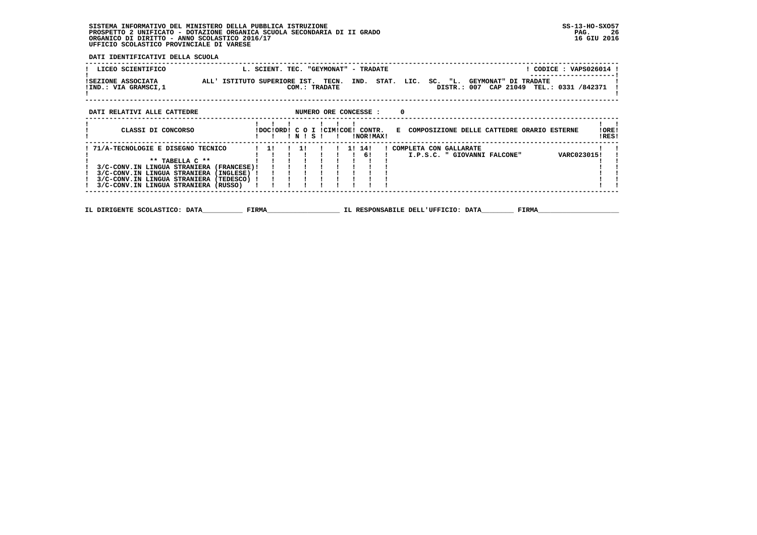SISTEMA INFORMATIVO DEL MINISTERO DELLA PUBBLICA ISTRUZIONE
PROSPETTO 2 UNIFICATO - DOTAZIONE ORGANICA SCUOLA SECONDARIA DI II GRADO
ORGANICO DI DIRITTO - ANNO SCOLASTICO 2016/17
UFFICIO SCOLASTICO PROVINCIALE DI VARESE

SS-13-HO-SXO57
16 GIU 2016

**DATI IDENTIFICATIVI DELLA SCUOLA**

| LICEO SCIENTIFICO | L. SCIENT. TEC. "GEYMONAT" - TRADATE | CODICE : VAPS026014 |
|---|---|---|
| SEZIONE ASSOCIATA | ALL' ISTITUTO SUPERIORE IST. TECN. IND. STAT. LIC. SC. "L. GEYMONAT" DI TRADATE | |
| IND.: VIA GRAMSCI,1 | COM.: TRADATE | DISTR.: 007 CAP 21049 TEL.: 0331 /842371 |

**DATI RELATIVI ALLE CATTEDRE** NUMERO ORE CONCESSE : 0

| CLASSI DI CONCORSO | DOC | ORD | C IN | O | I S | CIM | COE | CONTR. NOR | MAX | E COMPOSIZIONE DELLE CATTEDRE ORARIO ESTERNE | ORE RES |
|---|---|---|---|---|---|---|---|---|---|---|---|
| 71/A-TECNOLOGIE E DISEGNO TECNICO | 1 | | 1 | | | | 1 | 14 | | COMPLETA CON GALLARATE | |
| | | | | | | | | 6 | | I.P.S.C. " GIOVANNI FALCONE" VARC023015 | |
| ** TABELLA C ** | | | | | | | | | | | |
| 3/C-CONV.IN LINGUA STRANIERA (FRANCESE) | | | | | | | | | | | |
| 3/C-CONV.IN LINGUA STRANIERA (INGLESE) | | | | | | | | | | | |
| 3/C-CONV.IN LINGUA STRANIERA (TEDESCO) | | | | | | | | | | | |
| 3/C-CONV.IN LINGUA STRANIERA (RUSSO) | | | | | | | | | | | |

IL DIRIGENTE SCOLASTICO: DATA__________ FIRMA__________________ IL RESPONSABILE DELL'UFFICIO: DATA________ FIRMA____________________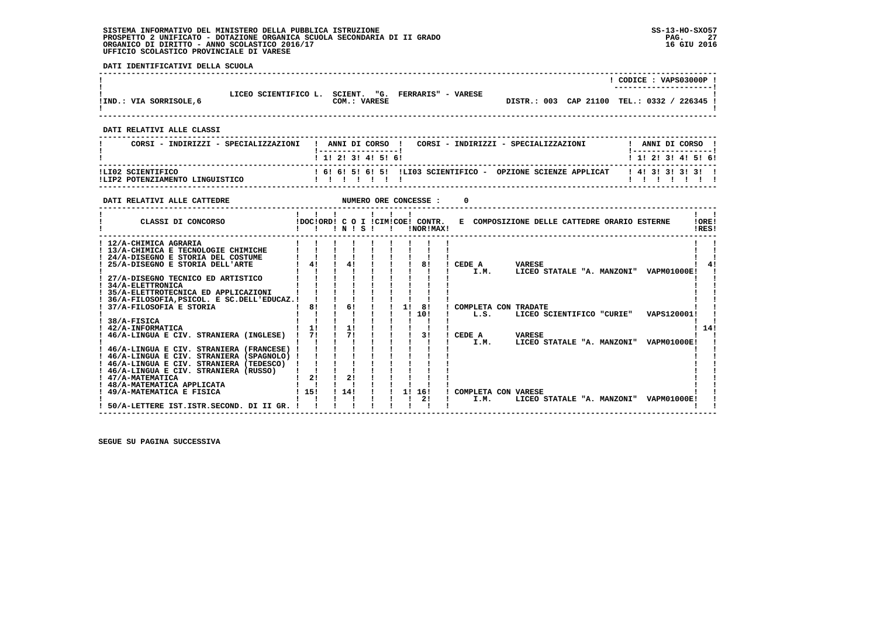SISTEMA INFORMATIVO DEL MINISTERO DELLA PUBBLICA ISTRUZIONE
PROSPETTO 2 UNIFICATO - DOTAZIONE ORGANICA SCUOLA SECONDARIA DI II GRADO
ORGANICO DI DIRITTO - ANNO SCOLASTICO 2016/17
UFFICIO SCOLASTICO PROVINCIALE DI VARESE

SS-13-HO-SXO57
16 GIU 2016

**DATI IDENTIFICATIVI DELLA SCUOLA**

CODICE : VAPS03000P

LICEO SCIENTIFICO L. SCIENT. "G. FERRARIS" - VARESE

IND.: VIA SORRISOLE,6 — COM.: VARESE — DISTR.: 003 CAP 21100 TEL.: 0332 / 226345

**DATI RELATIVI ALLE CLASSI**

| CORSI - INDIRIZZI - SPECIALIZZAZIONI | 1 | 2 | 3 | 4 | 5 | 6 | CORSI - INDIRIZZI - SPECIALIZZAZIONI | 1 | 2 | 3 | 4 | 5 | 6 |
|---|---|---|---|---|---|---|---|---|---|---|---|---|---|
| LI02 SCIENTIFICO | 6 | 6 | 5 | 6 | 5 | | LI03 SCIENTIFICO - OPZIONE SCIENZE APPLICAT | 4 | 3 | 3 | 3 | 3 | |
| LIP2 POTENZIAMENTO LINGUISTICO | | | | | | | | | | | | | |

**DATI RELATIVI ALLE CATTEDRE** — NUMERO ORE CONCESSE : 0

| CLASSI DI CONCORSO | DOC | ORD | C O I N | S | CIM | COE | CONTR. NOR | CONTR. MAX | E COMPOSIZIONE DELLE CATTEDRE ORARIO ESTERNE | ORE RES |
|---|---|---|---|---|---|---|---|---|---|---|
| 12/A-CHIMICA AGRARIA | | | | | | | | | | |
| 13/A-CHIMICA E TECNOLOGIE CHIMICHE | | | | | | | | | | |
| 24/A-DISEGNO E STORIA DEL COSTUME | | | | | | | | | | |
| 25/A-DISEGNO E STORIA DELL'ARTE | 4 | | 4 | | | | | 8 | CEDE A VARESE<br>I.M. LICEO STATALE "A. MANZONI" VAPM01000E | 4 |
| 27/A-DISEGNO TECNICO ED ARTISTICO | | | | | | | | | | |
| 34/A-ELETTRONICA | | | | | | | | | | |
| 35/A-ELETTROTECNICA ED APPLICAZIONI | | | | | | | | | | |
| 36/A-FILOSOFIA,PSICOL. E SC.DELL'EDUCAZ. | | | | | | | | | | |
| 37/A-FILOSOFIA E STORIA | 8 | | 6 | | | | 1 | 8<br>10 | COMPLETA CON TRADATE<br>L.S. LICEO SCIENTIFICO "CURIE" VAPS120001 | |
| 38/A-FISICA | | | | | | | | | | |
| 42/A-INFORMATICA | 1 | | 1 | | | | | | | 14 |
| 46/A-LINGUA E CIV. STRANIERA (INGLESE) | 7 | | 7 | | | | | 3 | CEDE A VARESE<br>I.M. LICEO STATALE "A. MANZONI" VAPM01000E | |
| 46/A-LINGUA E CIV. STRANIERA (FRANCESE) | | | | | | | | | | |
| 46/A-LINGUA E CIV. STRANIERA (SPAGNOLO) | | | | | | | | | | |
| 46/A-LINGUA E CIV. STRANIERA (TEDESCO) | | | | | | | | | | |
| 46/A-LINGUA E CIV. STRANIERA (RUSSO) | | | | | | | | | | |
| 47/A-MATEMATICA | 2 | | 2 | | | | | | | |
| 48/A-MATEMATICA APPLICATA | | | | | | | | | | |
| 49/A-MATEMATICA E FISICA | 15 | | 14 | | | | 1 | 16<br>2 | COMPLETA CON VARESE<br>I.M. LICEO STATALE "A. MANZONI" VAPM01000E | |
| 50/A-LETTERE IST.ISTR.SECOND. DI II GR. | | | | | | | | | | |

SEGUE SU PAGINA SUCCESSIVA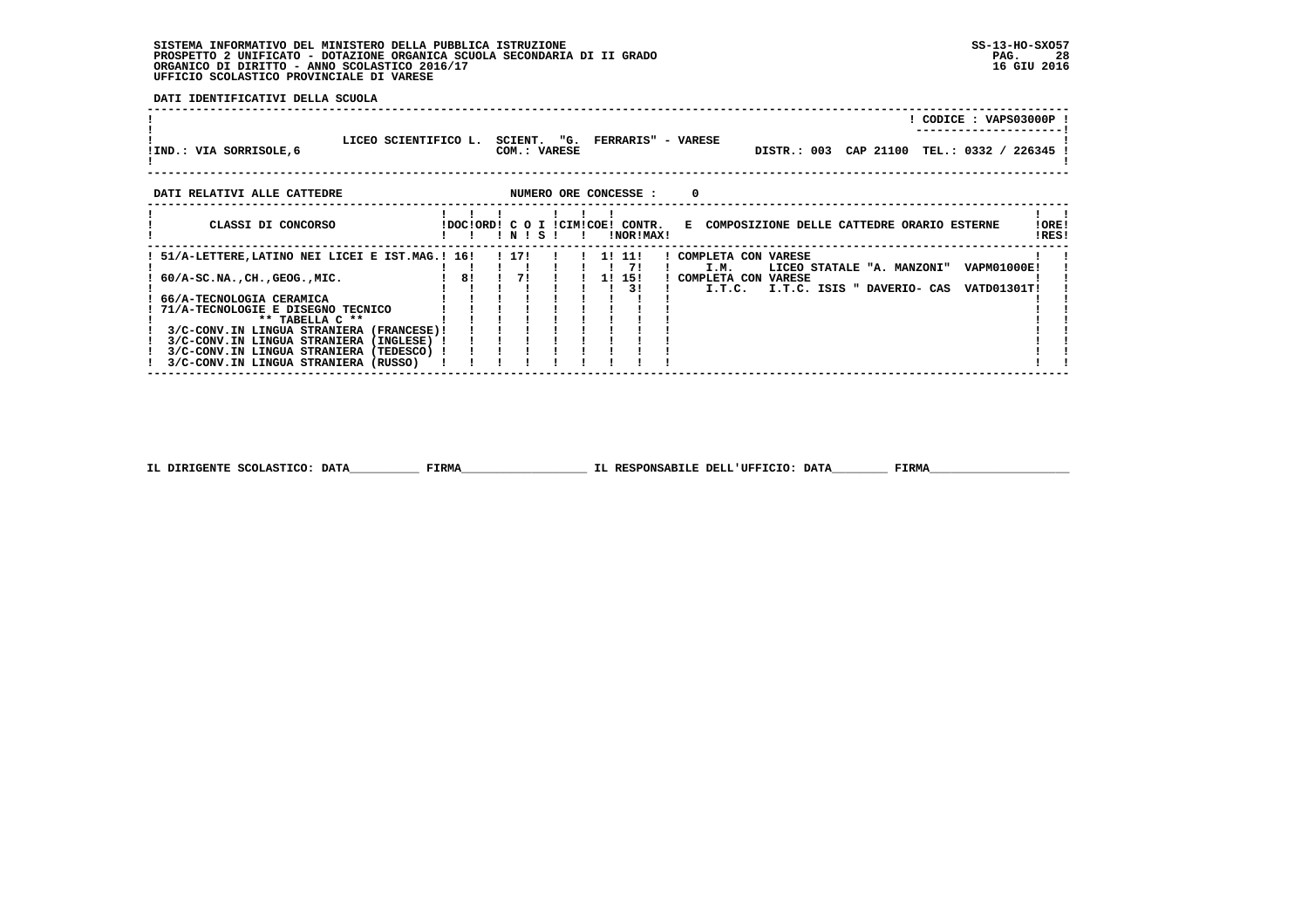SISTEMA INFORMATIVO DEL MINISTERO DELLA PUBBLICA ISTRUZIONE
PROSPETTO 2 UNIFICATO - DOTAZIONE ORGANICA SCUOLA SECONDARIA DI II GRADO
ORGANICO DI DIRITTO - ANNO SCOLASTICO 2016/17
UFFICIO SCOLASTICO PROVINCIALE DI VARESE

SS-13-HO-SXO57
16 GIU 2016

**DATI IDENTIFICATIVI DELLA SCUOLA**

CODICE : VAPS03000P

LICEO SCIENTIFICO L. SCIENT. "G. FERRARIS" - VARESE
IND.: VIA SORRISOLE,6 — COM.: VARESE — DISTR.: 003 CAP 21100 TEL.: 0332 / 226345

**DATI RELATIVI ALLE CATTEDRE** — NUMERO ORE CONCESSE : 0

| CLASSI DI CONCORSO | DOC | ORD | C O I N | S | CIM | COE | CONTR. NOR | CONTR. MAX | E COMPOSIZIONE DELLE CATTEDRE ORARIO ESTERNE | ORE RES |
|---|---|---|---|---|---|---|---|---|---|---|
| 51/A-LETTERE,LATINO NEI LICEI E IST.MAG. | 16 | | 17 | | | 1 | 11 | | COMPLETA CON VARESE | |
| | | | | | | | 7 | | I.M. LICEO STATALE "A. MANZONI" VAPM01000E | |
| 60/A-SC.NA.,CH.,GEOG.,MIC. | 8 | | 7 | | | 1 | 15 | | COMPLETA CON VARESE | |
| | | | | | | | 3 | | I.T.C. I.T.C. ISIS " DAVERIO- CAS VATD01301T | |
| 66/A-TECNOLOGIA CERAMICA | | | | | | | | | | |
| 71/A-TECNOLOGIE E DISEGNO TECNICO | | | | | | | | | | |
| ** TABELLA C ** | | | | | | | | | | |
| 3/C-CONV.IN LINGUA STRANIERA (FRANCESE) | | | | | | | | | | |
| 3/C-CONV.IN LINGUA STRANIERA (INGLESE) | | | | | | | | | | |
| 3/C-CONV.IN LINGUA STRANIERA (TEDESCO) | | | | | | | | | | |
| 3/C-CONV.IN LINGUA STRANIERA (RUSSO) | | | | | | | | | | |

IL DIRIGENTE SCOLASTICO: DATA__________ FIRMA__________________ IL RESPONSABILE DELL'UFFICIO: DATA________ FIRMA____________________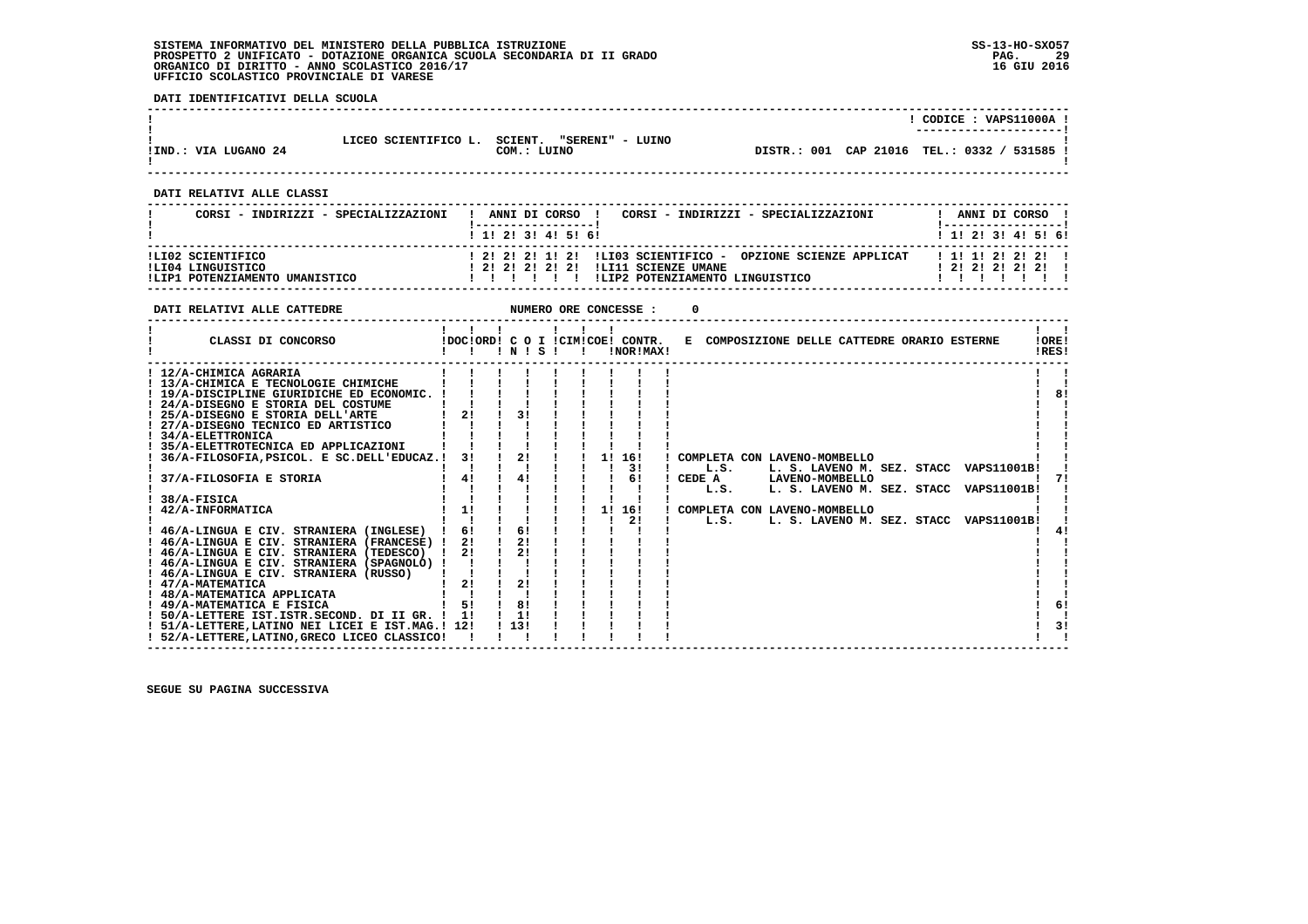SISTEMA INFORMATIVO DEL MINISTERO DELLA PUBBLICA ISTRUZIONE
PROSPETTO 2 UNIFICATO - DOTAZIONE ORGANICA SCUOLA SECONDARIA DI II GRADO
ORGANICO DI DIRITTO - ANNO SCOLASTICO 2016/17
UFFICIO SCOLASTICO PROVINCIALE DI VARESE

SS-13-HO-SXO57
16 GIU 2016

**DATI IDENTIFICATIVI DELLA SCUOLA**

CODICE : VAPS11000A

LICEO SCIENTIFICO L. SCIENT. "SERENI" - LUINO
IND.: VIA LUGANO 24 — COM.: LUINO — DISTR.: 001 CAP 21016 TEL.: 0332 / 531585

**DATI RELATIVI ALLE CLASSI**

| CORSI - INDIRIZZI - SPECIALIZZAZIONI | 1 | 2 | 3 | 4 | 5 | 6 | CORSI - INDIRIZZI - SPECIALIZZAZIONI | 1 | 2 | 3 | 4 | 5 | 6 |
|---|---|---|---|---|---|---|---|---|---|---|---|---|---|
| LI02 SCIENTIFICO | 2 | 2 | 2 | 1 | 2 | | LI03 SCIENTIFICO - OPZIONE SCIENZE APPLICAT | 1 | 1 | 2 | 2 | 2 | |
| LI04 LINGUISTICO | 2 | 2 | 2 | 2 | 2 | | LI11 SCIENZE UMANE | 2 | 2 | 2 | 2 | 2 | |
| LIP1 POTENZIAMENTO UMANISTICO | | | | | | | LIP2 POTENZIAMENTO LINGUISTICO | | | | | | |

**DATI RELATIVI ALLE CATTEDRE** NUMERO ORE CONCESSE : 0

| CLASSI DI CONCORSO | DOC | ORD | C O I N | S | CIM | COE | CONTR. NOR | CONTR. MAX | E COMPOSIZIONE DELLE CATTEDRE ORARIO ESTERNE | ORE RES |
|---|---|---|---|---|---|---|---|---|---|---|
| 12/A-CHIMICA AGRARIA | | | | | | | | | | |
| 13/A-CHIMICA E TECNOLOGIE CHIMICHE | | | | | | | | | | |
| 19/A-DISCIPLINE GIURIDICHE ED ECONOMIC. | | | | | | | | | | 8 |
| 24/A-DISEGNO E STORIA DEL COSTUME | | | | | | | | | | |
| 25/A-DISEGNO E STORIA DELL'ARTE | 2 | | 3 | | | | | | | |
| 27/A-DISEGNO TECNICO ED ARTISTICO | | | | | | | | | | |
| 34/A-ELETTRONICA | | | | | | | | | | |
| 35/A-ELETTROTECNICA ED APPLICAZIONI | | | | | | | | | | |
| 36/A-FILOSOFIA,PSICOL. E SC.DELL'EDUCAZ. | 3 | | 2 | | | 1 | 16 | | COMPLETA CON LAVENO-MOMBELLO | |
| | | | | | | | 3 | | L.S. L. S. LAVENO M. SEZ. STACC VAPS11001B | |
| 37/A-FILOSOFIA E STORIA | 4 | | 4 | | | | 6 | | CEDE A LAVENO-MOMBELLO | 7 |
| | | | | | | | | | L.S. L. S. LAVENO M. SEZ. STACC VAPS11001B | |
| 38/A-FISICA | | | | | | | | | | |
| 42/A-INFORMATICA | 1 | | | | | 1 | 16 | | COMPLETA CON LAVENO-MOMBELLO | |
| | | | | | | | 2 | | L.S. L. S. LAVENO M. SEZ. STACC VAPS11001B | |
| 46/A-LINGUA E CIV. STRANIERA (INGLESE) | 6 | | 6 | | | | | | | 4 |
| 46/A-LINGUA E CIV. STRANIERA (FRANCESE) | 2 | | 2 | | | | | | | |
| 46/A-LINGUA E CIV. STRANIERA (TEDESCO) | 2 | | 2 | | | | | | | |
| 46/A-LINGUA E CIV. STRANIERA (SPAGNOLO) | | | | | | | | | | |
| 46/A-LINGUA E CIV. STRANIERA (RUSSO) | | | | | | | | | | |
| 47/A-MATEMATICA | 2 | | 2 | | | | | | | |
| 48/A-MATEMATICA APPLICATA | | | | | | | | | | |
| 49/A-MATEMATICA E FISICA | 5 | | 8 | | | | | | | 6 |
| 50/A-LETTERE IST.ISTR.SECOND. DI II GR. | 1 | | 1 | | | | | | | |
| 51/A-LETTERE,LATINO NEI LICEI E IST.MAG. | 12 | | 13 | | | | | | | 3 |
| 52/A-LETTERE,LATINO,GRECO LICEO CLASSICO | | | | | | | | | | |

SEGUE SU PAGINA SUCCESSIVA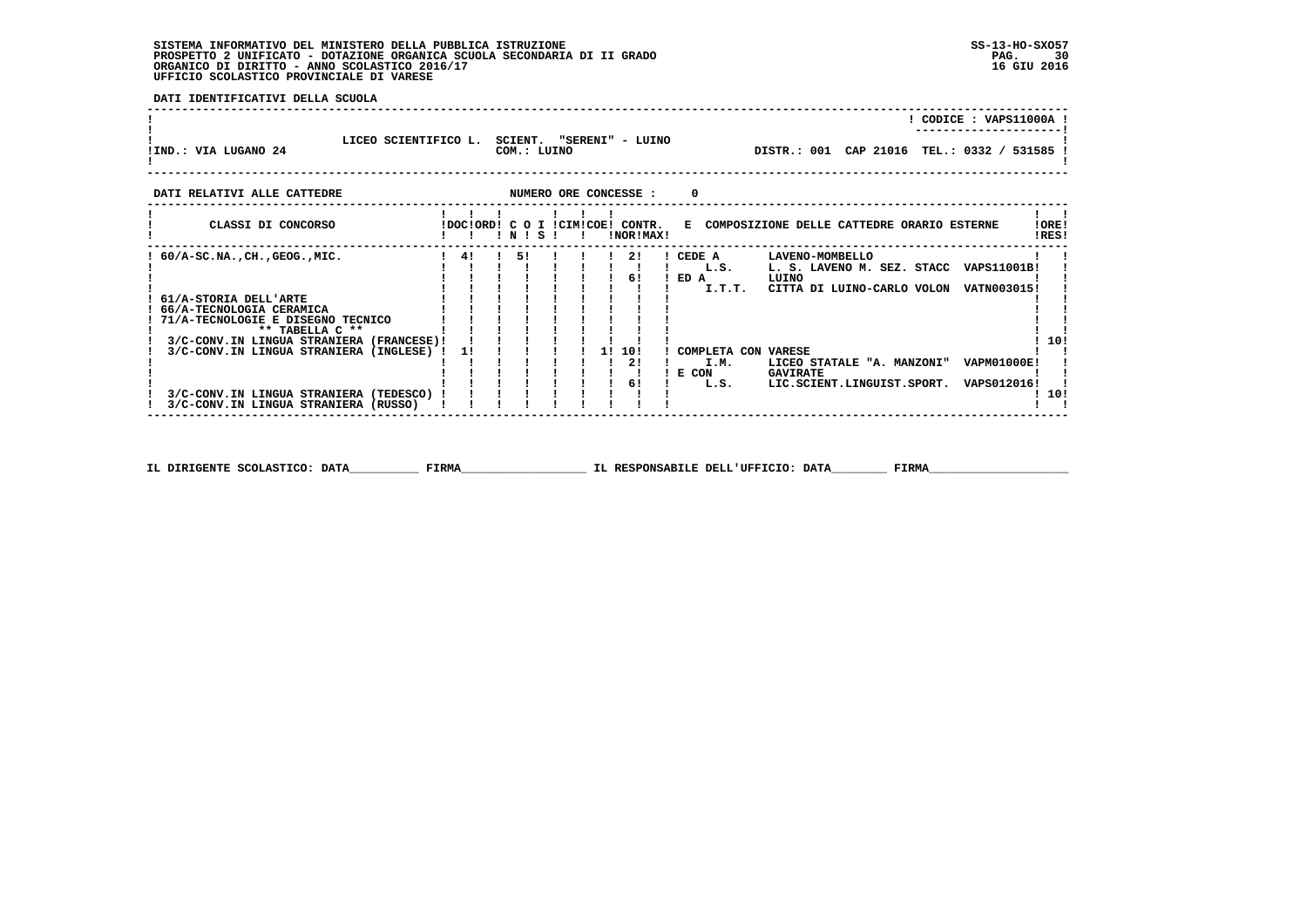SISTEMA INFORMATIVO DEL MINISTERO DELLA PUBBLICA ISTRUZIONE
PROSPETTO 2 UNIFICATO - DOTAZIONE ORGANICA SCUOLA SECONDARIA DI II GRADO
ORGANICO DI DIRITTO - ANNO SCOLASTICO 2016/17
UFFICIO SCOLASTICO PROVINCIALE DI VARESE

SS-13-HO-SXO57
16 GIU 2016

**DATI IDENTIFICATIVI DELLA SCUOLA**

CODICE : VAPS11000A

LICEO SCIENTIFICO L. SCIENT. "SERENI" - LUINO
IND.: VIA LUGANO 24 — COM.: LUINO — DISTR.: 001 CAP 21016 TEL.: 0332 / 531585

**DATI RELATIVI ALLE CATTEDRE** — NUMERO ORE CONCESSE : 0

| CLASSI DI CONCORSO | DOC | ORD | C O N | I S | CIM | COE | CONTR. NOR | CONTR. MAX | E COMPOSIZIONE DELLE CATTEDRE ORARIO ESTERNE | | | ORE RES |
|---|---|---|---|---|---|---|---|---|---|---|---|---|
| 60/A-SC.NA.,CH.,GEOG.,MIC. | 4 | | 5 | | | | 2 | | CEDE A | LAVENO-MOMBELLO | | |
| | | | | | | | | | L.S. | L. S. LAVENO M. SEZ. STACC | VAPS11001B | |
| | | | | | | | 6 | | ED A | LUINO | | |
| | | | | | | | | | I.T.T. | CITTA DI LUINO-CARLO VOLON | VATN003015 | |
| 61/A-STORIA DELL'ARTE | | | | | | | | | | | | |
| 66/A-TECNOLOGIA CERAMICA | | | | | | | | | | | | |
| 71/A-TECNOLOGIE E DISEGNO TECNICO | | | | | | | | | | | | |
| ** TABELLA C ** | | | | | | | | | | | | |
| 3/C-CONV.IN LINGUA STRANIERA (FRANCESE) | | | | | | | | | | | | 10 |
| 3/C-CONV.IN LINGUA STRANIERA (INGLESE) | 1 | | | | | 1 | 10 | | COMPLETA CON | VARESE | | |
| | | | | | | | 2 | | I.M. | LICEO STATALE "A. MANZONI" | VAPM01000E | |
| | | | | | | | | | E CON | GAVIRATE | | |
| | | | | | | | 6 | | L.S. | LIC.SCIENT.LINGUIST.SPORT. | VAPS012016 | |
| 3/C-CONV.IN LINGUA STRANIERA (TEDESCO) | | | | | | | | | | | | 10 |
| 3/C-CONV.IN LINGUA STRANIERA (RUSSO) | | | | | | | | | | | | |

IL DIRIGENTE SCOLASTICO: DATA__________ FIRMA__________________ IL RESPONSABILE DELL'UFFICIO: DATA________ FIRMA____________________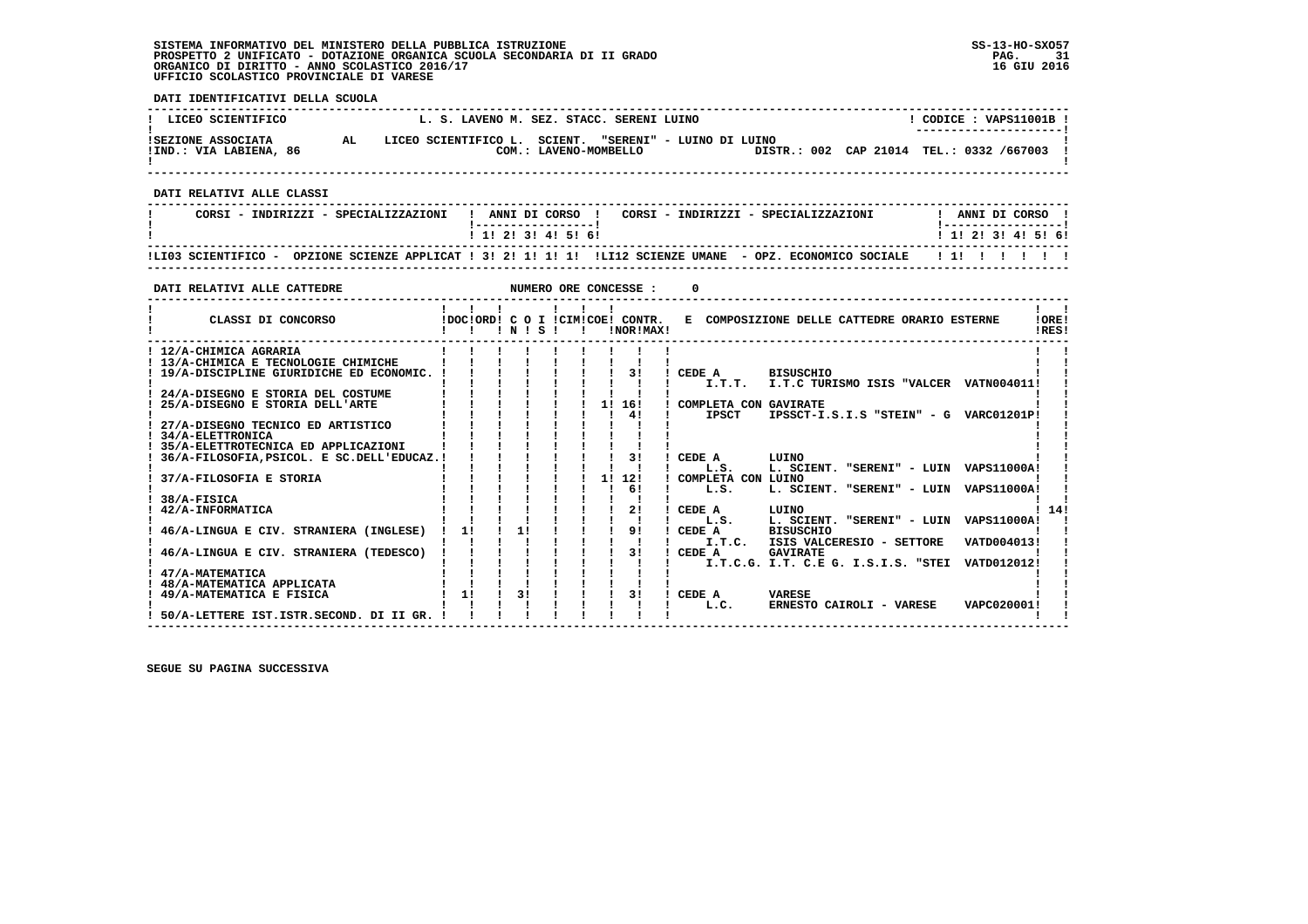SISTEMA INFORMATIVO DEL MINISTERO DELLA PUBBLICA ISTRUZIONE
PROSPETTO 2 UNIFICATO - DOTAZIONE ORGANICA SCUOLA SECONDARIA DI II GRADO
ORGANICO DI DIRITTO - ANNO SCOLASTICO 2016/17
UFFICIO SCOLASTICO PROVINCIALE DI VARESE

SS-13-HO-SXO57
16 GIU 2016

**DATI IDENTIFICATIVI DELLA SCUOLA**

| LICEO SCIENTIFICO | L. S. LAVENO M. SEZ. STACC. SERENI LUINO | ! CODICE : VAPS11001B ! |
|---|---|---|
| SEZIONE ASSOCIATA AL | LICEO SCIENTIFICO L. SCIENT. "SERENI" - LUINO DI LUINO | |
| IND.: VIA LABIENA, 86 | COM.: LAVENO-MOMBELLO | DISTR.: 002 CAP 21014 TEL.: 0332 /667003 |

**DATI RELATIVI ALLE CLASSI**

| CORSI - INDIRIZZI - SPECIALIZZAZIONI | 1 | 2 | 3 | 4 | 5 | 6 | CORSI - INDIRIZZI - SPECIALIZZAZIONI | 1 | 2 | 3 | 4 | 5 | 6 |
|---|---|---|---|---|---|---|---|---|---|---|---|---|---|
| LI03 SCIENTIFICO - OPZIONE SCIENZE APPLICAT | 3 | 2 | 1 | 1 | 1 | | LI12 SCIENZE UMANE - OPZ. ECONOMICO SOCIALE | 1 | | | | | |

**DATI RELATIVI ALLE CATTEDRE** NUMERO ORE CONCESSE : 0

| CLASSI DI CONCORSO | DOC | ORD | C O I N | S | CIM | COE | CONTR. NOR | CONTR. MAX | E COMPOSIZIONE DELLE CATTEDRE ORARIO ESTERNE | ORE RES |
|---|---|---|---|---|---|---|---|---|---|---|
| 12/A-CHIMICA AGRARIA | | | | | | | | | | |
| 13/A-CHIMICA E TECNOLOGIE CHIMICHE | | | | | | | | | | |
| 19/A-DISCIPLINE GIURIDICHE ED ECONOMIC. | | | | | | | | 3 | CEDE A BISUSCHIO<br>I.T.T. I.T.C TURISMO ISIS "VALCER VATN004011 | |
| 24/A-DISEGNO E STORIA DEL COSTUME | | | | | | | | | | |
| 25/A-DISEGNO E STORIA DELL'ARTE | | | | | | | 1 | 16<br>4 | COMPLETA CON GAVIRATE<br>IPSCT IPSSCT-I.S.I.S "STEIN" - G VARC01201P | |
| 27/A-DISEGNO TECNICO ED ARTISTICO | | | | | | | | | | |
| 34/A-ELETTRONICA | | | | | | | | | | |
| 35/A-ELETTROTECNICA ED APPLICAZIONI | | | | | | | | | | |
| 36/A-FILOSOFIA,PSICOL. E SC.DELL'EDUCAZ. | | | | | | | | 3 | CEDE A LUINO<br>L.S. L. SCIENT. "SERENI" - LUIN VAPS11000A | |
| 37/A-FILOSOFIA E STORIA | | | | | | | 1 | 12<br>6 | COMPLETA CON LUINO<br>L.S. L. SCIENT. "SERENI" - LUIN VAPS11000A | |
| 38/A-FISICA | | | | | | | | | | |
| 42/A-INFORMATICA | | | | | | | | 2 | CEDE A LUINO<br>L.S. L. SCIENT. "SERENI" - LUIN VAPS11000A | 14 |
| 46/A-LINGUA E CIV. STRANIERA (INGLESE) | 1 | | 1 | | | | | 9 | CEDE A BISUSCHIO<br>I.T.C. ISIS VALCERESIO - SETTORE VATD004013 | |
| 46/A-LINGUA E CIV. STRANIERA (TEDESCO) | | | | | | | | 3 | CEDE A GAVIRATE<br>I.T.C.G. I.T. C.E G. I.S.I.S. "STEI VATD012012 | |
| 47/A-MATEMATICA | | | | | | | | | | |
| 48/A-MATEMATICA APPLICATA | | | | | | | | | | |
| 49/A-MATEMATICA E FISICA | 1 | | 3 | | | | | 3 | CEDE A VARESE<br>L.C. ERNESTO CAIROLI - VARESE VAPC020001 | |
| 50/A-LETTERE IST.ISTR.SECOND. DI II GR. | | | | | | | | | | |

SEGUE SU PAGINA SUCCESSIVA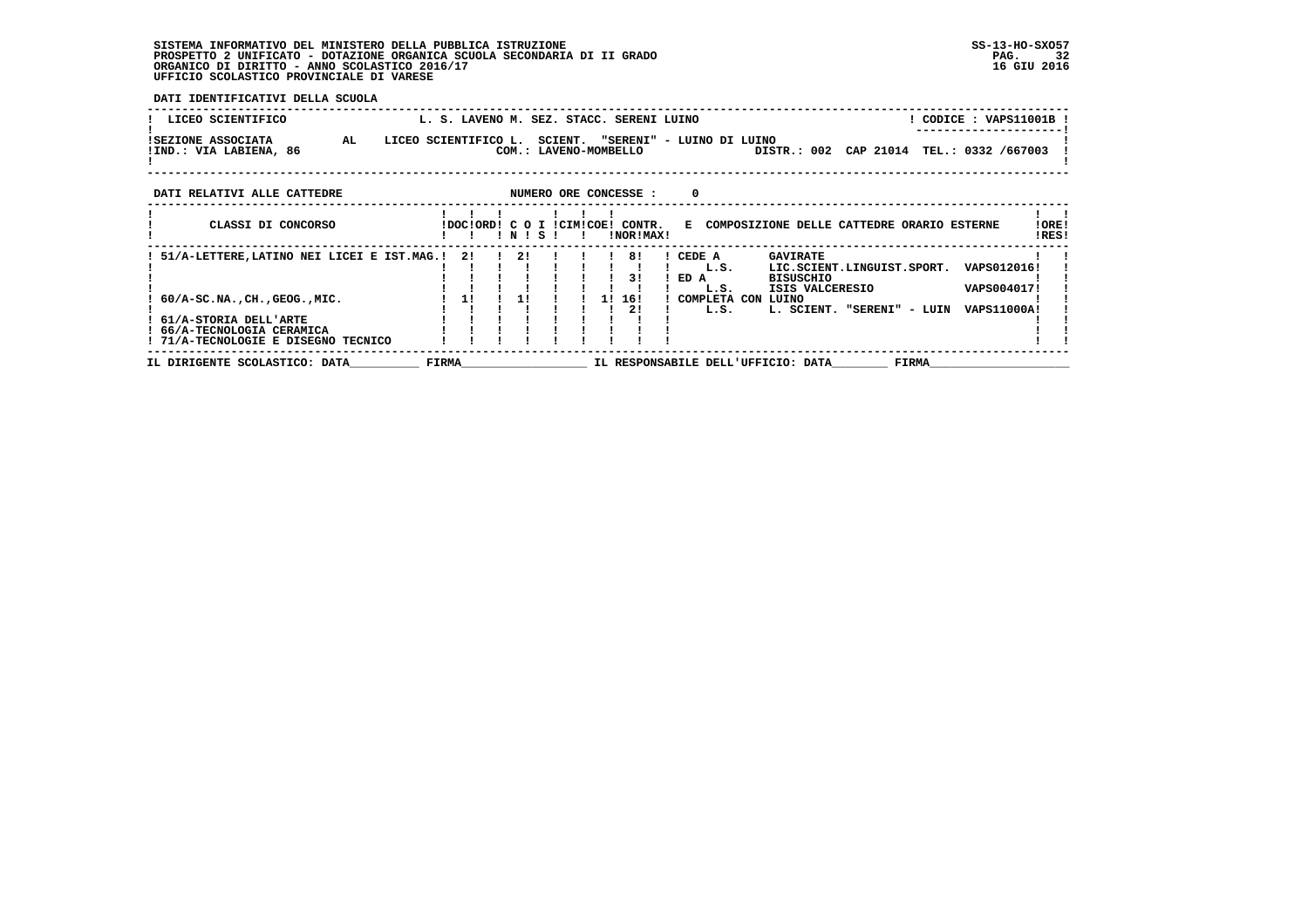SISTEMA INFORMATIVO DEL MINISTERO DELLA PUBBLICA ISTRUZIONE
PROSPETTO 2 UNIFICATO - DOTAZIONE ORGANICA SCUOLA SECONDARIA DI II GRADO
ORGANICO DI DIRITTO - ANNO SCOLASTICO 2016/17
UFFICIO SCOLASTICO PROVINCIALE DI VARESE

SS-13-HO-SXO57
16 GIU 2016

**DATI IDENTIFICATIVI DELLA SCUOLA**

| LICEO SCIENTIFICO | L. S. LAVENO M. SEZ. STACC. SERENI LUINO | CODICE : VAPS11001B |
|---|---|---|
| SEZIONE ASSOCIATA AL | LICEO SCIENTIFICO L. SCIENT. "SERENI" - LUINO DI LUINO | |
| IND.: VIA LABIENA, 86 | COM.: LAVENO-MOMBELLO | DISTR.: 002 CAP 21014 TEL.: 0332 /667003 |

**DATI RELATIVI ALLE CATTEDRE** NUMERO ORE CONCESSE : 0

| CLASSI DI CONCORSO | DOC | ORD | C O N | I S | CIM | COE | CONTR. NOR | MAX | E COMPOSIZIONE DELLE CATTEDRE ORARIO ESTERNE | | | ORE RES |
|---|---|---|---|---|---|---|---|---|---|---|---|---|
| 51/A-LETTERE,LATINO NEI LICEI E IST.MAG. | 2 | | 2 | | | | 8 | | CEDE A | GAVIRATE | | |
| | | | | | | | | | L.S. | LIC.SCIENT.LINGUIST.SPORT. | VAPS012016 | |
| | | | | | | | 3 | | ED A | BISUSCHIO | | |
| | | | | | | | | | L.S. | ISIS VALCERESIO | VAPS004017 | |
| 60/A-SC.NA.,CH.,GEOG.,MIC. | 1 | | 1 | | | 1 | 16 | | COMPLETA CON | LUINO | | |
| | | | | | | | 2 | | L.S. | L. SCIENT. "SERENI" - LUIN | VAPS11000A | |
| 61/A-STORIA DELL'ARTE | | | | | | | | | | | | |
| 66/A-TECNOLOGIA CERAMICA | | | | | | | | | | | | |
| 71/A-TECNOLOGIE E DISEGNO TECNICO | | | | | | | | | | | | |

IL DIRIGENTE SCOLASTICO: DATA\_\_\_\_\_\_\_\_\_\_ FIRMA\_\_\_\_\_\_\_\_\_\_\_\_\_\_\_\_\_\_ IL RESPONSABILE DELL'UFFICIO: DATA\_\_\_\_\_\_\_\_ FIRMA\_\_\_\_\_\_\_\_\_\_\_\_\_\_\_\_\_\_\_\_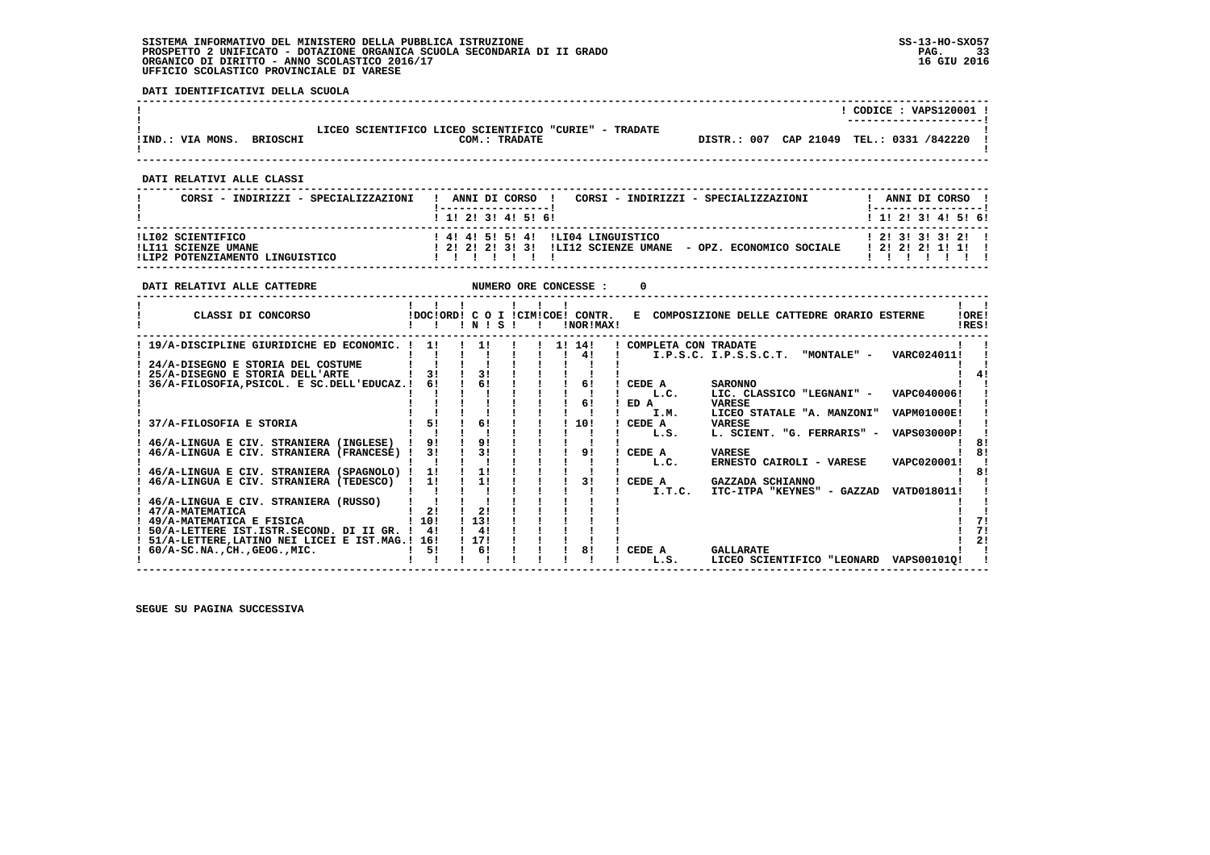**SISTEMA INFORMATIVO DEL MINISTERO DELLA PUBBLICA ISTRUZIONE**
**PROSPETTO 2 UNIFICATO - DOTAZIONE ORGANICA SCUOLA SECONDARIA DI II GRADO**
**ORGANICO DI DIRITTO - ANNO SCOLASTICO 2016/17**
**UFFICIO SCOLASTICO PROVINCIALE DI VARESE**

SS-13-HO-SXO57
16 GIU 2016

**DATI IDENTIFICATIVI DELLA SCUOLA**

CODICE : VAPS120001

LICEO SCIENTIFICO LICEO SCIENTIFICO "CURIE" - TRADATE

IND.: VIA MONS. BRIOSCHI — COM.: TRADATE — DISTR.: 007 CAP 21049 TEL.: 0331 /842220

**DATI RELATIVI ALLE CLASSI**

| CORSI - INDIRIZZI - SPECIALIZZAZIONI | 1 | 2 | 3 | 4 | 5 | 6 | CORSI - INDIRIZZI - SPECIALIZZAZIONI | 1 | 2 | 3 | 4 | 5 | 6 |
|---|---|---|---|---|---|---|---|---|---|---|---|---|---|
| LI02 SCIENTIFICO | 4 | 4 | 5 | 5 | 4 | | LI04 LINGUISTICO | 2 | 3 | 3 | 3 | 2 | |
| LI11 SCIENZE UMANE | 2 | 2 | 2 | 3 | 3 | | LI12 SCIENZE UMANE - OPZ. ECONOMICO SOCIALE | 2 | 2 | 2 | 1 | 1 | |
| LIP2 POTENZIAMENTO LINGUISTICO | | | | | | | | | | | | | |

**DATI RELATIVI ALLE CATTEDRE** — NUMERO ORE CONCESSE : 0

| CLASSI DI CONCORSO | DOC | ORD | C O I N | S | CIM | COE | CONTR. NOR | MAX | E COMPOSIZIONE DELLE CATTEDRE ORARIO ESTERNE | ORE RES |
|---|---|---|---|---|---|---|---|---|---|---|
| 19/A-DISCIPLINE GIURIDICHE ED ECONOMIC. | 1 | | 1 | | | 1 | 14 | | COMPLETA CON TRADATE | |
| | | | | | | | 4 | | I.P.S.C. I.P.S.S.C.T. "MONTALE" - VARC024011 | |
| 24/A-DISEGNO E STORIA DEL COSTUME | | | | | | | | | | |
| 25/A-DISEGNO E STORIA DELL'ARTE | 3 | | 3 | | | | | | | 4 |
| 36/A-FILOSOFIA,PSICOL. E SC.DELL'EDUCAZ. | 6 | | 6 | | | | 6 | | CEDE A SARONNO L.C. LIC. CLASSICO "LEGNANI" - VAPC040006 | |
| | | | | | | | 6 | | ED A VARESE I.M. LICEO STATALE "A. MANZONI" VAPM01000E | |
| 37/A-FILOSOFIA E STORIA | 5 | | 6 | | | | 10 | | CEDE A VARESE L.S. L. SCIENT. "G. FERRARIS" - VAPS03000P | |
| 46/A-LINGUA E CIV. STRANIERA (INGLESE) | 9 | | 9 | | | | | | | 8 |
| 46/A-LINGUA E CIV. STRANIERA (FRANCESE) | 3 | | 3 | | | | 9 | | CEDE A VARESE L.C. ERNESTO CAIROLI - VARESE VAPC020001 | 8 |
| 46/A-LINGUA E CIV. STRANIERA (SPAGNOLO) | 1 | | 1 | | | | | | | 8 |
| 46/A-LINGUA E CIV. STRANIERA (TEDESCO) | 1 | | 1 | | | | 3 | | CEDE A GAZZADA SCHIANNO I.T.C. ITC-ITPA "KEYNES" - GAZZAD VATD018011 | |
| 46/A-LINGUA E CIV. STRANIERA (RUSSO) | | | | | | | | | | |
| 47/A-MATEMATICA | 2 | | 2 | | | | | | | |
| 49/A-MATEMATICA E FISICA | 10 | | 13 | | | | | | | 7 |
| 50/A-LETTERE IST.ISTR.SECOND. DI II GR. | 4 | | 4 | | | | | | | 7 |
| 51/A-LETTERE,LATINO NEI LICEI E IST.MAG. | 16 | | 17 | | | | | | | 2 |
| 60/A-SC.NA.,CH.,GEOG.,MIC. | 5 | | 6 | | | | 8 | | CEDE A GALLARATE L.S. LICEO SCIENTIFICO "LEONARD VAPS00101Q | |

SEGUE SU PAGINA SUCCESSIVA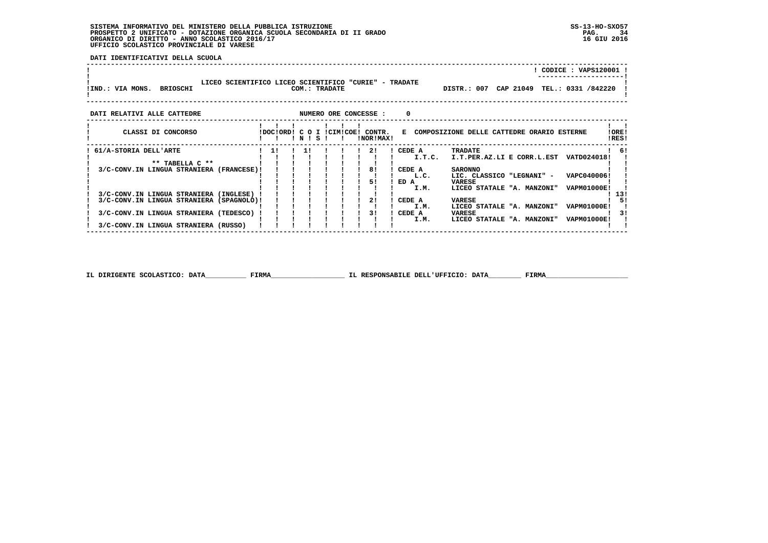SISTEMA INFORMATIVO DEL MINISTERO DELLA PUBBLICA ISTRUZIONE
PROSPETTO 2 UNIFICATO - DOTAZIONE ORGANICA SCUOLA SECONDARIA DI II GRADO
ORGANICO DI DIRITTO - ANNO SCOLASTICO 2016/17
UFFICIO SCOLASTICO PROVINCIALE DI VARESE

SS-13-HO-SXO57
16 GIU 2016

**DATI IDENTIFICATIVI DELLA SCUOLA**

CODICE : VAPS120001

LICEO SCIENTIFICO LICEO SCIENTIFICO "CURIE" - TRADATE

IND.: VIA MONS. BRIOSCHI — COM.: TRADATE — DISTR.: 007 CAP 21049 TEL.: 0331 /842220

**DATI RELATIVI ALLE CATTEDRE** — NUMERO ORE CONCESSE : 0

| CLASSI DI CONCORSO | DOC | ORD | C O N | I S | CIM | COE | CONTR. NOR | MAX | E COMPOSIZIONE DELLE CATTEDRE ORARIO ESTERNE | | | ORE RES |
|---|---|---|---|---|---|---|---|---|---|---|---|---|
| 61/A-STORIA DELL'ARTE | 1 | | 1 | | | | 2 | | CEDE A | TRADATE | | 6 |
| | | | | | | | | | I.T.C. | I.T.PER.AZ.LI E CORR.L.EST | VATD024018 | |
| ** TABELLA C ** | | | | | | | | | | | | |
| 3/C-CONV.IN LINGUA STRANIERA (FRANCESE) | | | | | | | 8 | | CEDE A | SARONNO | | |
| | | | | | | | | | L.C. | LIC. CLASSICO "LEGNANI" - | VAPC040006 | |
| | | | | | | | 5 | | ED A | VARESE | | |
| | | | | | | | | | I.M. | LICEO STATALE "A. MANZONI" | VAPM01000E | |
| 3/C-CONV.IN LINGUA STRANIERA (INGLESE) | | | | | | | | | | | | 13 |
| 3/C-CONV.IN LINGUA STRANIERA (SPAGNOLO) | | | | | | | 2 | | CEDE A | VARESE | | 5 |
| | | | | | | | | | I.M. | LICEO STATALE "A. MANZONI" | VAPM01000E | |
| 3/C-CONV.IN LINGUA STRANIERA (TEDESCO) | | | | | | | 3 | | CEDE A | VARESE | | 3 |
| | | | | | | | | | I.M. | LICEO STATALE "A. MANZONI" | VAPM01000E | |
| 3/C-CONV.IN LINGUA STRANIERA (RUSSO) | | | | | | | | | | | | |

IL DIRIGENTE SCOLASTICO: DATA__________ FIRMA__________________ IL RESPONSABILE DELL'UFFICIO: DATA________ FIRMA____________________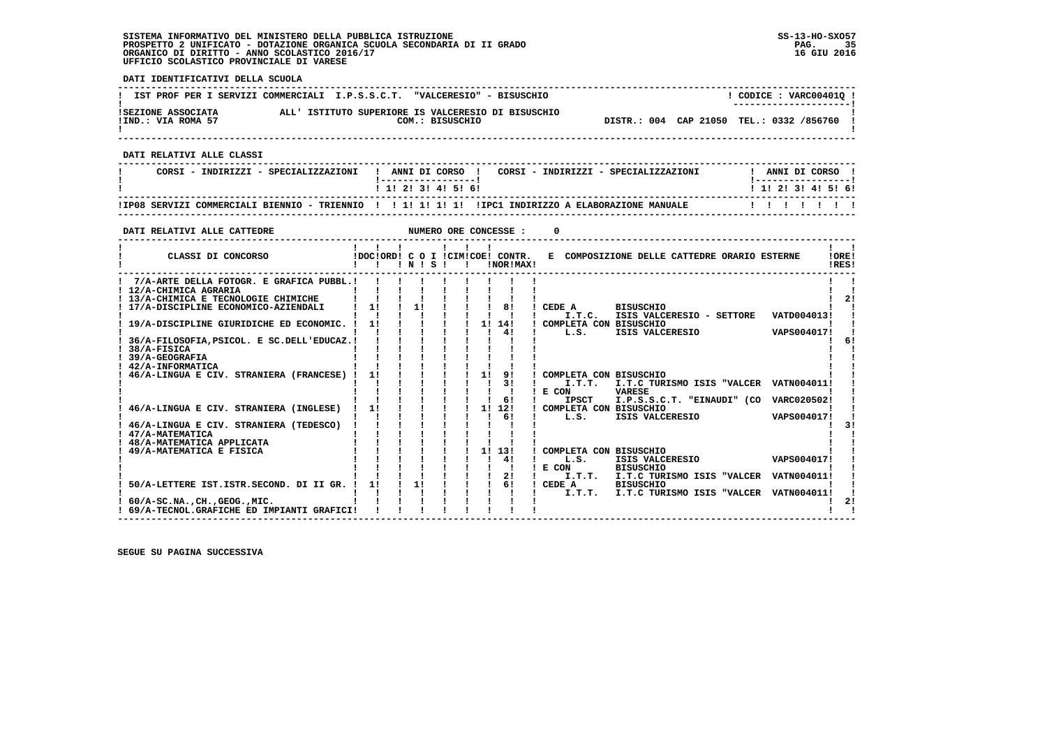SISTEMA INFORMATIVO DEL MINISTERO DELLA PUBBLICA ISTRUZIONE
PROSPETTO 2 UNIFICATO - DOTAZIONE ORGANICA SCUOLA SECONDARIA DI II GRADO
ORGANICO DI DIRITTO - ANNO SCOLASTICO 2016/17
UFFICIO SCOLASTICO PROVINCIALE DI VARESE

SS-13-HO-SXO57
16 GIU 2016

**DATI IDENTIFICATIVI DELLA SCUOLA**

IST PROF PER I SERVIZI COMMERCIALI I.P.S.S.C.T. "VALCERESIO" - BISUSCHIO — CODICE : VARC00401Q

SEZIONE ASSOCIATA ALL' ISTITUTO SUPERIORE IS VALCERESIO DI BISUSCHIO
IND.: VIA ROMA 57 — COM.: BISUSCHIO — DISTR.: 004 CAP 21050 TEL.: 0332 /856760

**DATI RELATIVI ALLE CLASSI**

| CORSI - INDIRIZZI - SPECIALIZZAZIONI | 1 | 2 | 3 | 4 | 5 | 6 | CORSI - INDIRIZZI - SPECIALIZZAZIONI | 1 | 2 | 3 | 4 | 5 | 6 |
|---|---|---|---|---|---|---|---|---|---|---|---|---|---|
| IP08 SERVIZI COMMERCIALI BIENNIO - TRIENNIO | | 1 | 1 | 1 | 1 | | IPC1 INDIRIZZO A ELABORAZIONE MANUALE | | | | | | |

**DATI RELATIVI ALLE CATTEDRE** — NUMERO ORE CONCESSE : 0

| CLASSI DI CONCORSO | DOC | ORD | C O I N | C O I S | CIM | COE | CONTR. NOR | CONTR. MAX | E COMPOSIZIONE DELLE CATTEDRE ORARIO ESTERNE | ORE RES |
|---|---|---|---|---|---|---|---|---|---|---|
| 7/A-ARTE DELLA FOTOGR. E GRAFICA PUBBL. | | | | | | | | | | |
| 12/A-CHIMICA AGRARIA | | | | | | | | | | |
| 13/A-CHIMICA E TECNOLOGIE CHIMICHE | | | | | | | | | | 2 |
| 17/A-DISCIPLINE ECONOMICO-AZIENDALI | 1 | | 1 | | | | | 8 | CEDE A BISUSCHIO | |
| | | | | | | | | | I.T.C. ISIS VALCERESIO - SETTORE VATD004013 | |
| 19/A-DISCIPLINE GIURIDICHE ED ECONOMIC. | 1 | | | | | | 1 | 14 | COMPLETA CON BISUSCHIO | |
| | | | | | | | | 4 | L.S. ISIS VALCERESIO VAPS004017 | |
| 36/A-FILOSOFIA,PSICOL. E SC.DELL'EDUCAZ. | | | | | | | | | | 6 |
| 38/A-FISICA | | | | | | | | | | |
| 39/A-GEOGRAFIA | | | | | | | | | | |
| 42/A-INFORMATICA | | | | | | | | | | |
| 46/A-LINGUA E CIV. STRANIERA (FRANCESE) | 1 | | | | | | 1 | 9 | COMPLETA CON BISUSCHIO | |
| | | | | | | | | 3 | I.T.T. I.T.C TURISMO ISIS "VALCER VATN004011 | |
| | | | | | | | | | E CON VARESE | |
| | | | | | | | | 6 | IPSCT I.P.S.S.C.T. "EINAUDI" (CO VARC020502 | |
| 46/A-LINGUA E CIV. STRANIERA (INGLESE) | 1 | | | | | | 1 | 12 | COMPLETA CON BISUSCHIO | |
| | | | | | | | | 6 | L.S. ISIS VALCERESIO VAPS004017 | |
| 46/A-LINGUA E CIV. STRANIERA (TEDESCO) | | | | | | | | | | 3 |
| 47/A-MATEMATICA | | | | | | | | | | |
| 48/A-MATEMATICA APPLICATA | | | | | | | | | | |
| 49/A-MATEMATICA E FISICA | | | | | | | 1 | 13 | COMPLETA CON BISUSCHIO | |
| | | | | | | | | 4 | L.S. ISIS VALCERESIO VAPS004017 | |
| | | | | | | | | | E CON BISUSCHIO | |
| | | | | | | | | 2 | I.T.T. I.T.C TURISMO ISIS "VALCER VATN004011 | |
| 50/A-LETTERE IST.ISTR.SECOND. DI II GR. | 1 | | 1 | | | | | 6 | CEDE A BISUSCHIO | |
| | | | | | | | | | I.T.T. I.T.C TURISMO ISIS "VALCER VATN004011 | |
| 60/A-SC.NA.,CH.,GEOG.,MIC. | | | | | | | | | | 2 |
| 69/A-TECNOL.GRAFICHE ED IMPIANTI GRAFICI | | | | | | | | | | |

SEGUE SU PAGINA SUCCESSIVA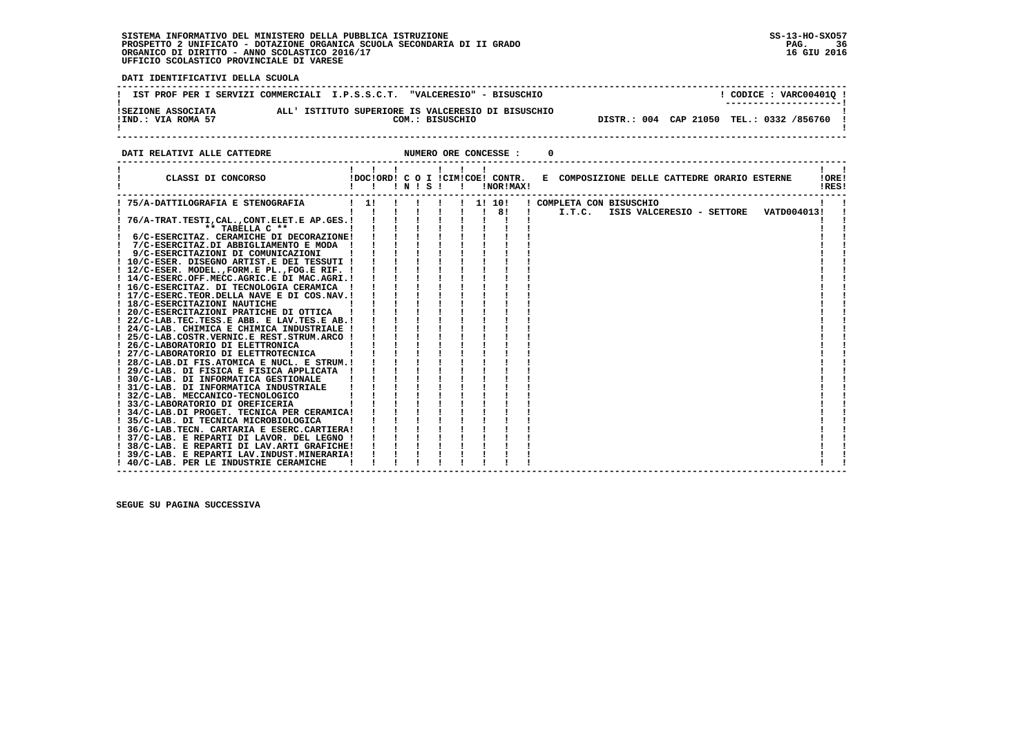SISTEMA INFORMATIVO DEL MINISTERO DELLA PUBBLICA ISTRUZIONE
PROSPETTO 2 UNIFICATO - DOTAZIONE ORGANICA SCUOLA SECONDARIA DI II GRADO
ORGANICO DI DIRITTO - ANNO SCOLASTICO 2016/17
UFFICIO SCOLASTICO PROVINCIALE DI VARESE

SS-13-HO-SXO57
16 GIU 2016

**DATI IDENTIFICATIVI DELLA SCUOLA**

IST PROF PER I SERVIZI COMMERCIALI I.P.S.S.C.T. "VALCERESIO" - BISUSCHIO — CODICE : VARC00401Q

SEZIONE ASSOCIATA ALL' ISTITUTO SUPERIORE IS VALCERESIO DI BISUSCHIO
IND.: VIA ROMA 57 — COM.: BISUSCHIO — DISTR.: 004 CAP 21050 TEL.: 0332 /856760

**DATI RELATIVI ALLE CATTEDRE** — NUMERO ORE CONCESSE : 0

| CLASSI DI CONCORSO | DOC | ORD | C I N | O I S | CIM | COE | CONTR. NOR | CONTR. MAX | E COMPOSIZIONE DELLE CATTEDRE ORARIO ESTERNE | ORE RES |
|---|---|---|---|---|---|---|---|---|---|---|
| 75/A-DATTILOGRAFIA E STENOGRAFIA | 1 | | | | | 1 | 10 | | COMPLETA CON BISUSCHIO | |
| | | | | | | | 8 | | I.T.C. ISIS VALCERESIO - SETTORE VATD004013 | |
| 76/A-TRAT.TESTI,CAL.,CONT.ELET.E AP.GES. | | | | | | | | | | |
| ** TABELLA C ** | | | | | | | | | | |
| 6/C-ESERCITAZ. CERAMICHE DI DECORAZIONE | | | | | | | | | | |
| 7/C-ESERCITAZ.DI ABBIGLIAMENTO E MODA | | | | | | | | | | |
| 9/C-ESERCITAZIONI DI COMUNICAZIONI | | | | | | | | | | |
| 10/C-ESER. DISEGNO ARTIST.E DEI TESSUTI | | | | | | | | | | |
| 12/C-ESER. MODEL.,FORM.E PL.,FOG.E RIF. | | | | | | | | | | |
| 14/C-ESERC.OFF.MECC.AGRIC.E DI MAC.AGRI. | | | | | | | | | | |
| 16/C-ESERCITAZ. DI TECNOLOGIA CERAMICA | | | | | | | | | | |
| 17/C-ESERC.TEOR.DELLA NAVE E DI COS.NAV. | | | | | | | | | | |
| 18/C-ESERCITAZIONI NAUTICHE | | | | | | | | | | |
| 20/C-ESERCITAZIONI PRATICHE DI OTTICA | | | | | | | | | | |
| 22/C-LAB.TEC.TESS.E ABB. E LAV.TES.E AB. | | | | | | | | | | |
| 24/C-LAB. CHIMICA E CHIMICA INDUSTRIALE | | | | | | | | | | |
| 25/C-LAB.COSTR.VERNIC.E REST.STRUM.ARCO | | | | | | | | | | |
| 26/C-LABORATORIO DI ELETTRONICA | | | | | | | | | | |
| 27/C-LABORATORIO DI ELETTROTECNICA | | | | | | | | | | |
| 28/C-LAB.DI FIS.ATOMICA E NUCL. E STRUM. | | | | | | | | | | |
| 29/C-LAB. DI FISICA E FISICA APPLICATA | | | | | | | | | | |
| 30/C-LAB. DI INFORMATICA GESTIONALE | | | | | | | | | | |
| 31/C-LAB. DI INFORMATICA INDUSTRIALE | | | | | | | | | | |
| 32/C-LAB. MECCANICO-TECNOLOGICO | | | | | | | | | | |
| 33/C-LABORATORIO DI OREFICERIA | | | | | | | | | | |
| 34/C-LAB.DI PROGET. TECNICA PER CERAMICA | | | | | | | | | | |
| 35/C-LAB. DI TECNICA MICROBIOLOGICA | | | | | | | | | | |
| 36/C-LAB.TECN. CARTARIA E ESERC.CARTIERA | | | | | | | | | | |
| 37/C-LAB. E REPARTI DI LAVOR. DEL LEGNO | | | | | | | | | | |
| 38/C-LAB. E REPARTI DI LAV.ARTI GRAFICHE | | | | | | | | | | |
| 39/C-LAB. E REPARTI LAV.INDUST.MINERARIA | | | | | | | | | | |
| 40/C-LAB. PER LE INDUSTRIE CERAMICHE | | | | | | | | | | |

SEGUE SU PAGINA SUCCESSIVA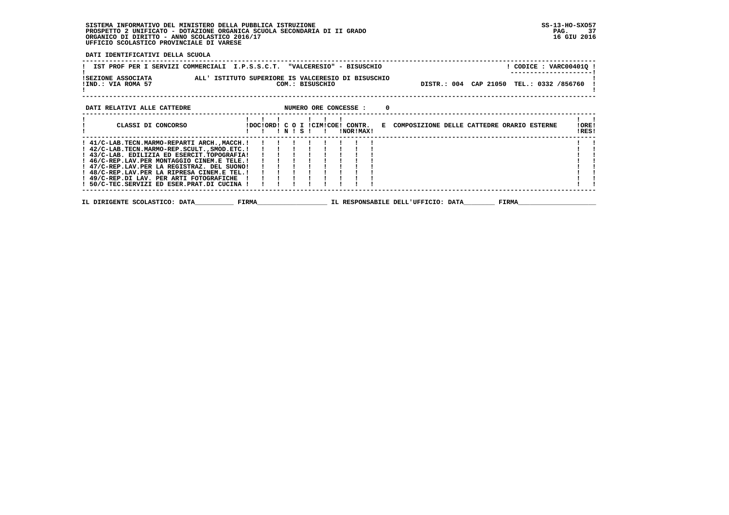SISTEMA INFORMATIVO DEL MINISTERO DELLA PUBBLICA ISTRUZIONE
PROSPETTO 2 UNIFICATO - DOTAZIONE ORGANICA SCUOLA SECONDARIA DI II GRADO
ORGANICO DI DIRITTO - ANNO SCOLASTICO 2016/17
UFFICIO SCOLASTICO PROVINCIALE DI VARESE

SS-13-HO-SXO57
16 GIU 2016

**DATI IDENTIFICATIVI DELLA SCUOLA**

IST PROF PER I SERVIZI COMMERCIALI I.P.S.S.C.T. "VALCERESIO" - BISUSCHIO — CODICE : VARC00401Q

SEZIONE ASSOCIATA ALL' ISTITUTO SUPERIORE IS VALCERESIO DI BISUSCHIO
IND.: VIA ROMA 57 — COM.: BISUSCHIO — DISTR.: 004 CAP 21050 TEL.: 0332 /856760

**DATI RELATIVI ALLE CATTEDRE** — NUMERO ORE CONCESSE : 0

| CLASSI DI CONCORSO | DOC | ORD | C IN | O | I S | CIM | COE | CONTR. NOR | MAX | E COMPOSIZIONE DELLE CATTEDRE ORARIO ESTERNE | ORE RES |
|---|---|---|---|---|---|---|---|---|---|---|---|
| 41/C-LAB.TECN.MARMO-REPARTI ARCH.,MACCH. | | | | | | | | | | | |
| 42/C-LAB.TECN.MARMO-REP.SCULT.,SMOD.ETC. | | | | | | | | | | | |
| 43/C-LAB. EDILIZIA ED ESERCIT.TOPOGRAFIA | | | | | | | | | | | |
| 46/C-REP.LAV.PER MONTAGGIO CINEM.E TELE. | | | | | | | | | | | |
| 47/C-REP.LAV.PER LA REGISTRAZ. DEL SUONO | | | | | | | | | | | |
| 48/C-REP.LAV.PER LA RIPRESA CINEM.E TEL. | | | | | | | | | | | |
| 49/C-REP.DI LAV. PER ARTI FOTOGRAFICHE | | | | | | | | | | | |
| 50/C-TEC.SERVIZI ED ESER.PRAT.DI CUCINA | | | | | | | | | | | |

IL DIRIGENTE SCOLASTICO: DATA__________ FIRMA__________________ IL RESPONSABILE DELL'UFFICIO: DATA________ FIRMA____________________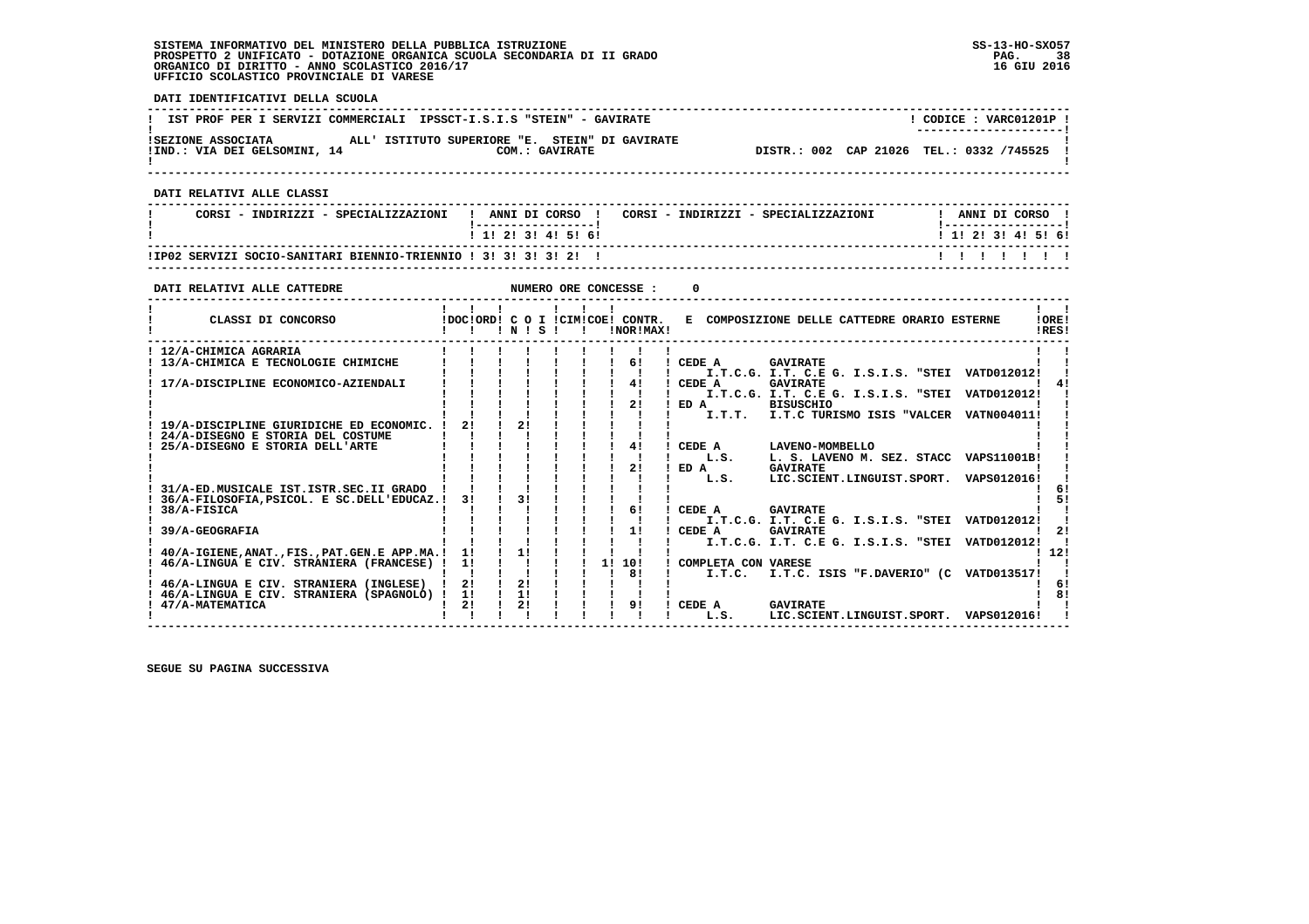SISTEMA INFORMATIVO DEL MINISTERO DELLA PUBBLICA ISTRUZIONE
PROSPETTO 2 UNIFICATO - DOTAZIONE ORGANICA SCUOLA SECONDARIA DI II GRADO
ORGANICO DI DIRITTO - ANNO SCOLASTICO 2016/17
UFFICIO SCOLASTICO PROVINCIALE DI VARESE

SS-13-HO-SXO57
16 GIU 2016

**DATI IDENTIFICATIVI DELLA SCUOLA**

IST PROF PER I SERVIZI COMMERCIALI IPSSCT-I.S.I.S "STEIN" - GAVIRATE — CODICE : VARC01201P

SEZIONE ASSOCIATA ALL' ISTITUTO SUPERIORE "E. STEIN" DI GAVIRATE
IND.: VIA DEI GELSOMINI, 14 — COM.: GAVIRATE — DISTR.: 002 CAP 21026 TEL.: 0332 /745525

**DATI RELATIVI ALLE CLASSI**

| CORSI - INDIRIZZI - SPECIALIZZAZIONI | 1 | 2 | 3 | 4 | 5 | 6 | CORSI - INDIRIZZI - SPECIALIZZAZIONI | 1 | 2 | 3 | 4 | 5 | 6 |
|---|---|---|---|---|---|---|---|---|---|---|---|---|---|
| IP02 SERVIZI SOCIO-SANITARI BIENNIO-TRIENNIO | 3 | 3 | 3 | 3 | 2 | | | | | | | | |

**DATI RELATIVI ALLE CATTEDRE** — NUMERO ORE CONCESSE : 0

| CLASSI DI CONCORSO | DOC | ORD | C O I N | S | CIM | COE | CONTR. NOR | MAX | E COMPOSIZIONE DELLE CATTEDRE ORARIO ESTERNE | ORE RES |
|---|---|---|---|---|---|---|---|---|---|---|
| 12/A-CHIMICA AGRARIA | | | | | | | | | | |
| 13/A-CHIMICA E TECNOLOGIE CHIMICHE | | | | | | | | 6 | CEDE A GAVIRATE I.T.C.G. I.T. C.E G. I.S.I.S. "STEI VATD012012 | |
| 17/A-DISCIPLINE ECONOMICO-AZIENDALI | | | | | | | | 4 | CEDE A GAVIRATE I.T.C.G. I.T. C.E G. I.S.I.S. "STEI VATD012012 | 4 |
| | | | | | | | | 2 | ED A BISUSCHIO I.T.T. I.T.C TURISMO ISIS "VALCER VATN004011 | |
| 19/A-DISCIPLINE GIURIDICHE ED ECONOMIC. | 2 | | 2 | | | | | | | |
| 24/A-DISEGNO E STORIA DEL COSTUME | | | | | | | | | | |
| 25/A-DISEGNO E STORIA DELL'ARTE | | | | | | | | 4 | CEDE A LAVENO-MOMBELLO L.S. L. S. LAVENO M. SEZ. STACC VAPS11001B | |
| | | | | | | | | 2 | ED A GAVIRATE L.S. LIC.SCIENT.LINGUIST.SPORT. VAPS012016 | |
| 31/A-ED.MUSICALE IST.ISTR.SEC.II GRADO | | | | | | | | | | 6 |
| 36/A-FILOSOFIA,PSICOL. E SC.DELL'EDUCAZ. | 3 | | 3 | | | | | | | 5 |
| 38/A-FISICA | | | | | | | | 6 | CEDE A GAVIRATE I.T.C.G. I.T. C.E G. I.S.I.S. "STEI VATD012012 | |
| 39/A-GEOGRAFIA | | | | | | | | 1 | CEDE A GAVIRATE I.T.C.G. I.T. C.E G. I.S.I.S. "STEI VATD012012 | 2 |
| 40/A-IGIENE,ANAT.,FIS.,PAT.GEN.E APP.MA. | 1 | | 1 | | | | | | | 12 |
| 46/A-LINGUA E CIV. STRANIERA (FRANCESE) | 1 | | | | | | 1 | 10 | COMPLETA CON VARESE | |
| | | | | | | | | 8 | I.T.C. I.T.C. ISIS "F.DAVERIO" (C VATD013517 | |
| 46/A-LINGUA E CIV. STRANIERA (INGLESE) | 2 | | 2 | | | | | | | 6 |
| 46/A-LINGUA E CIV. STRANIERA (SPAGNOLO) | 1 | | 1 | | | | | | | 8 |
| 47/A-MATEMATICA | 2 | | 2 | | | | | 9 | CEDE A GAVIRATE L.S. LIC.SCIENT.LINGUIST.SPORT. VAPS012016 | |

SEGUE SU PAGINA SUCCESSIVA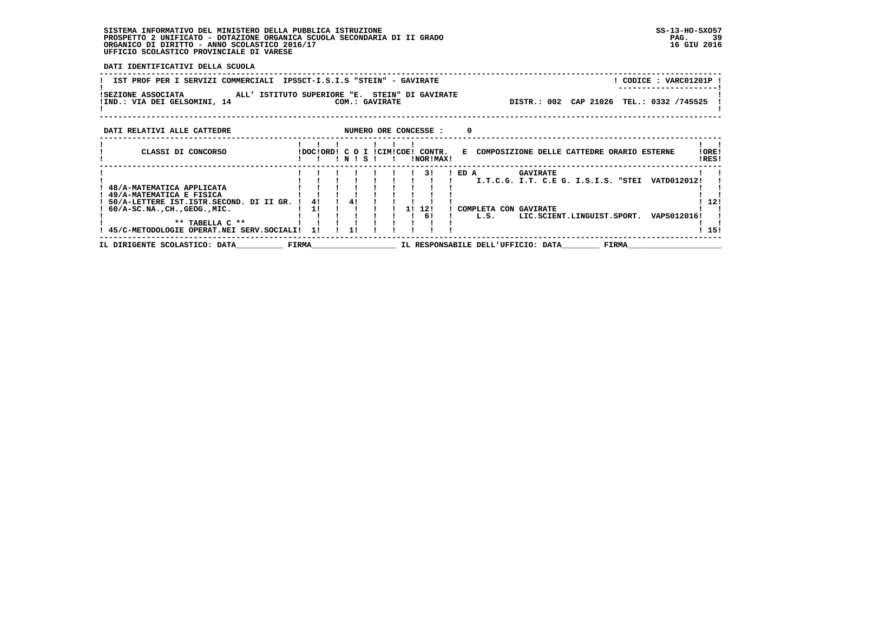SISTEMA INFORMATIVO DEL MINISTERO DELLA PUBBLICA ISTRUZIONE
PROSPETTO 2 UNIFICATO - DOTAZIONE ORGANICA SCUOLA SECONDARIA DI II GRADO
ORGANICO DI DIRITTO - ANNO SCOLASTICO 2016/17
UFFICIO SCOLASTICO PROVINCIALE DI VARESE

SS-13-HO-SXO57
16 GIU 2016

**DATI IDENTIFICATIVI DELLA SCUOLA**

IST PROF PER I SERVIZI COMMERCIALI IPSSCT-I.S.I.S "STEIN" - GAVIRATE — CODICE : VARC01201P

SEZIONE ASSOCIATA ALL' ISTITUTO SUPERIORE "E. STEIN" DI GAVIRATE
IND.: VIA DEI GELSOMINI, 14 — COM.: GAVIRATE — DISTR.: 002 CAP 21026 TEL.: 0332 /745525

**DATI RELATIVI ALLE CATTEDRE** — NUMERO ORE CONCESSE : 0

| CLASSI DI CONCORSO | DOC | ORD | C O N | I S | CIM | COE | CONTR. NOR | CONTR. MAX | E COMPOSIZIONE DELLE CATTEDRE ORARIO ESTERNE | ORE RES |
|---|---|---|---|---|---|---|---|---|---|---|
| | | | | | | | 3 | | ED A GAVIRATE I.T.C.G. I.T. C.E G. I.S.I.S. "STEI VATD012012 | |
| 48/A-MATEMATICA APPLICATA | | | | | | | | | | |
| 49/A-MATEMATICA E FISICA | | | | | | | | | | |
| 50/A-LETTERE IST.ISTR.SECOND. DI II GR. | 4 | | 4 | | | | | | | 12 |
| 60/A-SC.NA.,CH.,GEOG.,MIC. | 1 | | | | | 1 | 12 | | COMPLETA CON GAVIRATE | |
| | | | | | | | 6 | | L.S. LIC.SCIENT.LINGUIST.SPORT. VAPS012016 | |
| ** TABELLA C ** | | | | | | | | | | |
| 45/C-METODOLOGIE OPERAT.NEI SERV.SOCIALI | 1 | | 1 | | | | | | | 15 |

IL DIRIGENTE SCOLASTICO: DATA__________ FIRMA__________________ IL RESPONSABILE DELL'UFFICIO: DATA________ FIRMA____________________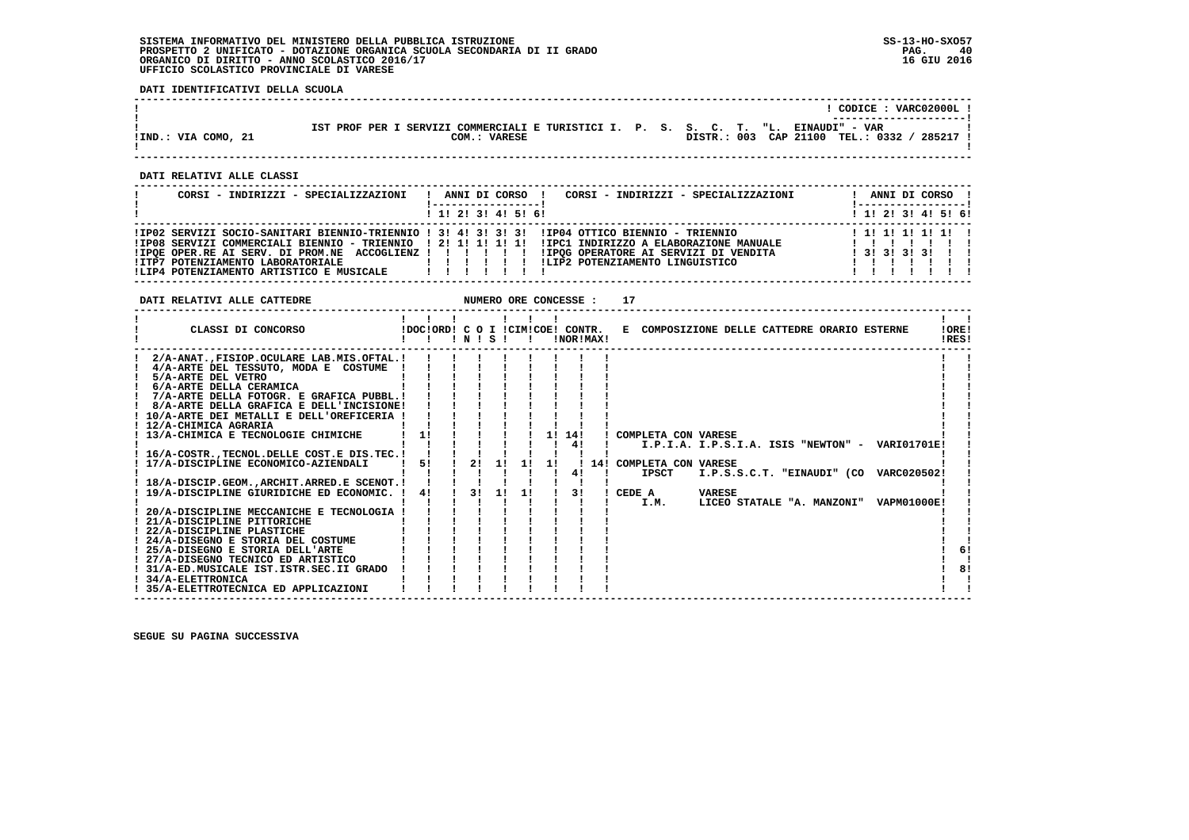SISTEMA INFORMATIVO DEL MINISTERO DELLA PUBBLICA ISTRUZIONE
PROSPETTO 2 UNIFICATO - DOTAZIONE ORGANICA SCUOLA SECONDARIA DI II GRADO
ORGANICO DI DIRITTO - ANNO SCOLASTICO 2016/17
UFFICIO SCOLASTICO PROVINCIALE DI VARESE

SS-13-HO-SXO57
16 GIU 2016

**DATI IDENTIFICATIVI DELLA SCUOLA**

CODICE : VARC02000L

IST PROF PER I SERVIZI COMMERCIALI E TURISTICI I. P. S. S. C. T. "L. EINAUDI" - VAR

IND.: VIA COMO, 21 — COM.: VARESE — DISTR.: 003 CAP 21100 TEL.: 0332 / 285217

**DATI RELATIVI ALLE CLASSI**

| CORSI - INDIRIZZI - SPECIALIZZAZIONI | 1 | 2 | 3 | 4 | 5 | 6 | CORSI - INDIRIZZI - SPECIALIZZAZIONI | 1 | 2 | 3 | 4 | 5 | 6 |
|---|---|---|---|---|---|---|---|---|---|---|---|---|---|
| IP02 SERVIZI SOCIO-SANITARI BIENNIO-TRIENNIO | 3 | 4 | 3 | 3 | 3 | | IP04 OTTICO BIENNIO - TRIENNIO | 1 | 1 | 1 | 1 | 1 | |
| IP08 SERVIZI COMMERCIALI BIENNIO - TRIENNIO | 2 | 1 | 1 | 1 | 1 | | IPC1 INDIRIZZO A ELABORAZIONE MANUALE | | | | | | |
| IPQE OPER.RE AI SERV. DI PROM.NE ACCOGLIENZ | | | | | | | IPQG OPERATORE AI SERVIZI DI VENDITA | 3 | 3 | 3 | 3 | | |
| ITP7 POTENZIAMENTO LABORATORIALE | | | | | | | LIP2 POTENZIAMENTO LINGUISTICO | | | | | | |
| LIP4 POTENZIAMENTO ARTISTICO E MUSICALE | | | | | | | | | | | | | |

**DATI RELATIVI ALLE CATTEDRE** — NUMERO ORE CONCESSE : 17

| CLASSI DI CONCORSO | DOC | ORD | C O I N | C O I S | CIM | COE | CONTR. NOR | CONTR. MAX | E COMPOSIZIONE DELLE CATTEDRE ORARIO ESTERNE | ORE RES |
|---|---|---|---|---|---|---|---|---|---|---|
| 2/A-ANAT.,FISIOP.OCULARE LAB.MIS.OFTAL. | | | | | | | | | | |
| 4/A-ARTE DEL TESSUTO, MODA E COSTUME | | | | | | | | | | |
| 5/A-ARTE DEL VETRO | | | | | | | | | | |
| 6/A-ARTE DELLA CERAMICA | | | | | | | | | | |
| 7/A-ARTE DELLA FOTOGR. E GRAFICA PUBBL. | | | | | | | | | | |
| 8/A-ARTE DELLA GRAFICA E DELL'INCISIONE | | | | | | | | | | |
| 10/A-ARTE DEI METALLI E DELL'OREFICERIA | | | | | | | | | | |
| 12/A-CHIMICA AGRARIA | | | | | | | | | | |
| 13/A-CHIMICA E TECNOLOGIE CHIMICHE | 1 | | | | | 1 | 14 | | COMPLETA CON VARESE | |
| | | | | | | | 4 | | I.P.I.A. I.P.S.I.A. ISIS "NEWTON" - VARI01701E | |
| 16/A-COSTR.,TECNOL.DELLE COST.E DIS.TEC. | | | | | | | | | | |
| 17/A-DISCIPLINE ECONOMICO-AZIENDALI | 5 | | 2 | 1 | 1 | 1 | | 14 | COMPLETA CON VARESE | |
| | | | | | | | 4 | | IPSCT I.P.S.S.C.T. "EINAUDI" (CO VARC020502 | |
| 18/A-DISCIP.GEOM.,ARCHIT.ARRED.E SCENOT. | | | | | | | | | | |
| 19/A-DISCIPLINE GIURIDICHE ED ECONOMIC. | 4 | | 3 | 1 | 1 | | 3 | | CEDE A VARESE | |
| | | | | | | | | | I.M. LICEO STATALE "A. MANZONI" VAPM01000E | |
| 20/A-DISCIPLINE MECCANICHE E TECNOLOGIA | | | | | | | | | | |
| 21/A-DISCIPLINE PITTORICHE | | | | | | | | | | |
| 22/A-DISCIPLINE PLASTICHE | | | | | | | | | | |
| 24/A-DISEGNO E STORIA DEL COSTUME | | | | | | | | | | |
| 25/A-DISEGNO E STORIA DELL'ARTE | | | | | | | | | | 6 |
| 27/A-DISEGNO TECNICO ED ARTISTICO | | | | | | | | | | |
| 31/A-ED.MUSICALE IST.ISTR.SEC.II GRADO | | | | | | | | | | 8 |
| 34/A-ELETTRONICA | | | | | | | | | | |
| 35/A-ELETTROTECNICA ED APPLICAZIONI | | | | | | | | | | |

SEGUE SU PAGINA SUCCESSIVA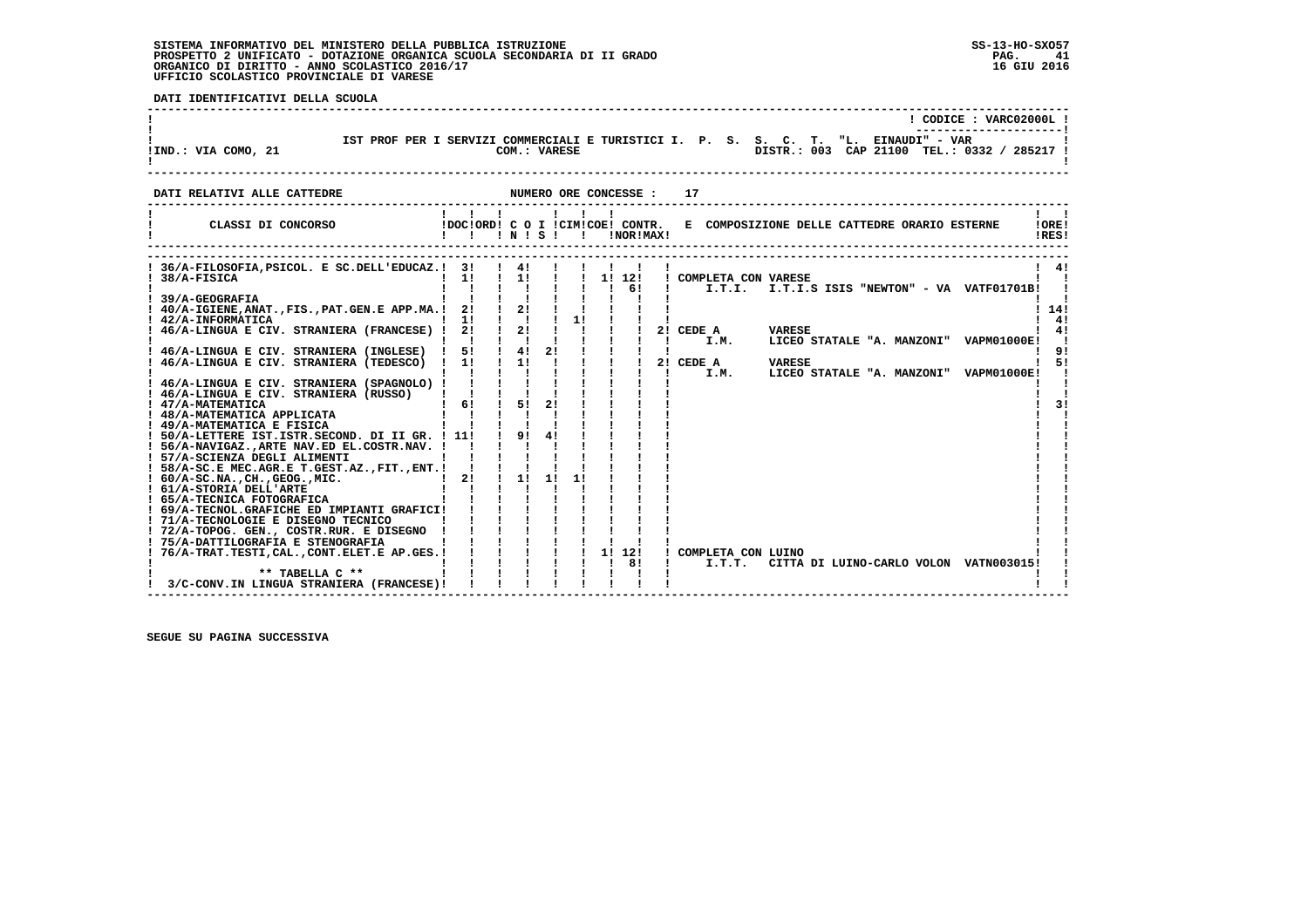SISTEMA INFORMATIVO DEL MINISTERO DELLA PUBBLICA ISTRUZIONE
PROSPETTO 2 UNIFICATO - DOTAZIONE ORGANICA SCUOLA SECONDARIA DI II GRADO
ORGANICO DI DIRITTO - ANNO SCOLASTICO 2016/17
UFFICIO SCOLASTICO PROVINCIALE DI VARESE

SS-13-HO-SXO57
16 GIU 2016

**DATI IDENTIFICATIVI DELLA SCUOLA**

CODICE : VARC02000L

IST PROF PER I SERVIZI COMMERCIALI E TURISTICI I. P. S. S. C. T. "L. EINAUDI" - VAR

IND.: VIA COMO, 21 — COM.: VARESE — DISTR.: 003 CAP 21100 TEL.: 0332 / 285217

**DATI RELATIVI ALLE CATTEDRE** — NUMERO ORE CONCESSE : 17

| CLASSI DI CONCORSO | DOC | ORD | C N | O S | I | CIM | COE | CONTR. NOR | CONTR. MAX | E COMPOSIZIONE DELLE CATTEDRE ORARIO ESTERNE | ORE RES |
|---|---|---|---|---|---|---|---|---|---|---|---|
| 36/A-FILOSOFIA,PSICOL. E SC.DELL'EDUCAZ. | 3 | | 4 | | | | | | | | 4 |
| 38/A-FISICA | 1 | | 1 | | | | 1 | 12 | | COMPLETA CON VARESE | |
| | | | | | | | | | 6 | I.T.I. I.T.I.S ISIS "NEWTON" - VA VATF01701B | |
| 39/A-GEOGRAFIA | | | | | | | | | | | |
| 40/A-IGIENE,ANAT.,FIS.,PAT.GEN.E APP.MA. | 2 | | 2 | | | | | | | | 14 |
| 42/A-INFORMATICA | 1 | | | | 1 | | | | | | 4 |
| 46/A-LINGUA E CIV. STRANIERA (FRANCESE) | 2 | | 2 | | | | | | | 2 CEDE A VARESE | 4 |
| | | | | | | | | | | I.M. LICEO STATALE "A. MANZONI" VAPM01000E | |
| 46/A-LINGUA E CIV. STRANIERA (INGLESE) | 5 | | 4 | 2 | | | | | | | 9 |
| 46/A-LINGUA E CIV. STRANIERA (TEDESCO) | 1 | | 1 | | | | | | | 2 CEDE A VARESE | 5 |
| | | | | | | | | | | I.M. LICEO STATALE "A. MANZONI" VAPM01000E | |
| 46/A-LINGUA E CIV. STRANIERA (SPAGNOLO) | | | | | | | | | | | |
| 46/A-LINGUA E CIV. STRANIERA (RUSSO) | | | | | | | | | | | |
| 47/A-MATEMATICA | 6 | | 5 | 2 | | | | | | | 3 |
| 48/A-MATEMATICA APPLICATA | | | | | | | | | | | |
| 49/A-MATEMATICA E FISICA | | | | | | | | | | | |
| 50/A-LETTERE IST.ISTR.SECOND. DI II GR. | 11 | | 9 | 4 | | | | | | | |
| 56/A-NAVIGAZ.,ARTE NAV.ED EL.COSTR.NAV. | | | | | | | | | | | |
| 57/A-SCIENZA DEGLI ALIMENTI | | | | | | | | | | | |
| 58/A-SC.E MEC.AGR.E T.GEST.AZ.,FIT.,ENT. | | | | | | | | | | | |
| 60/A-SC.NA.,CH.,GEOG.,MIC. | 2 | | 1 | 1 | 1 | | | | | | |
| 61/A-STORIA DELL'ARTE | | | | | | | | | | | |
| 65/A-TECNICA FOTOGRAFICA | | | | | | | | | | | |
| 69/A-TECNOL.GRAFICHE ED IMPIANTI GRAFICI | | | | | | | | | | | |
| 71/A-TECNOLOGIE E DISEGNO TECNICO | | | | | | | | | | | |
| 72/A-TOPOG. GEN., COSTR.RUR. E DISEGNO | | | | | | | | | | | |
| 75/A-DATTILOGRAFIA E STENOGRAFIA | | | | | | | | | | | |
| 76/A-TRAT.TESTI,CAL.,CONT.ELET.E AP.GES. | | | | | | | 1 | 12 | | COMPLETA CON LUINO | |
| | | | | | | | | | 8 | I.T.T. CITTA DI LUINO-CARLO VOLON VATN003015 | |
| ** TABELLA C ** | | | | | | | | | | | |
| 3/C-CONV.IN LINGUA STRANIERA (FRANCESE) | | | | | | | | | | | |

SEGUE SU PAGINA SUCCESSIVA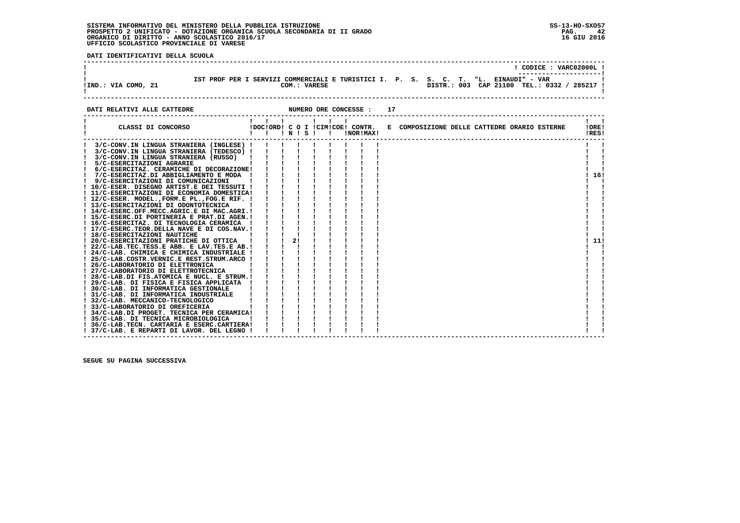SISTEMA INFORMATIVO DEL MINISTERO DELLA PUBBLICA ISTRUZIONE
PROSPETTO 2 UNIFICATO - DOTAZIONE ORGANICA SCUOLA SECONDARIA DI II GRADO
ORGANICO DI DIRITTO - ANNO SCOLASTICO 2016/17
UFFICIO SCOLASTICO PROVINCIALE DI VARESE

SS-13-HO-SXO57
16 GIU 2016

**DATI IDENTIFICATIVI DELLA SCUOLA**

CODICE : VARC02000L

IST PROF PER I SERVIZI COMMERCIALI E TURISTICI I. P. S. S. C. T. "L. EINAUDI" - VAR

IND.: VIA COMO, 21 — COM.: VARESE — DISTR.: 003 CAP 21100 TEL.: 0332 / 285217

**DATI RELATIVI ALLE CATTEDRE** — NUMERO ORE CONCESSE : 17

| CLASSI DI CONCORSO | DOC | ORD | C O N | I S | CIM | COE | CONTR. NOR | CONTR. MAX | E COMPOSIZIONE DELLE CATTEDRE ORARIO ESTERNE | ORE RES |
|---|---|---|---|---|---|---|---|---|---|---|
| 3/C-CONV.IN LINGUA STRANIERA (INGLESE) | | | | | | | | | | |
| 3/C-CONV.IN LINGUA STRANIERA (TEDESCO) | | | | | | | | | | |
| 3/C-CONV.IN LINGUA STRANIERA (RUSSO) | | | | | | | | | | |
| 5/C-ESERCITAZIONI AGRARIE | | | | | | | | | | |
| 6/C-ESERCITAZ. CERAMICHE DI DECORAZIONE | | | | | | | | | | |
| 7/C-ESERCITAZ.DI ABBIGLIAMENTO E MODA | | | | | | | | | | 16 |
| 9/C-ESERCITAZIONI DI COMUNICAZIONI | | | | | | | | | | |
| 10/C-ESER. DISEGNO ARTIST.E DEI TESSUTI | | | | | | | | | | |
| 11/C-ESERCITAZIONI DI ECONOMIA DOMESTICA | | | | | | | | | | |
| 12/C-ESER. MODEL.,FORM.E PL.,FOG.E RIF. | | | | | | | | | | |
| 13/C-ESERCITAZIONI DI ODONTOTECNICA | | | | | | | | | | |
| 14/C-ESERC.OFF.MECC.AGRIC.E DI MAC.AGRI. | | | | | | | | | | |
| 15/C-ESERC.DI PORTINERIA E PRAT.DI AGEN. | | | | | | | | | | |
| 16/C-ESERCITAZ. DI TECNOLOGIA CERAMICA | | | | | | | | | | |
| 17/C-ESERC.TEOR.DELLA NAVE E DI COS.NAV. | | | | | | | | | | |
| 18/C-ESERCITAZIONI NAUTICHE | | | | | | | | | | |
| 20/C-ESERCITAZIONI PRATICHE DI OTTICA | | | 2 | | | | | | | 11 |
| 22/C-LAB.TEC.TESS.E ABB. E LAV.TES.E AB. | | | | | | | | | | |
| 24/C-LAB. CHIMICA E CHIMICA INDUSTRIALE | | | | | | | | | | |
| 25/C-LAB.COSTR.VERNIC.E REST.STRUM.ARCO | | | | | | | | | | |
| 26/C-LABORATORIO DI ELETTRONICA | | | | | | | | | | |
| 27/C-LABORATORIO DI ELETTROTECNICA | | | | | | | | | | |
| 28/C-LAB.DI FIS.ATOMICA E NUCL. E STRUM. | | | | | | | | | | |
| 29/C-LAB. DI FISICA E FISICA APPLICATA | | | | | | | | | | |
| 30/C-LAB. DI INFORMATICA GESTIONALE | | | | | | | | | | |
| 31/C-LAB. DI INFORMATICA INDUSTRIALE | | | | | | | | | | |
| 32/C-LAB. MECCANICO-TECNOLOGICO | | | | | | | | | | |
| 33/C-LABORATORIO DI OREFICERIA | | | | | | | | | | |
| 34/C-LAB.DI PROGET. TECNICA PER CERAMICA | | | | | | | | | | |
| 35/C-LAB. DI TECNICA MICROBIOLOGICA | | | | | | | | | | |
| 36/C-LAB.TECN. CARTARIA E ESERC.CARTIERA | | | | | | | | | | |
| 37/C-LAB. E REPARTI DI LAVOR. DEL LEGNO | | | | | | | | | | |

SEGUE SU PAGINA SUCCESSIVA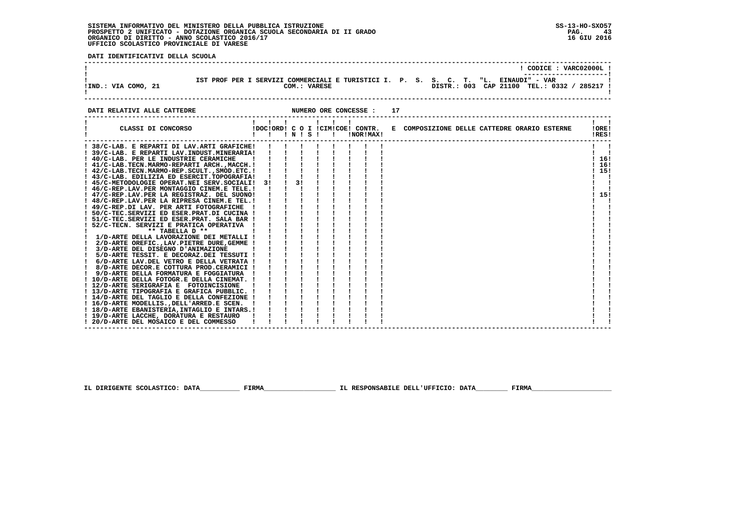SISTEMA INFORMATIVO DEL MINISTERO DELLA PUBBLICA ISTRUZIONE
PROSPETTO 2 UNIFICATO - DOTAZIONE ORGANICA SCUOLA SECONDARIA DI II GRADO
ORGANICO DI DIRITTO - ANNO SCOLASTICO 2016/17
UFFICIO SCOLASTICO PROVINCIALE DI VARESE

SS-13-HO-SXO57
16 GIU 2016

**DATI IDENTIFICATIVI DELLA SCUOLA**

| | |
|---|---|
| | CODICE : VARC02000L |
| IND.: VIA COMO, 21 | IST PROF PER I SERVIZI COMMERCIALI E TURISTICI I. P. S. S. C. T. "L. EINAUDI" - VAR |
| COM.: VARESE | DISTR.: 003 CAP 21100 TEL.: 0332 / 285217 |

**DATI RELATIVI ALLE CATTEDRE** NUMERO ORE CONCESSE : 17

| CLASSI DI CONCORSO | DOC | ORD | C O I N | S | CIM | COE | CONTR. NOR | MAX | E COMPOSIZIONE DELLE CATTEDRE ORARIO ESTERNE | ORE RES |
|---|---|---|---|---|---|---|---|---|---|---|
| 38/C-LAB. E REPARTI DI LAV.ARTI GRAFICHE | | | | | | | | | | |
| 39/C-LAB. E REPARTI LAV.INDUST.MINERARIA | | | | | | | | | | |
| 40/C-LAB. PER LE INDUSTRIE CERAMICHE | | | | | | | | | | 16 |
| 41/C-LAB.TECN.MARMO-REPARTI ARCH.,MACCH. | | | | | | | | | | 16 |
| 42/C-LAB.TECN.MARMO-REP.SCULT.,SMOD.ETC. | | | | | | | | | | 15 |
| 43/C-LAB. EDILIZIA ED ESERCIT.TOPOGRAFIA | | | | | | | | | | |
| 45/C-METODOLOGIE OPERAT.NEI SERV.SOCIALI | 3 | | 3 | | | | | | | |
| 46/C-REP.LAV.PER MONTAGGIO CINEM.E TELE. | | | | | | | | | | |
| 47/C-REP.LAV.PER LA REGISTRAZ. DEL SUONO | | | | | | | | | | 15 |
| 48/C-REP.LAV.PER LA RIPRESA CINEM.E TEL. | | | | | | | | | | |
| 49/C-REP.DI LAV. PER ARTI FOTOGRAFICHE | | | | | | | | | | |
| 50/C-TEC.SERVIZI ED ESER.PRAT.DI CUCINA | | | | | | | | | | |
| 51/C-TEC.SERVIZI ED ESER.PRAT. SALA BAR | | | | | | | | | | |
| 52/C-TECN. SERVIZI E PRATICA OPERATIVA | | | | | | | | | | |
| ** TABELLA D ** | | | | | | | | | | |
| 1/D-ARTE DELLA LAVORAZIONE DEI METALLI | | | | | | | | | | |
| 2/D-ARTE OREFIC.,LAV.PIETRE DURE,GEMME | | | | | | | | | | |
| 3/D-ARTE DEL DISEGNO D'ANIMAZIONE | | | | | | | | | | |
| 5/D-ARTE TESSIT. E DECORAZ.DEI TESSUTI | | | | | | | | | | |
| 6/D-ARTE LAV.DEL VETRO E DELLA VETRATA | | | | | | | | | | |
| 8/D-ARTE DECOR.E COTTURA PROD.CERAMICI | | | | | | | | | | |
| 9/D-ARTE DELLA FORMATURA E FOGGIATURA | | | | | | | | | | |
| 10/D-ARTE DELLA FOTOGR.E DELLA CINEMAT. | | | | | | | | | | |
| 12/D-ARTE SERIGRAFIA E FOTOINCISIONE | | | | | | | | | | |
| 13/D-ARTE TIPOGRAFIA E GRAFICA PUBBLIC. | | | | | | | | | | |
| 14/D-ARTE DEL TAGLIO E DELLA CONFEZIONE | | | | | | | | | | |
| 16/D-ARTE MODELLIS.,DELL'ARRED.E SCEN. | | | | | | | | | | |
| 18/D-ARTE EBANISTERIA,INTAGLIO E INTARS. | | | | | | | | | | |
| 19/D-ARTE LACCHE, DORATURA E RESTAURO | | | | | | | | | | |
| 20/D-ARTE DEL MOSAICO E DEL COMMESSO | | | | | | | | | | |

IL DIRIGENTE SCOLASTICO: DATA__________ FIRMA__________________ IL RESPONSABILE DELL'UFFICIO: DATA________ FIRMA____________________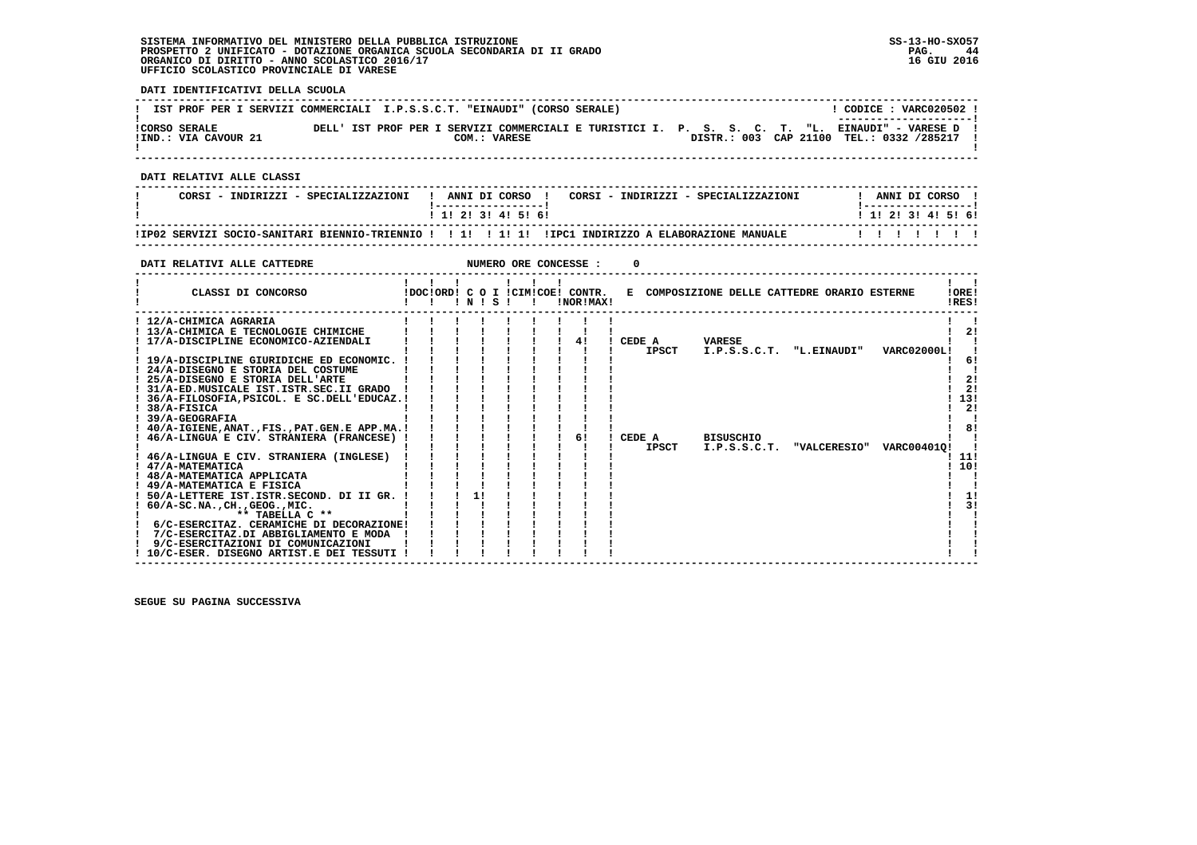SISTEMA INFORMATIVO DEL MINISTERO DELLA PUBBLICA ISTRUZIONE
PROSPETTO 2 UNIFICATO - DOTAZIONE ORGANICA SCUOLA SECONDARIA DI II GRADO
ORGANICO DI DIRITTO - ANNO SCOLASTICO 2016/17
UFFICIO SCOLASTICO PROVINCIALE DI VARESE

SS-13-HO-SXO57
16 GIU 2016

**DATI IDENTIFICATIVI DELLA SCUOLA**

IST PROF PER I SERVIZI COMMERCIALI I.P.S.S.C.T. "EINAUDI" (CORSO SERALE) — CODICE : VARC020502

CORSO SERALE DELL' IST PROF PER I SERVIZI COMMERCIALI E TURISTICI I. P. S. S. C. T. "L. EINAUDI" - VARESE D
IND.: VIA CAVOUR 21 — COM.: VARESE — DISTR.: 003 CAP 21100 TEL.: 0332 /285217

**DATI RELATIVI ALLE CLASSI**

| CORSI - INDIRIZZI - SPECIALIZZAZIONI | 1 | 2 | 3 | 4 | 5 | 6 | CORSI - INDIRIZZI - SPECIALIZZAZIONI | 1 | 2 | 3 | 4 | 5 | 6 |
|---|---|---|---|---|---|---|---|---|---|---|---|---|---|
| IP02 SERVIZI SOCIO-SANITARI BIENNIO-TRIENNIO | | 1 | | 1 | 1 | | IPC1 INDIRIZZO A ELABORAZIONE MANUALE | | | | | | |

**DATI RELATIVI ALLE CATTEDRE** — NUMERO ORE CONCESSE : 0

| CLASSI DI CONCORSO | DOC | ORD | C O I N | C O I S | CIM | COE | CONTR. NOR | CONTR. MAX | E COMPOSIZIONE DELLE CATTEDRE ORARIO ESTERNE | ORE RES |
|---|---|---|---|---|---|---|---|---|---|---|
| 12/A-CHIMICA AGRARIA | | | | | | | | | | |
| 13/A-CHIMICA E TECNOLOGIE CHIMICHE | | | | | | | | | | 2 |
| 17/A-DISCIPLINE ECONOMICO-AZIENDALI | | | | | | | | 4 | CEDE A IPSCT VARESE I.P.S.S.C.T. "L.EINAUDI" VARC02000L | |
| 19/A-DISCIPLINE GIURIDICHE ED ECONOMIC. | | | | | | | | | | 6 |
| 24/A-DISEGNO E STORIA DEL COSTUME | | | | | | | | | | |
| 25/A-DISEGNO E STORIA DELL'ARTE | | | | | | | | | | 2 |
| 31/A-ED.MUSICALE IST.ISTR.SEC.II GRADO | | | | | | | | | | 2 |
| 36/A-FILOSOFIA,PSICOL. E SC.DELL'EDUCAZ. | | | | | | | | | | 13 |
| 38/A-FISICA | | | | | | | | | | 2 |
| 39/A-GEOGRAFIA | | | | | | | | | | |
| 40/A-IGIENE,ANAT.,FIS.,PAT.GEN.E APP.MA. | | | | | | | | | | 8 |
| 46/A-LINGUA E CIV. STRANIERA (FRANCESE) | | | | | | | | 6 | CEDE A IPSCT BISUSCHIO I.P.S.S.C.T. "VALCERESIO" VARC00401Q | |
| 46/A-LINGUA E CIV. STRANIERA (INGLESE) | | | | | | | | | | 11 |
| 47/A-MATEMATICA | | | | | | | | | | 10 |
| 48/A-MATEMATICA APPLICATA | | | | | | | | | | |
| 49/A-MATEMATICA E FISICA | | | | | | | | | | |
| 50/A-LETTERE IST.ISTR.SECOND. DI II GR. | | | 1 | | | | | | | 1 |
| 60/A-SC.NA.,CH.,GEOG.,MIC. | | | | | | | | | | 3 |
| ** TABELLA C ** | | | | | | | | | | |
| 6/C-ESERCITAZ. CERAMICHE DI DECORAZIONE | | | | | | | | | | |
| 7/C-ESERCITAZ.DI ABBIGLIAMENTO E MODA | | | | | | | | | | |
| 9/C-ESERCITAZIONI DI COMUNICAZIONI | | | | | | | | | | |
| 10/C-ESER. DISEGNO ARTIST.E DEI TESSUTI | | | | | | | | | | |

SEGUE SU PAGINA SUCCESSIVA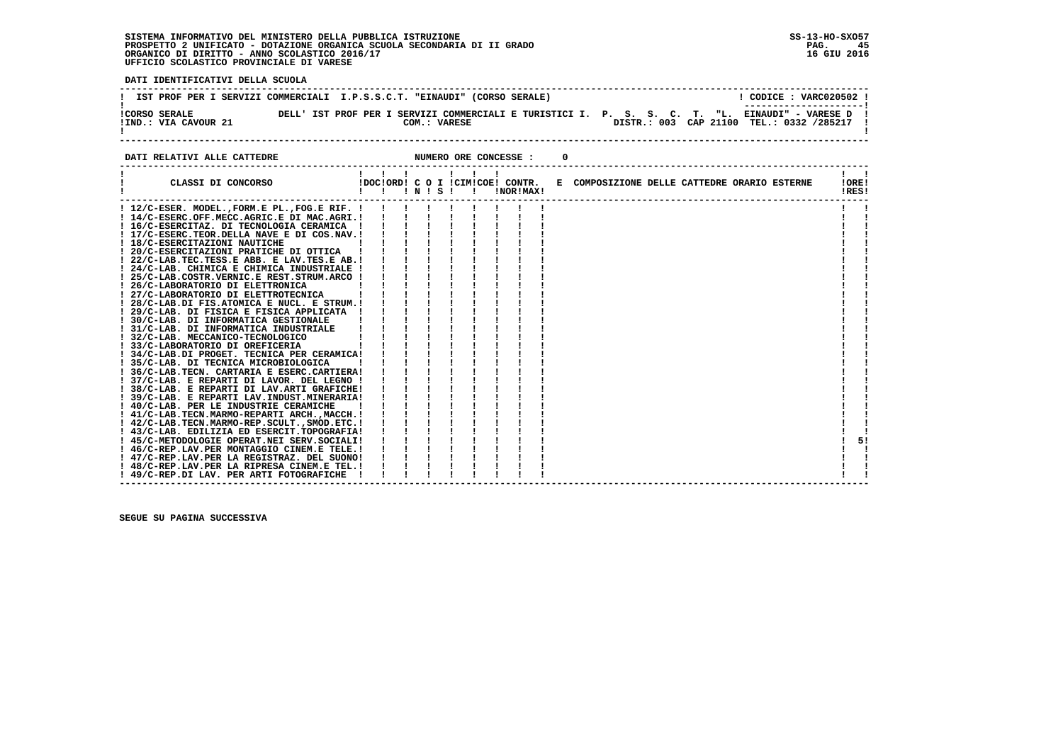SISTEMA INFORMATIVO DEL MINISTERO DELLA PUBBLICA ISTRUZIONE
PROSPETTO 2 UNIFICATO - DOTAZIONE ORGANICA SCUOLA SECONDARIA DI II GRADO
ORGANICO DI DIRITTO - ANNO SCOLASTICO 2016/17
UFFICIO SCOLASTICO PROVINCIALE DI VARESE

SS-13-HO-SXO57
16 GIU 2016

**DATI IDENTIFICATIVI DELLA SCUOLA**

IST PROF PER I SERVIZI COMMERCIALI I.P.S.S.C.T. "EINAUDI" (CORSO SERALE) — CODICE : VARC020502

CORSO SERALE DELL' IST PROF PER I SERVIZI COMMERCIALI E TURISTICI I. P. S. S. C. T. "L. EINAUDI" - VARESE D
IND.: VIA CAVOUR 21 — COM.: VARESE — DISTR.: 003 CAP 21100 TEL.: 0332 /285217

**DATI RELATIVI ALLE CATTEDRE** NUMERO ORE CONCESSE : 0

| CLASSI DI CONCORSO | DOC | ORD | C N | O | I S | CIM | COE | CONTR. NOR | CONTR. MAX | E | COMPOSIZIONE DELLE CATTEDRE ORARIO ESTERNE | ORE RES |
|---|---|---|---|---|---|---|---|---|---|---|---|---|
| 12/C-ESER. MODEL.,FORM.E PL.,FOG.E RIF. | | | | | | | | | | | | |
| 14/C-ESERC.OFF.MECC.AGRIC.E DI MAC.AGRI. | | | | | | | | | | | | |
| 16/C-ESERCITAZ. DI TECNOLOGIA CERAMICA | | | | | | | | | | | | |
| 17/C-ESERC.TEOR.DELLA NAVE E DI COS.NAV. | | | | | | | | | | | | |
| 18/C-ESERCITAZIONI NAUTICHE | | | | | | | | | | | | |
| 20/C-ESERCITAZIONI PRATICHE DI OTTICA | | | | | | | | | | | | |
| 22/C-LAB.TEC.TESS.E ABB. E LAV.TES.E AB. | | | | | | | | | | | | |
| 24/C-LAB. CHIMICA E CHIMICA INDUSTRIALE | | | | | | | | | | | | |
| 25/C-LAB.COSTR.VERNIC.E REST.STRUM.ARCO | | | | | | | | | | | | |
| 26/C-LABORATORIO DI ELETTRONICA | | | | | | | | | | | | |
| 27/C-LABORATORIO DI ELETTROTECNICA | | | | | | | | | | | | |
| 28/C-LAB.DI FIS.ATOMICA E NUCL. E STRUM. | | | | | | | | | | | | |
| 29/C-LAB. DI FISICA E FISICA APPLICATA | | | | | | | | | | | | |
| 30/C-LAB. DI INFORMATICA GESTIONALE | | | | | | | | | | | | |
| 31/C-LAB. DI INFORMATICA INDUSTRIALE | | | | | | | | | | | | |
| 32/C-LAB. MECCANICO-TECNOLOGICO | | | | | | | | | | | | |
| 33/C-LABORATORIO DI OREFICERIA | | | | | | | | | | | | |
| 34/C-LAB.DI PROGET. TECNICA PER CERAMICA | | | | | | | | | | | | |
| 35/C-LAB. DI TECNICA MICROBIOLOGICA | | | | | | | | | | | | |
| 36/C-LAB.TECN. CARTARIA E ESERC.CARTIERA | | | | | | | | | | | | |
| 37/C-LAB. E REPARTI DI LAVOR. DEL LEGNO | | | | | | | | | | | | |
| 38/C-LAB. E REPARTI DI LAV.ARTI GRAFICHE | | | | | | | | | | | | |
| 39/C-LAB. E REPARTI LAV.INDUST.MINERARIA | | | | | | | | | | | | |
| 40/C-LAB. PER LE INDUSTRIE CERAMICHE | | | | | | | | | | | | |
| 41/C-LAB.TECN.MARMO-REPARTI ARCH.,MACCH. | | | | | | | | | | | | |
| 42/C-LAB.TECN.MARMO-REP.SCULT.,SMOD.ETC. | | | | | | | | | | | | |
| 43/C-LAB. EDILIZIA ED ESERCIT.TOPOGRAFIA | | | | | | | | | | | | |
| 45/C-METODOLOGIE OPERAT.NEI SERV.SOCIALI | | | | | | | | | | | | 5 |
| 46/C-REP.LAV.PER MONTAGGIO CINEM.E TELE. | | | | | | | | | | | | |
| 47/C-REP.LAV.PER LA REGISTRAZ. DEL SUONO | | | | | | | | | | | | |
| 48/C-REP.LAV.PER LA RIPRESA CINEM.E TEL. | | | | | | | | | | | | |
| 49/C-REP.DI LAV. PER ARTI FOTOGRAFICHE | | | | | | | | | | | | |

SEGUE SU PAGINA SUCCESSIVA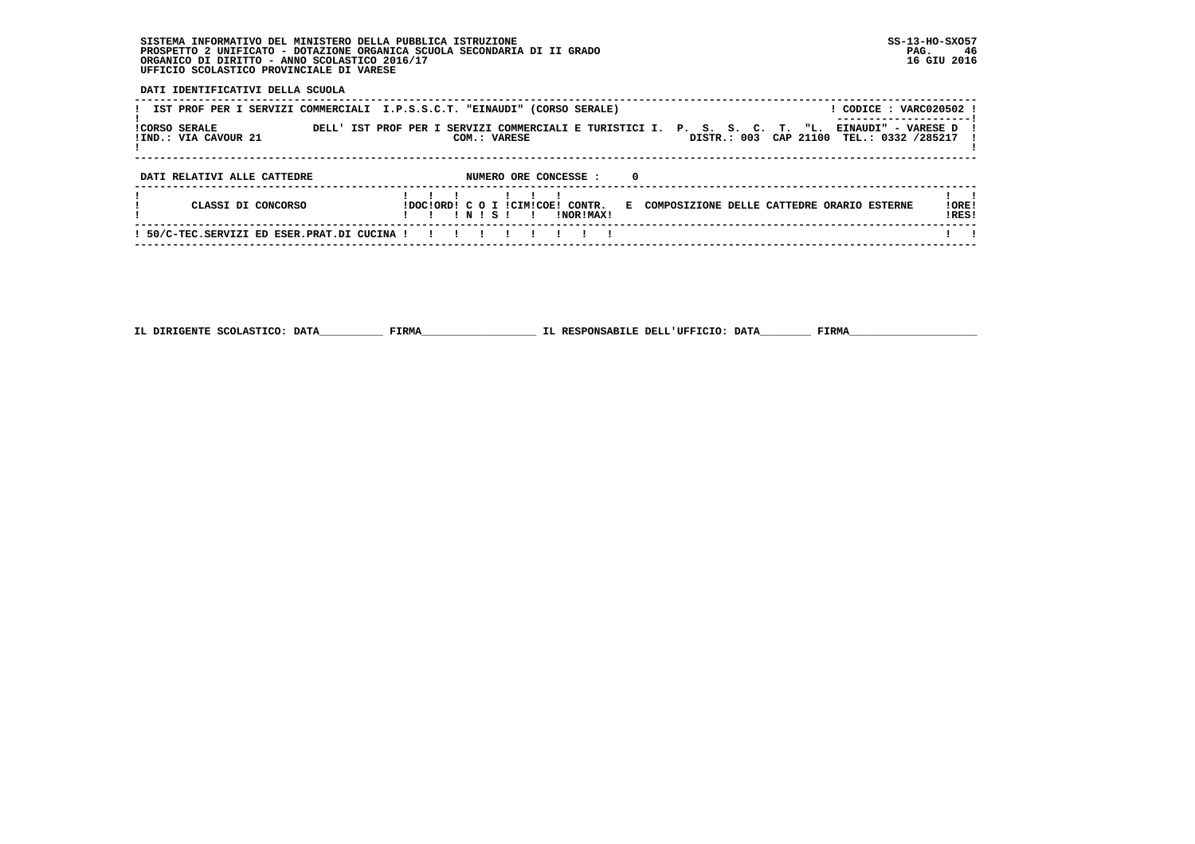SISTEMA INFORMATIVO DEL MINISTERO DELLA PUBBLICA ISTRUZIONE
PROSPETTO 2 UNIFICATO - DOTAZIONE ORGANICA SCUOLA SECONDARIA DI II GRADO
ORGANICO DI DIRITTO - ANNO SCOLASTICO 2016/17
UFFICIO SCOLASTICO PROVINCIALE DI VARESE

SS-13-HO-SXO57
16 GIU 2016

**DATI IDENTIFICATIVI DELLA SCUOLA**

IST PROF PER I SERVIZI COMMERCIALI I.P.S.S.C.T. "EINAUDI" (CORSO SERALE) — CODICE : VARC020502

CORSO SERALE DELL' IST PROF PER I SERVIZI COMMERCIALI E TURISTICI I. P. S. S. C. T. "L. EINAUDI" - VARESE D
IND.: VIA CAVOUR 21 — COM.: VARESE — DISTR.: 003 CAP 21100 TEL.: 0332 /285217

**DATI RELATIVI ALLE CATTEDRE** — NUMERO ORE CONCESSE : 0

| CLASSI DI CONCORSO | DOC | ORD | C O N | I S | CIM | COE | CONTR. NOR | CONTR. MAX | E COMPOSIZIONE DELLE CATTEDRE ORARIO ESTERNE | ORE RES |
|---|---|---|---|---|---|---|---|---|---|---|
| 50/C-TEC.SERVIZI ED ESER.PRAT.DI CUCINA | | | | | | | | | | |

IL DIRIGENTE SCOLASTICO: DATA__________ FIRMA__________________ IL RESPONSABILE DELL'UFFICIO: DATA________ FIRMA____________________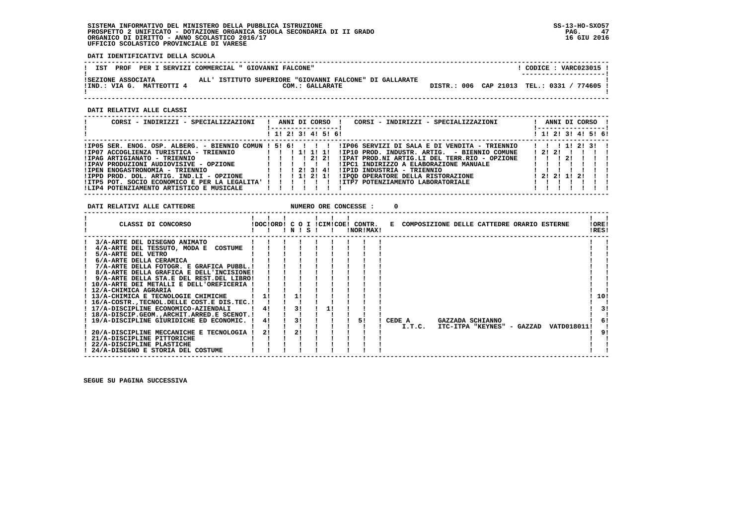SISTEMA INFORMATIVO DEL MINISTERO DELLA PUBBLICA ISTRUZIONE
PROSPETTO 2 UNIFICATO - DOTAZIONE ORGANICA SCUOLA SECONDARIA DI II GRADO
ORGANICO DI DIRITTO - ANNO SCOLASTICO 2016/17
UFFICIO SCOLASTICO PROVINCIALE DI VARESE

SS-13-HO-SXO57
16 GIU 2016

**DATI IDENTIFICATIVI DELLA SCUOLA**

IST PROF PER I SERVIZI COMMERCIAL " GIOVANNI FALCONE" — CODICE : VARC023015

SEZIONE ASSOCIATA ALL' ISTITUTO SUPERIORE "GIOVANNI FALCONE" DI GALLARATE
IND.: VIA G. MATTEOTTI 4 — COM.: GALLARATE — DISTR.: 006 CAP 21013 TEL.: 0331 / 774605

**DATI RELATIVI ALLE CLASSI**

| CORSI - INDIRIZZI - SPECIALIZZAZIONI | 1 | 2 | 3 | 4 | 5 | 6 | CORSI - INDIRIZZI - SPECIALIZZAZIONI | 1 | 2 | 3 | 4 | 5 | 6 |
|---|---|---|---|---|---|---|---|---|---|---|---|---|---|
| IP05 SER. ENOG. OSP. ALBERG. - BIENNIO COMUN | 5 | 6 | | | | | IP06 SERVIZI DI SALA E DI VENDITA - TRIENNIO | | | 1 | 2 | 3 | |
| IP07 ACCOGLIENZA TURISTICA - TRIENNIO | | | 1 | 1 | 1 | | IP10 PROD. INDUSTR. ARTIG. - BIENNIO COMUNE | 2 | 2 | | | | |
| IPAG ARTIGIANATO - TRIENNIO | | | | 2 | 2 | | IPAT PROD.NI ARTIG.LI DEL TERR.RIO - OPZIONE | | | 2 | | | |
| IPAV PRODUZIONI AUDIOVISIVE - OPZIONE | | | | | | | IPC1 INDIRIZZO A ELABORAZIONE MANUALE | | | | | | |
| IPEN ENOGASTRONOMIA - TRIENNIO | | | 2 | 3 | 4 | | IPID INDUSTRIA - TRIENNIO | | | | | | |
| IPPD PROD. DOL. ARTIG. IND.LI - OPZIONE | | | 1 | 2 | 1 | | IPQD OPERATORE DELLA RISTORAZIONE | 2 | 2 | 1 | 2 | | |
| ITP5 POT. SOCIO ECONOMICO E PER LA LEGALITA' | | | | | | | ITP7 POTENZIAMENTO LABORATORIALE | | | | | | |
| LIP4 POTENZIAMENTO ARTISTICO E MUSICALE | | | | | | | | | | | | | |

**DATI RELATIVI ALLE CATTEDRE** NUMERO ORE CONCESSE : 0

| CLASSI DI CONCORSO | DOC | ORD | C O I N | S | CIM | COE | CONTR. NOR | MAX | E COMPOSIZIONE DELLE CATTEDRE ORARIO ESTERNE | ORE RES |
|---|---|---|---|---|---|---|---|---|---|---|
| 3/A-ARTE DEL DISEGNO ANIMATO | | | | | | | | | | |
| 4/A-ARTE DEL TESSUTO, MODA E COSTUME | | | | | | | | | | |
| 5/A-ARTE DEL VETRO | | | | | | | | | | |
| 6/A-ARTE DELLA CERAMICA | | | | | | | | | | |
| 7/A-ARTE DELLA FOTOGR. E GRAFICA PUBBL. | | | | | | | | | | |
| 8/A-ARTE DELLA GRAFICA E DELL'INCISIONE | | | | | | | | | | |
| 9/A-ARTE DELLA STA.E DEL REST.DEL LIBRO | | | | | | | | | | |
| 10/A-ARTE DEI METALLI E DELL'OREFICERIA | | | | | | | | | | |
| 12/A-CHIMICA AGRARIA | | | | | | | | | | |
| 13/A-CHIMICA E TECNOLOGIE CHIMICHE | 1 | | 1 | | | | | | | 10 |
| 16/A-COSTR.,TECNOL.DELLE COST.E DIS.TEC. | | | | | | | | | | |
| 17/A-DISCIPLINE ECONOMICO-AZIENDALI | 4 | | 3 | | 1 | | | | | 3 |
| 18/A-DISCIP.GEOM.,ARCHIT.ARRED.E SCENOT. | | | | | | | | | | |
| 19/A-DISCIPLINE GIURIDICHE ED ECONOMIC. | 4 | | 3 | | | | | 5 | CEDE A GAZZADA SCHIANNO I.T.C. ITC-ITPA "KEYNES" - GAZZAD VATD018011 | 6 |
| 20/A-DISCIPLINE MECCANICHE E TECNOLOGIA | 2 | | 2 | | | | | | | 9 |
| 21/A-DISCIPLINE PITTORICHE | | | | | | | | | | |
| 22/A-DISCIPLINE PLASTICHE | | | | | | | | | | |
| 24/A-DISEGNO E STORIA DEL COSTUME | | | | | | | | | | |

SEGUE SU PAGINA SUCCESSIVA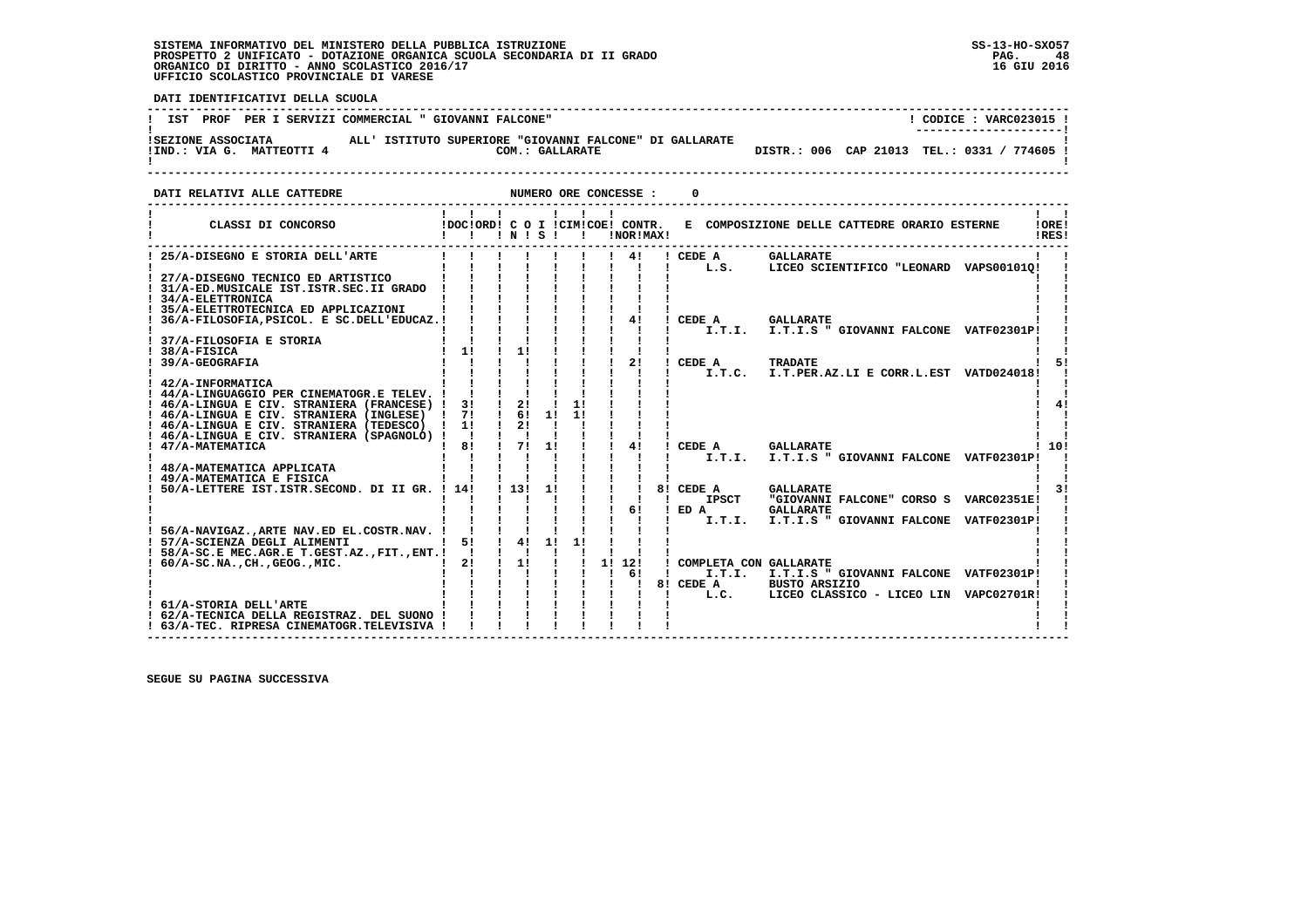SISTEMA INFORMATIVO DEL MINISTERO DELLA PUBBLICA ISTRUZIONE
PROSPETTO 2 UNIFICATO - DOTAZIONE ORGANICA SCUOLA SECONDARIA DI II GRADO
ORGANICO DI DIRITTO - ANNO SCOLASTICO 2016/17
UFFICIO SCOLASTICO PROVINCIALE DI VARESE

SS-13-HO-SXO57
16 GIU 2016

**DATI IDENTIFICATIVI DELLA SCUOLA**

IST PROF PER I SERVIZI COMMERCIAL " GIOVANNI FALCONE" — CODICE : VARC023015

SEZIONE ASSOCIATA ALL' ISTITUTO SUPERIORE "GIOVANNI FALCONE" DI GALLARATE
IND.: VIA G. MATTEOTTI 4 — COM.: GALLARATE — DISTR.: 006 CAP 21013 TEL.: 0331 / 774605

**DATI RELATIVI ALLE CATTEDRE** — NUMERO ORE CONCESSE : 0

| CLASSI DI CONCORSO | DOC | ORD | C O I N | S | CIM | COE | CONTR. NOR | CONTR. MAX | E COMPOSIZIONE DELLE CATTEDRE ORARIO ESTERNE | ORE RES |
|---|---|---|---|---|---|---|---|---|---|---|
| 25/A-DISEGNO E STORIA DELL'ARTE | | | | | | | 4 | | CEDE A GALLARATE L.S. LICEO SCIENTIFICO "LEONARD VAPS00101Q | |
| 27/A-DISEGNO TECNICO ED ARTISTICO | | | | | | | | | | |
| 31/A-ED.MUSICALE IST.ISTR.SEC.II GRADO | | | | | | | | | | |
| 34/A-ELETTRONICA | | | | | | | | | | |
| 35/A-ELETTROTECNICA ED APPLICAZIONI | | | | | | | | | | |
| 36/A-FILOSOFIA,PSICOL. E SC.DELL'EDUCAZ. | | | | | | | 4 | | CEDE A GALLARATE I.T.I. I.T.I.S " GIOVANNI FALCONE VATF02301P | |
| 37/A-FILOSOFIA E STORIA | | | | | | | | | | |
| 38/A-FISICA | 1 | | 1 | | | | | | | |
| 39/A-GEOGRAFIA | | | | | | | 2 | | CEDE A TRADATE I.T.C. I.T.PER.AZ.LI E CORR.L.EST VATD024018 | 5 |
| 42/A-INFORMATICA | | | | | | | | | | |
| 44/A-LINGUAGGIO PER CINEMATOGR.E TELEV. | | | | | | | | | | |
| 46/A-LINGUA E CIV. STRANIERA (FRANCESE) | 3 | | 2 | | 1 | | | | | 4 |
| 46/A-LINGUA E CIV. STRANIERA (INGLESE) | 7 | | 6 | 1 | 1 | | | | | |
| 46/A-LINGUA E CIV. STRANIERA (TEDESCO) | 1 | | 2 | | | | | | | |
| 46/A-LINGUA E CIV. STRANIERA (SPAGNOLO) | | | | | | | | | | |
| 47/A-MATEMATICA | 8 | | 7 | 1 | | | 4 | | CEDE A GALLARATE I.T.I. I.T.I.S " GIOVANNI FALCONE VATF02301P | 10 |
| 48/A-MATEMATICA APPLICATA | | | | | | | | | | |
| 49/A-MATEMATICA E FISICA | | | | | | | | | | |
| 50/A-LETTERE IST.ISTR.SECOND. DI II GR. | 14 | | 13 | 1 | | | | 8 | CEDE A GALLARATE IPSCT "GIOVANNI FALCONE" CORSO S VARC02351E | 3 |
| | | | | | | | 6 | | ED A GALLARATE I.T.I. I.T.I.S " GIOVANNI FALCONE VATF02301P | |
| 56/A-NAVIGAZ.,ARTE NAV.ED EL.COSTR.NAV. | | | | | | | | | | |
| 57/A-SCIENZA DEGLI ALIMENTI | 5 | | 4 | 1 | 1 | | | | | |
| 58/A-SC.E MEC.AGR.E T.GEST.AZ.,FIT.,ENT. | | | | | | | | | | |
| 60/A-SC.NA.,CH.,GEOG.,MIC. | 2 | | 1 | | | 1 | 12 | | COMPLETA CON GALLARATE | |
| | | | | | | | 6 | | I.T.I. I.T.I.S " GIOVANNI FALCONE VATF02301P | |
| | | | | | | | | 8 | CEDE A BUSTO ARSIZIO L.C. LICEO CLASSICO - LICEO LIN VAPC02701R | |
| 61/A-STORIA DELL'ARTE | | | | | | | | | | |
| 62/A-TECNICA DELLA REGISTRAZ. DEL SUONO | | | | | | | | | | |
| 63/A-TEC. RIPRESA CINEMATOGR.TELEVISIVA | | | | | | | | | | |

SEGUE SU PAGINA SUCCESSIVA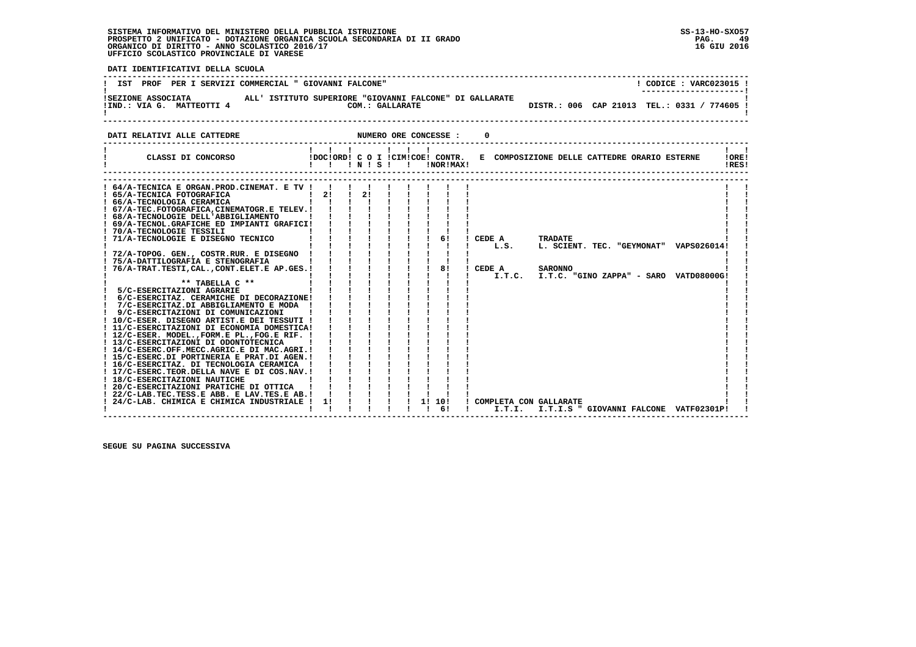SISTEMA INFORMATIVO DEL MINISTERO DELLA PUBBLICA ISTRUZIONE
PROSPETTO 2 UNIFICATO - DOTAZIONE ORGANICA SCUOLA SECONDARIA DI II GRADO
ORGANICO DI DIRITTO - ANNO SCOLASTICO 2016/17
UFFICIO SCOLASTICO PROVINCIALE DI VARESE

**DATI IDENTIFICATIVI DELLA SCUOLA**

IST PROF PER I SERVIZI COMMERCIAL " GIOVANNI FALCONE" — CODICE : VARC023015

SEZIONE ASSOCIATA ALL' ISTITUTO SUPERIORE "GIOVANNI FALCONE" DI GALLARATE
IND.: VIA G. MATTEOTTI 4 — COM.: GALLARATE — DISTR.: 006 CAP 21013 TEL.: 0331 / 774605

**DATI RELATIVI ALLE CATTEDRE** — NUMERO ORE CONCESSE : 0

| CLASSI DI CONCORSO | DOC | ORD | C O I N | C O I S | CIM | COE | CONTR. NOR | CONTR. MAX | E COMPOSIZIONE DELLE CATTEDRE ORARIO ESTERNE | ORE RES |
|---|---|---|---|---|---|---|---|---|---|---|
| 64/A-TECNICA E ORGAN.PROD.CINEMAT. E TV | | | | | | | | | | |
| 65/A-TECNICA FOTOGRAFICA | 2 | | 2 | | | | | | | |
| 66/A-TECNOLOGIA CERAMICA | | | | | | | | | | |
| 67/A-TEC.FOTOGRAFICA,CINEMATOGR.E TELEV. | | | | | | | | | | |
| 68/A-TECNOLOGIE DELL'ABBIGLIAMENTO | | | | | | | | | | |
| 69/A-TECNOL.GRAFICHE ED IMPIANTI GRAFICI | | | | | | | | | | |
| 70/A-TECNOLOGIE TESSILI | | | | | | | | | | |
| 71/A-TECNOLOGIE E DISEGNO TECNICO | | | | | | | | 6 | CEDE A TRADATE<br>L.S. L. SCIENT. TEC. "GEYMONAT" VAPS026014 | |
| 72/A-TOPOG. GEN., COSTR.RUR. E DISEGNO | | | | | | | | | | |
| 75/A-DATTILOGRAFIA E STENOGRAFIA | | | | | | | | | | |
| 76/A-TRAT.TESTI,CAL.,CONT.ELET.E AP.GES. | | | | | | | | 8 | CEDE A SARONNO<br>I.T.C. I.T.C. "GINO ZAPPA" - SARO VATD08000G | |
| ** TABELLA C ** | | | | | | | | | | |
| 5/C-ESERCITAZIONI AGRARIE | | | | | | | | | | |
| 6/C-ESERCITAZ. CERAMICHE DI DECORAZIONE | | | | | | | | | | |
| 7/C-ESERCITAZ.DI ABBIGLIAMENTO E MODA | | | | | | | | | | |
| 9/C-ESERCITAZIONI DI COMUNICAZIONI | | | | | | | | | | |
| 10/C-ESER. DISEGNO ARTIST.E DEI TESSUTI | | | | | | | | | | |
| 11/C-ESERCITAZIONI DI ECONOMIA DOMESTICA | | | | | | | | | | |
| 12/C-ESER. MODEL.,FORM.E PL.,FOG.E RIF. | | | | | | | | | | |
| 13/C-ESERCITAZIONI DI ODONTOTECNICA | | | | | | | | | | |
| 14/C-ESERC.OFF.MECC.AGRIC.E DI MAC.AGRI. | | | | | | | | | | |
| 15/C-ESERC.DI PORTINERIA E PRAT.DI AGEN. | | | | | | | | | | |
| 16/C-ESERCITAZ. DI TECNOLOGIA CERAMICA | | | | | | | | | | |
| 17/C-ESERC.TEOR.DELLA NAVE E DI COS.NAV. | | | | | | | | | | |
| 18/C-ESERCITAZIONI NAUTICHE | | | | | | | | | | |
| 20/C-ESERCITAZIONI PRATICHE DI OTTICA | | | | | | | | | | |
| 22/C-LAB.TEC.TESS.E ABB. E LAV.TES.E AB. | | | | | | | | | | |
| 24/C-LAB. CHIMICA E CHIMICA INDUSTRIALE | 1 | | | | | 1 | 10 | 6 | COMPLETA CON GALLARATE<br>I.T.I. I.T.I.S " GIOVANNI FALCONE VATF02301P | |

SEGUE SU PAGINA SUCCESSIVA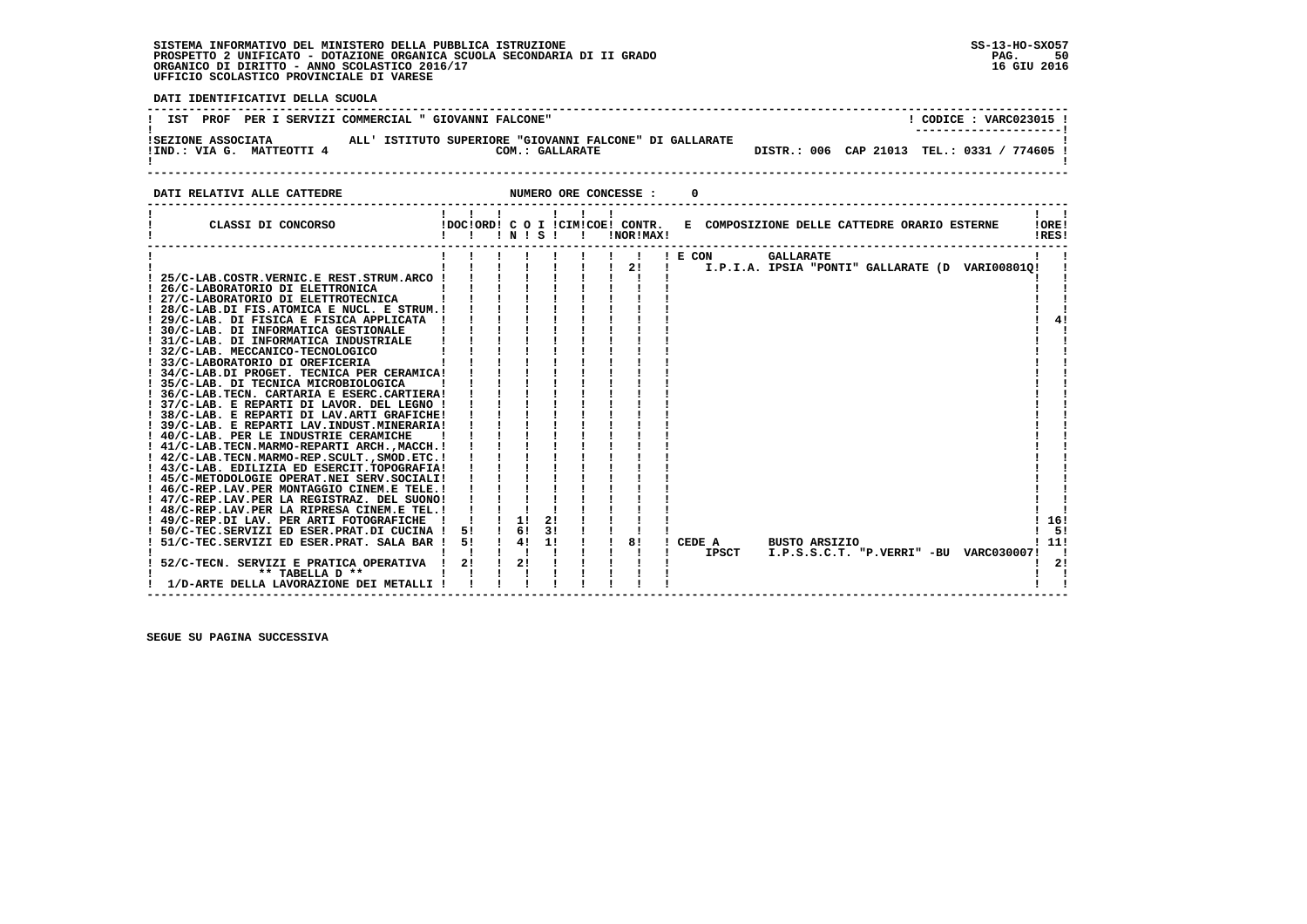SISTEMA INFORMATIVO DEL MINISTERO DELLA PUBBLICA ISTRUZIONE
PROSPETTO 2 UNIFICATO - DOTAZIONE ORGANICA SCUOLA SECONDARIA DI II GRADO
ORGANICO DI DIRITTO - ANNO SCOLASTICO 2016/17
UFFICIO SCOLASTICO PROVINCIALE DI VARESE

SS-13-HO-SXO57
16 GIU 2016

**DATI IDENTIFICATIVI DELLA SCUOLA**

IST PROF PER I SERVIZI COMMERCIAL " GIOVANNI FALCONE" — CODICE : VARC023015

SEZIONE ASSOCIATA ALL' ISTITUTO SUPERIORE "GIOVANNI FALCONE" DI GALLARATE
IND.: VIA G. MATTEOTTI 4 — COM.: GALLARATE — DISTR.: 006 CAP 21013 TEL.: 0331 / 774605

**DATI RELATIVI ALLE CATTEDRE** — NUMERO ORE CONCESSE : 0

| CLASSI DI CONCORSO | DOC | ORD | C O N | I S | CIM | COE | CONTR. NOR | CONTR. MAX | E COMPOSIZIONE DELLE CATTEDRE ORARIO ESTERNE | ORE RES |
|---|---|---|---|---|---|---|---|---|---|---|
| | | | | | | | 2 | | E CON GALLARATE I.P.I.A. IPSIA "PONTI" GALLARATE (D VARI00801Q | |
| 25/C-LAB.COSTR.VERNIC.E REST.STRUM.ARCO | | | | | | | | | | |
| 26/C-LABORATORIO DI ELETTRONICA | | | | | | | | | | |
| 27/C-LABORATORIO DI ELETTROTECNICA | | | | | | | | | | |
| 28/C-LAB.DI FIS.ATOMICA E NUCL. E STRUM. | | | | | | | | | | |
| 29/C-LAB. DI FISICA E FISICA APPLICATA | | | | | | | | | | 4 |
| 30/C-LAB. DI INFORMATICA GESTIONALE | | | | | | | | | | |
| 31/C-LAB. DI INFORMATICA INDUSTRIALE | | | | | | | | | | |
| 32/C-LAB. MECCANICO-TECNOLOGICO | | | | | | | | | | |
| 33/C-LABORATORIO DI OREFICERIA | | | | | | | | | | |
| 34/C-LAB.DI PROGET. TECNICA PER CERAMICA | | | | | | | | | | |
| 35/C-LAB. DI TECNICA MICROBIOLOGICA | | | | | | | | | | |
| 36/C-LAB.TECN. CARTARIA E ESERC.CARTIERA | | | | | | | | | | |
| 37/C-LAB. E REPARTI DI LAVOR. DEL LEGNO | | | | | | | | | | |
| 38/C-LAB. E REPARTI DI LAV.ARTI GRAFICHE | | | | | | | | | | |
| 39/C-LAB. E REPARTI LAV.INDUST.MINERARIA | | | | | | | | | | |
| 40/C-LAB. PER LE INDUSTRIE CERAMICHE | | | | | | | | | | |
| 41/C-LAB.TECN.MARMO-REPARTI ARCH.,MACCH. | | | | | | | | | | |
| 42/C-LAB.TECN.MARMO-REP.SCULT.,SMOD.ETC. | | | | | | | | | | |
| 43/C-LAB. EDILIZIA ED ESERCIT.TOPOGRAFIA | | | | | | | | | | |
| 45/C-METODOLOGIE OPERAT.NEI SERV.SOCIALI | | | | | | | | | | |
| 46/C-REP.LAV.PER MONTAGGIO CINEM.E TELE. | | | | | | | | | | |
| 47/C-REP.LAV.PER LA REGISTRAZ. DEL SUONO | | | | | | | | | | |
| 48/C-REP.LAV.PER LA RIPRESA CINEM.E TEL. | | | | | | | | | | |
| 49/C-REP.DI LAV. PER ARTI FOTOGRAFICHE | | | 1 | 2 | | | | | | 16 |
| 50/C-TEC.SERVIZI ED ESER.PRAT.DI CUCINA | 5 | | 6 | 3 | | | | | | 5 |
| 51/C-TEC.SERVIZI ED ESER.PRAT. SALA BAR | 5 | | 4 | 1 | | | 8 | | CEDE A BUSTO ARSIZIO IPSCT I.P.S.S.C.T. "P.VERRI" -BU VARC030007 | 11 |
| 52/C-TECN. SERVIZI E PRATICA OPERATIVA | 2 | | 2 | | | | | | | 2 |
| ** TABELLA D ** | | | | | | | | | | |
| 1/D-ARTE DELLA LAVORAZIONE DEI METALLI | | | | | | | | | | |

SEGUE SU PAGINA SUCCESSIVA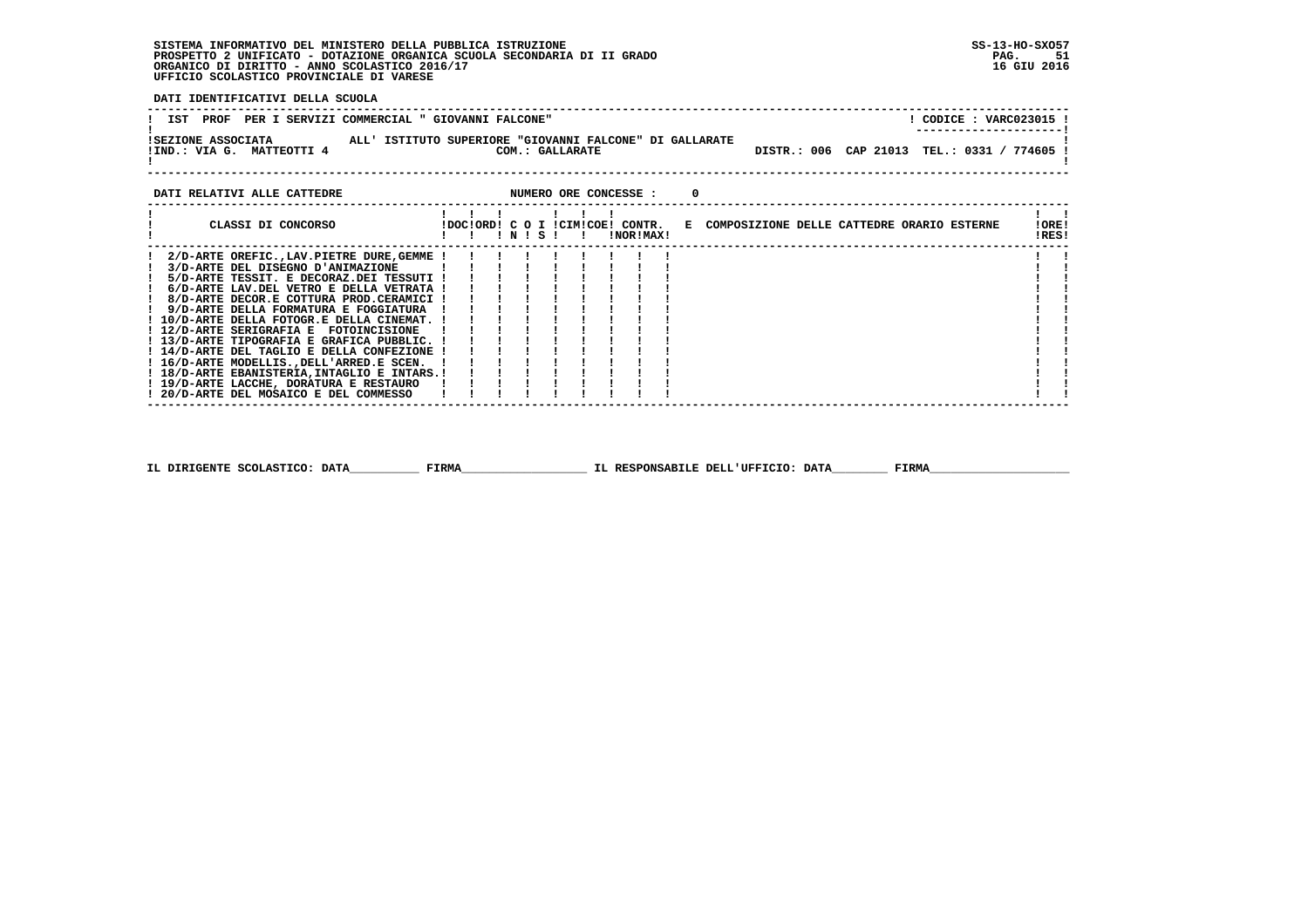SISTEMA INFORMATIVO DEL MINISTERO DELLA PUBBLICA ISTRUZIONE
PROSPETTO 2 UNIFICATO - DOTAZIONE ORGANICA SCUOLA SECONDARIA DI II GRADO
ORGANICO DI DIRITTO - ANNO SCOLASTICO 2016/17
UFFICIO SCOLASTICO PROVINCIALE DI VARESE

SS-13-HO-SXO57
16 GIU 2016

**DATI IDENTIFICATIVI DELLA SCUOLA**

| IST PROF PER I SERVIZI COMMERCIAL " GIOVANNI FALCONE" | CODICE : VARC023015 |
|---|---|
| SEZIONE ASSOCIATA ALL' ISTITUTO SUPERIORE "GIOVANNI FALCONE" DI GALLARATE | |
| IND.: VIA G. MATTEOTTI 4 COM.: GALLARATE | DISTR.: 006 CAP 21013 TEL.: 0331 / 774605 |

**DATI RELATIVI ALLE CATTEDRE** NUMERO ORE CONCESSE : 0

| CLASSI DI CONCORSO | DOC | ORD | C N | O | I S | CIM | COE | CONTR. NOR | CONTR. MAX | E COMPOSIZIONE DELLE CATTEDRE ORARIO ESTERNE | ORE RES |
|---|---|---|---|---|---|---|---|---|---|---|---|
| 2/D-ARTE OREFIC.,LAV.PIETRE DURE,GEMME | | | | | | | | | | | |
| 3/D-ARTE DEL DISEGNO D'ANIMAZIONE | | | | | | | | | | | |
| 5/D-ARTE TESSIT. E DECORAZ.DEI TESSUTI | | | | | | | | | | | |
| 6/D-ARTE LAV.DEL VETRO E DELLA VETRATA | | | | | | | | | | | |
| 8/D-ARTE DECOR.E COTTURA PROD.CERAMICI | | | | | | | | | | | |
| 9/D-ARTE DELLA FORMATURA E FOGGIATURA | | | | | | | | | | | |
| 10/D-ARTE DELLA FOTOGR.E DELLA CINEMAT. | | | | | | | | | | | |
| 12/D-ARTE SERIGRAFIA E FOTOINCISIONE | | | | | | | | | | | |
| 13/D-ARTE TIPOGRAFIA E GRAFICA PUBBLIC. | | | | | | | | | | | |
| 14/D-ARTE DEL TAGLIO E DELLA CONFEZIONE | | | | | | | | | | | |
| 16/D-ARTE MODELLIS.,DELL'ARRED.E SCEN. | | | | | | | | | | | |
| 18/D-ARTE EBANISTERIA,INTAGLIO E INTARS. | | | | | | | | | | | |
| 19/D-ARTE LACCHE, DORATURA E RESTAURO | | | | | | | | | | | |
| 20/D-ARTE DEL MOSAICO E DEL COMMESSO | | | | | | | | | | | |

IL DIRIGENTE SCOLASTICO: DATA__________ FIRMA__________________ IL RESPONSABILE DELL'UFFICIO: DATA________ FIRMA____________________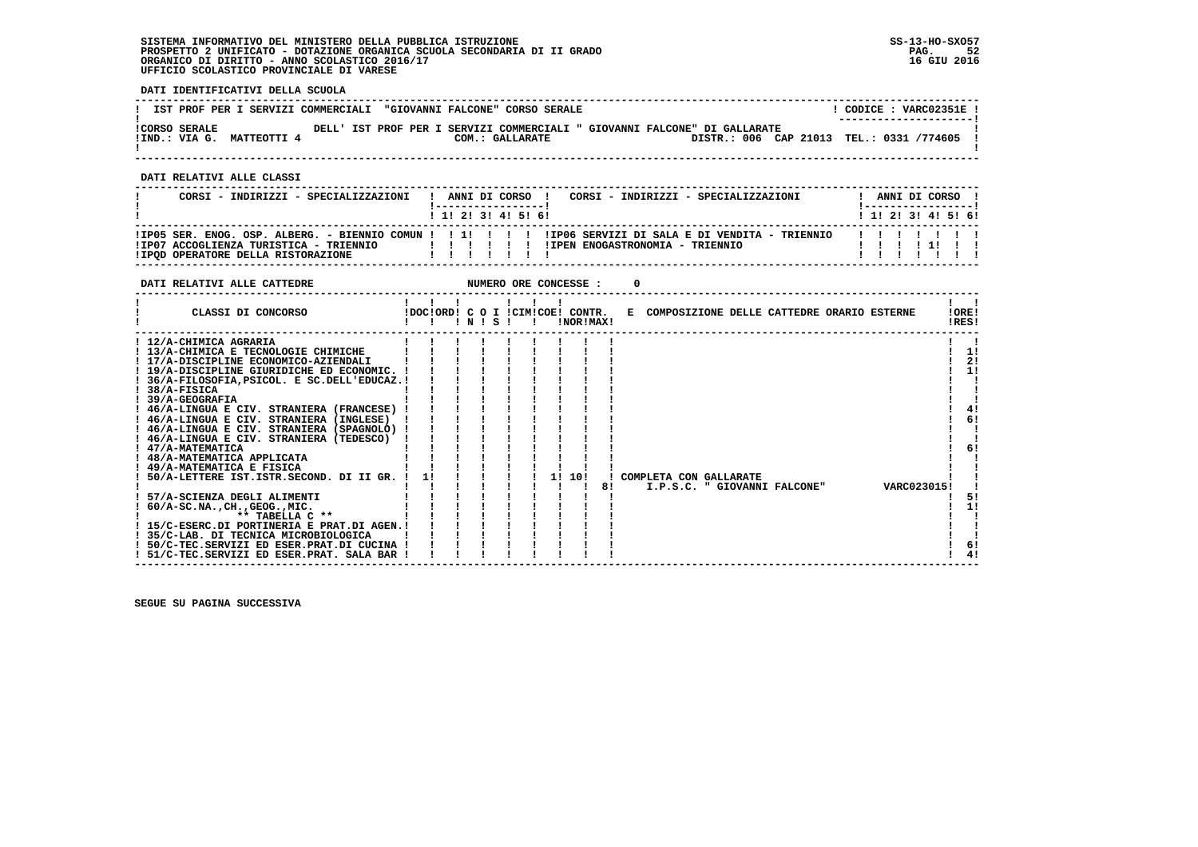SISTEMA INFORMATIVO DEL MINISTERO DELLA PUBBLICA ISTRUZIONE
PROSPETTO 2 UNIFICATO - DOTAZIONE ORGANICA SCUOLA SECONDARIA DI II GRADO
ORGANICO DI DIRITTO - ANNO SCOLASTICO 2016/17
UFFICIO SCOLASTICO PROVINCIALE DI VARESE

SS-13-HO-SXO57
16 GIU 2016

**DATI IDENTIFICATIVI DELLA SCUOLA**

IST PROF PER I SERVIZI COMMERCIALI "GIOVANNI FALCONE" CORSO SERALE — CODICE : VARC02351E

CORSO SERALE — DELL' IST PROF PER I SERVIZI COMMERCIALI " GIOVANNI FALCONE" DI GALLARATE
IND.: VIA G. MATTEOTTI 4 — COM.: GALLARATE — DISTR.: 006 CAP 21013 TEL.: 0331 /774605

**DATI RELATIVI ALLE CLASSI**

| CORSI - INDIRIZZI - SPECIALIZZAZIONI | 1 | 2 | 3 | 4 | 5 | 6 | CORSI - INDIRIZZI - SPECIALIZZAZIONI | 1 | 2 | 3 | 4 | 5 | 6 |
|---|---|---|---|---|---|---|---|---|---|---|---|---|---|
| IP05 SER. ENOG. OSP. ALBERG. - BIENNIO COMUN | 1 | | | | | | IP06 SERVIZI DI SALA E DI VENDITA - TRIENNIO | | | | | | |
| IP07 ACCOGLIENZA TURISTICA - TRIENNIO | | | | | | | IPEN ENOGASTRONOMIA - TRIENNIO | | | | 1 | | |
| IPQD OPERATORE DELLA RISTORAZIONE | | | | | | | | | | | | | |

**DATI RELATIVI ALLE CATTEDRE** — NUMERO ORE CONCESSE : 0

| CLASSI DI CONCORSO | DOC | ORD | C O I N | S | CIM | COE | CONTR. NOR | MAX | E COMPOSIZIONE DELLE CATTEDRE ORARIO ESTERNE | ORE RES |
|---|---|---|---|---|---|---|---|---|---|---|
| 12/A-CHIMICA AGRARIA | | | | | | | | | | |
| 13/A-CHIMICA E TECNOLOGIE CHIMICHE | | | | | | | | | | 1 |
| 17/A-DISCIPLINE ECONOMICO-AZIENDALI | | | | | | | | | | 2 |
| 19/A-DISCIPLINE GIURIDICHE ED ECONOMIC. | | | | | | | | | | 1 |
| 36/A-FILOSOFIA,PSICOL. E SC.DELL'EDUCAZ. | | | | | | | | | | |
| 38/A-FISICA | | | | | | | | | | |
| 39/A-GEOGRAFIA | | | | | | | | | | |
| 46/A-LINGUA E CIV. STRANIERA (FRANCESE) | | | | | | | | | | 4 |
| 46/A-LINGUA E CIV. STRANIERA (INGLESE) | | | | | | | | | | 6 |
| 46/A-LINGUA E CIV. STRANIERA (SPAGNOLO) | | | | | | | | | | |
| 46/A-LINGUA E CIV. STRANIERA (TEDESCO) | | | | | | | | | | |
| 47/A-MATEMATICA | | | | | | | | | | 6 |
| 48/A-MATEMATICA APPLICATA | | | | | | | | | | |
| 49/A-MATEMATICA E FISICA | | | | | | | | | | |
| 50/A-LETTERE IST.ISTR.SECOND. DI II GR. | 1 | | | | | 1 | 10 | | COMPLETA CON GALLARATE | |
| | | | | | | | | 8 | I.P.S.C. " GIOVANNI FALCONE" VARC023015 | |
| 57/A-SCIENZA DEGLI ALIMENTI | | | | | | | | | | 5 |
| 60/A-SC.NA.,CH.,GEOG.,MIC. | | | | | | | | | | 1 |
| ** TABELLA C ** | | | | | | | | | | |
| 15/C-ESERC.DI PORTINERIA E PRAT.DI AGEN. | | | | | | | | | | |
| 35/C-LAB. DI TECNICA MICROBIOLOGICA | | | | | | | | | | |
| 50/C-TEC.SERVIZI ED ESER.PRAT.DI CUCINA | | | | | | | | | | 6 |
| 51/C-TEC.SERVIZI ED ESER.PRAT. SALA BAR | | | | | | | | | | 4 |

SEGUE SU PAGINA SUCCESSIVA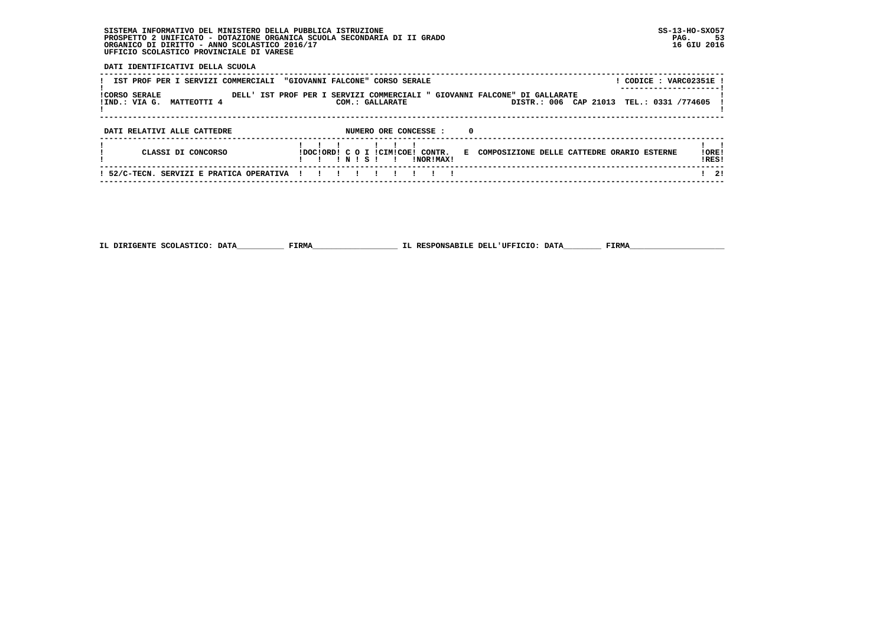SISTEMA INFORMATIVO DEL MINISTERO DELLA PUBBLICA ISTRUZIONE
PROSPETTO 2 UNIFICATO - DOTAZIONE ORGANICA SCUOLA SECONDARIA DI II GRADO
ORGANICO DI DIRITTO - ANNO SCOLASTICO 2016/17
UFFICIO SCOLASTICO PROVINCIALE DI VARESE

SS-13-HO-SXO57
16 GIU 2016

DATI IDENTIFICATIVI DELLA SCUOLA

IST PROF PER I SERVIZI COMMERCIALI "GIOVANNI FALCONE" CORSO SERALE — CODICE : VARC02351E

CORSO SERALE DELL' IST PROF PER I SERVIZI COMMERCIALI " GIOVANNI FALCONE" DI GALLARATE
IND.: VIA G. MATTEOTTI 4 — COM.: GALLARATE — DISTR.: 006 CAP 21013 TEL.: 0331 /774605

DATI RELATIVI ALLE CATTEDRE — NUMERO ORE CONCESSE : 0

| CLASSI DI CONCORSO | DOC | ORD | C N | O S | I | CIM | COE | CONTR. NOR | CONTR. MAX | E COMPOSIZIONE DELLE CATTEDRE ORARIO ESTERNE | ORE RES |
|---|---|---|---|---|---|---|---|---|---|---|---|
| 52/C-TECN. SERVIZI E PRATICA OPERATIVA | | | | | | | | | | | 2 |

IL DIRIGENTE SCOLASTICO: DATA__________ FIRMA__________________ IL RESPONSABILE DELL'UFFICIO: DATA________ FIRMA____________________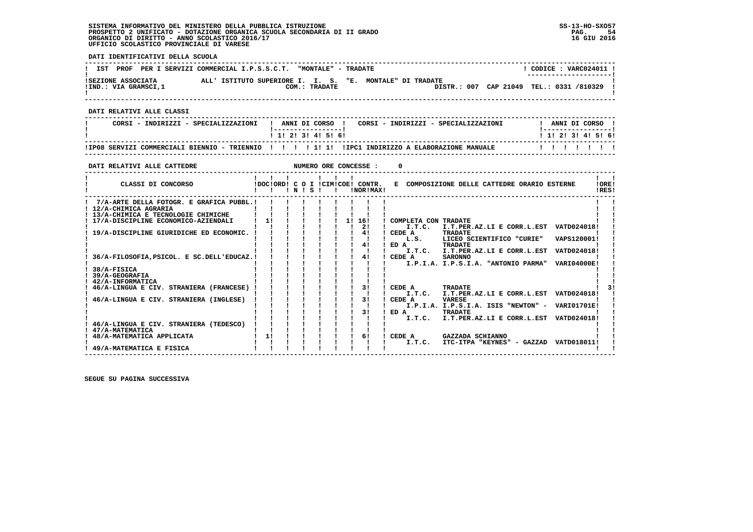SISTEMA INFORMATIVO DEL MINISTERO DELLA PUBBLICA ISTRUZIONE
PROSPETTO 2 UNIFICATO - DOTAZIONE ORGANICA SCUOLA SECONDARIA DI II GRADO
ORGANICO DI DIRITTO - ANNO SCOLASTICO 2016/17
UFFICIO SCOLASTICO PROVINCIALE DI VARESE

SS-13-HO-SXO57
16 GIU 2016

**DATI IDENTIFICATIVI DELLA SCUOLA**

| | |
|---|---|
| IST PROF PER I SERVIZI COMMERCIALI I.P.S.S.C.T. "MONTALE" - TRADATE | CODICE : VARC024011 |
| SEZIONE ASSOCIATA ALL' ISTITUTO SUPERIORE I. I. S. "E. MONTALE" DI TRADATE | |
| IND.: VIA GRAMSCI,1 COM.: TRADATE | DISTR.: 007 CAP 21049 TEL.: 0331 /810329 |

**DATI RELATIVI ALLE CLASSI**

| CORSI - INDIRIZZI - SPECIALIZZAZIONI | 1 | 2 | 3 | 4 | 5 | 6 | CORSI - INDIRIZZI - SPECIALIZZAZIONI | 1 | 2 | 3 | 4 | 5 | 6 |
|---|---|---|---|---|---|---|---|---|---|---|---|---|---|
| IP08 SERVIZI COMMERCIALI BIENNIO - TRIENNIO | | | | 1 | 1 | | IPC1 INDIRIZZO A ELABORAZIONE MANUALE | | | | | | |

**DATI RELATIVI ALLE CATTEDRE** NUMERO ORE CONCESSE : 0

| CLASSI DI CONCORSO | DOC | ORD | C | O | I | CIM | COE | CONTR. NOR | CONTR. MAX | E COMPOSIZIONE DELLE CATTEDRE ORARIO ESTERNE | ORE RES |
|---|---|---|---|---|---|---|---|---|---|---|---|
| 7/A-ARTE DELLA FOTOGR. E GRAFICA PUBBL. | | | | | | | | | | | |
| 12/A-CHIMICA AGRARIA | | | | | | | | | | | |
| 13/A-CHIMICA E TECNOLOGIE CHIMICHE | | | | | | | | | | | |
| 17/A-DISCIPLINE ECONOMICO-AZIENDALI | 1 | | | | | | 1 | 16 | | COMPLETA CON TRADATE | |
| | | | | | | | | 2 | | I.T.C. I.T.PER.AZ.LI E CORR.L.EST VATD024018 | |
| 19/A-DISCIPLINE GIURIDICHE ED ECONOMIC. | | | | | | | | 4 | | CEDE A TRADATE | |
| | | | | | | | | | | L.S. LICEO SCIENTIFICO "CURIE" VAPS120001 | |
| | | | | | | | | 4 | | ED A TRADATE | |
| | | | | | | | | | | I.T.C. I.T.PER.AZ.LI E CORR.L.EST VATD024018 | |
| 36/A-FILOSOFIA,PSICOL. E SC.DELL'EDUCAZ. | | | | | | | | 4 | | CEDE A SARONNO | |
| | | | | | | | | | | I.P.I.A. I.P.S.I.A. "ANTONIO PARMA" VARI04000E | |
| 38/A-FISICA | | | | | | | | | | | |
| 39/A-GEOGRAFIA | | | | | | | | | | | |
| 42/A-INFORMATICA | | | | | | | | | | | |
| 46/A-LINGUA E CIV. STRANIERA (FRANCESE) | | | | | | | | 3 | | CEDE A TRADATE | 3 |
| | | | | | | | | | | I.T.C. I.T.PER.AZ.LI E CORR.L.EST VATD024018 | |
| 46/A-LINGUA E CIV. STRANIERA (INGLESE) | | | | | | | | 3 | | CEDE A VARESE | |
| | | | | | | | | | | I.P.I.A. I.P.S.I.A. ISIS "NEWTON" - VARI01701E | |
| | | | | | | | | 3 | | ED A TRADATE | |
| | | | | | | | | | | I.T.C. I.T.PER.AZ.LI E CORR.L.EST VATD024018 | |
| 46/A-LINGUA E CIV. STRANIERA (TEDESCO) | | | | | | | | | | | |
| 47/A-MATEMATICA | | | | | | | | | | | |
| 48/A-MATEMATICA APPLICATA | 1 | | | | | | | 6 | | CEDE A GAZZADA SCHIANNO | |
| | | | | | | | | | | I.T.C. ITC-ITPA "KEYNES" - GAZZAD VATD018011 | |
| 49/A-MATEMATICA E FISICA | | | | | | | | | | | |

SEGUE SU PAGINA SUCCESSIVA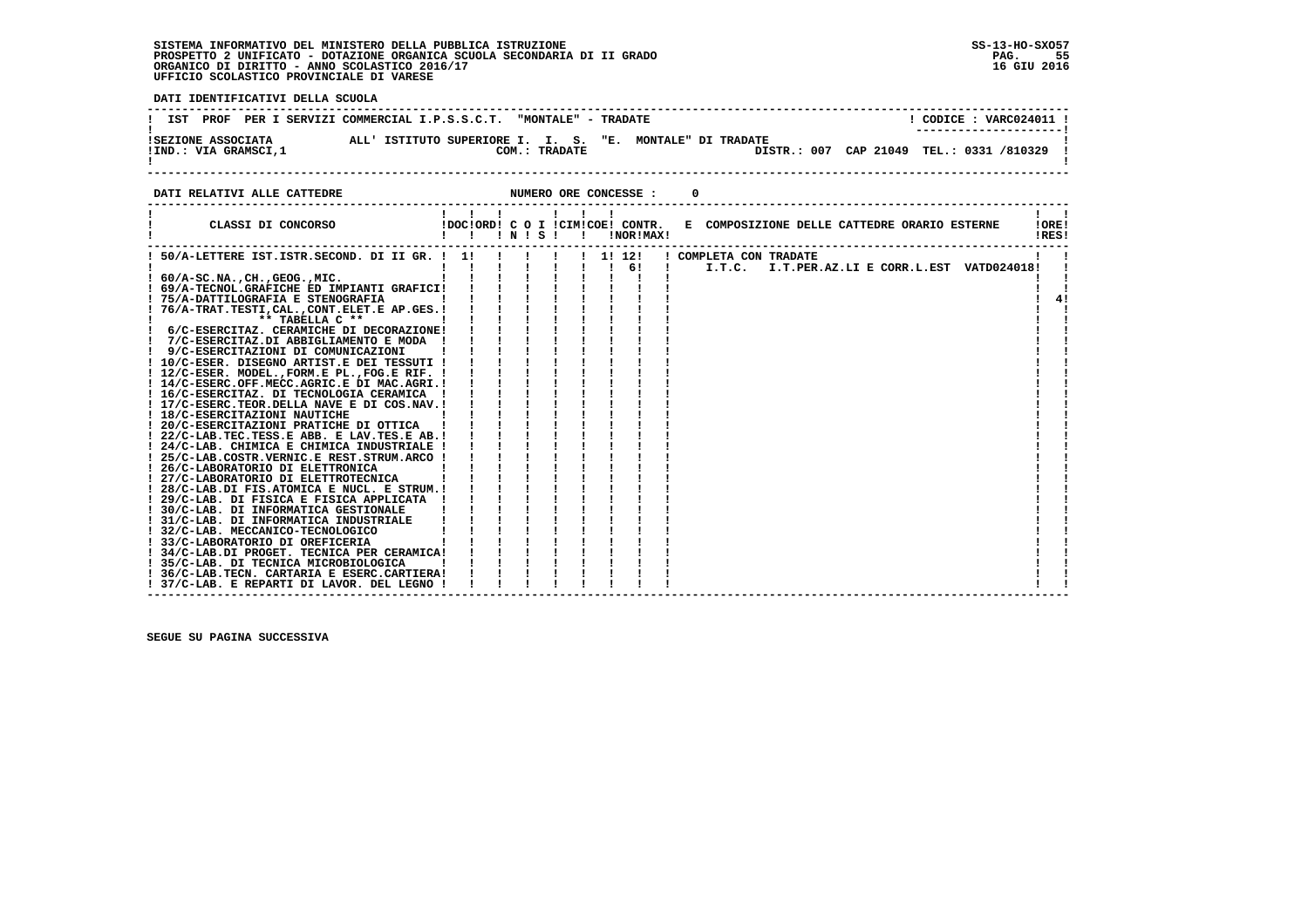SISTEMA INFORMATIVO DEL MINISTERO DELLA PUBBLICA ISTRUZIONE
PROSPETTO 2 UNIFICATO - DOTAZIONE ORGANICA SCUOLA SECONDARIA DI II GRADO
ORGANICO DI DIRITTO - ANNO SCOLASTICO 2016/17
UFFICIO SCOLASTICO PROVINCIALE DI VARESE

SS-13-HO-SXO57
16 GIU 2016

**DATI IDENTIFICATIVI DELLA SCUOLA**

IST PROF PER I SERVIZI COMMERCIAL I.P.S.S.C.T. "MONTALE" - TRADATE — CODICE : VARC024011

SEZIONE ASSOCIATA ALL' ISTITUTO SUPERIORE I. I. S. "E. MONTALE" DI TRADATE
IND.: VIA GRAMSCI,1 — COM.: TRADATE — DISTR.: 007 CAP 21049 TEL.: 0331 /810329

**DATI RELATIVI ALLE CATTEDRE** — NUMERO ORE CONCESSE : 0

| CLASSI DI CONCORSO | DOC | ORD | C O I N | S | CIM | COE | CONTR. NOR | MAX | E COMPOSIZIONE DELLE CATTEDRE ORARIO ESTERNE | ORE RES |
|---|---|---|---|---|---|---|---|---|---|---|
| 50/A-LETTERE IST.ISTR.SECOND. DI II GR. | 1 | | | | | 1 | 12 | | COMPLETA CON TRADATE | |
| | | | | | | | 6 | | I.T.C. I.T.PER.AZ.LI E CORR.L.EST VATD024018 | |
| 60/A-SC.NA.,CH.,GEOG.,MIC. | | | | | | | | | | |
| 69/A-TECNOL.GRAFICHE ED IMPIANTI GRAFICI | | | | | | | | | | |
| 75/A-DATTILOGRAFIA E STENOGRAFIA | | | | | | | | | | 4 |
| 76/A-TRAT.TESTI,CAL.,CONT.ELET.E AP.GES. | | | | | | | | | | |
| ** TABELLA C ** | | | | | | | | | | |
| 6/C-ESERCITAZ. CERAMICHE DI DECORAZIONE | | | | | | | | | | |
| 7/C-ESERCITAZ.DI ABBIGLIAMENTO E MODA | | | | | | | | | | |
| 9/C-ESERCITAZIONI DI COMUNICAZIONI | | | | | | | | | | |
| 10/C-ESER. DISEGNO ARTIST.E DEI TESSUTI | | | | | | | | | | |
| 12/C-ESER. MODEL.,FORM.E PL.,FOG.E RIF. | | | | | | | | | | |
| 14/C-ESERC.OFF.MECC.AGRIC.E DI MAC.AGRI. | | | | | | | | | | |
| 16/C-ESERCITAZ. DI TECNOLOGIA CERAMICA | | | | | | | | | | |
| 17/C-ESERC.TEOR.DELLA NAVE E DI COS.NAV. | | | | | | | | | | |
| 18/C-ESERCITAZIONI NAUTICHE | | | | | | | | | | |
| 20/C-ESERCITAZIONI PRATICHE DI OTTICA | | | | | | | | | | |
| 22/C-LAB.TEC.TESS.E ABB. E LAV.TES.E AB. | | | | | | | | | | |
| 24/C-LAB. CHIMICA E CHIMICA INDUSTRIALE | | | | | | | | | | |
| 25/C-LAB.COSTR.VERNIC.E REST.STRUM.ARCO | | | | | | | | | | |
| 26/C-LABORATORIO DI ELETTRONICA | | | | | | | | | | |
| 27/C-LABORATORIO DI ELETTROTECNICA | | | | | | | | | | |
| 28/C-LAB.DI FIS.ATOMICA E NUCL. E STRUM. | | | | | | | | | | |
| 29/C-LAB. DI FISICA E FISICA APPLICATA | | | | | | | | | | |
| 30/C-LAB. DI INFORMATICA GESTIONALE | | | | | | | | | | |
| 31/C-LAB. DI INFORMATICA INDUSTRIALE | | | | | | | | | | |
| 32/C-LAB. MECCANICO-TECNOLOGICO | | | | | | | | | | |
| 33/C-LABORATORIO DI OREFICERIA | | | | | | | | | | |
| 34/C-LAB.DI PROGET. TECNICA PER CERAMICA | | | | | | | | | | |
| 35/C-LAB. DI TECNICA MICROBIOLOGICA | | | | | | | | | | |
| 36/C-LAB.TECN. CARTARIA E ESERC.CARTIERA | | | | | | | | | | |
| 37/C-LAB. E REPARTI DI LAVOR. DEL LEGNO | | | | | | | | | | |

SEGUE SU PAGINA SUCCESSIVA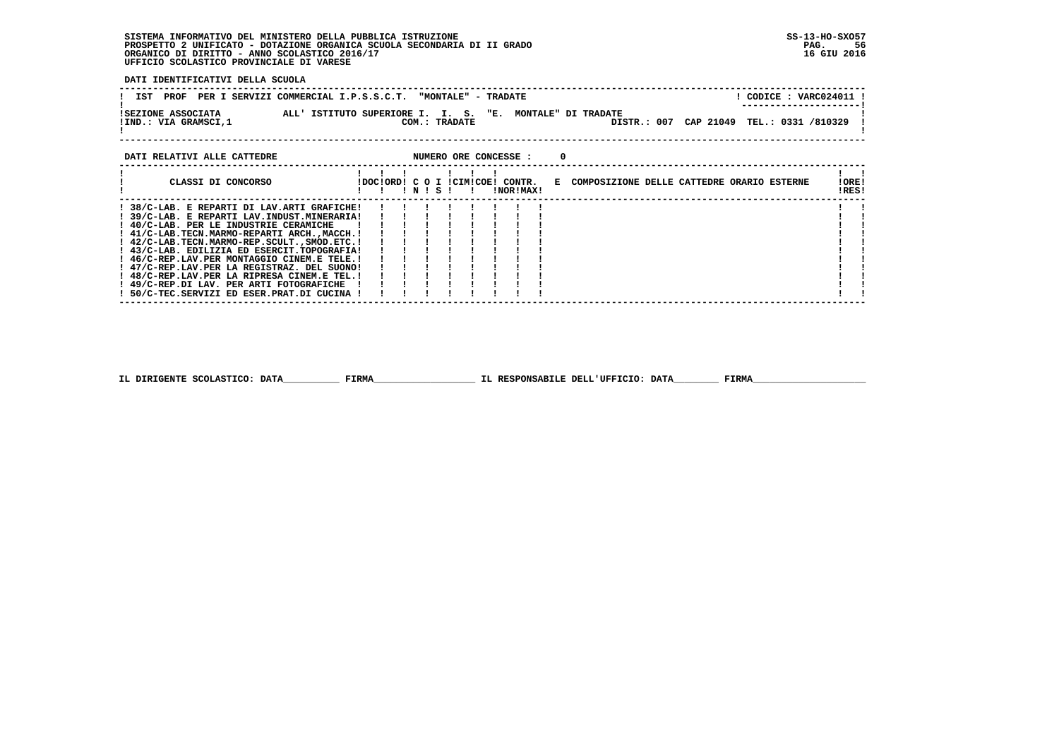SISTEMA INFORMATIVO DEL MINISTERO DELLA PUBBLICA ISTRUZIONE
PROSPETTO 2 UNIFICATO - DOTAZIONE ORGANICA SCUOLA SECONDARIA DI II GRADO
ORGANICO DI DIRITTO - ANNO SCOLASTICO 2016/17
UFFICIO SCOLASTICO PROVINCIALE DI VARESE

SS-13-HO-SXO57
16 GIU 2016

**DATI IDENTIFICATIVI DELLA SCUOLA**

IST PROF PER I SERVIZI COMMERCIAL I.P.S.S.C.T. "MONTALE" - TRADATE — CODICE : VARC024011

SEZIONE ASSOCIATA ALL' ISTITUTO SUPERIORE I. I. S. "E. MONTALE" DI TRADATE
IND.: VIA GRAMSCI,1 — COM.: TRADATE — DISTR.: 007 CAP 21049 TEL.: 0331 /810329

**DATI RELATIVI ALLE CATTEDRE** — NUMERO ORE CONCESSE : 0

| CLASSI DI CONCORSO | DOC | ORD | C N | O S | I | CIM | COE | CONTR. E NOR | MAX | COMPOSIZIONE DELLE CATTEDRE ORARIO ESTERNE | ORE RES |
|---|---|---|---|---|---|---|---|---|---|---|---|
| 38/C-LAB. E REPARTI DI LAV.ARTI GRAFICHE | | | | | | | | | | | |
| 39/C-LAB. E REPARTI LAV.INDUST.MINERARIA | | | | | | | | | | | |
| 40/C-LAB. PER LE INDUSTRIE CERAMICHE | | | | | | | | | | | |
| 41/C-LAB.TECN.MARMO-REPARTI ARCH.,MACCH. | | | | | | | | | | | |
| 42/C-LAB.TECN.MARMO-REP.SCULT.,SMOD.ETC. | | | | | | | | | | | |
| 43/C-LAB. EDILIZIA ED ESERCIT.TOPOGRAFIA | | | | | | | | | | | |
| 46/C-REP.LAV.PER MONTAGGIO CINEM.E TELE. | | | | | | | | | | | |
| 47/C-REP.LAV.PER LA REGISTRAZ. DEL SUONO | | | | | | | | | | | |
| 48/C-REP.LAV.PER LA RIPRESA CINEM.E TEL. | | | | | | | | | | | |
| 49/C-REP.DI LAV. PER ARTI FOTOGRAFICHE | | | | | | | | | | | |
| 50/C-TEC.SERVIZI ED ESER.PRAT.DI CUCINA | | | | | | | | | | | |

IL DIRIGENTE SCOLASTICO: DATA__________ FIRMA__________________ IL RESPONSABILE DELL'UFFICIO: DATA________ FIRMA____________________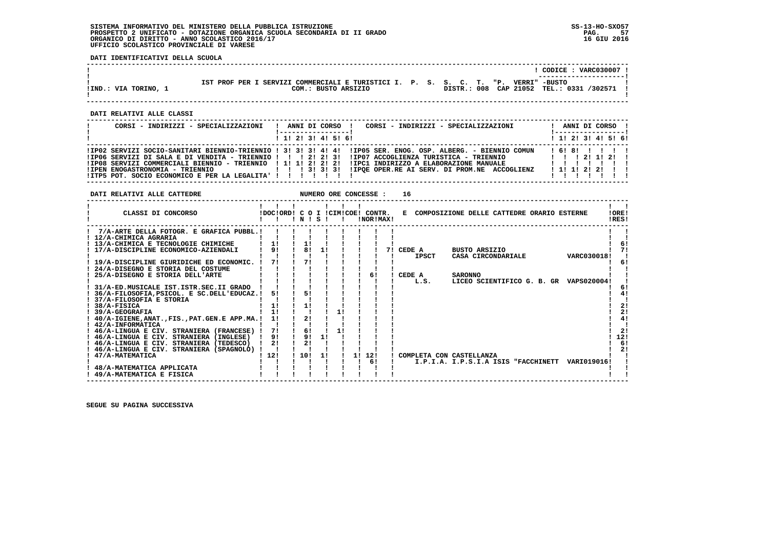**SISTEMA INFORMATIVO DEL MINISTERO DELLA PUBBLICA ISTRUZIONE**
**PROSPETTO 2 UNIFICATO - DOTAZIONE ORGANICA SCUOLA SECONDARIA DI II GRADO**
**ORGANICO DI DIRITTO - ANNO SCOLASTICO 2016/17**
**UFFICIO SCOLASTICO PROVINCIALE DI VARESE**

SS-13-HO-SXO57
16 GIU 2016

**DATI IDENTIFICATIVI DELLA SCUOLA**

CODICE : VARC030007

IST PROF PER I SERVIZI COMMERCIALI E TURISTICI I. P. S. S. C. T. "P. VERRI" -BUSTO

IND.: VIA TORINO, 1 — COM.: BUSTO ARSIZIO — DISTR.: 008 CAP 21052 TEL.: 0331 /302571

**DATI RELATIVI ALLE CLASSI**

| CORSI - INDIRIZZI - SPECIALIZZAZIONI | 1 | 2 | 3 | 4 | 5 | 6 | CORSI - INDIRIZZI - SPECIALIZZAZIONI | 1 | 2 | 3 | 4 | 5 | 6 |
|---|---|---|---|---|---|---|---|---|---|---|---|---|---|
| IP02 SERVIZI SOCIO-SANITARI BIENNIO-TRIENNIO | 3 | 3 | 3 | 4 | 4 | | IP05 SER. ENOG. OSP. ALBERG. - BIENNIO COMUN | 6 | 8 | | | | |
| IP06 SERVIZI DI SALA E DI VENDITA - TRIENNIO | | | 2 | 2 | 3 | | IP07 ACCOGLIENZA TURISTICA - TRIENNIO | | | 2 | 1 | 2 | |
| IP08 SERVIZI COMMERCIALI BIENNIO - TRIENNIO | 1 | 1 | 2 | 2 | 2 | | IPC1 INDIRIZZO A ELABORAZIONE MANUALE | | | | | | |
| IPEN ENOGASTRONOMIA - TRIENNIO | | | 3 | 3 | 3 | | IPQE OPER.RE AI SERV. DI PROM.NE ACCOGLIENZ | 1 | 1 | 2 | 2 | | |
| ITP5 POT. SOCIO ECONOMICO E PER LA LEGALITA' | | | | | | | | | | | | | |

**DATI RELATIVI ALLE CATTEDRE** — NUMERO ORE CONCESSE : 16

| CLASSI DI CONCORSO | DOC | ORD | C O I N | C O I S | CIM | COE | CONTR. NOR | CONTR. MAX | E COMPOSIZIONE DELLE CATTEDRE ORARIO ESTERNE | ORE RES |
|---|---|---|---|---|---|---|---|---|---|---|
| 7/A-ARTE DELLA FOTOGR. E GRAFICA PUBBL. | | | | | | | | | | |
| 12/A-CHIMICA AGRARIA | | | | | | | | | | |
| 13/A-CHIMICA E TECNOLOGIE CHIMICHE | 1 | | 1 | | | | | | | 6 |
| 17/A-DISCIPLINE ECONOMICO-AZIENDALI | 9 | | 8 | 1 | | | | 7 | CEDE A BUSTO ARSIZIO IPSCT CASA CIRCONDARIALE VARC030018 | 7 |
| 19/A-DISCIPLINE GIURIDICHE ED ECONOMIC. | 7 | | 7 | | | | | | | 6 |
| 24/A-DISEGNO E STORIA DEL COSTUME | | | | | | | | | | |
| 25/A-DISEGNO E STORIA DELL'ARTE | | | | | | | 6 | | CEDE A SARONNO L.S. LICEO SCIENTIFICO G. B. GR VAPS020004 | |
| 31/A-ED.MUSICALE IST.ISTR.SEC.II GRADO | | | | | | | | | | 6 |
| 36/A-FILOSOFIA,PSICOL. E SC.DELL'EDUCAZ. | 5 | | 5 | | | | | | | 4 |
| 37/A-FILOSOFIA E STORIA | | | | | | | | | | |
| 38/A-FISICA | 1 | | 1 | | | | | | | 2 |
| 39/A-GEOGRAFIA | 1 | | | | 1 | | | | | 2 |
| 40/A-IGIENE,ANAT.,FIS.,PAT.GEN.E APP.MA. | 1 | | 2 | | | | | | | 4 |
| 42/A-INFORMATICA | | | | | | | | | | |
| 46/A-LINGUA E CIV. STRANIERA (FRANCESE) | 7 | | 6 | | 1 | | | | | 2 |
| 46/A-LINGUA E CIV. STRANIERA (INGLESE) | 9 | | 9 | 1 | | | | | | 12 |
| 46/A-LINGUA E CIV. STRANIERA (TEDESCO) | 2 | | 2 | | | | | | | 6 |
| 46/A-LINGUA E CIV. STRANIERA (SPAGNOLO) | | | | | | | | | | 2 |
| 47/A-MATEMATICA | 12 | | 10 | 1 | | 1 | 12 / 6 | | COMPLETA CON CASTELLANZA I.P.I.A. I.P.S.I.A ISIS "FACCHINETT VARI019016 | |
| 48/A-MATEMATICA APPLICATA | | | | | | | | | | |
| 49/A-MATEMATICA E FISICA | | | | | | | | | | |

SEGUE SU PAGINA SUCCESSIVA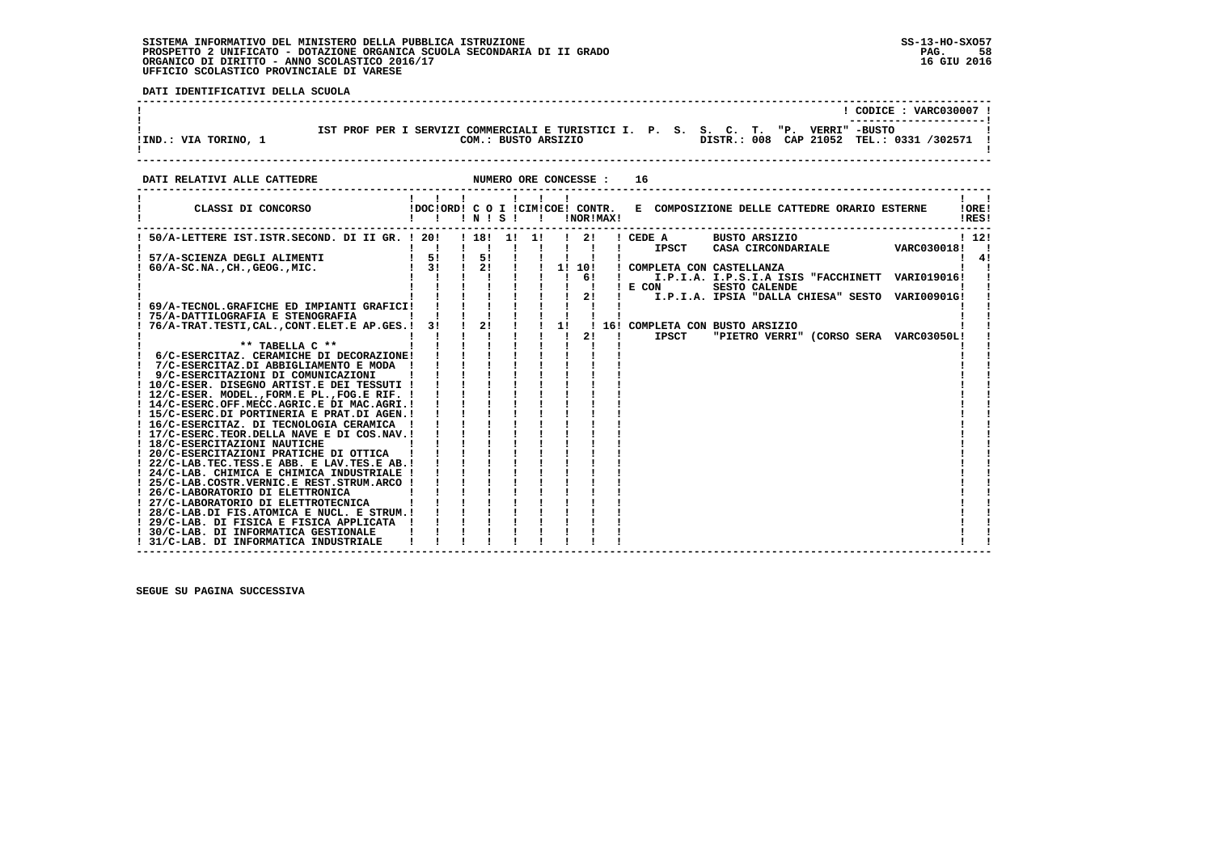SISTEMA INFORMATIVO DEL MINISTERO DELLA PUBBLICA ISTRUZIONE
PROSPETTO 2 UNIFICATO - DOTAZIONE ORGANICA SCUOLA SECONDARIA DI II GRADO
ORGANICO DI DIRITTO - ANNO SCOLASTICO 2016/17
UFFICIO SCOLASTICO PROVINCIALE DI VARESE

SS-13-HO-SXO57
16 GIU 2016

**DATI IDENTIFICATIVI DELLA SCUOLA**

CODICE : VARC030007

IST PROF PER I SERVIZI COMMERCIALI E TURISTICI I. P. S. S. C. T. "P. VERRI" -BUSTO

IND.: VIA TORINO, 1 — COM.: BUSTO ARSIZIO — DISTR.: 008 CAP 21052 TEL.: 0331 /302571

**DATI RELATIVI ALLE CATTEDRE** — NUMERO ORE CONCESSE : 16

| CLASSI DI CONCORSO | DOC | ORD | C O I N | S | CIM | COE | CONTR. NOR | CONTR. MAX | E COMPOSIZIONE DELLE CATTEDRE ORARIO ESTERNE | ORE RES |
|---|---|---|---|---|---|---|---|---|---|---|
| 50/A-LETTERE IST.ISTR.SECOND. DI II GR. | 20 | | 18 | 1 | 1 | | 2 | | CEDE A BUSTO ARSIZIO IPSCT CASA CIRCONDARIALE VARC030018 | 12 |
| 57/A-SCIENZA DEGLI ALIMENTI | 5 | | 5 | | | | | | | 4 |
| 60/A-SC.NA.,CH.,GEOG.,MIC. | 3 | | 2 | | | 1 | 10 | | COMPLETA CON CASTELLANZA | |
| | | | | | | | 6 | | I.P.I.A. I.P.S.I.A ISIS "FACCHINETT VARI019016 | |
| | | | | | | | | | E CON SESTO CALENDE | |
| | | | | | | | 2 | | I.P.I.A. IPSIA "DALLA CHIESA" SESTO VARI00901G | |
| 69/A-TECNOL.GRAFICHE ED IMPIANTI GRAFICI | | | | | | | | | | |
| 75/A-DATTILOGRAFIA E STENOGRAFIA | | | | | | | | | | |
| 76/A-TRAT.TESTI,CAL.,CONT.ELET.E AP.GES. | 3 | | 2 | | | 1 | | 16 | COMPLETA CON BUSTO ARSIZIO | |
| | | | | | | | 2 | | IPSCT "PIETRO VERRI" (CORSO SERA VARC03050L | |
| ** TABELLA C ** | | | | | | | | | | |
| 6/C-ESERCITAZ. CERAMICHE DI DECORAZIONE | | | | | | | | | | |
| 7/C-ESERCITAZ.DI ABBIGLIAMENTO E MODA | | | | | | | | | | |
| 9/C-ESERCITAZIONI DI COMUNICAZIONI | | | | | | | | | | |
| 10/C-ESER. DISEGNO ARTIST.E DEI TESSUTI | | | | | | | | | | |
| 12/C-ESER. MODEL.,FORM.E PL.,FOG.E RIF. | | | | | | | | | | |
| 14/C-ESERC.OFF.MECC.AGRIC.E DI MAC.AGRI. | | | | | | | | | | |
| 15/C-ESERC.DI PORTINERIA E PRAT.DI AGEN. | | | | | | | | | | |
| 16/C-ESERCITAZ. DI TECNOLOGIA CERAMICA | | | | | | | | | | |
| 17/C-ESERC.TEOR.DELLA NAVE E DI COS.NAV. | | | | | | | | | | |
| 18/C-ESERCITAZIONI NAUTICHE | | | | | | | | | | |
| 20/C-ESERCITAZIONI PRATICHE DI OTTICA | | | | | | | | | | |
| 22/C-LAB.TEC.TESS.E ABB. E LAV.TES.E AB. | | | | | | | | | | |
| 24/C-LAB. CHIMICA E CHIMICA INDUSTRIALE | | | | | | | | | | |
| 25/C-LAB.COSTR.VERNIC.E REST.STRUM.ARCO | | | | | | | | | | |
| 26/C-LABORATORIO DI ELETTRONICA | | | | | | | | | | |
| 27/C-LABORATORIO DI ELETTROTECNICA | | | | | | | | | | |
| 28/C-LAB.DI FIS.ATOMICA E NUCL. E STRUM. | | | | | | | | | | |
| 29/C-LAB. DI FISICA E FISICA APPLICATA | | | | | | | | | | |
| 30/C-LAB. DI INFORMATICA GESTIONALE | | | | | | | | | | |
| 31/C-LAB. DI INFORMATICA INDUSTRIALE | | | | | | | | | | |

SEGUE SU PAGINA SUCCESSIVA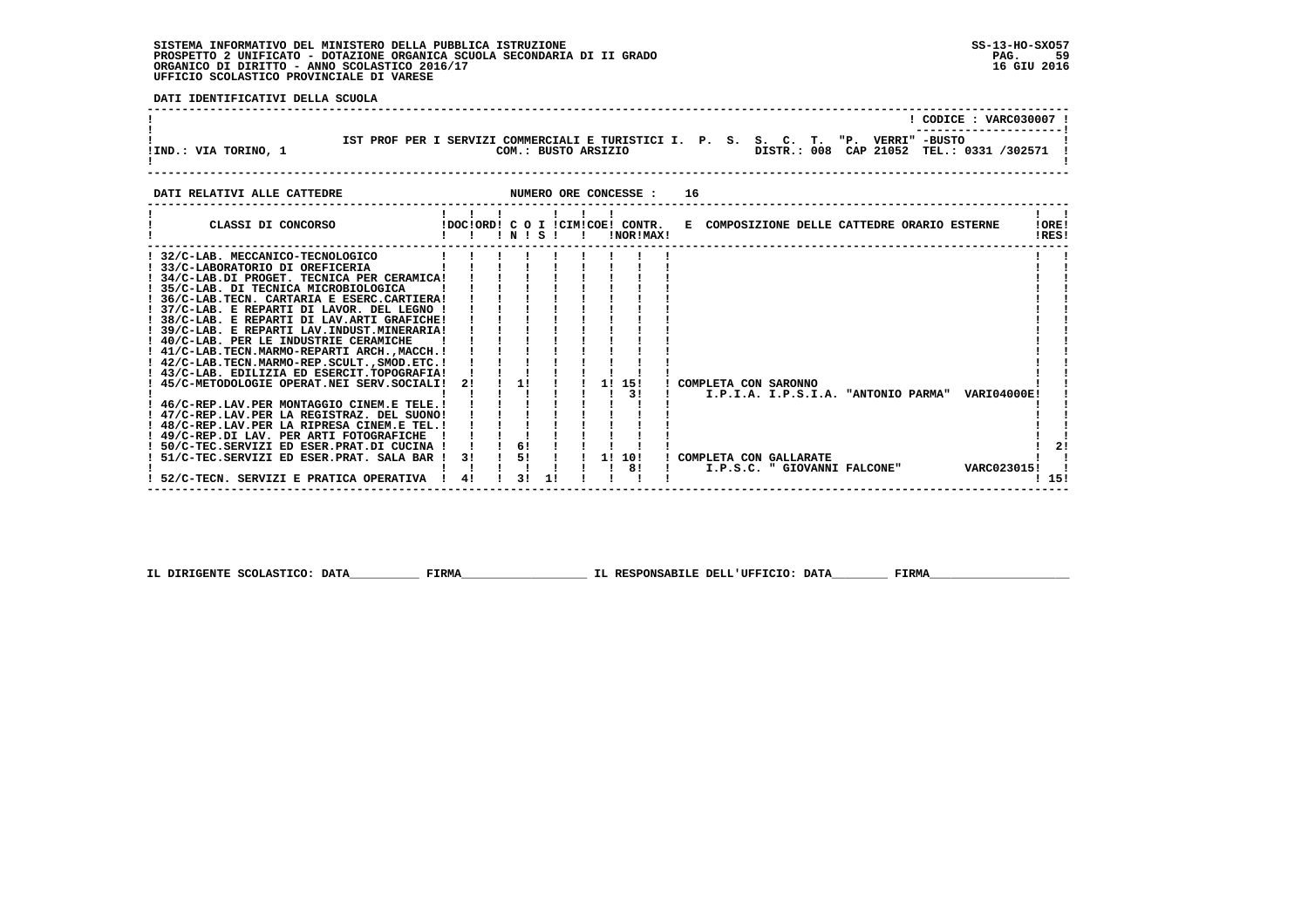SISTEMA INFORMATIVO DEL MINISTERO DELLA PUBBLICA ISTRUZIONE
PROSPETTO 2 UNIFICATO - DOTAZIONE ORGANICA SCUOLA SECONDARIA DI II GRADO
ORGANICO DI DIRITTO - ANNO SCOLASTICO 2016/17
UFFICIO SCOLASTICO PROVINCIALE DI VARESE

**DATI IDENTIFICATIVI DELLA SCUOLA**

CODICE : VARC030007

IST PROF PER I SERVIZI COMMERCIALI E TURISTICI I. P. S. S. C. T. "P. VERRI" -BUSTO

IND.: VIA TORINO, 1 — COM.: BUSTO ARSIZIO — DISTR.: 008 CAP 21052 TEL.: 0331 /302571

**DATI RELATIVI ALLE CATTEDRE** — NUMERO ORE CONCESSE : 16

| CLASSI DI CONCORSO | DOC | ORD | C O I N | S | CIM | COE | CONTR. NOR | MAX | E COMPOSIZIONE DELLE CATTEDRE ORARIO ESTERNE | ORE RES |
|---|---|---|---|---|---|---|---|---|---|---|
| 32/C-LAB. MECCANICO-TECNOLOGICO | | | | | | | | | | |
| 33/C-LABORATORIO DI OREFICERIA | | | | | | | | | | |
| 34/C-LAB.DI PROGET. TECNICA PER CERAMICA | | | | | | | | | | |
| 35/C-LAB. DI TECNICA MICROBIOLOGICA | | | | | | | | | | |
| 36/C-LAB.TECN. CARTARIA E ESERC.CARTIERA | | | | | | | | | | |
| 37/C-LAB. E REPARTI DI LAVOR. DEL LEGNO | | | | | | | | | | |
| 38/C-LAB. E REPARTI DI LAV.ARTI GRAFICHE | | | | | | | | | | |
| 39/C-LAB. E REPARTI LAV.INDUST.MINERARIA | | | | | | | | | | |
| 40/C-LAB. PER LE INDUSTRIE CERAMICHE | | | | | | | | | | |
| 41/C-LAB.TECN.MARMO-REPARTI ARCH.,MACCH. | | | | | | | | | | |
| 42/C-LAB.TECN.MARMO-REP.SCULT.,SMOD.ETC. | | | | | | | | | | |
| 43/C-LAB. EDILIZIA ED ESERCIT.TOPOGRAFIA | | | | | | | | | | |
| 45/C-METODOLOGIE OPERAT.NEI SERV.SOCIALI | 2 | | 1 | | | 1 | 15 | | COMPLETA CON SARONNO | |
| | | | | | | | 3 | | I.P.I.A. I.P.S.I.A. "ANTONIO PARMA" VARI04000E | |
| 46/C-REP.LAV.PER MONTAGGIO CINEM.E TELE. | | | | | | | | | | |
| 47/C-REP.LAV.PER LA REGISTRAZ. DEL SUONO | | | | | | | | | | |
| 48/C-REP.LAV.PER LA RIPRESA CINEM.E TEL. | | | | | | | | | | |
| 49/C-REP.DI LAV. PER ARTI FOTOGRAFICHE | | | | | | | | | | |
| 50/C-TEC.SERVIZI ED ESER.PRAT.DI CUCINA | | | 6 | | | | | | | 2 |
| 51/C-TEC.SERVIZI ED ESER.PRAT. SALA BAR | 3 | | 5 | | | 1 | 10 | | COMPLETA CON GALLARATE | |
| | | | | | | | 8 | | I.P.S.C. " GIOVANNI FALCONE" VARC023015 | |
| 52/C-TECN. SERVIZI E PRATICA OPERATIVA | 4 | | 3 | 1 | | | | | | 15 |

IL DIRIGENTE SCOLASTICO: DATA\_\_\_\_\_\_\_\_\_ FIRMA\_\_\_\_\_\_\_\_\_\_\_\_\_\_\_\_\_\_ IL RESPONSABILE DELL'UFFICIO: DATA\_\_\_\_\_\_\_\_ FIRMA\_\_\_\_\_\_\_\_\_\_\_\_\_\_\_\_\_\_\_\_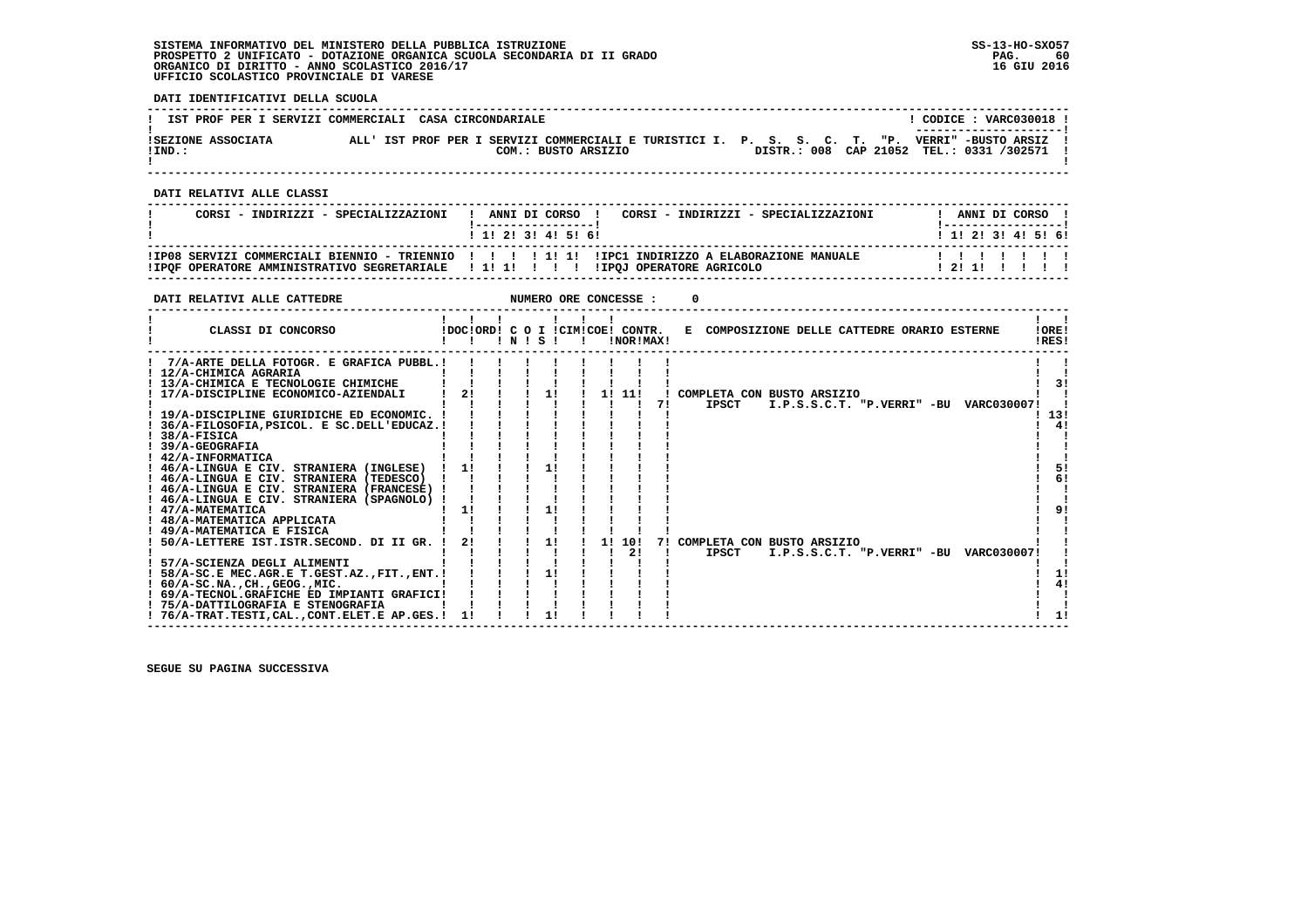SISTEMA INFORMATIVO DEL MINISTERO DELLA PUBBLICA ISTRUZIONE
PROSPETTO 2 UNIFICATO - DOTAZIONE ORGANICA SCUOLA SECONDARIA DI II GRADO
ORGANICO DI DIRITTO - ANNO SCOLASTICO 2016/17
UFFICIO SCOLASTICO PROVINCIALE DI VARESE

SS-13-HO-SXO57
16 GIU 2016

**DATI IDENTIFICATIVI DELLA SCUOLA**

| IST PROF PER I SERVIZI COMMERCIALI CASA CIRCONDARIALE | ! CODICE : VARC030018 ! |
|---|---|
| SEZIONE ASSOCIATA: ALL' IST PROF PER I SERVIZI COMMERCIALI E TURISTICI I. P. S. S. C. T. "P. VERRI" -BUSTO ARSIZ | |
| IND.: COM.: BUSTO ARSIZIO | DISTR.: 008 CAP 21052 TEL.: 0331 /302571 |

**DATI RELATIVI ALLE CLASSI**

| CORSI - INDIRIZZI - SPECIALIZZAZIONI | 1 | 2 | 3 | 4 | 5 | 6 | CORSI - INDIRIZZI - SPECIALIZZAZIONI | 1 | 2 | 3 | 4 | 5 | 6 |
|---|---|---|---|---|---|---|---|---|---|---|---|---|---|
| IP08 SERVIZI COMMERCIALI BIENNIO - TRIENNIO | | | | 1 | 1 | | IPC1 INDIRIZZO A ELABORAZIONE MANUALE | | | | | | |
| IPQF OPERATORE AMMINISTRATIVO SEGRETARIALE | 1 | 1 | | | | | IPQJ OPERATORE AGRICOLO | 2 | 1 | | | | |

**DATI RELATIVI ALLE CATTEDRE** NUMERO ORE CONCESSE : 0

| CLASSI DI CONCORSO | DOC | ORD | C O I N | C O I S | CIM | COE | CONTR. NOR | CONTR. MAX | E COMPOSIZIONE DELLE CATTEDRE ORARIO ESTERNE | ORE RES |
|---|---|---|---|---|---|---|---|---|---|---|
| 7/A-ARTE DELLA FOTOGR. E GRAFICA PUBBL. | | | | | | | | | | |
| 12/A-CHIMICA AGRARIA | | | | | | | | | | |
| 13/A-CHIMICA E TECNOLOGIE CHIMICHE | | | | | | | | | | 3 |
| 17/A-DISCIPLINE ECONOMICO-AZIENDALI | 2 | | | 1 | | 1 | 11 | | COMPLETA CON BUSTO ARSIZIO | |
| | | | | | | | | 7 | IPSCT I.P.S.S.C.T. "P.VERRI" -BU VARC030007 | |
| 19/A-DISCIPLINE GIURIDICHE ED ECONOMIC. | | | | | | | | | | 13 |
| 36/A-FILOSOFIA,PSICOL. E SC.DELL'EDUCAZ. | | | | | | | | | | 4 |
| 38/A-FISICA | | | | | | | | | | |
| 39/A-GEOGRAFIA | | | | | | | | | | |
| 42/A-INFORMATICA | | | | | | | | | | |
| 46/A-LINGUA E CIV. STRANIERA (INGLESE) | 1 | | | 1 | | | | | | 5 |
| 46/A-LINGUA E CIV. STRANIERA (TEDESCO) | | | | | | | | | | 6 |
| 46/A-LINGUA E CIV. STRANIERA (FRANCESE) | | | | | | | | | | |
| 46/A-LINGUA E CIV. STRANIERA (SPAGNOLO) | | | | | | | | | | |
| 47/A-MATEMATICA | 1 | | | 1 | | | | | | 9 |
| 48/A-MATEMATICA APPLICATA | | | | | | | | | | |
| 49/A-MATEMATICA E FISICA | | | | | | | | | | |
| 50/A-LETTERE IST.ISTR.SECOND. DI II GR. | 2 | | | 1 | | 1 | 10 | 7 | COMPLETA CON BUSTO ARSIZIO | |
| | | | | | | | 2 | | IPSCT I.P.S.S.C.T. "P.VERRI" -BU VARC030007 | |
| 57/A-SCIENZA DEGLI ALIMENTI | | | | | | | | | | |
| 58/A-SC.E MEC.AGR.E T.GEST.AZ.,FIT.,ENT. | | | | 1 | | | | | | 1 |
| 60/A-SC.NA.,CH.,GEOG.,MIC. | | | | | | | | | | 4 |
| 69/A-TECNOL.GRAFICHE ED IMPIANTI GRAFICI | | | | | | | | | | |
| 75/A-DATTILOGRAFIA E STENOGRAFIA | | | | | | | | | | |
| 76/A-TRAT.TESTI,CAL.,CONT.ELET.E AP.GES. | 1 | | | 1 | | | | | | 1 |

SEGUE SU PAGINA SUCCESSIVA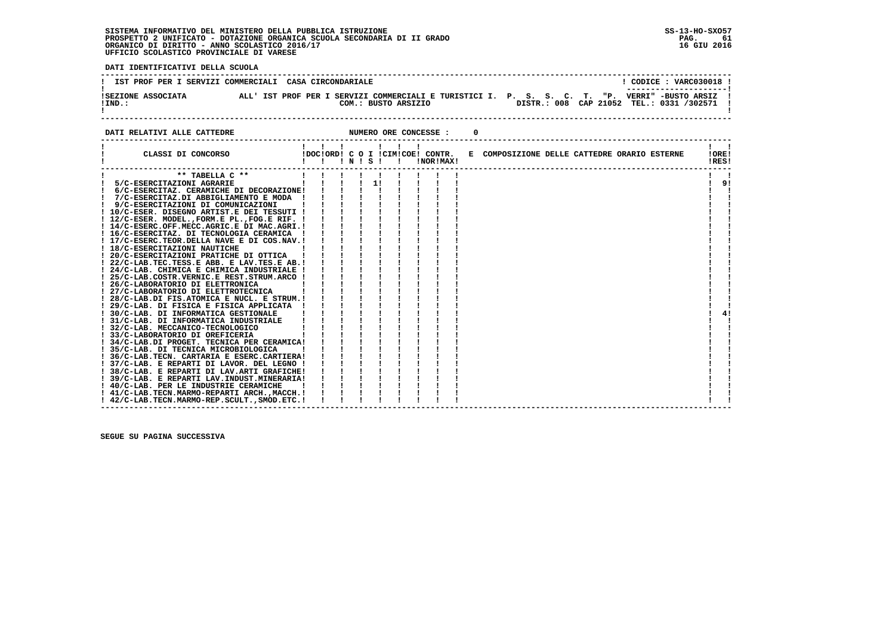SISTEMA INFORMATIVO DEL MINISTERO DELLA PUBBLICA ISTRUZIONE
PROSPETTO 2 UNIFICATO - DOTAZIONE ORGANICA SCUOLA SECONDARIA DI II GRADO
ORGANICO DI DIRITTO - ANNO SCOLASTICO 2016/17
UFFICIO SCOLASTICO PROVINCIALE DI VARESE

SS-13-HO-SXO57
16 GIU 2016

**DATI IDENTIFICATIVI DELLA SCUOLA**

IST PROF PER I SERVIZI COMMERCIALI CASA CIRCONDARIALE — CODICE : VARC030018

SEZIONE ASSOCIATA ALL' IST PROF PER I SERVIZI COMMERCIALI E TURISTICI I. P. S. S. C. T. "P. VERRI" -BUSTO ARSIZ
IND.: COM.: BUSTO ARSIZIO — DISTR.: 008 CAP 21052 TEL.: 0331 /302571

**DATI RELATIVI ALLE CATTEDRE** — NUMERO ORE CONCESSE : 0

| CLASSI DI CONCORSO | DOC | ORD | C IN | O | I S | CIM | COE | CONTR. NOR | CONTR. MAX | E COMPOSIZIONE DELLE CATTEDRE ORARIO ESTERNE | ORE RES |
|---|---|---|---|---|---|---|---|---|---|---|---|
| ** TABELLA C ** | | | | | | | | | | | |
| 5/C-ESERCITAZIONI AGRARIE | | | | | 1 | | | | | | 9 |
| 6/C-ESERCITAZ. CERAMICHE DI DECORAZIONE | | | | | | | | | | | |
| 7/C-ESERCITAZ.DI ABBIGLIAMENTO E MODA | | | | | | | | | | | |
| 9/C-ESERCITAZIONI DI COMUNICAZIONI | | | | | | | | | | | |
| 10/C-ESER. DISEGNO ARTIST.E DEI TESSUTI | | | | | | | | | | | |
| 12/C-ESER. MODEL.,FORM.E PL.,FOG.E RIF. | | | | | | | | | | | |
| 14/C-ESERC.OFF.MECC.AGRIC.E DI MAC.AGRI. | | | | | | | | | | | |
| 16/C-ESERCITAZ. DI TECNOLOGIA CERAMICA | | | | | | | | | | | |
| 17/C-ESERC.TEOR.DELLA NAVE E DI COS.NAV. | | | | | | | | | | | |
| 18/C-ESERCITAZIONI NAUTICHE | | | | | | | | | | | |
| 20/C-ESERCITAZIONI PRATICHE DI OTTICA | | | | | | | | | | | |
| 22/C-LAB.TEC.TESS.E ABB. E LAV.TES.E AB. | | | | | | | | | | | |
| 24/C-LAB. CHIMICA E CHIMICA INDUSTRIALE | | | | | | | | | | | |
| 25/C-LAB.COSTR.VERNIC.E REST.STRUM.ARCO | | | | | | | | | | | |
| 26/C-LABORATORIO DI ELETTRONICA | | | | | | | | | | | |
| 27/C-LABORATORIO DI ELETTROTECNICA | | | | | | | | | | | |
| 28/C-LAB.DI FIS.ATOMICA E NUCL. E STRUM. | | | | | | | | | | | |
| 29/C-LAB. DI FISICA E FISICA APPLICATA | | | | | | | | | | | |
| 30/C-LAB. DI INFORMATICA GESTIONALE | | | | | | | | | | | 4 |
| 31/C-LAB. DI INFORMATICA INDUSTRIALE | | | | | | | | | | | |
| 32/C-LAB. MECCANICO-TECNOLOGICO | | | | | | | | | | | |
| 33/C-LABORATORIO DI OREFICERIA | | | | | | | | | | | |
| 34/C-LAB.DI PROGET. TECNICA PER CERAMICA | | | | | | | | | | | |
| 35/C-LAB. DI TECNICA MICROBIOLOGICA | | | | | | | | | | | |
| 36/C-LAB.TECN. CARTARIA E ESERC.CARTIERA | | | | | | | | | | | |
| 37/C-LAB. E REPARTI DI LAVOR. DEL LEGNO | | | | | | | | | | | |
| 38/C-LAB. E REPARTI DI LAV.ARTI GRAFICHE | | | | | | | | | | | |
| 39/C-LAB. E REPARTI LAV.INDUST.MINERARIA | | | | | | | | | | | |
| 40/C-LAB. PER LE INDUSTRIE CERAMICHE | | | | | | | | | | | |
| 41/C-LAB.TECN.MARMO-REPARTI ARCH.,MACCH. | | | | | | | | | | | |
| 42/C-LAB.TECN.MARMO-REP.SCULT.,SMOD.ETC. | | | | | | | | | | | |

SEGUE SU PAGINA SUCCESSIVA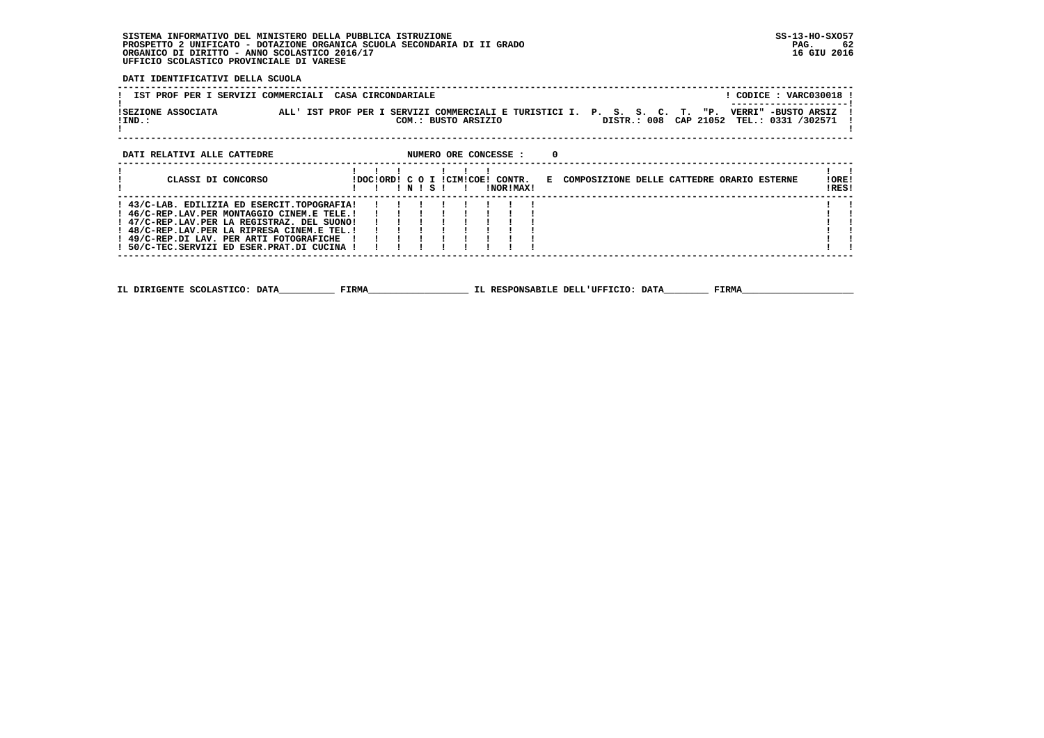SISTEMA INFORMATIVO DEL MINISTERO DELLA PUBBLICA ISTRUZIONE
PROSPETTO 2 UNIFICATO - DOTAZIONE ORGANICA SCUOLA SECONDARIA DI II GRADO
ORGANICO DI DIRITTO - ANNO SCOLASTICO 2016/17
UFFICIO SCOLASTICO PROVINCIALE DI VARESE

SS-13-HO-SXO57
16 GIU 2016

**DATI IDENTIFICATIVI DELLA SCUOLA**

IST PROF PER I SERVIZI COMMERCIALI CASA CIRCONDARIALE — CODICE : VARC030018

SEZIONE ASSOCIATA ALL' IST PROF PER I SERVIZI COMMERCIALI E TURISTICI I. P. S. S. C. T. "P. VERRI" -BUSTO ARSIZ
IND.: COM.: BUSTO ARSIZIO — DISTR.: 008 CAP 21052 TEL.: 0331 /302571

**DATI RELATIVI ALLE CATTEDRE** — NUMERO ORE CONCESSE : 0

| CLASSI DI CONCORSO | DOC | ORD | C O N | I S | CIM | COE | CONTR. NOR | CONTR. MAX | E COMPOSIZIONE DELLE CATTEDRE ORARIO ESTERNE | ORE RES |
|---|---|---|---|---|---|---|---|---|---|---|
| 43/C-LAB. EDILIZIA ED ESERCIT.TOPOGRAFIA | | | | | | | | | | |
| 46/C-REP.LAV.PER MONTAGGIO CINEM.E TELE. | | | | | | | | | | |
| 47/C-REP.LAV.PER LA REGISTRAZ. DEL SUONO | | | | | | | | | | |
| 48/C-REP.LAV.PER LA RIPRESA CINEM.E TEL. | | | | | | | | | | |
| 49/C-REP.DI LAV. PER ARTI FOTOGRAFICHE | | | | | | | | | | |
| 50/C-TEC.SERVIZI ED ESER.PRAT.DI CUCINA | | | | | | | | | | |

IL DIRIGENTE SCOLASTICO: DATA__________ FIRMA__________________ IL RESPONSABILE DELL'UFFICIO: DATA________ FIRMA____________________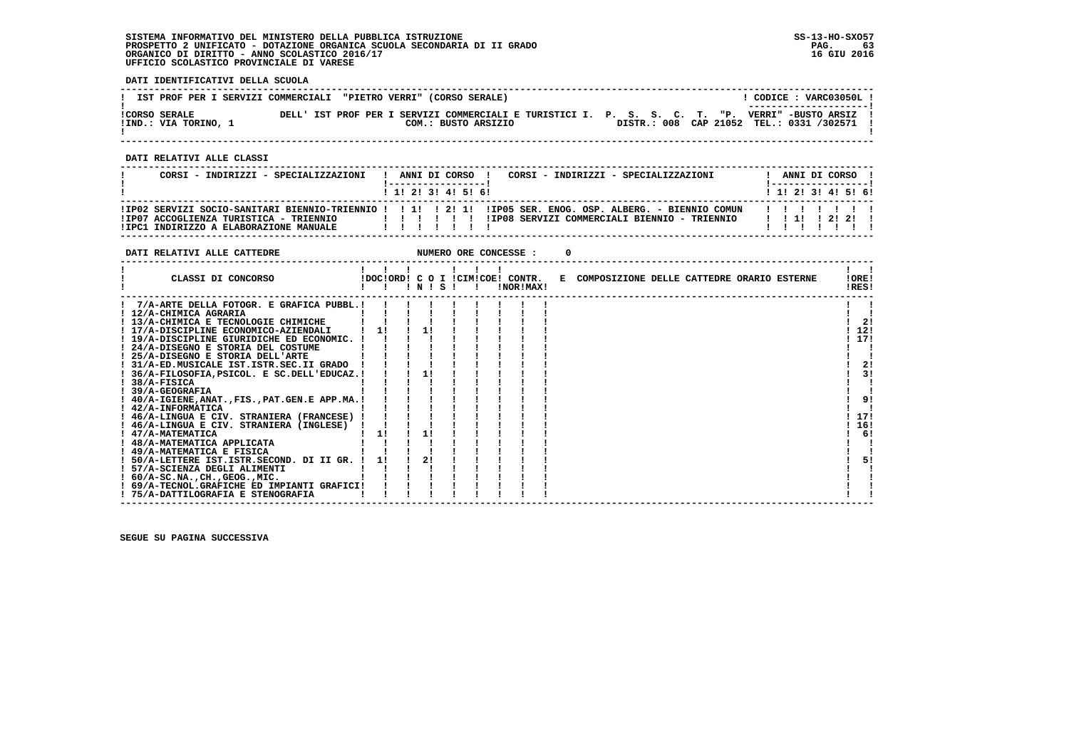SISTEMA INFORMATIVO DEL MINISTERO DELLA PUBBLICA ISTRUZIONE
PROSPETTO 2 UNIFICATO - DOTAZIONE ORGANICA SCUOLA SECONDARIA DI II GRADO
ORGANICO DI DIRITTO - ANNO SCOLASTICO 2016/17
UFFICIO SCOLASTICO PROVINCIALE DI VARESE

SS-13-HO-SXO57
16 GIU 2016

**DATI IDENTIFICATIVI DELLA SCUOLA**

IST PROF PER I SERVIZI COMMERCIALI "PIETRO VERRI" (CORSO SERALE) — CODICE : VARC03050L

CORSO SERALE DELL' IST PROF PER I SERVIZI COMMERCIALI E TURISTICI I. P. S. S. C. T. "P. VERRI" -BUSTO ARSIZ
IND.: VIA TORINO, 1 — COM.: BUSTO ARSIZIO — DISTR.: 008 CAP 21052 TEL.: 0331 /302571

**DATI RELATIVI ALLE CLASSI**

| CORSI - INDIRIZZI - SPECIALIZZAZIONI | 1 | 2 | 3 | 4 | 5 | 6 | CORSI - INDIRIZZI - SPECIALIZZAZIONI | 1 | 2 | 3 | 4 | 5 | 6 |
|---|---|---|---|---|---|---|---|---|---|---|---|---|---|
| IP02 SERVIZI SOCIO-SANITARI BIENNIO-TRIENNIO | | 1 | | 2 | 1 | | IP05 SER. ENOG. OSP. ALBERG. - BIENNIO COMUN | | | | | | |
| IP07 ACCOGLIENZA TURISTICA - TRIENNIO | | | | | | | IP08 SERVIZI COMMERCIALI BIENNIO - TRIENNIO | | 1 | | 2 | 2 | |
| IPC1 INDIRIZZO A ELABORAZIONE MANUALE | | | | | | | | | | | | | |

**DATI RELATIVI ALLE CATTEDRE** NUMERO ORE CONCESSE : 0

| CLASSI DI CONCORSO | DOC | ORD | C O N | I S | CIM | COE | CONTR. NOR | CONTR. MAX | E COMPOSIZIONE DELLE CATTEDRE ORARIO ESTERNE | ORE RES |
|---|---|---|---|---|---|---|---|---|---|---|
| 7/A-ARTE DELLA FOTOGR. E GRAFICA PUBBL. | | | | | | | | | | |
| 12/A-CHIMICA AGRARIA | | | | | | | | | | |
| 13/A-CHIMICA E TECNOLOGIE CHIMICHE | | | | | | | | | | 2 |
| 17/A-DISCIPLINE ECONOMICO-AZIENDALI | 1 | | 1 | | | | | | | 12 |
| 19/A-DISCIPLINE GIURIDICHE ED ECONOMIC. | | | | | | | | | | 17 |
| 24/A-DISEGNO E STORIA DEL COSTUME | | | | | | | | | | |
| 25/A-DISEGNO E STORIA DELL'ARTE | | | | | | | | | | |
| 31/A-ED.MUSICALE IST.ISTR.SEC.II GRADO | | | | | | | | | | 2 |
| 36/A-FILOSOFIA,PSICOL. E SC.DELL'EDUCAZ. | | | 1 | | | | | | | 3 |
| 38/A-FISICA | | | | | | | | | | |
| 39/A-GEOGRAFIA | | | | | | | | | | |
| 40/A-IGIENE,ANAT.,FIS.,PAT.GEN.E APP.MA. | | | | | | | | | | 9 |
| 42/A-INFORMATICA | | | | | | | | | | |
| 46/A-LINGUA E CIV. STRANIERA (FRANCESE) | | | | | | | | | | 17 |
| 46/A-LINGUA E CIV. STRANIERA (INGLESE) | | | | | | | | | | 16 |
| 47/A-MATEMATICA | 1 | | 1 | | | | | | | 6 |
| 48/A-MATEMATICA APPLICATA | | | | | | | | | | |
| 49/A-MATEMATICA E FISICA | | | | | | | | | | |
| 50/A-LETTERE IST.ISTR.SECOND. DI II GR. | 1 | | 2 | | | | | | | 5 |
| 57/A-SCIENZA DEGLI ALIMENTI | | | | | | | | | | |
| 60/A-SC.NA.,CH.,GEOG.,MIC. | | | | | | | | | | |
| 69/A-TECNOL.GRAFICHE ED IMPIANTI GRAFICI | | | | | | | | | | |
| 75/A-DATTILOGRAFIA E STENOGRAFIA | | | | | | | | | | |

SEGUE SU PAGINA SUCCESSIVA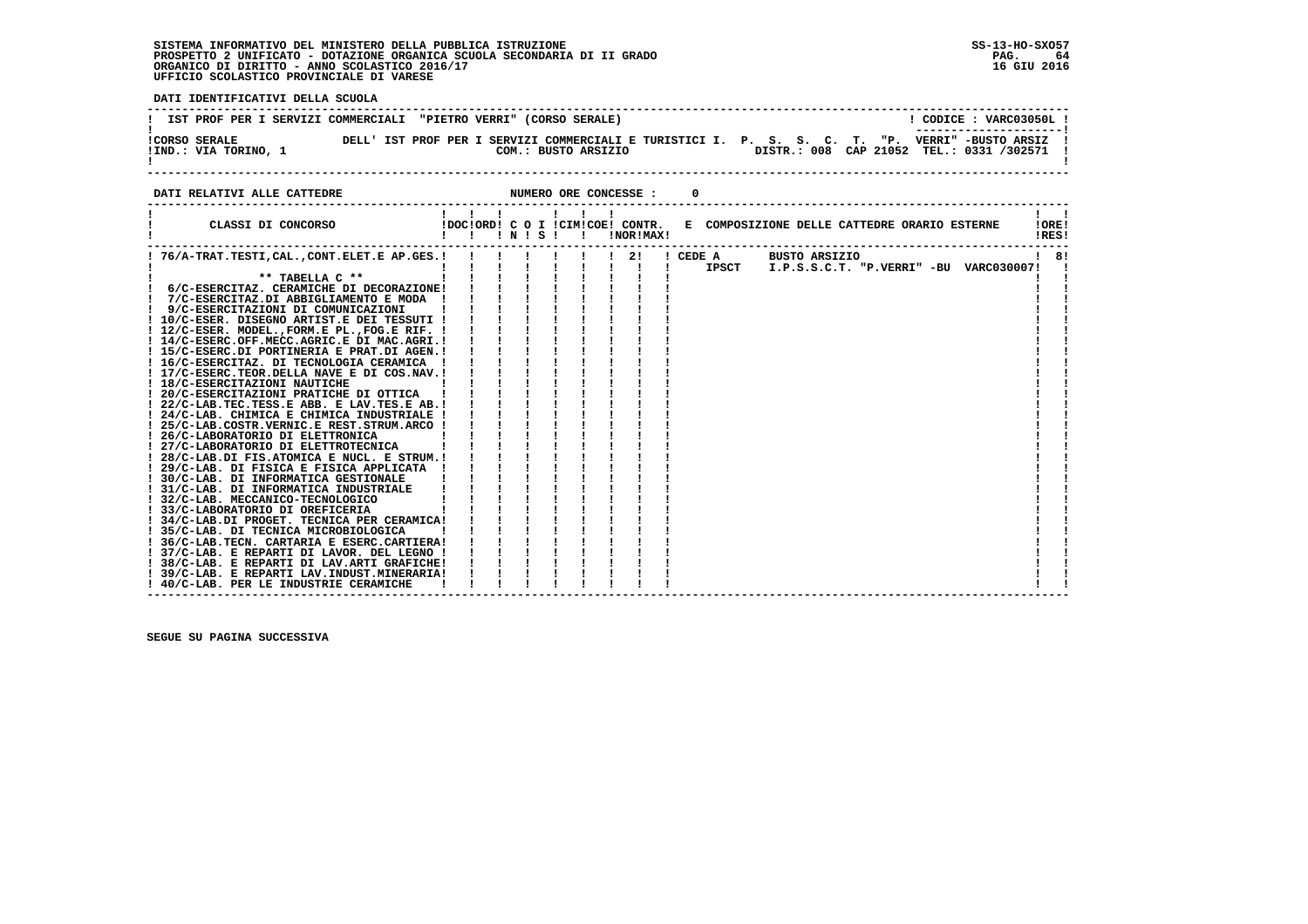SISTEMA INFORMATIVO DEL MINISTERO DELLA PUBBLICA ISTRUZIONE
PROSPETTO 2 UNIFICATO - DOTAZIONE ORGANICA SCUOLA SECONDARIA DI II GRADO
ORGANICO DI DIRITTO - ANNO SCOLASTICO 2016/17
UFFICIO SCOLASTICO PROVINCIALE DI VARESE

SS-13-HO-SXO57
16 GIU 2016

**DATI IDENTIFICATIVI DELLA SCUOLA**

IST PROF PER I SERVIZI COMMERCIALI "PIETRO VERRI" (CORSO SERALE) — CODICE : VARC03050L

CORSO SERALE DELL' IST PROF PER I SERVIZI COMMERCIALI E TURISTICI I. P. S. S. C. T. "P. VERRI" -BUSTO ARSIZ
IND.: VIA TORINO, 1 — COM.: BUSTO ARSIZIO — DISTR.: 008 CAP 21052 TEL.: 0331 /302571

**DATI RELATIVI ALLE CATTEDRE** — NUMERO ORE CONCESSE : 0

| CLASSI DI CONCORSO | DOC | ORD | C O I N | S | CIM | COE | CONTR. NOR | MAX | E COMPOSIZIONE DELLE CATTEDRE ORARIO ESTERNE | ORE RES |
|---|---|---|---|---|---|---|---|---|---|---|
| 76/A-TRAT.TESTI,CAL.,CONT.ELET.E AP.GES. | | | | | | | | 2 | CEDE A IPSCT BUSTO ARSIZIO I.P.S.S.C.T. "P.VERRI" -BU VARC030007 | 8 |
| ** TABELLA C ** | | | | | | | | | | |
| 6/C-ESERCITAZ. CERAMICHE DI DECORAZIONE | | | | | | | | | | |
| 7/C-ESERCITAZ.DI ABBIGLIAMENTO E MODA | | | | | | | | | | |
| 9/C-ESERCITAZIONI DI COMUNICAZIONI | | | | | | | | | | |
| 10/C-ESER. DISEGNO ARTIST.E DEI TESSUTI | | | | | | | | | | |
| 12/C-ESER. MODEL.,FORM.E PL.,FOG.E RIF. | | | | | | | | | | |
| 14/C-ESERC.OFF.MECC.AGRIC.E DI MAC.AGRI. | | | | | | | | | | |
| 15/C-ESERC.DI PORTINERIA E PRAT.DI AGEN. | | | | | | | | | | |
| 16/C-ESERCITAZ. DI TECNOLOGIA CERAMICA | | | | | | | | | | |
| 17/C-ESERC.TEOR.DELLA NAVE E DI COS.NAV. | | | | | | | | | | |
| 18/C-ESERCITAZIONI NAUTICHE | | | | | | | | | | |
| 20/C-ESERCITAZIONI PRATICHE DI OTTICA | | | | | | | | | | |
| 22/C-LAB.TEC.TESS.E ABB. E LAV.TES.E AB. | | | | | | | | | | |
| 24/C-LAB. CHIMICA E CHIMICA INDUSTRIALE | | | | | | | | | | |
| 25/C-LAB.COSTR.VERNIC.E REST.STRUM.ARCO | | | | | | | | | | |
| 26/C-LABORATORIO DI ELETTRONICA | | | | | | | | | | |
| 27/C-LABORATORIO DI ELETTROTECNICA | | | | | | | | | | |
| 28/C-LAB.DI FIS.ATOMICA E NUCL. E STRUM. | | | | | | | | | | |
| 29/C-LAB. DI FISICA E FISICA APPLICATA | | | | | | | | | | |
| 30/C-LAB. DI INFORMATICA GESTIONALE | | | | | | | | | | |
| 31/C-LAB. DI INFORMATICA INDUSTRIALE | | | | | | | | | | |
| 32/C-LAB. MECCANICO-TECNOLOGICO | | | | | | | | | | |
| 33/C-LABORATORIO DI OREFICERIA | | | | | | | | | | |
| 34/C-LAB.DI PROGET. TECNICA PER CERAMICA | | | | | | | | | | |
| 35/C-LAB. DI TECNICA MICROBIOLOGICA | | | | | | | | | | |
| 36/C-LAB.TECN. CARTARIA E ESERC.CARTIERA | | | | | | | | | | |
| 37/C-LAB. E REPARTI DI LAVOR. DEL LEGNO | | | | | | | | | | |
| 38/C-LAB. E REPARTI DI LAV.ARTI GRAFICHE | | | | | | | | | | |
| 39/C-LAB. E REPARTI LAV.INDUST.MINERARIA | | | | | | | | | | |
| 40/C-LAB. PER LE INDUSTRIE CERAMICHE | | | | | | | | | | |

SEGUE SU PAGINA SUCCESSIVA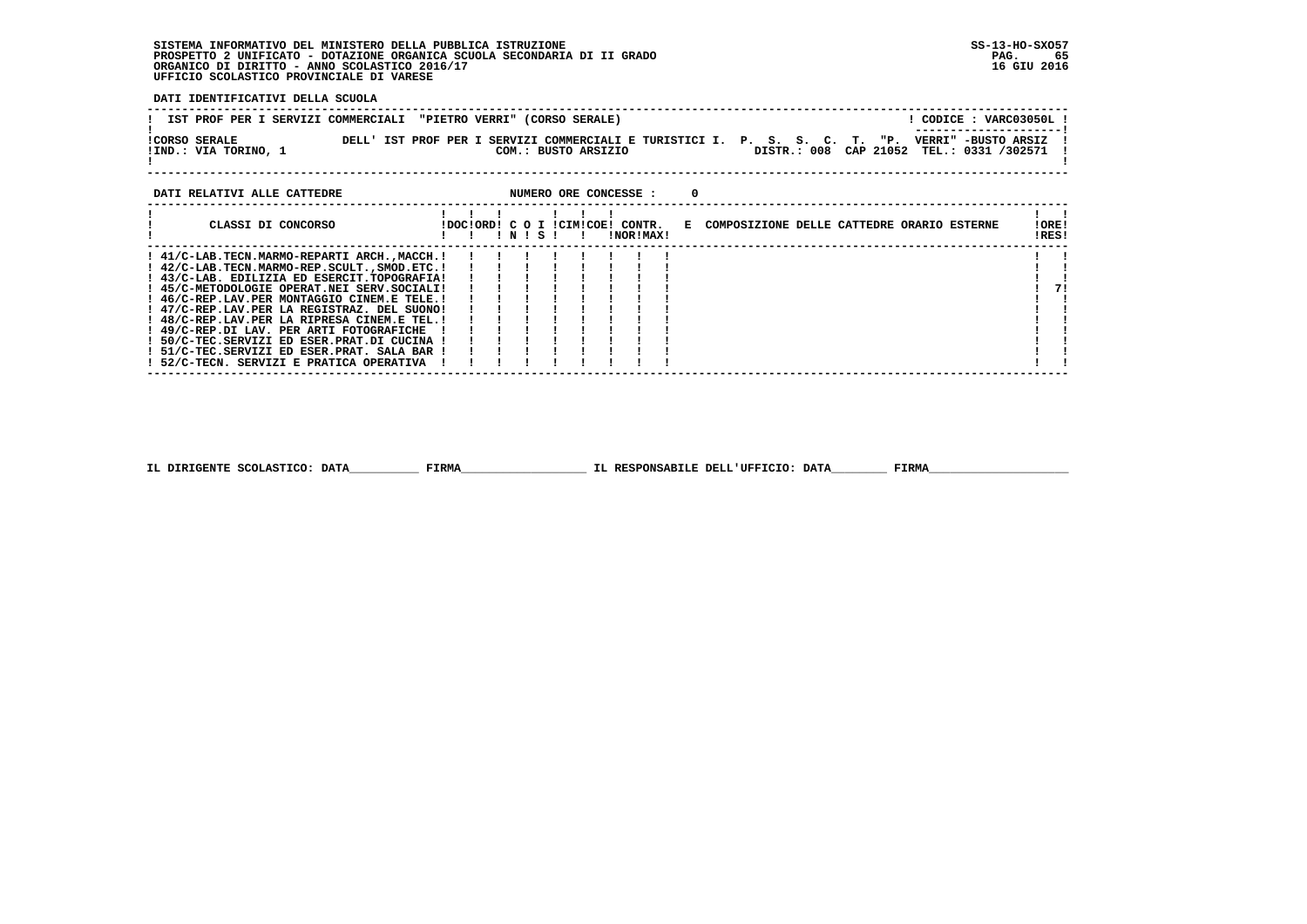SISTEMA INFORMATIVO DEL MINISTERO DELLA PUBBLICA ISTRUZIONE
PROSPETTO 2 UNIFICATO - DOTAZIONE ORGANICA SCUOLA SECONDARIA DI II GRADO
ORGANICO DI DIRITTO - ANNO SCOLASTICO 2016/17
UFFICIO SCOLASTICO PROVINCIALE DI VARESE

SS-13-HO-SXO57
16 GIU 2016

**DATI IDENTIFICATIVI DELLA SCUOLA**

IST PROF PER I SERVIZI COMMERCIALI "PIETRO VERRI" (CORSO SERALE) — CODICE : VARC03050L

CORSO SERALE DELL' IST PROF PER I SERVIZI COMMERCIALI E TURISTICI I. P. S. S. C. T. "P. VERRI" -BUSTO ARSIZ
IND.: VIA TORINO, 1 — COM.: BUSTO ARSIZIO — DISTR.: 008 CAP 21052 TEL.: 0331 /302571

**DATI RELATIVI ALLE CATTEDRE** — NUMERO ORE CONCESSE : 0

| CLASSI DI CONCORSO | DOC | ORD | C O N | I S | CIM | COE | CONTR. NOR | CONTR. MAX | E COMPOSIZIONE DELLE CATTEDRE ORARIO ESTERNE | ORE RES |
|---|---|---|---|---|---|---|---|---|---|---|
| 41/C-LAB.TECN.MARMO-REPARTI ARCH.,MACCH. | | | | | | | | | | |
| 42/C-LAB.TECN.MARMO-REP.SCULT.,SMOD.ETC. | | | | | | | | | | |
| 43/C-LAB. EDILIZIA ED ESERCIT.TOPOGRAFIA | | | | | | | | | | |
| 45/C-METODOLOGIE OPERAT.NEI SERV.SOCIALI | | | | | | | | | | 7 |
| 46/C-REP.LAV.PER MONTAGGIO CINEM.E TELE. | | | | | | | | | | |
| 47/C-REP.LAV.PER LA REGISTRAZ. DEL SUONO | | | | | | | | | | |
| 48/C-REP.LAV.PER LA RIPRESA CINEM.E TEL. | | | | | | | | | | |
| 49/C-REP.DI LAV. PER ARTI FOTOGRAFICHE | | | | | | | | | | |
| 50/C-TEC.SERVIZI ED ESER.PRAT.DI CUCINA | | | | | | | | | | |
| 51/C-TEC.SERVIZI ED ESER.PRAT. SALA BAR | | | | | | | | | | |
| 52/C-TECN. SERVIZI E PRATICA OPERATIVA | | | | | | | | | | |

IL DIRIGENTE SCOLASTICO: DATA__________ FIRMA__________________ IL RESPONSABILE DELL'UFFICIO: DATA________ FIRMA____________________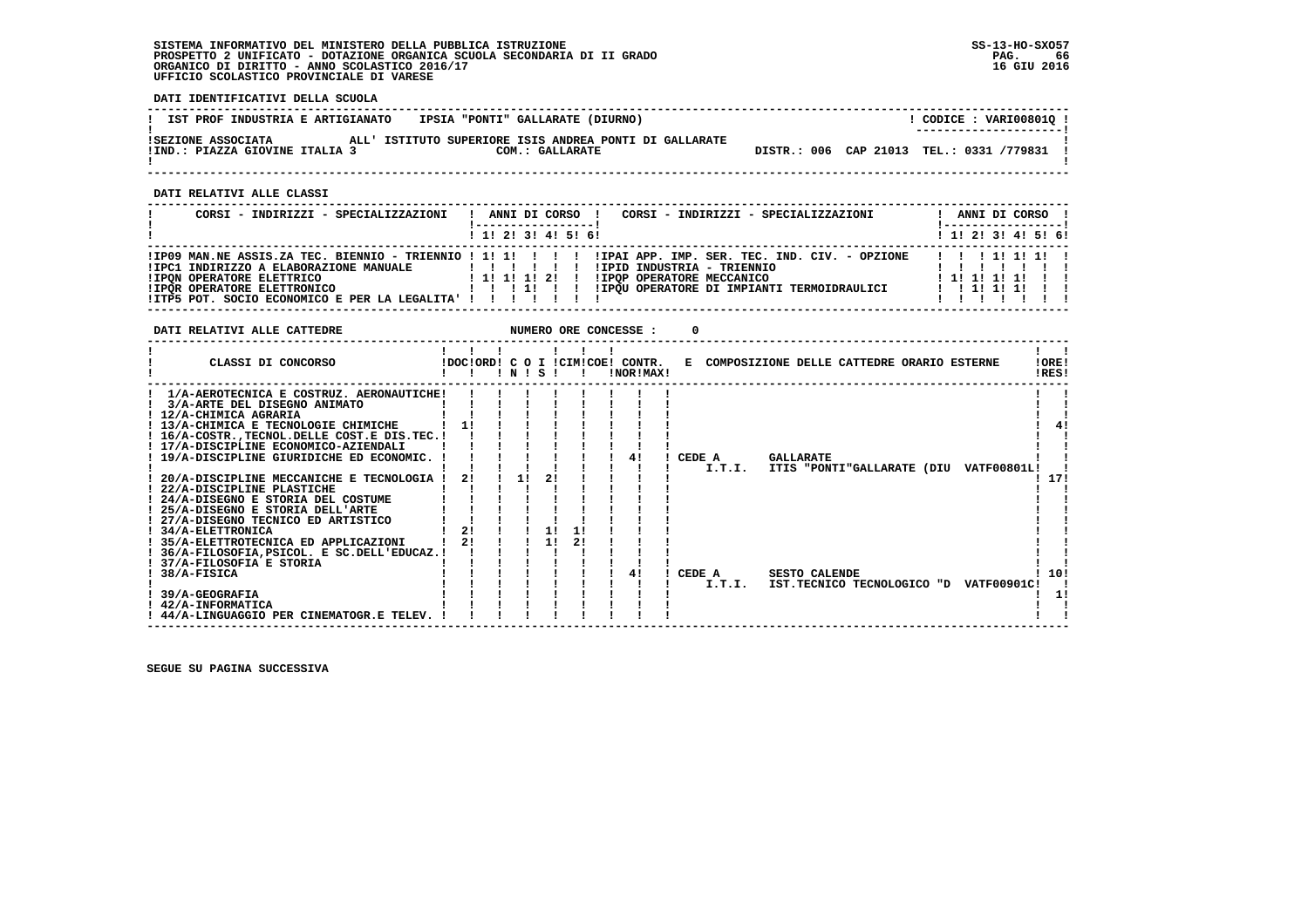**DATI IDENTIFICATIVI DELLA SCUOLA**

| IST PROF INDUSTRIA E ARTIGIANATO | IPSIA "PONTI" GALLARATE (DIURNO) | CODICE : VARI00801Q |
|---|---|---|
| SEZIONE ASSOCIATA | ALL' ISTITUTO SUPERIORE ISIS ANDREA PONTI DI GALLARATE | |
| IND.: PIAZZA GIOVINE ITALIA 3 | COM.: GALLARATE | DISTR.: 006 CAP 21013 TEL.: 0331 /779831 |

**DATI RELATIVI ALLE CLASSI**

| CORSI - INDIRIZZI - SPECIALIZZAZIONI | 1 | 2 | 3 | 4 | 5 | 6 | CORSI - INDIRIZZI - SPECIALIZZAZIONI | 1 | 2 | 3 | 4 | 5 | 6 |
|---|---|---|---|---|---|---|---|---|---|---|---|---|---|
| IP09 MAN.NE ASSIS.ZA TEC. BIENNIO - TRIENNIO | 1 | 1 | | | | | IPAI APP. IMP. SER. TEC. IND. CIV. - OPZIONE | | | 1 | 1 | 1 | |
| IPC1 INDIRIZZO A ELABORAZIONE MANUALE | | | | | | | IPID INDUSTRIA - TRIENNIO | | | | | | |
| IPQN OPERATORE ELETTRICO | 1 | 1 | 1 | 2 | | | IPQP OPERATORE MECCANICO | 1 | 1 | 1 | 1 | | |
| IPQR OPERATORE ELETTRONICO | | | 1 | | | | IPQU OPERATORE DI IMPIANTI TERMOIDRAULICI | | 1 | 1 | 1 | | |
| ITP5 POT. SOCIO ECONOMICO E PER LA LEGALITA' | | | | | | | | | | | | | |

**DATI RELATIVI ALLE CATTEDRE** NUMERO ORE CONCESSE : 0

| CLASSI DI CONCORSO | DOC | ORD | C O N | I S | CIM | COE | CONTR. NOR | MAX | E COMPOSIZIONE DELLE CATTEDRE ORARIO ESTERNE | ORE RES |
|---|---|---|---|---|---|---|---|---|---|---|
| 1/A-AEROTECNICA E COSTRUZ. AERONAUTICHE | | | | | | | | | | |
| 3/A-ARTE DEL DISEGNO ANIMATO | | | | | | | | | | |
| 12/A-CHIMICA AGRARIA | | | | | | | | | | |
| 13/A-CHIMICA E TECNOLOGIE CHIMICHE | 1 | | | | | | | | | 4 |
| 16/A-COSTR.,TECNOL.DELLE COST.E DIS.TEC. | | | | | | | | | | |
| 17/A-DISCIPLINE ECONOMICO-AZIENDALI | | | | | | | | | | |
| 19/A-DISCIPLINE GIURIDICHE ED ECONOMIC. | | | | | | | 4 | | CEDE A GALLARATE I.T.I. ITIS "PONTI"GALLARATE (DIU VATF00801L | |
| 20/A-DISCIPLINE MECCANICHE E TECNOLOGIA | 2 | | 1 | 2 | | | | | | 17 |
| 22/A-DISCIPLINE PLASTICHE | | | | | | | | | | |
| 24/A-DISEGNO E STORIA DEL COSTUME | | | | | | | | | | |
| 25/A-DISEGNO E STORIA DELL'ARTE | | | | | | | | | | |
| 27/A-DISEGNO TECNICO ED ARTISTICO | | | | | | | | | | |
| 34/A-ELETTRONICA | 2 | | | 1 | 1 | | | | | |
| 35/A-ELETTROTECNICA ED APPLICAZIONI | 2 | | | 1 | 2 | | | | | |
| 36/A-FILOSOFIA,PSICOL. E SC.DELL'EDUCAZ. | | | | | | | | | | |
| 37/A-FILOSOFIA E STORIA | | | | | | | | | | |
| 38/A-FISICA | | | | | | | 4 | | CEDE A SESTO CALENDE I.T.I. IST.TECNICO TECNOLOGICO "D VATF00901C | 10 |
| 39/A-GEOGRAFIA | | | | | | | | | | |
| 42/A-INFORMATICA | | | | | | | | | | 1 |
| 44/A-LINGUAGGIO PER CINEMATOGR.E TELEV. | | | | | | | | | | |

SEGUE SU PAGINA SUCCESSIVA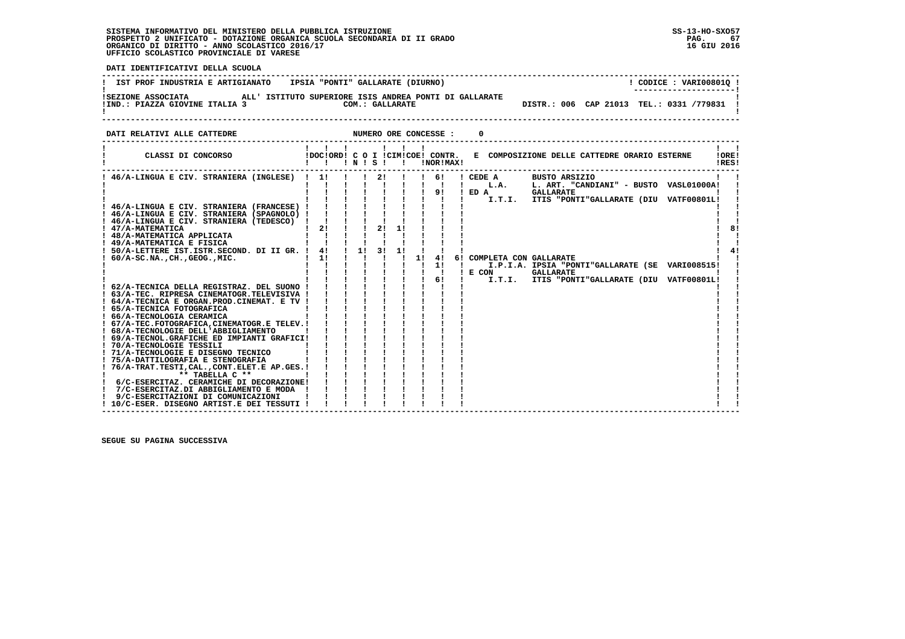SISTEMA INFORMATIVO DEL MINISTERO DELLA PUBBLICA ISTRUZIONE
PROSPETTO 2 UNIFICATO - DOTAZIONE ORGANICA SCUOLA SECONDARIA DI II GRADO
ORGANICO DI DIRITTO - ANNO SCOLASTICO 2016/17
UFFICIO SCOLASTICO PROVINCIALE DI VARESE

SS-13-HO-SXO57
16 GIU 2016

**DATI IDENTIFICATIVI DELLA SCUOLA**

IST PROF INDUSTRIA E ARTIGIANATO — IPSIA "PONTI" GALLARATE (DIURNO) — CODICE : VARI00801Q

SEZIONE ASSOCIATA ALL' ISTITUTO SUPERIORE ISIS ANDREA PONTI DI GALLARATE
IND.: PIAZZA GIOVINE ITALIA 3 — COM.: GALLARATE — DISTR.: 006 CAP 21013 TEL.: 0331 /779831

**DATI RELATIVI ALLE CATTEDRE** — NUMERO ORE CONCESSE : 0

| CLASSI DI CONCORSO | DOC | ORD | C N | O S | I | CIM | COE | CONTR. NOR | CONTR. MAX | E COMPOSIZIONE DELLE CATTEDRE ORARIO ESTERNE | ORE RES |
|---|---|---|---|---|---|---|---|---|---|---|---|
| 46/A-LINGUA E CIV. STRANIERA (INGLESE) | 1 | | | 2 | | | | 6 | | CEDE A BUSTO ARSIZIO<br>L.A. L. ART. "CANDIANI" - BUSTO VASL01000A | |
| | | | | | | | | 9 | | ED A GALLARATE<br>I.T.I. ITIS "PONTI"GALLARATE (DIU VATF00801L | |
| 46/A-LINGUA E CIV. STRANIERA (FRANCESE) | | | | | | | | | | | |
| 46/A-LINGUA E CIV. STRANIERA (SPAGNOLO) | | | | | | | | | | | |
| 46/A-LINGUA E CIV. STRANIERA (TEDESCO) | | | | | | | | | | | |
| 47/A-MATEMATICA | 2 | | | 2 | 1 | | | | | | 8 |
| 48/A-MATEMATICA APPLICATA | | | | | | | | | | | |
| 49/A-MATEMATICA E FISICA | | | | | | | | | | | |
| 50/A-LETTERE IST.ISTR.SECOND. DI II GR. | 4 | | 1 | 3 | 1 | | | | | | 4 |
| 60/A-SC.NA.,CH.,GEOG.,MIC. | 1 | | | | | | 1 | 4 | 6 | COMPLETA CON GALLARATE | |
| | | | | | | | | 1 | | I.P.I.A. IPSIA "PONTI"GALLARATE (SE VARI008515 | |
| | | | | | | | | 6 | | E CON GALLARATE<br>I.T.I. ITIS "PONTI"GALLARATE (DIU VATF00801L | |
| 62/A-TECNICA DELLA REGISTRAZ. DEL SUONO | | | | | | | | | | | |
| 63/A-TEC. RIPRESA CINEMATOGR.TELEVISIVA | | | | | | | | | | | |
| 64/A-TECNICA E ORGAN.PROD.CINEMAT. E TV | | | | | | | | | | | |
| 65/A-TECNICA FOTOGRAFICA | | | | | | | | | | | |
| 66/A-TECNOLOGIA CERAMICA | | | | | | | | | | | |
| 67/A-TEC.FOTOGRAFICA,CINEMATOGR.E TELEV. | | | | | | | | | | | |
| 68/A-TECNOLOGIE DELL'ABBIGLIAMENTO | | | | | | | | | | | |
| 69/A-TECNOL.GRAFICHE ED IMPIANTI GRAFICI | | | | | | | | | | | |
| 70/A-TECNOLOGIE TESSILI | | | | | | | | | | | |
| 71/A-TECNOLOGIE E DISEGNO TECNICO | | | | | | | | | | | |
| 75/A-DATTILOGRAFIA E STENOGRAFIA | | | | | | | | | | | |
| 76/A-TRAT.TESTI,CAL.,CONT.ELET.E AP.GES. | | | | | | | | | | | |
| ** TABELLA C ** | | | | | | | | | | | |
| 6/C-ESERCITAZ. CERAMICHE DI DECORAZIONE | | | | | | | | | | | |
| 7/C-ESERCITAZ.DI ABBIGLIAMENTO E MODA | | | | | | | | | | | |
| 9/C-ESERCITAZIONI DI COMUNICAZIONI | | | | | | | | | | | |
| 10/C-ESER. DISEGNO ARTIST.E DEI TESSUTI | | | | | | | | | | | |

SEGUE SU PAGINA SUCCESSIVA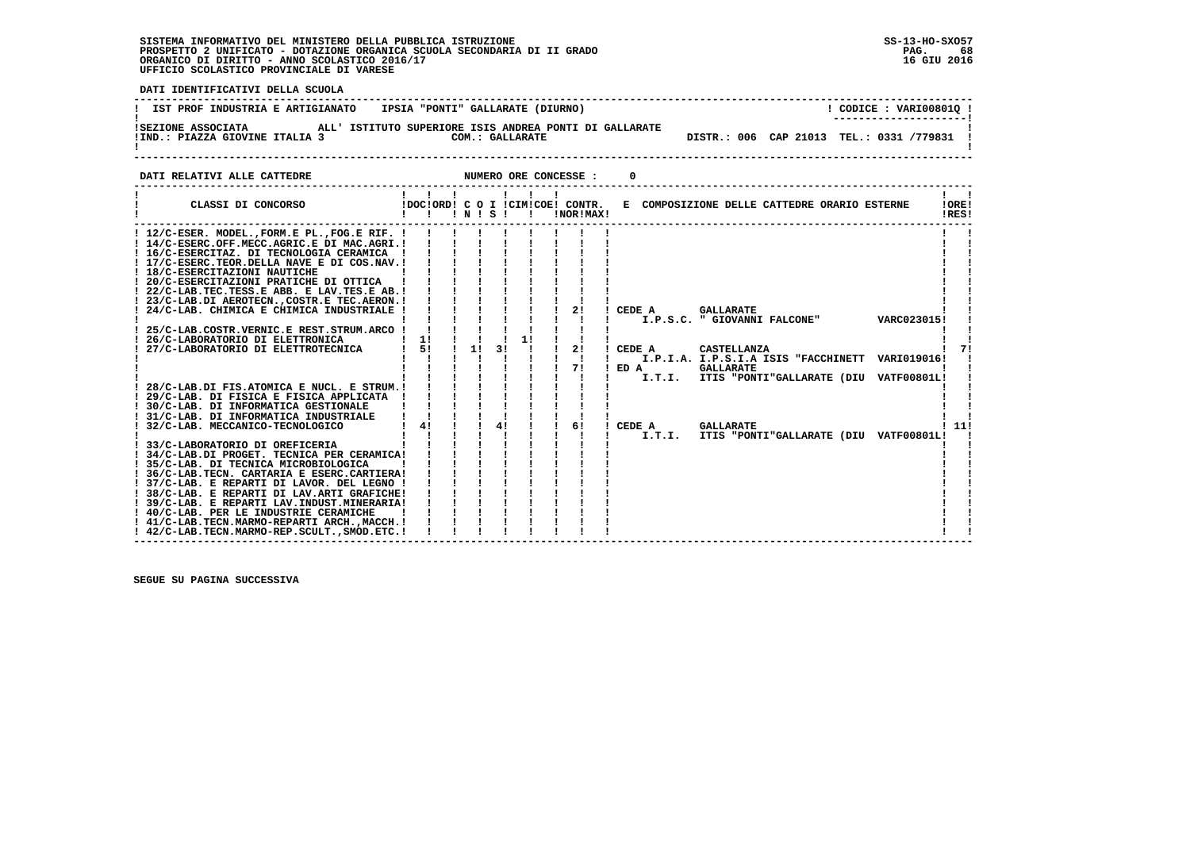SISTEMA INFORMATIVO DEL MINISTERO DELLA PUBBLICA ISTRUZIONE
PROSPETTO 2 UNIFICATO - DOTAZIONE ORGANICA SCUOLA SECONDARIA DI II GRADO
ORGANICO DI DIRITTO - ANNO SCOLASTICO 2016/17
UFFICIO SCOLASTICO PROVINCIALE DI VARESE

SS-13-HO-SXO57
16 GIU 2016

**DATI IDENTIFICATIVI DELLA SCUOLA**

IST PROF INDUSTRIA E ARTIGIANATO IPSIA "PONTI" GALLARATE (DIURNO) — CODICE : VARI00801Q

SEZIONE ASSOCIATA ALL' ISTITUTO SUPERIORE ISIS ANDREA PONTI DI GALLARATE
IND.: PIAZZA GIOVINE ITALIA 3 — COM.: GALLARATE — DISTR.: 006 CAP 21013 TEL.: 0331 /779831

**DATI RELATIVI ALLE CATTEDRE** — NUMERO ORE CONCESSE : 0

| CLASSI DI CONCORSO | DOC | ORD | C O N | I S | CIM | COE | CONTR. NOR | CONTR. MAX | E COMPOSIZIONE DELLE CATTEDRE ORARIO ESTERNE | ORE RES |
|---|---|---|---|---|---|---|---|---|---|---|
| 12/C-ESER. MODEL.,FORM.E PL.,FOG.E RIF. | | | | | | | | | | |
| 14/C-ESERC.OFF.MECC.AGRIC.E DI MAC.AGRI. | | | | | | | | | | |
| 16/C-ESERCITAZ. DI TECNOLOGIA CERAMICA | | | | | | | | | | |
| 17/C-ESERC.TEOR.DELLA NAVE E DI COS.NAV. | | | | | | | | | | |
| 18/C-ESERCITAZIONI NAUTICHE | | | | | | | | | | |
| 20/C-ESERCITAZIONI PRATICHE DI OTTICA | | | | | | | | | | |
| 22/C-LAB.TEC.TESS.E ABB. E LAV.TES.E AB. | | | | | | | | | | |
| 23/C-LAB.DI AEROTECN.,COSTR.E TEC.AERON. | | | | | | | | | | |
| 24/C-LAB. CHIMICA E CHIMICA INDUSTRIALE | | | | | | | 2 | | CEDE A GALLARATE I.P.S.C. " GIOVANNI FALCONE" VARC023015 | |
| 25/C-LAB.COSTR.VERNIC.E REST.STRUM.ARCO | | | | | | | | | | |
| 26/C-LABORATORIO DI ELETTRONICA | 1 | | | | 1 | | | | | |
| 27/C-LABORATORIO DI ELETTROTECNICA | 5 | | 1 | 3 | | | 2 | | CEDE A CASTELLANZA I.P.I.A. I.P.S.I.A ISIS "FACCHINETT VARI019016 | 7 |
| | | | | | | | 7 | | ED A GALLARATE I.T.I. ITIS "PONTI"GALLARATE (DIU VATF00801L | |
| 28/C-LAB.DI FIS.ATOMICA E NUCL. E STRUM. | | | | | | | | | | |
| 29/C-LAB. DI FISICA E FISICA APPLICATA | | | | | | | | | | |
| 30/C-LAB. DI INFORMATICA GESTIONALE | | | | | | | | | | |
| 31/C-LAB. DI INFORMATICA INDUSTRIALE | | | | | | | | | | |
| 32/C-LAB. MECCANICO-TECNOLOGICO | 4 | | | 4 | | | 6 | | CEDE A GALLARATE I.T.I. ITIS "PONTI"GALLARATE (DIU VATF00801L | 11 |
| 33/C-LABORATORIO DI OREFICERIA | | | | | | | | | | |
| 34/C-LAB.DI PROGET. TECNICA PER CERAMICA | | | | | | | | | | |
| 35/C-LAB. DI TECNICA MICROBIOLOGICA | | | | | | | | | | |
| 36/C-LAB.TECN. CARTARIA E ESERC.CARTIERA | | | | | | | | | | |
| 37/C-LAB. E REPARTI DI LAVOR. DEL LEGNO | | | | | | | | | | |
| 38/C-LAB. E REPARTI DI LAV.ARTI GRAFICHE | | | | | | | | | | |
| 39/C-LAB. E REPARTI LAV.INDUST.MINERARIA | | | | | | | | | | |
| 40/C-LAB. PER LE INDUSTRIE CERAMICHE | | | | | | | | | | |
| 41/C-LAB.TECN.MARMO-REPARTI ARCH.,MACCH. | | | | | | | | | | |
| 42/C-LAB.TECN.MARMO-REP.SCULT.,SMOD.ETC. | | | | | | | | | | |

SEGUE SU PAGINA SUCCESSIVA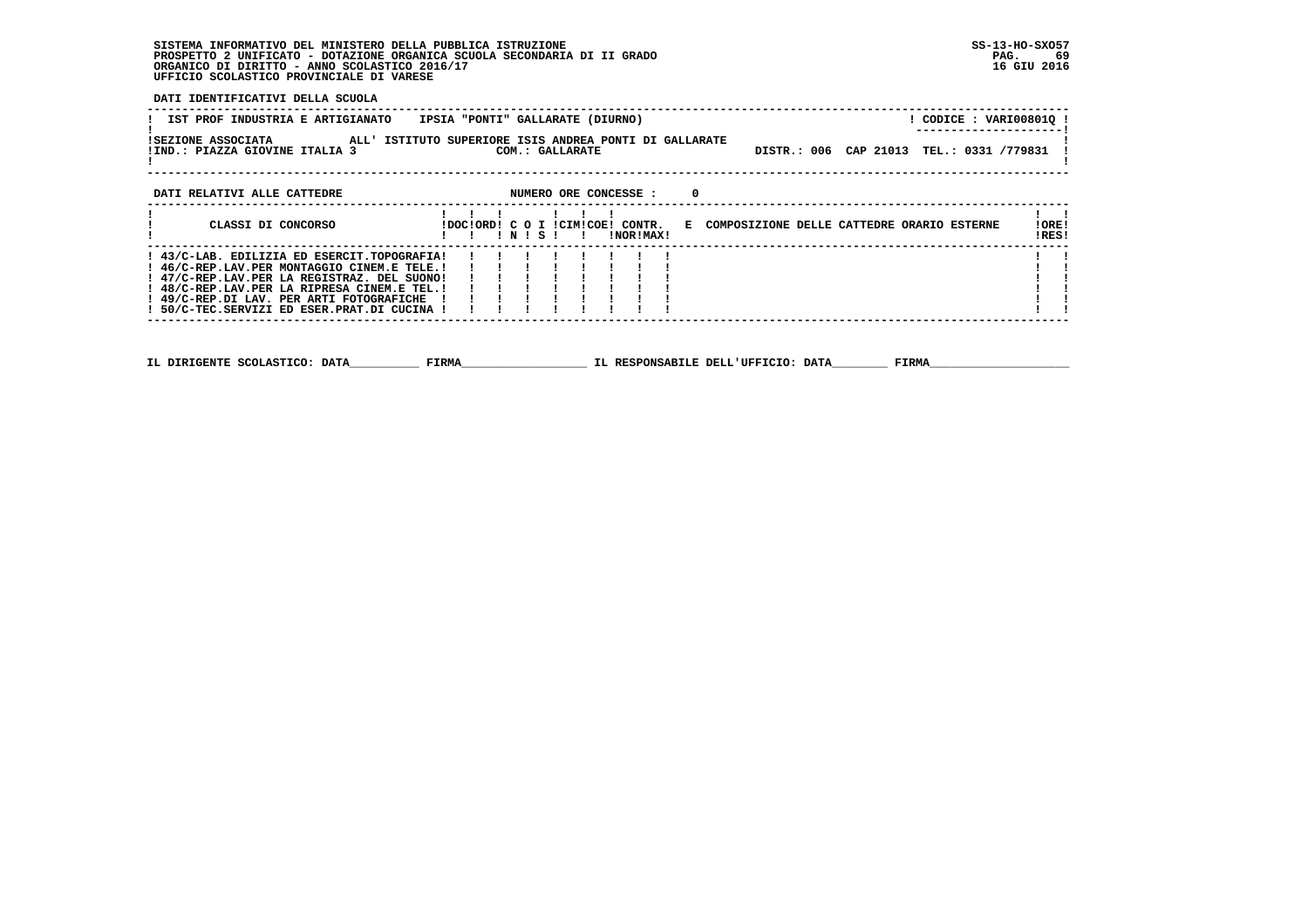SISTEMA INFORMATIVO DEL MINISTERO DELLA PUBBLICA ISTRUZIONE
PROSPETTO 2 UNIFICATO - DOTAZIONE ORGANICA SCUOLA SECONDARIA DI II GRADO
ORGANICO DI DIRITTO - ANNO SCOLASTICO 2016/17
UFFICIO SCOLASTICO PROVINCIALE DI VARESE

SS-13-HO-SXO57
16 GIU 2016

**DATI IDENTIFICATIVI DELLA SCUOLA**

IST PROF INDUSTRIA E ARTIGIANATO IPSIA "PONTI" GALLARATE (DIURNO) — CODICE : VARI00801Q

SEZIONE ASSOCIATA ALL' ISTITUTO SUPERIORE ISIS ANDREA PONTI DI GALLARATE
IND.: PIAZZA GIOVINE ITALIA 3 — COM.: GALLARATE — DISTR.: 006 CAP 21013 TEL.: 0331 /779831

**DATI RELATIVI ALLE CATTEDRE** — NUMERO ORE CONCESSE : 0

| CLASSI DI CONCORSO | DOC | ORD | C N | O | I S | CIM | COE | CONTR. NOR | CONTR. MAX | E COMPOSIZIONE DELLE CATTEDRE ORARIO ESTERNE | ORE RES |
|---|---|---|---|---|---|---|---|---|---|---|---|
| 43/C-LAB. EDILIZIA ED ESERCIT.TOPOGRAFIA | | | | | | | | | | | |
| 46/C-REP.LAV.PER MONTAGGIO CINEM.E TELE. | | | | | | | | | | | |
| 47/C-REP.LAV.PER LA REGISTRAZ. DEL SUONO | | | | | | | | | | | |
| 48/C-REP.LAV.PER LA RIPRESA CINEM.E TEL. | | | | | | | | | | | |
| 49/C-REP.DI LAV. PER ARTI FOTOGRAFICHE | | | | | | | | | | | |
| 50/C-TEC.SERVIZI ED ESER.PRAT.DI CUCINA | | | | | | | | | | | |

IL DIRIGENTE SCOLASTICO: DATA__________ FIRMA__________________ IL RESPONSABILE DELL'UFFICIO: DATA________ FIRMA____________________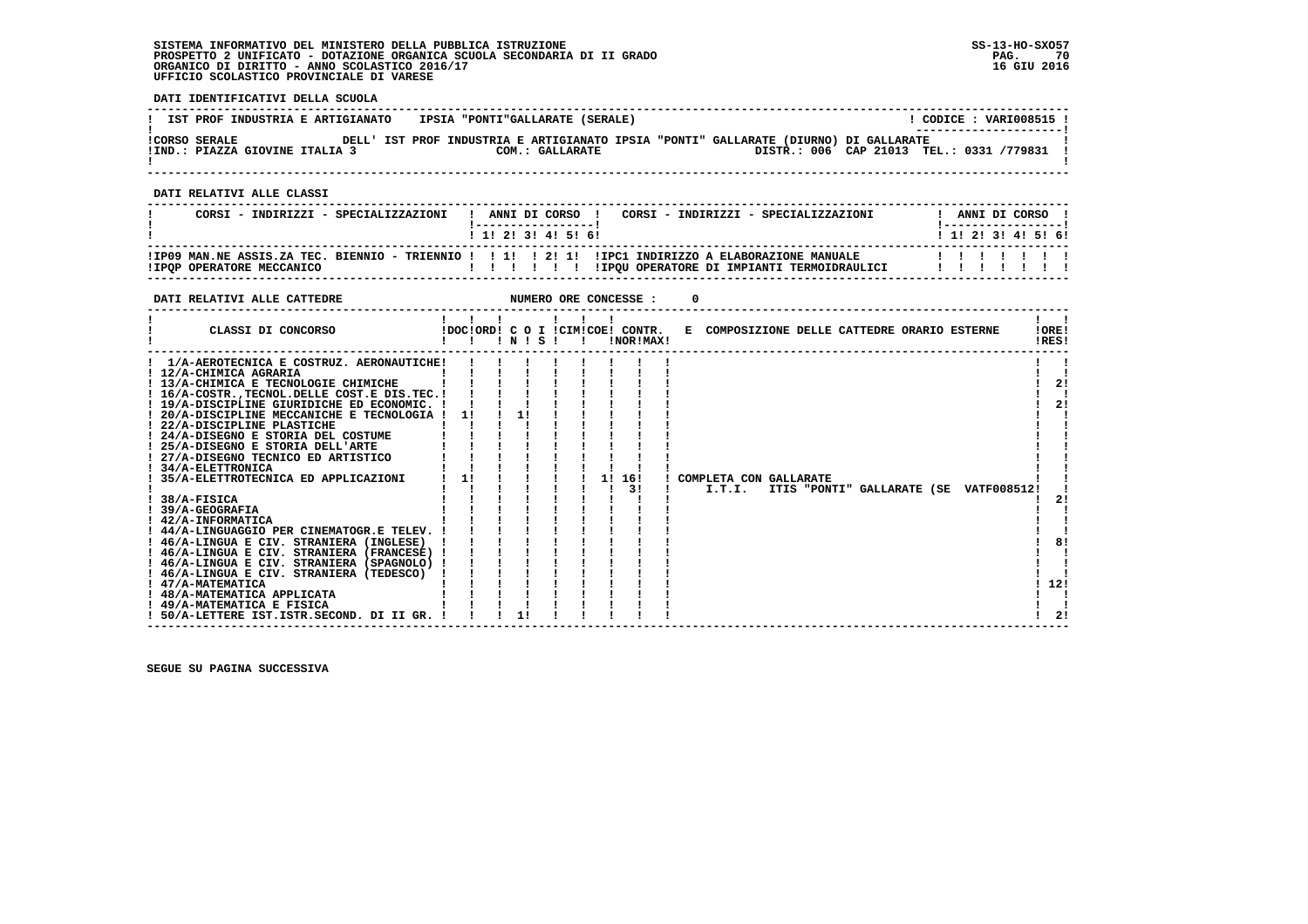SISTEMA INFORMATIVO DEL MINISTERO DELLA PUBBLICA ISTRUZIONE
PROSPETTO 2 UNIFICATO - DOTAZIONE ORGANICA SCUOLA SECONDARIA DI II GRADO
ORGANICO DI DIRITTO - ANNO SCOLASTICO 2016/17
UFFICIO SCOLASTICO PROVINCIALE DI VARESE

SS-13-HO-SXO57
16 GIU 2016

**DATI IDENTIFICATIVI DELLA SCUOLA**

| IST PROF INDUSTRIA E ARTIGIANATO | IPSIA "PONTI"GALLARATE (SERALE) | CODICE : VARI008515 |
|---|---|---|
| CORSO SERALE DELL' IST PROF INDUSTRIA E ARTIGIANATO IPSIA "PONTI" GALLARATE (DIURNO) DI GALLARATE | | |
| IND.: PIAZZA GIOVINE ITALIA 3 | COM.: GALLARATE | DISTR.: 006 CAP 21013 TEL.: 0331 /779831 |

**DATI RELATIVI ALLE CLASSI**

| CORSI - INDIRIZZI - SPECIALIZZAZIONI | 1 | 2 | 3 | 4 | 5 | 6 | CORSI - INDIRIZZI - SPECIALIZZAZIONI | 1 | 2 | 3 | 4 | 5 | 6 |
|---|---|---|---|---|---|---|---|---|---|---|---|---|---|
| IP09 MAN.NE ASSIS.ZA TEC. BIENNIO - TRIENNIO | | 1 | | 2 | 1 | | IPC1 INDIRIZZO A ELABORAZIONE MANUALE | | | | | | |
| IPQP OPERATORE MECCANICO | | | | | | | IPQU OPERATORE DI IMPIANTI TERMOIDRAULICI | | | | | | |

**DATI RELATIVI ALLE CATTEDRE** NUMERO ORE CONCESSE : 0

| CLASSI DI CONCORSO | DOC | ORD | C O I N | C O I S | CIM | COE | CONTR. NOR | CONTR. MAX | E COMPOSIZIONE DELLE CATTEDRE ORARIO ESTERNE | ORE RES |
|---|---|---|---|---|---|---|---|---|---|---|
| 1/A-AEROTECNICA E COSTRUZ. AERONAUTICHE | | | | | | | | | | |
| 12/A-CHIMICA AGRARIA | | | | | | | | | | |
| 13/A-CHIMICA E TECNOLOGIE CHIMICHE | | | | | | | | | | 2 |
| 16/A-COSTR.,TECNOL.DELLE COST.E DIS.TEC. | | | | | | | | | | |
| 19/A-DISCIPLINE GIURIDICHE ED ECONOMIC. | | | | | | | | | | 2 |
| 20/A-DISCIPLINE MECCANICHE E TECNOLOGIA | 1 | | 1 | | | | | | | |
| 22/A-DISCIPLINE PLASTICHE | | | | | | | | | | |
| 24/A-DISEGNO E STORIA DEL COSTUME | | | | | | | | | | |
| 25/A-DISEGNO E STORIA DELL'ARTE | | | | | | | | | | |
| 27/A-DISEGNO TECNICO ED ARTISTICO | | | | | | | | | | |
| 34/A-ELETTRONICA | | | | | | | | | | |
| 35/A-ELETTROTECNICA ED APPLICAZIONI | 1 | | | | | 1 | 16 | | COMPLETA CON GALLARATE | |
| | | | | | | | 3 | | I.T.I. ITIS "PONTI" GALLARATE (SE VATF008512 | |
| 38/A-FISICA | | | | | | | | | | 2 |
| 39/A-GEOGRAFIA | | | | | | | | | | |
| 42/A-INFORMATICA | | | | | | | | | | |
| 44/A-LINGUAGGIO PER CINEMATOGR.E TELEV. | | | | | | | | | | |
| 46/A-LINGUA E CIV. STRANIERA (INGLESE) | | | | | | | | | | 8 |
| 46/A-LINGUA E CIV. STRANIERA (FRANCESE) | | | | | | | | | | |
| 46/A-LINGUA E CIV. STRANIERA (SPAGNOLO) | | | | | | | | | | |
| 46/A-LINGUA E CIV. STRANIERA (TEDESCO) | | | | | | | | | | |
| 47/A-MATEMATICA | | | | | | | | | | 12 |
| 48/A-MATEMATICA APPLICATA | | | | | | | | | | |
| 49/A-MATEMATICA E FISICA | | | | | | | | | | |
| 50/A-LETTERE IST.ISTR.SECOND. DI II GR. | | | 1 | | | | | | | 2 |

SEGUE SU PAGINA SUCCESSIVA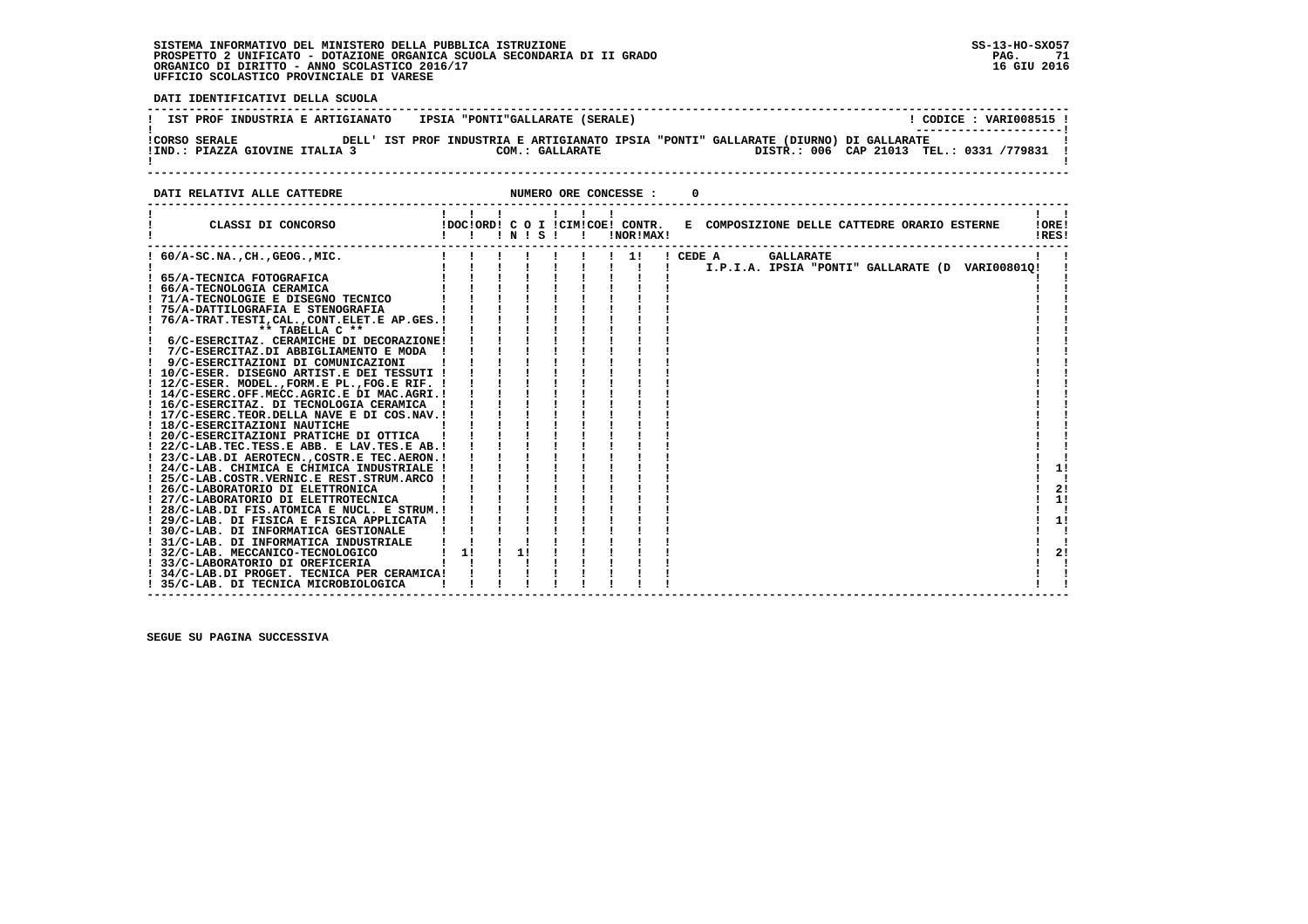SISTEMA INFORMATIVO DEL MINISTERO DELLA PUBBLICA ISTRUZIONE
PROSPETTO 2 UNIFICATO - DOTAZIONE ORGANICA SCUOLA SECONDARIA DI II GRADO
ORGANICO DI DIRITTO - ANNO SCOLASTICO 2016/17
UFFICIO SCOLASTICO PROVINCIALE DI VARESE

SS-13-HO-SXO57
16 GIU 2016

**DATI IDENTIFICATIVI DELLA SCUOLA**

IST PROF INDUSTRIA E ARTIGIANATO    IPSIA "PONTI"GALLARATE (SERALE)    CODICE : VARI008515

CORSO SERALE    DELL' IST PROF INDUSTRIA E ARTIGIANATO IPSIA "PONTI" GALLARATE (DIURNO) DI GALLARATE
IND.: PIAZZA GIOVINE ITALIA 3    COM.: GALLARATE    DISTR.: 006  CAP 21013  TEL.: 0331 /779831

**DATI RELATIVI ALLE CATTEDRE**    NUMERO ORE CONCESSE : 0

| CLASSI DI CONCORSO | DOC | ORD | C O N | I S | CIM | COE | CONTR. NOR | CONTR. MAX | E COMPOSIZIONE DELLE CATTEDRE ORARIO ESTERNE | ORE RES |
|---|---|---|---|---|---|---|---|---|---|---|
| 60/A-SC.NA.,CH.,GEOG.,MIC. | | | | | | | 1 | | CEDE A GALLARATE I.P.I.A. IPSIA "PONTI" GALLARATE (D VARI00801Q | |
| 65/A-TECNICA FOTOGRAFICA | | | | | | | | | | |
| 66/A-TECNOLOGIA CERAMICA | | | | | | | | | | |
| 71/A-TECNOLOGIE E DISEGNO TECNICO | | | | | | | | | | |
| 75/A-DATTILOGRAFIA E STENOGRAFIA | | | | | | | | | | |
| 76/A-TRAT.TESTI,CAL.,CONT.ELET.E AP.GES. | | | | | | | | | | |
| ** TABELLA C ** | | | | | | | | | | |
| 6/C-ESERCITAZ. CERAMICHE DI DECORAZIONE | | | | | | | | | | |
| 7/C-ESERCITAZ.DI ABBIGLIAMENTO E MODA | | | | | | | | | | |
| 9/C-ESERCITAZIONI DI COMUNICAZIONI | | | | | | | | | | |
| 10/C-ESER. DISEGNO ARTIST.E DEI TESSUTI | | | | | | | | | | |
| 12/C-ESER. MODEL.,FORM.E PL.,FOG.E RIF. | | | | | | | | | | |
| 14/C-ESERC.OFF.MECC.AGRIC.E DI MAC.AGRI. | | | | | | | | | | |
| 16/C-ESERCITAZ. DI TECNOLOGIA CERAMICA | | | | | | | | | | |
| 17/C-ESERC.TEOR.DELLA NAVE E DI COS.NAV. | | | | | | | | | | |
| 18/C-ESERCITAZIONI NAUTICHE | | | | | | | | | | |
| 20/C-ESERCITAZIONI PRATICHE DI OTTICA | | | | | | | | | | |
| 22/C-LAB.TEC.TESS.E ABB. E LAV.TES.E AB. | | | | | | | | | | |
| 23/C-LAB.DI AEROTECN.,COSTR.E TEC.AERON. | | | | | | | | | | |
| 24/C-LAB. CHIMICA E CHIMICA INDUSTRIALE | | | | | | | | | | 1 |
| 25/C-LAB.COSTR.VERNIC.E REST.STRUM.ARCO | | | | | | | | | | |
| 26/C-LABORATORIO DI ELETTRONICA | | | | | | | | | | 2 |
| 27/C-LABORATORIO DI ELETTROTECNICA | | | | | | | | | | 1 |
| 28/C-LAB.DI FIS.ATOMICA E NUCL. E STRUM. | | | | | | | | | | |
| 29/C-LAB. DI FISICA E FISICA APPLICATA | | | | | | | | | | 1 |
| 30/C-LAB. DI INFORMATICA GESTIONALE | | | | | | | | | | |
| 31/C-LAB. DI INFORMATICA INDUSTRIALE | | | | | | | | | | |
| 32/C-LAB. MECCANICO-TECNOLOGICO | 1 | | 1 | | | | | | | 2 |
| 33/C-LABORATORIO DI OREFICERIA | | | | | | | | | | |
| 34/C-LAB.DI PROGET. TECNICA PER CERAMICA | | | | | | | | | | |
| 35/C-LAB. DI TECNICA MICROBIOLOGICA | | | | | | | | | | |

SEGUE SU PAGINA SUCCESSIVA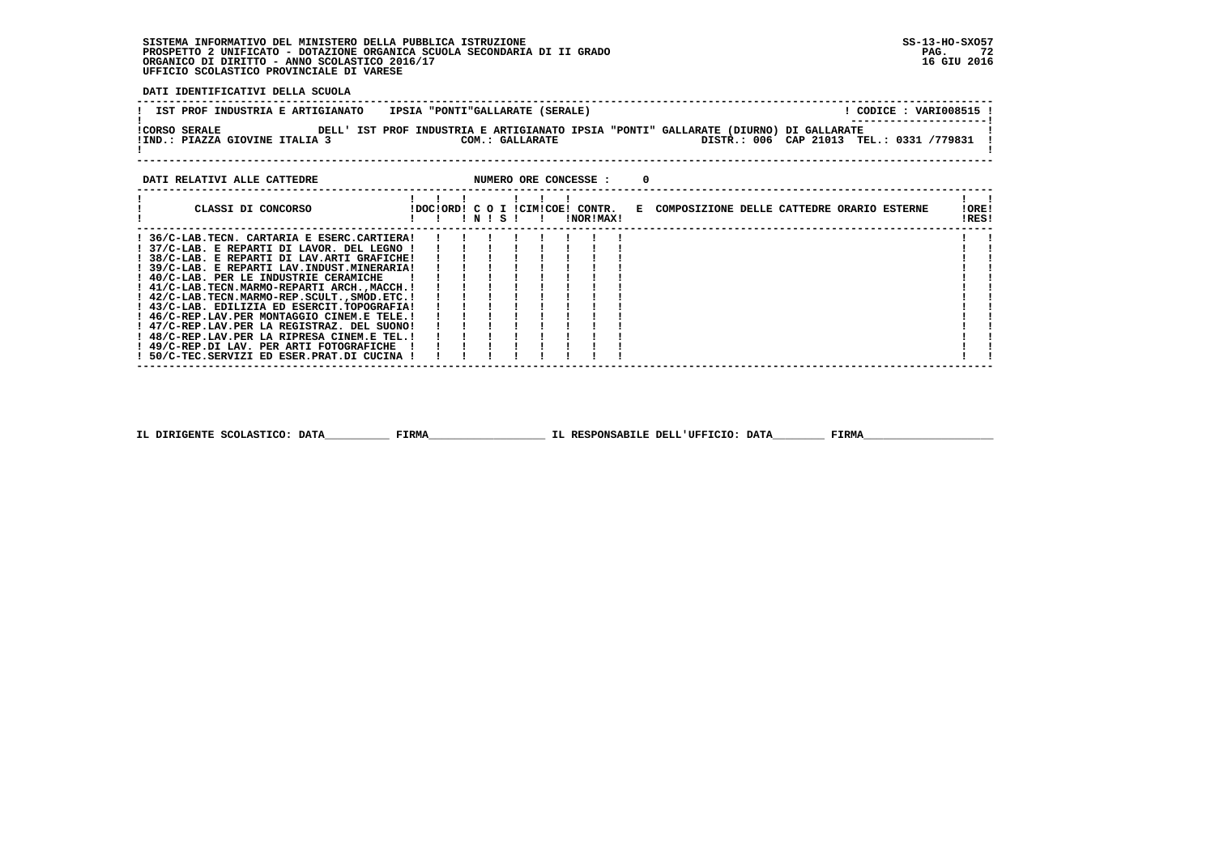SISTEMA INFORMATIVO DEL MINISTERO DELLA PUBBLICA ISTRUZIONE
PROSPETTO 2 UNIFICATO - DOTAZIONE ORGANICA SCUOLA SECONDARIA DI II GRADO
ORGANICO DI DIRITTO - ANNO SCOLASTICO 2016/17
UFFICIO SCOLASTICO PROVINCIALE DI VARESE

SS-13-HO-SXO57
16 GIU 2016

**DATI IDENTIFICATIVI DELLA SCUOLA**

IST PROF INDUSTRIA E ARTIGIANATO IPSIA "PONTI"GALLARATE (SERALE) — CODICE : VARI008515

CORSO SERALE DELL' IST PROF INDUSTRIA E ARTIGIANATO IPSIA "PONTI" GALLARATE (DIURNO) DI GALLARATE
IND.: PIAZZA GIOVINE ITALIA 3 — COM.: GALLARATE — DISTR.: 006 CAP 21013 TEL.: 0331 /779831

**DATI RELATIVI ALLE CATTEDRE** — NUMERO ORE CONCESSE : 0

| CLASSI DI CONCORSO | DOC | ORD | C O N | I S | CIM | COE | CONTR. NOR | CONTR. MAX | E COMPOSIZIONE DELLE CATTEDRE ORARIO ESTERNE | ORE RES |
|---|---|---|---|---|---|---|---|---|---|---|
| 36/C-LAB.TECN. CARTARIA E ESERC.CARTIERA | | | | | | | | | | |
| 37/C-LAB. E REPARTI DI LAVOR. DEL LEGNO | | | | | | | | | | |
| 38/C-LAB. E REPARTI DI LAV.ARTI GRAFICHE | | | | | | | | | | |
| 39/C-LAB. E REPARTI LAV.INDUST.MINERARIA | | | | | | | | | | |
| 40/C-LAB. PER LE INDUSTRIE CERAMICHE | | | | | | | | | | |
| 41/C-LAB.TECN.MARMO-REPARTI ARCH.,MACCH. | | | | | | | | | | |
| 42/C-LAB.TECN.MARMO-REP.SCULT.,SMOD.ETC. | | | | | | | | | | |
| 43/C-LAB. EDILIZIA ED ESERCIT.TOPOGRAFIA | | | | | | | | | | |
| 46/C-REP.LAV.PER MONTAGGIO CINEM.E TELE. | | | | | | | | | | |
| 47/C-REP.LAV.PER LA REGISTRAZ. DEL SUONO | | | | | | | | | | |
| 48/C-REP.LAV.PER LA RIPRESA CINEM.E TEL. | | | | | | | | | | |
| 49/C-REP.DI LAV. PER ARTI FOTOGRAFICHE | | | | | | | | | | |
| 50/C-TEC.SERVIZI ED ESER.PRAT.DI CUCINA | | | | | | | | | | |

IL DIRIGENTE SCOLASTICO: DATA__________ FIRMA__________________ IL RESPONSABILE DELL'UFFICIO: DATA________ FIRMA____________________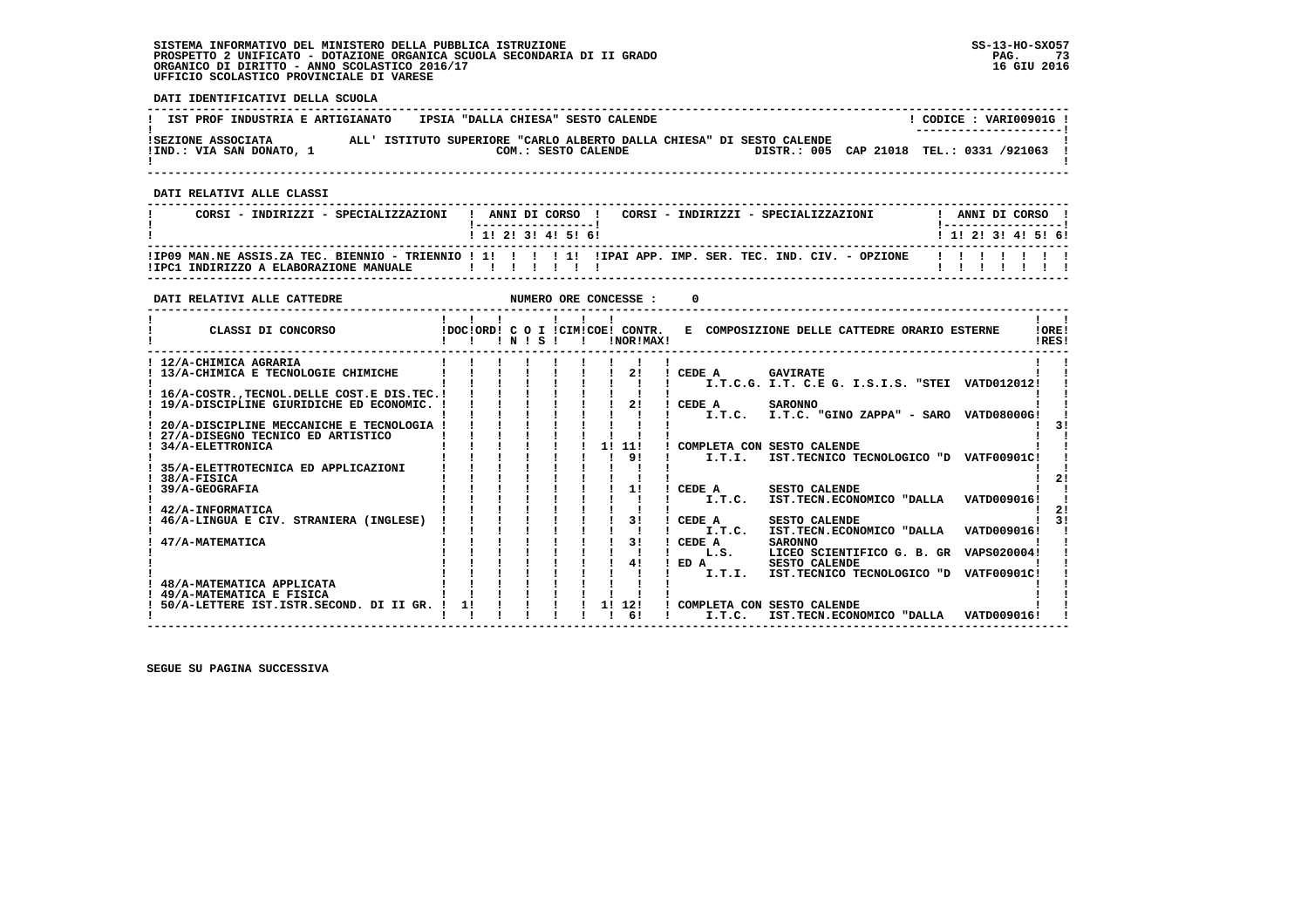SISTEMA INFORMATIVO DEL MINISTERO DELLA PUBBLICA ISTRUZIONE
PROSPETTO 2 UNIFICATO - DOTAZIONE ORGANICA SCUOLA SECONDARIA DI II GRADO
ORGANICO DI DIRITTO - ANNO SCOLASTICO 2016/17
UFFICIO SCOLASTICO PROVINCIALE DI VARESE

SS-13-HO-SXO57
16 GIU 2016

**DATI IDENTIFICATIVI DELLA SCUOLA**

IST PROF INDUSTRIA E ARTIGIANATO — IPSIA "DALLA CHIESA" SESTO CALENDE — CODICE : VARI00901G

SEZIONE ASSOCIATA ALL' ISTITUTO SUPERIORE "CARLO ALBERTO DALLA CHIESA" DI SESTO CALENDE
IND.: VIA SAN DONATO, 1 — COM.: SESTO CALENDE — DISTR.: 005 CAP 21018 TEL.: 0331 /921063

**DATI RELATIVI ALLE CLASSI**

| CORSI - INDIRIZZI - SPECIALIZZAZIONI | 1 | 2 | 3 | 4 | 5 | 6 | CORSI - INDIRIZZI - SPECIALIZZAZIONI | 1 | 2 | 3 | 4 | 5 | 6 |
|---|---|---|---|---|---|---|---|---|---|---|---|---|---|
| IP09 MAN.NE ASSIS.ZA TEC. BIENNIO - TRIENNIO | 1 | | | | 1 | | IPAI APP. IMP. SER. TEC. IND. CIV. - OPZIONE | | | | | | |
| IPC1 INDIRIZZO A ELABORAZIONE MANUALE | | | | | | | | | | | | | |

**DATI RELATIVI ALLE CATTEDRE** — NUMERO ORE CONCESSE : 0

| CLASSI DI CONCORSO | DOC | ORD | C | O | I | CIM | COE | CONTR. NOR | CONTR. MAX | COMPOSIZIONE DELLE CATTEDRE ORARIO ESTERNE | ORE RES |
|---|---|---|---|---|---|---|---|---|---|---|---|
| 12/A-CHIMICA AGRARIA | | | | | | | | | | | |
| 13/A-CHIMICA E TECNOLOGIE CHIMICHE | | | | | | | | | 2 | CEDE A GAVIRATE I.T.C.G. I.T. C.E G. I.S.I.S. "STEI VATD012012 | |
| 16/A-COSTR.,TECNOL.DELLE COST.E DIS.TEC. | | | | | | | | | | | |
| 19/A-DISCIPLINE GIURIDICHE ED ECONOMIC. | | | | | | | | | 2 | CEDE A SARONNO I.T.C. I.T.C. "GINO ZAPPA" - SARO VATD08000G | |
| 20/A-DISCIPLINE MECCANICHE E TECNOLOGIA | | | | | | | | | | | 3 |
| 27/A-DISEGNO TECNICO ED ARTISTICO | | | | | | | | | | | |
| 34/A-ELETTRONICA | | | | | | | 1 | 11 | 9 | COMPLETA CON SESTO CALENDE I.T.I. IST.TECNICO TECNOLOGICO "D VATF00901C | |
| 35/A-ELETTROTECNICA ED APPLICAZIONI | | | | | | | | | | | |
| 38/A-FISICA | | | | | | | | | | | 2 |
| 39/A-GEOGRAFIA | | | | | | | | | 1 | CEDE A SESTO CALENDE I.T.C. IST.TECN.ECONOMICO "DALLA VATD009016 | |
| 42/A-INFORMATICA | | | | | | | | | | | 2 |
| 46/A-LINGUA E CIV. STRANIERA (INGLESE) | | | | | | | | | 3 | CEDE A SESTO CALENDE I.T.C. IST.TECN.ECONOMICO "DALLA VATD009016 | 3 |
| 47/A-MATEMATICA | | | | | | | | | 3 | CEDE A SARONNO L.S. LICEO SCIENTIFICO G. B. GR VAPS020004 | |
| | | | | | | | | | 4 | ED A SESTO CALENDE I.T.I. IST.TECNICO TECNOLOGICO "D VATF00901C | |
| 48/A-MATEMATICA APPLICATA | | | | | | | | | | | |
| 49/A-MATEMATICA E FISICA | | | | | | | | | | | |
| 50/A-LETTERE IST.ISTR.SECOND. DI II GR. | 1 | | | | | | 1 | 12 | 6 | COMPLETA CON SESTO CALENDE I.T.C. IST.TECN.ECONOMICO "DALLA VATD009016 | |

SEGUE SU PAGINA SUCCESSIVA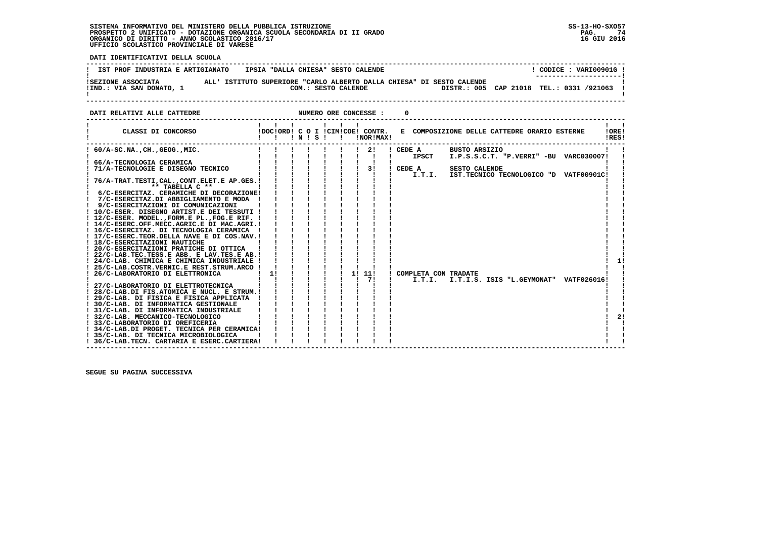SISTEMA INFORMATIVO DEL MINISTERO DELLA PUBBLICA ISTRUZIONE
PROSPETTO 2 UNIFICATO - DOTAZIONE ORGANICA SCUOLA SECONDARIA DI II GRADO
ORGANICO DI DIRITTO - ANNO SCOLASTICO 2016/17
UFFICIO SCOLASTICO PROVINCIALE DI VARESE

SS-13-HO-SXO57
16 GIU 2016

**DATI IDENTIFICATIVI DELLA SCUOLA**

| IST PROF INDUSTRIA E ARTIGIANATO | IPSIA "DALLA CHIESA" SESTO CALENDE | CODICE : VARI00901G |
|---|---|---|
| SEZIONE ASSOCIATA | ALL' ISTITUTO SUPERIORE "CARLO ALBERTO DALLA CHIESA" DI SESTO CALENDE | |
| IND.: VIA SAN DONATO, 1 | COM.: SESTO CALENDE | DISTR.: 005 CAP 21018 TEL.: 0331 /921063 |

**DATI RELATIVI ALLE CATTEDRE** NUMERO ORE CONCESSE : 0

| CLASSI DI CONCORSO | DOC | ORD | C O I N | S | CIM | COE | CONTR. NOR | MAX | E COMPOSIZIONE DELLE CATTEDRE ORARIO ESTERNE | ORE RES |
|---|---|---|---|---|---|---|---|---|---|---|
| 60/A-SC.NA.,CH.,GEOG.,MIC. | | | | | | | | 2 | CEDE A BUSTO ARSIZIO IPSCT I.P.S.S.C.T. "P.VERRI" -BU VARC030007 | |
| 66/A-TECNOLOGIA CERAMICA | | | | | | | | | | |
| 71/A-TECNOLOGIE E DISEGNO TECNICO | | | | | | | | 3 | CEDE A SESTO CALENDE I.T.I. IST.TECNICO TECNOLOGICO "D VATF00901C | |
| 76/A-TRAT.TESTI,CAL.,CONT.ELET.E AP.GES. | | | | | | | | | | |
| ** TABELLA C ** | | | | | | | | | | |
| 6/C-ESERCITAZ. CERAMICHE DI DECORAZIONE | | | | | | | | | | |
| 7/C-ESERCITAZ.DI ABBIGLIAMENTO E MODA | | | | | | | | | | |
| 9/C-ESERCITAZIONI DI COMUNICAZIONI | | | | | | | | | | |
| 10/C-ESER. DISEGNO ARTIST.E DEI TESSUTI | | | | | | | | | | |
| 12/C-ESER. MODEL.,FORM.E PL.,FOG.E RIF. | | | | | | | | | | |
| 14/C-ESERC.OFF.MECC.AGRIC.E DI MAC.AGRI. | | | | | | | | | | |
| 16/C-ESERCITAZ. DI TECNOLOGIA CERAMICA | | | | | | | | | | |
| 17/C-ESERC.TEOR.DELLA NAVE E DI COS.NAV. | | | | | | | | | | |
| 18/C-ESERCITAZIONI NAUTICHE | | | | | | | | | | |
| 20/C-ESERCITAZIONI PRATICHE DI OTTICA | | | | | | | | | | |
| 22/C-LAB.TEC.TESS.E ABB. E LAV.TES.E AB. | | | | | | | | | | |
| 24/C-LAB. CHIMICA E CHIMICA INDUSTRIALE | | | | | | | | | | 1 |
| 25/C-LAB.COSTR.VERNIC.E REST.STRUM.ARCO | | | | | | | | | | |
| 26/C-LABORATORIO DI ELETTRONICA | 1 | | | | | 1 | 11 | 7 | COMPLETA CON TRADATE I.T.I. I.T.I.S. ISIS "L.GEYMONAT" VATF026016 | |
| 27/C-LABORATORIO DI ELETTROTECNICA | | | | | | | | | | |
| 28/C-LAB.DI FIS.ATOMICA E NUCL. E STRUM. | | | | | | | | | | |
| 29/C-LAB. DI FISICA E FISICA APPLICATA | | | | | | | | | | |
| 30/C-LAB. DI INFORMATICA GESTIONALE | | | | | | | | | | |
| 31/C-LAB. DI INFORMATICA INDUSTRIALE | | | | | | | | | | |
| 32/C-LAB. MECCANICO-TECNOLOGICO | | | | | | | | | | 2 |
| 33/C-LABORATORIO DI OREFICERIA | | | | | | | | | | |
| 34/C-LAB.DI PROGET. TECNICA PER CERAMICA | | | | | | | | | | |
| 35/C-LAB. DI TECNICA MICROBIOLOGICA | | | | | | | | | | |
| 36/C-LAB.TECN. CARTARIA E ESERC.CARTIERA | | | | | | | | | | |

SEGUE SU PAGINA SUCCESSIVA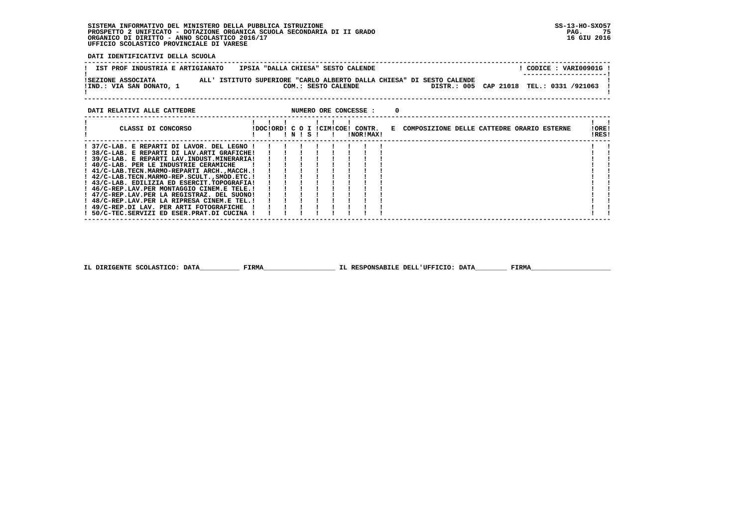SISTEMA INFORMATIVO DEL MINISTERO DELLA PUBBLICA ISTRUZIONE
PROSPETTO 2 UNIFICATO - DOTAZIONE ORGANICA SCUOLA SECONDARIA DI II GRADO
ORGANICO DI DIRITTO - ANNO SCOLASTICO 2016/17
UFFICIO SCOLASTICO PROVINCIALE DI VARESE

SS-13-HO-SXO57
16 GIU 2016

**DATI IDENTIFICATIVI DELLA SCUOLA**

| IST PROF INDUSTRIA E ARTIGIANATO | IPSIA "DALLA CHIESA" SESTO CALENDE | CODICE : VARI00901G |
|---|---|---|
| SEZIONE ASSOCIATA | ALL' ISTITUTO SUPERIORE "CARLO ALBERTO DALLA CHIESA" DI SESTO CALENDE | |
| IND.: VIA SAN DONATO, 1 | COM.: SESTO CALENDE | DISTR.: 005 CAP 21018 TEL.: 0331 /921063 |

**DATI RELATIVI ALLE CATTEDRE** NUMERO ORE CONCESSE : 0

| CLASSI DI CONCORSO | DOC | ORD | C O N | I S | CIM | COE | CONTR. NOR | CONTR. MAX | E COMPOSIZIONE DELLE CATTEDRE ORARIO ESTERNE | ORE RES |
|---|---|---|---|---|---|---|---|---|---|---|
| 37/C-LAB. E REPARTI DI LAVOR. DEL LEGNO | | | | | | | | | | |
| 38/C-LAB. E REPARTI DI LAV.ARTI GRAFICHE | | | | | | | | | | |
| 39/C-LAB. E REPARTI LAV.INDUST.MINERARIA | | | | | | | | | | |
| 40/C-LAB. PER LE INDUSTRIE CERAMICHE | | | | | | | | | | |
| 41/C-LAB.TECN.MARMO-REPARTI ARCH.,MACCH. | | | | | | | | | | |
| 42/C-LAB.TECN.MARMO-REP.SCULT.,SMOD.ETC. | | | | | | | | | | |
| 43/C-LAB. EDILIZIA ED ESERCIT.TOPOGRAFIA | | | | | | | | | | |
| 46/C-REP.LAV.PER MONTAGGIO CINEM.E TELE. | | | | | | | | | | |
| 47/C-REP.LAV.PER LA REGISTRAZ. DEL SUONO | | | | | | | | | | |
| 48/C-REP.LAV.PER LA RIPRESA CINEM.E TEL. | | | | | | | | | | |
| 49/C-REP.DI LAV. PER ARTI FOTOGRAFICHE | | | | | | | | | | |
| 50/C-TEC.SERVIZI ED ESER.PRAT.DI CUCINA | | | | | | | | | | |

IL DIRIGENTE SCOLASTICO: DATA__________ FIRMA__________________ IL RESPONSABILE DELL'UFFICIO: DATA________ FIRMA____________________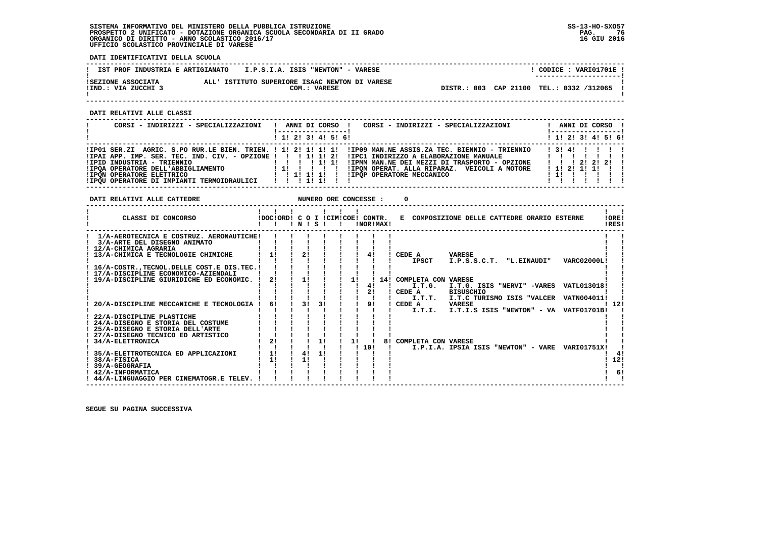SISTEMA INFORMATIVO DEL MINISTERO DELLA PUBBLICA ISTRUZIONE
PROSPETTO 2 UNIFICATO - DOTAZIONE ORGANICA SCUOLA SECONDARIA DI II GRADO
ORGANICO DI DIRITTO - ANNO SCOLASTICO 2016/17
UFFICIO SCOLASTICO PROVINCIALE DI VARESE

SS-13-HO-SXO57
16 GIU 2016

**DATI IDENTIFICATIVI DELLA SCUOLA**

| | | |
|---|---|---|
| IST PROF INDUSTRIA E ARTIGIANATO | I.P.S.I.A. ISIS "NEWTON" - VARESE | CODICE : VARI01701E |
| SEZIONE ASSOCIATA<br>IND.: VIA ZUCCHI 3 | ALL' ISTITUTO SUPERIORE ISAAC NEWTON DI VARESE<br>COM.: VARESE | DISTR.: 003 CAP 21100 TEL.: 0332 /312065 |

**DATI RELATIVI ALLE CLASSI**

| CORSI - INDIRIZZI - SPECIALIZZAZIONI | 1 | 2 | 3 | 4 | 5 | 6 | CORSI - INDIRIZZI - SPECIALIZZAZIONI | 1 | 2 | 3 | 4 | 5 | 6 |
|---|---|---|---|---|---|---|---|---|---|---|---|---|---|
| IP01 SER.ZI AGRIC. S.PO RUR.LE BIEN. TRIEN. | 1 | 2 | 1 | 1 | 1 | | IP09 MAN.NE ASSIS.ZA TEC. BIENNIO - TRIENNIO | 3 | 4 | | | | |
| IPAI APP. IMP. SER. TEC. IND. CIV. - OPZIONE | | | 1 | 1 | 2 | | IPC1 INDIRIZZO A ELABORAZIONE MANUALE | | | | | | |
| IPID INDUSTRIA - TRIENNIO | | | | 1 | 1 | | IPMM MAN.NE DEI MEZZI DI TRASPORTO - OPZIONE | | | 2 | 2 | 2 | |
| IPQA OPERATORE DELL'ABBIGLIAMENTO | 1 | | | | | | IPQM OPERAT. ALLA RIPARAZ. VEICOLI A MOTORE | 1 | 2 | 1 | 1 | | |
| IPQN OPERATORE ELETTRICO | | 1 | 1 | 1 | | | IPQP OPERATORE MECCANICO | 1 | | | | | |
| IPQU OPERATORE DI IMPIANTI TERMOIDRAULICI | | | 1 | 1 | | | | | | | | | |

**DATI RELATIVI ALLE CATTEDRE** NUMERO ORE CONCESSE : 0

| CLASSI DI CONCORSO | DOC | ORD | C O I N | C O I S | CIM | COE | CONTR. NOR | CONTR. MAX | E COMPOSIZIONE DELLE CATTEDRE ORARIO ESTERNE | ORE RES |
|---|---|---|---|---|---|---|---|---|---|---|
| 1/A-AEROTECNICA E COSTRUZ. AERONAUTICHE | | | | | | | | | | |
| 3/A-ARTE DEL DISEGNO ANIMATO | | | | | | | | | | |
| 12/A-CHIMICA AGRARIA | | | | | | | | | | |
| 13/A-CHIMICA E TECNOLOGIE CHIMICHE | 1 | | 2 | | | | 4 | | CEDE A VARESE<br>IPSCT I.P.S.S.C.T. "L.EINAUDI" VARC02000L | |
| 16/A-COSTR.,TECNOL.DELLE COST.E DIS.TEC. | | | | | | | | | | |
| 17/A-DISCIPLINE ECONOMICO-AZIENDALI | | | | | | | | | | |
| 19/A-DISCIPLINE GIURIDICHE ED ECONOMIC. | 2 | | 1 | | | 1 | 4<br>2 | 14 | COMPLETA CON VARESE<br>I.T.G. I.T.G. ISIS "NERVI" -VARES VATL013018<br>CEDE A BISUSCHIO<br>I.T.T. I.T.C TURISMO ISIS "VALCER VATN004011 | |
| 20/A-DISCIPLINE MECCANICHE E TECNOLOGIA | 6 | | 3 | 3 | | | 9 | | CEDE A VARESE<br>I.T.I. I.T.I.S ISIS "NEWTON" - VA VATF01701B | 12 |
| 22/A-DISCIPLINE PLASTICHE | | | | | | | | | | |
| 24/A-DISEGNO E STORIA DEL COSTUME | | | | | | | | | | |
| 25/A-DISEGNO E STORIA DELL'ARTE | | | | | | | | | | |
| 27/A-DISEGNO TECNICO ED ARTISTICO | | | | | | | | | | |
| 34/A-ELETTRONICA | 2 | | | 1 | | 1 | 10 | 8 | COMPLETA CON VARESE<br>I.P.I.A. IPSIA ISIS "NEWTON" - VARE VARI01751X | |
| 35/A-ELETTROTECNICA ED APPLICAZIONI | 1 | | 4 | 1 | | | | | | 4 |
| 38/A-FISICA | 1 | | 1 | | | | | | | 12 |
| 39/A-GEOGRAFIA | | | | | | | | | | |
| 42/A-INFORMATICA | | | | | | | | | | 6 |
| 44/A-LINGUAGGIO PER CINEMATOGR.E TELEV. | | | | | | | | | | |

SEGUE SU PAGINA SUCCESSIVA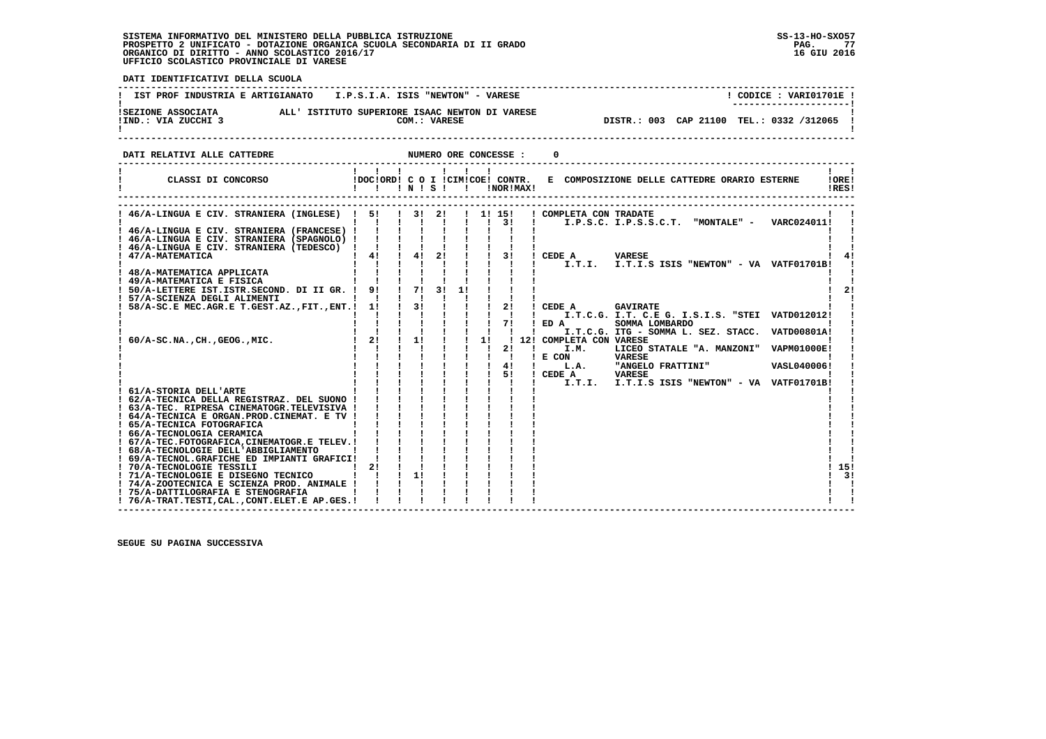SISTEMA INFORMATIVO DEL MINISTERO DELLA PUBBLICA ISTRUZIONE
PROSPETTO 2 UNIFICATO - DOTAZIONE ORGANICA SCUOLA SECONDARIA DI II GRADO
ORGANICO DI DIRITTO - ANNO SCOLASTICO 2016/17
UFFICIO SCOLASTICO PROVINCIALE DI VARESE

SS-13-HO-SXO57
16 GIU 2016

**DATI IDENTIFICATIVI DELLA SCUOLA**

IST PROF INDUSTRIA E ARTIGIANATO I.P.S.I.A. ISIS "NEWTON" - VARESE — CODICE : VARI01701E

SEZIONE ASSOCIATA ALL' ISTITUTO SUPERIORE ISAAC NEWTON DI VARESE
IND.: VIA ZUCCHI 3 — COM.: VARESE — DISTR.: 003 CAP 21100 TEL.: 0332 /312065

**DATI RELATIVI ALLE CATTEDRE** — NUMERO ORE CONCESSE : 0

| CLASSI DI CONCORSO | DOC | ORD | C N | O S | I | CIM | COE | CONTR. NOR | CONTR. MAX | E COMPOSIZIONE DELLE CATTEDRE ORARIO ESTERNE | ORE RES |
|---|---|---|---|---|---|---|---|---|---|---|---|
| 46/A-LINGUA E CIV. STRANIERA (INGLESE) | 5 | | 3 | 2 | | | 1 | 15 | | COMPLETA CON TRADATE | |
| | | | | | | | | 3 | | I.P.S.C. I.P.S.S.C.T. "MONTALE" - VARC024011 | |
| 46/A-LINGUA E CIV. STRANIERA (FRANCESE) | | | | | | | | | | | |
| 46/A-LINGUA E CIV. STRANIERA (SPAGNOLO) | | | | | | | | | | | |
| 46/A-LINGUA E CIV. STRANIERA (TEDESCO) | | | | | | | | | | | |
| 47/A-MATEMATICA | 4 | | 4 | 2 | | | | 3 | | CEDE A VARESE | 4 |
| | | | | | | | | | | I.T.I. I.T.I.S ISIS "NEWTON" - VA VATF01701B | |
| 48/A-MATEMATICA APPLICATA | | | | | | | | | | | |
| 49/A-MATEMATICA E FISICA | | | | | | | | | | | |
| 50/A-LETTERE IST.ISTR.SECOND. DI II GR. | 9 | | 7 | 3 | 1 | | | | | | 2 |
| 57/A-SCIENZA DEGLI ALIMENTI | | | | | | | | | | | |
| 58/A-SC.E MEC.AGR.E T.GEST.AZ.,FIT.,ENT. | 1 | | 3 | | | | | 2 | | CEDE A GAVIRATE | |
| | | | | | | | | | | I.T.C.G. I.T. C.E G. I.S.I.S. "STEI VATD012012 | |
| | | | | | | | | 7 | | ED A SOMMA LOMBARDO | |
| | | | | | | | | | | I.T.C.G. ITG - SOMMA L. SEZ. STACC. VATD00801A | |
| 60/A-SC.NA.,CH.,GEOG.,MIC. | 2 | | 1 | | | | 1 | | 12 | COMPLETA CON VARESE | |
| | | | | | | | | 2 | | I.M. LICEO STATALE "A. MANZONI" VAPM01000E | |
| | | | | | | | | | | E CON VARESE | |
| | | | | | | | | 4 | | L.A. "ANGELO FRATTINI" VASL040006 | |
| | | | | | | | | 5 | | CEDE A VARESE | |
| | | | | | | | | | | I.T.I. I.T.I.S ISIS "NEWTON" - VA VATF01701B | |
| 61/A-STORIA DELL'ARTE | | | | | | | | | | | |
| 62/A-TECNICA DELLA REGISTRAZ. DEL SUONO | | | | | | | | | | | |
| 63/A-TEC. RIPRESA CINEMATOGR.TELEVISIVA | | | | | | | | | | | |
| 64/A-TECNICA E ORGAN.PROD.CINEMAT. E TV | | | | | | | | | | | |
| 65/A-TECNICA FOTOGRAFICA | | | | | | | | | | | |
| 66/A-TECNOLOGIA CERAMICA | | | | | | | | | | | |
| 67/A-TEC.FOTOGRAFICA,CINEMATOGR.E TELEV. | | | | | | | | | | | |
| 68/A-TECNOLOGIE DELL'ABBIGLIAMENTO | | | | | | | | | | | |
| 69/A-TECNOL.GRAFICHE ED IMPIANTI GRAFICI | | | | | | | | | | | |
| 70/A-TECNOLOGIE TESSILI | 2 | | | | | | | | | | 15 |
| 71/A-TECNOLOGIE E DISEGNO TECNICO | | | 1 | | | | | | | | 3 |
| 74/A-ZOOTECNICA E SCIENZA PROD. ANIMALE | | | | | | | | | | | |
| 75/A-DATTILOGRAFIA E STENOGRAFIA | | | | | | | | | | | |
| 76/A-TRAT.TESTI,CAL.,CONT.ELET.E AP.GES. | | | | | | | | | | | |

SEGUE SU PAGINA SUCCESSIVA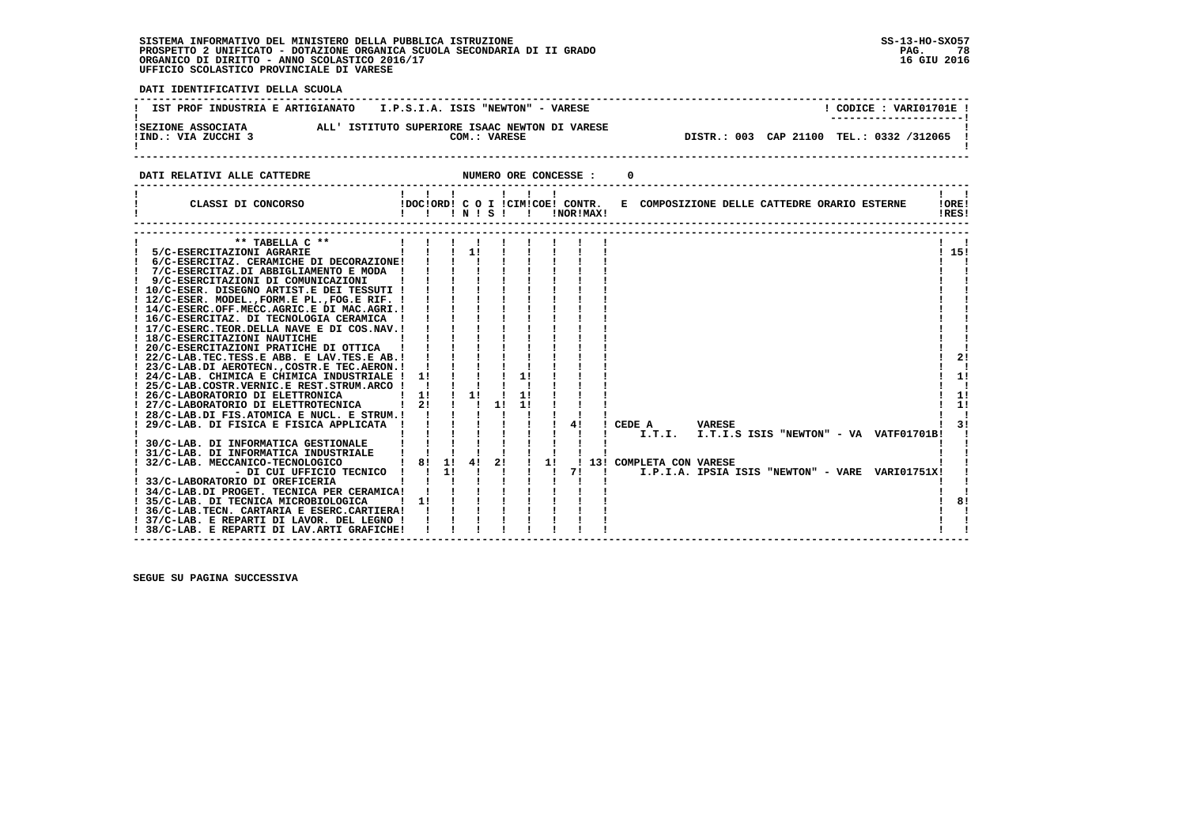SISTEMA INFORMATIVO DEL MINISTERO DELLA PUBBLICA ISTRUZIONE
PROSPETTO 2 UNIFICATO - DOTAZIONE ORGANICA SCUOLA SECONDARIA DI II GRADO
ORGANICO DI DIRITTO - ANNO SCOLASTICO 2016/17
UFFICIO SCOLASTICO PROVINCIALE DI VARESE

SS-13-HO-SXO57
16 GIU 2016

DATI IDENTIFICATIVI DELLA SCUOLA

IST PROF INDUSTRIA E ARTIGIANATO    I.P.S.I.A. ISIS "NEWTON" - VARESE    ! CODICE : VARI01701E !

SEZIONE ASSOCIATA    ALL' ISTITUTO SUPERIORE ISAAC NEWTON DI VARESE
IND.: VIA ZUCCHI 3    COM.: VARESE    DISTR.: 003  CAP 21100  TEL.: 0332 /312065

DATI RELATIVI ALLE CATTEDRE    NUMERO ORE CONCESSE :    0

| CLASSI DI CONCORSO | DOC | ORD | C N | O S | I | CIM | COE | CONTR. NOR | MAX | E COMPOSIZIONE DELLE CATTEDRE ORARIO ESTERNE | ORE RES |
|---|---|---|---|---|---|---|---|---|---|---|---|
| ** TABELLA C ** | | | | | | | | | | | |
| 5/C-ESERCITAZIONI AGRARIE | | | 1 | | | | | | | | 15 |
| 6/C-ESERCITAZ. CERAMICHE DI DECORAZIONE | | | | | | | | | | | |
| 7/C-ESERCITAZ.DI ABBIGLIAMENTO E MODA | | | | | | | | | | | |
| 9/C-ESERCITAZIONI DI COMUNICAZIONI | | | | | | | | | | | |
| 10/C-ESER. DISEGNO ARTIST.E DEI TESSUTI | | | | | | | | | | | |
| 12/C-ESER. MODEL.,FORM.E PL.,FOG.E RIF. | | | | | | | | | | | |
| 14/C-ESERC.OFF.MECC.AGRIC.E DI MAC.AGRI. | | | | | | | | | | | |
| 16/C-ESERCITAZ. DI TECNOLOGIA CERAMICA | | | | | | | | | | | |
| 17/C-ESERC.TEOR.DELLA NAVE E DI COS.NAV. | | | | | | | | | | | |
| 18/C-ESERCITAZIONI NAUTICHE | | | | | | | | | | | |
| 20/C-ESERCITAZIONI PRATICHE DI OTTICA | | | | | | | | | | | |
| 22/C-LAB.TEC.TESS.E ABB. E LAV.TES.E AB. | | | | | | | | | | | 2 |
| 23/C-LAB.DI AEROTECN.,COSTR.E TEC.AERON. | | | | | | | | | | | |
| 24/C-LAB. CHIMICA E CHIMICA INDUSTRIALE | 1 | | | | 1 | | | | | | 1 |
| 25/C-LAB.COSTR.VERNIC.E REST.STRUM.ARCO | | | | | | | | | | | |
| 26/C-LABORATORIO DI ELETTRONICA | 1 | | 1 | | 1 | | | | | | 1 |
| 27/C-LABORATORIO DI ELETTROTECNICA | 2 | | | 1 | 1 | | | | | | 1 |
| 28/C-LAB.DI FIS.ATOMICA E NUCL. E STRUM. | | | | | | | | | | | |
| 29/C-LAB. DI FISICA E FISICA APPLICATA | | | | | | | | 4 | | CEDE A VARESE I.T.I. I.T.I.S ISIS "NEWTON" - VA VATF01701B | 3 |
| 30/C-LAB. DI INFORMATICA GESTIONALE | | | | | | | | | | | |
| 31/C-LAB. DI INFORMATICA INDUSTRIALE | | | | | | | | | | | |
| 32/C-LAB. MECCANICO-TECNOLOGICO | 8 | 1 | 4 | 2 | | 1 | | | 13 | COMPLETA CON VARESE I.P.I.A. IPSIA ISIS "NEWTON" - VARE VARI01751X | |
| - DI CUI UFFICIO TECNICO | | 1 | | | | | | 7 | | | |
| 33/C-LABORATORIO DI OREFICERIA | | | | | | | | | | | |
| 34/C-LAB.DI PROGET. TECNICA PER CERAMICA | | | | | | | | | | | |
| 35/C-LAB. DI TECNICA MICROBIOLOGICA | 1 | | | | | | | | | | 8 |
| 36/C-LAB.TECN. CARTARIA E ESERC.CARTIERA | | | | | | | | | | | |
| 37/C-LAB. E REPARTI DI LAVOR. DEL LEGNO | | | | | | | | | | | |
| 38/C-LAB. E REPARTI DI LAV.ARTI GRAFICHE | | | | | | | | | | | |

SEGUE SU PAGINA SUCCESSIVA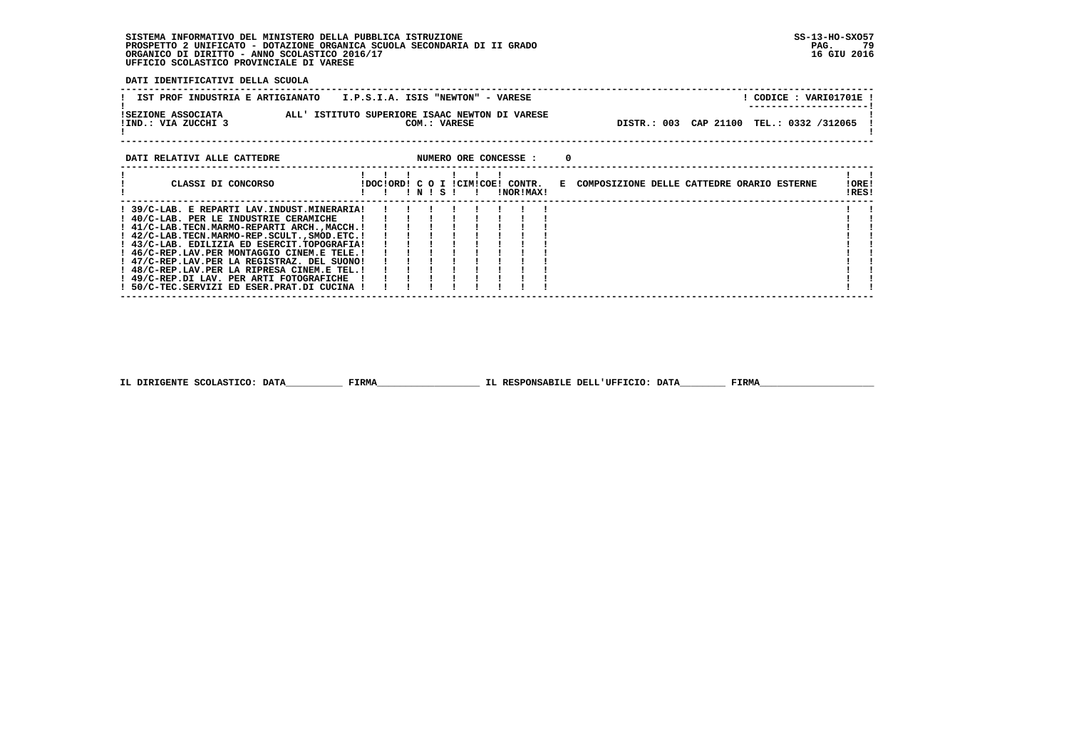SISTEMA INFORMATIVO DEL MINISTERO DELLA PUBBLICA ISTRUZIONE
PROSPETTO 2 UNIFICATO - DOTAZIONE ORGANICA SCUOLA SECONDARIA DI II GRADO
ORGANICO DI DIRITTO - ANNO SCOLASTICO 2016/17
UFFICIO SCOLASTICO PROVINCIALE DI VARESE

SS-13-HO-SXO57
16 GIU 2016

**DATI IDENTIFICATIVI DELLA SCUOLA**

IST PROF INDUSTRIA E ARTIGIANATO    I.P.S.I.A. ISIS "NEWTON" - VARESE    CODICE : VARI01701E

SEZIONE ASSOCIATA    ALL' ISTITUTO SUPERIORE ISAAC NEWTON DI VARESE
IND.: VIA ZUCCHI 3    COM.: VARESE    DISTR.: 003  CAP 21100  TEL.: 0332 /312065

**DATI RELATIVI ALLE CATTEDRE**    NUMERO ORE CONCESSE : 0

| CLASSI DI CONCORSO | DOC | ORD | C IN | O S | I | CIM | COE | CONTR. NOR | MAX | E COMPOSIZIONE DELLE CATTEDRE ORARIO ESTERNE | ORE RES |
|---|---|---|---|---|---|---|---|---|---|---|---|
| 39/C-LAB. E REPARTI LAV.INDUST.MINERARIA | | | | | | | | | | | |
| 40/C-LAB. PER LE INDUSTRIE CERAMICHE | | | | | | | | | | | |
| 41/C-LAB.TECN.MARMO-REPARTI ARCH.,MACCH. | | | | | | | | | | | |
| 42/C-LAB.TECN.MARMO-REP.SCULT.,SMOD.ETC. | | | | | | | | | | | |
| 43/C-LAB. EDILIZIA ED ESERCIT.TOPOGRAFIA | | | | | | | | | | | |
| 46/C-REP.LAV.PER MONTAGGIO CINEM.E TELE. | | | | | | | | | | | |
| 47/C-REP.LAV.PER LA REGISTRAZ. DEL SUONO | | | | | | | | | | | |
| 48/C-REP.LAV.PER LA RIPRESA CINEM.E TEL. | | | | | | | | | | | |
| 49/C-REP.DI LAV. PER ARTI FOTOGRAFICHE | | | | | | | | | | | |
| 50/C-TEC.SERVIZI ED ESER.PRAT.DI CUCINA | | | | | | | | | | | |

IL DIRIGENTE SCOLASTICO: DATA__________ FIRMA__________________ IL RESPONSABILE DELL'UFFICIO: DATA________ FIRMA____________________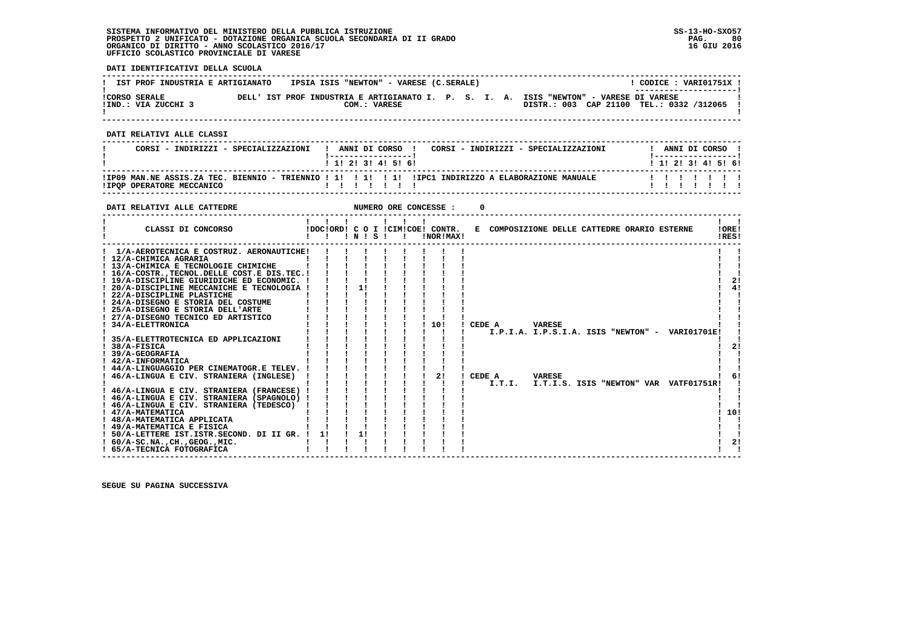SISTEMA INFORMATIVO DEL MINISTERO DELLA PUBBLICA ISTRUZIONE
PROSPETTO 2 UNIFICATO - DOTAZIONE ORGANICA SCUOLA SECONDARIA DI II GRADO
ORGANICO DI DIRITTO - ANNO SCOLASTICO 2016/17
UFFICIO SCOLASTICO PROVINCIALE DI VARESE

SS-13-HO-SXO57
16 GIU 2016

**DATI IDENTIFICATIVI DELLA SCUOLA**

| | | |
|---|---|---|
| IST PROF INDUSTRIA E ARTIGIANATO | IPSIA ISIS "NEWTON" - VARESE (C.SERALE) | CODICE : VARI01751X |
| CORSO SERALE<br>IND.: VIA ZUCCHI 3 | DELL' IST PROF INDUSTRIA E ARTIGIANATO I. P. S. I. A. ISIS "NEWTON" - VARESE DI VARESE<br>COM.: VARESE | DISTR.: 003 CAP 21100 TEL.: 0332 /312065 |

**DATI RELATIVI ALLE CLASSI**

| CORSI - INDIRIZZI - SPECIALIZZAZIONI | 1 | 2 | 3 | 4 | 5 | 6 | CORSI - INDIRIZZI - SPECIALIZZAZIONI | 1 | 2 | 3 | 4 | 5 | 6 |
|---|---|---|---|---|---|---|---|---|---|---|---|---|---|
| IP09 MAN.NE ASSIS.ZA TEC. BIENNIO - TRIENNIO | 1 | | 1 | | 1 | | IPC1 INDIRIZZO A ELABORAZIONE MANUALE | | | | | | |
| IPQP OPERATORE MECCANICO | | | | | | | | | | | | | |

**DATI RELATIVI ALLE CATTEDRE** NUMERO ORE CONCESSE : 0

| CLASSI DI CONCORSO | DOC | ORD | C O I N | S | CIM | COE | CONTR. NOR | MAX | E COMPOSIZIONE DELLE CATTEDRE ORARIO ESTERNE | ORE RES |
|---|---|---|---|---|---|---|---|---|---|---|
| 1/A-AEROTECNICA E COSTRUZ. AERONAUTICHE | | | | | | | | | | |
| 12/A-CHIMICA AGRARIA | | | | | | | | | | |
| 13/A-CHIMICA E TECNOLOGIE CHIMICHE | | | | | | | | | | |
| 16/A-COSTR.,TECNOL.DELLE COST.E DIS.TEC. | | | | | | | | | | |
| 19/A-DISCIPLINE GIURIDICHE ED ECONOMIC. | | | | | | | | | | 2 |
| 20/A-DISCIPLINE MECCANICHE E TECNOLOGIA | | | 1 | | | | | | | 4 |
| 22/A-DISCIPLINE PLASTICHE | | | | | | | | | | |
| 24/A-DISEGNO E STORIA DEL COSTUME | | | | | | | | | | |
| 25/A-DISEGNO E STORIA DELL'ARTE | | | | | | | | | | |
| 27/A-DISEGNO TECNICO ED ARTISTICO | | | | | | | | | | |
| 34/A-ELETTRONICA | | | | | | | 10 | | CEDE A VARESE I.P.I.A. I.P.S.I.A. ISIS "NEWTON" - VARI01701E | |
| 35/A-ELETTROTECNICA ED APPLICAZIONI | | | | | | | | | | |
| 38/A-FISICA | | | | | | | | | | 2 |
| 39/A-GEOGRAFIA | | | | | | | | | | |
| 42/A-INFORMATICA | | | | | | | | | | |
| 44/A-LINGUAGGIO PER CINEMATOGR.E TELEV. | | | | | | | | | | |
| 46/A-LINGUA E CIV. STRANIERA (INGLESE) | | | | | | | 2 | | CEDE A VARESE I.T.I. I.T.I.S. ISIS "NEWTON" VAR VATF01751R | 6 |
| 46/A-LINGUA E CIV. STRANIERA (FRANCESE) | | | | | | | | | | |
| 46/A-LINGUA E CIV. STRANIERA (SPAGNOLO) | | | | | | | | | | |
| 46/A-LINGUA E CIV. STRANIERA (TEDESCO) | | | | | | | | | | |
| 47/A-MATEMATICA | | | | | | | | | | 10 |
| 48/A-MATEMATICA APPLICATA | | | | | | | | | | |
| 49/A-MATEMATICA E FISICA | | | | | | | | | | |
| 50/A-LETTERE IST.ISTR.SECOND. DI II GR. | 1 | | 1 | | | | | | | |
| 60/A-SC.NA.,CH.,GEOG.,MIC. | | | | | | | | | | 2 |
| 65/A-TECNICA FOTOGRAFICA | | | | | | | | | | |

SEGUE SU PAGINA SUCCESSIVA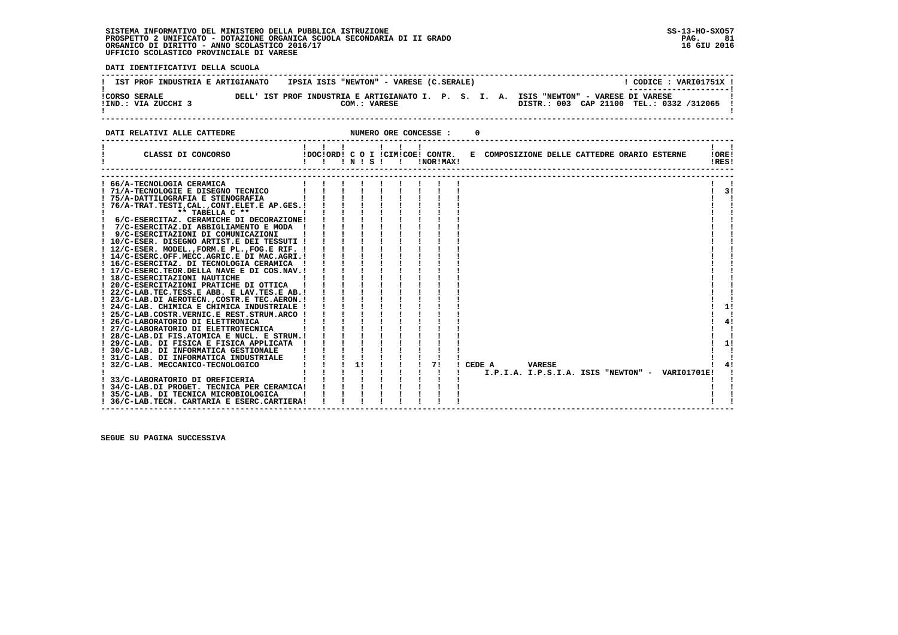SISTEMA INFORMATIVO DEL MINISTERO DELLA PUBBLICA ISTRUZIONE
PROSPETTO 2 UNIFICATO - DOTAZIONE ORGANICA SCUOLA SECONDARIA DI II GRADO
ORGANICO DI DIRITTO - ANNO SCOLASTICO 2016/17
UFFICIO SCOLASTICO PROVINCIALE DI VARESE

SS-13-HO-SXO57
16 GIU 2016

**DATI IDENTIFICATIVI DELLA SCUOLA**

| IST PROF INDUSTRIA E ARTIGIANATO | IPSIA ISIS "NEWTON" - VARESE (C.SERALE) | CODICE : VARI01751X |
|---|---|---|
| CORSO SERALE<br>IND.: VIA ZUCCHI 3 | DELL' IST PROF INDUSTRIA E ARTIGIANATO I. P. S. I. A. ISIS "NEWTON" - VARESE DI VARESE<br>COM.: VARESE | DISTR.: 003 CAP 21100 TEL.: 0332 /312065 |

**DATI RELATIVI ALLE CATTEDRE** NUMERO ORE CONCESSE : 0

| CLASSI DI CONCORSO | DOC | ORD | C O I N | S | CIM | COE | CONTR. NOR | MAX | E COMPOSIZIONE DELLE CATTEDRE ORARIO ESTERNE | ORE RES |
|---|---|---|---|---|---|---|---|---|---|---|
| 66/A-TECNOLOGIA CERAMICA | | | | | | | | | | |
| 71/A-TECNOLOGIE E DISEGNO TECNICO | | | | | | | | | | 3 |
| 75/A-DATTILOGRAFIA E STENOGRAFIA | | | | | | | | | | |
| 76/A-TRAT.TESTI,CAL.,CONT.ELET.E AP.GES. | | | | | | | | | | |
| ** TABELLA C ** | | | | | | | | | | |
| 6/C-ESERCITAZ. CERAMICHE DI DECORAZIONE | | | | | | | | | | |
| 7/C-ESERCITAZ.DI ABBIGLIAMENTO E MODA | | | | | | | | | | |
| 9/C-ESERCITAZIONI DI COMUNICAZIONI | | | | | | | | | | |
| 10/C-ESER. DISEGNO ARTIST.E DEI TESSUTI | | | | | | | | | | |
| 12/C-ESER. MODEL.,FORM.E PL.,FOG.E RIF. | | | | | | | | | | |
| 14/C-ESERC.OFF.MECC.AGRIC.E DI MAC.AGRI. | | | | | | | | | | |
| 16/C-ESERCITAZ. DI TECNOLOGIA CERAMICA | | | | | | | | | | |
| 17/C-ESERC.TEOR.DELLA NAVE E DI COS.NAV. | | | | | | | | | | |
| 18/C-ESERCITAZIONI NAUTICHE | | | | | | | | | | |
| 20/C-ESERCITAZIONI PRATICHE DI OTTICA | | | | | | | | | | |
| 22/C-LAB.TEC.TESS.E ABB. E LAV.TES.E AB. | | | | | | | | | | |
| 23/C-LAB.DI AEROTECN.,COSTR.E TEC.AERON. | | | | | | | | | | |
| 24/C-LAB. CHIMICA E CHIMICA INDUSTRIALE | | | | | | | | | | 1 |
| 25/C-LAB.COSTR.VERNIC.E REST.STRUM.ARCO | | | | | | | | | | |
| 26/C-LABORATORIO DI ELETTRONICA | | | | | | | | | | 4 |
| 27/C-LABORATORIO DI ELETTROTECNICA | | | | | | | | | | |
| 28/C-LAB.DI FIS.ATOMICA E NUCL. E STRUM. | | | | | | | | | | |
| 29/C-LAB. DI FISICA E FISICA APPLICATA | | | | | | | | | | 1 |
| 30/C-LAB. DI INFORMATICA GESTIONALE | | | | | | | | | | |
| 31/C-LAB. DI INFORMATICA INDUSTRIALE | | | | | | | | | | |
| 32/C-LAB. MECCANICO-TECNOLOGICO | | | 1 | | | | 7 | | CEDE A VARESE<br>I.P.I.A. I.P.S.I.A. ISIS "NEWTON" - VARI01701E | 4 |
| 33/C-LABORATORIO DI OREFICERIA | | | | | | | | | | |
| 34/C-LAB.DI PROGET. TECNICA PER CERAMICA | | | | | | | | | | |
| 35/C-LAB. DI TECNICA MICROBIOLOGICA | | | | | | | | | | |
| 36/C-LAB.TECN. CARTARIA E ESERC.CARTIERA | | | | | | | | | | |

SEGUE SU PAGINA SUCCESSIVA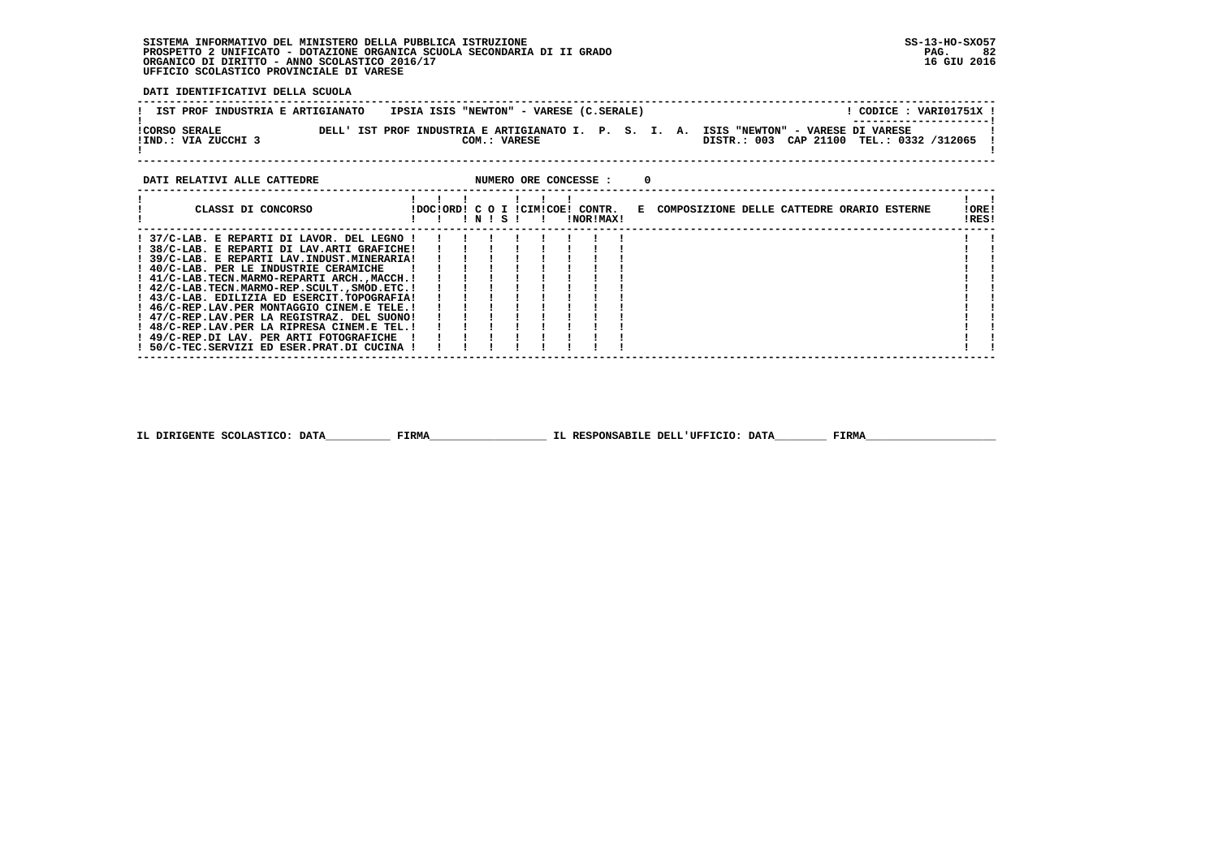SISTEMA INFORMATIVO DEL MINISTERO DELLA PUBBLICA ISTRUZIONE
PROSPETTO 2 UNIFICATO - DOTAZIONE ORGANICA SCUOLA SECONDARIA DI II GRADO
ORGANICO DI DIRITTO - ANNO SCOLASTICO 2016/17
UFFICIO SCOLASTICO PROVINCIALE DI VARESE

SS-13-HO-SXO57
16 GIU 2016

**DATI IDENTIFICATIVI DELLA SCUOLA**

IST PROF INDUSTRIA E ARTIGIANATO    IPSIA ISIS "NEWTON" - VARESE (C.SERALE)    CODICE : VARI01751X

CORSO SERALE    DELL' IST PROF INDUSTRIA E ARTIGIANATO I. P. S. I. A. ISIS "NEWTON" - VARESE DI VARESE
IND.: VIA ZUCCHI 3    COM.: VARESE    DISTR.: 003  CAP 21100  TEL.: 0332 /312065

**DATI RELATIVI ALLE CATTEDRE**    NUMERO ORE CONCESSE : 0

| CLASSI DI CONCORSO | DOC | ORD | C N | O S | I | CIM | COE | CONTR. NOR | CONTR. MAX | E COMPOSIZIONE DELLE CATTEDRE ORARIO ESTERNE | ORE RES |
|---|---|---|---|---|---|---|---|---|---|---|---|
| 37/C-LAB. E REPARTI DI LAVOR. DEL LEGNO | | | | | | | | | | | |
| 38/C-LAB. E REPARTI DI LAV.ARTI GRAFICHE | | | | | | | | | | | |
| 39/C-LAB. E REPARTI LAV.INDUST.MINERARIA | | | | | | | | | | | |
| 40/C-LAB. PER LE INDUSTRIE CERAMICHE | | | | | | | | | | | |
| 41/C-LAB.TECN.MARMO-REPARTI ARCH.,MACCH. | | | | | | | | | | | |
| 42/C-LAB.TECN.MARMO-REP.SCULT.,SMOD.ETC. | | | | | | | | | | | |
| 43/C-LAB. EDILIZIA ED ESERCIT.TOPOGRAFIA | | | | | | | | | | | |
| 46/C-REP.LAV.PER MONTAGGIO CINEM.E TELE. | | | | | | | | | | | |
| 47/C-REP.LAV.PER LA REGISTRAZ. DEL SUONO | | | | | | | | | | | |
| 48/C-REP.LAV.PER LA RIPRESA CINEM.E TEL. | | | | | | | | | | | |
| 49/C-REP.DI LAV. PER ARTI FOTOGRAFICHE | | | | | | | | | | | |
| 50/C-TEC.SERVIZI ED ESER.PRAT.DI CUCINA | | | | | | | | | | | |

IL DIRIGENTE SCOLASTICO: DATA__________ FIRMA__________________ IL RESPONSABILE DELL'UFFICIO: DATA________ FIRMA____________________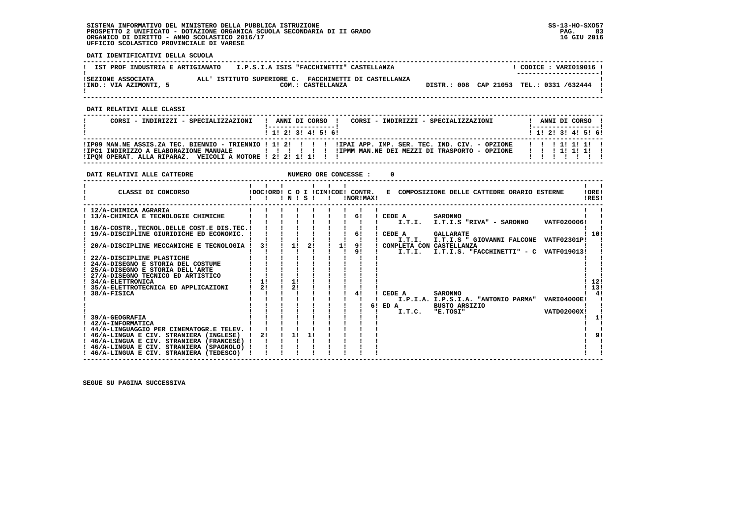SISTEMA INFORMATIVO DEL MINISTERO DELLA PUBBLICA ISTRUZIONE
PROSPETTO 2 UNIFICATO - DOTAZIONE ORGANICA SCUOLA SECONDARIA DI II GRADO
ORGANICO DI DIRITTO - ANNO SCOLASTICO 2016/17
UFFICIO SCOLASTICO PROVINCIALE DI VARESE

SS-13-HO-SXO57
16 GIU 2016

**DATI IDENTIFICATIVI DELLA SCUOLA**

IST PROF INDUSTRIA E ARTIGIANATO    I.P.S.I.A ISIS "FACCHINETTI" CASTELLANZA    ! CODICE : VARI019016 !

SEZIONE ASSOCIATA    ALL' ISTITUTO SUPERIORE C. FACCHINETTI DI CASTELLANZA
IND.: VIA AZIMONTI, 5    COM.: CASTELLANZA    DISTR.: 008  CAP 21053  TEL.: 0331 /632444

**DATI RELATIVI ALLE CLASSI**

| CORSI - INDIRIZZI - SPECIALIZZAZIONI | 1 | 2 | 3 | 4 | 5 | 6 | CORSI - INDIRIZZI - SPECIALIZZAZIONI | 1 | 2 | 3 | 4 | 5 | 6 |
|---|---|---|---|---|---|---|---|---|---|---|---|---|---|
| IP09 MAN.NE ASSIS.ZA TEC. BIENNIO - TRIENNIO | 1 | 2 | | | | | IPAI APP. IMP. SER. TEC. IND. CIV. - OPZIONE | | | 1 | 1 | 1 | |
| IPC1 INDIRIZZO A ELABORAZIONE MANUALE | | | | | | | IPMM MAN.NE DEI MEZZI DI TRASPORTO - OPZIONE | | | 1 | 1 | 1 | |
| IPQM OPERAT. ALLA RIPARAZ. VEICOLI A MOTORE | 2 | 2 | 1 | 1 | | | | | | | | | |

**DATI RELATIVI ALLE CATTEDRE**    NUMERO ORE CONCESSE : 0

| CLASSI DI CONCORSO | DOC | ORD | C O I N | S | CIM | COE | CONTR. NOR | CONTR. MAX | E COMPOSIZIONE DELLE CATTEDRE ORARIO ESTERNE | ORE RES |
|---|---|---|---|---|---|---|---|---|---|---|
| 12/A-CHIMICA AGRARIA | | | | | | | | | | |
| 13/A-CHIMICA E TECNOLOGIE CHIMICHE | | | | | | | 6 | | CEDE A SARONNO I.T.I. I.T.I.S "RIVA" - SARONNO VATF020006 | |
| 16/A-COSTR.,TECNOL.DELLE COST.E DIS.TEC. | | | | | | | | | | |
| 19/A-DISCIPLINE GIURIDICHE ED ECONOMIC. | | | | | | | 6 | | CEDE A GALLARATE I.T.I. I.T.I.S " GIOVANNI FALCONE VATF02301P | 10 |
| 20/A-DISCIPLINE MECCANICHE E TECNOLOGIA | 3 | | 1 | 2 | | 1 | 9 / 9 | | COMPLETA CON CASTELLANZA I.T.I. I.T.I.S. "FACCHINETTI" - C VATF019013 | |
| 22/A-DISCIPLINE PLASTICHE | | | | | | | | | | |
| 24/A-DISEGNO E STORIA DEL COSTUME | | | | | | | | | | |
| 25/A-DISEGNO E STORIA DELL'ARTE | | | | | | | | | | |
| 27/A-DISEGNO TECNICO ED ARTISTICO | | | | | | | | | | |
| 34/A-ELETTRONICA | 1 | | 1 | | | | | | | 12 |
| 35/A-ELETTROTECNICA ED APPLICAZIONI | 2 | | 2 | | | | | | | 13 |
| 38/A-FISICA | | | | | | | 4 | 6 | CEDE A SARONNO I.P.I.A. I.P.S.I.A. "ANTONIO PARMA" VARI04000E ED A BUSTO ARSIZIO I.T.C. "E.TOSI" VATD02000X | 4 |
| 39/A-GEOGRAFIA | | | | | | | | | | 1 |
| 42/A-INFORMATICA | | | | | | | | | | |
| 44/A-LINGUAGGIO PER CINEMATOGR.E TELEV. | | | | | | | | | | |
| 46/A-LINGUA E CIV. STRANIERA (INGLESE) | 2 | | 1 | 1 | | | | | | 9 |
| 46/A-LINGUA E CIV. STRANIERA (FRANCESE) | | | | | | | | | | |
| 46/A-LINGUA E CIV. STRANIERA (SPAGNOLO) | | | | | | | | | | |
| 46/A-LINGUA E CIV. STRANIERA (TEDESCO) | | | | | | | | | | |

SEGUE SU PAGINA SUCCESSIVA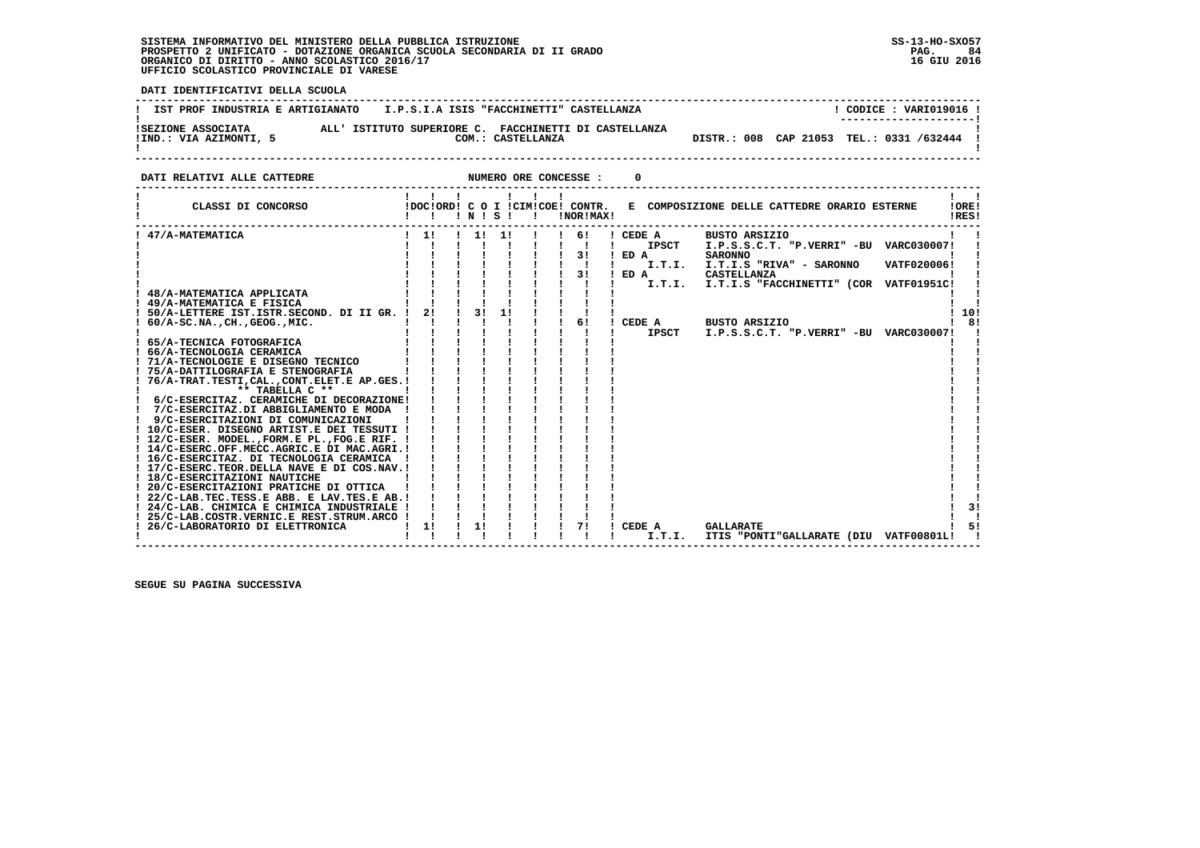SISTEMA INFORMATIVO DEL MINISTERO DELLA PUBBLICA ISTRUZIONE
PROSPETTO 2 UNIFICATO - DOTAZIONE ORGANICA SCUOLA SECONDARIA DI II GRADO
ORGANICO DI DIRITTO - ANNO SCOLASTICO 2016/17
UFFICIO SCOLASTICO PROVINCIALE DI VARESE

SS-13-HO-SXO57
16 GIU 2016

**DATI IDENTIFICATIVI DELLA SCUOLA**

IST PROF INDUSTRIA E ARTIGIANATO    I.P.S.I.A ISIS "FACCHINETTI" CASTELLANZA    ! CODICE : VARI019016 !

SEZIONE ASSOCIATA    ALL' ISTITUTO SUPERIORE C.  FACCHINETTI DI CASTELLANZA
IND.: VIA AZIMONTI, 5    COM.: CASTELLANZA    DISTR.: 008  CAP 21053  TEL.: 0331 /632444

**DATI RELATIVI ALLE CATTEDRE**    NUMERO ORE CONCESSE : 0

| CLASSI DI CONCORSO | DOC | ORD | C O I N | S | CIM | COE | CONTR. NOR | MAX | E COMPOSIZIONE DELLE CATTEDRE ORARIO ESTERNE | ORE RES |
|---|---|---|---|---|---|---|---|---|---|---|
| 47/A-MATEMATICA | 1 | | 1 | 1 | | | 6 | | CEDE A IPSCT BUSTO ARSIZIO I.P.S.S.C.T. "P.VERRI" -BU VARC030007 | |
| | | | | | | | 3 | | ED A I.T.I. SARONNO I.T.I.S "RIVA" - SARONNO VATF020006 | |
| | | | | | | | 3 | | ED A I.T.I. CASTELLANZA I.T.I.S "FACCHINETTI" (COR VATF01951C | |
| 48/A-MATEMATICA APPLICATA | | | | | | | | | | |
| 49/A-MATEMATICA E FISICA | | | | | | | | | | |
| 50/A-LETTERE IST.ISTR.SECOND. DI II GR. | 2 | | 3 | 1 | | | | | | 10 |
| 60/A-SC.NA.,CH.,GEOG.,MIC. | | | | | | | 6 | | CEDE A IPSCT BUSTO ARSIZIO I.P.S.S.C.T. "P.VERRI" -BU VARC030007 | 8 |
| 65/A-TECNICA FOTOGRAFICA | | | | | | | | | | |
| 66/A-TECNOLOGIA CERAMICA | | | | | | | | | | |
| 71/A-TECNOLOGIE E DISEGNO TECNICO | | | | | | | | | | |
| 75/A-DATTILOGRAFIA E STENOGRAFIA | | | | | | | | | | |
| 76/A-TRAT.TESTI,CAL.,CONT.ELET.E AP.GES. | | | | | | | | | | |
| ** TABELLA C ** | | | | | | | | | | |
| 6/C-ESERCITAZ. CERAMICHE DI DECORAZIONE | | | | | | | | | | |
| 7/C-ESERCITAZ.DI ABBIGLIAMENTO E MODA | | | | | | | | | | |
| 9/C-ESERCITAZIONI DI COMUNICAZIONI | | | | | | | | | | |
| 10/C-ESER. DISEGNO ARTIST.E DEI TESSUTI | | | | | | | | | | |
| 12/C-ESER. MODEL.,FORM.E PL.,FOG.E RIF. | | | | | | | | | | |
| 14/C-ESERC.OFF.MECC.AGRIC.E DI MAC.AGRI. | | | | | | | | | | |
| 16/C-ESERCITAZ. DI TECNOLOGIA CERAMICA | | | | | | | | | | |
| 17/C-ESERC.TEOR.DELLA NAVE E DI COS.NAV. | | | | | | | | | | |
| 18/C-ESERCITAZIONI NAUTICHE | | | | | | | | | | |
| 20/C-ESERCITAZIONI PRATICHE DI OTTICA | | | | | | | | | | |
| 22/C-LAB.TEC.TESS.E ABB. E LAV.TES.E AB. | | | | | | | | | | |
| 24/C-LAB. CHIMICA E CHIMICA INDUSTRIALE | | | | | | | | | | 3 |
| 25/C-LAB.COSTR.VERNIC.E REST.STRUM.ARCO | | | | | | | | | | |
| 26/C-LABORATORIO DI ELETTRONICA | 1 | | 1 | | | | 7 | | CEDE A I.T.I. GALLARATE ITIS "PONTI"GALLARATE (DIU VATF00801L | 5 |

SEGUE SU PAGINA SUCCESSIVA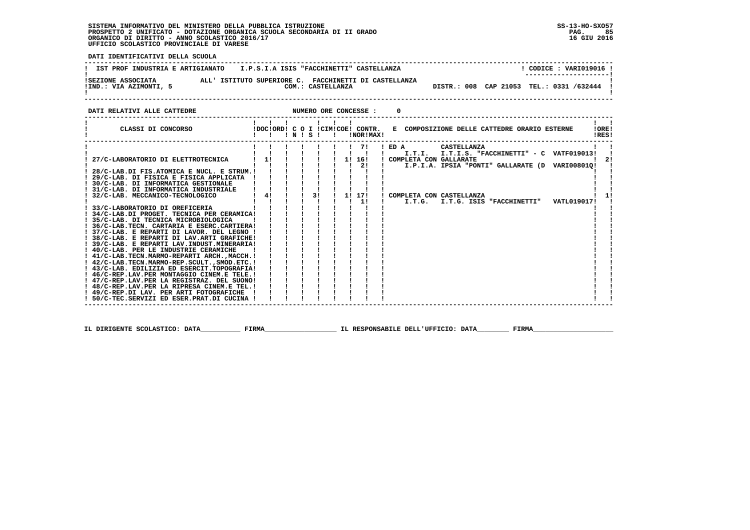SISTEMA INFORMATIVO DEL MINISTERO DELLA PUBBLICA ISTRUZIONE
PROSPETTO 2 UNIFICATO - DOTAZIONE ORGANICA SCUOLA SECONDARIA DI II GRADO
ORGANICO DI DIRITTO - ANNO SCOLASTICO 2016/17
UFFICIO SCOLASTICO PROVINCIALE DI VARESE

SS-13-HO-SXO57
16 GIU 2016

**DATI IDENTIFICATIVI DELLA SCUOLA**

IST PROF INDUSTRIA E ARTIGIANATO I.P.S.I.A ISIS "FACCHINETTI" CASTELLANZA — CODICE : VARI019016

SEZIONE ASSOCIATA ALL' ISTITUTO SUPERIORE C. FACCHINETTI DI CASTELLANZA
IND.: VIA AZIMONTI, 5 — COM.: CASTELLANZA — DISTR.: 008 CAP 21053 TEL.: 0331 /632444

**DATI RELATIVI ALLE CATTEDRE** — NUMERO ORE CONCESSE : 0

| CLASSI DI CONCORSO | DOC | ORD | C O N | I S | CIM | COE | CONTR. NOR | CONTR. MAX | E COMPOSIZIONE DELLE CATTEDRE ORARIO ESTERNE | ORE RES |
|---|---|---|---|---|---|---|---|---|---|---|
| | | | | | | | | 7 | ED A CASTELLANZA I.T.I. I.T.I.S. "FACCHINETTI" - C VATF019013 | |
| 27/C-LABORATORIO DI ELETTROTECNICA | 1 | | | | | 1 | 16 | | COMPLETA CON GALLARATE | 2 |
| | | | | | | | | 2 | I.P.I.A. IPSIA "PONTI" GALLARATE (D VARI00801Q | |
| 28/C-LAB.DI FIS.ATOMICA E NUCL. E STRUM. | | | | | | | | | | |
| 29/C-LAB. DI FISICA E FISICA APPLICATA | | | | | | | | | | |
| 30/C-LAB. DI INFORMATICA GESTIONALE | | | | | | | | | | |
| 31/C-LAB. DI INFORMATICA INDUSTRIALE | | | | | | | | | | |
| 32/C-LAB. MECCANICO-TECNOLOGICO | 4 | | | 3 | | 1 | 17 | | COMPLETA CON CASTELLANZA | 1 |
| | | | | | | | | 1 | I.T.G. I.T.G. ISIS "FACCHINETTI" VATL019017 | |
| 33/C-LABORATORIO DI OREFICERIA | | | | | | | | | | |
| 34/C-LAB.DI PROGET. TECNICA PER CERAMICA | | | | | | | | | | |
| 35/C-LAB. DI TECNICA MICROBIOLOGICA | | | | | | | | | | |
| 36/C-LAB.TECN. CARTARIA E ESERC.CARTIERA | | | | | | | | | | |
| 37/C-LAB. E REPARTI DI LAVOR. DEL LEGNO | | | | | | | | | | |
| 38/C-LAB. E REPARTI DI LAV.ARTI GRAFICHE | | | | | | | | | | |
| 39/C-LAB. E REPARTI LAV.INDUST.MINERARIA | | | | | | | | | | |
| 40/C-LAB. PER LE INDUSTRIE CERAMICHE | | | | | | | | | | |
| 41/C-LAB.TECN.MARMO-REPARTI ARCH.,MACCH. | | | | | | | | | | |
| 42/C-LAB.TECN.MARMO-REP.SCULT.,SMOD.ETC. | | | | | | | | | | |
| 43/C-LAB. EDILIZIA ED ESERCIT.TOPOGRAFIA | | | | | | | | | | |
| 46/C-REP.LAV.PER MONTAGGIO CINEM.E TELE. | | | | | | | | | | |
| 47/C-REP.LAV.PER LA REGISTRAZ. DEL SUONO | | | | | | | | | | |
| 48/C-REP.LAV.PER LA RIPRESA CINEM.E TEL. | | | | | | | | | | |
| 49/C-REP.DI LAV. PER ARTI FOTOGRAFICHE | | | | | | | | | | |
| 50/C-TEC.SERVIZI ED ESER.PRAT.DI CUCINA | | | | | | | | | | |

IL DIRIGENTE SCOLASTICO: DATA__________ FIRMA__________________ IL RESPONSABILE DELL'UFFICIO: DATA________ FIRMA____________________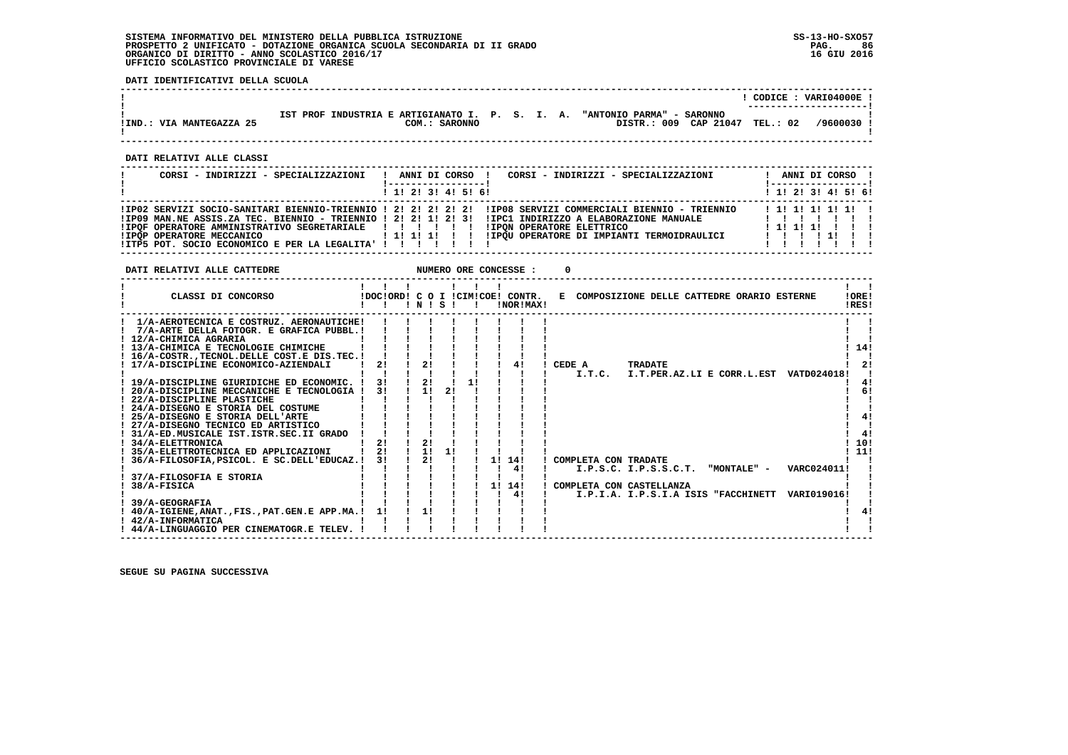SISTEMA INFORMATIVO DEL MINISTERO DELLA PUBBLICA ISTRUZIONE
PROSPETTO 2 UNIFICATO - DOTAZIONE ORGANICA SCUOLA SECONDARIA DI II GRADO
ORGANICO DI DIRITTO - ANNO SCOLASTICO 2016/17
UFFICIO SCOLASTICO PROVINCIALE DI VARESE

SS-13-HO-SXO57
16 GIU 2016

**DATI IDENTIFICATIVI DELLA SCUOLA**

CODICE : VARI04000E

IST PROF INDUSTRIA E ARTIGIANATO I. P. S. I. A. "ANTONIO PARMA" - SARONNO

IND.: VIA MANTEGAZZA 25 — COM.: SARONNO — DISTR.: 009 CAP 21047 TEL.: 02 /9600030

**DATI RELATIVI ALLE CLASSI**

| CORSI - INDIRIZZI - SPECIALIZZAZIONI | 1 | 2 | 3 | 4 | 5 | 6 | CORSI - INDIRIZZI - SPECIALIZZAZIONI | 1 | 2 | 3 | 4 | 5 | 6 |
|---|---|---|---|---|---|---|---|---|---|---|---|---|---|
| IP02 SERVIZI SOCIO-SANITARI BIENNIO-TRIENNIO | 2 | 2 | 2 | 2 | 2 | | IP08 SERVIZI COMMERCIALI BIENNIO - TRIENNIO | 1 | 1 | 1 | 1 | 1 | |
| IP09 MAN.NE ASSIS.ZA TEC. BIENNIO - TRIENNIO | 2 | 2 | 1 | 2 | 3 | | IPC1 INDIRIZZO A ELABORAZIONE MANUALE | | | | | | |
| IPQF OPERATORE AMMINISTRATIVO SEGRETARIALE | | | | | | | IPQN OPERATORE ELETTRICO | 1 | 1 | 1 | | | |
| IPQP OPERATORE MECCANICO | 1 | 1 | 1 | | | | IPQU OPERATORE DI IMPIANTI TERMOIDRAULICI | | | | 1 | | |
| ITP5 POT. SOCIO ECONOMICO E PER LA LEGALITA' | | | | | | | | | | | | | |

**DATI RELATIVI ALLE CATTEDRE** — NUMERO ORE CONCESSE : 0

| CLASSI DI CONCORSO | DOC | ORD | C O I N | S | CIM | COE | CONTR. NOR | CONTR. MAX | E COMPOSIZIONE DELLE CATTEDRE ORARIO ESTERNE | ORE RES |
|---|---|---|---|---|---|---|---|---|---|---|
| 1/A-AEROTECNICA E COSTRUZ. AERONAUTICHE | | | | | | | | | | |
| 7/A-ARTE DELLA FOTOGR. E GRAFICA PUBBL. | | | | | | | | | | |
| 12/A-CHIMICA AGRARIA | | | | | | | | | | |
| 13/A-CHIMICA E TECNOLOGIE CHIMICHE | | | | | | | | | | 14 |
| 16/A-COSTR.,TECNOL.DELLE COST.E DIS.TEC. | | | | | | | | | | |
| 17/A-DISCIPLINE ECONOMICO-AZIENDALI | 2 | | 2 | | | | | 4 | CEDE A TRADATE I.T.C. I.T.PER.AZ.LI E CORR.L.EST VATD024018 | 2 |
| 19/A-DISCIPLINE GIURIDICHE ED ECONOMIC. | 3 | | 2 | | 1 | | | | | 4 |
| 20/A-DISCIPLINE MECCANICHE E TECNOLOGIA | 3 | | 1 | 2 | | | | | | 6 |
| 22/A-DISCIPLINE PLASTICHE | | | | | | | | | | |
| 24/A-DISEGNO E STORIA DEL COSTUME | | | | | | | | | | |
| 25/A-DISEGNO E STORIA DELL'ARTE | | | | | | | | | | 4 |
| 27/A-DISEGNO TECNICO ED ARTISTICO | | | | | | | | | | |
| 31/A-ED.MUSICALE IST.ISTR.SEC.II GRADO | | | | | | | | | | 4 |
| 34/A-ELETTRONICA | 2 | | 2 | | | | | | | 10 |
| 35/A-ELETTROTECNICA ED APPLICAZIONI | 2 | | 1 | 1 | | | | | | 11 |
| 36/A-FILOSOFIA,PSICOL. E SC.DELL'EDUCAZ. | 3 | | 2 | | | 1 | 14 | 4 | COMPLETA CON TRADATE I.P.S.C. I.P.S.S.C.T. "MONTALE" - VARC024011 | |
| 37/A-FILOSOFIA E STORIA | | | | | | | | | | |
| 38/A-FISICA | | | | | | 1 | 14 | 4 | COMPLETA CON CASTELLANZA I.P.I.A. I.P.S.I.A ISIS "FACCHINETT VARI019016 | |
| 39/A-GEOGRAFIA | | | | | | | | | | |
| 40/A-IGIENE,ANAT.,FIS.,PAT.GEN.E APP.MA. | 1 | | 1 | | | | | | | 4 |
| 42/A-INFORMATICA | | | | | | | | | | |
| 44/A-LINGUAGGIO PER CINEMATOGR.E TELEV. | | | | | | | | | | |

SEGUE SU PAGINA SUCCESSIVA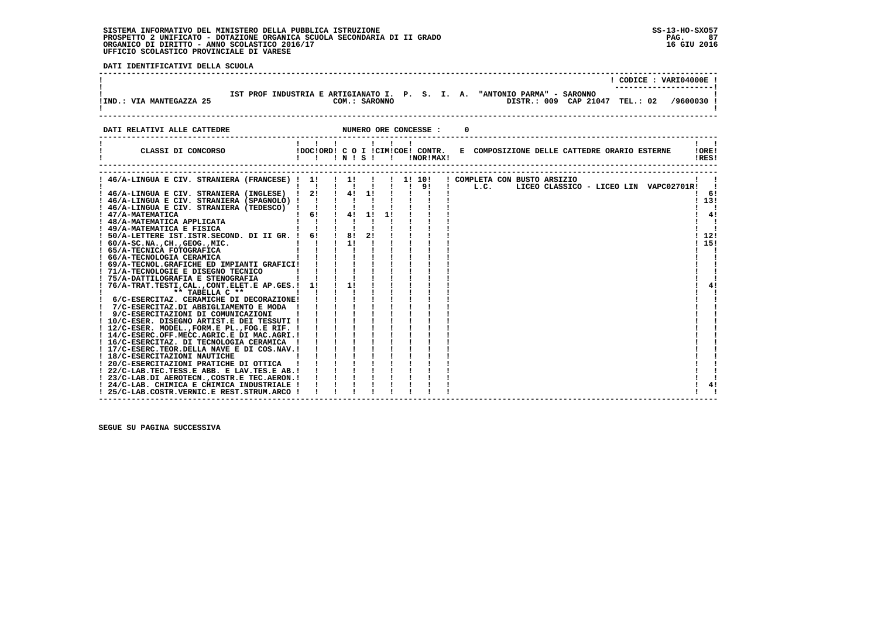SISTEMA INFORMATIVO DEL MINISTERO DELLA PUBBLICA ISTRUZIONE
PROSPETTO 2 UNIFICATO - DOTAZIONE ORGANICA SCUOLA SECONDARIA DI II GRADO
ORGANICO DI DIRITTO - ANNO SCOLASTICO 2016/17
UFFICIO SCOLASTICO PROVINCIALE DI VARESE

SS-13-HO-SXO57
16 GIU 2016

**DATI IDENTIFICATIVI DELLA SCUOLA**

CODICE : VARI04000E

IST PROF INDUSTRIA E ARTIGIANATO I. P. S. I. A. "ANTONIO PARMA" - SARONNO

IND.: VIA MANTEGAZZA 25 — COM.: SARONNO — DISTR.: 009 CAP 21047 TEL.: 02 /9600030

**DATI RELATIVI ALLE CATTEDRE** — NUMERO ORE CONCESSE : 0

| CLASSI DI CONCORSO | DOC | ORD | C O I N | C O I S | CIM | COE | CONTR. NOR | CONTR. MAX | E COMPOSIZIONE DELLE CATTEDRE ORARIO ESTERNE | ORE RES |
|---|---|---|---|---|---|---|---|---|---|---|
| 46/A-LINGUA E CIV. STRANIERA (FRANCESE) | 1 | | 1 | | | 1 | 10 | | COMPLETA CON BUSTO ARSIZIO | |
| | | | | | | | 9 | | L.C. LICEO CLASSICO - LICEO LIN VAPC02701R | |
| 46/A-LINGUA E CIV. STRANIERA (INGLESE) | 2 | | 4 | 1 | | | | | | 6 |
| 46/A-LINGUA E CIV. STRANIERA (SPAGNOLO) | | | | | | | | | | 13 |
| 46/A-LINGUA E CIV. STRANIERA (TEDESCO) | | | | | | | | | | |
| 47/A-MATEMATICA | 6 | | 4 | 1 | 1 | | | | | 4 |
| 48/A-MATEMATICA APPLICATA | | | | | | | | | | |
| 49/A-MATEMATICA E FISICA | | | | | | | | | | |
| 50/A-LETTERE IST.ISTR.SECOND. DI II GR. | 6 | | 8 | 2 | | | | | | 12 |
| 60/A-SC.NA.,CH.,GEOG.,MIC. | | | 1 | | | | | | | 15 |
| 65/A-TECNICA FOTOGRAFICA | | | | | | | | | | |
| 66/A-TECNOLOGIA CERAMICA | | | | | | | | | | |
| 69/A-TECNOL.GRAFICHE ED IMPIANTI GRAFICI | | | | | | | | | | |
| 71/A-TECNOLOGIE E DISEGNO TECNICO | | | | | | | | | | |
| 75/A-DATTILOGRAFIA E STENOGRAFIA | | | | | | | | | | |
| 76/A-TRAT.TESTI,CAL.,CONT.ELET.E AP.GES. | 1 | | 1 | | | | | | | 4 |
| ** TABELLA C ** | | | | | | | | | | |
| 6/C-ESERCITAZ. CERAMICHE DI DECORAZIONE | | | | | | | | | | |
| 7/C-ESERCITAZ.DI ABBIGLIAMENTO E MODA | | | | | | | | | | |
| 9/C-ESERCITAZIONI DI COMUNICAZIONI | | | | | | | | | | |
| 10/C-ESER. DISEGNO ARTIST.E DEI TESSUTI | | | | | | | | | | |
| 12/C-ESER. MODEL.,FORM.E PL.,FOG.E RIF. | | | | | | | | | | |
| 14/C-ESERC.OFF.MECC.AGRIC.E DI MAC.AGRI. | | | | | | | | | | |
| 16/C-ESERCITAZ. DI TECNOLOGIA CERAMICA | | | | | | | | | | |
| 17/C-ESERC.TEOR.DELLA NAVE E DI COS.NAV. | | | | | | | | | | |
| 18/C-ESERCITAZIONI NAUTICHE | | | | | | | | | | |
| 20/C-ESERCITAZIONI PRATICHE DI OTTICA | | | | | | | | | | |
| 22/C-LAB.TEC.TESS.E ABB. E LAV.TES.E AB. | | | | | | | | | | |
| 23/C-LAB.DI AEROTECN.,COSTR.E TEC.AERON. | | | | | | | | | | |
| 24/C-LAB. CHIMICA E CHIMICA INDUSTRIALE | | | | | | | | | | 4 |
| 25/C-LAB.COSTR.VERNIC.E REST.STRUM.ARCO | | | | | | | | | | |

SEGUE SU PAGINA SUCCESSIVA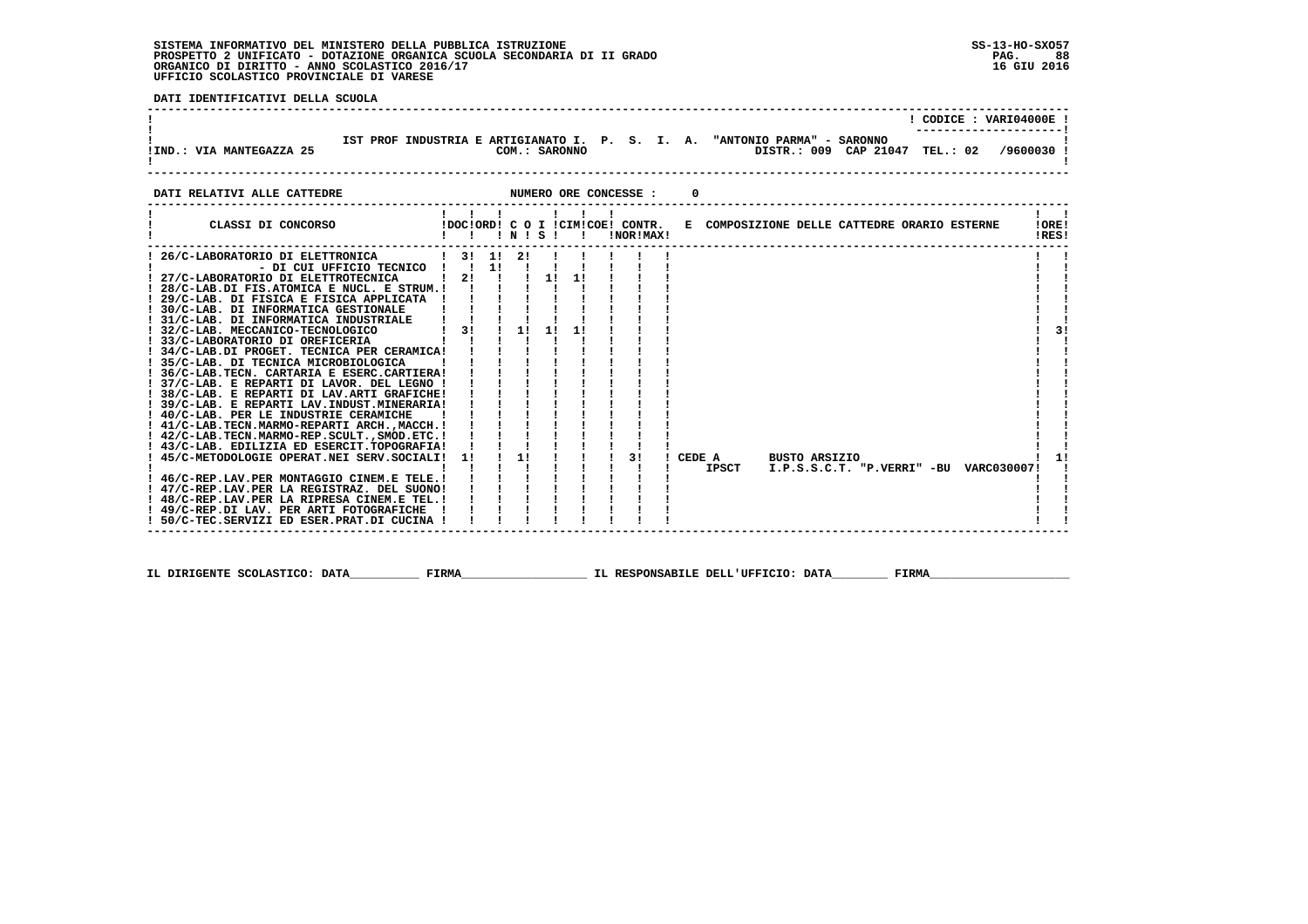SISTEMA INFORMATIVO DEL MINISTERO DELLA PUBBLICA ISTRUZIONE
PROSPETTO 2 UNIFICATO - DOTAZIONE ORGANICA SCUOLA SECONDARIA DI II GRADO
ORGANICO DI DIRITTO - ANNO SCOLASTICO 2016/17
UFFICIO SCOLASTICO PROVINCIALE DI VARESE

SS-13-HO-SXO57
16 GIU 2016

**DATI IDENTIFICATIVI DELLA SCUOLA**

CODICE : VARI04000E

IST PROF INDUSTRIA E ARTIGIANATO I. P. S. I. A. "ANTONIO PARMA" - SARONNO

IND.: VIA MANTEGAZZA 25 — COM.: SARONNO — DISTR.: 009 CAP 21047 TEL.: 02 /9600030

**DATI RELATIVI ALLE CATTEDRE** — NUMERO ORE CONCESSE : 0

| CLASSI DI CONCORSO | DOC | ORD | C O N | I S | CIM | COE | CONTR. NOR | CONTR. MAX | E | COMPOSIZIONE DELLE CATTEDRE ORARIO ESTERNE | ORE RES |
|---|---|---|---|---|---|---|---|---|---|---|---|
| 26/C-LABORATORIO DI ELETTRONICA | 3 | 1 | 2 | | | | | | | | |
| - DI CUI UFFICIO TECNICO | | 1 | | | | | | | | | |
| 27/C-LABORATORIO DI ELETTROTECNICA | 2 | | | 1 | 1 | | | | | | |
| 28/C-LAB.DI FIS.ATOMICA E NUCL. E STRUM. | | | | | | | | | | | |
| 29/C-LAB. DI FISICA E FISICA APPLICATA | | | | | | | | | | | |
| 30/C-LAB. DI INFORMATICA GESTIONALE | | | | | | | | | | | |
| 31/C-LAB. DI INFORMATICA INDUSTRIALE | | | | | | | | | | | |
| 32/C-LAB. MECCANICO-TECNOLOGICO | 3 | | 1 | 1 | 1 | | | | | | 3 |
| 33/C-LABORATORIO DI OREFICERIA | | | | | | | | | | | |
| 34/C-LAB.DI PROGET. TECNICA PER CERAMICA | | | | | | | | | | | |
| 35/C-LAB. DI TECNICA MICROBIOLOGICA | | | | | | | | | | | |
| 36/C-LAB.TECN. CARTARIA E ESERC.CARTIERA | | | | | | | | | | | |
| 37/C-LAB. E REPARTI DI LAVOR. DEL LEGNO | | | | | | | | | | | |
| 38/C-LAB. E REPARTI DI LAV.ARTI GRAFICHE | | | | | | | | | | | |
| 39/C-LAB. E REPARTI LAV.INDUST.MINERARIA | | | | | | | | | | | |
| 40/C-LAB. PER LE INDUSTRIE CERAMICHE | | | | | | | | | | | |
| 41/C-LAB.TECN.MARMO-REPARTI ARCH.,MACCH. | | | | | | | | | | | |
| 42/C-LAB.TECN.MARMO-REP.SCULT.,SMOD.ETC. | | | | | | | | | | | |
| 43/C-LAB. EDILIZIA ED ESERCIT.TOPOGRAFIA | | | | | | | | | | | |
| 45/C-METODOLOGIE OPERAT.NEI SERV.SOCIALI | 1 | | 1 | | | | 3 | | | CEDE A BUSTO ARSIZIO IPSCT I.P.S.S.C.T. "P.VERRI" -BU VARC030007 | 1 |
| 46/C-REP.LAV.PER MONTAGGIO CINEM.E TELE. | | | | | | | | | | | |
| 47/C-REP.LAV.PER LA REGISTRAZ. DEL SUONO | | | | | | | | | | | |
| 48/C-REP.LAV.PER LA RIPRESA CINEM.E TEL. | | | | | | | | | | | |
| 49/C-REP.DI LAV. PER ARTI FOTOGRAFICHE | | | | | | | | | | | |
| 50/C-TEC.SERVIZI ED ESER.PRAT.DI CUCINA | | | | | | | | | | | |

IL DIRIGENTE SCOLASTICO: DATA\_\_\_\_\_\_\_\_\_ FIRMA\_\_\_\_\_\_\_\_\_\_\_\_\_\_\_\_\_\_ IL RESPONSABILE DELL'UFFICIO: DATA\_\_\_\_\_\_\_\_ FIRMA\_\_\_\_\_\_\_\_\_\_\_\_\_\_\_\_\_\_\_\_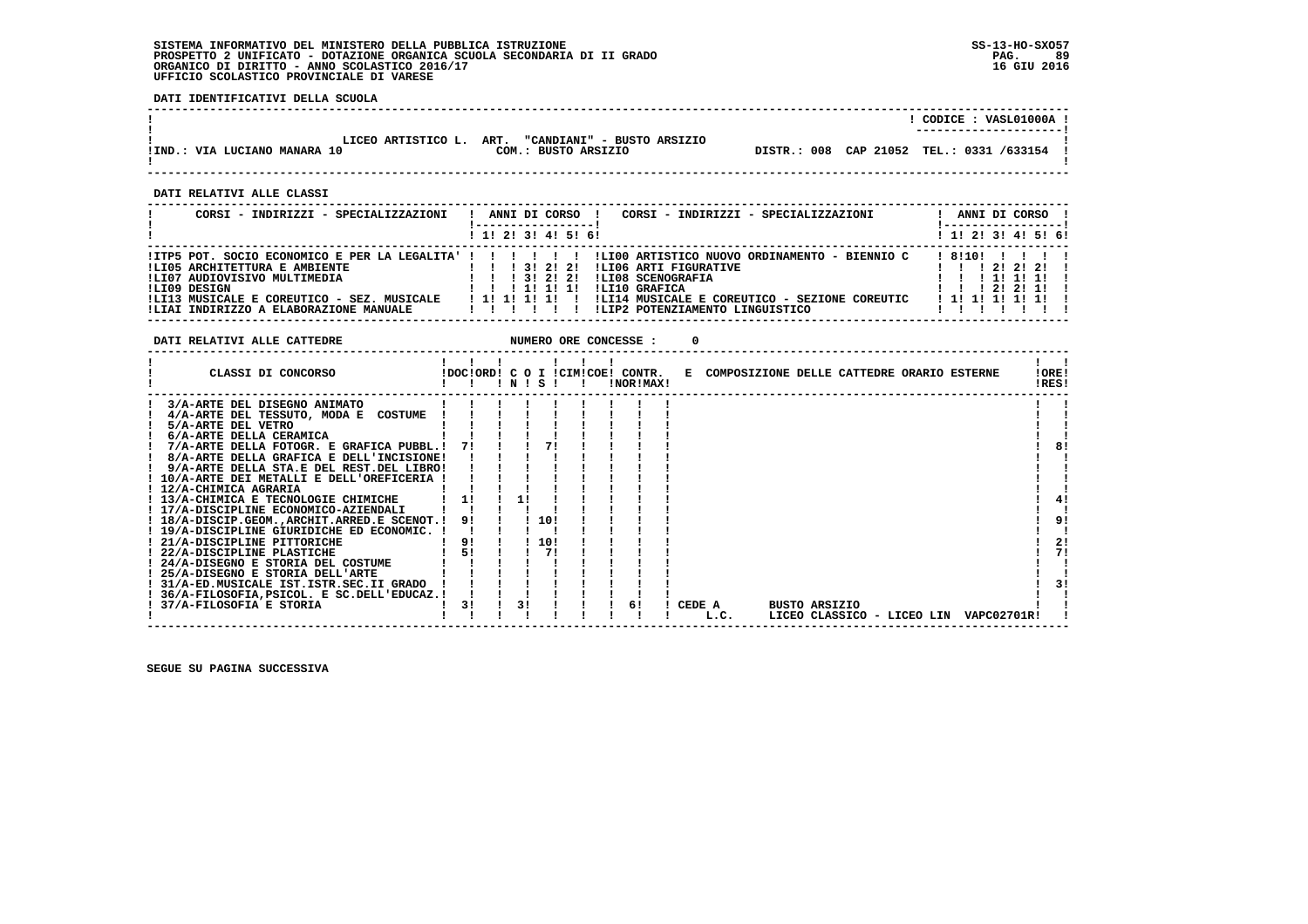SISTEMA INFORMATIVO DEL MINISTERO DELLA PUBBLICA ISTRUZIONE
PROSPETTO 2 UNIFICATO - DOTAZIONE ORGANICA SCUOLA SECONDARIA DI II GRADO
ORGANICO DI DIRITTO - ANNO SCOLASTICO 2016/17
UFFICIO SCOLASTICO PROVINCIALE DI VARESE

SS-13-HO-SXO57
16 GIU 2016

**DATI IDENTIFICATIVI DELLA SCUOLA**

CODICE : VASL01000A

LICEO ARTISTICO L. ART. "CANDIANI" - BUSTO ARSIZIO
IND.: VIA LUCIANO MANARA 10 — COM.: BUSTO ARSIZIO — DISTR.: 008 CAP 21052 TEL.: 0331 /633154

**DATI RELATIVI ALLE CLASSI**

| CORSI - INDIRIZZI - SPECIALIZZAZIONI | 1 | 2 | 3 | 4 | 5 | 6 | CORSI - INDIRIZZI - SPECIALIZZAZIONI | 1 | 2 | 3 | 4 | 5 | 6 |
|---|---|---|---|---|---|---|---|---|---|---|---|---|---|
| ITP5 POT. SOCIO ECONOMICO E PER LA LEGALITA' | | | | | | | LI00 ARTISTICO NUOVO ORDINAMENTO - BIENNIO C | 8 | 10 | | | | |
| LI05 ARCHITETTURA E AMBIENTE | | | 3 | 2 | 2 | | LI06 ARTI FIGURATIVE | | | 2 | 2 | 2 | |
| LI07 AUDIOVISIVO MULTIMEDIA | | | 3 | 2 | 2 | | LI08 SCENOGRAFIA | | | 1 | 1 | 1 | |
| LI09 DESIGN | | | 1 | 1 | 1 | | LI10 GRAFICA | | | 2 | 2 | 1 | |
| LI13 MUSICALE E COREUTICO - SEZ. MUSICALE | 1 | 1 | 1 | 1 | | | LI14 MUSICALE E COREUTICO - SEZIONE COREUTIC | 1 | 1 | 1 | 1 | 1 | |
| LIAI INDIRIZZO A ELABORAZIONE MANUALE | | | | | | | LIP2 POTENZIAMENTO LINGUISTICO | | | | | | |

**DATI RELATIVI ALLE CATTEDRE** — NUMERO ORE CONCESSE : 0

| CLASSI DI CONCORSO | DOC | ORD | C O I N | C O I S | CIM | COE | CONTR. NOR | CONTR. MAX | E COMPOSIZIONE DELLE CATTEDRE ORARIO ESTERNE | ORE RES |
|---|---|---|---|---|---|---|---|---|---|---|
| 3/A-ARTE DEL DISEGNO ANIMATO | | | | | | | | | | |
| 4/A-ARTE DEL TESSUTO, MODA E COSTUME | | | | | | | | | | |
| 5/A-ARTE DEL VETRO | | | | | | | | | | |
| 6/A-ARTE DELLA CERAMICA | | | | | | | | | | |
| 7/A-ARTE DELLA FOTOGR. E GRAFICA PUBBL. | 7 | | | 7 | | | | | | 8 |
| 8/A-ARTE DELLA GRAFICA E DELL'INCISIONE | | | | | | | | | | |
| 9/A-ARTE DELLA STA.E DEL REST.DEL LIBRO | | | | | | | | | | |
| 10/A-ARTE DEI METALLI E DELL'OREFICERIA | | | | | | | | | | |
| 12/A-CHIMICA AGRARIA | | | | | | | | | | |
| 13/A-CHIMICA E TECNOLOGIE CHIMICHE | 1 | | 1 | | | | | | | 4 |
| 17/A-DISCIPLINE ECONOMICO-AZIENDALI | | | | | | | | | | |
| 18/A-DISCIP.GEOM.,ARCHIT.ARRED.E SCENOT. | 9 | | | 10 | | | | | | 9 |
| 19/A-DISCIPLINE GIURIDICHE ED ECONOMIC. | | | | | | | | | | |
| 21/A-DISCIPLINE PITTORICHE | 9 | | | 10 | | | | | | 2 |
| 22/A-DISCIPLINE PLASTICHE | 5 | | | 7 | | | | | | 7 |
| 24/A-DISEGNO E STORIA DEL COSTUME | | | | | | | | | | |
| 25/A-DISEGNO E STORIA DELL'ARTE | | | | | | | | | | |
| 31/A-ED.MUSICALE IST.ISTR.SEC.II GRADO | | | | | | | | | | 3 |
| 36/A-FILOSOFIA,PSICOL. E SC.DELL'EDUCAZ. | | | | | | | | | | |
| 37/A-FILOSOFIA E STORIA | 3 | | 3 | | | | 6 | | CEDE A BUSTO ARSIZIO L.C. LICEO CLASSICO - LICEO LIN VAPC02701R | |

SEGUE SU PAGINA SUCCESSIVA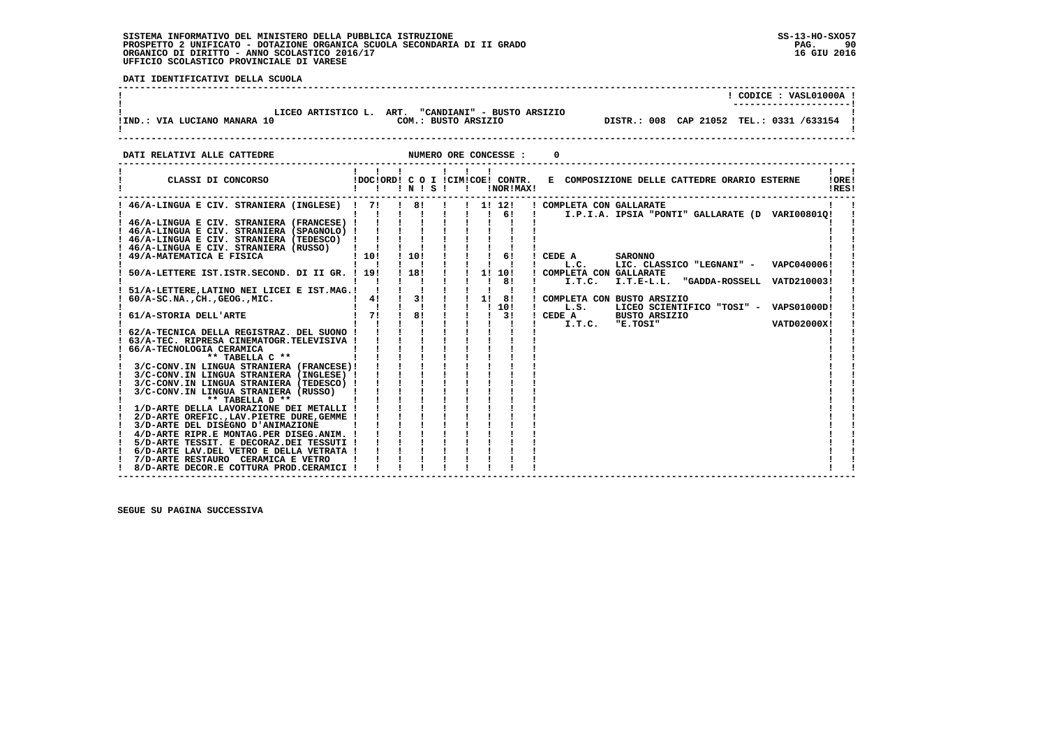SISTEMA INFORMATIVO DEL MINISTERO DELLA PUBBLICA ISTRUZIONE
PROSPETTO 2 UNIFICATO - DOTAZIONE ORGANICA SCUOLA SECONDARIA DI II GRADO
ORGANICO DI DIRITTO - ANNO SCOLASTICO 2016/17
UFFICIO SCOLASTICO PROVINCIALE DI VARESE

SS-13-HO-SXO57
16 GIU 2016

**DATI IDENTIFICATIVI DELLA SCUOLA**

CODICE : VASL01000A

LICEO ARTISTICO L. ART. "CANDIANI" - BUSTO ARSIZIO
IND.: VIA LUCIANO MANARA 10 — COM.: BUSTO ARSIZIO — DISTR.: 008 CAP 21052 TEL.: 0331 /633154

**DATI RELATIVI ALLE CATTEDRE** — NUMERO ORE CONCESSE : 0

| CLASSI DI CONCORSO | DOC | ORD | C O I N | S | CIM | COE | CONTR. NOR | MAX | E COMPOSIZIONE DELLE CATTEDRE ORARIO ESTERNE | ORE RES |
|---|---|---|---|---|---|---|---|---|---|---|
| 46/A-LINGUA E CIV. STRANIERA (INGLESE) | 7 | | 8 | | | 1 | 12 | | COMPLETA CON GALLARATE | |
| | | | | | | | 6 | | I.P.I.A. IPSIA "PONTI" GALLARATE (D VARI00801Q | |
| 46/A-LINGUA E CIV. STRANIERA (FRANCESE) | | | | | | | | | | |
| 46/A-LINGUA E CIV. STRANIERA (SPAGNOLO) | | | | | | | | | | |
| 46/A-LINGUA E CIV. STRANIERA (TEDESCO) | | | | | | | | | | |
| 46/A-LINGUA E CIV. STRANIERA (RUSSO) | | | | | | | | | | |
| 49/A-MATEMATICA E FISICA | 10 | | 10 | | | | 6 | | CEDE A SARONNO | |
| | | | | | | | | | L.C. LIC. CLASSICO "LEGNANI" - VAPC040006 | |
| 50/A-LETTERE IST.ISTR.SECOND. DI II GR. | 19 | | 18 | | | 1 | 10 | | COMPLETA CON GALLARATE | |
| | | | | | | | 8 | | I.T.C. I.T.E-L.L. "GADDA-ROSSELL VATD210003 | |
| 51/A-LETTERE,LATINO NEI LICEI E IST.MAG. | | | | | | | | | | |
| 60/A-SC.NA.,CH.,GEOG.,MIC. | 4 | | 3 | | | 1 | 8 | | COMPLETA CON BUSTO ARSIZIO | |
| | | | | | | | 10 | | L.S. LICEO SCIENTIFICO "TOSI" - VAPS01000D | |
| 61/A-STORIA DELL'ARTE | 7 | | 8 | | | | 3 | | CEDE A BUSTO ARSIZIO | |
| | | | | | | | | | I.T.C. "E.TOSI" VATD02000X | |
| 62/A-TECNICA DELLA REGISTRAZ. DEL SUONO | | | | | | | | | | |
| 63/A-TEC. RIPRESA CINEMATOGR.TELEVISIVA | | | | | | | | | | |
| 66/A-TECNOLOGIA CERAMICA | | | | | | | | | | |
| ** TABELLA C ** | | | | | | | | | | |
| 3/C-CONV.IN LINGUA STRANIERA (FRANCESE) | | | | | | | | | | |
| 3/C-CONV.IN LINGUA STRANIERA (INGLESE) | | | | | | | | | | |
| 3/C-CONV.IN LINGUA STRANIERA (TEDESCO) | | | | | | | | | | |
| 3/C-CONV.IN LINGUA STRANIERA (RUSSO) | | | | | | | | | | |
| ** TABELLA D ** | | | | | | | | | | |
| 1/D-ARTE DELLA LAVORAZIONE DEI METALLI | | | | | | | | | | |
| 2/D-ARTE OREFIC.,LAV.PIETRE DURE,GEMME | | | | | | | | | | |
| 3/D-ARTE DEL DISEGNO D'ANIMAZIONE | | | | | | | | | | |
| 4/D-ARTE RIPR.E MONTAG.PER DISEG.ANIM. | | | | | | | | | | |
| 5/D-ARTE TESSIT. E DECORAZ.DEI TESSUTI | | | | | | | | | | |
| 6/D-ARTE LAV.DEL VETRO E DELLA VETRATA | | | | | | | | | | |
| 7/D-ARTE RESTAURO CERAMICA E VETRO | | | | | | | | | | |
| 8/D-ARTE DECOR.E COTTURA PROD.CERAMICI | | | | | | | | | | |

SEGUE SU PAGINA SUCCESSIVA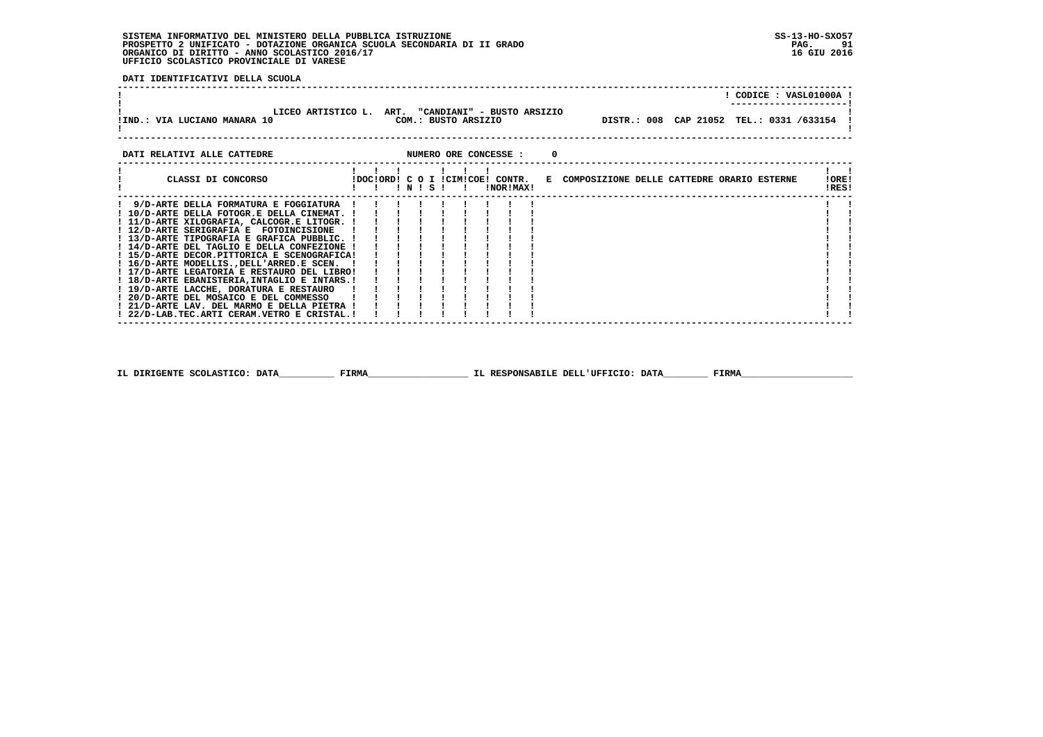SISTEMA INFORMATIVO DEL MINISTERO DELLA PUBBLICA ISTRUZIONE
PROSPETTO 2 UNIFICATO - DOTAZIONE ORGANICA SCUOLA SECONDARIA DI II GRADO
ORGANICO DI DIRITTO - ANNO SCOLASTICO 2016/17
UFFICIO SCOLASTICO PROVINCIALE DI VARESE

SS-13-HO-SXO57
16 GIU 2016

**DATI IDENTIFICATIVI DELLA SCUOLA**

CODICE : VASL01000A

LICEO ARTISTICO L. ART. "CANDIANI" - BUSTO ARSIZIO
IND.: VIA LUCIANO MANARA 10 — COM.: BUSTO ARSIZIO — DISTR.: 008 CAP 21052 TEL.: 0331 /633154

**DATI RELATIVI ALLE CATTEDRE** — NUMERO ORE CONCESSE : 0

| CLASSI DI CONCORSO | DOC | ORD | C IN | O S | I | CIM | COE | CONTR. NOR | CONTR. MAX | E COMPOSIZIONE DELLE CATTEDRE ORARIO ESTERNE | ORE RES |
|---|---|---|---|---|---|---|---|---|---|---|---|
| 9/D-ARTE DELLA FORMATURA E FOGGIATURA | | | | | | | | | | | |
| 10/D-ARTE DELLA FOTOGR.E DELLA CINEMAT. | | | | | | | | | | | |
| 11/D-ARTE XILOGRAFIA, CALCOGR.E LITOGR. | | | | | | | | | | | |
| 12/D-ARTE SERIGRAFIA E FOTOINCISIONE | | | | | | | | | | | |
| 13/D-ARTE TIPOGRAFIA E GRAFICA PUBBLIC. | | | | | | | | | | | |
| 14/D-ARTE DEL TAGLIO E DELLA CONFEZIONE | | | | | | | | | | | |
| 15/D-ARTE DECOR.PITTORICA E SCENOGRAFICA | | | | | | | | | | | |
| 16/D-ARTE MODELLIS.,DELL'ARRED.E SCEN. | | | | | | | | | | | |
| 17/D-ARTE LEGATORIA E RESTAURO DEL LIBRO | | | | | | | | | | | |
| 18/D-ARTE EBANISTERIA,INTAGLIO E INTARS. | | | | | | | | | | | |
| 19/D-ARTE LACCHE, DORATURA E RESTAURO | | | | | | | | | | | |
| 20/D-ARTE DEL MOSAICO E DEL COMMESSO | | | | | | | | | | | |
| 21/D-ARTE LAV. DEL MARMO E DELLA PIETRA | | | | | | | | | | | |
| 22/D-LAB.TEC.ARTI CERAM.VETRO E CRISTAL. | | | | | | | | | | | |

IL DIRIGENTE SCOLASTICO: DATA__________ FIRMA__________________ IL RESPONSABILE DELL'UFFICIO: DATA________ FIRMA____________________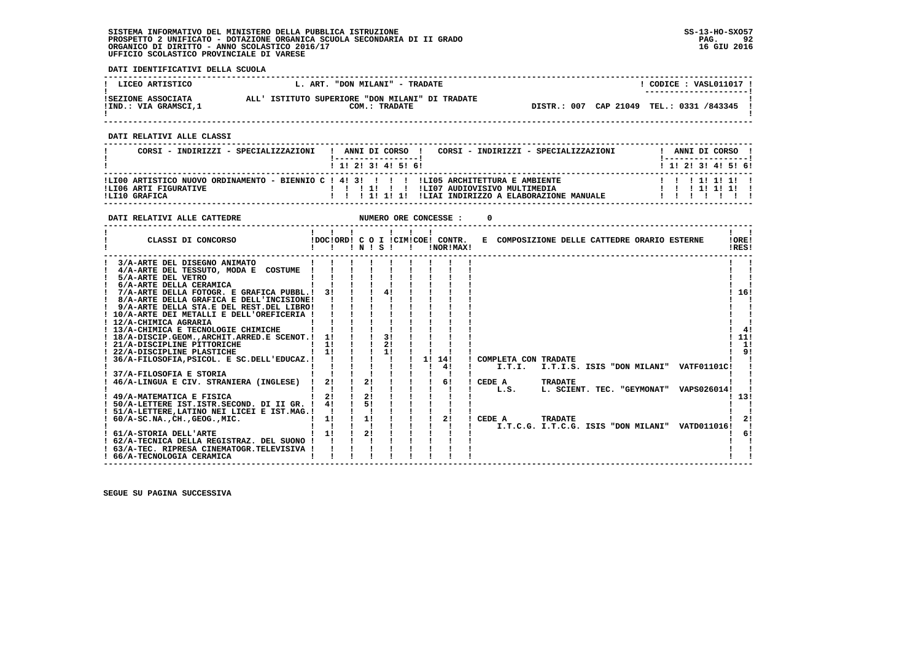**SISTEMA INFORMATIVO DEL MINISTERO DELLA PUBBLICA ISTRUZIONE**
**PROSPETTO 2 UNIFICATO - DOTAZIONE ORGANICA SCUOLA SECONDARIA DI II GRADO**
**ORGANICO DI DIRITTO - ANNO SCOLASTICO 2016/17**
**UFFICIO SCOLASTICO PROVINCIALE DI VARESE**

SS-13-HO-SXO57
16 GIU 2016

**DATI IDENTIFICATIVI DELLA SCUOLA**

| | | |
|---|---|---|
| LICEO ARTISTICO | L. ART. "DON MILANI" - TRADATE | CODICE : VASL011017 |
| SEZIONE ASSOCIATA ALL' ISTITUTO SUPERIORE "DON MILANI" DI TRADATE | COM.: TRADATE | |
| IND.: VIA GRAMSCI,1 | | DISTR.: 007 CAP 21049 TEL.: 0331 /843345 |

**DATI RELATIVI ALLE CLASSI**

| CORSI - INDIRIZZI - SPECIALIZZAZIONI | 1 | 2 | 3 | 4 | 5 | 6 | CORSI - INDIRIZZI - SPECIALIZZAZIONI | 1 | 2 | 3 | 4 | 5 | 6 |
|---|---|---|---|---|---|---|---|---|---|---|---|---|---|
| LI00 ARTISTICO NUOVO ORDINAMENTO - BIENNIO C | 4 | 3 | | | | | LI05 ARCHITETTURA E AMBIENTE | | | 1 | 1 | 1 | |
| LI06 ARTI FIGURATIVE | | | 1 | | | | LI07 AUDIOVISIVO MULTIMEDIA | | | 1 | 1 | 1 | |
| LI10 GRAFICA | | | 1 | 1 | 1 | | LIAI INDIRIZZO A ELABORAZIONE MANUALE | | | | | | |

**DATI RELATIVI ALLE CATTEDRE** NUMERO ORE CONCESSE : 0

| CLASSI DI CONCORSO | DOC | ORD | C O I N | S | CIM | COE | CONTR. NOR | CONTR. MAX | E COMPOSIZIONE DELLE CATTEDRE ORARIO ESTERNE | ORE RES |
|---|---|---|---|---|---|---|---|---|---|---|
| 3/A-ARTE DEL DISEGNO ANIMATO | | | | | | | | | | |
| 4/A-ARTE DEL TESSUTO, MODA E COSTUME | | | | | | | | | | |
| 5/A-ARTE DEL VETRO | | | | | | | | | | |
| 6/A-ARTE DELLA CERAMICA | | | | | | | | | | |
| 7/A-ARTE DELLA FOTOGR. E GRAFICA PUBBL. | 3 | | | 4 | | | | | | 16 |
| 8/A-ARTE DELLA GRAFICA E DELL'INCISIONE | | | | | | | | | | |
| 9/A-ARTE DELLA STA.E DEL REST.DEL LIBRO | | | | | | | | | | |
| 10/A-ARTE DEI METALLI E DELL'OREFICERIA | | | | | | | | | | |
| 12/A-CHIMICA AGRARIA | | | | | | | | | | |
| 13/A-CHIMICA E TECNOLOGIE CHIMICHE | | | | | | | | | | 4 |
| 18/A-DISCIP.GEOM.,ARCHIT.ARRED.E SCENOT. | 1 | | | 3 | | | | | | 11 |
| 21/A-DISCIPLINE PITTORICHE | 1 | | | 2 | | | | | | 1 |
| 22/A-DISCIPLINE PLASTICHE | 1 | | | 1 | | | | | | 9 |
| 36/A-FILOSOFIA,PSICOL. E SC.DELL'EDUCAZ. | | | | | | 1 | 14 | | COMPLETA CON TRADATE | |
| | | | | | | | 4 | | I.T.I. I.T.I.S. ISIS "DON MILANI" VATF01101C | |
| 37/A-FILOSOFIA E STORIA | | | | | | | | | | |
| 46/A-LINGUA E CIV. STRANIERA (INGLESE) | 2 | | 2 | | | | 6 | | CEDE A TRADATE | |
| | | | | | | | | | L.S. L. SCIENT. TEC. "GEYMONAT" VAPS026014 | |
| 49/A-MATEMATICA E FISICA | 2 | | 2 | | | | | | | 13 |
| 50/A-LETTERE IST.ISTR.SECOND. DI II GR. | 4 | | 5 | | | | | | | |
| 51/A-LETTERE,LATINO NEI LICEI E IST.MAG. | | | | | | | | | | |
| 60/A-SC.NA.,CH.,GEOG.,MIC. | 1 | | 1 | | | | 2 | | CEDE A TRADATE | 2 |
| | | | | | | | | | I.T.C.G. I.T.C.G. ISIS "DON MILANI" VATD011016 | |
| 61/A-STORIA DELL'ARTE | 1 | | 2 | | | | | | | 6 |
| 62/A-TECNICA DELLA REGISTRAZ. DEL SUONO | | | | | | | | | | |
| 63/A-TEC. RIPRESA CINEMATOGR.TELEVISIVA | | | | | | | | | | |
| 66/A-TECNOLOGIA CERAMICA | | | | | | | | | | |

SEGUE SU PAGINA SUCCESSIVA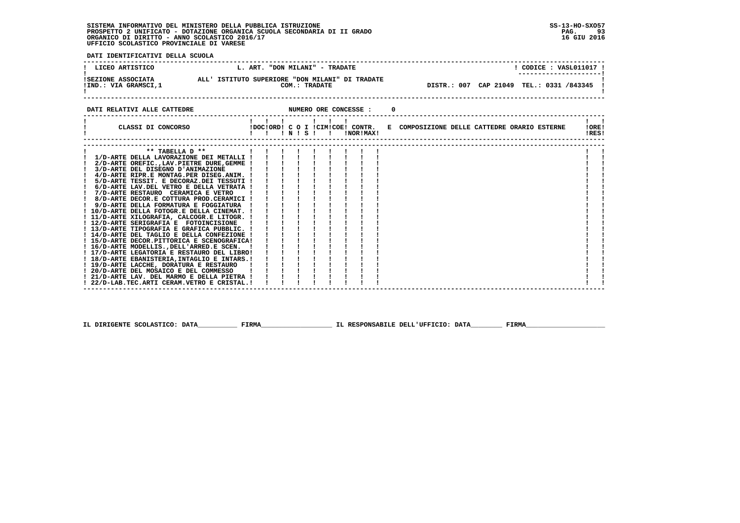SISTEMA INFORMATIVO DEL MINISTERO DELLA PUBBLICA ISTRUZIONE
PROSPETTO 2 UNIFICATO - DOTAZIONE ORGANICA SCUOLA SECONDARIA DI II GRADO
ORGANICO DI DIRITTO - ANNO SCOLASTICO 2016/17
UFFICIO SCOLASTICO PROVINCIALE DI VARESE

SS-13-HO-SXO57
16 GIU 2016

**DATI IDENTIFICATIVI DELLA SCUOLA**

| LICEO ARTISTICO | L. ART. "DON MILANI" - TRADATE | CODICE : VASL011017 |
|---|---|---|
| SEZIONE ASSOCIATA ALL' ISTITUTO SUPERIORE "DON MILANI" DI TRADATE | COM.: TRADATE | |
| IND.: VIA GRAMSCI,1 | | DISTR.: 007 CAP 21049 TEL.: 0331 /843345 |

**DATI RELATIVI ALLE CATTEDRE** NUMERO ORE CONCESSE : 0

| CLASSI DI CONCORSO | DOC | ORD | C N | O S | I | CIM | COE | CONTR. NOR | CONTR. MAX | E COMPOSIZIONE DELLE CATTEDRE ORARIO ESTERNE | ORE RES |
|---|---|---|---|---|---|---|---|---|---|---|---|
| ** TABELLA D ** | | | | | | | | | | | |
| 1/D-ARTE DELLA LAVORAZIONE DEI METALLI | | | | | | | | | | | |
| 2/D-ARTE OREFIC.,LAV.PIETRE DURE,GEMME | | | | | | | | | | | |
| 3/D-ARTE DEL DISEGNO D'ANIMAZIONE | | | | | | | | | | | |
| 4/D-ARTE RIPR.E MONTAG.PER DISEG.ANIM. | | | | | | | | | | | |
| 5/D-ARTE TESSIT. E DECORAZ.DEI TESSUTI | | | | | | | | | | | |
| 6/D-ARTE LAV.DEL VETRO E DELLA VETRATA | | | | | | | | | | | |
| 7/D-ARTE RESTAURO CERAMICA E VETRO | | | | | | | | | | | |
| 8/D-ARTE DECOR.E COTTURA PROD.CERAMICI | | | | | | | | | | | |
| 9/D-ARTE DELLA FORMATURA E FOGGIATURA | | | | | | | | | | | |
| 10/D-ARTE DELLA FOTOGR.E DELLA CINEMAT. | | | | | | | | | | | |
| 11/D-ARTE XILOGRAFIA, CALCOGR.E LITOGR. | | | | | | | | | | | |
| 12/D-ARTE SERIGRAFIA E FOTOINCISIONE | | | | | | | | | | | |
| 13/D-ARTE TIPOGRAFIA E GRAFICA PUBBLIC. | | | | | | | | | | | |
| 14/D-ARTE DEL TAGLIO E DELLA CONFEZIONE | | | | | | | | | | | |
| 15/D-ARTE DECOR.PITTORICA E SCENOGRAFICA | | | | | | | | | | | |
| 16/D-ARTE MODELLIS.,DELL'ARRED.E SCEN. | | | | | | | | | | | |
| 17/D-ARTE LEGATORIA E RESTAURO DEL LIBRO | | | | | | | | | | | |
| 18/D-ARTE EBANISTERIA,INTAGLIO E INTARS. | | | | | | | | | | | |
| 19/D-ARTE LACCHE, DORATURA E RESTAURO | | | | | | | | | | | |
| 20/D-ARTE DEL MOSAICO E DEL COMMESSO | | | | | | | | | | | |
| 21/D-ARTE LAV. DEL MARMO E DELLA PIETRA | | | | | | | | | | | |
| 22/D-LAB.TEC.ARTI CERAM.VETRO E CRISTAL. | | | | | | | | | | | |

IL DIRIGENTE SCOLASTICO: DATA\_\_\_\_\_\_\_\_\_ FIRMA\_\_\_\_\_\_\_\_\_\_\_\_\_\_\_\_\_ IL RESPONSABILE DELL'UFFICIO: DATA\_\_\_\_\_\_\_\_ FIRMA\_\_\_\_\_\_\_\_\_\_\_\_\_\_\_\_\_\_\_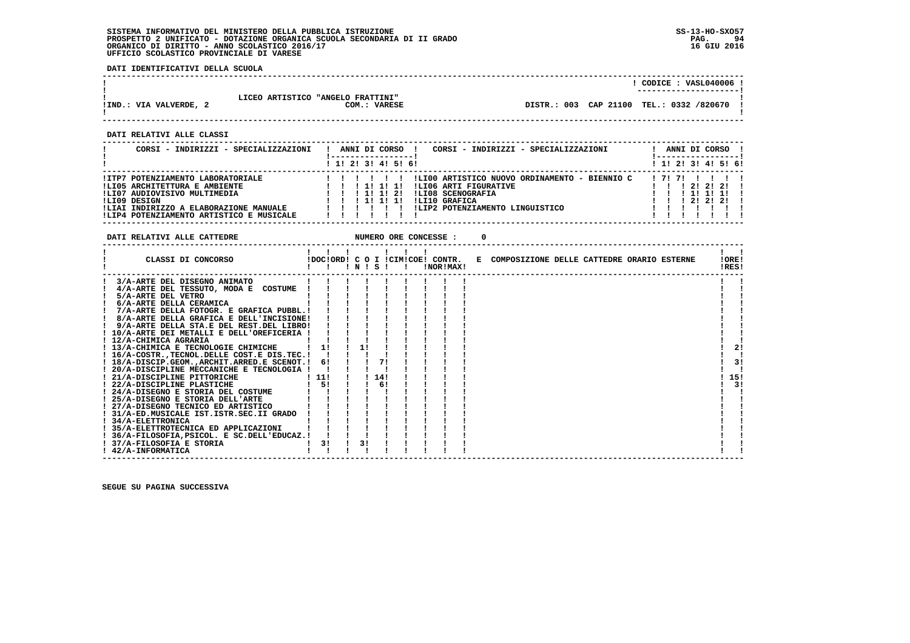SISTEMA INFORMATIVO DEL MINISTERO DELLA PUBBLICA ISTRUZIONE
PROSPETTO 2 UNIFICATO - DOTAZIONE ORGANICA SCUOLA SECONDARIA DI II GRADO
ORGANICO DI DIRITTO - ANNO SCOLASTICO 2016/17
UFFICIO SCOLASTICO PROVINCIALE DI VARESE

SS-13-HO-SXO57
16 GIU 2016

**DATI IDENTIFICATIVI DELLA SCUOLA**

LICEO ARTISTICO "ANGELO FRATTINI"
CODICE : VASL040006
IND.: VIA VALVERDE, 2 — COM.: VARESE — DISTR.: 003 CAP 21100 TEL.: 0332 /820670

**DATI RELATIVI ALLE CLASSI**

| CORSI - INDIRIZZI - SPECIALIZZAZIONI | 1 | 2 | 3 | 4 | 5 | 6 | CORSI - INDIRIZZI - SPECIALIZZAZIONI | 1 | 2 | 3 | 4 | 5 | 6 |
|---|---|---|---|---|---|---|---|---|---|---|---|---|---|
| ITP7 POTENZIAMENTO LABORATORIALE | | | | | | | LI00 ARTISTICO NUOVO ORDINAMENTO - BIENNIO C | 7 | 7 | | | | |
| LI05 ARCHITETTURA E AMBIENTE | | | 1 | 1 | 1 | | LI06 ARTI FIGURATIVE | | | 2 | 2 | 2 | |
| LI07 AUDIOVISIVO MULTIMEDIA | | | 1 | 1 | 2 | | LI08 SCENOGRAFIA | | | 1 | 1 | 1 | |
| LI09 DESIGN | | | 1 | 1 | 1 | | LI10 GRAFICA | | | 2 | 2 | 2 | |
| LIAI INDIRIZZO A ELABORAZIONE MANUALE | | | | | | | LIP2 POTENZIAMENTO LINGUISTICO | | | | | | |
| LIP4 POTENZIAMENTO ARTISTICO E MUSICALE | | | | | | | | | | | | | |

**DATI RELATIVI ALLE CATTEDRE** NUMERO ORE CONCESSE : 0

| CLASSI DI CONCORSO | DOC | ORD | C N | O S | I | CIM | COE | CONTR. NOR | CONTR. MAX | E COMPOSIZIONE DELLE CATTEDRE ORARIO ESTERNE | ORE RES |
|---|---|---|---|---|---|---|---|---|---|---|---|
| 3/A-ARTE DEL DISEGNO ANIMATO | | | | | | | | | | | |
| 4/A-ARTE DEL TESSUTO, MODA E COSTUME | | | | | | | | | | | |
| 5/A-ARTE DEL VETRO | | | | | | | | | | | |
| 6/A-ARTE DELLA CERAMICA | | | | | | | | | | | |
| 7/A-ARTE DELLA FOTOGR. E GRAFICA PUBBL. | | | | | | | | | | | |
| 8/A-ARTE DELLA GRAFICA E DELL'INCISIONE | | | | | | | | | | | |
| 9/A-ARTE DELLA STA.E DEL REST.DEL LIBRO | | | | | | | | | | | |
| 10/A-ARTE DEI METALLI E DELL'OREFICERIA | | | | | | | | | | | |
| 12/A-CHIMICA AGRARIA | | | | | | | | | | | |
| 13/A-CHIMICA E TECNOLOGIE CHIMICHE | 1 | | 1 | | | | | | | | 2 |
| 16/A-COSTR.,TECNOL.DELLE COST.E DIS.TEC. | | | | | | | | | | | |
| 18/A-DISCIP.GEOM.,ARCHIT.ARRED.E SCENOT. | 6 | | | 7 | | | | | | | 3 |
| 20/A-DISCIPLINE MECCANICHE E TECNOLOGIA | | | | | | | | | | | |
| 21/A-DISCIPLINE PITTORICHE | 11 | | | 14 | | | | | | | 15 |
| 22/A-DISCIPLINE PLASTICHE | 5 | | | 6 | | | | | | | 3 |
| 24/A-DISEGNO E STORIA DEL COSTUME | | | | | | | | | | | |
| 25/A-DISEGNO E STORIA DELL'ARTE | | | | | | | | | | | |
| 27/A-DISEGNO TECNICO ED ARTISTICO | | | | | | | | | | | |
| 31/A-ED.MUSICALE IST.ISTR.SEC.II GRADO | | | | | | | | | | | |
| 34/A-ELETTRONICA | | | | | | | | | | | |
| 35/A-ELETTROTECNICA ED APPLICAZIONI | | | | | | | | | | | |
| 36/A-FILOSOFIA,PSICOL. E SC.DELL'EDUCAZ. | | | | | | | | | | | |
| 37/A-FILOSOFIA E STORIA | 3 | | 3 | | | | | | | | |
| 42/A-INFORMATICA | | | | | | | | | | | |

SEGUE SU PAGINA SUCCESSIVA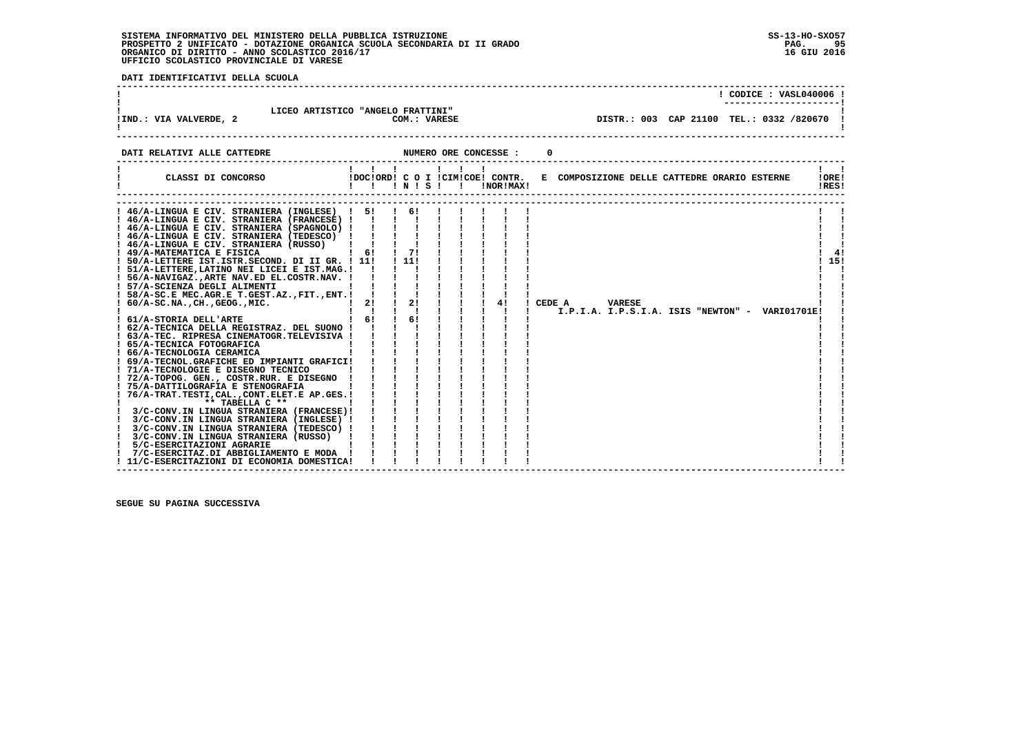**SISTEMA INFORMATIVO DEL MINISTERO DELLA PUBBLICA ISTRUZIONE**
**PROSPETTO 2 UNIFICATO - DOTAZIONE ORGANICA SCUOLA SECONDARIA DI II GRADO**
**ORGANICO DI DIRITTO - ANNO SCOLASTICO 2016/17**
**UFFICIO SCOLASTICO PROVINCIALE DI VARESE**

SS-13-HO-SXO57
16 GIU 2016

**DATI IDENTIFICATIVI DELLA SCUOLA**

LICEO ARTISTICO "ANGELO FRATTINI" — CODICE : VASL040006

IND.: VIA VALVERDE, 2 — COM.: VARESE — DISTR.: 003 CAP 21100 TEL.: 0332 /820670

**DATI RELATIVI ALLE CATTEDRE** — NUMERO ORE CONCESSE : 0

| CLASSI DI CONCORSO | DOC | ORD | C O N | I S | CIM | COE | CONTR. NOR | CONTR. MAX | E COMPOSIZIONE DELLE CATTEDRE ORARIO ESTERNE | ORE RES |
|---|---|---|---|---|---|---|---|---|---|---|
| 46/A-LINGUA E CIV. STRANIERA (INGLESE) | 5 | | 6 | | | | | | | |
| 46/A-LINGUA E CIV. STRANIERA (FRANCESE) | | | | | | | | | | |
| 46/A-LINGUA E CIV. STRANIERA (SPAGNOLO) | | | | | | | | | | |
| 46/A-LINGUA E CIV. STRANIERA (TEDESCO) | | | | | | | | | | |
| 46/A-LINGUA E CIV. STRANIERA (RUSSO) | | | | | | | | | | |
| 49/A-MATEMATICA E FISICA | 6 | | 7 | | | | | | | 4 |
| 50/A-LETTERE IST.ISTR.SECOND. DI II GR. | 11 | | 11 | | | | | | | 15 |
| 51/A-LETTERE,LATINO NEI LICEI E IST.MAG. | | | | | | | | | | |
| 56/A-NAVIGAZ.,ARTE NAV.ED EL.COSTR.NAV. | | | | | | | | | | |
| 57/A-SCIENZA DEGLI ALIMENTI | | | | | | | | | | |
| 58/A-SC.E MEC.AGR.E T.GEST.AZ.,FIT.,ENT. | | | | | | | | | | |
| 60/A-SC.NA.,CH.,GEOG.,MIC. | 2 | | 2 | | | | 4 | | CEDE A VARESE I.P.I.A. I.P.S.I.A. ISIS "NEWTON" - VARI01701E | |
| 61/A-STORIA DELL'ARTE | 6 | | 6 | | | | | | | |
| 62/A-TECNICA DELLA REGISTRAZ. DEL SUONO | | | | | | | | | | |
| 63/A-TEC. RIPRESA CINEMATOGR.TELEVISIVA | | | | | | | | | | |
| 65/A-TECNICA FOTOGRAFICA | | | | | | | | | | |
| 66/A-TECNOLOGIA CERAMICA | | | | | | | | | | |
| 69/A-TECNOL.GRAFICHE ED IMPIANTI GRAFICI | | | | | | | | | | |
| 71/A-TECNOLOGIE E DISEGNO TECNICO | | | | | | | | | | |
| 72/A-TOPOG. GEN., COSTR.RUR. E DISEGNO | | | | | | | | | | |
| 75/A-DATTILOGRAFIA E STENOGRAFIA | | | | | | | | | | |
| 76/A-TRAT.TESTI,CAL.,CONT.ELET.E AP.GES. | | | | | | | | | | |
| ** TABELLA C ** | | | | | | | | | | |
| 3/C-CONV.IN LINGUA STRANIERA (FRANCESE) | | | | | | | | | | |
| 3/C-CONV.IN LINGUA STRANIERA (INGLESE) | | | | | | | | | | |
| 3/C-CONV.IN LINGUA STRANIERA (TEDESCO) | | | | | | | | | | |
| 3/C-CONV.IN LINGUA STRANIERA (RUSSO) | | | | | | | | | | |
| 5/C-ESERCITAZIONI AGRARIE | | | | | | | | | | |
| 7/C-ESERCITAZ.DI ABBIGLIAMENTO E MODA | | | | | | | | | | |
| 11/C-ESERCITAZIONI DI ECONOMIA DOMESTICA | | | | | | | | | | |

SEGUE SU PAGINA SUCCESSIVA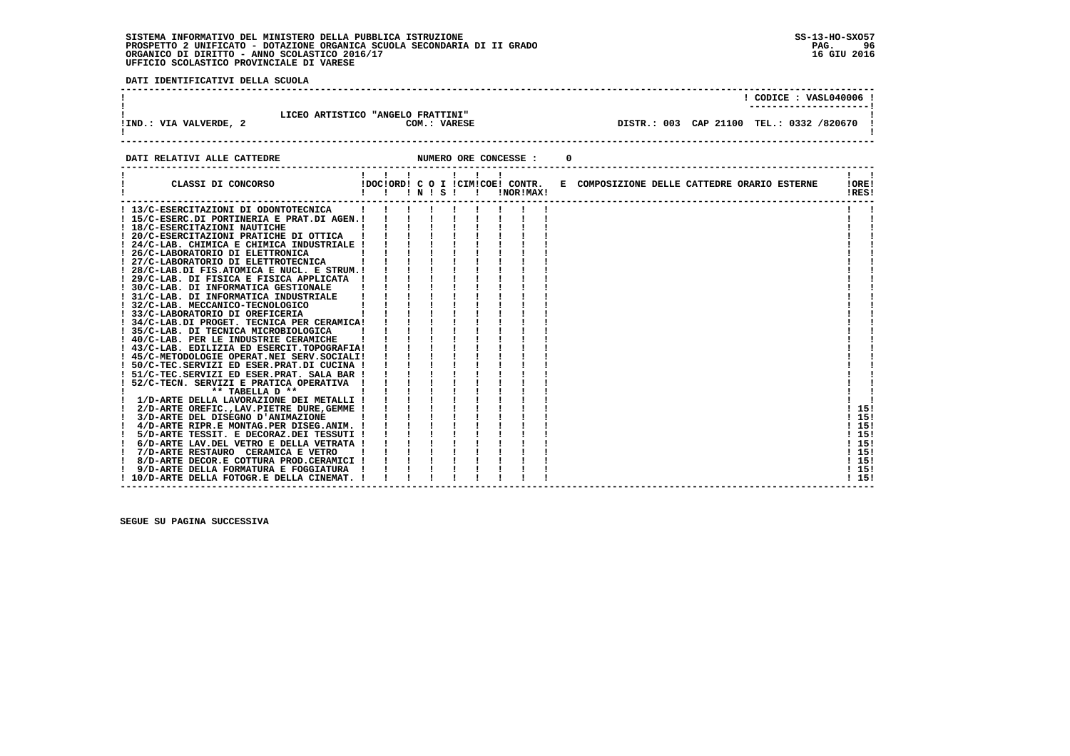SISTEMA INFORMATIVO DEL MINISTERO DELLA PUBBLICA ISTRUZIONE
PROSPETTO 2 UNIFICATO - DOTAZIONE ORGANICA SCUOLA SECONDARIA DI II GRADO
ORGANICO DI DIRITTO - ANNO SCOLASTICO 2016/17
UFFICIO SCOLASTICO PROVINCIALE DI VARESE

SS-13-HO-SXO57
16 GIU 2016

**DATI IDENTIFICATIVI DELLA SCUOLA**

CODICE : VASL040006

LICEO ARTISTICO "ANGELO FRATTINI"

IND.: VIA VALVERDE, 2 — COM.: VARESE — DISTR.: 003 CAP 21100 TEL.: 0332 /820670

**DATI RELATIVI ALLE CATTEDRE** — NUMERO ORE CONCESSE : 0

| CLASSI DI CONCORSO | DOC | ORD | C N | O S | I | CIM | COE | CONTR. NOR | CONTR. MAX | E COMPOSIZIONE DELLE CATTEDRE ORARIO ESTERNE | ORE RES |
|---|---|---|---|---|---|---|---|---|---|---|---|
| 13/C-ESERCITAZIONI DI ODONTOTECNICA | | | | | | | | | | | |
| 15/C-ESERC.DI PORTINERIA E PRAT.DI AGEN. | | | | | | | | | | | |
| 18/C-ESERCITAZIONI NAUTICHE | | | | | | | | | | | |
| 20/C-ESERCITAZIONI PRATICHE DI OTTICA | | | | | | | | | | | |
| 24/C-LAB. CHIMICA E CHIMICA INDUSTRIALE | | | | | | | | | | | |
| 26/C-LABORATORIO DI ELETTRONICA | | | | | | | | | | | |
| 27/C-LABORATORIO DI ELETTROTECNICA | | | | | | | | | | | |
| 28/C-LAB.DI FIS.ATOMICA E NUCL. E STRUM. | | | | | | | | | | | |
| 29/C-LAB. DI FISICA E FISICA APPLICATA | | | | | | | | | | | |
| 30/C-LAB. DI INFORMATICA GESTIONALE | | | | | | | | | | | |
| 31/C-LAB. DI INFORMATICA INDUSTRIALE | | | | | | | | | | | |
| 32/C-LAB. MECCANICO-TECNOLOGICO | | | | | | | | | | | |
| 33/C-LABORATORIO DI OREFICERIA | | | | | | | | | | | |
| 34/C-LAB.DI PROGET. TECNICA PER CERAMICA | | | | | | | | | | | |
| 35/C-LAB. DI TECNICA MICROBIOLOGICA | | | | | | | | | | | |
| 40/C-LAB. PER LE INDUSTRIE CERAMICHE | | | | | | | | | | | |
| 43/C-LAB. EDILIZIA ED ESERCIT.TOPOGRAFIA | | | | | | | | | | | |
| 45/C-METODOLOGIE OPERAT.NEI SERV.SOCIALI | | | | | | | | | | | |
| 50/C-TEC.SERVIZI ED ESER.PRAT.DI CUCINA | | | | | | | | | | | |
| 51/C-TEC.SERVIZI ED ESER.PRAT. SALA BAR | | | | | | | | | | | |
| 52/C-TECN. SERVIZI E PRATICA OPERATIVA | | | | | | | | | | | |
| ** TABELLA D ** | | | | | | | | | | | |
| 1/D-ARTE DELLA LAVORAZIONE DEI METALLI | | | | | | | | | | | |
| 2/D-ARTE OREFIC.,LAV.PIETRE DURE,GEMME | | | | | | | | | | | 15 |
| 3/D-ARTE DEL DISEGNO D'ANIMAZIONE | | | | | | | | | | | 15 |
| 4/D-ARTE RIPR.E MONTAG.PER DISEG.ANIM. | | | | | | | | | | | 15 |
| 5/D-ARTE TESSIT. E DECORAZ.DEI TESSUTI | | | | | | | | | | | 15 |
| 6/D-ARTE LAV.DEL VETRO E DELLA VETRATA | | | | | | | | | | | 15 |
| 7/D-ARTE RESTAURO CERAMICA E VETRO | | | | | | | | | | | 15 |
| 8/D-ARTE DECOR.E COTTURA PROD.CERAMICI | | | | | | | | | | | 15 |
| 9/D-ARTE DELLA FORMATURA E FOGGIATURA | | | | | | | | | | | 15 |
| 10/D-ARTE DELLA FOTOGR.E DELLA CINEMAT. | | | | | | | | | | | 15 |

SEGUE SU PAGINA SUCCESSIVA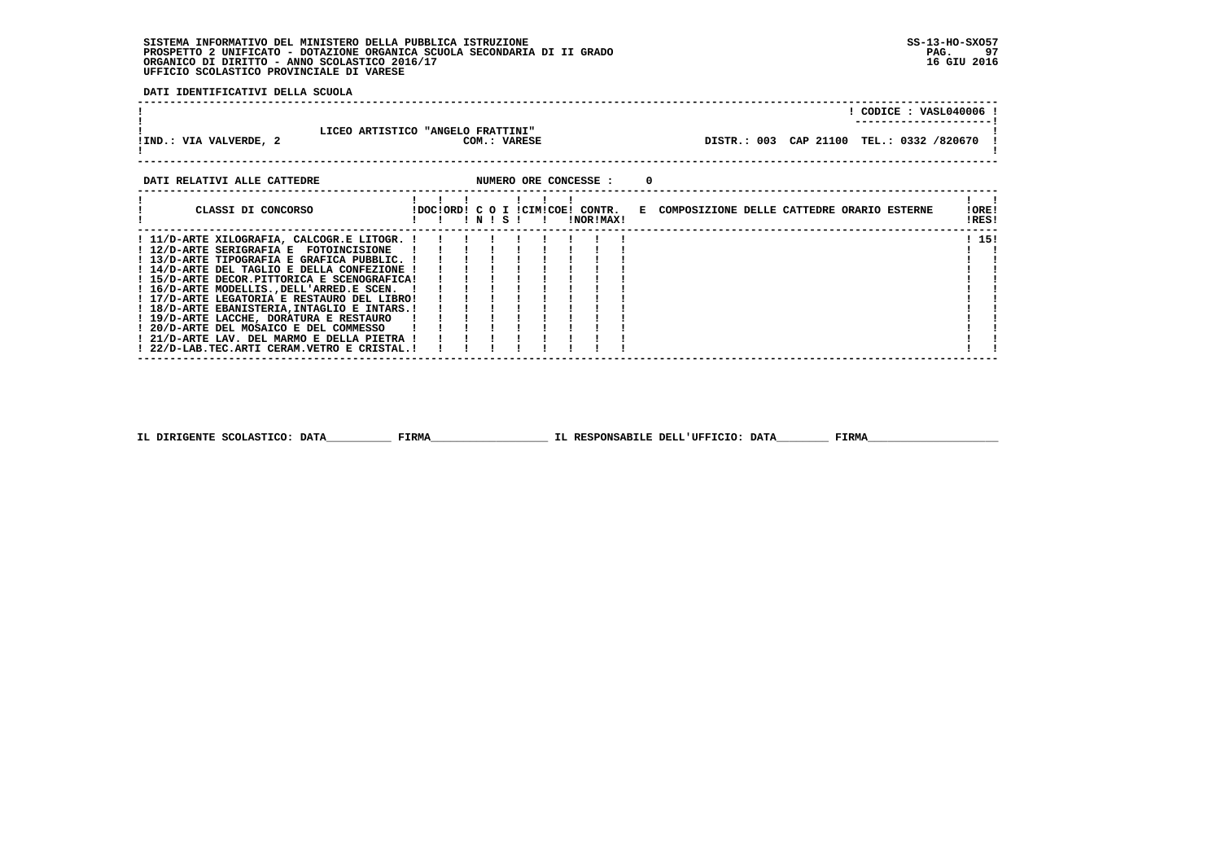SISTEMA INFORMATIVO DEL MINISTERO DELLA PUBBLICA ISTRUZIONE
PROSPETTO 2 UNIFICATO - DOTAZIONE ORGANICA SCUOLA SECONDARIA DI II GRADO
ORGANICO DI DIRITTO - ANNO SCOLASTICO 2016/17
UFFICIO SCOLASTICO PROVINCIALE DI VARESE

SS-13-HO-SXO57
16 GIU 2016

**DATI IDENTIFICATIVI DELLA SCUOLA**

| | | |
|---|---|---|
| | | CODICE : VASL040006 |
| IND.: VIA VALVERDE, 2 | LICEO ARTISTICO "ANGELO FRATTINI" COM.: VARESE | DISTR.: 003 CAP 21100 TEL.: 0332 /820670 |

**DATI RELATIVI ALLE CATTEDRE** NUMERO ORE CONCESSE : 0

| CLASSI DI CONCORSO | DOC | ORD | C N | O S | I | CIM | COE | CONTR. NOR | MAX | E COMPOSIZIONE DELLE CATTEDRE ORARIO ESTERNE | ORE RES |
|---|---|---|---|---|---|---|---|---|---|---|---|
| 11/D-ARTE XILOGRAFIA, CALCOGR.E LITOGR. | | | | | | | | | | | 15 |
| 12/D-ARTE SERIGRAFIA E FOTOINCISIONE | | | | | | | | | | | |
| 13/D-ARTE TIPOGRAFIA E GRAFICA PUBBLIC. | | | | | | | | | | | |
| 14/D-ARTE DEL TAGLIO E DELLA CONFEZIONE | | | | | | | | | | | |
| 15/D-ARTE DECOR.PITTORICA E SCENOGRAFICA | | | | | | | | | | | |
| 16/D-ARTE MODELLIS.,DELL'ARRED.E SCEN. | | | | | | | | | | | |
| 17/D-ARTE LEGATORIA E RESTAURO DEL LIBRO | | | | | | | | | | | |
| 18/D-ARTE EBANISTERIA,INTAGLIO E INTARS. | | | | | | | | | | | |
| 19/D-ARTE LACCHE, DORATURA E RESTAURO | | | | | | | | | | | |
| 20/D-ARTE DEL MOSAICO E DEL COMMESSO | | | | | | | | | | | |
| 21/D-ARTE LAV. DEL MARMO E DELLA PIETRA | | | | | | | | | | | |
| 22/D-LAB.TEC.ARTI CERAM.VETRO E CRISTAL. | | | | | | | | | | | |

IL DIRIGENTE SCOLASTICO: DATA__________ FIRMA__________________ IL RESPONSABILE DELL'UFFICIO: DATA________ FIRMA____________________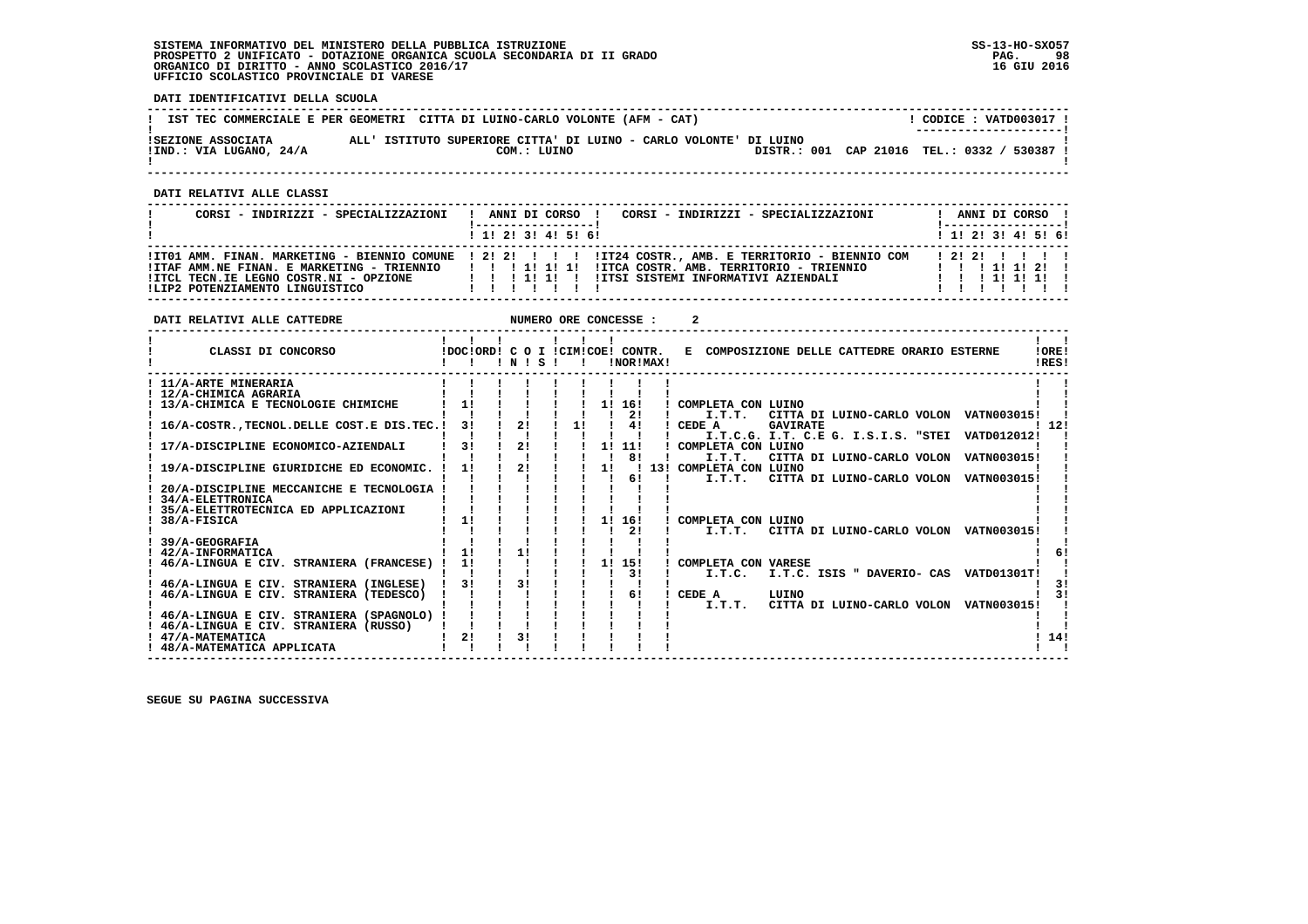SISTEMA INFORMATIVO DEL MINISTERO DELLA PUBBLICA ISTRUZIONE
PROSPETTO 2 UNIFICATO - DOTAZIONE ORGANICA SCUOLA SECONDARIA DI II GRADO
ORGANICO DI DIRITTO - ANNO SCOLASTICO 2016/17
UFFICIO SCOLASTICO PROVINCIALE DI VARESE

SS-13-HO-SXO57
16 GIU 2016

**DATI IDENTIFICATIVI DELLA SCUOLA**

IST TEC COMMERCIALE E PER GEOMETRI CITTA DI LUINO-CARLO VOLONTE (AFM - CAT) — CODICE : VATD003017

SEZIONE ASSOCIATA ALL' ISTITUTO SUPERIORE CITTA' DI LUINO - CARLO VOLONTE' DI LUINO
IND.: VIA LUGANO, 24/A — COM.: LUINO — DISTR.: 001 CAP 21016 TEL.: 0332 / 530387

**DATI RELATIVI ALLE CLASSI**

| CORSI - INDIRIZZI - SPECIALIZZAZIONI | 1 | 2 | 3 | 4 | 5 | 6 | CORSI - INDIRIZZI - SPECIALIZZAZIONI | 1 | 2 | 3 | 4 | 5 | 6 |
|---|---|---|---|---|---|---|---|---|---|---|---|---|---|
| IT01 AMM. FINAN. MARKETING - BIENNIO COMUNE | 2 | 2 | | | | | IT24 COSTR., AMB. E TERRITORIO - BIENNIO COM | 2 | 2 | | | | |
| ITAF AMM.NE FINAN. E MARKETING - TRIENNIO | | | 1 | 1 | 1 | | ITCA COSTR. AMB. TERRITORIO - TRIENNIO | | | 1 | 1 | 2 | |
| ITCL TECN.IE LEGNO COSTR.NI - OPZIONE | | | 1 | 1 | | | ITSI SISTEMI INFORMATIVI AZIENDALI | | | 1 | 1 | 1 | |
| LIP2 POTENZIAMENTO LINGUISTICO | | | | | | | | | | | | | |

**DATI RELATIVI ALLE CATTEDRE** — NUMERO ORE CONCESSE : 2

| CLASSI DI CONCORSO | DOC | ORD | COI N | COI S | CIM | COE | CONTR. NOR | CONTR. MAX | E COMPOSIZIONE DELLE CATTEDRE ORARIO ESTERNE | ORE RES |
|---|---|---|---|---|---|---|---|---|---|---|
| 11/A-ARTE MINERARIA | | | | | | | | | | |
| 12/A-CHIMICA AGRARIA | | | | | | | | | | |
| 13/A-CHIMICA E TECNOLOGIE CHIMICHE | 1 | | | | | 1 | 16 | | COMPLETA CON LUINO | |
| | | | | | | | 2 | | I.T.T. CITTA DI LUINO-CARLO VOLON VATN003015 | |
| 16/A-COSTR.,TECNOL.DELLE COST.E DIS.TEC. | 3 | | 2 | | 1 | | 4 | | CEDE A GAVIRATE | 12 |
| | | | | | | | | | I.T.C.G. I.T. C.E G. I.S.I.S. "STEI VATD012012 | |
| 17/A-DISCIPLINE ECONOMICO-AZIENDALI | 3 | | 2 | | | 1 | 11 | | COMPLETA CON LUINO | |
| | | | | | | | 8 | | I.T.T. CITTA DI LUINO-CARLO VOLON VATN003015 | |
| 19/A-DISCIPLINE GIURIDICHE ED ECONOMIC. | 1 | | 2 | | | 1 | | 13 | COMPLETA CON LUINO | |
| | | | | | | | 6 | | I.T.T. CITTA DI LUINO-CARLO VOLON VATN003015 | |
| 20/A-DISCIPLINE MECCANICHE E TECNOLOGIA | | | | | | | | | | |
| 34/A-ELETTRONICA | | | | | | | | | | |
| 35/A-ELETTROTECNICA ED APPLICAZIONI | | | | | | | | | | |
| 38/A-FISICA | 1 | | | | | 1 | 16 | | COMPLETA CON LUINO | |
| | | | | | | | 2 | | I.T.T. CITTA DI LUINO-CARLO VOLON VATN003015 | |
| 39/A-GEOGRAFIA | | | | | | | | | | |
| 42/A-INFORMATICA | 1 | | 1 | | | | | | | 6 |
| 46/A-LINGUA E CIV. STRANIERA (FRANCESE) | 1 | | | | | 1 | 15 | | COMPLETA CON VARESE | |
| | | | | | | | 3 | | I.T.C. I.T.C. ISIS " DAVERIO- CAS VATD01301T | |
| 46/A-LINGUA E CIV. STRANIERA (INGLESE) | 3 | | 3 | | | | | | | 3 |
| 46/A-LINGUA E CIV. STRANIERA (TEDESCO) | | | | | | | 6 | | CEDE A LUINO | 3 |
| | | | | | | | | | I.T.T. CITTA DI LUINO-CARLO VOLON VATN003015 | |
| 46/A-LINGUA E CIV. STRANIERA (SPAGNOLO) | | | | | | | | | | |
| 46/A-LINGUA E CIV. STRANIERA (RUSSO) | | | | | | | | | | |
| 47/A-MATEMATICA | 2 | | 3 | | | | | | | 14 |
| 48/A-MATEMATICA APPLICATA | | | | | | | | | | |

SEGUE SU PAGINA SUCCESSIVA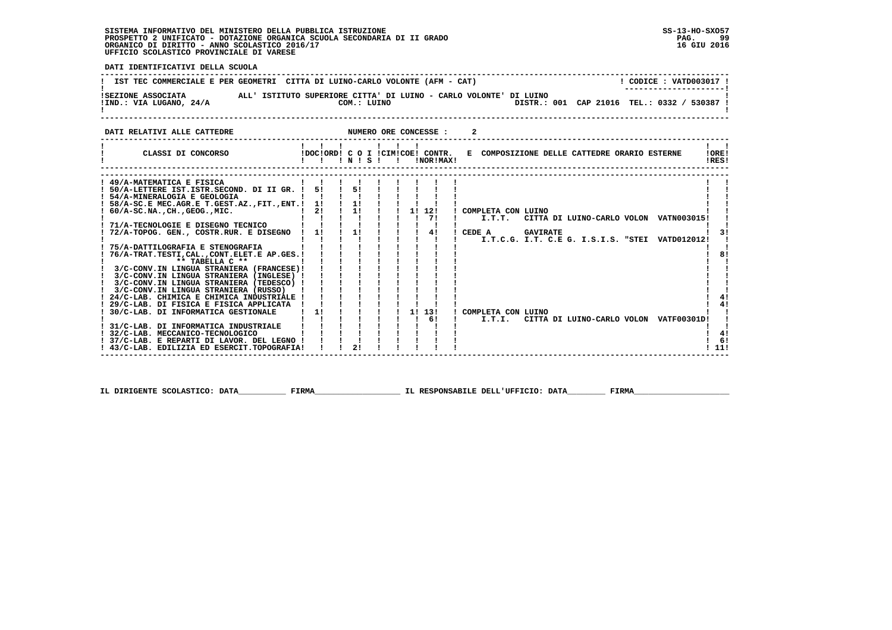SISTEMA INFORMATIVO DEL MINISTERO DELLA PUBBLICA ISTRUZIONE
PROSPETTO 2 UNIFICATO - DOTAZIONE ORGANICA SCUOLA SECONDARIA DI II GRADO
ORGANICO DI DIRITTO - ANNO SCOLASTICO 2016/17
UFFICIO SCOLASTICO PROVINCIALE DI VARESE

SS-13-HO-SXO57
16 GIU 2016

**DATI IDENTIFICATIVI DELLA SCUOLA**

IST TEC COMMERCIALE E PER GEOMETRI CITTA DI LUINO-CARLO VOLONTE (AFM - CAT) — CODICE : VATD003017

SEZIONE ASSOCIATA ALL' ISTITUTO SUPERIORE CITTA' DI LUINO - CARLO VOLONTE' DI LUINO
IND.: VIA LUGANO, 24/A — COM.: LUINO — DISTR.: 001 CAP 21016 TEL.: 0332 / 530387

**DATI RELATIVI ALLE CATTEDRE** — NUMERO ORE CONCESSE : 2

| CLASSI DI CONCORSO | DOC | ORD | C O N | I S | CIM | COE | CONTR. NOR | MAX | E COMPOSIZIONE DELLE CATTEDRE ORARIO ESTERNE | ORE RES |
|---|---|---|---|---|---|---|---|---|---|---|
| 49/A-MATEMATICA E FISICA | | | | | | | | | | |
| 50/A-LETTERE IST.ISTR.SECOND. DI II GR. | 5 | | 5 | | | | | | | |
| 54/A-MINERALOGIA E GEOLOGIA | | | | | | | | | | |
| 58/A-SC.E MEC.AGR.E T.GEST.AZ.,FIT.,ENT. | 1 | | 1 | | | | | | | |
| 60/A-SC.NA.,CH.,GEOG.,MIC. | 2 | | 1 | | | 1 | 12 | | COMPLETA CON LUINO | |
| | | | | | | | 7 | | I.T.T. CITTA DI LUINO-CARLO VOLON VATN003015 | |
| 71/A-TECNOLOGIE E DISEGNO TECNICO | | | | | | | | | | |
| 72/A-TOPOG. GEN., COSTR.RUR. E DISEGNO | 1 | | 1 | | | | 4 | | CEDE A GAVIRATE | 3 |
| | | | | | | | | | I.T.C.G. I.T. C.E G. I.S.I.S. "STEI VATD012012 | |
| 75/A-DATTILOGRAFIA E STENOGRAFIA | | | | | | | | | | |
| 76/A-TRAT.TESTI,CAL.,CONT.ELET.E AP.GES. | | | | | | | | | | 8 |
| ** TABELLA C ** | | | | | | | | | | |
| 3/C-CONV.IN LINGUA STRANIERA (FRANCESE) | | | | | | | | | | |
| 3/C-CONV.IN LINGUA STRANIERA (INGLESE) | | | | | | | | | | |
| 3/C-CONV.IN LINGUA STRANIERA (TEDESCO) | | | | | | | | | | |
| 3/C-CONV.IN LINGUA STRANIERA (RUSSO) | | | | | | | | | | |
| 24/C-LAB. CHIMICA E CHIMICA INDUSTRIALE | | | | | | | | | | 4 |
| 29/C-LAB. DI FISICA E FISICA APPLICATA | | | | | | | | | | 4 |
| 30/C-LAB. DI INFORMATICA GESTIONALE | 1 | | | | | 1 | 13 | | COMPLETA CON LUINO | |
| | | | | | | | 6 | | I.T.I. CITTA DI LUINO-CARLO VOLON VATF00301D | |
| 31/C-LAB. DI INFORMATICA INDUSTRIALE | | | | | | | | | | |
| 32/C-LAB. MECCANICO-TECNOLOGICO | | | | | | | | | | 4 |
| 37/C-LAB. E REPARTI DI LAVOR. DEL LEGNO | | | | | | | | | | 6 |
| 43/C-LAB. EDILIZIA ED ESERCIT.TOPOGRAFIA | | | 2 | | | | | | | 11 |

IL DIRIGENTE SCOLASTICO: DATA\_\_\_\_\_\_\_\_\_\_ FIRMA\_\_\_\_\_\_\_\_\_\_\_\_\_\_\_\_\_\_ IL RESPONSABILE DELL'UFFICIO: DATA\_\_\_\_\_\_\_\_ FIRMA\_\_\_\_\_\_\_\_\_\_\_\_\_\_\_\_\_\_\_\_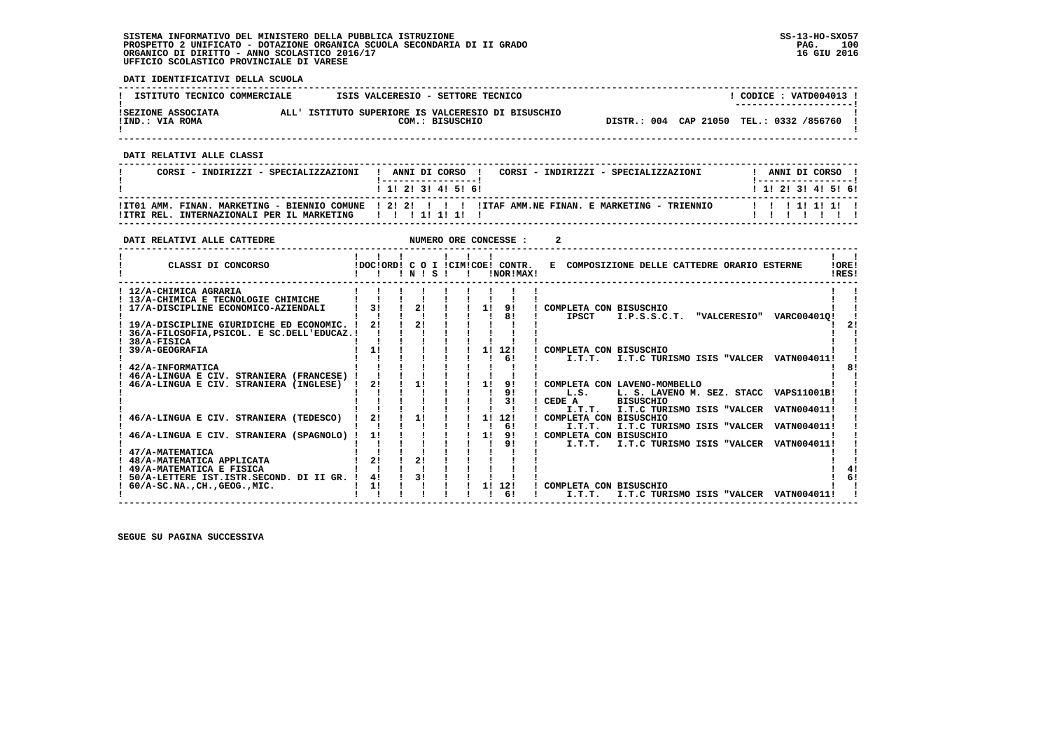SISTEMA INFORMATIVO DEL MINISTERO DELLA PUBBLICA ISTRUZIONE
PROSPETTO 2 UNIFICATO - DOTAZIONE ORGANICA SCUOLA SECONDARIA DI II GRADO
ORGANICO DI DIRITTO - ANNO SCOLASTICO 2016/17
UFFICIO SCOLASTICO PROVINCIALE DI VARESE

SS-13-HO-SXO57
16 GIU 2016

**DATI IDENTIFICATIVI DELLA SCUOLA**

| ISTITUTO TECNICO COMMERCIALE | ISIS VALCERESIO - SETTORE TECNICO | CODICE : VATD004013 |
|---|---|---|
| SEZIONE ASSOCIATA | ALL' ISTITUTO SUPERIORE IS VALCERESIO DI BISUSCHIO | |
| IND.: VIA ROMA | COM.: BISUSCHIO | DISTR.: 004 CAP 21050 TEL.: 0332 /856760 |

**DATI RELATIVI ALLE CLASSI**

| CORSI - INDIRIZZI - SPECIALIZZAZIONI | 1 | 2 | 3 | 4 | 5 | 6 | CORSI - INDIRIZZI - SPECIALIZZAZIONI | 1 | 2 | 3 | 4 | 5 | 6 |
|---|---|---|---|---|---|---|---|---|---|---|---|---|---|
| IT01 AMM. FINAN. MARKETING - BIENNIO COMUNE | 2 | 2 | | | | | ITAF AMM.NE FINAN. E MARKETING - TRIENNIO | | | 1 | 1 | 1 | |
| ITRI REL. INTERNAZIONALI PER IL MARKETING | | | 1 | 1 | 1 | | | | | | | | |

**DATI RELATIVI ALLE CATTEDRE** NUMERO ORE CONCESSE : 2

| CLASSI DI CONCORSO | DOC | ORD | C | O | I | CIM | COE | CONTR. NOR | CONTR. MAX | E COMPOSIZIONE DELLE CATTEDRE ORARIO ESTERNE | ORE RES |
|---|---|---|---|---|---|---|---|---|---|---|---|
| 12/A-CHIMICA AGRARIA | | | | | | | | | | | |
| 13/A-CHIMICA E TECNOLOGIE CHIMICHE | | | | | | | | | | | |
| 17/A-DISCIPLINE ECONOMICO-AZIENDALI | 3 | | 2 | | | | 1 | 9 | | COMPLETA CON BISUSCHIO | |
| | | | | | | | | 8 | | IPSCT I.P.S.S.C.T. "VALCERESIO" VARC00401Q | |
| 19/A-DISCIPLINE GIURIDICHE ED ECONOMIC. | 2 | | 2 | | | | | | | | 2 |
| 36/A-FILOSOFIA,PSICOL. E SC.DELL'EDUCAZ. | | | | | | | | | | | |
| 38/A-FISICA | | | | | | | | | | | |
| 39/A-GEOGRAFIA | 1 | | | | | | 1 | 12 | | COMPLETA CON BISUSCHIO | |
| | | | | | | | | 6 | | I.T.T. I.T.C TURISMO ISIS "VALCER VATN004011 | |
| 42/A-INFORMATICA | | | | | | | | | | | 8 |
| 46/A-LINGUA E CIV. STRANIERA (FRANCESE) | | | | | | | | | | | |
| 46/A-LINGUA E CIV. STRANIERA (INGLESE) | 2 | | 1 | | | | 1 | 9 | | COMPLETA CON LAVENO-MOMBELLO | |
| | | | | | | | | 9 | | L.S. L. S. LAVENO M. SEZ. STACC VAPS11001B | |
| | | | | | | | | 3 | | CEDE A BISUSCHIO | |
| | | | | | | | | | | I.T.T. I.T.C TURISMO ISIS "VALCER VATN004011 | |
| 46/A-LINGUA E CIV. STRANIERA (TEDESCO) | 2 | | 1 | | | | 1 | 12 | | COMPLETA CON BISUSCHIO | |
| | | | | | | | | 6 | | I.T.T. I.T.C TURISMO ISIS "VALCER VATN004011 | |
| 46/A-LINGUA E CIV. STRANIERA (SPAGNOLO) | 1 | | | | | | 1 | 9 | | COMPLETA CON BISUSCHIO | |
| | | | | | | | | 9 | | I.T.T. I.T.C TURISMO ISIS "VALCER VATN004011 | |
| 47/A-MATEMATICA | | | | | | | | | | | |
| 48/A-MATEMATICA APPLICATA | 2 | | 2 | | | | | | | | |
| 49/A-MATEMATICA E FISICA | | | | | | | | | | | 4 |
| 50/A-LETTERE IST.ISTR.SECOND. DI II GR. | 4 | | 3 | | | | | | | | 6 |
| 60/A-SC.NA.,CH.,GEOG.,MIC. | 1 | | | | | | 1 | 12 | | COMPLETA CON BISUSCHIO | |
| | | | | | | | | 6 | | I.T.T. I.T.C TURISMO ISIS "VALCER VATN004011 | |

SEGUE SU PAGINA SUCCESSIVA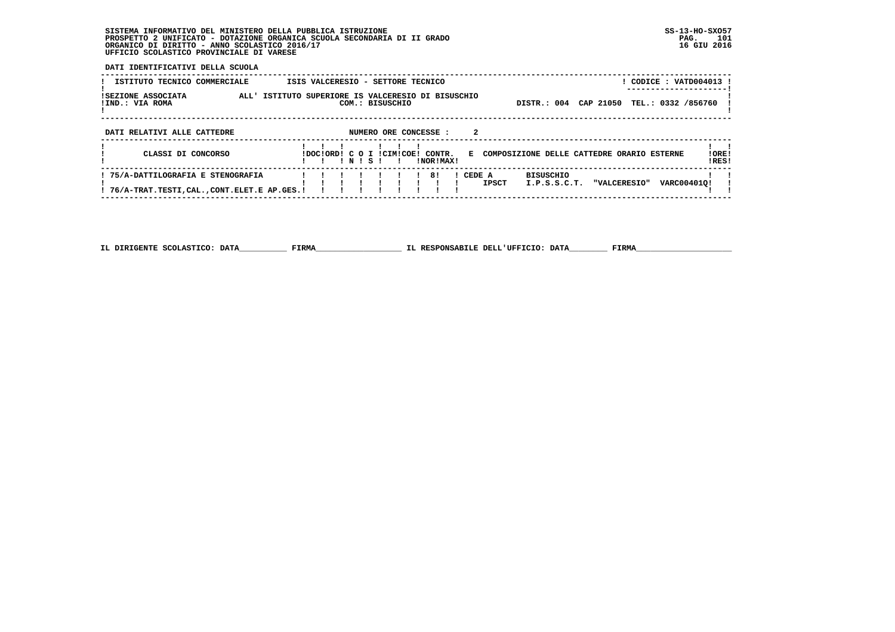SISTEMA INFORMATIVO DEL MINISTERO DELLA PUBBLICA ISTRUZIONE
PROSPETTO 2 UNIFICATO - DOTAZIONE ORGANICA SCUOLA SECONDARIA DI II GRADO
ORGANICO DI DIRITTO - ANNO SCOLASTICO 2016/17
UFFICIO SCOLASTICO PROVINCIALE DI VARESE

SS-13-HO-SXO57
16 GIU 2016

DATI IDENTIFICATIVI DELLA SCUOLA

ISTITUTO TECNICO COMMERCIALE — ISIS VALCERESIO - SETTORE TECNICO — CODICE : VATD004013

SEZIONE ASSOCIATA ALL' ISTITUTO SUPERIORE IS VALCERESIO DI BISUSCHIO
IND.: VIA ROMA — COM.: BISUSCHIO — DISTR.: 004 CAP 21050 TEL.: 0332 /856760

DATI RELATIVI ALLE CATTEDRE — NUMERO ORE CONCESSE : 2

| CLASSI DI CONCORSO | DOC | ORD | C O N | I S | CIM | COE | CONTR. NOR | MAX | E COMPOSIZIONE DELLE CATTEDRE ORARIO ESTERNE | ORE RES |
|---|---|---|---|---|---|---|---|---|---|---|
| 75/A-DATTILOGRAFIA E STENOGRAFIA | | | | | | | | 8 | CEDE A IPSCT BISUSCHIO I.P.S.S.C.T. "VALCERESIO" VARC00401Q | |
| 76/A-TRAT.TESTI,CAL.,CONT.ELET.E AP.GES. | | | | | | | | | | |

IL DIRIGENTE SCOLASTICO: DATA__________ FIRMA__________________ IL RESPONSABILE DELL'UFFICIO: DATA________ FIRMA____________________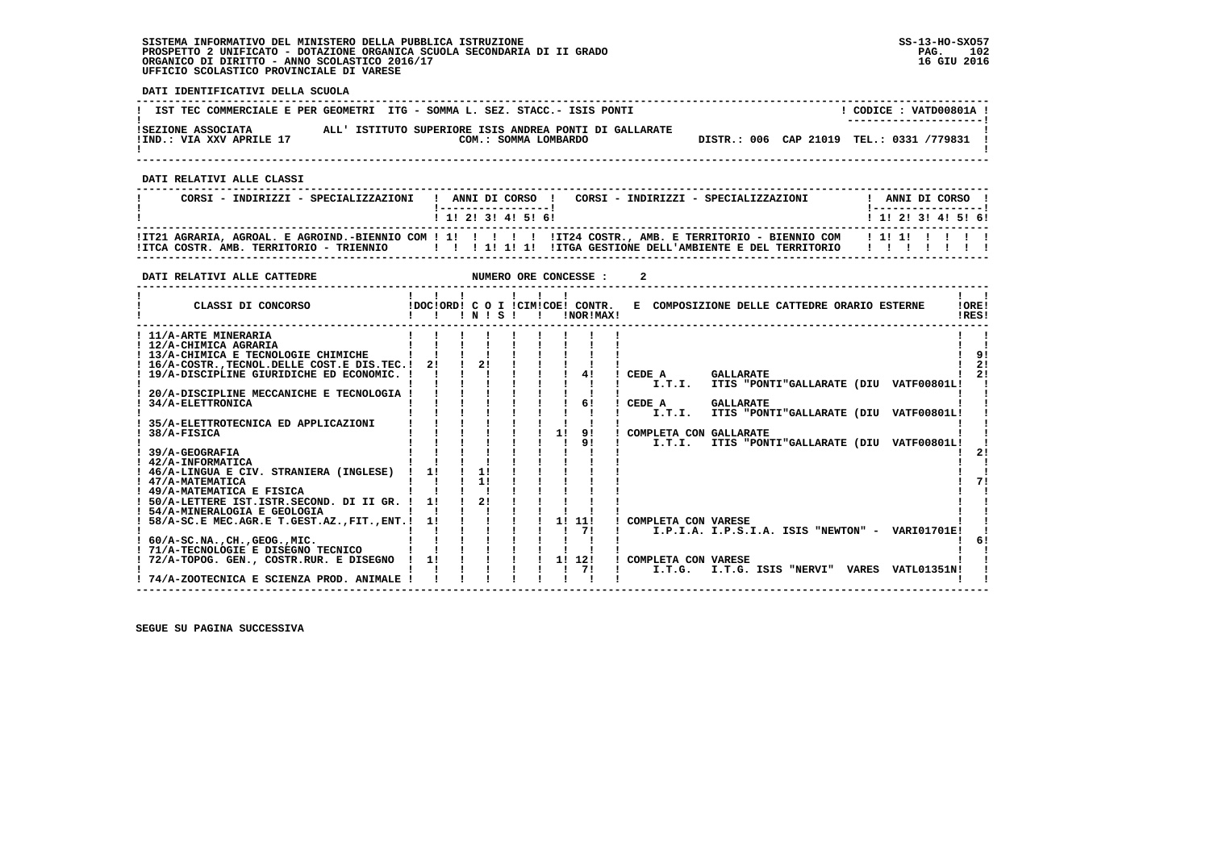SISTEMA INFORMATIVO DEL MINISTERO DELLA PUBBLICA ISTRUZIONE
PROSPETTO 2 UNIFICATO - DOTAZIONE ORGANICA SCUOLA SECONDARIA DI II GRADO
ORGANICO DI DIRITTO - ANNO SCOLASTICO 2016/17
UFFICIO SCOLASTICO PROVINCIALE DI VARESE

SS-13-HO-SXO57
16 GIU 2016

**DATI IDENTIFICATIVI DELLA SCUOLA**

IST TEC COMMERCIALE E PER GEOMETRI ITG - SOMMA L. SEZ. STACC.- ISIS PONTI — CODICE : VATD00801A

SEZIONE ASSOCIATA ALL' ISTITUTO SUPERIORE ISIS ANDREA PONTI DI GALLARATE
IND.: VIA XXV APRILE 17 — COM.: SOMMA LOMBARDO — DISTR.: 006 CAP 21019 TEL.: 0331 /779831

**DATI RELATIVI ALLE CLASSI**

| CORSI - INDIRIZZI - SPECIALIZZAZIONI | 1 | 2 | 3 | 4 | 5 | 6 | CORSI - INDIRIZZI - SPECIALIZZAZIONI | 1 | 2 | 3 | 4 | 5 | 6 |
|---|---|---|---|---|---|---|---|---|---|---|---|---|---|
| IT21 AGRARIA, AGROAL. E AGROIND.-BIENNIO COM | 1 | | | | | | IT24 COSTR., AMB. E TERRITORIO - BIENNIO COM | 1 | 1 | | | | |
| ITCA COSTR. AMB. TERRITORIO - TRIENNIO | | | 1 | 1 | 1 | | ITGA GESTIONE DELL'AMBIENTE E DEL TERRITORIO | | | | | | |

**DATI RELATIVI ALLE CATTEDRE** — NUMERO ORE CONCESSE : 2

| CLASSI DI CONCORSO | DOC | ORD | C O I N | S | CIM | COE | CONTR. NOR | MAX | E COMPOSIZIONE DELLE CATTEDRE ORARIO ESTERNE | ORE RES |
|---|---|---|---|---|---|---|---|---|---|---|
| 11/A-ARTE MINERARIA | | | | | | | | | | |
| 12/A-CHIMICA AGRARIA | | | | | | | | | | |
| 13/A-CHIMICA E TECNOLOGIE CHIMICHE | | | | | | | | | | 9 |
| 16/A-COSTR.,TECNOL.DELLE COST.E DIS.TEC. | 2 | | 2 | | | | | | | 2 |
| 19/A-DISCIPLINE GIURIDICHE ED ECONOMIC. | | | | | | | | 4 | CEDE A GALLARATE I.T.I. ITIS "PONTI"GALLARATE (DIU VATF00801L | 2 |
| 20/A-DISCIPLINE MECCANICHE E TECNOLOGIA | | | | | | | | | | |
| 34/A-ELETTRONICA | | | | | | | | 6 | CEDE A GALLARATE I.T.I. ITIS "PONTI"GALLARATE (DIU VATF00801L | |
| 35/A-ELETTROTECNICA ED APPLICAZIONI | | | | | | | | | | |
| 38/A-FISICA | | | | | | | 1 | 9 / 9 | COMPLETA CON GALLARATE I.T.I. ITIS "PONTI"GALLARATE (DIU VATF00801L | |
| 39/A-GEOGRAFIA | | | | | | | | | | 2 |
| 42/A-INFORMATICA | | | | | | | | | | |
| 46/A-LINGUA E CIV. STRANIERA (INGLESE) | 1 | | 1 | | | | | | | |
| 47/A-MATEMATICA | | | 1 | | | | | | | 7 |
| 49/A-MATEMATICA E FISICA | | | | | | | | | | |
| 50/A-LETTERE IST.ISTR.SECOND. DI II GR. | 1 | | 2 | | | | | | | |
| 54/A-MINERALOGIA E GEOLOGIA | | | | | | | | | | |
| 58/A-SC.E MEC.AGR.E T.GEST.AZ.,FIT.,ENT. | 1 | | | | | | 1 | 11 / 7 | COMPLETA CON VARESE I.P.I.A. I.P.S.I.A. ISIS "NEWTON" - VARI01701E | |
| 60/A-SC.NA.,CH.,GEOG.,MIC. | | | | | | | | | | 6 |
| 71/A-TECNOLOGIE E DISEGNO TECNICO | | | | | | | | | | |
| 72/A-TOPOG. GEN., COSTR.RUR. E DISEGNO | 1 | | | | | | 1 | 12 / 7 | COMPLETA CON VARESE I.T.G. I.T.G. ISIS "NERVI" VARES VATL01351N | |
| 74/A-ZOOTECNICA E SCIENZA PROD. ANIMALE | | | | | | | | | | |

SEGUE SU PAGINA SUCCESSIVA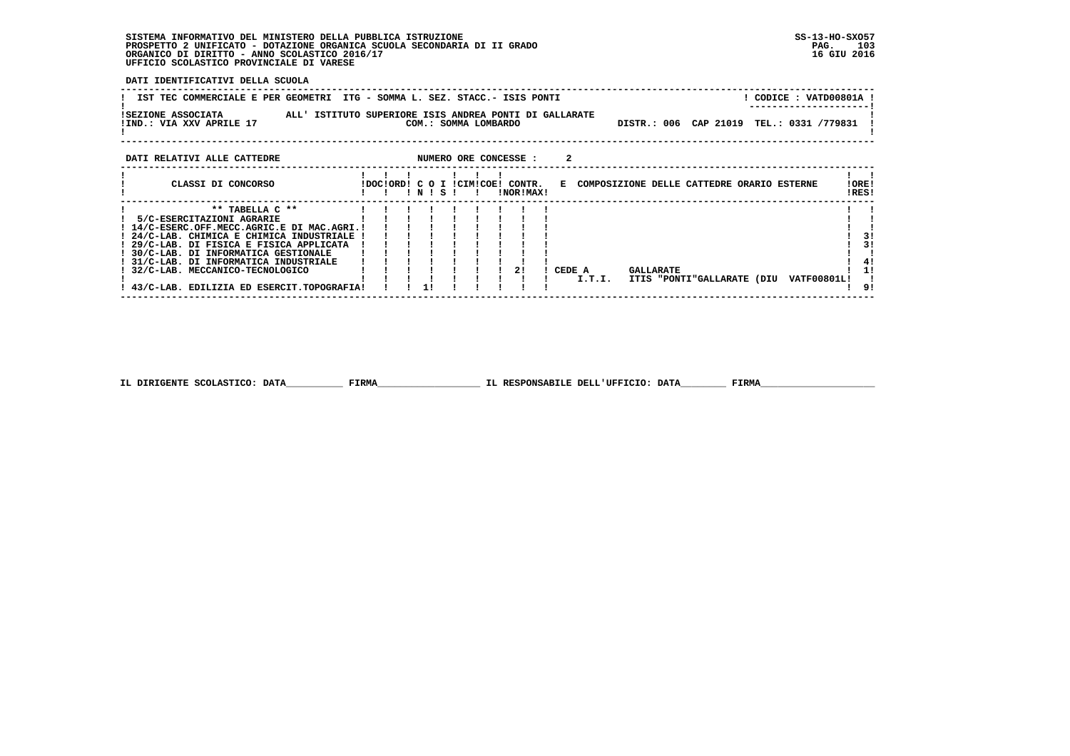SISTEMA INFORMATIVO DEL MINISTERO DELLA PUBBLICA ISTRUZIONE
PROSPETTO 2 UNIFICATO - DOTAZIONE ORGANICA SCUOLA SECONDARIA DI II GRADO
ORGANICO DI DIRITTO - ANNO SCOLASTICO 2016/17
UFFICIO SCOLASTICO PROVINCIALE DI VARESE

SS-13-HO-SXO57
16 GIU 2016

**DATI IDENTIFICATIVI DELLA SCUOLA**

IST TEC COMMERCIALE E PER GEOMETRI ITG - SOMMA L. SEZ. STACC.- ISIS PONTI — CODICE : VATD00801A

SEZIONE ASSOCIATA ALL' ISTITUTO SUPERIORE ISIS ANDREA PONTI DI GALLARATE
IND.: VIA XXV APRILE 17 — COM.: SOMMA LOMBARDO — DISTR.: 006 CAP 21019 TEL.: 0331 /779831

**DATI RELATIVI ALLE CATTEDRE** — NUMERO ORE CONCESSE : 2

| CLASSI DI CONCORSO | DOC | ORD | C O N | I S | CIM | COE | CONTR. NOR | CONTR. MAX | E COMPOSIZIONE DELLE CATTEDRE ORARIO ESTERNE | ORE RES |
|---|---|---|---|---|---|---|---|---|---|---|
| ** TABELLA C ** | | | | | | | | | | |
| 5/C-ESERCITAZIONI AGRARIE | | | | | | | | | | |
| 14/C-ESERC.OFF.MECC.AGRIC.E DI MAC.AGRI. | | | | | | | | | | |
| 24/C-LAB. CHIMICA E CHIMICA INDUSTRIALE | | | | | | | | | | 3 |
| 29/C-LAB. DI FISICA E FISICA APPLICATA | | | | | | | | | | 3 |
| 30/C-LAB. DI INFORMATICA GESTIONALE | | | | | | | | | | |
| 31/C-LAB. DI INFORMATICA INDUSTRIALE | | | | | | | | | | 4 |
| 32/C-LAB. MECCANICO-TECNOLOGICO | | | | | | | | 2 | CEDE A I.T.I. GALLARATE ITIS "PONTI"GALLARATE (DIU VATF00801L | 1 |
| 43/C-LAB. EDILIZIA ED ESERCIT.TOPOGRAFIA | | | 1 | | | | | | | 9 |

IL DIRIGENTE SCOLASTICO: DATA__________ FIRMA__________________ IL RESPONSABILE DELL'UFFICIO: DATA________ FIRMA____________________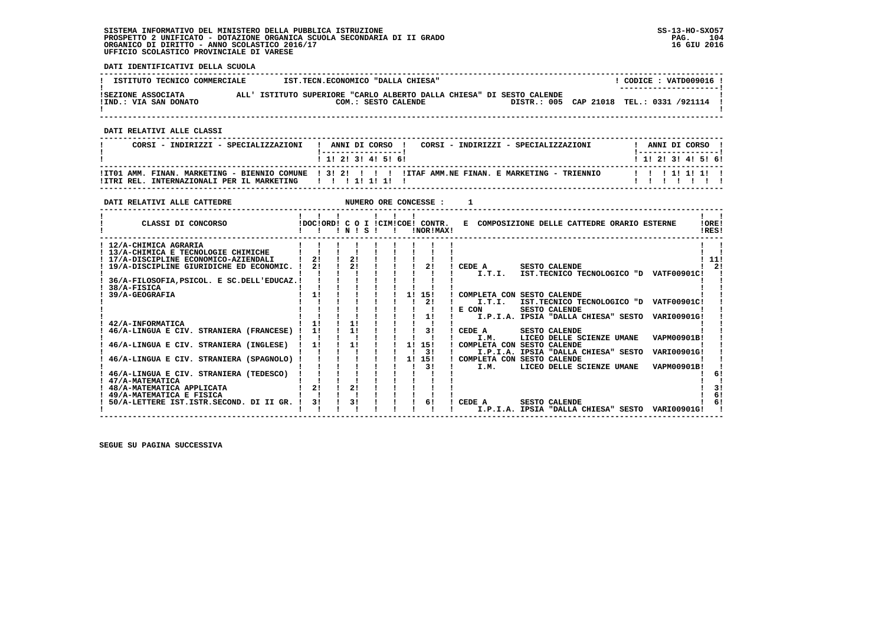SISTEMA INFORMATIVO DEL MINISTERO DELLA PUBBLICA ISTRUZIONE
PROSPETTO 2 UNIFICATO - DOTAZIONE ORGANICA SCUOLA SECONDARIA DI II GRADO
ORGANICO DI DIRITTO - ANNO SCOLASTICO 2016/17
UFFICIO SCOLASTICO PROVINCIALE DI VARESE

SS-13-HO-SXO57
16 GIU 2016

**DATI IDENTIFICATIVI DELLA SCUOLA**

| ISTITUTO TECNICO COMMERCIALE | IST.TECN.ECONOMICO "DALLA CHIESA" | CODICE : VATD009016 |
|---|---|---|
| SEZIONE ASSOCIATA | ALL' ISTITUTO SUPERIORE "CARLO ALBERTO DALLA CHIESA" DI SESTO CALENDE | |
| IND.: VIA SAN DONATO | COM.: SESTO CALENDE | DISTR.: 005 CAP 21018 TEL.: 0331 /921114 |

**DATI RELATIVI ALLE CLASSI**

| CORSI - INDIRIZZI - SPECIALIZZAZIONI | 1 | 2 | 3 | 4 | 5 | 6 | CORSI - INDIRIZZI - SPECIALIZZAZIONI | 1 | 2 | 3 | 4 | 5 | 6 |
|---|---|---|---|---|---|---|---|---|---|---|---|---|---|
| IT01 AMM. FINAN. MARKETING - BIENNIO COMUNE | 3 | 2 | | | | | ITAF AMM.NE FINAN. E MARKETING - TRIENNIO | | | 1 | 1 | 1 | |
| ITRI REL. INTERNAZIONALI PER IL MARKETING | | | 1 | 1 | 1 | | | | | | | | |

**DATI RELATIVI ALLE CATTEDRE** NUMERO ORE CONCESSE : 1

| CLASSI DI CONCORSO | DOC | ORD | C O I N | C O I S | CIM | COE | CONTR. NOR | CONTR. MAX | E COMPOSIZIONE DELLE CATTEDRE ORARIO ESTERNE | ORE RES |
|---|---|---|---|---|---|---|---|---|---|---|
| 12/A-CHIMICA AGRARIA | | | | | | | | | | |
| 13/A-CHIMICA E TECNOLOGIE CHIMICHE | | | | | | | | | | |
| 17/A-DISCIPLINE ECONOMICO-AZIENDALI | 2 | | 2 | | | | | | | 11 |
| 19/A-DISCIPLINE GIURIDICHE ED ECONOMIC. | 2 | | 2 | | | | | 2 | CEDE A SESTO CALENDE I.T.I. IST.TECNICO TECNOLOGICO "D VATF00901C | 2 |
| 36/A-FILOSOFIA,PSICOL. E SC.DELL'EDUCAZ. | | | | | | | | | | |
| 38/A-FISICA | | | | | | | | | | |
| 39/A-GEOGRAFIA | 1 | | | | | | 1 | 15 | COMPLETA CON SESTO CALENDE | |
| | | | | | | | | 2 | I.T.I. IST.TECNICO TECNOLOGICO "D VATF00901C | |
| | | | | | | | | | E CON SESTO CALENDE | |
| | | | | | | | | 1 | I.P.I.A. IPSIA "DALLA CHIESA" SESTO VARI00901G | |
| 42/A-INFORMATICA | 1 | | 1 | | | | | | | |
| 46/A-LINGUA E CIV. STRANIERA (FRANCESE) | 1 | | 1 | | | | | 3 | CEDE A SESTO CALENDE I.M. LICEO DELLE SCIENZE UMANE VAPM00901B | |
| 46/A-LINGUA E CIV. STRANIERA (INGLESE) | 1 | | 1 | | | | 1 | 15 | COMPLETA CON SESTO CALENDE | |
| | | | | | | | | 3 | I.P.I.A. IPSIA "DALLA CHIESA" SESTO VARI00901G | |
| 46/A-LINGUA E CIV. STRANIERA (SPAGNOLO) | | | | | | | 1 | 15 | COMPLETA CON SESTO CALENDE | |
| | | | | | | | | 3 | I.M. LICEO DELLE SCIENZE UMANE VAPM00901B | |
| 46/A-LINGUA E CIV. STRANIERA (TEDESCO) | | | | | | | | | | 6 |
| 47/A-MATEMATICA | | | | | | | | | | |
| 48/A-MATEMATICA APPLICATA | 2 | | 2 | | | | | | | 3 |
| 49/A-MATEMATICA E FISICA | | | | | | | | | | 6 |
| 50/A-LETTERE IST.ISTR.SECOND. DI II GR. | 3 | | 3 | | | | | 6 | CEDE A SESTO CALENDE I.P.I.A. IPSIA "DALLA CHIESA" SESTO VARI00901G | 6 |

SEGUE SU PAGINA SUCCESSIVA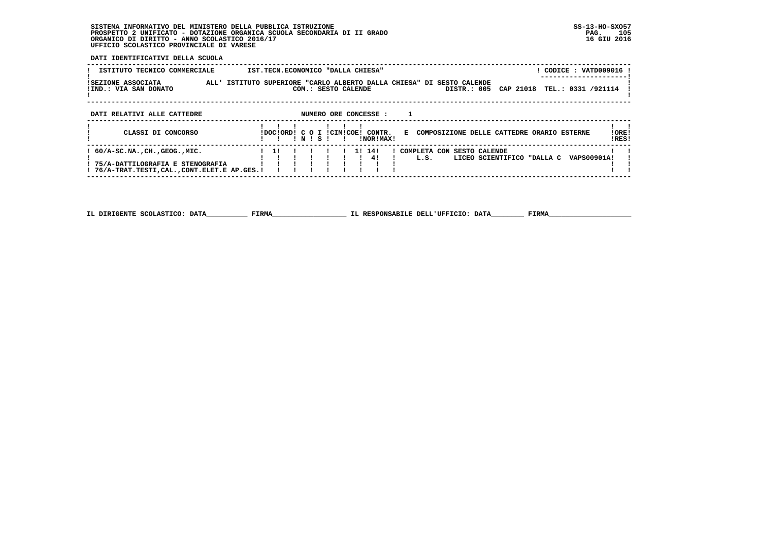SISTEMA INFORMATIVO DEL MINISTERO DELLA PUBBLICA ISTRUZIONE
PROSPETTO 2 UNIFICATO - DOTAZIONE ORGANICA SCUOLA SECONDARIA DI II GRADO
ORGANICO DI DIRITTO - ANNO SCOLASTICO 2016/17
UFFICIO SCOLASTICO PROVINCIALE DI VARESE

SS-13-HO-SXO57
16 GIU 2016

**DATI IDENTIFICATIVI DELLA SCUOLA**

| | | |
|---|---|---|
| ISTITUTO TECNICO COMMERCIALE | IST.TECN.ECONOMICO "DALLA CHIESA" | CODICE : VATD009016 |
| SEZIONE ASSOCIATA | ALL' ISTITUTO SUPERIORE "CARLO ALBERTO DALLA CHIESA" DI SESTO CALENDE | |
| IND.: VIA SAN DONATO | COM.: SESTO CALENDE | DISTR.: 005 CAP 21018 TEL.: 0331 /921114 |

**DATI RELATIVI ALLE CATTEDRE** NUMERO ORE CONCESSE : 1

| CLASSI DI CONCORSO | DOC | ORD | C O N | I S | CIM | COE | CONTR. NOR | CONTR. MAX | E COMPOSIZIONE DELLE CATTEDRE ORARIO ESTERNE | ORE RES |
|---|---|---|---|---|---|---|---|---|---|---|
| 60/A-SC.NA.,CH.,GEOG.,MIC. | 1 | | | | | 1 | 14 | | COMPLETA CON SESTO CALENDE | |
| | | | | | | | 4 | | L.S. LICEO SCIENTIFICO "DALLA C VAPS00901A | |
| 75/A-DATTILOGRAFIA E STENOGRAFIA | | | | | | | | | | |
| 76/A-TRAT.TESTI,CAL.,CONT.ELET.E AP.GES. | | | | | | | | | | |

IL DIRIGENTE SCOLASTICO: DATA__________ FIRMA__________________ IL RESPONSABILE DELL'UFFICIO: DATA________ FIRMA____________________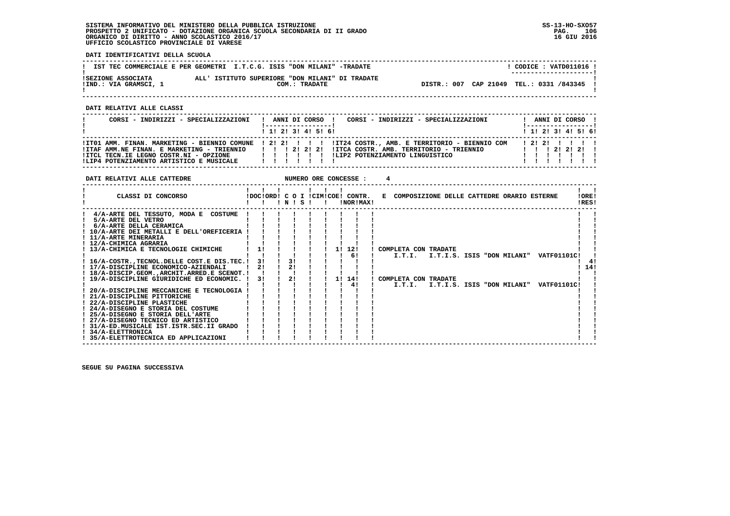**DATI IDENTIFICATIVI DELLA SCUOLA**

| IST TEC COMMERCIALE E PER GEOMETRI I.T.C.G. ISIS "DON MILANI" -TRADATE | CODICE : VATD011016 |
|---|---|
| SEZIONE ASSOCIATA ALL' ISTITUTO SUPERIORE "DON MILANI" DI TRADATE<br>IND.: VIA GRAMSCI, 1 COM.: TRADATE | DISTR.: 007 CAP 21049 TEL.: 0331 /843345 |

**DATI RELATIVI ALLE CLASSI**

| CORSI - INDIRIZZI - SPECIALIZZAZIONI | 1 | 2 | 3 | 4 | 5 | 6 | CORSI - INDIRIZZI - SPECIALIZZAZIONI | 1 | 2 | 3 | 4 | 5 | 6 |
|---|---|---|---|---|---|---|---|---|---|---|---|---|---|
| IT01 AMM. FINAN. MARKETING - BIENNIO COMUNE | 2 | 2 | | | | | IT24 COSTR., AMB. E TERRITORIO - BIENNIO COM | 2 | 2 | | | | |
| ITAF AMM.NE FINAN. E MARKETING - TRIENNIO | | | 2 | 2 | 2 | | ITCA COSTR. AMB. TERRITORIO - TRIENNIO | | | 2 | 2 | 2 | |
| ITCL TECN.IE LEGNO COSTR.NI - OPZIONE | | | | | | | LIP2 POTENZIAMENTO LINGUISTICO | | | | | | |
| LIP4 POTENZIAMENTO ARTISTICO E MUSICALE | | | | | | | | | | | | | |

**DATI RELATIVI ALLE CATTEDRE** NUMERO ORE CONCESSE : 4

| CLASSI DI CONCORSO | DOC | ORD | C O I N | C O I S | CIM | COE | CONTR. NOR | CONTR. MAX | E COMPOSIZIONE DELLE CATTEDRE ORARIO ESTERNE | ORE RES |
|---|---|---|---|---|---|---|---|---|---|---|
| 4/A-ARTE DEL TESSUTO, MODA E COSTUME | | | | | | | | | | |
| 5/A-ARTE DEL VETRO | | | | | | | | | | |
| 6/A-ARTE DELLA CERAMICA | | | | | | | | | | |
| 10/A-ARTE DEI METALLI E DELL'OREFICERIA | | | | | | | | | | |
| 11/A-ARTE MINERARIA | | | | | | | | | | |
| 12/A-CHIMICA AGRARIA | | | | | | | | | | |
| 13/A-CHIMICA E TECNOLOGIE CHIMICHE | 1 | | | | | 1 | 12 | | COMPLETA CON TRADATE | |
| | | | | | | | 6 | | I.T.I. I.T.I.S. ISIS "DON MILANI" VATF01101C | |
| 16/A-COSTR.,TECNOL.DELLE COST.E DIS.TEC. | 3 | | 3 | | | | | | | 4 |
| 17/A-DISCIPLINE ECONOMICO-AZIENDALI | 2 | | 2 | | | | | | | 14 |
| 18/A-DISCIP.GEOM.,ARCHIT.ARRED.E SCENOT. | | | | | | | | | | |
| 19/A-DISCIPLINE GIURIDICHE ED ECONOMIC. | 3 | | 2 | | | 1 | 14 | | COMPLETA CON TRADATE | |
| | | | | | | | 4 | | I.T.I. I.T.I.S. ISIS "DON MILANI" VATF01101C | |
| 20/A-DISCIPLINE MECCANICHE E TECNOLOGIA | | | | | | | | | | |
| 21/A-DISCIPLINE PITTORICHE | | | | | | | | | | |
| 22/A-DISCIPLINE PLASTICHE | | | | | | | | | | |
| 24/A-DISEGNO E STORIA DEL COSTUME | | | | | | | | | | |
| 25/A-DISEGNO E STORIA DELL'ARTE | | | | | | | | | | |
| 27/A-DISEGNO TECNICO ED ARTISTICO | | | | | | | | | | |
| 31/A-ED.MUSICALE IST.ISTR.SEC.II GRADO | | | | | | | | | | |
| 34/A-ELETTRONICA | | | | | | | | | | |
| 35/A-ELETTROTECNICA ED APPLICAZIONI | | | | | | | | | | |

SEGUE SU PAGINA SUCCESSIVA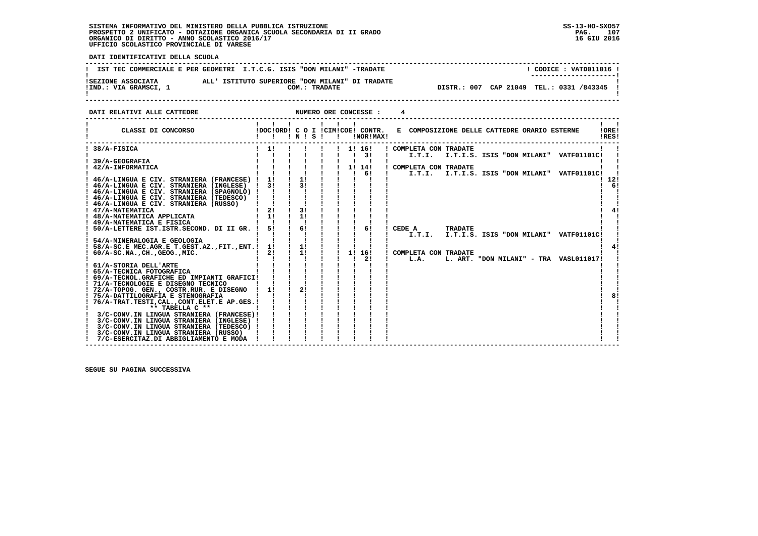SISTEMA INFORMATIVO DEL MINISTERO DELLA PUBBLICA ISTRUZIONE
PROSPETTO 2 UNIFICATO - DOTAZIONE ORGANICA SCUOLA SECONDARIA DI II GRADO
ORGANICO DI DIRITTO - ANNO SCOLASTICO 2016/17
UFFICIO SCOLASTICO PROVINCIALE DI VARESE

SS-13-HO-SXO57
16 GIU 2016

**DATI IDENTIFICATIVI DELLA SCUOLA**

IST TEC COMMERCIALE E PER GEOMETRI I.T.C.G. ISIS "DON MILANI" -TRADATE — CODICE : VATD011016

SEZIONE ASSOCIATA ALL' ISTITUTO SUPERIORE "DON MILANI" DI TRADATE
IND.: VIA GRAMSCI, 1 — COM.: TRADATE — DISTR.: 007 CAP 21049 TEL.: 0331 /843345

**DATI RELATIVI ALLE CATTEDRE** — NUMERO ORE CONCESSE : 4

| CLASSI DI CONCORSO | DOC | ORD | C O I N | S | CIM | COE | CONTR. NOR | MAX | E COMPOSIZIONE DELLE CATTEDRE ORARIO ESTERNE | ORE RES |
|---|---|---|---|---|---|---|---|---|---|---|
| 38/A-FISICA | 1 | | | | | 1 | 16 | | COMPLETA CON TRADATE | |
| | | | | | | | 3 | | I.T.I. I.T.I.S. ISIS "DON MILANI" VATF01101C | |
| 39/A-GEOGRAFIA | | | | | | | | | | |
| 42/A-INFORMATICA | | | | | | 1 | 14 | | COMPLETA CON TRADATE | |
| | | | | | | | 6 | | I.T.I. I.T.I.S. ISIS "DON MILANI" VATF01101C | |
| 46/A-LINGUA E CIV. STRANIERA (FRANCESE) | 1 | | 1 | | | | | | | 12 |
| 46/A-LINGUA E CIV. STRANIERA (INGLESE) | 3 | | 3 | | | | | | | 6 |
| 46/A-LINGUA E CIV. STRANIERA (SPAGNOLO) | | | | | | | | | | |
| 46/A-LINGUA E CIV. STRANIERA (TEDESCO) | | | | | | | | | | |
| 46/A-LINGUA E CIV. STRANIERA (RUSSO) | | | | | | | | | | |
| 47/A-MATEMATICA | 2 | | 3 | | | | | | | 4 |
| 48/A-MATEMATICA APPLICATA | 1 | | 1 | | | | | | | |
| 49/A-MATEMATICA E FISICA | | | | | | | | | | |
| 50/A-LETTERE IST.ISTR.SECOND. DI II GR. | 5 | | 6 | | | | 6 | | CEDE A TRADATE | |
| | | | | | | | | | I.T.I. I.T.I.S. ISIS "DON MILANI" VATF01101C | |
| 54/A-MINERALOGIA E GEOLOGIA | | | | | | | | | | |
| 58/A-SC.E MEC.AGR.E T.GEST.AZ.,FIT.,ENT. | 1 | | 1 | | | | | | | 4 |
| 60/A-SC.NA.,CH.,GEOG.,MIC. | 2 | | 1 | | | 1 | 16 | | COMPLETA CON TRADATE | |
| | | | | | | | 2 | | L.A. L. ART. "DON MILANI" - TRA VASL011017 | |
| 61/A-STORIA DELL'ARTE | | | | | | | | | | |
| 65/A-TECNICA FOTOGRAFICA | | | | | | | | | | |
| 69/A-TECNOL.GRAFICHE ED IMPIANTI GRAFICI | | | | | | | | | | |
| 71/A-TECNOLOGIE E DISEGNO TECNICO | | | | | | | | | | |
| 72/A-TOPOG. GEN., COSTR.RUR. E DISEGNO | 1 | | 2 | | | | | | | |
| 75/A-DATTILOGRAFIA E STENOGRAFIA | | | | | | | | | | 8 |
| 76/A-TRAT.TESTI,CAL.,CONT.ELET.E AP.GES. | | | | | | | | | | |
| ** TABELLA C ** | | | | | | | | | | |
| 3/C-CONV.IN LINGUA STRANIERA (FRANCESE) | | | | | | | | | | |
| 3/C-CONV.IN LINGUA STRANIERA (INGLESE) | | | | | | | | | | |
| 3/C-CONV.IN LINGUA STRANIERA (TEDESCO) | | | | | | | | | | |
| 3/C-CONV.IN LINGUA STRANIERA (RUSSO) | | | | | | | | | | |
| 7/C-ESERCITAZ.DI ABBIGLIAMENTO E MODA | | | | | | | | | | |

SEGUE SU PAGINA SUCCESSIVA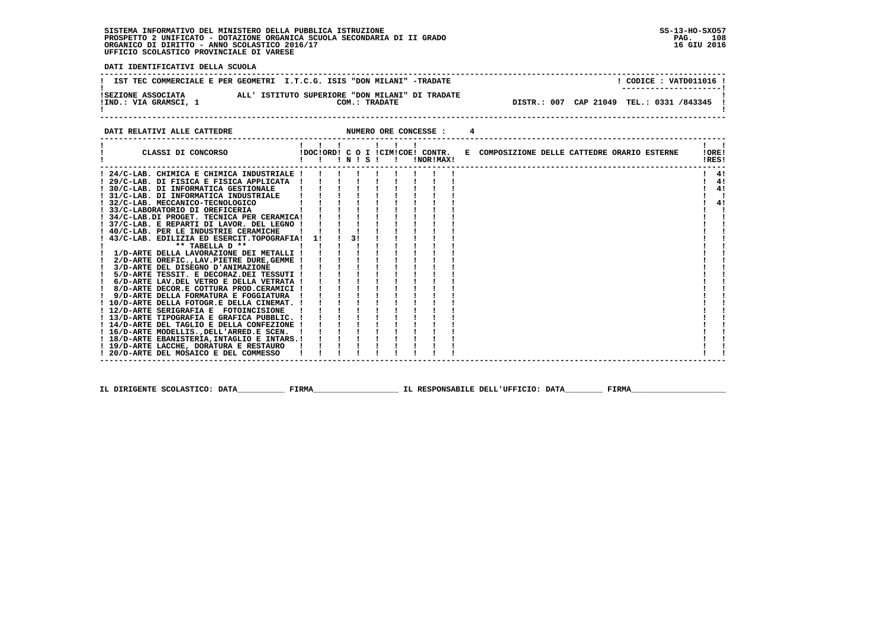SISTEMA INFORMATIVO DEL MINISTERO DELLA PUBBLICA ISTRUZIONE
PROSPETTO 2 UNIFICATO - DOTAZIONE ORGANICA SCUOLA SECONDARIA DI II GRADO
ORGANICO DI DIRITTO - ANNO SCOLASTICO 2016/17
UFFICIO SCOLASTICO PROVINCIALE DI VARESE

SS-13-HO-SXO57
16 GIU 2016

**DATI IDENTIFICATIVI DELLA SCUOLA**

IST TEC COMMERCIALE E PER GEOMETRI I.T.C.G. ISIS "DON MILANI" -TRADATE — CODICE : VATD011016

SEZIONE ASSOCIATA ALL' ISTITUTO SUPERIORE "DON MILANI" DI TRADATE
IND.: VIA GRAMSCI, 1 — COM.: TRADATE — DISTR.: 007 CAP 21049 TEL.: 0331 /843345

**DATI RELATIVI ALLE CATTEDRE** — NUMERO ORE CONCESSE : 4

| CLASSI DI CONCORSO | DOC | ORD | C O N | I S | CIM | COE | CONTR. NOR | CONTR. MAX | E COMPOSIZIONE DELLE CATTEDRE ORARIO ESTERNE | ORE RES |
|---|---|---|---|---|---|---|---|---|---|---|
| 24/C-LAB. CHIMICA E CHIMICA INDUSTRIALE | | | | | | | | | | 4 |
| 29/C-LAB. DI FISICA E FISICA APPLICATA | | | | | | | | | | 4 |
| 30/C-LAB. DI INFORMATICA GESTIONALE | | | | | | | | | | 4 |
| 31/C-LAB. DI INFORMATICA INDUSTRIALE | | | | | | | | | | |
| 32/C-LAB. MECCANICO-TECNOLOGICO | | | | | | | | | | 4 |
| 33/C-LABORATORIO DI OREFICERIA | | | | | | | | | | |
| 34/C-LAB.DI PROGET. TECNICA PER CERAMICA | | | | | | | | | | |
| 37/C-LAB. E REPARTI DI LAVOR. DEL LEGNO | | | | | | | | | | |
| 40/C-LAB. PER LE INDUSTRIE CERAMICHE | | | | | | | | | | |
| 43/C-LAB. EDILIZIA ED ESERCIT.TOPOGRAFIA | 1 | | 3 | | | | | | | |
| ** TABELLA D ** | | | | | | | | | | |
| 1/D-ARTE DELLA LAVORAZIONE DEI METALLI | | | | | | | | | | |
| 2/D-ARTE OREFIC.,LAV.PIETRE DURE,GEMME | | | | | | | | | | |
| 3/D-ARTE DEL DISEGNO D'ANIMAZIONE | | | | | | | | | | |
| 5/D-ARTE TESSIT. E DECORAZ.DEI TESSUTI | | | | | | | | | | |
| 6/D-ARTE LAV.DEL VETRO E DELLA VETRATA | | | | | | | | | | |
| 8/D-ARTE DECOR.E COTTURA PROD.CERAMICI | | | | | | | | | | |
| 9/D-ARTE DELLA FORMATURA E FOGGIATURA | | | | | | | | | | |
| 10/D-ARTE DELLA FOTOGR.E DELLA CINEMAT. | | | | | | | | | | |
| 12/D-ARTE SERIGRAFIA E FOTOINCISIONE | | | | | | | | | | |
| 13/D-ARTE TIPOGRAFIA E GRAFICA PUBBLIC. | | | | | | | | | | |
| 14/D-ARTE DEL TAGLIO E DELLA CONFEZIONE | | | | | | | | | | |
| 16/D-ARTE MODELLIS.,DELL'ARRED.E SCEN. | | | | | | | | | | |
| 18/D-ARTE EBANISTERIA,INTAGLIO E INTARS. | | | | | | | | | | |
| 19/D-ARTE LACCHE, DORATURA E RESTAURO | | | | | | | | | | |
| 20/D-ARTE DEL MOSAICO E DEL COMMESSO | | | | | | | | | | |

IL DIRIGENTE SCOLASTICO: DATA\_\_\_\_\_\_\_\_\_ FIRMA\_\_\_\_\_\_\_\_\_\_\_\_\_\_\_\_\_\_ IL RESPONSABILE DELL'UFFICIO: DATA\_\_\_\_\_\_\_\_ FIRMA\_\_\_\_\_\_\_\_\_\_\_\_\_\_\_\_\_\_\_\_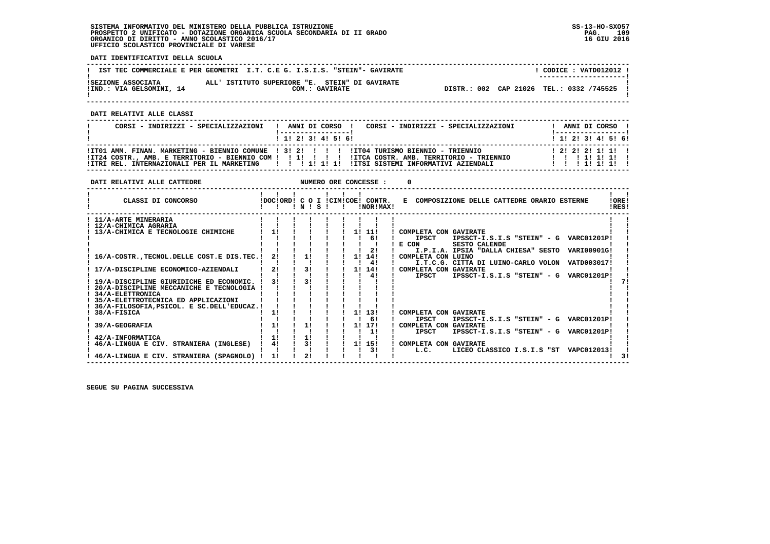SISTEMA INFORMATIVO DEL MINISTERO DELLA PUBBLICA ISTRUZIONE
PROSPETTO 2 UNIFICATO - DOTAZIONE ORGANICA SCUOLA SECONDARIA DI II GRADO
ORGANICO DI DIRITTO - ANNO SCOLASTICO 2016/17
UFFICIO SCOLASTICO PROVINCIALE DI VARESE

SS-13-HO-SXO57
16 GIU 2016

**DATI IDENTIFICATIVI DELLA SCUOLA**

IST TEC COMMERCIALE E PER GEOMETRI I.T. C.E G. I.S.I.S. "STEIN"- GAVIRATE — CODICE : VATD012012

SEZIONE ASSOCIATA ALL' ISTITUTO SUPERIORE "E. STEIN" DI GAVIRATE
IND.: VIA GELSOMINI, 14 — COM.: GAVIRATE — DISTR.: 002 CAP 21026 TEL.: 0332 /745525

**DATI RELATIVI ALLE CLASSI**

| CORSI - INDIRIZZI - SPECIALIZZAZIONI | 1 | 2 | 3 | 4 | 5 | 6 | CORSI - INDIRIZZI - SPECIALIZZAZIONI | 1 | 2 | 3 | 4 | 5 | 6 |
|---|---|---|---|---|---|---|---|---|---|---|---|---|---|
| IT01 AMM. FINAN. MARKETING - BIENNIO COMUNE | 3 | 2 | | | | | IT04 TURISMO BIENNIO - TRIENNIO | 2 | 2 | 2 | 1 | 1 | |
| IT24 COSTR., AMB. E TERRITORIO - BIENNIO COM | | 1 | | | | | ITCA COSTR. AMB. TERRITORIO - TRIENNIO | | | 1 | 1 | 1 | |
| ITRI REL. INTERNAZIONALI PER IL MARKETING | | | 1 | 1 | 1 | | ITSI SISTEMI INFORMATIVI AZIENDALI | | | 1 | 1 | 1 | |

**DATI RELATIVI ALLE CATTEDRE** — NUMERO ORE CONCESSE : 0

| CLASSI DI CONCORSO | DOC | ORD | C O I N | S | CIM | COE | CONTR. NOR | CONTR. MAX | E COMPOSIZIONE DELLE CATTEDRE ORARIO ESTERNE | ORE RES |
|---|---|---|---|---|---|---|---|---|---|---|
| 11/A-ARTE MINERARIA | | | | | | | | | | |
| 12/A-CHIMICA AGRARIA | | | | | | | | | | |
| 13/A-CHIMICA E TECNOLOGIE CHIMICHE | 1 | | | | | 1 | 11 | | COMPLETA CON GAVIRATE | |
| | | | | | | | 6 | | IPSCT IPSSCT-I.S.I.S "STEIN" - G VARC01201P | |
| | | | | | | | | | E CON SESTO CALENDE | |
| | | | | | | | 2 | | I.P.I.A. IPSIA "DALLA CHIESA" SESTO VARI00901G | |
| 16/A-COSTR.,TECNOL.DELLE COST.E DIS.TEC. | 2 | | 1 | | | 1 | 14 | | COMPLETA CON LUINO | |
| | | | | | | | 4 | | I.T.C.G. CITTA DI LUINO-CARLO VOLON VATD003017 | |
| 17/A-DISCIPLINE ECONOMICO-AZIENDALI | 2 | | 3 | | | 1 | 14 | | COMPLETA CON GAVIRATE | |
| | | | | | | | 4 | | IPSCT IPSSCT-I.S.I.S "STEIN" - G VARC01201P | |
| 19/A-DISCIPLINE GIURIDICHE ED ECONOMIC. | 3 | | 3 | | | | | | | 7 |
| 20/A-DISCIPLINE MECCANICHE E TECNOLOGIA | | | | | | | | | | |
| 34/A-ELETTRONICA | | | | | | | | | | |
| 35/A-ELETTROTECNICA ED APPLICAZIONI | | | | | | | | | | |
| 36/A-FILOSOFIA,PSICOL. E SC.DELL'EDUCAZ. | | | | | | | | | | |
| 38/A-FISICA | 1 | | | | | 1 | 13 | | COMPLETA CON GAVIRATE | |
| | | | | | | | 6 | | IPSCT IPSSCT-I.S.I.S "STEIN" - G VARC01201P | |
| 39/A-GEOGRAFIA | 1 | | 1 | | | 1 | 17 | | COMPLETA CON GAVIRATE | |
| | | | | | | | 1 | | IPSCT IPSSCT-I.S.I.S "STEIN" - G VARC01201P | |
| 42/A-INFORMATICA | 1 | | 1 | | | | | | | |
| 46/A-LINGUA E CIV. STRANIERA (INGLESE) | 4 | | 3 | | | 1 | 15 | | COMPLETA CON GAVIRATE | |
| | | | | | | | 3 | | L.C. LICEO CLASSICO I.S.I.S "ST VAPC012013 | |
| 46/A-LINGUA E CIV. STRANIERA (SPAGNOLO) | 1 | | 2 | | | | | | | 3 |

SEGUE SU PAGINA SUCCESSIVA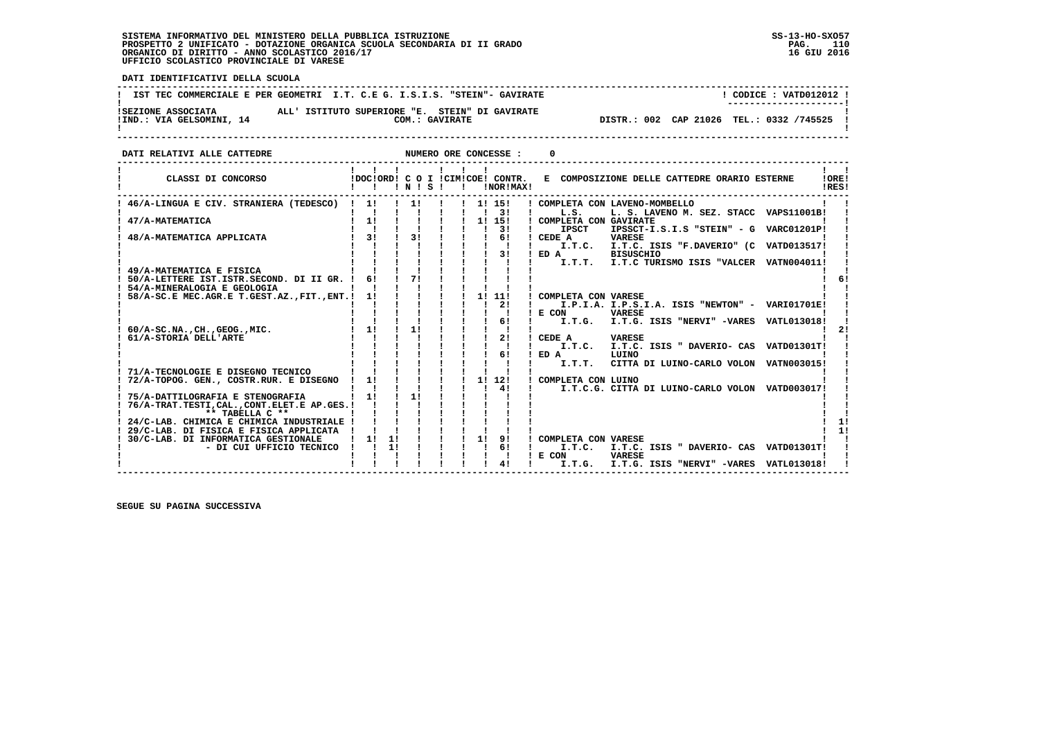SISTEMA INFORMATIVO DEL MINISTERO DELLA PUBBLICA ISTRUZIONE
PROSPETTO 2 UNIFICATO - DOTAZIONE ORGANICA SCUOLA SECONDARIA DI II GRADO
ORGANICO DI DIRITTO - ANNO SCOLASTICO 2016/17
UFFICIO SCOLASTICO PROVINCIALE DI VARESE

SS-13-HO-SXO57
16 GIU 2016

**DATI IDENTIFICATIVI DELLA SCUOLA**

IST TEC COMMERCIALE E PER GEOMETRI I.T. C.E G. I.S.I.S. "STEIN"- GAVIRATE — CODICE : VATD012012

SEZIONE ASSOCIATA ALL' ISTITUTO SUPERIORE "E. STEIN" DI GAVIRATE
IND.: VIA GELSOMINI, 14 — COM.: GAVIRATE — DISTR.: 002 CAP 21026 TEL.: 0332 /745525

**DATI RELATIVI ALLE CATTEDRE** — NUMERO ORE CONCESSE : 0

| CLASSI DI CONCORSO | DOC | ORD | C O I N | S | CIM | COE | CONTR. NOR | MAX | E COMPOSIZIONE DELLE CATTEDRE ORARIO ESTERNE | ORE RES |
|---|---|---|---|---|---|---|---|---|---|---|
| 46/A-LINGUA E CIV. STRANIERA (TEDESCO) | 1 | | 1 | | | 1 | 15 | | COMPLETA CON LAVENO-MOMBELLO | |
| | | | | | | | 3 | | L.S. L. S. LAVENO M. SEZ. STACC VAPS11001B | |
| 47/A-MATEMATICA | 1 | | | | | 1 | 15 | | COMPLETA CON GAVIRATE | |
| | | | | | | | 3 | | IPSCT IPSSCT-I.S.I.S "STEIN" - G VARC01201P | |
| 48/A-MATEMATICA APPLICATA | 3 | | 3 | | | | 6 | | CEDE A VARESE | |
| | | | | | | | | | I.T.C. I.T.C. ISIS "F.DAVERIO" (C VATD013517 | |
| | | | | | | | 3 | | ED A BISUSCHIO | |
| | | | | | | | | | I.T.T. I.T.C TURISMO ISIS "VALCER VATN004011 | |
| 49/A-MATEMATICA E FISICA | | | | | | | | | | |
| 50/A-LETTERE IST.ISTR.SECOND. DI II GR. | 6 | | 7 | | | | | | | 6 |
| 54/A-MINERALOGIA E GEOLOGIA | | | | | | | | | | |
| 58/A-SC.E MEC.AGR.E T.GEST.AZ.,FIT.,ENT. | 1 | | | | | 1 | 11 | | COMPLETA CON VARESE | |
| | | | | | | | 2 | | I.P.I.A. I.P.S.I.A. ISIS "NEWTON" - VARI01701E | |
| | | | | | | | | | E CON VARESE | |
| | | | | | | | 6 | | I.T.G. I.T.G. ISIS "NERVI" -VARES VATL013018 | |
| 60/A-SC.NA.,CH.,GEOG.,MIC. | 1 | | 1 | | | | | | | 2 |
| 61/A-STORIA DELL'ARTE | | | | | | | 2 | | CEDE A VARESE | |
| | | | | | | | | | I.T.C. I.T.C. ISIS " DAVERIO- CAS VATD01301T | |
| | | | | | | | 6 | | ED A LUINO | |
| | | | | | | | | | I.T.T. CITTA DI LUINO-CARLO VOLON VATN003015 | |
| 71/A-TECNOLOGIE E DISEGNO TECNICO | | | | | | | | | | |
| 72/A-TOPOG. GEN., COSTR.RUR. E DISEGNO | 1 | | | | | 1 | 12 | | COMPLETA CON LUINO | |
| | | | | | | | 4 | | I.T.C.G. CITTA DI LUINO-CARLO VOLON VATD003017 | |
| 75/A-DATTILOGRAFIA E STENOGRAFIA | 1 | | 1 | | | | | | | |
| 76/A-TRAT.TESTI,CAL.,CONT.ELET.E AP.GES. | | | | | | | | | | |
| ** TABELLA C ** | | | | | | | | | | |
| 24/C-LAB. CHIMICA E CHIMICA INDUSTRIALE | | | | | | | | | | 1 |
| 29/C-LAB. DI FISICA E FISICA APPLICATA | | | | | | | | | | 1 |
| 30/C-LAB. DI INFORMATICA GESTIONALE | 1 | 1 | | | | 1 | 9 | | COMPLETA CON VARESE | |
| - DI CUI UFFICIO TECNICO | | 1 | | | | | 6 | | I.T.C. I.T.C. ISIS " DAVERIO- CAS VATD01301T | |
| | | | | | | | | | E CON VARESE | |
| | | | | | | | 4 | | I.T.G. I.T.G. ISIS "NERVI" -VARES VATL013018 | |

SEGUE SU PAGINA SUCCESSIVA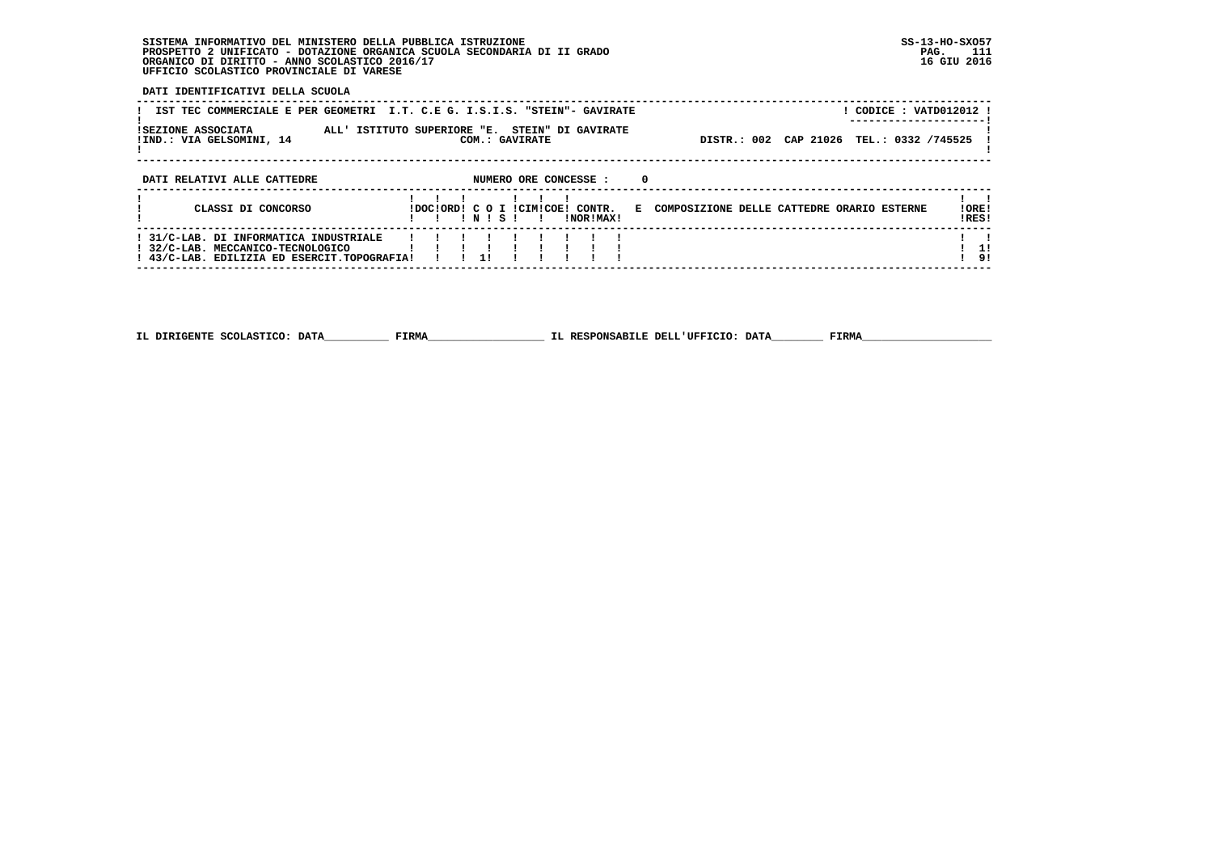SISTEMA INFORMATIVO DEL MINISTERO DELLA PUBBLICA ISTRUZIONE
PROSPETTO 2 UNIFICATO - DOTAZIONE ORGANICA SCUOLA SECONDARIA DI II GRADO
ORGANICO DI DIRITTO - ANNO SCOLASTICO 2016/17
UFFICIO SCOLASTICO PROVINCIALE DI VARESE

SS-13-HO-SXO57
16 GIU 2016

**DATI IDENTIFICATIVI DELLA SCUOLA**

IST TEC COMMERCIALE E PER GEOMETRI I.T. C.E G. I.S.I.S. "STEIN"- GAVIRATE — CODICE : VATD012012

SEZIONE ASSOCIATA ALL' ISTITUTO SUPERIORE "E. STEIN" DI GAVIRATE
IND.: VIA GELSOMINI, 14 — COM.: GAVIRATE — DISTR.: 002 CAP 21026 TEL.: 0332 /745525

**DATI RELATIVI ALLE CATTEDRE** — NUMERO ORE CONCESSE : 0

| CLASSI DI CONCORSO | DOC | ORD | C O N | I S | CIM | COE | CONTR. NOR | CONTR. MAX | E COMPOSIZIONE DELLE CATTEDRE ORARIO ESTERNE | ORE RES |
|---|---|---|---|---|---|---|---|---|---|---|
| 31/C-LAB. DI INFORMATICA INDUSTRIALE | | | | | | | | | | |
| 32/C-LAB. MECCANICO-TECNOLOGICO | | | | | | | | | | 1 |
| 43/C-LAB. EDILIZIA ED ESERCIT.TOPOGRAFIA | | | 1 | | | | | | | 9 |

IL DIRIGENTE SCOLASTICO: DATA__________ FIRMA__________________ IL RESPONSABILE DELL'UFFICIO: DATA________ FIRMA____________________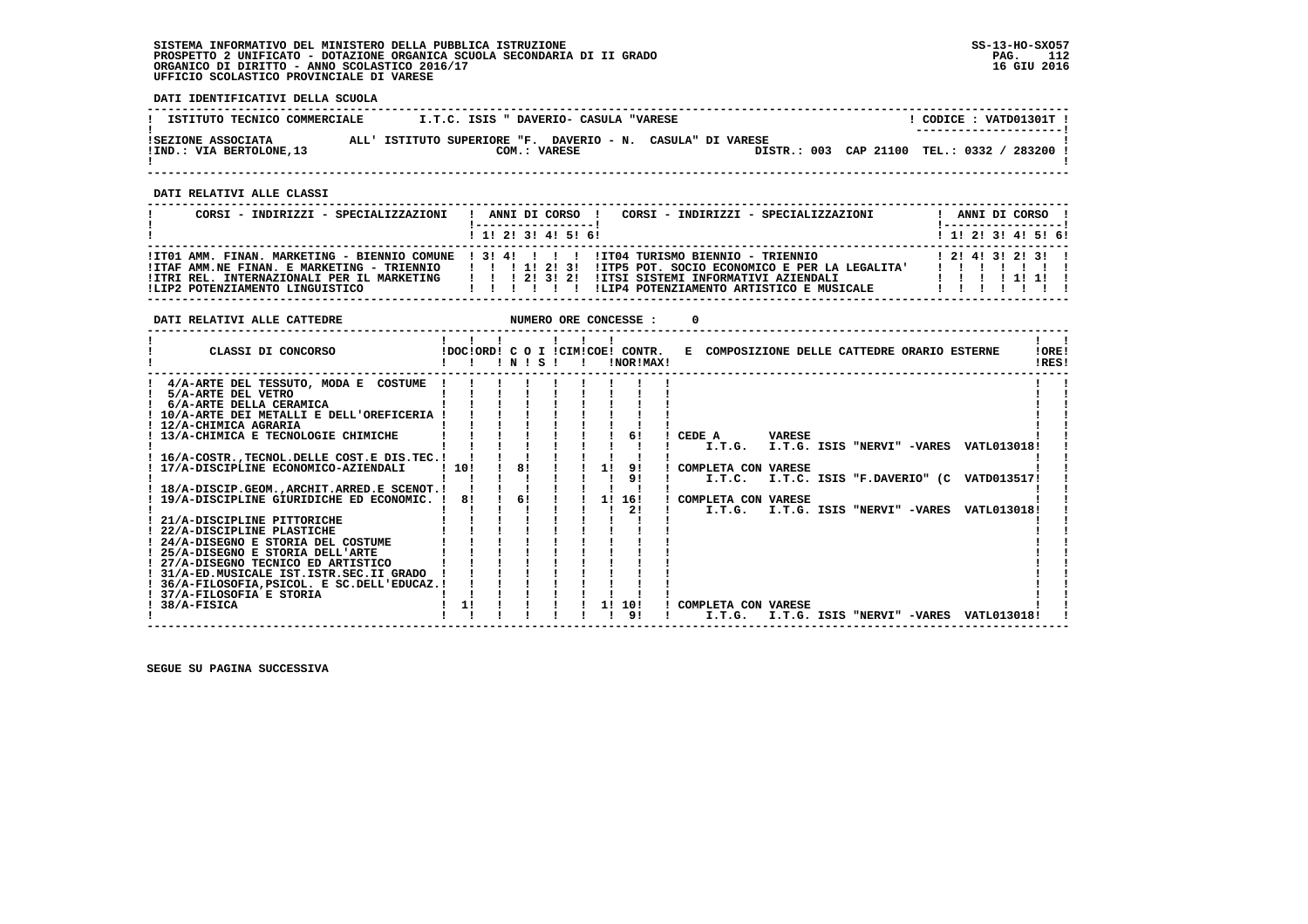SISTEMA INFORMATIVO DEL MINISTERO DELLA PUBBLICA ISTRUZIONE
PROSPETTO 2 UNIFICATO - DOTAZIONE ORGANICA SCUOLA SECONDARIA DI II GRADO
ORGANICO DI DIRITTO - ANNO SCOLASTICO 2016/17
UFFICIO SCOLASTICO PROVINCIALE DI VARESE

SS-13-HO-SXO57
16 GIU 2016

**DATI IDENTIFICATIVI DELLA SCUOLA**

ISTITUTO TECNICO COMMERCIALE — I.T.C. ISIS " DAVERIO- CASULA "VARESE — CODICE : VATD01301T

SEZIONE ASSOCIATA ALL' ISTITUTO SUPERIORE "F. DAVERIO - N. CASULA" DI VARESE
IND.: VIA BERTOLONE,13 — COM.: VARESE — DISTR.: 003 CAP 21100 TEL.: 0332 / 283200

**DATI RELATIVI ALLE CLASSI**

| CORSI - INDIRIZZI - SPECIALIZZAZIONI | 1 | 2 | 3 | 4 | 5 | 6 | CORSI - INDIRIZZI - SPECIALIZZAZIONI | 1 | 2 | 3 | 4 | 5 | 6 |
|---|---|---|---|---|---|---|---|---|---|---|---|---|---|
| IT01 AMM. FINAN. MARKETING - BIENNIO COMUNE | 3 | 4 | | | | | IT04 TURISMO BIENNIO - TRIENNIO | 2 | 4 | 3 | 2 | 3 | |
| ITAF AMM.NE FINAN. E MARKETING - TRIENNIO | | | 1 | 2 | 3 | | ITP5 POT. SOCIO ECONOMICO E PER LA LEGALITA' | | | | | | |
| ITRI REL. INTERNAZIONALI PER IL MARKETING | | | 2 | 3 | 2 | | ITSI SISTEMI INFORMATIVI AZIENDALI | | | | 1 | 1 | |
| LIP2 POTENZIAMENTO LINGUISTICO | | | | | | | LIP4 POTENZIAMENTO ARTISTICO E MUSICALE | | | | | | |

**DATI RELATIVI ALLE CATTEDRE** — NUMERO ORE CONCESSE : 0

| CLASSI DI CONCORSO | DOC | ORD | C O I N | C O I S | CIM | COE | CONTR. NOR | CONTR. MAX | E COMPOSIZIONE DELLE CATTEDRE ORARIO ESTERNE | ORE RES |
|---|---|---|---|---|---|---|---|---|---|---|
| 4/A-ARTE DEL TESSUTO, MODA E COSTUME | | | | | | | | | | |
| 5/A-ARTE DEL VETRO | | | | | | | | | | |
| 6/A-ARTE DELLA CERAMICA | | | | | | | | | | |
| 10/A-ARTE DEI METALLI E DELL'OREFICERIA | | | | | | | | | | |
| 12/A-CHIMICA AGRARIA | | | | | | | | | | |
| 13/A-CHIMICA E TECNOLOGIE CHIMICHE | | | | | | | 6 | | CEDE A VARESE I.T.G. I.T.G. ISIS "NERVI" -VARES VATL013018 | |
| 16/A-COSTR.,TECNOL.DELLE COST.E DIS.TEC. | | | | | | | | | | |
| 17/A-DISCIPLINE ECONOMICO-AZIENDALI | 10 | | 8 | | | 1 | 9 | 9 | COMPLETA CON VARESE I.T.C. I.T.C. ISIS "F.DAVERIO" (C VATD013517 | |
| 18/A-DISCIP.GEOM.,ARCHIT.ARRED.E SCENOT. | | | | | | | | | | |
| 19/A-DISCIPLINE GIURIDICHE ED ECONOMIC. | 8 | | 6 | | | 1 | 16 | 2 | COMPLETA CON VARESE I.T.G. I.T.G. ISIS "NERVI" -VARES VATL013018 | |
| 21/A-DISCIPLINE PITTORICHE | | | | | | | | | | |
| 22/A-DISCIPLINE PLASTICHE | | | | | | | | | | |
| 24/A-DISEGNO E STORIA DEL COSTUME | | | | | | | | | | |
| 25/A-DISEGNO E STORIA DELL'ARTE | | | | | | | | | | |
| 27/A-DISEGNO TECNICO ED ARTISTICO | | | | | | | | | | |
| 31/A-ED.MUSICALE IST.ISTR.SEC.II GRADO | | | | | | | | | | |
| 36/A-FILOSOFIA,PSICOL. E SC.DELL'EDUCAZ. | | | | | | | | | | |
| 37/A-FILOSOFIA E STORIA | | | | | | | | | | |
| 38/A-FISICA | 1 | | | | | 1 | 10 | 9 | COMPLETA CON VARESE I.T.G. I.T.G. ISIS "NERVI" -VARES VATL013018 | |

SEGUE SU PAGINA SUCCESSIVA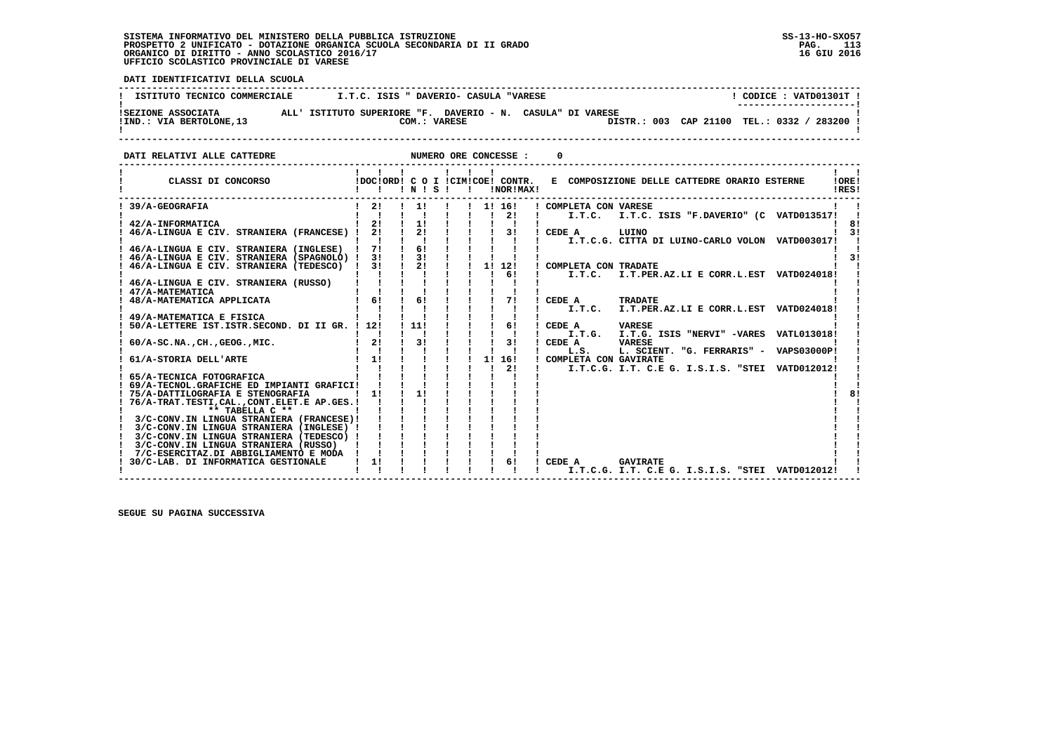SISTEMA INFORMATIVO DEL MINISTERO DELLA PUBBLICA ISTRUZIONE
PROSPETTO 2 UNIFICATO - DOTAZIONE ORGANICA SCUOLA SECONDARIA DI II GRADO
ORGANICO DI DIRITTO - ANNO SCOLASTICO 2016/17
UFFICIO SCOLASTICO PROVINCIALE DI VARESE

SS-13-HO-SXO57
16 GIU 2016

**DATI IDENTIFICATIVI DELLA SCUOLA**

ISTITUTO TECNICO COMMERCIALE — I.T.C. ISIS " DAVERIO- CASULA "VARESE — CODICE : VATD01301T

SEZIONE ASSOCIATA ALL' ISTITUTO SUPERIORE "F. DAVERIO - N. CASULA" DI VARESE
IND.: VIA BERTOLONE,13 — COM.: VARESE — DISTR.: 003 CAP 21100 TEL.: 0332 / 283200

**DATI RELATIVI ALLE CATTEDRE** — NUMERO ORE CONCESSE : 0

| CLASSI DI CONCORSO | DOC | ORD | C O I N | S | CIM | COE | CONTR. NOR | MAX | E COMPOSIZIONE DELLE CATTEDRE ORARIO ESTERNE | ORE RES |
|---|---|---|---|---|---|---|---|---|---|---|
| 39/A-GEOGRAFIA | 2 | | 1 | | | 1 | 16 | | COMPLETA CON VARESE | |
| | | | | | | | 2 | | I.T.C. I.T.C. ISIS "F.DAVERIO" (C VATD013517 | |
| 42/A-INFORMATICA | 2 | | 1 | | | | | | | 8 |
| 46/A-LINGUA E CIV. STRANIERA (FRANCESE) | 2 | | 2 | | | | 3 | | CEDE A LUINO | 3 |
| | | | | | | | | | I.T.C.G. CITTA DI LUINO-CARLO VOLON VATD003017 | |
| 46/A-LINGUA E CIV. STRANIERA (INGLESE) | 7 | | 6 | | | | | | | |
| 46/A-LINGUA E CIV. STRANIERA (SPAGNOLO) | 3 | | 3 | | | | | | | 3 |
| 46/A-LINGUA E CIV. STRANIERA (TEDESCO) | 3 | | 2 | | | 1 | 12 | | COMPLETA CON TRADATE | |
| | | | | | | | 6 | | I.T.C. I.T.PER.AZ.LI E CORR.L.EST VATD024018 | |
| 46/A-LINGUA E CIV. STRANIERA (RUSSO) | | | | | | | | | | |
| 47/A-MATEMATICA | | | | | | | | | | |
| 48/A-MATEMATICA APPLICATA | 6 | | 6 | | | | 7 | | CEDE A TRADATE | |
| | | | | | | | | | I.T.C. I.T.PER.AZ.LI E CORR.L.EST VATD024018 | |
| 49/A-MATEMATICA E FISICA | | | | | | | | | | |
| 50/A-LETTERE IST.ISTR.SECOND. DI II GR. | 12 | | 11 | | | | 6 | | CEDE A VARESE | |
| | | | | | | | | | I.T.G. I.T.G. ISIS "NERVI" -VARES VATL013018 | |
| 60/A-SC.NA.,CH.,GEOG.,MIC. | 2 | | 3 | | | | 3 | | CEDE A VARESE | |
| | | | | | | | | | L.S. L. SCIENT. "G. FERRARIS" - VAPS03000P | |
| 61/A-STORIA DELL'ARTE | 1 | | | | | 1 | 16 | | COMPLETA CON GAVIRATE | |
| | | | | | | | 2 | | I.T.C.G. I.T. C.E G. I.S.I.S. "STEI VATD012012 | |
| 65/A-TECNICA FOTOGRAFICA | | | | | | | | | | |
| 69/A-TECNOL.GRAFICHE ED IMPIANTI GRAFICI | | | | | | | | | | |
| 75/A-DATTILOGRAFIA E STENOGRAFIA | 1 | | 1 | | | | | | | 8 |
| 76/A-TRAT.TESTI,CAL.,CONT.ELET.E AP.GES. | | | | | | | | | | |
| ** TABELLA C ** | | | | | | | | | | |
| 3/C-CONV.IN LINGUA STRANIERA (FRANCESE) | | | | | | | | | | |
| 3/C-CONV.IN LINGUA STRANIERA (INGLESE) | | | | | | | | | | |
| 3/C-CONV.IN LINGUA STRANIERA (TEDESCO) | | | | | | | | | | |
| 3/C-CONV.IN LINGUA STRANIERA (RUSSO) | | | | | | | | | | |
| 7/C-ESERCITAZ.DI ABBIGLIAMENTO E MODA | | | | | | | | | | |
| 30/C-LAB. DI INFORMATICA GESTIONALE | 1 | | | | | | 6 | | CEDE A GAVIRATE | |
| | | | | | | | | | I.T.C.G. I.T. C.E G. I.S.I.S. "STEI VATD012012 | |

SEGUE SU PAGINA SUCCESSIVA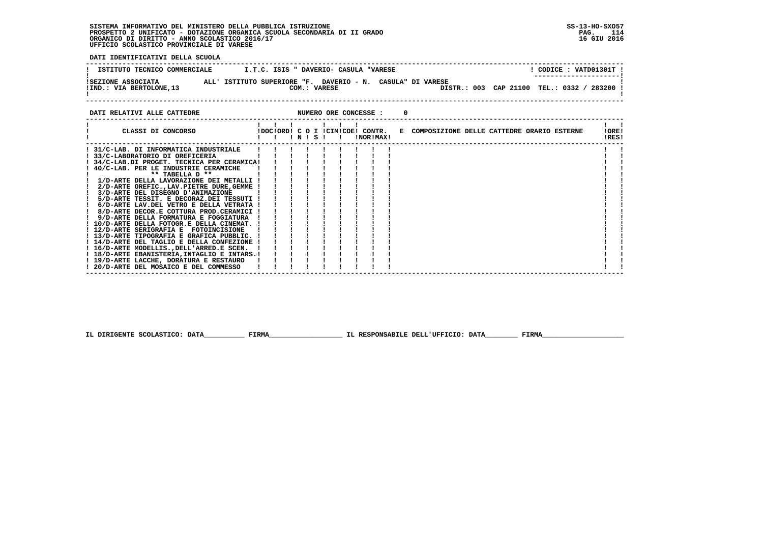SISTEMA INFORMATIVO DEL MINISTERO DELLA PUBBLICA ISTRUZIONE
PROSPETTO 2 UNIFICATO - DOTAZIONE ORGANICA SCUOLA SECONDARIA DI II GRADO
ORGANICO DI DIRITTO - ANNO SCOLASTICO 2016/17
UFFICIO SCOLASTICO PROVINCIALE DI VARESE

SS-13-HO-SXO57
16 GIU 2016

**DATI IDENTIFICATIVI DELLA SCUOLA**

ISTITUTO TECNICO COMMERCIALE — I.T.C. ISIS " DAVERIO- CASULA "VARESE — CODICE : VATD01301T

SEZIONE ASSOCIATA ALL' ISTITUTO SUPERIORE "F. DAVERIO - N. CASULA" DI VARESE
IND.: VIA BERTOLONE,13 — COM.: VARESE — DISTR.: 003 CAP 21100 TEL.: 0332 / 283200

**DATI RELATIVI ALLE CATTEDRE** — NUMERO ORE CONCESSE : 0

| CLASSI DI CONCORSO | DOC | ORD | C O N | I S | CIM | COE | CONTR. NOR | MAX | E COMPOSIZIONE DELLE CATTEDRE ORARIO ESTERNE | ORE RES |
|---|---|---|---|---|---|---|---|---|---|---|
| 31/C-LAB. DI INFORMATICA INDUSTRIALE | | | | | | | | | | |
| 33/C-LABORATORIO DI OREFICERIA | | | | | | | | | | |
| 34/C-LAB.DI PROGET. TECNICA PER CERAMICA | | | | | | | | | | |
| 40/C-LAB. PER LE INDUSTRIE CERAMICHE | | | | | | | | | | |
| ** TABELLA D ** | | | | | | | | | | |
| 1/D-ARTE DELLA LAVORAZIONE DEI METALLI | | | | | | | | | | |
| 2/D-ARTE OREFIC.,LAV.PIETRE DURE,GEMME | | | | | | | | | | |
| 3/D-ARTE DEL DISEGNO D'ANIMAZIONE | | | | | | | | | | |
| 5/D-ARTE TESSIT. E DECORAZ.DEI TESSUTI | | | | | | | | | | |
| 6/D-ARTE LAV.DEL VETRO E DELLA VETRATA | | | | | | | | | | |
| 8/D-ARTE DECOR.E COTTURA PROD.CERAMICI | | | | | | | | | | |
| 9/D-ARTE DELLA FORMATURA E FOGGIATURA | | | | | | | | | | |
| 10/D-ARTE DELLA FOTOGR.E DELLA CINEMAT. | | | | | | | | | | |
| 12/D-ARTE SERIGRAFIA E FOTOINCISIONE | | | | | | | | | | |
| 13/D-ARTE TIPOGRAFIA E GRAFICA PUBBLIC. | | | | | | | | | | |
| 14/D-ARTE DEL TAGLIO E DELLA CONFEZIONE | | | | | | | | | | |
| 16/D-ARTE MODELLIS.,DELL'ARRED.E SCEN. | | | | | | | | | | |
| 18/D-ARTE EBANISTERIA,INTAGLIO E INTARS. | | | | | | | | | | |
| 19/D-ARTE LACCHE, DORATURA E RESTAURO | | | | | | | | | | |
| 20/D-ARTE DEL MOSAICO E DEL COMMESSO | | | | | | | | | | |

IL DIRIGENTE SCOLASTICO: DATA__________ FIRMA__________________ IL RESPONSABILE DELL'UFFICIO: DATA________ FIRMA____________________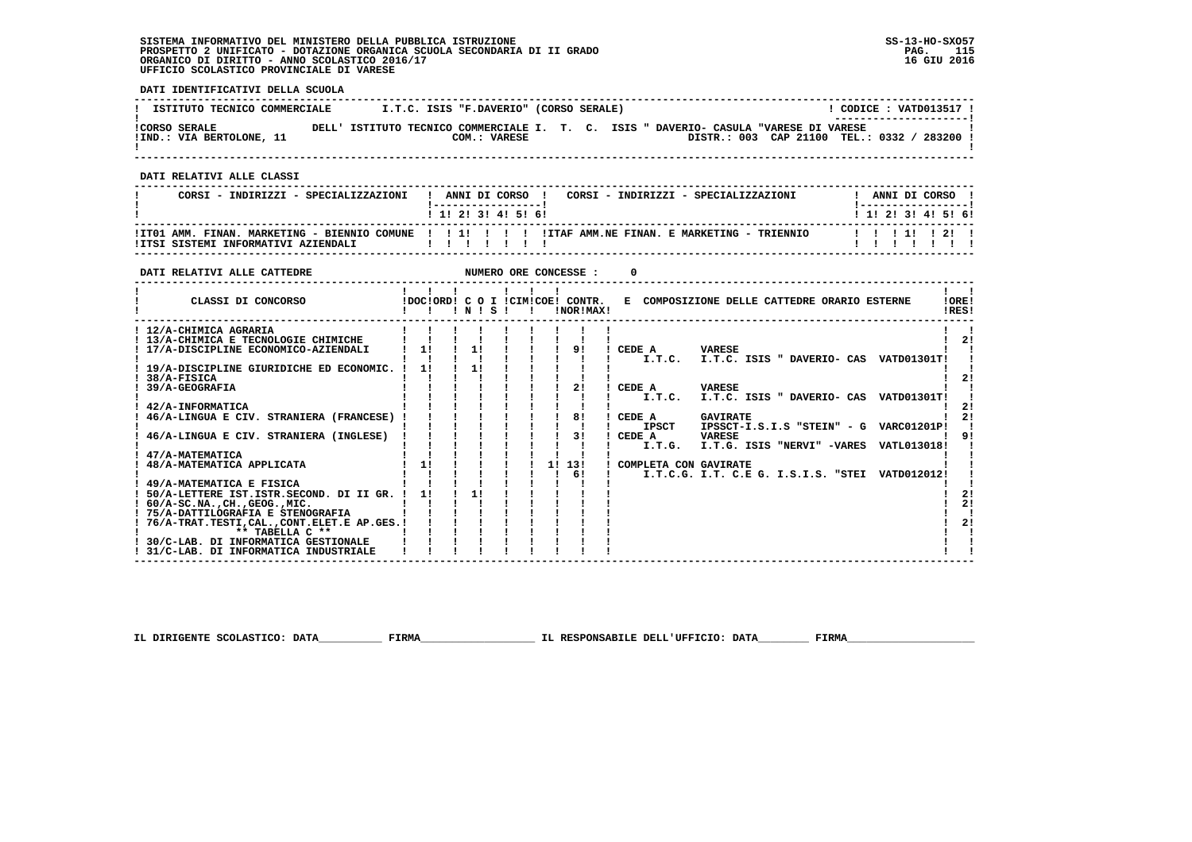SISTEMA INFORMATIVO DEL MINISTERO DELLA PUBBLICA ISTRUZIONE
PROSPETTO 2 UNIFICATO - DOTAZIONE ORGANICA SCUOLA SECONDARIA DI II GRADO
ORGANICO DI DIRITTO - ANNO SCOLASTICO 2016/17
UFFICIO SCOLASTICO PROVINCIALE DI VARESE

SS-13-HO-SXO57
16 GIU 2016

**DATI IDENTIFICATIVI DELLA SCUOLA**

| | | |
|---|---|---|
| ISTITUTO TECNICO COMMERCIALE | I.T.C. ISIS "F.DAVERIO" (CORSO SERALE) | CODICE : VATD013517 |
| CORSO SERALE | DELL' ISTITUTO TECNICO COMMERCIALE I. T. C. ISIS " DAVERIO- CASULA "VARESE DI VARESE | |
| IND.: VIA BERTOLONE, 11 | COM.: VARESE | DISTR.: 003 CAP 21100 TEL.: 0332 / 283200 |

**DATI RELATIVI ALLE CLASSI**

| CORSI - INDIRIZZI - SPECIALIZZAZIONI | 1 | 2 | 3 | 4 | 5 | 6 | CORSI - INDIRIZZI - SPECIALIZZAZIONI | 1 | 2 | 3 | 4 | 5 | 6 |
|---|---|---|---|---|---|---|---|---|---|---|---|---|---|
| IT01 AMM. FINAN. MARKETING - BIENNIO COMUNE | | 1 | | | | | ITAF AMM.NE FINAN. E MARKETING - TRIENNIO | | | 1 | | 2 | |
| ITSI SISTEMI INFORMATIVI AZIENDALI | | | | | | | | | | | | | |

**DATI RELATIVI ALLE CATTEDRE** NUMERO ORE CONCESSE : 0

| CLASSI DI CONCORSO | DOC | ORD | C O I N | C O I S | CIM | COE | CONTR. NOR | CONTR. MAX | E COMPOSIZIONE DELLE CATTEDRE ORARIO ESTERNE | ORE RES |
|---|---|---|---|---|---|---|---|---|---|---|
| 12/A-CHIMICA AGRARIA | | | | | | | | | | |
| 13/A-CHIMICA E TECNOLOGIE CHIMICHE | | | | | | | | | | 2 |
| 17/A-DISCIPLINE ECONOMICO-AZIENDALI | 1 | | 1 | | | | 9 | | CEDE A VARESE I.T.C. I.T.C. ISIS " DAVERIO- CAS VATD01301T | |
| 19/A-DISCIPLINE GIURIDICHE ED ECONOMIC. | 1 | | 1 | | | | | | | |
| 38/A-FISICA | | | | | | | | | | 2 |
| 39/A-GEOGRAFIA | | | | | | | 2 | | CEDE A VARESE I.T.C. I.T.C. ISIS " DAVERIO- CAS VATD01301T | |
| 42/A-INFORMATICA | | | | | | | | | | 2 |
| 46/A-LINGUA E CIV. STRANIERA (FRANCESE) | | | | | | | 8 | | CEDE A GAVIRATE IPSCT IPSSCT-I.S.I.S "STEIN" - G VARC01201P | 2 |
| 46/A-LINGUA E CIV. STRANIERA (INGLESE) | | | | | | | 3 | | CEDE A VARESE I.T.G. I.T.G. ISIS "NERVI" -VARES VATL013018 | 9 |
| 47/A-MATEMATICA | | | | | | | | | | |
| 48/A-MATEMATICA APPLICATA | 1 | | | | | 1 | 13 | 6 | COMPLETA CON GAVIRATE I.T.C.G. I.T. C.E G. I.S.I.S. "STEI VATD012012 | |
| 49/A-MATEMATICA E FISICA | | | | | | | | | | |
| 50/A-LETTERE IST.ISTR.SECOND. DI II GR. | 1 | | 1 | | | | | | | 2 |
| 60/A-SC.NA.,CH.,GEOG.,MIC. | | | | | | | | | | 2 |
| 75/A-DATTILOGRAFIA E STENOGRAFIA | | | | | | | | | | |
| 76/A-TRAT.TESTI,CAL.,CONT.ELET.E AP.GES. | | | | | | | | | | 2 |
| ** TABELLA C ** | | | | | | | | | | |
| 30/C-LAB. DI INFORMATICA GESTIONALE | | | | | | | | | | |
| 31/C-LAB. DI INFORMATICA INDUSTRIALE | | | | | | | | | | |

IL DIRIGENTE SCOLASTICO: DATA__________ FIRMA__________________ IL RESPONSABILE DELL'UFFICIO: DATA________ FIRMA____________________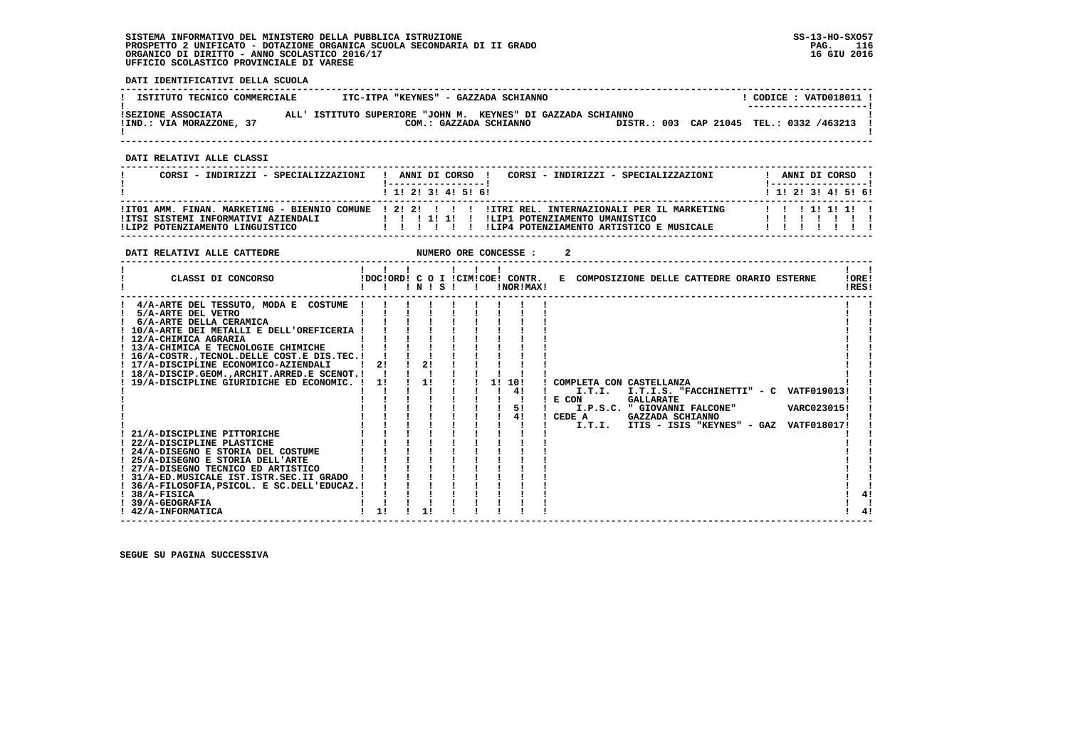SISTEMA INFORMATIVO DEL MINISTERO DELLA PUBBLICA ISTRUZIONE
PROSPETTO 2 UNIFICATO - DOTAZIONE ORGANICA SCUOLA SECONDARIA DI II GRADO
ORGANICO DI DIRITTO - ANNO SCOLASTICO 2016/17
UFFICIO SCOLASTICO PROVINCIALE DI VARESE

SS-13-HO-SXO57
PAG. 116
16 GIU 2016

**DATI IDENTIFICATIVI DELLA SCUOLA**

| ISTITUTO TECNICO COMMERCIALE | ITC-ITPA "KEYNES" - GAZZADA SCHIANNO | CODICE : VATD018011 |
|---|---|---|
| SEZIONE ASSOCIATA | ALL' ISTITUTO SUPERIORE "JOHN M. KEYNES" DI GAZZADA SCHIANNO | |
| IND.: VIA MORAZZONE, 37 | COM.: GAZZADA SCHIANNO | DISTR.: 003 CAP 21045 TEL.: 0332 /463213 |

**DATI RELATIVI ALLE CLASSI**

| CORSI - INDIRIZZI - SPECIALIZZAZIONI | 1 | 2 | 3 | 4 | 5 | 6 | CORSI - INDIRIZZI - SPECIALIZZAZIONI | 1 | 2 | 3 | 4 | 5 | 6 |
|---|---|---|---|---|---|---|---|---|---|---|---|---|---|
| IT01 AMM. FINAN. MARKETING - BIENNIO COMUNE | 2 | 2 | | | | | ITRI REL. INTERNAZIONALI PER IL MARKETING | | | 1 | 1 | 1 | |
| ITSI SISTEMI INFORMATIVI AZIENDALI | | | 1 | 1 | | | LIP1 POTENZIAMENTO UMANISTICO | | | | | | |
| LIP2 POTENZIAMENTO LINGUISTICO | | | | | | | LIP4 POTENZIAMENTO ARTISTICO E MUSICALE | | | | | | |

**DATI RELATIVI ALLE CATTEDRE** NUMERO ORE CONCESSE : 2

| CLASSI DI CONCORSO | DOC | ORD | C O I N S | CIM | COE | CONTR. NOR | CONTR. MAX | E COMPOSIZIONE DELLE CATTEDRE ORARIO ESTERNE | ORE RES |
|---|---|---|---|---|---|---|---|---|---|
| 4/A-ARTE DEL TESSUTO, MODA E COSTUME | | | | | | | | | |
| 5/A-ARTE DEL VETRO | | | | | | | | | |
| 6/A-ARTE DELLA CERAMICA | | | | | | | | | |
| 10/A-ARTE DEI METALLI E DELL'OREFICERIA | | | | | | | | | |
| 12/A-CHIMICA AGRARIA | | | | | | | | | |
| 13/A-CHIMICA E TECNOLOGIE CHIMICHE | | | | | | | | | |
| 16/A-COSTR.,TECNOL.DELLE COST.E DIS.TEC. | | | | | | | | | |
| 17/A-DISCIPLINE ECONOMICO-AZIENDALI | 2 | | 2 | | | | | | |
| 18/A-DISCIP.GEOM.,ARCHIT.ARRED.E SCENOT. | | | | | | | | | |
| 19/A-DISCIPLINE GIURIDICHE ED ECONOMIC. | 1 | | 1 | | | 1 | 10 | COMPLETA CON CASTELLANZA | |
| | | | | | | | 4 | I.T.I. I.T.I.S. "FACCHINETTI" - C VATF019013 | |
| | | | | | | | | E CON GALLARATE | |
| | | | | | | | 5 | I.P.S.C. " GIOVANNI FALCONE" VARC023015 | |
| | | | | | | | 4 | CEDE A GAZZADA SCHIANNO | |
| | | | | | | | | I.T.I. ITIS - ISIS "KEYNES" - GAZ VATF018017 | |
| 21/A-DISCIPLINE PITTORICHE | | | | | | | | | |
| 22/A-DISCIPLINE PLASTICHE | | | | | | | | | |
| 24/A-DISEGNO E STORIA DEL COSTUME | | | | | | | | | |
| 25/A-DISEGNO E STORIA DELL'ARTE | | | | | | | | | |
| 27/A-DISEGNO TECNICO ED ARTISTICO | | | | | | | | | |
| 31/A-ED.MUSICALE IST.ISTR.SEC.II GRADO | | | | | | | | | |
| 36/A-FILOSOFIA,PSICOL. E SC.DELL'EDUCAZ. | | | | | | | | | |
| 38/A-FISICA | | | | | | | | | 4 |
| 39/A-GEOGRAFIA | | | | | | | | | |
| 42/A-INFORMATICA | 1 | | 1 | | | | | | 4 |

SEGUE SU PAGINA SUCCESSIVA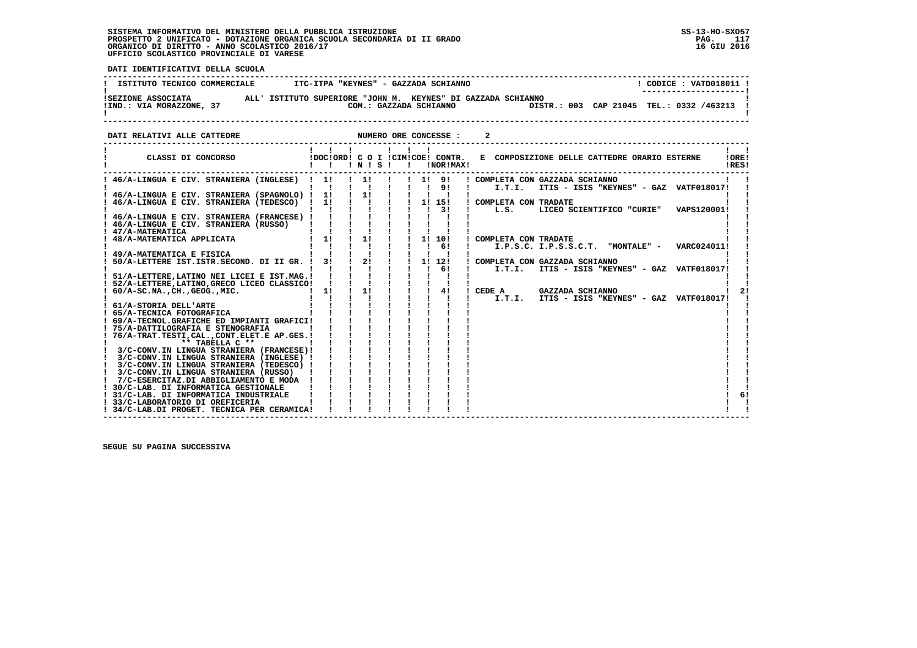SISTEMA INFORMATIVO DEL MINISTERO DELLA PUBBLICA ISTRUZIONE
PROSPETTO 2 UNIFICATO - DOTAZIONE ORGANICA SCUOLA SECONDARIA DI II GRADO
ORGANICO DI DIRITTO - ANNO SCOLASTICO 2016/17
UFFICIO SCOLASTICO PROVINCIALE DI VARESE

SS-13-HO-SXO57
16 GIU 2016

**DATI IDENTIFICATIVI DELLA SCUOLA**

| ISTITUTO TECNICO COMMERCIALE | ITC-ITPA "KEYNES" - GAZZADA SCHIANNO | CODICE : VATD018011 |
|---|---|---|
| SEZIONE ASSOCIATA | ALL' ISTITUTO SUPERIORE "JOHN M. KEYNES" DI GAZZADA SCHIANNO | |
| IND.: VIA MORAZZONE, 37 | COM.: GAZZADA SCHIANNO | DISTR.: 003 CAP 21045 TEL.: 0332 /463213 |

**DATI RELATIVI ALLE CATTEDRE** NUMERO ORE CONCESSE : 2

| CLASSI DI CONCORSO | DOC | ORD | C O N | I S | CIM | COE | CONTR. NOR | MAX | E COMPOSIZIONE DELLE CATTEDRE ORARIO ESTERNE | ORE RES |
|---|---|---|---|---|---|---|---|---|---|---|
| 46/A-LINGUA E CIV. STRANIERA (INGLESE) | 1 | | 1 | | | 1 | 9 | | COMPLETA CON GAZZADA SCHIANNO | |
| | | | | | | | 9 | | I.T.I. ITIS - ISIS "KEYNES" - GAZ VATF018017 | |
| 46/A-LINGUA E CIV. STRANIERA (SPAGNOLO) | 1 | | 1 | | | | | | | |
| 46/A-LINGUA E CIV. STRANIERA (TEDESCO) | 1 | | | | | 1 | 15 | | COMPLETA CON TRADATE | |
| | | | | | | | 3 | | L.S. LICEO SCIENTIFICO "CURIE" VAPS120001 | |
| 46/A-LINGUA E CIV. STRANIERA (FRANCESE) | | | | | | | | | | |
| 46/A-LINGUA E CIV. STRANIERA (RUSSO) | | | | | | | | | | |
| 47/A-MATEMATICA | | | | | | | | | | |
| 48/A-MATEMATICA APPLICATA | 1 | | 1 | | | 1 | 10 | | COMPLETA CON TRADATE | |
| | | | | | | | 6 | | I.P.S.C. I.P.S.S.C.T. "MONTALE" - VARC024011 | |
| 49/A-MATEMATICA E FISICA | | | | | | | | | | |
| 50/A-LETTERE IST.ISTR.SECOND. DI II GR. | 3 | | 2 | | | 1 | 12 | | COMPLETA CON GAZZADA SCHIANNO | |
| | | | | | | | 6 | | I.T.I. ITIS - ISIS "KEYNES" - GAZ VATF018017 | |
| 51/A-LETTERE,LATINO NEI LICEI E IST.MAG. | | | | | | | | | | |
| 52/A-LETTERE,LATINO,GRECO LICEO CLASSICO | | | | | | | | | | |
| 60/A-SC.NA.,CH.,GEOG.,MIC. | 1 | | 1 | | | | 4 | | CEDE A GAZZADA SCHIANNO | 2 |
| | | | | | | | | | I.T.I. ITIS - ISIS "KEYNES" - GAZ VATF018017 | |
| 61/A-STORIA DELL'ARTE | | | | | | | | | | |
| 65/A-TECNICA FOTOGRAFICA | | | | | | | | | | |
| 69/A-TECNOL.GRAFICHE ED IMPIANTI GRAFICI | | | | | | | | | | |
| 75/A-DATTILOGRAFIA E STENOGRAFIA | | | | | | | | | | |
| 76/A-TRAT.TESTI,CAL.,CONT.ELET.E AP.GES. | | | | | | | | | | |
| ** TABELLA C ** | | | | | | | | | | |
| 3/C-CONV.IN LINGUA STRANIERA (FRANCESE) | | | | | | | | | | |
| 3/C-CONV.IN LINGUA STRANIERA (INGLESE) | | | | | | | | | | |
| 3/C-CONV.IN LINGUA STRANIERA (TEDESCO) | | | | | | | | | | |
| 3/C-CONV.IN LINGUA STRANIERA (RUSSO) | | | | | | | | | | |
| 7/C-ESERCITAZ.DI ABBIGLIAMENTO E MODA | | | | | | | | | | |
| 30/C-LAB. DI INFORMATICA GESTIONALE | | | | | | | | | | |
| 31/C-LAB. DI INFORMATICA INDUSTRIALE | | | | | | | | | | 6 |
| 33/C-LABORATORIO DI OREFICERIA | | | | | | | | | | |
| 34/C-LAB.DI PROGET. TECNICA PER CERAMICA | | | | | | | | | | |

SEGUE SU PAGINA SUCCESSIVA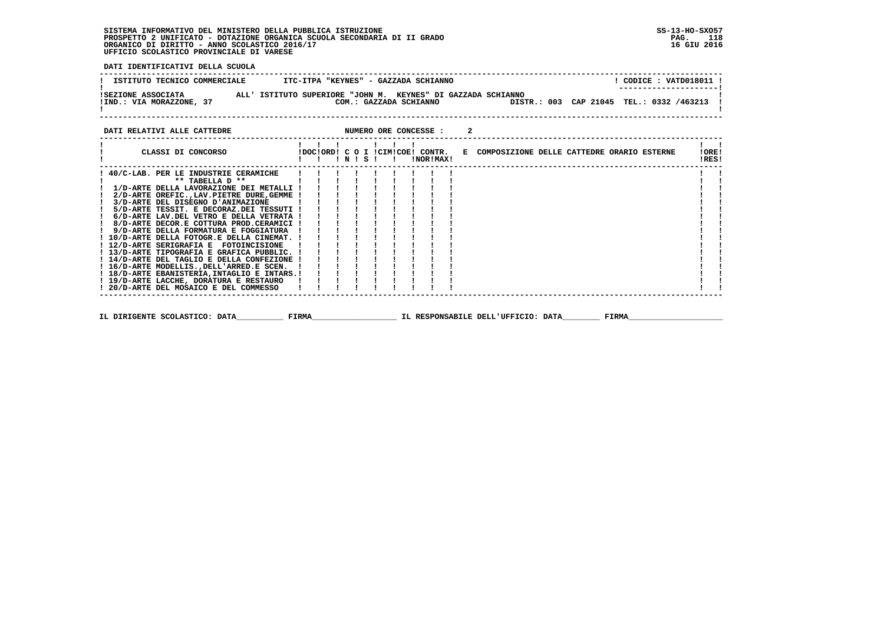SISTEMA INFORMATIVO DEL MINISTERO DELLA PUBBLICA ISTRUZIONE
PROSPETTO 2 UNIFICATO - DOTAZIONE ORGANICA SCUOLA SECONDARIA DI II GRADO
ORGANICO DI DIRITTO - ANNO SCOLASTICO 2016/17
UFFICIO SCOLASTICO PROVINCIALE DI VARESE

SS-13-HO-SXO57
16 GIU 2016

**DATI IDENTIFICATIVI DELLA SCUOLA**

| ISTITUTO TECNICO COMMERCIALE | ITC-ITPA "KEYNES" - GAZZADA SCHIANNO | CODICE : VATD018011 |
|---|---|---|
| SEZIONE ASSOCIATA | ALL' ISTITUTO SUPERIORE "JOHN M. KEYNES" DI GAZZADA SCHIANNO | |
| IND.: VIA MORAZZONE, 37 | COM.: GAZZADA SCHIANNO | DISTR.: 003 CAP 21045 TEL.: 0332 /463213 |

**DATI RELATIVI ALLE CATTEDRE** NUMERO ORE CONCESSE : 2

| CLASSI DI CONCORSO | DOC | ORD | C N | O S | I | CIM | COE | CONTR. NOR | CONTR. MAX | E COMPOSIZIONE DELLE CATTEDRE ORARIO ESTERNE | ORE RES |
|---|---|---|---|---|---|---|---|---|---|---|---|
| 40/C-LAB. PER LE INDUSTRIE CERAMICHE | | | | | | | | | | | |
| ** TABELLA D ** | | | | | | | | | | | |
| 1/D-ARTE DELLA LAVORAZIONE DEI METALLI | | | | | | | | | | | |
| 2/D-ARTE OREFIC.,LAV.PIETRE DURE,GEMME | | | | | | | | | | | |
| 3/D-ARTE DEL DISEGNO D'ANIMAZIONE | | | | | | | | | | | |
| 5/D-ARTE TESSIT. E DECORAZ.DEI TESSUTI | | | | | | | | | | | |
| 6/D-ARTE LAV.DEL VETRO E DELLA VETRATA | | | | | | | | | | | |
| 8/D-ARTE DECOR.E COTTURA PROD.CERAMICI | | | | | | | | | | | |
| 9/D-ARTE DELLA FORMATURA E FOGGIATURA | | | | | | | | | | | |
| 10/D-ARTE DELLA FOTOGR.E DELLA CINEMAT. | | | | | | | | | | | |
| 12/D-ARTE SERIGRAFIA E FOTOINCISIONE | | | | | | | | | | | |
| 13/D-ARTE TIPOGRAFIA E GRAFICA PUBBLIC. | | | | | | | | | | | |
| 14/D-ARTE DEL TAGLIO E DELLA CONFEZIONE | | | | | | | | | | | |
| 16/D-ARTE MODELLIS.,DELL'ARRED.E SCEN. | | | | | | | | | | | |
| 18/D-ARTE EBANISTERIA,INTAGLIO E INTARS. | | | | | | | | | | | |
| 19/D-ARTE LACCHE, DORATURA E RESTAURO | | | | | | | | | | | |
| 20/D-ARTE DEL MOSAICO E DEL COMMESSO | | | | | | | | | | | |

IL DIRIGENTE SCOLASTICO: DATA__________ FIRMA__________________ IL RESPONSABILE DELL'UFFICIO: DATA________ FIRMA____________________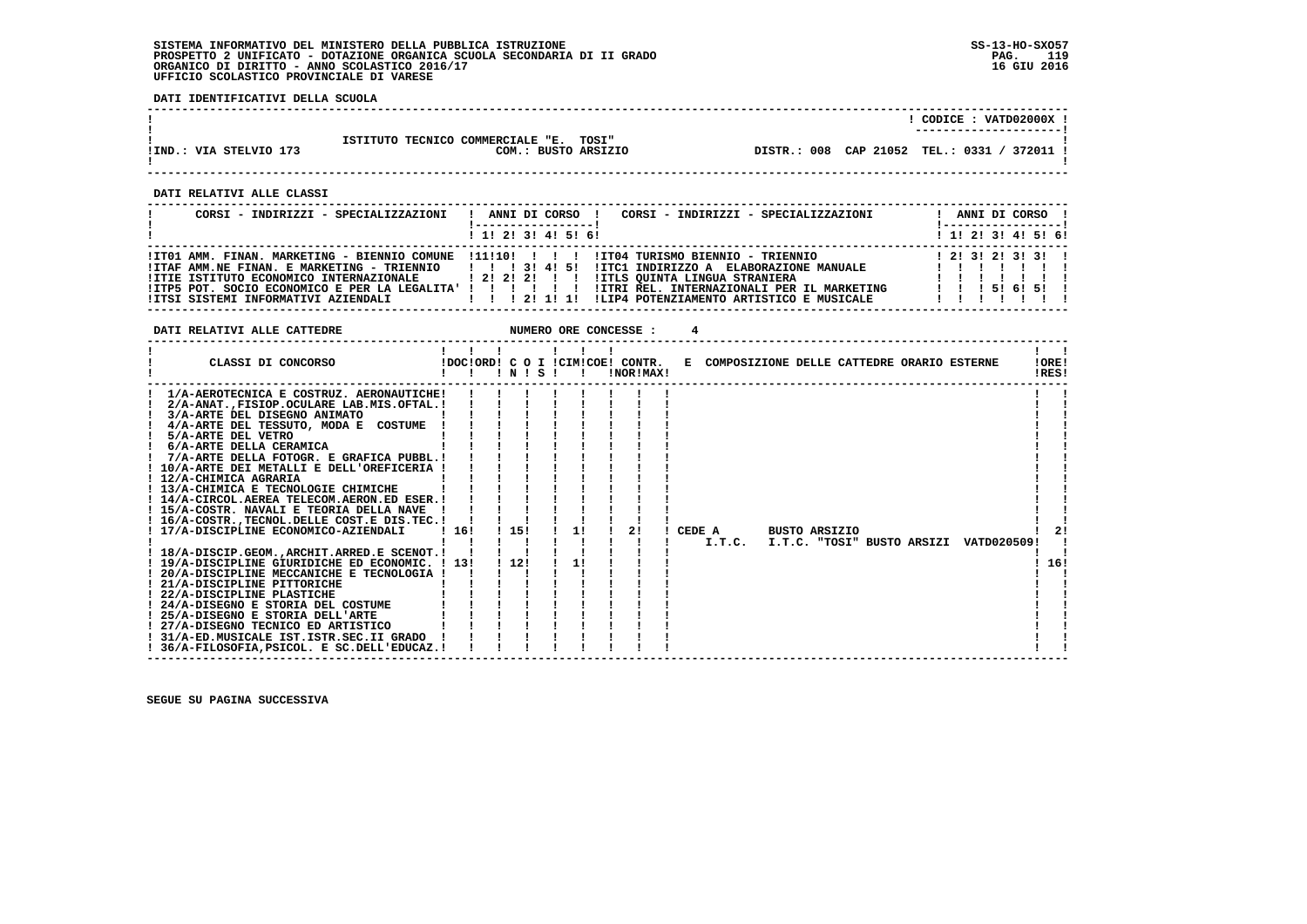SISTEMA INFORMATIVO DEL MINISTERO DELLA PUBBLICA ISTRUZIONE
PROSPETTO 2 UNIFICATO - DOTAZIONE ORGANICA SCUOLA SECONDARIA DI II GRADO
ORGANICO DI DIRITTO - ANNO SCOLASTICO 2016/17
UFFICIO SCOLASTICO PROVINCIALE DI VARESE

SS-13-HO-SXO57
16 GIU 2016

**DATI IDENTIFICATIVI DELLA SCUOLA**

CODICE : VATD02000X

ISTITUTO TECNICO COMMERCIALE "E. TOSI"

IND.: VIA STELVIO 173 — COM.: BUSTO ARSIZIO — DISTR.: 008 CAP 21052 TEL.: 0331 / 372011

**DATI RELATIVI ALLE CLASSI**

| CORSI - INDIRIZZI - SPECIALIZZAZIONI | 1 | 2 | 3 | 4 | 5 | 6 | CORSI - INDIRIZZI - SPECIALIZZAZIONI | 1 | 2 | 3 | 4 | 5 | 6 |
|---|---|---|---|---|---|---|---|---|---|---|---|---|---|
| IT01 AMM. FINAN. MARKETING - BIENNIO COMUNE | 11 | 10 | | | | | IT04 TURISMO BIENNIO - TRIENNIO | 2 | 3 | 2 | 3 | 3 | |
| ITAF AMM.NE FINAN. E MARKETING - TRIENNIO | | | 3 | 4 | 5 | | ITC1 INDIRIZZO A ELABORAZIONE MANUALE | | | | | | |
| ITIE ISTITUTO ECONOMICO INTERNAZIONALE | 2 | 2 | 2 | | | | ITLS QUINTA LINGUA STRANIERA | | | | | | |
| ITP5 POT. SOCIO ECONOMICO E PER LA LEGALITA' | | | | | | | ITRI REL. INTERNAZIONALI PER IL MARKETING | | | 5 | 6 | 5 | |
| ITSI SISTEMI INFORMATIVI AZIENDALI | | | 2 | 1 | 1 | | LIP4 POTENZIAMENTO ARTISTICO E MUSICALE | | | | | | |

**DATI RELATIVI ALLE CATTEDRE** — NUMERO ORE CONCESSE : 4

| CLASSI DI CONCORSO | DOC | ORD | C O I N | S | CIM | COE | CONTR. NOR | CONTR. MAX | E COMPOSIZIONE DELLE CATTEDRE ORARIO ESTERNE | ORE RES |
|---|---|---|---|---|---|---|---|---|---|---|
| 1/A-AEROTECNICA E COSTRUZ. AERONAUTICHE | | | | | | | | | | |
| 2/A-ANAT.,FISIOP.OCULARE LAB.MIS.OFTAL. | | | | | | | | | | |
| 3/A-ARTE DEL DISEGNO ANIMATO | | | | | | | | | | |
| 4/A-ARTE DEL TESSUTO, MODA E COSTUME | | | | | | | | | | |
| 5/A-ARTE DEL VETRO | | | | | | | | | | |
| 6/A-ARTE DELLA CERAMICA | | | | | | | | | | |
| 7/A-ARTE DELLA FOTOGR. E GRAFICA PUBBL. | | | | | | | | | | |
| 10/A-ARTE DEI METALLI E DELL'OREFICERIA | | | | | | | | | | |
| 12/A-CHIMICA AGRARIA | | | | | | | | | | |
| 13/A-CHIMICA E TECNOLOGIE CHIMICHE | | | | | | | | | | |
| 14/A-CIRCOL.AEREA TELECOM.AERON.ED ESER. | | | | | | | | | | |
| 15/A-COSTR. NAVALI E TEORIA DELLA NAVE | | | | | | | | | | |
| 16/A-COSTR.,TECNOL.DELLE COST.E DIS.TEC. | | | | | | | | | | |
| 17/A-DISCIPLINE ECONOMICO-AZIENDALI | 16 | | 15 | | 1 | | 2 | | CEDE A BUSTO ARSIZIO I.T.C. I.T.C. "TOSI" BUSTO ARSIZI VATD020509 | 2 |
| 18/A-DISCIP.GEOM.,ARCHIT.ARRED.E SCENOT. | | | | | | | | | | |
| 19/A-DISCIPLINE GIURIDICHE ED ECONOMIC. | 13 | | 12 | | 1 | | | | | 16 |
| 20/A-DISCIPLINE MECCANICHE E TECNOLOGIA | | | | | | | | | | |
| 21/A-DISCIPLINE PITTORICHE | | | | | | | | | | |
| 22/A-DISCIPLINE PLASTICHE | | | | | | | | | | |
| 24/A-DISEGNO E STORIA DEL COSTUME | | | | | | | | | | |
| 25/A-DISEGNO E STORIA DELL'ARTE | | | | | | | | | | |
| 27/A-DISEGNO TECNICO ED ARTISTICO | | | | | | | | | | |
| 31/A-ED.MUSICALE IST.ISTR.SEC.II GRADO | | | | | | | | | | |
| 36/A-FILOSOFIA,PSICOL. E SC.DELL'EDUCAZ. | | | | | | | | | | |

SEGUE SU PAGINA SUCCESSIVA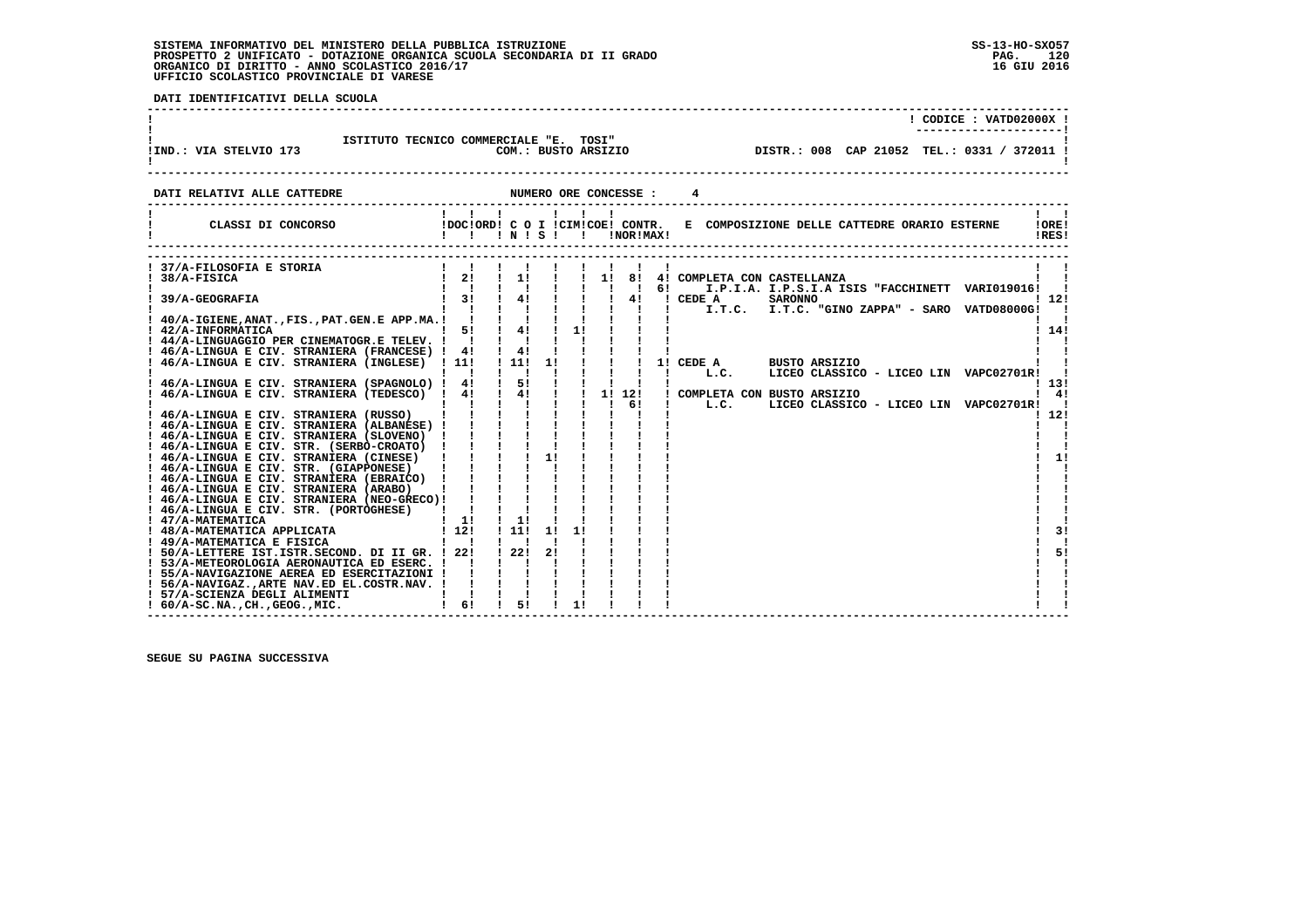SISTEMA INFORMATIVO DEL MINISTERO DELLA PUBBLICA ISTRUZIONE
PROSPETTO 2 UNIFICATO - DOTAZIONE ORGANICA SCUOLA SECONDARIA DI II GRADO
ORGANICO DI DIRITTO - ANNO SCOLASTICO 2016/17
UFFICIO SCOLASTICO PROVINCIALE DI VARESE

SS-13-HO-SXO57
16 GIU 2016

**DATI IDENTIFICATIVI DELLA SCUOLA**

CODICE : VATD02000X

ISTITUTO TECNICO COMMERCIALE "E. TOSI"
IND.: VIA STELVIO 173 — COM.: BUSTO ARSIZIO — DISTR.: 008 CAP 21052 TEL.: 0331 / 372011

**DATI RELATIVI ALLE CATTEDRE** — NUMERO ORE CONCESSE : 4

| CLASSI DI CONCORSO | DOC | ORD | C O N | I S | CIM | COE | CONTR. NOR | CONTR. MAX | E COMPOSIZIONE DELLE CATTEDRE ORARIO ESTERNE | ORE RES |
|---|---|---|---|---|---|---|---|---|---|---|
| 37/A-FILOSOFIA E STORIA | | | | | | | | | | |
| 38/A-FISICA | 2 | | 1 | | | 1 | 8 | 4 | COMPLETA CON CASTELLANZA | |
| | | | | | | | | 6 | I.P.I.A. I.P.S.I.A ISIS "FACCHINETT VARI019016 | |
| 39/A-GEOGRAFIA | 3 | | 4 | | | | 4 | | CEDE A SARONNO | 12 |
| | | | | | | | | | I.T.C. I.T.C. "GINO ZAPPA" - SARO VATD08000G | |
| 40/A-IGIENE,ANAT.,FIS.,PAT.GEN.E APP.MA. | | | | | | | | | | |
| 42/A-INFORMATICA | 5 | | 4 | | 1 | | | | | 14 |
| 44/A-LINGUAGGIO PER CINEMATOGR.E TELEV. | | | | | | | | | | |
| 46/A-LINGUA E CIV. STRANIERA (FRANCESE) | 4 | | 4 | | | | | | | |
| 46/A-LINGUA E CIV. STRANIERA (INGLESE) | 11 | | 11 | 1 | | | | 1 | CEDE A BUSTO ARSIZIO | |
| | | | | | | | | | L.C. LICEO CLASSICO - LICEO LIN VAPC02701R | |
| 46/A-LINGUA E CIV. STRANIERA (SPAGNOLO) | 4 | | 5 | | | | | | | 13 |
| 46/A-LINGUA E CIV. STRANIERA (TEDESCO) | 4 | | 4 | | | 1 | 12 | | COMPLETA CON BUSTO ARSIZIO | 4 |
| | | | | | | | 6 | | L.C. LICEO CLASSICO - LICEO LIN VAPC02701R | |
| 46/A-LINGUA E CIV. STRANIERA (RUSSO) | | | | | | | | | | 12 |
| 46/A-LINGUA E CIV. STRANIERA (ALBANESE) | | | | | | | | | | |
| 46/A-LINGUA E CIV. STRANIERA (SLOVENO) | | | | | | | | | | |
| 46/A-LINGUA E CIV. STR. (SERBO-CROATO) | | | | | | | | | | |
| 46/A-LINGUA E CIV. STRANIERA (CINESE) | | | | 1 | | | | | | 1 |
| 46/A-LINGUA E CIV. STR. (GIAPPONESE) | | | | | | | | | | |
| 46/A-LINGUA E CIV. STRANIERA (EBRAICO) | | | | | | | | | | |
| 46/A-LINGUA E CIV. STRANIERA (ARABO) | | | | | | | | | | |
| 46/A-LINGUA E CIV. STRANIERA (NEO-GRECO) | | | | | | | | | | |
| 46/A-LINGUA E CIV. STR. (PORTOGHESE) | | | | | | | | | | |
| 47/A-MATEMATICA | 1 | | 1 | | | | | | | |
| 48/A-MATEMATICA APPLICATA | 12 | | 11 | 1 | 1 | | | | | 3 |
| 49/A-MATEMATICA E FISICA | | | | | | | | | | |
| 50/A-LETTERE IST.ISTR.SECOND. DI II GR. | 22 | | 22 | 2 | | | | | | 5 |
| 53/A-METEOROLOGIA AERONAUTICA ED ESERC. | | | | | | | | | | |
| 55/A-NAVIGAZIONE AEREA ED ESERCITAZIONI | | | | | | | | | | |
| 56/A-NAVIGAZ.,ARTE NAV.ED EL.COSTR.NAV. | | | | | | | | | | |
| 57/A-SCIENZA DEGLI ALIMENTI | | | | | | | | | | |
| 60/A-SC.NA.,CH.,GEOG.,MIC. | 6 | | 5 | | 1 | | | | | |

SEGUE SU PAGINA SUCCESSIVA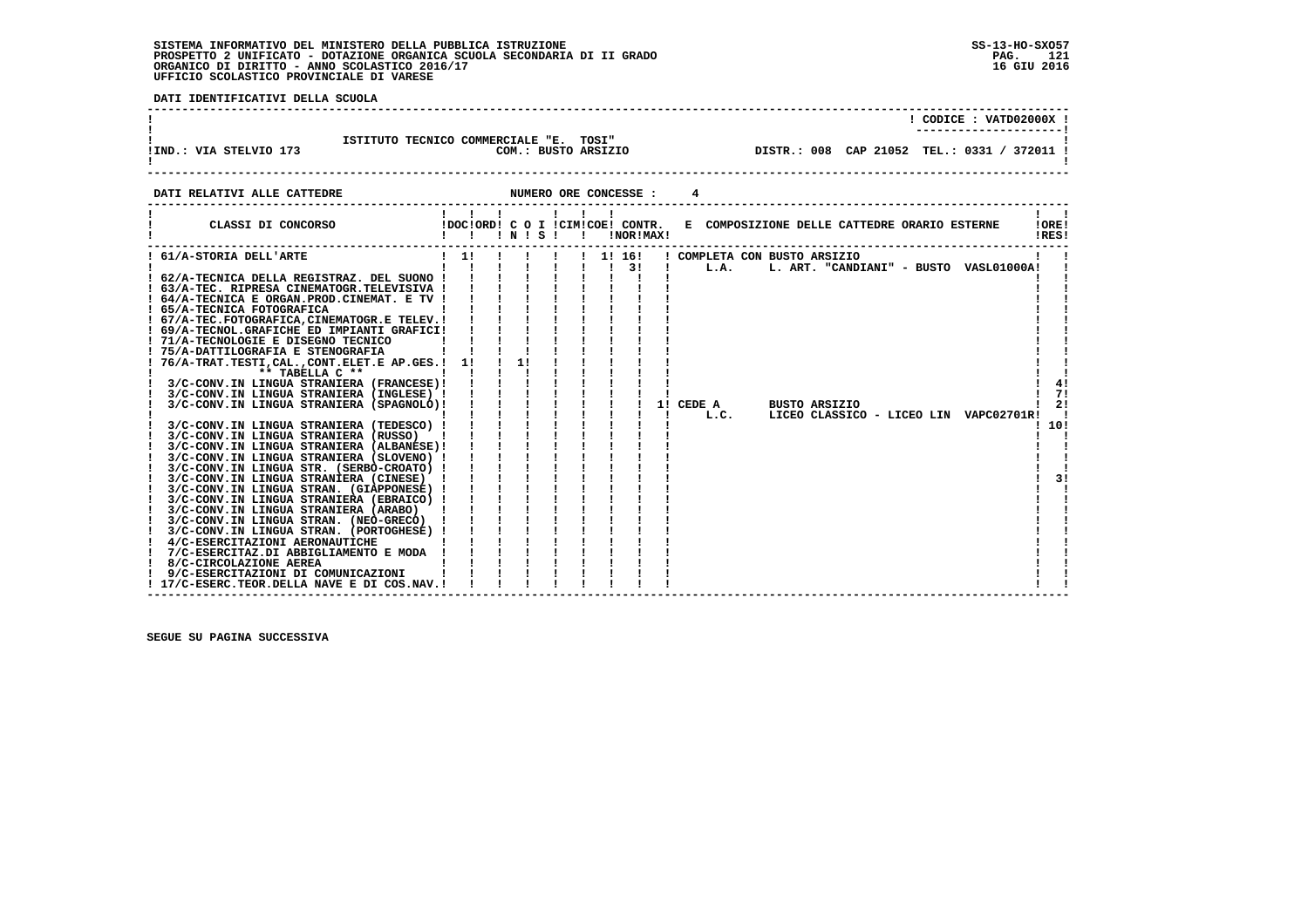SISTEMA INFORMATIVO DEL MINISTERO DELLA PUBBLICA ISTRUZIONE
PROSPETTO 2 UNIFICATO - DOTAZIONE ORGANICA SCUOLA SECONDARIA DI II GRADO
ORGANICO DI DIRITTO - ANNO SCOLASTICO 2016/17
UFFICIO SCOLASTICO PROVINCIALE DI VARESE

**DATI IDENTIFICATIVI DELLA SCUOLA**

ISTITUTO TECNICO COMMERCIALE "E. TOSI" — CODICE : VATD02000X

IND.: VIA STELVIO 173 — COM.: BUSTO ARSIZIO — DISTR.: 008 CAP 21052 TEL.: 0331 / 372011

**DATI RELATIVI ALLE CATTEDRE** — NUMERO ORE CONCESSE : 4

| CLASSI DI CONCORSO | DOC | ORD | C N | O | I S | CIM | COE | CONTR. NOR | CONTR. MAX | E COMPOSIZIONE DELLE CATTEDRE ORARIO ESTERNE | ORE RES |
|---|---|---|---|---|---|---|---|---|---|---|---|
| 61/A-STORIA DELL'ARTE | 1 | | | | | | 1 | 16 | | COMPLETA CON BUSTO ARSIZIO | |
| | | | | | | | | 3 | | L.A. L. ART. "CANDIANI" - BUSTO VASL01000A | |
| 62/A-TECNICA DELLA REGISTRAZ. DEL SUONO | | | | | | | | | | | |
| 63/A-TEC. RIPRESA CINEMATOGR.TELEVISIVA | | | | | | | | | | | |
| 64/A-TECNICA E ORGAN.PROD.CINEMAT. E TV | | | | | | | | | | | |
| 65/A-TECNICA FOTOGRAFICA | | | | | | | | | | | |
| 67/A-TEC.FOTOGRAFICA,CINEMATOGR.E TELEV. | | | | | | | | | | | |
| 69/A-TECNOL.GRAFICHE ED IMPIANTI GRAFICI | | | | | | | | | | | |
| 71/A-TECNOLOGIE E DISEGNO TECNICO | | | | | | | | | | | |
| 75/A-DATTILOGRAFIA E STENOGRAFIA | | | | | | | | | | | |
| 76/A-TRAT.TESTI,CAL.,CONT.ELET.E AP.GES. | 1 | | 1 | | | | | | | | |
| ** TABELLA C ** | | | | | | | | | | | |
| 3/C-CONV.IN LINGUA STRANIERA (FRANCESE) | | | | | | | | | | | 4 |
| 3/C-CONV.IN LINGUA STRANIERA (INGLESE) | | | | | | | | | | | 7 |
| 3/C-CONV.IN LINGUA STRANIERA (SPAGNOLO) | | | | | | | | | | 1 CEDE A BUSTO ARSIZIO | 2 |
| | | | | | | | | | | L.C. LICEO CLASSICO - LICEO LIN VAPC02701R | |
| 3/C-CONV.IN LINGUA STRANIERA (TEDESCO) | | | | | | | | | | | 10 |
| 3/C-CONV.IN LINGUA STRANIERA (RUSSO) | | | | | | | | | | | |
| 3/C-CONV.IN LINGUA STRANIERA (ALBANESE) | | | | | | | | | | | |
| 3/C-CONV.IN LINGUA STRANIERA (SLOVENO) | | | | | | | | | | | |
| 3/C-CONV.IN LINGUA STR. (SERBO-CROATO) | | | | | | | | | | | |
| 3/C-CONV.IN LINGUA STRANIERA (CINESE) | | | | | | | | | | | 3 |
| 3/C-CONV.IN LINGUA STRAN. (GIAPPONESE) | | | | | | | | | | | |
| 3/C-CONV.IN LINGUA STRANIERA (EBRAICO) | | | | | | | | | | | |
| 3/C-CONV.IN LINGUA STRANIERA (ARABO) | | | | | | | | | | | |
| 3/C-CONV.IN LINGUA STRAN. (NEO-GRECO) | | | | | | | | | | | |
| 3/C-CONV.IN LINGUA STRAN. (PORTOGHESE) | | | | | | | | | | | |
| 4/C-ESERCITAZIONI AERONAUTICHE | | | | | | | | | | | |
| 7/C-ESERCITAZ.DI ABBIGLIAMENTO E MODA | | | | | | | | | | | |
| 8/C-CIRCOLAZIONE AEREA | | | | | | | | | | | |
| 9/C-ESERCITAZIONI DI COMUNICAZIONI | | | | | | | | | | | |
| 17/C-ESERC.TEOR.DELLA NAVE E DI COS.NAV. | | | | | | | | | | | |

SEGUE SU PAGINA SUCCESSIVA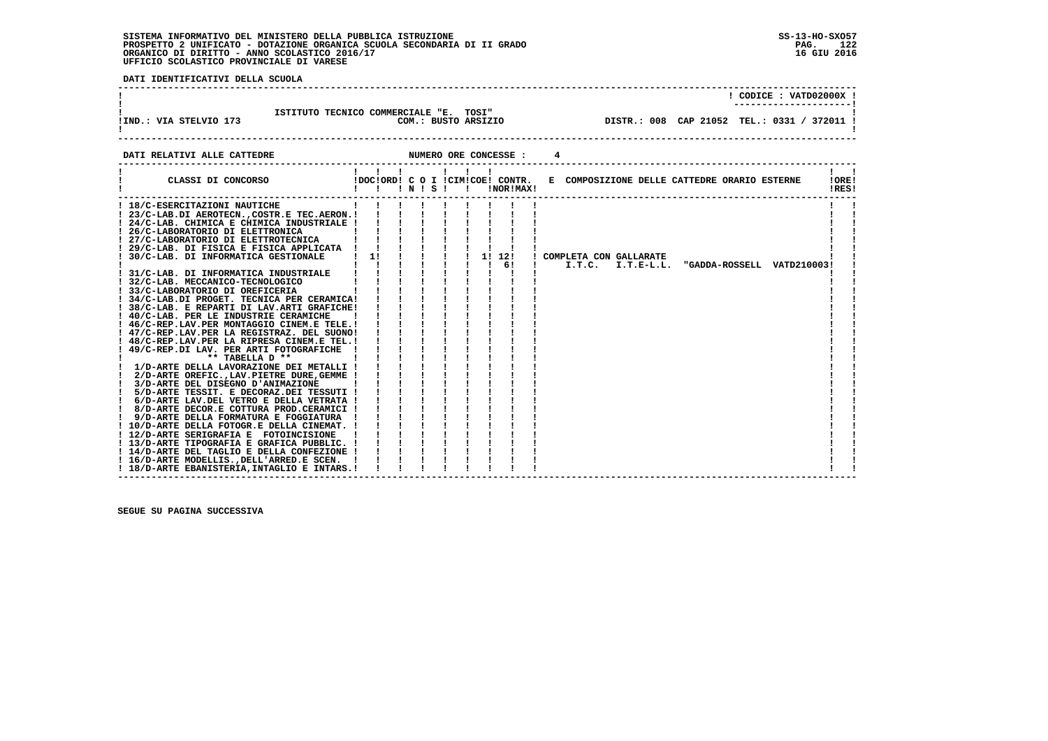**SISTEMA INFORMATIVO DEL MINISTERO DELLA PUBBLICA ISTRUZIONE**
**PROSPETTO 2 UNIFICATO - DOTAZIONE ORGANICA SCUOLA SECONDARIA DI II GRADO**
**ORGANICO DI DIRITTO - ANNO SCOLASTICO 2016/17**
**UFFICIO SCOLASTICO PROVINCIALE DI VARESE**

SS-13-HO-SXO57
16 GIU 2016

**DATI IDENTIFICATIVI DELLA SCUOLA**

CODICE : VATD02000X

ISTITUTO TECNICO COMMERCIALE "E. TOSI"
IND.: VIA STELVIO 173 — COM.: BUSTO ARSIZIO — DISTR.: 008 CAP 21052 TEL.: 0331 / 372011

**DATI RELATIVI ALLE CATTEDRE** — NUMERO ORE CONCESSE : 4

| CLASSI DI CONCORSO | DOC | ORD | C O I N | S | CIM | COE | CONTR. NOR | MAX | E | COMPOSIZIONE DELLE CATTEDRE ORARIO ESTERNE | ORE RES |
|---|---|---|---|---|---|---|---|---|---|---|---|
| 18/C-ESERCITAZIONI NAUTICHE | | | | | | | | | | | |
| 23/C-LAB.DI AEROTECN.,COSTR.E TEC.AERON. | | | | | | | | | | | |
| 24/C-LAB. CHIMICA E CHIMICA INDUSTRIALE | | | | | | | | | | | |
| 26/C-LABORATORIO DI ELETTRONICA | | | | | | | | | | | |
| 27/C-LABORATORIO DI ELETTROTECNICA | | | | | | | | | | | |
| 29/C-LAB. DI FISICA E FISICA APPLICATA | | | | | | | | | | | |
| 30/C-LAB. DI INFORMATICA GESTIONALE | 1 | | | | | 1 | 12 | | | COMPLETA CON GALLARATE | |
| | | | | | | | 6 | | | I.T.C. I.T.E-L.L. "GADDA-ROSSELL VATD210003 | |
| 31/C-LAB. DI INFORMATICA INDUSTRIALE | | | | | | | | | | | |
| 32/C-LAB. MECCANICO-TECNOLOGICO | | | | | | | | | | | |
| 33/C-LABORATORIO DI OREFICERIA | | | | | | | | | | | |
| 34/C-LAB.DI PROGET. TECNICA PER CERAMICA | | | | | | | | | | | |
| 38/C-LAB. E REPARTI DI LAV.ARTI GRAFICHE | | | | | | | | | | | |
| 40/C-LAB. PER LE INDUSTRIE CERAMICHE | | | | | | | | | | | |
| 46/C-REP.LAV.PER MONTAGGIO CINEM.E TELE. | | | | | | | | | | | |
| 47/C-REP.LAV.PER LA REGISTRAZ. DEL SUONO | | | | | | | | | | | |
| 48/C-REP.LAV.PER LA RIPRESA CINEM.E TEL. | | | | | | | | | | | |
| 49/C-REP.DI LAV. PER ARTI FOTOGRAFICHE | | | | | | | | | | | |
| ** TABELLA D ** | | | | | | | | | | | |
| 1/D-ARTE DELLA LAVORAZIONE DEI METALLI | | | | | | | | | | | |
| 2/D-ARTE OREFIC.,LAV.PIETRE DURE,GEMME | | | | | | | | | | | |
| 3/D-ARTE DEL DISEGNO D'ANIMAZIONE | | | | | | | | | | | |
| 5/D-ARTE TESSIT. E DECORAZ.DEI TESSUTI | | | | | | | | | | | |
| 6/D-ARTE LAV.DEL VETRO E DELLA VETRATA | | | | | | | | | | | |
| 8/D-ARTE DECOR.E COTTURA PROD.CERAMICI | | | | | | | | | | | |
| 9/D-ARTE DELLA FORMATURA E FOGGIATURA | | | | | | | | | | | |
| 10/D-ARTE DELLA FOTOGR.E DELLA CINEMAT. | | | | | | | | | | | |
| 12/D-ARTE SERIGRAFIA E FOTOINCISIONE | | | | | | | | | | | |
| 13/D-ARTE TIPOGRAFIA E GRAFICA PUBBLIC. | | | | | | | | | | | |
| 14/D-ARTE DEL TAGLIO E DELLA CONFEZIONE | | | | | | | | | | | |
| 16/D-ARTE MODELLIS.,DELL'ARRED.E SCEN. | | | | | | | | | | | |
| 18/D-ARTE EBANISTERIA,INTAGLIO E INTARS. | | | | | | | | | | | |

**SEGUE SU PAGINA SUCCESSIVA**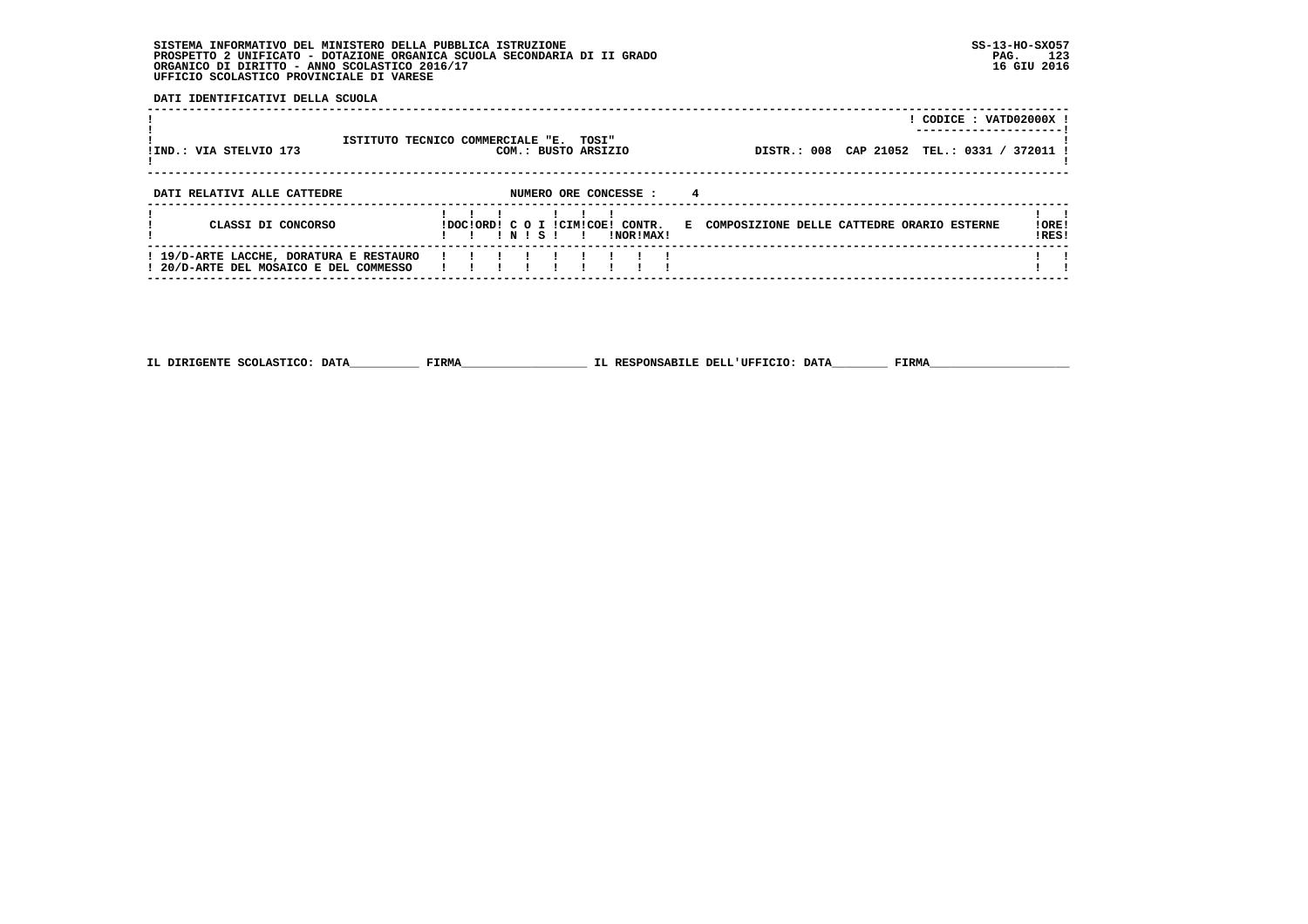SISTEMA INFORMATIVO DEL MINISTERO DELLA PUBBLICA ISTRUZIONE
PROSPETTO 2 UNIFICATO - DOTAZIONE ORGANICA SCUOLA SECONDARIA DI II GRADO
ORGANICO DI DIRITTO - ANNO SCOLASTICO 2016/17
UFFICIO SCOLASTICO PROVINCIALE DI VARESE

SS-13-HO-SXO57
16 GIU 2016

**DATI IDENTIFICATIVI DELLA SCUOLA**

| | | |
|---|---|---|
| | | CODICE : VATD02000X |
| ISTITUTO TECNICO COMMERCIALE "E. TOSI" | | |
| IND.: VIA STELVIO 173 | COM.: BUSTO ARSIZIO | DISTR.: 008 CAP 21052 TEL.: 0331 / 372011 |

**DATI RELATIVI ALLE CATTEDRE** NUMERO ORE CONCESSE : 4

| CLASSI DI CONCORSO | DOC | ORD | C IN | O | I S | CIM | COE | CONTR. NOR | MAX | E COMPOSIZIONE DELLE CATTEDRE ORARIO ESTERNE | ORE RES |
|---|---|---|---|---|---|---|---|---|---|---|---|
| 19/D-ARTE LACCHE, DORATURA E RESTAURO 20/D-ARTE DEL MOSAICO E DEL COMMESSO | | | | | | | | | | | |

IL DIRIGENTE SCOLASTICO: DATA__________ FIRMA__________________ IL RESPONSABILE DELL'UFFICIO: DATA________ FIRMA____________________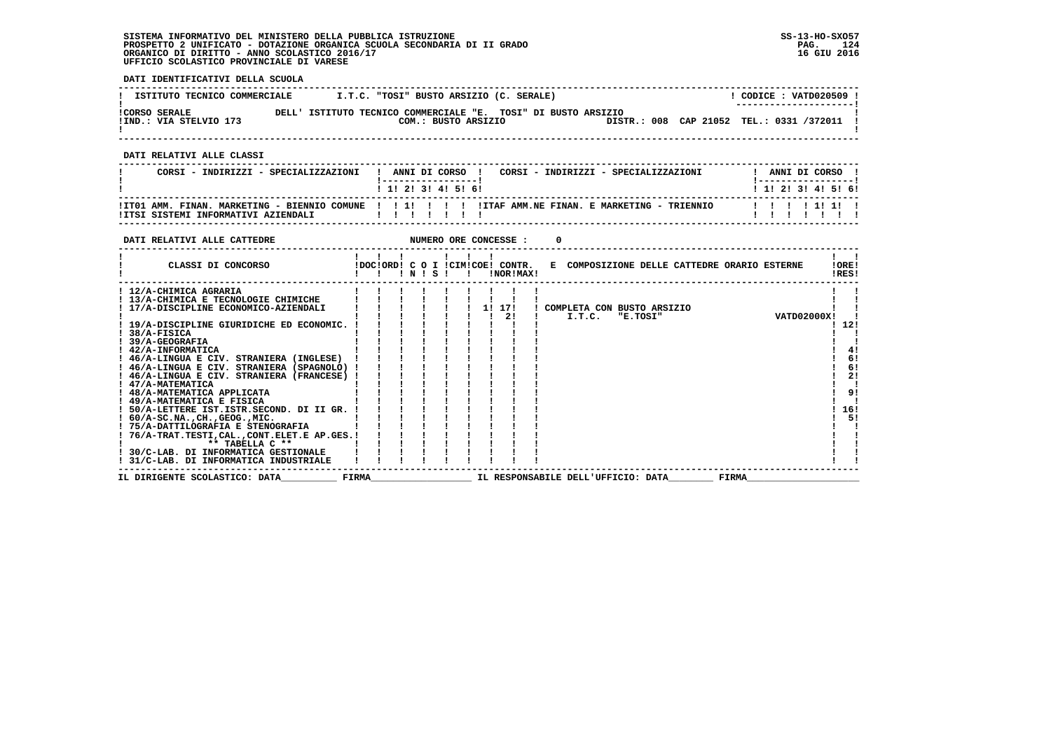SISTEMA INFORMATIVO DEL MINISTERO DELLA PUBBLICA ISTRUZIONE
PROSPETTO 2 UNIFICATO - DOTAZIONE ORGANICA SCUOLA SECONDARIA DI II GRADO
ORGANICO DI DIRITTO - ANNO SCOLASTICO 2016/17
UFFICIO SCOLASTICO PROVINCIALE DI VARESE

SS-13-HO-SXO57
16 GIU 2016

**DATI IDENTIFICATIVI DELLA SCUOLA**

| ISTITUTO TECNICO COMMERCIALE | I.T.C. "TOSI" BUSTO ARSIZIO (C. SERALE) | CODICE : VATD020509 |
|---|---|---|
| CORSO SERALE | DELL' ISTITUTO TECNICO COMMERCIALE "E. TOSI" DI BUSTO ARSIZIO | |
| IND.: VIA STELVIO 173 | COM.: BUSTO ARSIZIO | DISTR.: 008 CAP 21052 TEL.: 0331 /372011 |

**DATI RELATIVI ALLE CLASSI**

| CORSI - INDIRIZZI - SPECIALIZZAZIONI | 1 | 2 | 3 | 4 | 5 | 6 | CORSI - INDIRIZZI - SPECIALIZZAZIONI | 1 | 2 | 3 | 4 | 5 | 6 |
|---|---|---|---|---|---|---|---|---|---|---|---|---|---|
| IT01 AMM. FINAN. MARKETING - BIENNIO COMUNE | | 1 | | | | | ITAF AMM.NE FINAN. E MARKETING - TRIENNIO | | | | 1 | 1 | |
| ITSI SISTEMI INFORMATIVI AZIENDALI | | | | | | | | | | | | | |

**DATI RELATIVI ALLE CATTEDRE** NUMERO ORE CONCESSE : 0

| CLASSI DI CONCORSO | DOC | ORD | C O I N | C O I S | CIM | COE | CONTR. NOR | CONTR. MAX | E COMPOSIZIONE DELLE CATTEDRE ORARIO ESTERNE | ORE RES |
|---|---|---|---|---|---|---|---|---|---|---|
| 12/A-CHIMICA AGRARIA | | | | | | | | | | |
| 13/A-CHIMICA E TECNOLOGIE CHIMICHE | | | | | | | | | | |
| 17/A-DISCIPLINE ECONOMICO-AZIENDALI | | | | | | 1 | 17 | | COMPLETA CON BUSTO ARSIZIO | |
| | | | | | | | 2 | | I.T.C. "E.TOSI" VATD02000X | |
| 19/A-DISCIPLINE GIURIDICHE ED ECONOMIC. | | | | | | | | | | 12 |
| 38/A-FISICA | | | | | | | | | | |
| 39/A-GEOGRAFIA | | | | | | | | | | |
| 42/A-INFORMATICA | | | | | | | | | | 4 |
| 46/A-LINGUA E CIV. STRANIERA (INGLESE) | | | | | | | | | | 6 |
| 46/A-LINGUA E CIV. STRANIERA (SPAGNOLO) | | | | | | | | | | 6 |
| 46/A-LINGUA E CIV. STRANIERA (FRANCESE) | | | | | | | | | | 2 |
| 47/A-MATEMATICA | | | | | | | | | | |
| 48/A-MATEMATICA APPLICATA | | | | | | | | | | 9 |
| 49/A-MATEMATICA E FISICA | | | | | | | | | | |
| 50/A-LETTERE IST.ISTR.SECOND. DI II GR. | | | | | | | | | | 16 |
| 60/A-SC.NA.,CH.,GEOG.,MIC. | | | | | | | | | | 5 |
| 75/A-DATTILOGRAFIA E STENOGRAFIA | | | | | | | | | | |
| 76/A-TRAT.TESTI,CAL.,CONT.ELET.E AP.GES. | | | | | | | | | | |
| ** TABELLA C ** | | | | | | | | | | |
| 30/C-LAB. DI INFORMATICA GESTIONALE | | | | | | | | | | |
| 31/C-LAB. DI INFORMATICA INDUSTRIALE | | | | | | | | | | |

IL DIRIGENTE SCOLASTICO: DATA__________ FIRMA__________________ IL RESPONSABILE DELL'UFFICIO: DATA________ FIRMA____________________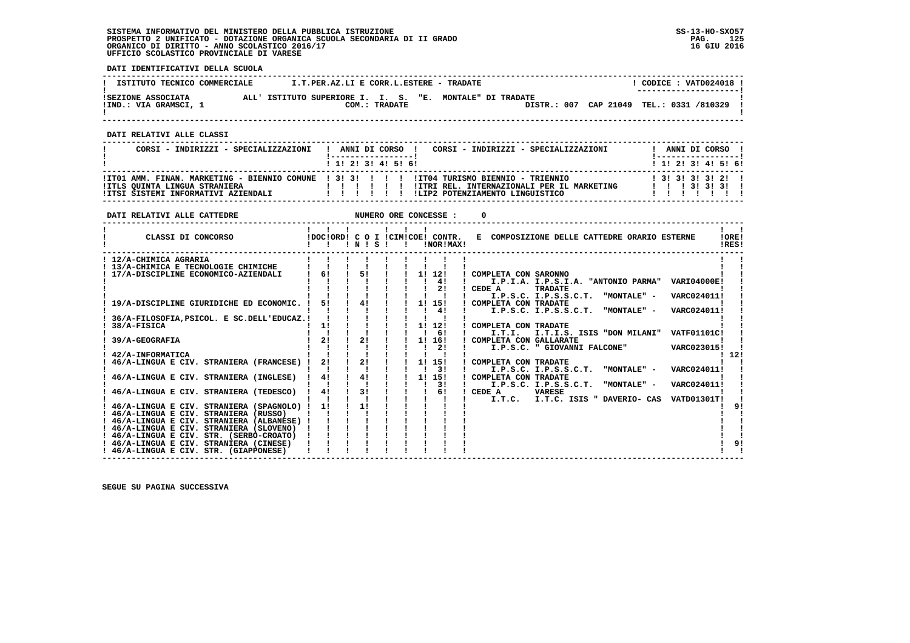SISTEMA INFORMATIVO DEL MINISTERO DELLA PUBBLICA ISTRUZIONE
PROSPETTO 2 UNIFICATO - DOTAZIONE ORGANICA SCUOLA SECONDARIA DI II GRADO
ORGANICO DI DIRITTO - ANNO SCOLASTICO 2016/17
UFFICIO SCOLASTICO PROVINCIALE DI VARESE

SS-13-HO-SXO57
16 GIU 2016

**DATI IDENTIFICATIVI DELLA SCUOLA**

| | | |
|---|---|---|
| ISTITUTO TECNICO COMMERCIALE | I.T.PER.AZ.LI E CORR.L.ESTERE - TRADATE | CODICE : VATD024018 |
| SEZIONE ASSOCIATA | ALL' ISTITUTO SUPERIORE I. I. S. "E. MONTALE" DI TRADATE | |
| IND.: VIA GRAMSCI, 1 | COM.: TRADATE | DISTR.: 007 CAP 21049 TEL.: 0331 /810329 |

**DATI RELATIVI ALLE CLASSI**

| CORSI - INDIRIZZI - SPECIALIZZAZIONI | 1 | 2 | 3 | 4 | 5 | 6 | CORSI - INDIRIZZI - SPECIALIZZAZIONI | 1 | 2 | 3 | 4 | 5 | 6 |
|---|---|---|---|---|---|---|---|---|---|---|---|---|---|
| IT01 AMM. FINAN. MARKETING - BIENNIO COMUNE | 3 | 3 | | | | | IT04 TURISMO BIENNIO - TRIENNIO | 3 | 3 | 3 | 3 | 2 | |
| ITLS QUINTA LINGUA STRANIERA | | | | | | | ITRI REL. INTERNAZIONALI PER IL MARKETING | | | 3 | 3 | 3 | |
| ITSI SISTEMI INFORMATIVI AZIENDALI | | | | | | | LIP2 POTENZIAMENTO LINGUISTICO | | | | | | |

**DATI RELATIVI ALLE CATTEDRE** NUMERO ORE CONCESSE : 0

| CLASSI DI CONCORSO | DOC | ORD | C O I N | S | CIM | COE | CONTR. NOR | CONTR. MAX | E COMPOSIZIONE DELLE CATTEDRE ORARIO ESTERNE | ORE RES |
|---|---|---|---|---|---|---|---|---|---|---|
| 12/A-CHIMICA AGRARIA | | | | | | | | | | |
| 13/A-CHIMICA E TECNOLOGIE CHIMICHE | | | | | | | | | | |
| 17/A-DISCIPLINE ECONOMICO-AZIENDALI | 6 | | 5 | | | 1 | 12 | | COMPLETA CON SARONNO | |
| | | | | | | | 4 | | I.P.I.A. I.P.S.I.A. "ANTONIO PARMA" VARI04000E | |
| | | | | | | | 2 | | CEDE A TRADATE | |
| | | | | | | | | | I.P.S.C. I.P.S.S.C.T. "MONTALE" - VARC024011 | |
| 19/A-DISCIPLINE GIURIDICHE ED ECONOMIC. | 5 | | 4 | | | 1 | 15 | | COMPLETA CON TRADATE | |
| | | | | | | | 4 | | I.P.S.C. I.P.S.S.C.T. "MONTALE" - VARC024011 | |
| 36/A-FILOSOFIA,PSICOL. E SC.DELL'EDUCAZ. | | | | | | | | | | |
| 38/A-FISICA | 1 | | | | | 1 | 12 | | COMPLETA CON TRADATE | |
| | | | | | | | 6 | | I.T.I. I.T.I.S. ISIS "DON MILANI" VATF01101C | |
| 39/A-GEOGRAFIA | 2 | | 2 | | | 1 | 16 | | COMPLETA CON GALLARATE | |
| | | | | | | | 2 | | I.P.S.C. " GIOVANNI FALCONE" VARC023015 | |
| 42/A-INFORMATICA | | | | | | | | | | 12 |
| 46/A-LINGUA E CIV. STRANIERA (FRANCESE) | 2 | | 2 | | | 1 | 15 | | COMPLETA CON TRADATE | |
| | | | | | | | 3 | | I.P.S.C. I.P.S.S.C.T. "MONTALE" - VARC024011 | |
| 46/A-LINGUA E CIV. STRANIERA (INGLESE) | 4 | | 4 | | | 1 | 15 | | COMPLETA CON TRADATE | |
| | | | | | | | 3 | | I.P.S.C. I.P.S.S.C.T. "MONTALE" - VARC024011 | |
| 46/A-LINGUA E CIV. STRANIERA (TEDESCO) | 4 | | 3 | | | | 6 | | CEDE A VARESE | |
| | | | | | | | | | I.T.C. I.T.C. ISIS " DAVERIO- CAS VATD01301T | 9 |
| 46/A-LINGUA E CIV. STRANIERA (SPAGNOLO) | 1 | | 1 | | | | | | | |
| 46/A-LINGUA E CIV. STRANIERA (RUSSO) | | | | | | | | | | |
| 46/A-LINGUA E CIV. STRANIERA (ALBANESE) | | | | | | | | | | |
| 46/A-LINGUA E CIV. STRANIERA (SLOVENO) | | | | | | | | | | |
| 46/A-LINGUA E CIV. STR. (SERBO-CROATO) | | | | | | | | | | |
| 46/A-LINGUA E CIV. STRANIERA (CINESE) | | | | | | | | | | 9 |
| 46/A-LINGUA E CIV. STR. (GIAPPONESE) | | | | | | | | | | |

SEGUE SU PAGINA SUCCESSIVA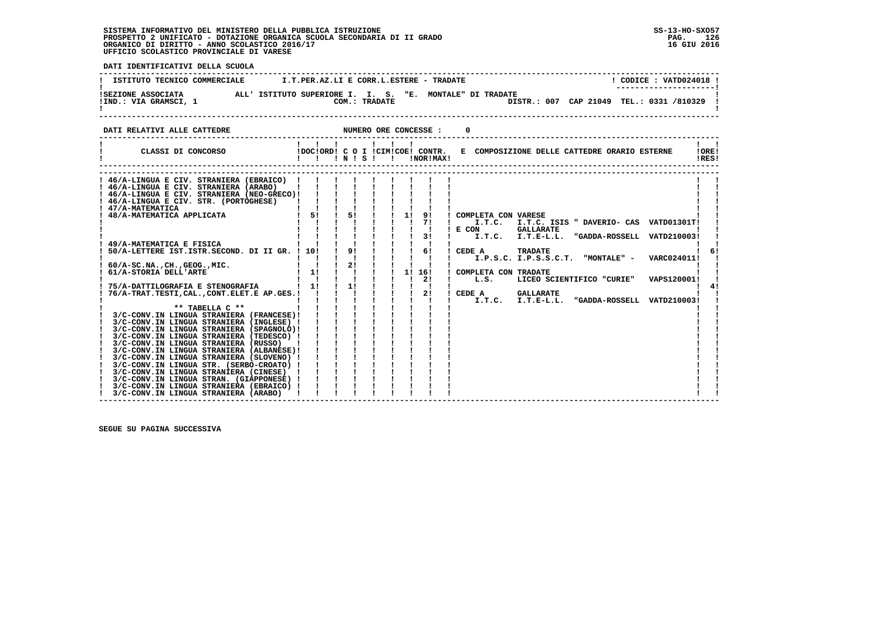SISTEMA INFORMATIVO DEL MINISTERO DELLA PUBBLICA ISTRUZIONE
PROSPETTO 2 UNIFICATO - DOTAZIONE ORGANICA SCUOLA SECONDARIA DI II GRADO
ORGANICO DI DIRITTO - ANNO SCOLASTICO 2016/17
UFFICIO SCOLASTICO PROVINCIALE DI VARESE

SS-13-HO-SXO57
16 GIU 2016

**DATI IDENTIFICATIVI DELLA SCUOLA**

ISTITUTO TECNICO COMMERCIALE — I.T.PER.AZ.LI E CORR.L.ESTERE - TRADATE — CODICE : VATD024018

SEZIONE ASSOCIATA ALL' ISTITUTO SUPERIORE I. I. S. "E. MONTALE" DI TRADATE
IND.: VIA GRAMSCI, 1 — COM.: TRADATE — DISTR.: 007 CAP 21049 TEL.: 0331 /810329

**DATI RELATIVI ALLE CATTEDRE** — NUMERO ORE CONCESSE : 0

| CLASSI DI CONCORSO | DOC | ORD | C O N | I S | CIM | COE | CONTR. NOR | CONTR. MAX | E COMPOSIZIONE DELLE CATTEDRE ORARIO ESTERNE | ORE RES |
|---|---|---|---|---|---|---|---|---|---|---|
| 46/A-LINGUA E CIV. STRANIERA (EBRAICO) | | | | | | | | | | |
| 46/A-LINGUA E CIV. STRANIERA (ARABO) | | | | | | | | | | |
| 46/A-LINGUA E CIV. STRANIERA (NEO-GRECO) | | | | | | | | | | |
| 46/A-LINGUA E CIV. STR. (PORTOGHESE) | | | | | | | | | | |
| 47/A-MATEMATICA | | | | | | | | | | |
| 48/A-MATEMATICA APPLICATA | 5 | | 5 | | | 1 | 9 | | COMPLETA CON VARESE | |
| | | | | | | | 7 | | I.T.C. I.T.C. ISIS " DAVERIO- CAS VATD01301T | |
| | | | | | | | | | E CON GALLARATE | |
| | | | | | | | 3 | | I.T.C. I.T.E-L.L. "GADDA-ROSSELL VATD210003 | |
| 49/A-MATEMATICA E FISICA | | | | | | | | | | |
| 50/A-LETTERE IST.ISTR.SECOND. DI II GR. | 10 | | 9 | | | | 6 | | CEDE A TRADATE | 6 |
| | | | | | | | | | I.P.S.C. I.P.S.S.C.T. "MONTALE" - VARC024011 | |
| 60/A-SC.NA.,CH.,GEOG.,MIC. | | | 2 | | | | | | | |
| 61/A-STORIA DELL'ARTE | 1 | | | | | 1 | 16 | | COMPLETA CON TRADATE | |
| | | | | | | | 2 | | L.S. LICEO SCIENTIFICO "CURIE" VAPS120001 | |
| 75/A-DATTILOGRAFIA E STENOGRAFIA | 1 | | 1 | | | | | | | 4 |
| 76/A-TRAT.TESTI,CAL.,CONT.ELET.E AP.GES. | | | | | | | 2 | | CEDE A GALLARATE | |
| | | | | | | | | | I.T.C. I.T.E-L.L. "GADDA-ROSSELL VATD210003 | |
| ** TABELLA C ** | | | | | | | | | | |
| 3/C-CONV.IN LINGUA STRANIERA (FRANCESE) | | | | | | | | | | |
| 3/C-CONV.IN LINGUA STRANIERA (INGLESE) | | | | | | | | | | |
| 3/C-CONV.IN LINGUA STRANIERA (SPAGNOLO) | | | | | | | | | | |
| 3/C-CONV.IN LINGUA STRANIERA (TEDESCO) | | | | | | | | | | |
| 3/C-CONV.IN LINGUA STRANIERA (RUSSO) | | | | | | | | | | |
| 3/C-CONV.IN LINGUA STRANIERA (ALBANESE) | | | | | | | | | | |
| 3/C-CONV.IN LINGUA STRANIERA (SLOVENO) | | | | | | | | | | |
| 3/C-CONV.IN LINGUA STR. (SERBO-CROATO) | | | | | | | | | | |
| 3/C-CONV.IN LINGUA STRANIERA (CINESE) | | | | | | | | | | |
| 3/C-CONV.IN LINGUA STRAN. (GIAPPONESE) | | | | | | | | | | |
| 3/C-CONV.IN LINGUA STRANIERA (EBRAICO) | | | | | | | | | | |
| 3/C-CONV.IN LINGUA STRANIERA (ARABO) | | | | | | | | | | |

SEGUE SU PAGINA SUCCESSIVA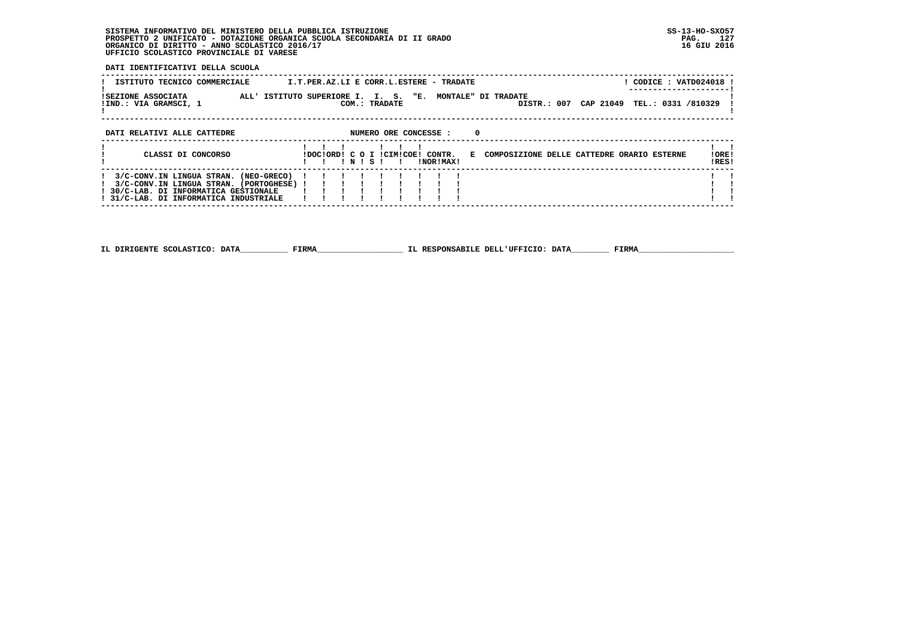SISTEMA INFORMATIVO DEL MINISTERO DELLA PUBBLICA ISTRUZIONE
PROSPETTO 2 UNIFICATO - DOTAZIONE ORGANICA SCUOLA SECONDARIA DI II GRADO
ORGANICO DI DIRITTO - ANNO SCOLASTICO 2016/17
UFFICIO SCOLASTICO PROVINCIALE DI VARESE

SS-13-HO-SXO57
16 GIU 2016

**DATI IDENTIFICATIVI DELLA SCUOLA**

ISTITUTO TECNICO COMMERCIALE    I.T.PER.AZ.LI E CORR.L.ESTERE - TRADATE    CODICE : VATD024018

SEZIONE ASSOCIATA    ALL' ISTITUTO SUPERIORE I. I. S. "E. MONTALE" DI TRADATE
IND.: VIA GRAMSCI, 1    COM.: TRADATE    DISTR.: 007  CAP 21049  TEL.: 0331 /810329

**DATI RELATIVI ALLE CATTEDRE**    NUMERO ORE CONCESSE : 0

| CLASSI DI CONCORSO | DOC | ORD | C N | O S | I | CIM | COE | CONTR. NOR | CONTR. MAX | E COMPOSIZIONE DELLE CATTEDRE ORARIO ESTERNE | ORE RES |
|---|---|---|---|---|---|---|---|---|---|---|---|
| 3/C-CONV.IN LINGUA STRAN. (NEO-GRECO) | | | | | | | | | | | |
| 3/C-CONV.IN LINGUA STRAN. (PORTOGHESE) | | | | | | | | | | | |
| 30/C-LAB. DI INFORMATICA GESTIONALE | | | | | | | | | | | |
| 31/C-LAB. DI INFORMATICA INDUSTRIALE | | | | | | | | | | | |

IL DIRIGENTE SCOLASTICO: DATA__________ FIRMA__________________ IL RESPONSABILE DELL'UFFICIO: DATA________ FIRMA____________________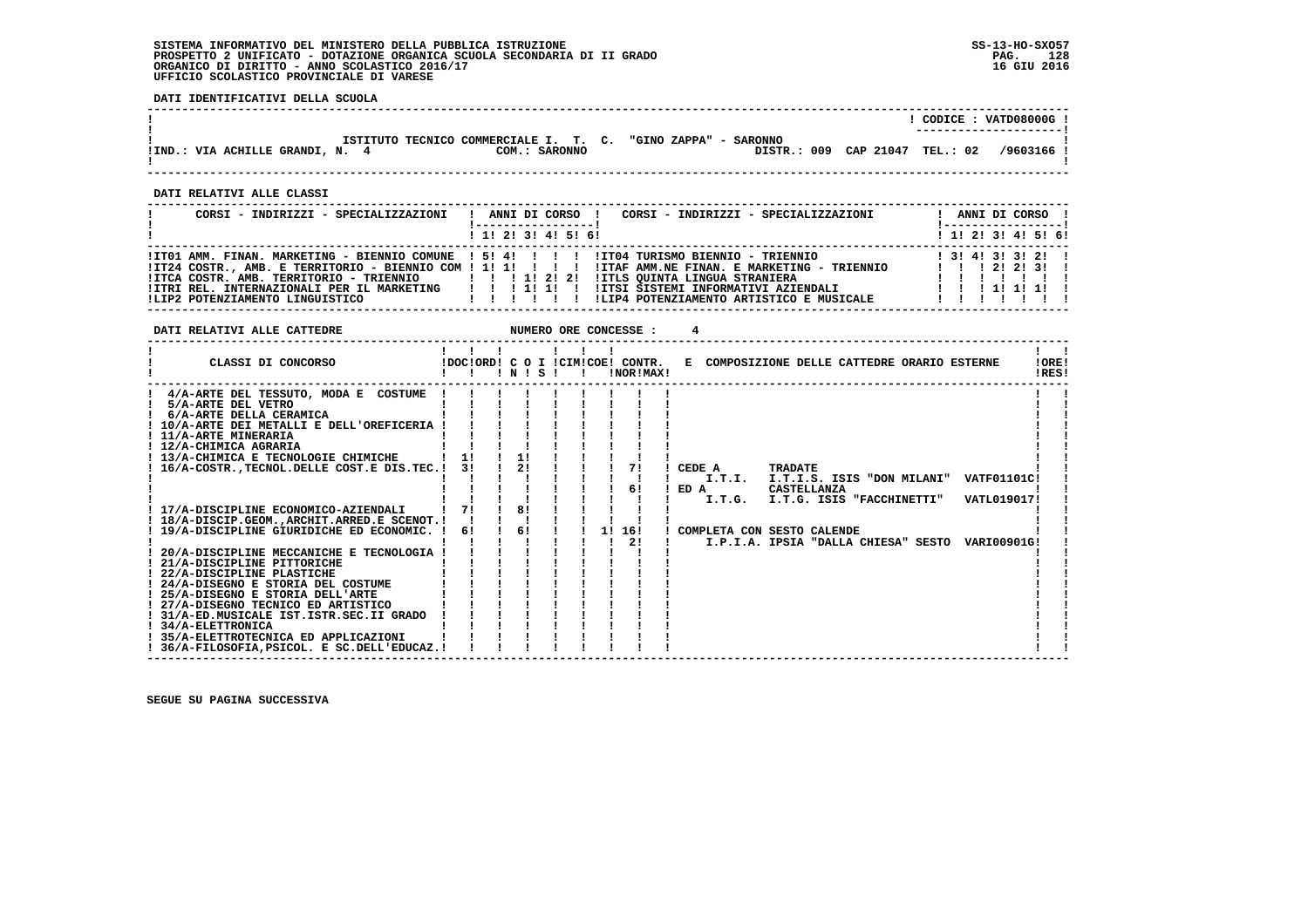SISTEMA INFORMATIVO DEL MINISTERO DELLA PUBBLICA ISTRUZIONE
PROSPETTO 2 UNIFICATO - DOTAZIONE ORGANICA SCUOLA SECONDARIA DI II GRADO
ORGANICO DI DIRITTO - ANNO SCOLASTICO 2016/17
UFFICIO SCOLASTICO PROVINCIALE DI VARESE

SS-13-HO-SXO57
16 GIU 2016

**DATI IDENTIFICATIVI DELLA SCUOLA**

CODICE : VATD08000G

ISTITUTO TECNICO COMMERCIALE I. T. C. "GINO ZAPPA" - SARONNO
IND.: VIA ACHILLE GRANDI, N. 4 — COM.: SARONNO — DISTR.: 009 CAP 21047 TEL.: 02 /9603166

**DATI RELATIVI ALLE CLASSI**

| CORSI - INDIRIZZI - SPECIALIZZAZIONI | 1 | 2 | 3 | 4 | 5 | 6 | CORSI - INDIRIZZI - SPECIALIZZAZIONI | 1 | 2 | 3 | 4 | 5 | 6 |
|---|---|---|---|---|---|---|---|---|---|---|---|---|---|
| IT01 AMM. FINAN. MARKETING - BIENNIO COMUNE | 5 | 4 | | | | | IT04 TURISMO BIENNIO - TRIENNIO | 3 | 4 | 3 | 3 | 2 | |
| IT24 COSTR., AMB. E TERRITORIO - BIENNIO COM | 1 | 1 | | | | | ITAF AMM.NE FINAN. E MARKETING - TRIENNIO | | | 2 | 2 | 3 | |
| ITCA COSTR. AMB. TERRITORIO - TRIENNIO | | | 1 | 2 | 2 | | ITLS QUINTA LINGUA STRANIERA | | | | | | |
| ITRI REL. INTERNAZIONALI PER IL MARKETING | | | 1 | 1 | | | ITSI SISTEMI INFORMATIVI AZIENDALI | | | 1 | 1 | 1 | |
| LIP2 POTENZIAMENTO LINGUISTICO | | | | | | | LIP4 POTENZIAMENTO ARTISTICO E MUSICALE | | | | | | |

**DATI RELATIVI ALLE CATTEDRE** — NUMERO ORE CONCESSE : 4

| CLASSI DI CONCORSO | DOC | ORD | C O I N | S | CIM | COE | CONTR. NOR | CONTR. MAX | E COMPOSIZIONE DELLE CATTEDRE ORARIO ESTERNE | ORE RES |
|---|---|---|---|---|---|---|---|---|---|---|
| 4/A-ARTE DEL TESSUTO, MODA E COSTUME | | | | | | | | | | |
| 5/A-ARTE DEL VETRO | | | | | | | | | | |
| 6/A-ARTE DELLA CERAMICA | | | | | | | | | | |
| 10/A-ARTE DEI METALLI E DELL'OREFICERIA | | | | | | | | | | |
| 11/A-ARTE MINERARIA | | | | | | | | | | |
| 12/A-CHIMICA AGRARIA | | | | | | | | | | |
| 13/A-CHIMICA E TECNOLOGIE CHIMICHE | 1 | | 1 | | | | | | | |
| 16/A-COSTR.,TECNOL.DELLE COST.E DIS.TEC. | 3 | | 2 | | | | 7 | | CEDE A TRADATE I.T.I. I.T.I.S. ISIS "DON MILANI" VATF01101C | |
| | | | | | | | 6 | | ED A CASTELLANZA I.T.G. I.T.G. ISIS "FACCHINETTI" VATL019017 | |
| 17/A-DISCIPLINE ECONOMICO-AZIENDALI | 7 | | 8 | | | | | | | |
| 18/A-DISCIP.GEOM.,ARCHIT.ARRED.E SCENOT. | | | | | | | | | | |
| 19/A-DISCIPLINE GIURIDICHE ED ECONOMIC. | 6 | | 6 | | | 1 | 16 | | COMPLETA CON SESTO CALENDE | |
| | | | | | | | 2 | | I.P.I.A. IPSIA "DALLA CHIESA" SESTO VARI00901G | |
| 20/A-DISCIPLINE MECCANICHE E TECNOLOGIA | | | | | | | | | | |
| 21/A-DISCIPLINE PITTORICHE | | | | | | | | | | |
| 22/A-DISCIPLINE PLASTICHE | | | | | | | | | | |
| 24/A-DISEGNO E STORIA DEL COSTUME | | | | | | | | | | |
| 25/A-DISEGNO E STORIA DELL'ARTE | | | | | | | | | | |
| 27/A-DISEGNO TECNICO ED ARTISTICO | | | | | | | | | | |
| 31/A-ED.MUSICALE IST.ISTR.SEC.II GRADO | | | | | | | | | | |
| 34/A-ELETTRONICA | | | | | | | | | | |
| 35/A-ELETTROTECNICA ED APPLICAZIONI | | | | | | | | | | |
| 36/A-FILOSOFIA,PSICOL. E SC.DELL'EDUCAZ. | | | | | | | | | | |

SEGUE SU PAGINA SUCCESSIVA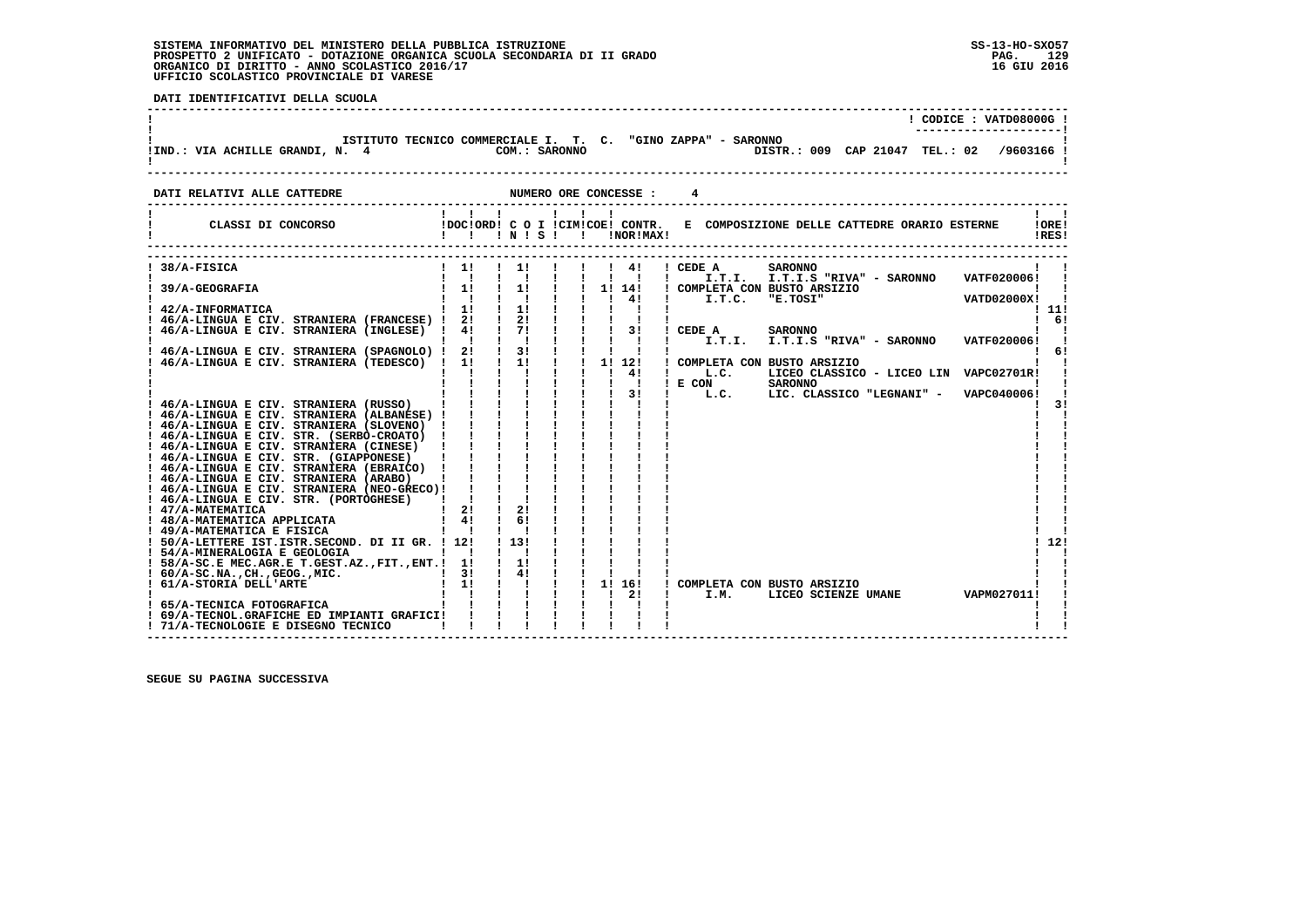**SISTEMA INFORMATIVO DEL MINISTERO DELLA PUBBLICA ISTRUZIONE**
**PROSPETTO 2 UNIFICATO - DOTAZIONE ORGANICA SCUOLA SECONDARIA DI II GRADO**
**ORGANICO DI DIRITTO - ANNO SCOLASTICO 2016/17**
**UFFICIO SCOLASTICO PROVINCIALE DI VARESE**

SS-13-HO-SXO57
16 GIU 2016

**DATI IDENTIFICATIVI DELLA SCUOLA**

! CODICE : VATD08000G !

ISTITUTO TECNICO COMMERCIALE I. T. C. "GINO ZAPPA" - SARONNO
IND.: VIA ACHILLE GRANDI, N. 4 — COM.: SARONNO — DISTR.: 009 CAP 21047 TEL.: 02 /9603166

**DATI RELATIVI ALLE CATTEDRE** — NUMERO ORE CONCESSE : 4

| CLASSI DI CONCORSO | DOC | ORD | C O I N | S | CIM | COE | CONTR. NOR | MAX | E COMPOSIZIONE DELLE CATTEDRE ORARIO ESTERNE | ORE RES |
|---|---|---|---|---|---|---|---|---|---|---|
| 38/A-FISICA | 1 | | 1 | | | | 4 | | CEDE A SARONNO I.T.I. I.T.I.S "RIVA" - SARONNO VATF020006 | |
| 39/A-GEOGRAFIA | 1 | | 1 | | | 1 | 14 | 4 | COMPLETA CON BUSTO ARSIZIO I.T.C. "E.TOSI" VATD02000X | |
| 42/A-INFORMATICA | 1 | | 1 | | | | | | | 11 |
| 46/A-LINGUA E CIV. STRANIERA (FRANCESE) | 2 | | 2 | | | | | | | 6 |
| 46/A-LINGUA E CIV. STRANIERA (INGLESE) | 4 | | 7 | | | | 3 | | CEDE A SARONNO I.T.I. I.T.I.S "RIVA" - SARONNO VATF020006 | |
| 46/A-LINGUA E CIV. STRANIERA (SPAGNOLO) | 2 | | 3 | | | | | | | 6 |
| 46/A-LINGUA E CIV. STRANIERA (TEDESCO) | 1 | | 1 | | | 1 | 12 | 4 / 3 | COMPLETA CON BUSTO ARSIZIO L.C. LICEO CLASSICO - LICEO LIN VAPC02701R; E CON SARONNO L.C. LIC. CLASSICO "LEGNANI" - VAPC040006 | |
| 46/A-LINGUA E CIV. STRANIERA (RUSSO) | | | | | | | | | | 3 |
| 46/A-LINGUA E CIV. STRANIERA (ALBANESE) | | | | | | | | | | |
| 46/A-LINGUA E CIV. STRANIERA (SLOVENO) | | | | | | | | | | |
| 46/A-LINGUA E CIV. STR. (SERBO-CROATO) | | | | | | | | | | |
| 46/A-LINGUA E CIV. STRANIERA (CINESE) | | | | | | | | | | |
| 46/A-LINGUA E CIV. STR. (GIAPPONESE) | | | | | | | | | | |
| 46/A-LINGUA E CIV. STRANIERA (EBRAICO) | | | | | | | | | | |
| 46/A-LINGUA E CIV. STRANIERA (ARABO) | | | | | | | | | | |
| 46/A-LINGUA E CIV. STRANIERA (NEO-GRECO) | | | | | | | | | | |
| 46/A-LINGUA E CIV. STR. (PORTOGHESE) | | | | | | | | | | |
| 47/A-MATEMATICA | 2 | | 2 | | | | | | | |
| 48/A-MATEMATICA APPLICATA | 4 | | 6 | | | | | | | |
| 49/A-MATEMATICA E FISICA | | | | | | | | | | |
| 50/A-LETTERE IST.ISTR.SECOND. DI II GR. | 12 | | 13 | | | | | | | 12 |
| 54/A-MINERALOGIA E GEOLOGIA | | | | | | | | | | |
| 58/A-SC.E MEC.AGR.E T.GEST.AZ.,FIT.,ENT. | 1 | | 1 | | | | | | | |
| 60/A-SC.NA.,CH.,GEOG.,MIC. | 3 | | 4 | | | | | | | |
| 61/A-STORIA DELL'ARTE | 1 | | | | | 1 | 16 | 2 | COMPLETA CON BUSTO ARSIZIO I.M. LICEO SCIENZE UMANE VAPM027011 | |
| 65/A-TECNICA FOTOGRAFICA | | | | | | | | | | |
| 69/A-TECNOL.GRAFICHE ED IMPIANTI GRAFICI | | | | | | | | | | |
| 71/A-TECNOLOGIE E DISEGNO TECNICO | | | | | | | | | | |

**SEGUE SU PAGINA SUCCESSIVA**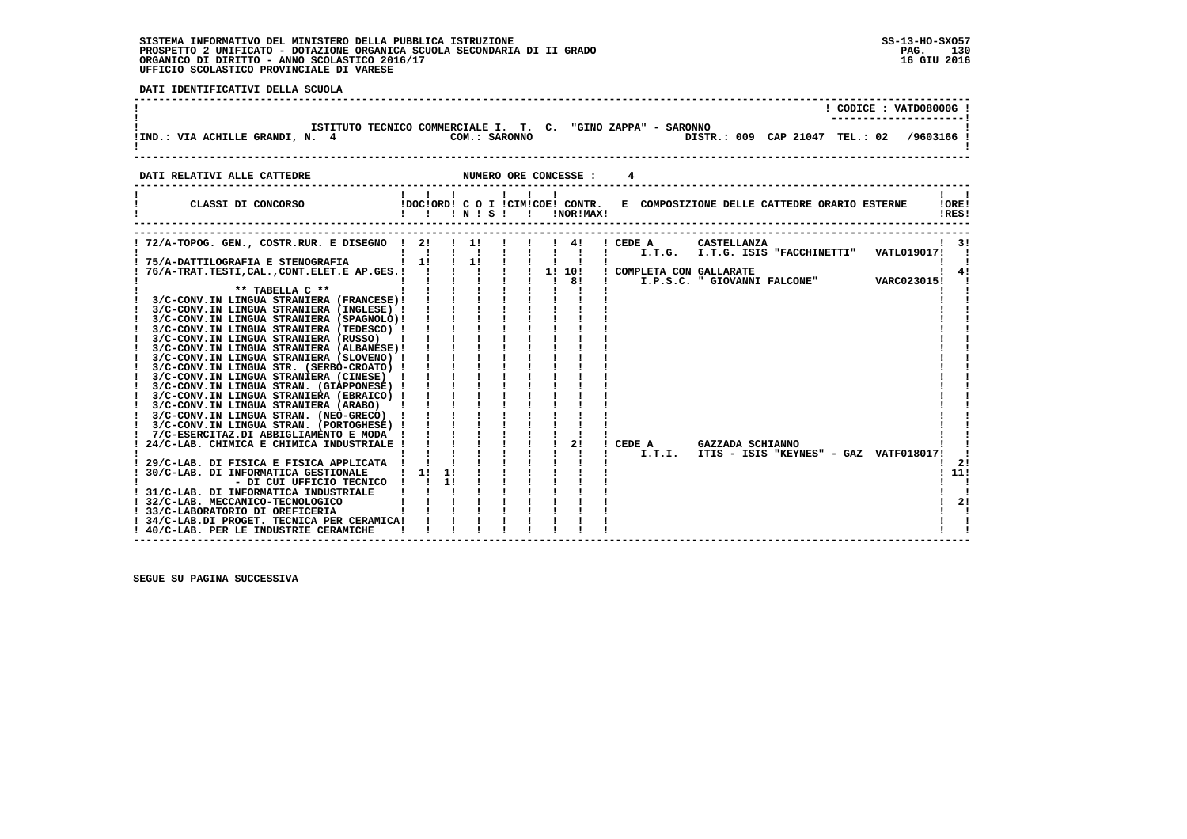SISTEMA INFORMATIVO DEL MINISTERO DELLA PUBBLICA ISTRUZIONE
PROSPETTO 2 UNIFICATO - DOTAZIONE ORGANICA SCUOLA SECONDARIA DI II GRADO
ORGANICO DI DIRITTO - ANNO SCOLASTICO 2016/17
UFFICIO SCOLASTICO PROVINCIALE DI VARESE

SS-13-HO-SXO57
16 GIU 2016

**DATI IDENTIFICATIVI DELLA SCUOLA**

! CODICE : VATD08000G !

ISTITUTO TECNICO COMMERCIALE I. T. C. "GINO ZAPPA" - SARONNO
IND.: VIA ACHILLE GRANDI, N. 4 — COM.: SARONNO — DISTR.: 009 CAP 21047 TEL.: 02 /9603166

**DATI RELATIVI ALLE CATTEDRE** — NUMERO ORE CONCESSE : 4

| CLASSI DI CONCORSO | DOC | ORD | C O I N | S | CIM | COE | CONTR. NOR | MAX | E COMPOSIZIONE DELLE CATTEDRE ORARIO ESTERNE | ORE RES |
|---|---|---|---|---|---|---|---|---|---|---|
| 72/A-TOPOG. GEN., COSTR.RUR. E DISEGNO | 2 | | 1 | | | | | 4 | CEDE A CASTELLANZA I.T.G. I.T.G. ISIS "FACCHINETTI" VATL019017 | 3 |
| 75/A-DATTILOGRAFIA E STENOGRAFIA | 1 | | 1 | | | | | | | |
| 76/A-TRAT.TESTI,CAL.,CONT.ELET.E AP.GES. | | | | | | | 1 | 10 / 8 | COMPLETA CON GALLARATE I.P.S.C. " GIOVANNI FALCONE" VARC023015 | 4 |
| ** TABELLA C ** | | | | | | | | | | |
| 3/C-CONV.IN LINGUA STRANIERA (FRANCESE) | | | | | | | | | | |
| 3/C-CONV.IN LINGUA STRANIERA (INGLESE) | | | | | | | | | | |
| 3/C-CONV.IN LINGUA STRANIERA (SPAGNOLO) | | | | | | | | | | |
| 3/C-CONV.IN LINGUA STRANIERA (TEDESCO) | | | | | | | | | | |
| 3/C-CONV.IN LINGUA STRANIERA (RUSSO) | | | | | | | | | | |
| 3/C-CONV.IN LINGUA STRANIERA (ALBANESE) | | | | | | | | | | |
| 3/C-CONV.IN LINGUA STRANIERA (SLOVENO) | | | | | | | | | | |
| 3/C-CONV.IN LINGUA STR. (SERBO-CROATO) | | | | | | | | | | |
| 3/C-CONV.IN LINGUA STRANIERA (CINESE) | | | | | | | | | | |
| 3/C-CONV.IN LINGUA STRAN. (GIAPPONESE) | | | | | | | | | | |
| 3/C-CONV.IN LINGUA STRANIERA (EBRAICO) | | | | | | | | | | |
| 3/C-CONV.IN LINGUA STRANIERA (ARABO) | | | | | | | | | | |
| 3/C-CONV.IN LINGUA STRAN. (NEO-GRECO) | | | | | | | | | | |
| 3/C-CONV.IN LINGUA STRAN. (PORTOGHESE) | | | | | | | | | | |
| 7/C-ESERCITAZ.DI ABBIGLIAMENTO E MODA | | | | | | | | | | |
| 24/C-LAB. CHIMICA E CHIMICA INDUSTRIALE | | | | | | | | 2 | CEDE A GAZZADA SCHIANNO I.T.I. ITIS - ISIS "KEYNES" - GAZ VATF018017 | |
| 29/C-LAB. DI FISICA E FISICA APPLICATA | | | | | | | | | | 2 |
| 30/C-LAB. DI INFORMATICA GESTIONALE | 1 | 1 | | | | | | | | 11 |
| - DI CUI UFFICIO TECNICO | | 1 | | | | | | | | |
| 31/C-LAB. DI INFORMATICA INDUSTRIALE | | | | | | | | | | |
| 32/C-LAB. MECCANICO-TECNOLOGICO | | | | | | | | | | 2 |
| 33/C-LABORATORIO DI OREFICERIA | | | | | | | | | | |
| 34/C-LAB.DI PROGET. TECNICA PER CERAMICA | | | | | | | | | | |
| 40/C-LAB. PER LE INDUSTRIE CERAMICHE | | | | | | | | | | |

SEGUE SU PAGINA SUCCESSIVA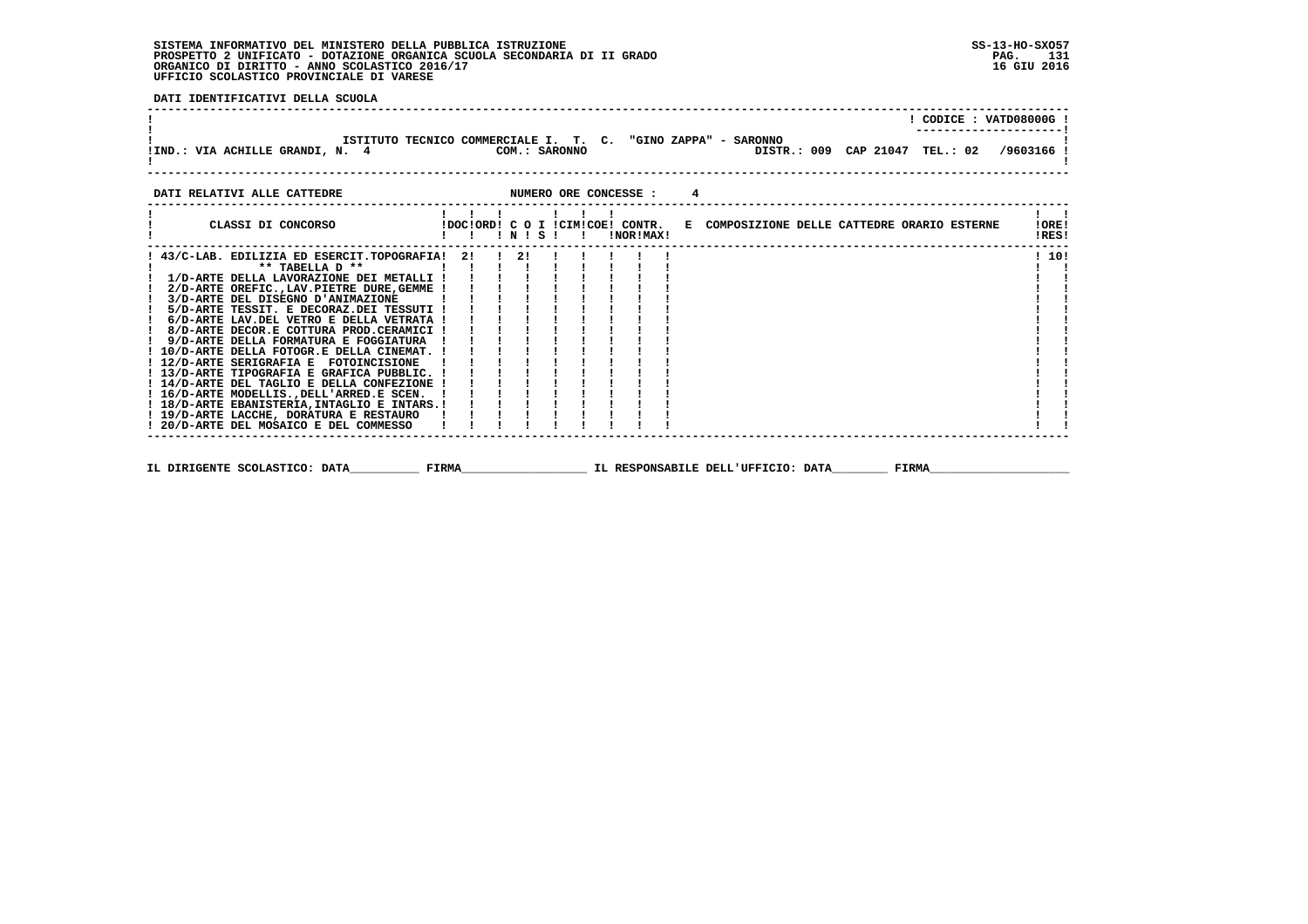SISTEMA INFORMATIVO DEL MINISTERO DELLA PUBBLICA ISTRUZIONE
PROSPETTO 2 UNIFICATO - DOTAZIONE ORGANICA SCUOLA SECONDARIA DI II GRADO
ORGANICO DI DIRITTO - ANNO SCOLASTICO 2016/17
UFFICIO SCOLASTICO PROVINCIALE DI VARESE

SS-13-HO-SXO57
16 GIU 2016

**DATI IDENTIFICATIVI DELLA SCUOLA**

CODICE : VATD08000G

ISTITUTO TECNICO COMMERCIALE I. T. C. "GINO ZAPPA" - SARONNO

IND.: VIA ACHILLE GRANDI, N. 4 — COM.: SARONNO — DISTR.: 009 CAP 21047 TEL.: 02 /9603166

**DATI RELATIVI ALLE CATTEDRE** — NUMERO ORE CONCESSE : 4

| CLASSI DI CONCORSO | DOC | ORD | C O N | I S | CIM | COE | CONTR. NOR | CONTR. MAX | E COMPOSIZIONE DELLE CATTEDRE ORARIO ESTERNE | ORE RES |
|---|---|---|---|---|---|---|---|---|---|---|
| 43/C-LAB. EDILIZIA ED ESERCIT.TOPOGRAFIA | 2 | | 2 | | | | | | | 10 |
| ** TABELLA D ** | | | | | | | | | | |
| 1/D-ARTE DELLA LAVORAZIONE DEI METALLI | | | | | | | | | | |
| 2/D-ARTE OREFIC.,LAV.PIETRE DURE,GEMME | | | | | | | | | | |
| 3/D-ARTE DEL DISEGNO D'ANIMAZIONE | | | | | | | | | | |
| 5/D-ARTE TESSIT. E DECORAZ.DEI TESSUTI | | | | | | | | | | |
| 6/D-ARTE LAV.DEL VETRO E DELLA VETRATA | | | | | | | | | | |
| 8/D-ARTE DECOR.E COTTURA PROD.CERAMICI | | | | | | | | | | |
| 9/D-ARTE DELLA FORMATURA E FOGGIATURA | | | | | | | | | | |
| 10/D-ARTE DELLA FOTOGR.E DELLA CINEMAT. | | | | | | | | | | |
| 12/D-ARTE SERIGRAFIA E FOTOINCISIONE | | | | | | | | | | |
| 13/D-ARTE TIPOGRAFIA E GRAFICA PUBBLIC. | | | | | | | | | | |
| 14/D-ARTE DEL TAGLIO E DELLA CONFEZIONE | | | | | | | | | | |
| 16/D-ARTE MODELLIS.,DELL'ARRED.E SCEN. | | | | | | | | | | |
| 18/D-ARTE EBANISTERIA,INTAGLIO E INTARS. | | | | | | | | | | |
| 19/D-ARTE LACCHE, DORATURA E RESTAURO | | | | | | | | | | |
| 20/D-ARTE DEL MOSAICO E DEL COMMESSO | | | | | | | | | | |

IL DIRIGENTE SCOLASTICO: DATA__________ FIRMA__________________ IL RESPONSABILE DELL'UFFICIO: DATA________ FIRMA____________________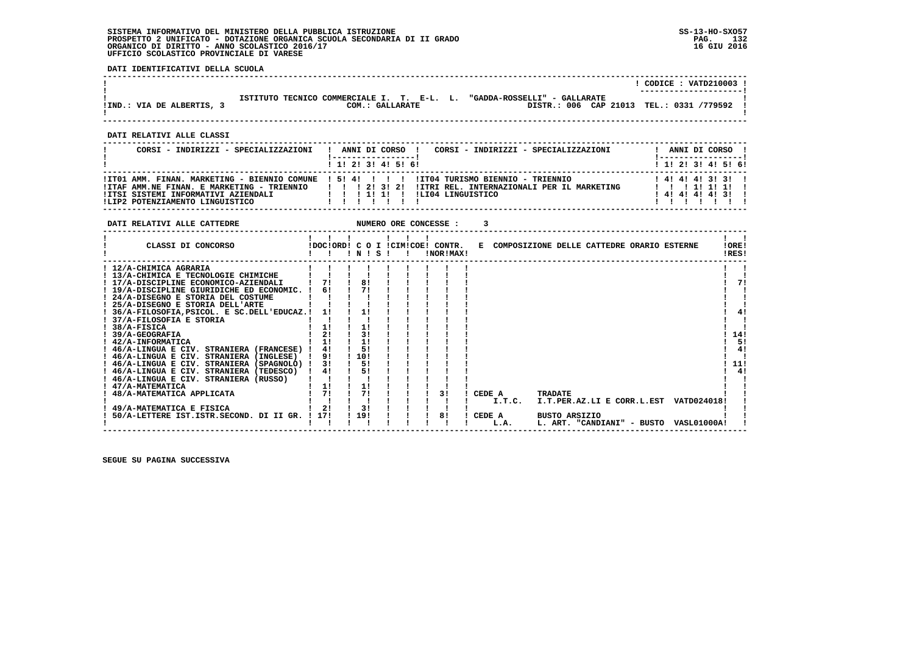SISTEMA INFORMATIVO DEL MINISTERO DELLA PUBBLICA ISTRUZIONE
PROSPETTO 2 UNIFICATO - DOTAZIONE ORGANICA SCUOLA SECONDARIA DI II GRADO
ORGANICO DI DIRITTO - ANNO SCOLASTICO 2016/17
UFFICIO SCOLASTICO PROVINCIALE DI VARESE

SS-13-HO-SXO57
16 GIU 2016

**DATI IDENTIFICATIVI DELLA SCUOLA**

CODICE : VATD210003

ISTITUTO TECNICO COMMERCIALE I. T. E-L. L. "GADDA-ROSSELLI" - GALLARATE
IND.: VIA DE ALBERTIS, 3 — COM.: GALLARATE — DISTR.: 006 CAP 21013 TEL.: 0331 /779592

**DATI RELATIVI ALLE CLASSI**

| CORSI - INDIRIZZI - SPECIALIZZAZIONI | 1 | 2 | 3 | 4 | 5 | 6 | CORSI - INDIRIZZI - SPECIALIZZAZIONI | 1 | 2 | 3 | 4 | 5 | 6 |
|---|---|---|---|---|---|---|---|---|---|---|---|---|---|
| IT01 AMM. FINAN. MARKETING - BIENNIO COMUNE | 5 | 4 | | | | | IT04 TURISMO BIENNIO - TRIENNIO | 4 | 4 | 4 | 3 | 3 | |
| ITAF AMM.NE FINAN. E MARKETING - TRIENNIO | | | 2 | 3 | 2 | | ITRI REL. INTERNAZIONALI PER IL MARKETING | | | 1 | 1 | 1 | |
| ITSI SISTEMI INFORMATIVI AZIENDALI | | | 1 | 1 | | | LI04 LINGUISTICO | 4 | 4 | 4 | 4 | 3 | |
| LIP2 POTENZIAMENTO LINGUISTICO | | | | | | | | | | | | | |

**DATI RELATIVI ALLE CATTEDRE** — NUMERO ORE CONCESSE : 3

| CLASSI DI CONCORSO | DOC | ORD | C O I N | C O I S | CIM | COE | CONTR. NOR | CONTR. MAX | E COMPOSIZIONE DELLE CATTEDRE ORARIO ESTERNE | ORE RES |
|---|---|---|---|---|---|---|---|---|---|---|
| 12/A-CHIMICA AGRARIA | | | | | | | | | | |
| 13/A-CHIMICA E TECNOLOGIE CHIMICHE | | | | | | | | | | |
| 17/A-DISCIPLINE ECONOMICO-AZIENDALI | 7 | | 8 | | | | | | | 7 |
| 19/A-DISCIPLINE GIURIDICHE ED ECONOMIC. | 6 | | 7 | | | | | | | |
| 24/A-DISEGNO E STORIA DEL COSTUME | | | | | | | | | | |
| 25/A-DISEGNO E STORIA DELL'ARTE | | | | | | | | | | |
| 36/A-FILOSOFIA,PSICOL. E SC.DELL'EDUCAZ. | 1 | | 1 | | | | | | | 4 |
| 37/A-FILOSOFIA E STORIA | | | | | | | | | | |
| 38/A-FISICA | 1 | | 1 | | | | | | | |
| 39/A-GEOGRAFIA | 2 | | 3 | | | | | | | 14 |
| 42/A-INFORMATICA | 1 | | 1 | | | | | | | 5 |
| 46/A-LINGUA E CIV. STRANIERA (FRANCESE) | 4 | | 5 | | | | | | | 4 |
| 46/A-LINGUA E CIV. STRANIERA (INGLESE) | 9 | | 10 | | | | | | | |
| 46/A-LINGUA E CIV. STRANIERA (SPAGNOLO) | 3 | | 5 | | | | | | | 11 |
| 46/A-LINGUA E CIV. STRANIERA (TEDESCO) | 4 | | 5 | | | | | | | 4 |
| 46/A-LINGUA E CIV. STRANIERA (RUSSO) | | | | | | | | | | |
| 47/A-MATEMATICA | 1 | | 1 | | | | | | | |
| 48/A-MATEMATICA APPLICATA | 7 | | 7 | | | | | 3 | CEDE A I.T.C. TRADATE I.T.PER.AZ.LI E CORR.L.EST VATD024018 | |
| 49/A-MATEMATICA E FISICA | 2 | | 3 | | | | | | | |
| 50/A-LETTERE IST.ISTR.SECOND. DI II GR. | 17 | | 19 | | | | | 8 | CEDE A L.A. BUSTO ARSIZIO L. ART. "CANDIANI" - BUSTO VASL01000A | |

SEGUE SU PAGINA SUCCESSIVA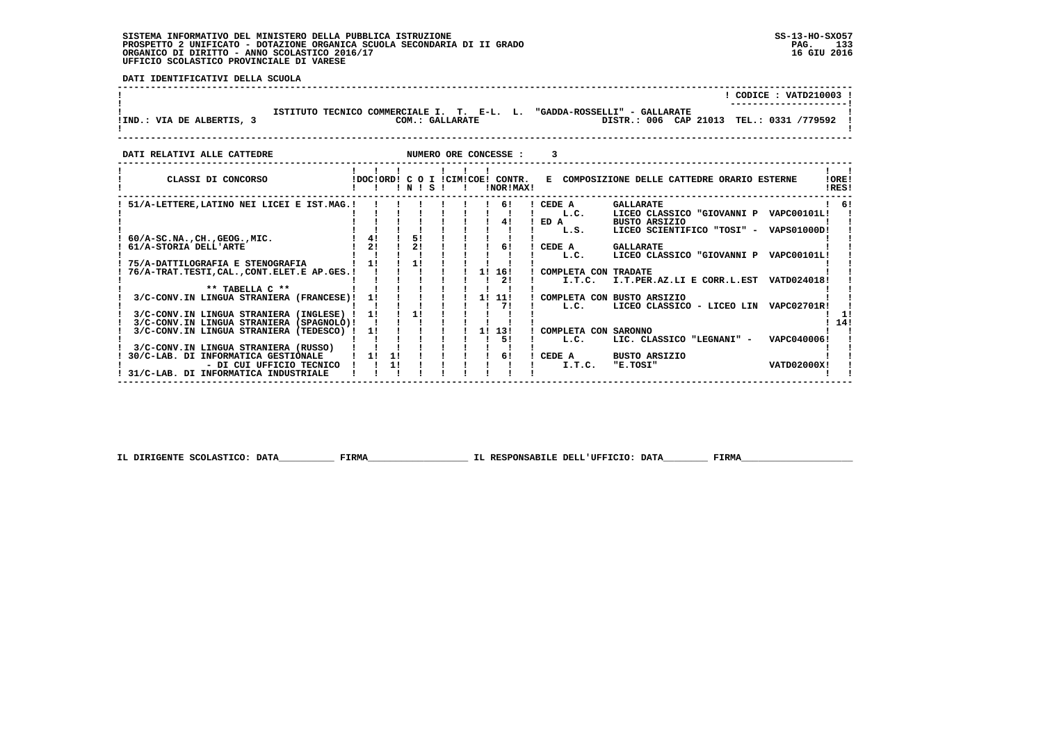SISTEMA INFORMATIVO DEL MINISTERO DELLA PUBBLICA ISTRUZIONE
PROSPETTO 2 UNIFICATO - DOTAZIONE ORGANICA SCUOLA SECONDARIA DI II GRADO
ORGANICO DI DIRITTO - ANNO SCOLASTICO 2016/17
UFFICIO SCOLASTICO PROVINCIALE DI VARESE

SS-13-HO-SXO57
16 GIU 2016

**DATI IDENTIFICATIVI DELLA SCUOLA**

CODICE : VATD210003

ISTITUTO TECNICO COMMERCIALE I. T. E-L. L. "GADDA-ROSSELLI" - GALLARATE
IND.: VIA DE ALBERTIS, 3 — COM.: GALLARATE — DISTR.: 006 CAP 21013 TEL.: 0331 /779592

**DATI RELATIVI ALLE CATTEDRE** — NUMERO ORE CONCESSE : 3

| CLASSI DI CONCORSO | DOC | ORD | C O N | I S | CIM | COE | CONTR. NOR | CONTR. MAX | E COMPOSIZIONE DELLE CATTEDRE ORARIO ESTERNE | ORE RES |
|---|---|---|---|---|---|---|---|---|---|---|
| 51/A-LETTERE,LATINO NEI LICEI E IST.MAG. | | | | | | | | 6 | CEDE A GALLARATE L.C. LICEO CLASSICO "GIOVANNI P VAPC00101L | 6 |
| | | | | | | | | 4 | ED A BUSTO ARSIZIO L.S. LICEO SCIENTIFICO "TOSI" - VAPS01000D | |
| 60/A-SC.NA.,CH.,GEOG.,MIC. | 4 | | 5 | | | | | | | |
| 61/A-STORIA DELL'ARTE | 2 | | 2 | | | | | 6 | CEDE A GALLARATE L.C. LICEO CLASSICO "GIOVANNI P VAPC00101L | |
| 75/A-DATTILOGRAFIA E STENOGRAFIA | 1 | | 1 | | | | | | | |
| 76/A-TRAT.TESTI,CAL.,CONT.ELET.E AP.GES. | | | | | | | 1 | 16 | COMPLETA CON TRADATE | |
| | | | | | | | | 2 | I.T.C. I.T.PER.AZ.LI E CORR.L.EST VATD024018 | |
| ** TABELLA C ** | | | | | | | | | | |
| 3/C-CONV.IN LINGUA STRANIERA (FRANCESE) | 1 | | | | | | 1 | 11 | COMPLETA CON BUSTO ARSIZIO | |
| | | | | | | | | 7 | L.C. LICEO CLASSICO - LICEO LIN VAPC02701R | |
| 3/C-CONV.IN LINGUA STRANIERA (INGLESE) | 1 | | 1 | | | | | | | 1 |
| 3/C-CONV.IN LINGUA STRANIERA (SPAGNOLO) | | | | | | | | | | 14 |
| 3/C-CONV.IN LINGUA STRANIERA (TEDESCO) | 1 | | | | | | 1 | 13 | COMPLETA CON SARONNO | |
| | | | | | | | | 5 | L.C. LIC. CLASSICO "LEGNANI" - VAPC040006 | |
| 3/C-CONV.IN LINGUA STRANIERA (RUSSO) | | | | | | | | | | |
| 30/C-LAB. DI INFORMATICA GESTIONALE | 1 | 1 | | | | | | 6 | CEDE A BUSTO ARSIZIO I.T.C. "E.TOSI" VATD02000X | |
| - DI CUI UFFICIO TECNICO | | 1 | | | | | | | | |
| 31/C-LAB. DI INFORMATICA INDUSTRIALE | | | | | | | | | | |

IL DIRIGENTE SCOLASTICO: DATA__________ FIRMA__________________ IL RESPONSABILE DELL'UFFICIO: DATA________ FIRMA____________________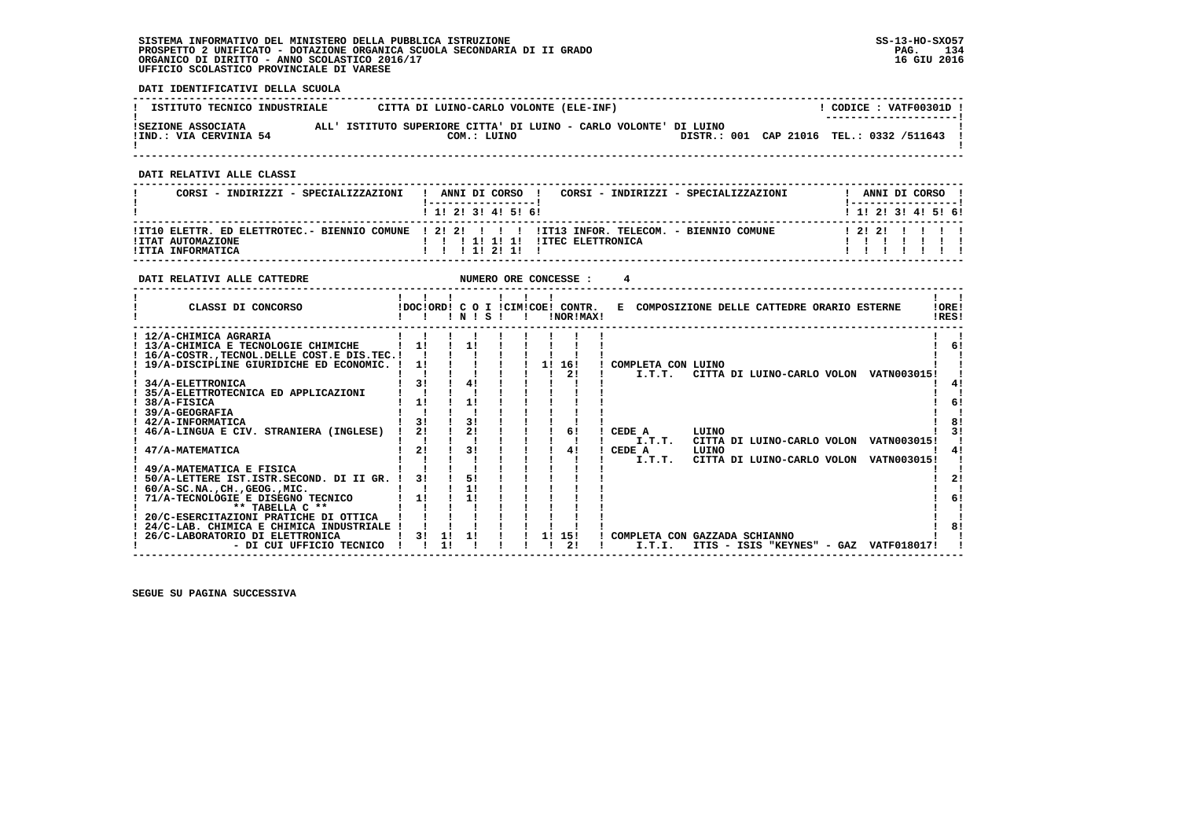SISTEMA INFORMATIVO DEL MINISTERO DELLA PUBBLICA ISTRUZIONE
PROSPETTO 2 UNIFICATO - DOTAZIONE ORGANICA SCUOLA SECONDARIA DI II GRADO
ORGANICO DI DIRITTO - ANNO SCOLASTICO 2016/17
UFFICIO SCOLASTICO PROVINCIALE DI VARESE

SS-13-HO-SXO57
16 GIU 2016

**DATI IDENTIFICATIVI DELLA SCUOLA**

| ISTITUTO TECNICO INDUSTRIALE | CITTA DI LUINO-CARLO VOLONTE (ELE-INF) | CODICE : VATF00301D |
|---|---|---|
| SEZIONE ASSOCIATA | ALL' ISTITUTO SUPERIORE CITTA' DI LUINO - CARLO VOLONTE' DI LUINO | |
| IND.: VIA CERVINIA 54 | COM.: LUINO | DISTR.: 001 CAP 21016 TEL.: 0332 /511643 |

**DATI RELATIVI ALLE CLASSI**

| CORSI - INDIRIZZI - SPECIALIZZAZIONI | 1 | 2 | 3 | 4 | 5 | 6 | CORSI - INDIRIZZI - SPECIALIZZAZIONI | 1 | 2 | 3 | 4 | 5 | 6 |
|---|---|---|---|---|---|---|---|---|---|---|---|---|---|
| IT10 ELETTR. ED ELETTROTEC.- BIENNIO COMUNE | 2 | 2 | | | | | IT13 INFOR. TELECOM. - BIENNIO COMUNE | 2 | 2 | | | | |
| ITAT AUTOMAZIONE | | | 1 | 1 | 1 | | ITEC ELETTRONICA | | | | | | |
| ITIA INFORMATICA | | | 1 | 2 | 1 | | | | | | | | |

**DATI RELATIVI ALLE CATTEDRE** NUMERO ORE CONCESSE : 4

| CLASSI DI CONCORSO | DOC | ORD | C O I N | S | CIM | COE | CONTR. NOR | CONTR. MAX | E COMPOSIZIONE DELLE CATTEDRE ORARIO ESTERNE | ORE RES |
|---|---|---|---|---|---|---|---|---|---|---|
| 12/A-CHIMICA AGRARIA | | | | | | | | | | |
| 13/A-CHIMICA E TECNOLOGIE CHIMICHE | 1 | | 1 | | | | | | | 6 |
| 16/A-COSTR.,TECNOL.DELLE COST.E DIS.TEC. | | | | | | | | | | |
| 19/A-DISCIPLINE GIURIDICHE ED ECONOMIC. | 1 | | | | | 1 | 16 | | COMPLETA CON LUINO | |
| | | | | | | | 2 | | I.T.T. CITTA DI LUINO-CARLO VOLON VATN003015 | |
| 34/A-ELETTRONICA | 3 | | 4 | | | | | | | 4 |
| 35/A-ELETTROTECNICA ED APPLICAZIONI | | | | | | | | | | |
| 38/A-FISICA | 1 | | 1 | | | | | | | 6 |
| 39/A-GEOGRAFIA | | | | | | | | | | |
| 42/A-INFORMATICA | 3 | | 3 | | | | | | | 8 |
| 46/A-LINGUA E CIV. STRANIERA (INGLESE) | 2 | | 2 | | | | 6 | | CEDE A LUINO | 3 |
| | | | | | | | | | I.T.T. CITTA DI LUINO-CARLO VOLON VATN003015 | |
| 47/A-MATEMATICA | 2 | | 3 | | | | 4 | | CEDE A LUINO | 4 |
| | | | | | | | | | I.T.T. CITTA DI LUINO-CARLO VOLON VATN003015 | |
| 49/A-MATEMATICA E FISICA | | | | | | | | | | |
| 50/A-LETTERE IST.ISTR.SECOND. DI II GR. | 3 | | 5 | | | | | | | 2 |
| 60/A-SC.NA.,CH.,GEOG.,MIC. | | | 1 | | | | | | | |
| 71/A-TECNOLOGIE E DISEGNO TECNICO | 1 | | 1 | | | | | | | 6 |
| ** TABELLA C ** | | | | | | | | | | |
| 20/C-ESERCITAZIONI PRATICHE DI OTTICA | | | | | | | | | | |
| 24/C-LAB. CHIMICA E CHIMICA INDUSTRIALE | | | | | | | | | | 8 |
| 26/C-LABORATORIO DI ELETTRONICA | 3 | 1 | 1 | | | 1 | 15 | | COMPLETA CON GAZZADA SCHIANNO | |
| - DI CUI UFFICIO TECNICO | | 1 | | | | | 2 | | I.T.I. ITIS - ISIS "KEYNES" - GAZ VATF018017 | |

SEGUE SU PAGINA SUCCESSIVA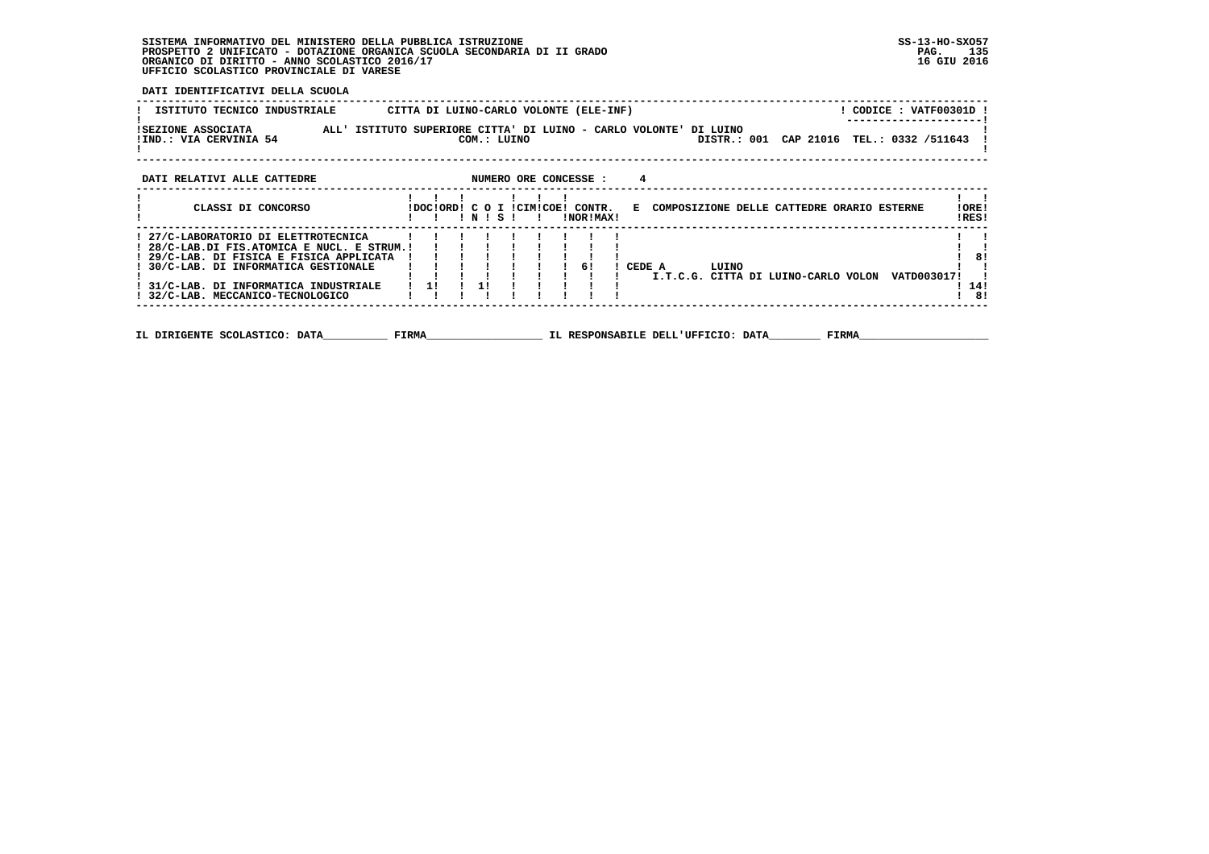SISTEMA INFORMATIVO DEL MINISTERO DELLA PUBBLICA ISTRUZIONE
PROSPETTO 2 UNIFICATO - DOTAZIONE ORGANICA SCUOLA SECONDARIA DI II GRADO
ORGANICO DI DIRITTO - ANNO SCOLASTICO 2016/17
UFFICIO SCOLASTICO PROVINCIALE DI VARESE

SS-13-HO-SXO57
16 GIU 2016

**DATI IDENTIFICATIVI DELLA SCUOLA**

| ISTITUTO TECNICO INDUSTRIALE | CITTA DI LUINO-CARLO VOLONTE (ELE-INF) | CODICE : VATF00301D |
|---|---|---|
| SEZIONE ASSOCIATA | ALL' ISTITUTO SUPERIORE CITTA' DI LUINO - CARLO VOLONTE' DI LUINO | |
| IND.: VIA CERVINIA 54 | COM.: LUINO | DISTR.: 001 CAP 21016 TEL.: 0332 /511643 |

**DATI RELATIVI ALLE CATTEDRE** NUMERO ORE CONCESSE : 4

| CLASSI DI CONCORSO | DOC | ORD | C O N | I S | CIM | COE | CONTR. NOR | CONTR. MAX | E COMPOSIZIONE DELLE CATTEDRE ORARIO ESTERNE | ORE RES |
|---|---|---|---|---|---|---|---|---|---|---|
| 27/C-LABORATORIO DI ELETTROTECNICA | | | | | | | | | | |
| 28/C-LAB.DI FIS.ATOMICA E NUCL. E STRUM. | | | | | | | | | | |
| 29/C-LAB. DI FISICA E FISICA APPLICATA | | | | | | | | | | 8 |
| 30/C-LAB. DI INFORMATICA GESTIONALE | | | | | | | 6 | | CEDE A LUINO I.T.C.G. CITTA DI LUINO-CARLO VOLON VATD003017 | |
| 31/C-LAB. DI INFORMATICA INDUSTRIALE | 1 | | 1 | | | | | | | 14 |
| 32/C-LAB. MECCANICO-TECNOLOGICO | | | | | | | | | | 8 |

IL DIRIGENTE SCOLASTICO: DATA__________ FIRMA__________________ IL RESPONSABILE DELL'UFFICIO: DATA________ FIRMA____________________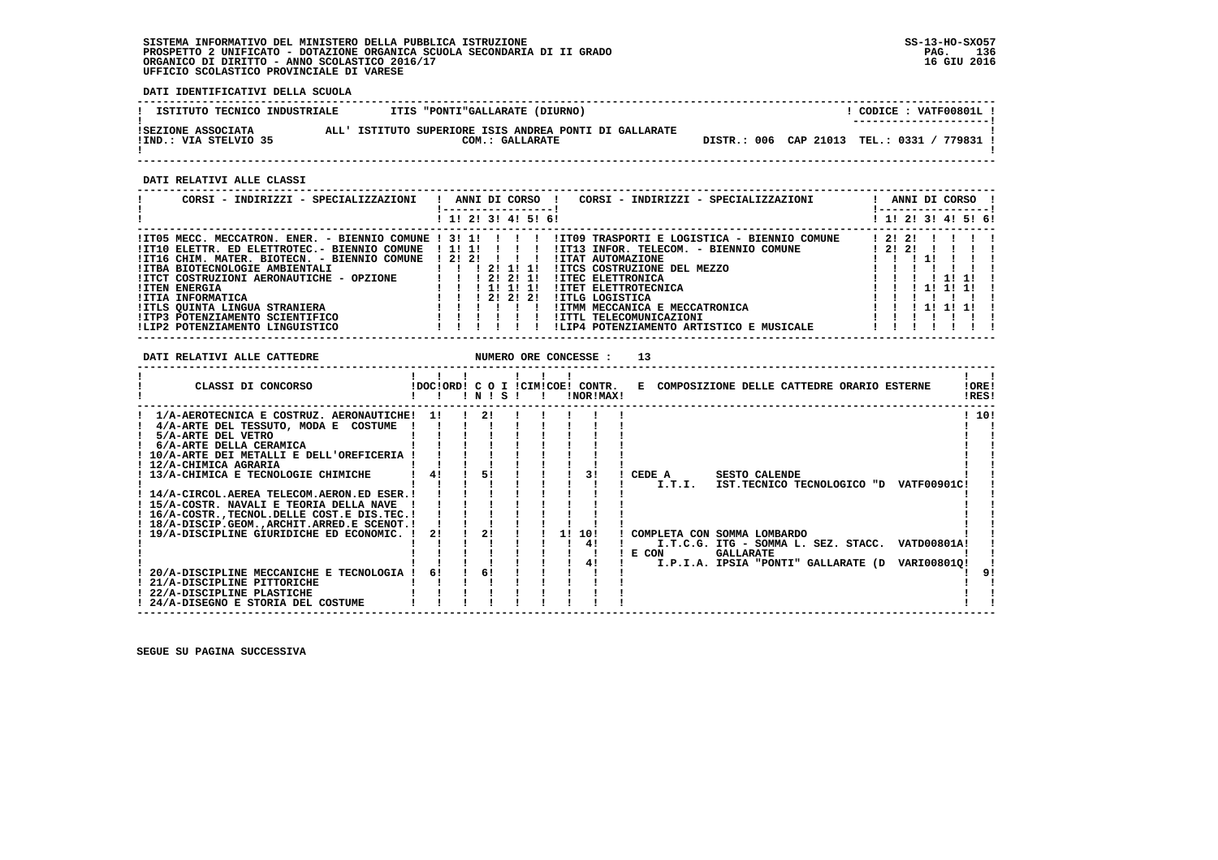SISTEMA INFORMATIVO DEL MINISTERO DELLA PUBBLICA ISTRUZIONE
PROSPETTO 2 UNIFICATO - DOTAZIONE ORGANICA SCUOLA SECONDARIA DI II GRADO
ORGANICO DI DIRITTO - ANNO SCOLASTICO 2016/17
UFFICIO SCOLASTICO PROVINCIALE DI VARESE

SS-13-HO-SXO57
16 GIU 2016

**DATI IDENTIFICATIVI DELLA SCUOLA**

| ISTITUTO TECNICO INDUSTRIALE | ITIS "PONTI"GALLARATE (DIURNO) | CODICE : VATF00801L |
|---|---|---|
| SEZIONE ASSOCIATA ALL' ISTITUTO SUPERIORE ISIS ANDREA PONTI DI GALLARATE | | |
| IND.: VIA STELVIO 35 | COM.: GALLARATE | DISTR.: 006 CAP 21013 TEL.: 0331 / 779831 |

**DATI RELATIVI ALLE CLASSI**

| CORSI - INDIRIZZI - SPECIALIZZAZIONI | 1 | 2 | 3 | 4 | 5 | 6 | CORSI - INDIRIZZI - SPECIALIZZAZIONI | 1 | 2 | 3 | 4 | 5 | 6 |
|---|---|---|---|---|---|---|---|---|---|---|---|---|---|
| IT05 MECC. MECCATRON. ENER. - BIENNIO COMUNE | 3 | 1 | | | | | IT09 TRASPORTI E LOGISTICA - BIENNIO COMUNE | 2 | 2 | | | | |
| IT10 ELETTR. ED ELETTROTEC.- BIENNIO COMUNE | 1 | 1 | | | | | IT13 INFOR. TELECOM. - BIENNIO COMUNE | 2 | 2 | | | | |
| IT16 CHIM. MATER. BIOTECN. - BIENNIO COMUNE | 2 | 2 | | | | | ITAT AUTOMAZIONE | | | 1 | | | |
| ITBA BIOTECNOLOGIE AMBIENTALI | | | 2 | 1 | 1 | | ITCS COSTRUZIONE DEL MEZZO | | | | | | |
| ITCT COSTRUZIONI AERONAUTICHE - OPZIONE | | | 2 | 2 | 1 | | ITEC ELETTRONICA | | | | 1 | 1 | |
| ITEN ENERGIA | | | 1 | 1 | 1 | | ITET ELETTROTECNICA | | | 1 | 1 | 1 | |
| ITIA INFORMATICA | | | 2 | 2 | 2 | | ITLG LOGISTICA | | | | | | |
| ITLS QUINTA LINGUA STRANIERA | | | | | | | ITMM MECCANICA E MECCATRONICA | | | 1 | 1 | 1 | |
| ITP3 POTENZIAMENTO SCIENTIFICO | | | | | | | ITTL TELECOMUNICAZIONI | | | | | | |
| LIP2 POTENZIAMENTO LINGUISTICO | | | | | | | LIP4 POTENZIAMENTO ARTISTICO E MUSICALE | | | | | | |

**DATI RELATIVI ALLE CATTEDRE** NUMERO ORE CONCESSE : 13

| CLASSI DI CONCORSO | DOC | ORD | C O I N | S | CIM | COE | CONTR. NOR | MAX | E COMPOSIZIONE DELLE CATTEDRE ORARIO ESTERNE | ORE RES |
|---|---|---|---|---|---|---|---|---|---|---|
| 1/A-AEROTECNICA E COSTRUZ. AERONAUTICHE | 1 | | 2 | | | | | | | 10 |
| 4/A-ARTE DEL TESSUTO, MODA E COSTUME | | | | | | | | | | |
| 5/A-ARTE DEL VETRO | | | | | | | | | | |
| 6/A-ARTE DELLA CERAMICA | | | | | | | | | | |
| 10/A-ARTE DEI METALLI E DELL'OREFICERIA | | | | | | | | | | |
| 12/A-CHIMICA AGRARIA | | | | | | | | | | |
| 13/A-CHIMICA E TECNOLOGIE CHIMICHE | 4 | | 5 | | | | | 3 | CEDE A SESTO CALENDE I.T.I. IST.TECNICO TECNOLOGICO "D VATF00901C | |
| 14/A-CIRCOL.AEREA TELECOM.AERON.ED ESER. | | | | | | | | | | |
| 15/A-COSTR. NAVALI E TEORIA DELLA NAVE | | | | | | | | | | |
| 16/A-COSTR.,TECNOL.DELLE COST.E DIS.TEC. | | | | | | | | | | |
| 18/A-DISCIP.GEOM.,ARCHIT.ARRED.E SCENOT. | | | | | | | | | | |
| 19/A-DISCIPLINE GIURIDICHE ED ECONOMIC. | 2 | | 2 | | | 1 | 10 | | COMPLETA CON SOMMA LOMBARDO | |
| | | | | | | | 4 | | I.T.C.G. ITG - SOMMA L. SEZ. STACC. VATD00801A | |
| | | | | | | | | | E CON GALLARATE | |
| | | | | | | | 4 | | I.P.I.A. IPSIA "PONTI" GALLARATE (D VARI00801Q | |
| 20/A-DISCIPLINE MECCANICHE E TECNOLOGIA | 6 | | 6 | | | | | | | 9 |
| 21/A-DISCIPLINE PITTORICHE | | | | | | | | | | |
| 22/A-DISCIPLINE PLASTICHE | | | | | | | | | | |
| 24/A-DISEGNO E STORIA DEL COSTUME | | | | | | | | | | |

SEGUE SU PAGINA SUCCESSIVA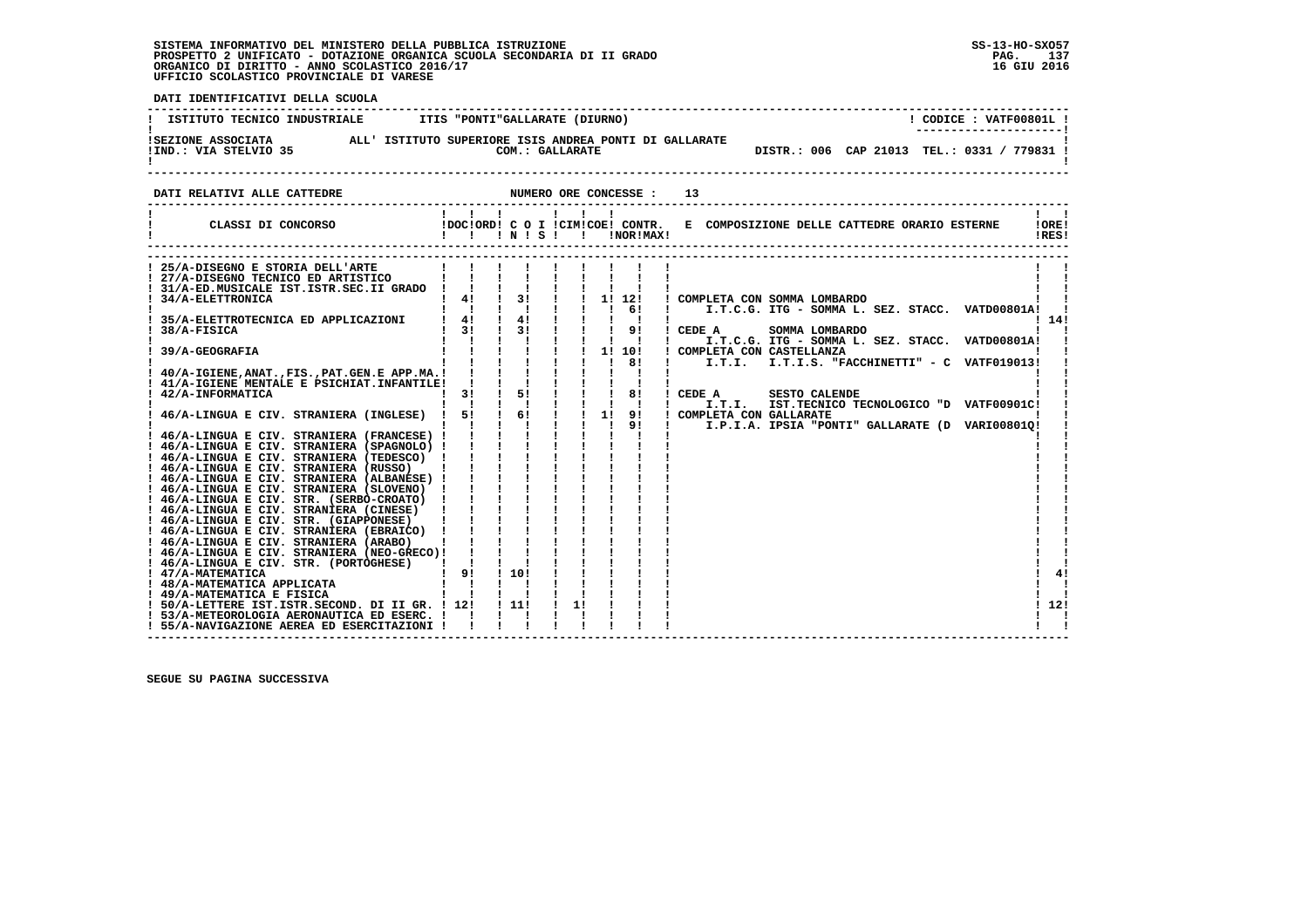SISTEMA INFORMATIVO DEL MINISTERO DELLA PUBBLICA ISTRUZIONE
PROSPETTO 2 UNIFICATO - DOTAZIONE ORGANICA SCUOLA SECONDARIA DI II GRADO
ORGANICO DI DIRITTO - ANNO SCOLASTICO 2016/17
UFFICIO SCOLASTICO PROVINCIALE DI VARESE

SS-13-HO-SXO57
16 GIU 2016

**DATI IDENTIFICATIVI DELLA SCUOLA**

ISTITUTO TECNICO INDUSTRIALE — ITIS "PONTI"GALLARATE (DIURNO) — CODICE : VATF00801L

SEZIONE ASSOCIATA ALL' ISTITUTO SUPERIORE ISIS ANDREA PONTI DI GALLARATE
IND.: VIA STELVIO 35 — COM.: GALLARATE — DISTR.: 006 CAP 21013 TEL.: 0331 / 779831

**DATI RELATIVI ALLE CATTEDRE** — NUMERO ORE CONCESSE : 13

| CLASSI DI CONCORSO | DOC | ORD | C O I N | C O I S | CIM | COE | CONTR. NOR | CONTR. MAX | E COMPOSIZIONE DELLE CATTEDRE ORARIO ESTERNE | ORE RES |
|---|---|---|---|---|---|---|---|---|---|---|
| 25/A-DISEGNO E STORIA DELL'ARTE | | | | | | | | | | |
| 27/A-DISEGNO TECNICO ED ARTISTICO | | | | | | | | | | |
| 31/A-ED.MUSICALE IST.ISTR.SEC.II GRADO | | | | | | | | | | |
| 34/A-ELETTRONICA | 4 | | 3 | | | 1 | 12 | | COMPLETA CON SOMMA LOMBARDO | |
| | | | | | | | 6 | | I.T.C.G. ITG - SOMMA L. SEZ. STACC. VATD00801A | |
| 35/A-ELETTROTECNICA ED APPLICAZIONI | 4 | | 4 | | | | | | | 14 |
| 38/A-FISICA | 3 | | 3 | | | | 9 | | CEDE A SOMMA LOMBARDO | |
| | | | | | | | | | I.T.C.G. ITG - SOMMA L. SEZ. STACC. VATD00801A | |
| 39/A-GEOGRAFIA | | | | | | 1 | 10 | | COMPLETA CON CASTELLANZA | |
| | | | | | | | 8 | | I.T.I. I.T.I.S. "FACCHINETTI" - C VATF019013 | |
| 40/A-IGIENE,ANAT.,FIS.,PAT.GEN.E APP.MA. | | | | | | | | | | |
| 41/A-IGIENE MENTALE E PSICHIAT.INFANTILE | | | | | | | | | | |
| 42/A-INFORMATICA | 3 | | 5 | | | | 8 | | CEDE A SESTO CALENDE | |
| | | | | | | | | | I.T.I. IST.TECNICO TECNOLOGICO "D VATF00901C | |
| 46/A-LINGUA E CIV. STRANIERA (INGLESE) | 5 | | 6 | | | 1 | 9 | | COMPLETA CON GALLARATE | |
| | | | | | | | 9 | | I.P.I.A. IPSIA "PONTI" GALLARATE (D VARI00801Q | |
| 46/A-LINGUA E CIV. STRANIERA (FRANCESE) | | | | | | | | | | |
| 46/A-LINGUA E CIV. STRANIERA (SPAGNOLO) | | | | | | | | | | |
| 46/A-LINGUA E CIV. STRANIERA (TEDESCO) | | | | | | | | | | |
| 46/A-LINGUA E CIV. STRANIERA (RUSSO) | | | | | | | | | | |
| 46/A-LINGUA E CIV. STRANIERA (ALBANESE) | | | | | | | | | | |
| 46/A-LINGUA E CIV. STRANIERA (SLOVENO) | | | | | | | | | | |
| 46/A-LINGUA E CIV. STR. (SERBO-CROATO) | | | | | | | | | | |
| 46/A-LINGUA E CIV. STRANIERA (CINESE) | | | | | | | | | | |
| 46/A-LINGUA E CIV. STR. (GIAPPONESE) | | | | | | | | | | |
| 46/A-LINGUA E CIV. STRANIERA (EBRAICO) | | | | | | | | | | |
| 46/A-LINGUA E CIV. STRANIERA (ARABO) | | | | | | | | | | |
| 46/A-LINGUA E CIV. STRANIERA (NEO-GRECO) | | | | | | | | | | |
| 46/A-LINGUA E CIV. STR. (PORTOGHESE) | | | | | | | | | | |
| 47/A-MATEMATICA | 9 | | 10 | | | | | | | 4 |
| 48/A-MATEMATICA APPLICATA | | | | | | | | | | |
| 49/A-MATEMATICA E FISICA | | | | | | | | | | |
| 50/A-LETTERE IST.ISTR.SECOND. DI II GR. | 12 | | 11 | | 1 | | | | | 12 |
| 53/A-METEOROLOGIA AERONAUTICA ED ESERC. | | | | | | | | | | |
| 55/A-NAVIGAZIONE AEREA ED ESERCITAZIONI | | | | | | | | | | |

SEGUE SU PAGINA SUCCESSIVA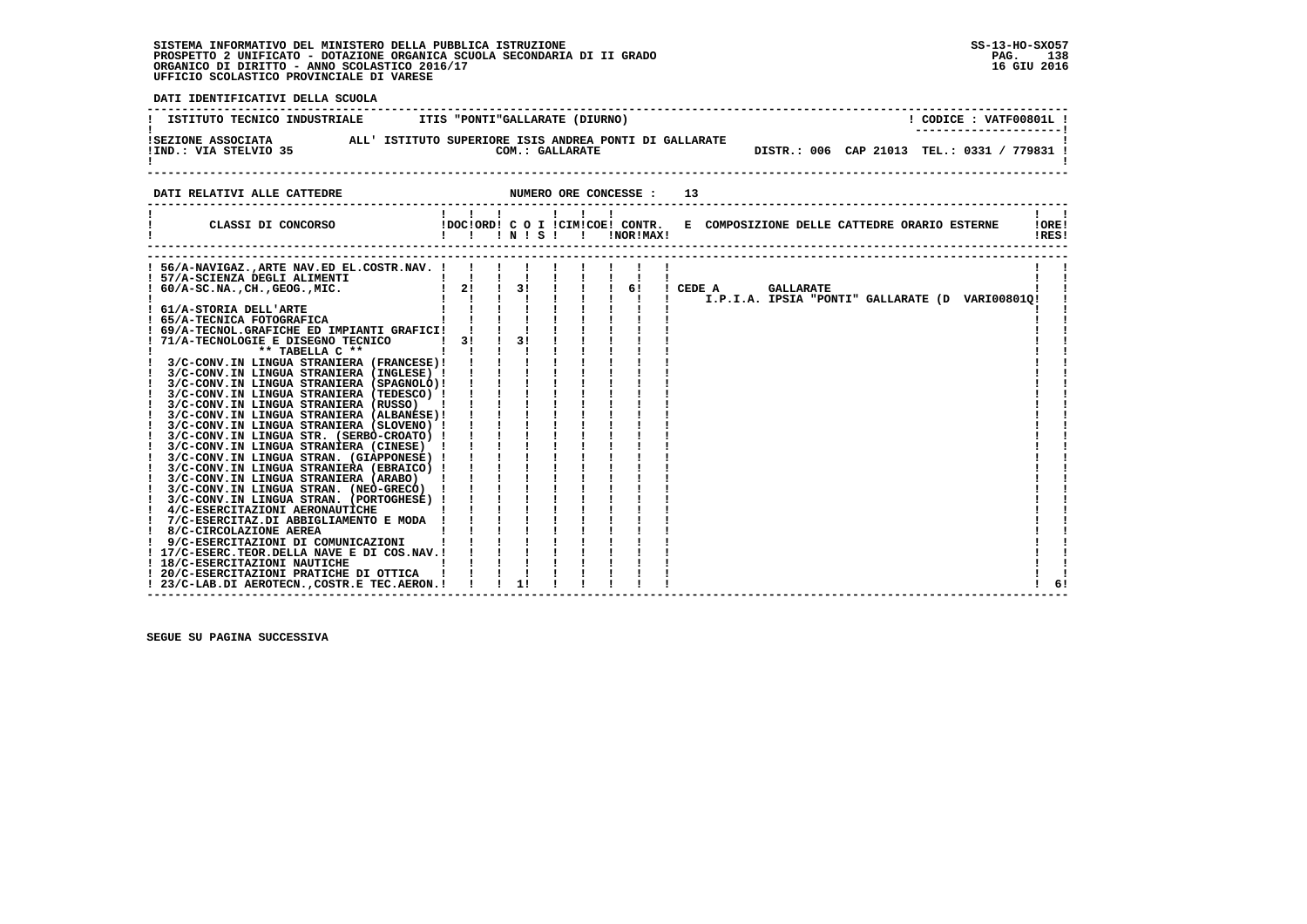SISTEMA INFORMATIVO DEL MINISTERO DELLA PUBBLICA ISTRUZIONE
PROSPETTO 2 UNIFICATO - DOTAZIONE ORGANICA SCUOLA SECONDARIA DI II GRADO
ORGANICO DI DIRITTO - ANNO SCOLASTICO 2016/17
UFFICIO SCOLASTICO PROVINCIALE DI VARESE

SS-13-HO-SXO57
16 GIU 2016

**DATI IDENTIFICATIVI DELLA SCUOLA**

ISTITUTO TECNICO INDUSTRIALE — ITIS "PONTI"GALLARATE (DIURNO) — CODICE : VATF00801L

SEZIONE ASSOCIATA ALL' ISTITUTO SUPERIORE ISIS ANDREA PONTI DI GALLARATE
IND.: VIA STELVIO 35 — COM.: GALLARATE — DISTR.: 006 CAP 21013 TEL.: 0331 / 779831

**DATI RELATIVI ALLE CATTEDRE** — NUMERO ORE CONCESSE : 13

| CLASSI DI CONCORSO | DOC | ORD | C O N | I S | CIM | COE | CONTR. NOR | MAX | E COMPOSIZIONE DELLE CATTEDRE ORARIO ESTERNE | ORE RES |
|---|---|---|---|---|---|---|---|---|---|---|
| 56/A-NAVIGAZ.,ARTE NAV.ED EL.COSTR.NAV. | | | | | | | | | | |
| 57/A-SCIENZA DEGLI ALIMENTI | | | | | | | | | | |
| 60/A-SC.NA.,CH.,GEOG.,MIC. | 2 | | 3 | | | | 6 | | CEDE A GALLARATE I.P.I.A. IPSIA "PONTI" GALLARATE (D VARI00801Q | |
| 61/A-STORIA DELL'ARTE | | | | | | | | | | |
| 65/A-TECNICA FOTOGRAFICA | | | | | | | | | | |
| 69/A-TECNOL.GRAFICHE ED IMPIANTI GRAFICI | | | | | | | | | | |
| 71/A-TECNOLOGIE E DISEGNO TECNICO | 3 | | 3 | | | | | | | |
| ** TABELLA C ** | | | | | | | | | | |
| 3/C-CONV.IN LINGUA STRANIERA (FRANCESE) | | | | | | | | | | |
| 3/C-CONV.IN LINGUA STRANIERA (INGLESE) | | | | | | | | | | |
| 3/C-CONV.IN LINGUA STRANIERA (SPAGNOLO) | | | | | | | | | | |
| 3/C-CONV.IN LINGUA STRANIERA (TEDESCO) | | | | | | | | | | |
| 3/C-CONV.IN LINGUA STRANIERA (RUSSO) | | | | | | | | | | |
| 3/C-CONV.IN LINGUA STRANIERA (ALBANESE) | | | | | | | | | | |
| 3/C-CONV.IN LINGUA STRANIERA (SLOVENO) | | | | | | | | | | |
| 3/C-CONV.IN LINGUA STR. (SERBO-CROATO) | | | | | | | | | | |
| 3/C-CONV.IN LINGUA STRANIERA (CINESE) | | | | | | | | | | |
| 3/C-CONV.IN LINGUA STRAN. (GIAPPONESE) | | | | | | | | | | |
| 3/C-CONV.IN LINGUA STRANIERA (EBRAICO) | | | | | | | | | | |
| 3/C-CONV.IN LINGUA STRANIERA (ARABO) | | | | | | | | | | |
| 3/C-CONV.IN LINGUA STRAN. (NEO-GRECO) | | | | | | | | | | |
| 3/C-CONV.IN LINGUA STRAN. (PORTOGHESE) | | | | | | | | | | |
| 4/C-ESERCITAZIONI AERONAUTICHE | | | | | | | | | | |
| 7/C-ESERCITAZ.DI ABBIGLIAMENTO E MODA | | | | | | | | | | |
| 8/C-CIRCOLAZIONE AEREA | | | | | | | | | | |
| 9/C-ESERCITAZIONI DI COMUNICAZIONI | | | | | | | | | | |
| 17/C-ESERC.TEOR.DELLA NAVE E DI COS.NAV. | | | | | | | | | | |
| 18/C-ESERCITAZIONI NAUTICHE | | | | | | | | | | |
| 20/C-ESERCITAZIONI PRATICHE DI OTTICA | | | | | | | | | | |
| 23/C-LAB.DI AEROTECN.,COSTR.E TEC.AERON. | | | 1 | | | | | | | 6 |

SEGUE SU PAGINA SUCCESSIVA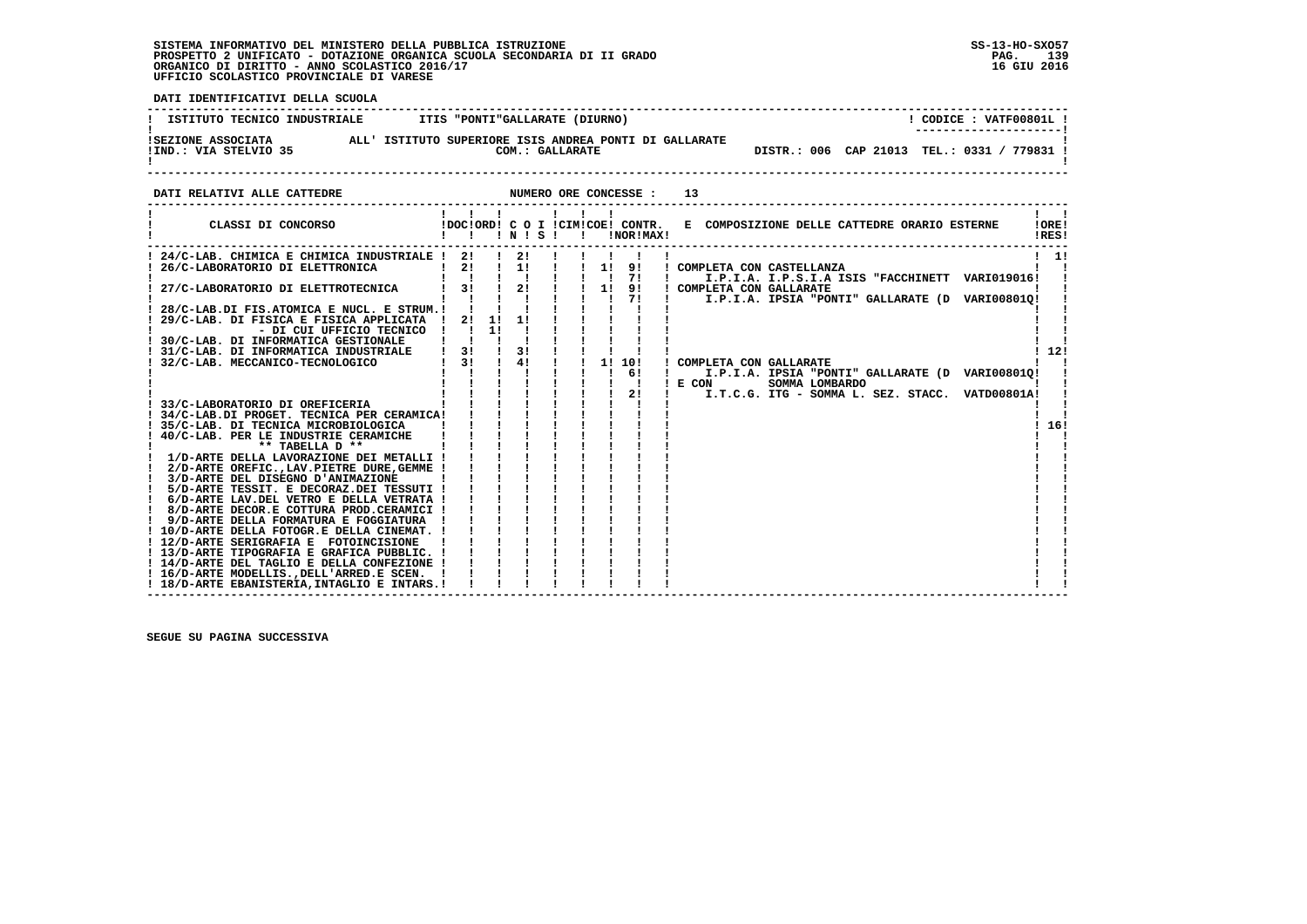SISTEMA INFORMATIVO DEL MINISTERO DELLA PUBBLICA ISTRUZIONE
PROSPETTO 2 UNIFICATO - DOTAZIONE ORGANICA SCUOLA SECONDARIA DI II GRADO
ORGANICO DI DIRITTO - ANNO SCOLASTICO 2016/17
UFFICIO SCOLASTICO PROVINCIALE DI VARESE

SS-13-HO-SXO57
16 GIU 2016

**DATI IDENTIFICATIVI DELLA SCUOLA**

| ISTITUTO TECNICO INDUSTRIALE | ITIS "PONTI"GALLARATE (DIURNO) | CODICE : VATF00801L |
|---|---|---|
| SEZIONE ASSOCIATA | ALL' ISTITUTO SUPERIORE ISIS ANDREA PONTI DI GALLARATE | |
| IND.: VIA STELVIO 35 | COM.: GALLARATE | DISTR.: 006 CAP 21013 TEL.: 0331 / 779831 |

**DATI RELATIVI ALLE CATTEDRE** NUMERO ORE CONCESSE : 13

| CLASSI DI CONCORSO | DOC | ORD | C O I N | S | CIM | COE | CONTR. NOR | MAX | E COMPOSIZIONE DELLE CATTEDRE ORARIO ESTERNE | ORE RES |
|---|---|---|---|---|---|---|---|---|---|---|
| 24/C-LAB. CHIMICA E CHIMICA INDUSTRIALE | 2 | | 2 | | | | | | | 1 |
| 26/C-LABORATORIO DI ELETTRONICA | 2 | | 1 | | | 1 | 9 | | COMPLETA CON CASTELLANZA | |
| | | | | | | | 7 | | I.P.I.A. I.P.S.I.A ISIS "FACCHINETT VARI019016 | |
| 27/C-LABORATORIO DI ELETTROTECNICA | 3 | | 2 | | | 1 | 9 | | COMPLETA CON GALLARATE | |
| | | | | | | | 7 | | I.P.I.A. IPSIA "PONTI" GALLARATE (D VARI00801Q | |
| 28/C-LAB.DI FIS.ATOMICA E NUCL. E STRUM. | | | | | | | | | | |
| 29/C-LAB. DI FISICA E FISICA APPLICATA | 2 | 1 | 1 | | | | | | | |
| - DI CUI UFFICIO TECNICO | | 1 | | | | | | | | |
| 30/C-LAB. DI INFORMATICA GESTIONALE | | | | | | | | | | |
| 31/C-LAB. DI INFORMATICA INDUSTRIALE | 3 | | 3 | | | | | | | 12 |
| 32/C-LAB. MECCANICO-TECNOLOGICO | 3 | | 4 | | | 1 | 10 | | COMPLETA CON GALLARATE | |
| | | | | | | | 6 | | I.P.I.A. IPSIA "PONTI" GALLARATE (D VARI00801Q | |
| | | | | | | | | | E CON SOMMA LOMBARDO | |
| | | | | | | | 2 | | I.T.C.G. ITG - SOMMA L. SEZ. STACC. VATD00801A | |
| 33/C-LABORATORIO DI OREFICERIA | | | | | | | | | | |
| 34/C-LAB.DI PROGET. TECNICA PER CERAMICA | | | | | | | | | | |
| 35/C-LAB. DI TECNICA MICROBIOLOGICA | | | | | | | | | | 16 |
| 40/C-LAB. PER LE INDUSTRIE CERAMICHE | | | | | | | | | | |
| ** TABELLA D ** | | | | | | | | | | |
| 1/D-ARTE DELLA LAVORAZIONE DEI METALLI | | | | | | | | | | |
| 2/D-ARTE OREFIC.,LAV.PIETRE DURE,GEMME | | | | | | | | | | |
| 3/D-ARTE DEL DISEGNO D'ANIMAZIONE | | | | | | | | | | |
| 5/D-ARTE TESSIT. E DECORAZ.DEI TESSUTI | | | | | | | | | | |
| 6/D-ARTE LAV.DEL VETRO E DELLA VETRATA | | | | | | | | | | |
| 8/D-ARTE DECOR.E COTTURA PROD.CERAMICI | | | | | | | | | | |
| 9/D-ARTE DELLA FORMATURA E FOGGIATURA | | | | | | | | | | |
| 10/D-ARTE DELLA FOTOGR.E DELLA CINEMAT. | | | | | | | | | | |
| 12/D-ARTE SERIGRAFIA E FOTOINCISIONE | | | | | | | | | | |
| 13/D-ARTE TIPOGRAFIA E GRAFICA PUBBLIC. | | | | | | | | | | |
| 14/D-ARTE DEL TAGLIO E DELLA CONFEZIONE | | | | | | | | | | |
| 16/D-ARTE MODELLIS.,DELL'ARRED.E SCEN. | | | | | | | | | | |
| 18/D-ARTE EBANISTERIA,INTAGLIO E INTARS. | | | | | | | | | | |

SEGUE SU PAGINA SUCCESSIVA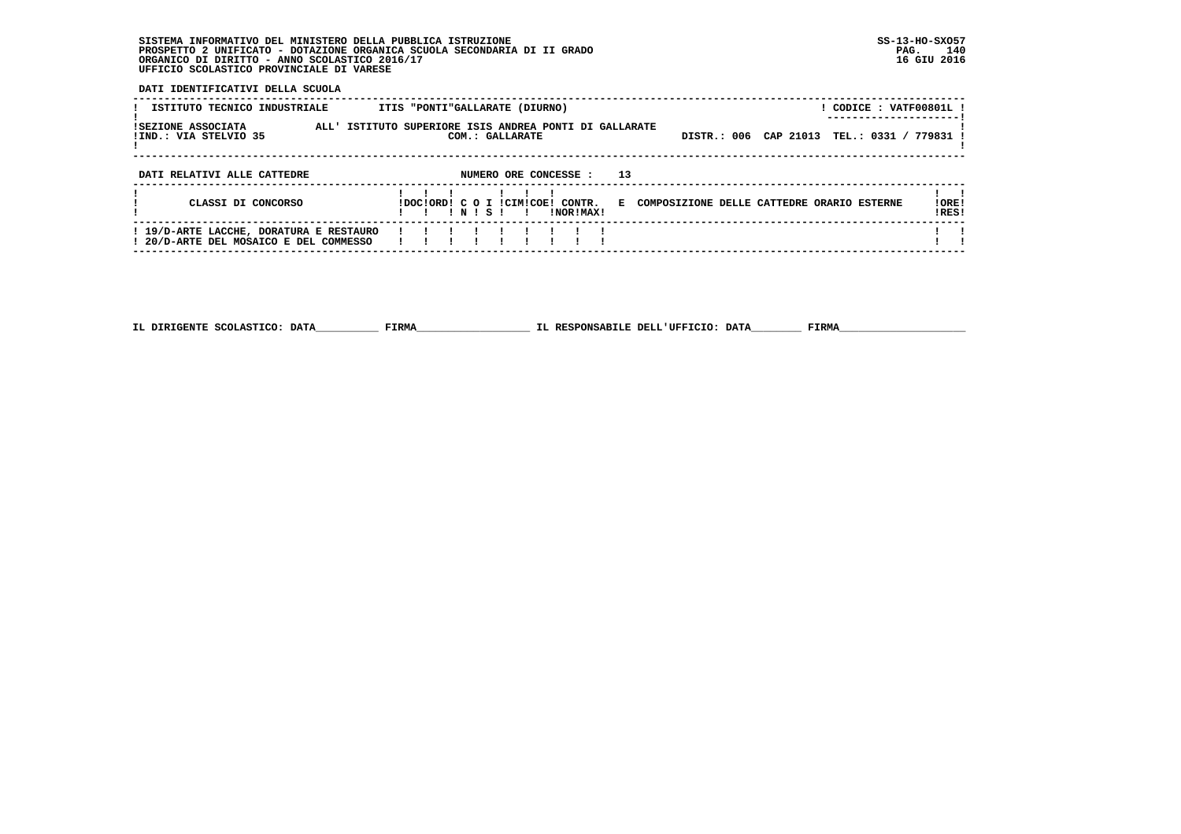SISTEMA INFORMATIVO DEL MINISTERO DELLA PUBBLICA ISTRUZIONE
PROSPETTO 2 UNIFICATO - DOTAZIONE ORGANICA SCUOLA SECONDARIA DI II GRADO
ORGANICO DI DIRITTO - ANNO SCOLASTICO 2016/17
UFFICIO SCOLASTICO PROVINCIALE DI VARESE

SS-13-HO-SXO57
16 GIU 2016

**DATI IDENTIFICATIVI DELLA SCUOLA**

| ISTITUTO TECNICO INDUSTRIALE | ITIS "PONTI"GALLARATE (DIURNO) | CODICE : VATF00801L |
|---|---|---|
| SEZIONE ASSOCIATA | ALL' ISTITUTO SUPERIORE ISIS ANDREA PONTI DI GALLARATE | |
| IND.: VIA STELVIO 35 | COM.: GALLARATE | DISTR.: 006 CAP 21013 TEL.: 0331 / 779831 |

**DATI RELATIVI ALLE CATTEDRE** NUMERO ORE CONCESSE : 13

| CLASSI DI CONCORSO | DOC | ORD | C IN | O S | I | CIM | COE | CONTR. NOR | CONTR. MAX | E | COMPOSIZIONE DELLE CATTEDRE ORARIO ESTERNE | ORE RES |
|---|---|---|---|---|---|---|---|---|---|---|---|---|
| 19/D-ARTE LACCHE, DORATURA E RESTAURO | | | | | | | | | | | | |
| 20/D-ARTE DEL MOSAICO E DEL COMMESSO | | | | | | | | | | | | |

IL DIRIGENTE SCOLASTICO: DATA__________ FIRMA__________________ IL RESPONSABILE DELL'UFFICIO: DATA________ FIRMA____________________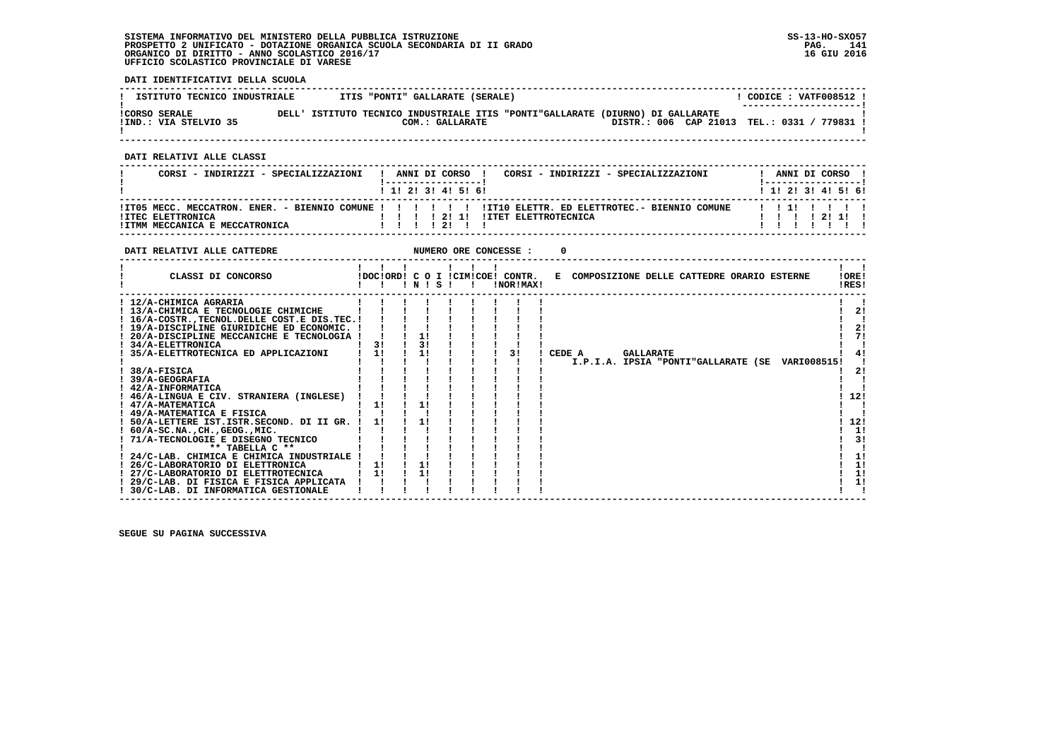**SISTEMA INFORMATIVO DEL MINISTERO DELLA PUBBLICA ISTRUZIONE**
**PROSPETTO 2 UNIFICATO - DOTAZIONE ORGANICA SCUOLA SECONDARIA DI II GRADO**
**ORGANICO DI DIRITTO - ANNO SCOLASTICO 2016/17**
**UFFICIO SCOLASTICO PROVINCIALE DI VARESE**

SS-13-HO-SXO57
16 GIU 2016

**DATI IDENTIFICATIVI DELLA SCUOLA**

| | | |
|---|---|---|
| ISTITUTO TECNICO INDUSTRIALE | ITIS "PONTI" GALLARATE (SERALE) | CODICE : VATF008512 |
| CORSO SERALE | DELL' ISTITUTO TECNICO INDUSTRIALE ITIS "PONTI"GALLARATE (DIURNO) DI GALLARATE | |
| IND.: VIA STELVIO 35 | COM.: GALLARATE | DISTR.: 006 CAP 21013 TEL.: 0331 / 779831 |

**DATI RELATIVI ALLE CLASSI**

| CORSI - INDIRIZZI - SPECIALIZZAZIONI | 1 | 2 | 3 | 4 | 5 | 6 | CORSI - INDIRIZZI - SPECIALIZZAZIONI | 1 | 2 | 3 | 4 | 5 | 6 |
|---|---|---|---|---|---|---|---|---|---|---|---|---|---|
| IT05 MECC. MECCATRON. ENER. - BIENNIO COMUNE | | | | | | | IT10 ELETTR. ED ELETTROTEC.- BIENNIO COMUNE | | 1 | | | | |
| ITEC ELETTRONICA | | | | 2 | 1 | | ITET ELETTROTECNICA | | | | 2 | 1 | |
| ITMM MECCANICA E MECCATRONICA | | | | 2 | | | | | | | | | |

**DATI RELATIVI ALLE CATTEDRE** NUMERO ORE CONCESSE : 0

| CLASSI DI CONCORSO | DOC | ORD | C O I N | S | CIM | COE | CONTR. NOR | CONTR. MAX | E COMPOSIZIONE DELLE CATTEDRE ORARIO ESTERNE | ORE RES |
|---|---|---|---|---|---|---|---|---|---|---|
| 12/A-CHIMICA AGRARIA | | | | | | | | | | |
| 13/A-CHIMICA E TECNOLOGIE CHIMICHE | | | | | | | | | | 2 |
| 16/A-COSTR.,TECNOL.DELLE COST.E DIS.TEC. | | | | | | | | | | |
| 19/A-DISCIPLINE GIURIDICHE ED ECONOMIC. | | | | | | | | | | 2 |
| 20/A-DISCIPLINE MECCANICHE E TECNOLOGIA | | | 1 | | | | | | | 7 |
| 34/A-ELETTRONICA | 3 | | 3 | | | | | | | |
| 35/A-ELETTROTECNICA ED APPLICAZIONI | 1 | | 1 | | | | 3 | | CEDE A GALLARATE I.P.I.A. IPSIA "PONTI"GALLARATE (SE VARI008515 | 4 |
| 38/A-FISICA | | | | | | | | | | 2 |
| 39/A-GEOGRAFIA | | | | | | | | | | |
| 42/A-INFORMATICA | | | | | | | | | | |
| 46/A-LINGUA E CIV. STRANIERA (INGLESE) | | | | | | | | | | 12 |
| 47/A-MATEMATICA | 1 | | 1 | | | | | | | |
| 49/A-MATEMATICA E FISICA | | | | | | | | | | |
| 50/A-LETTERE IST.ISTR.SECOND. DI II GR. | 1 | | 1 | | | | | | | 12 |
| 60/A-SC.NA.,CH.,GEOG.,MIC. | | | | | | | | | | 1 |
| 71/A-TECNOLOGIE E DISEGNO TECNICO | | | | | | | | | | 3 |
| ** TABELLA C ** | | | | | | | | | | |
| 24/C-LAB. CHIMICA E CHIMICA INDUSTRIALE | | | | | | | | | | 1 |
| 26/C-LABORATORIO DI ELETTRONICA | 1 | | 1 | | | | | | | 1 |
| 27/C-LABORATORIO DI ELETTROTECNICA | 1 | | 1 | | | | | | | 1 |
| 29/C-LAB. DI FISICA E FISICA APPLICATA | | | | | | | | | | 1 |
| 30/C-LAB. DI INFORMATICA GESTIONALE | | | | | | | | | | |

**SEGUE SU PAGINA SUCCESSIVA**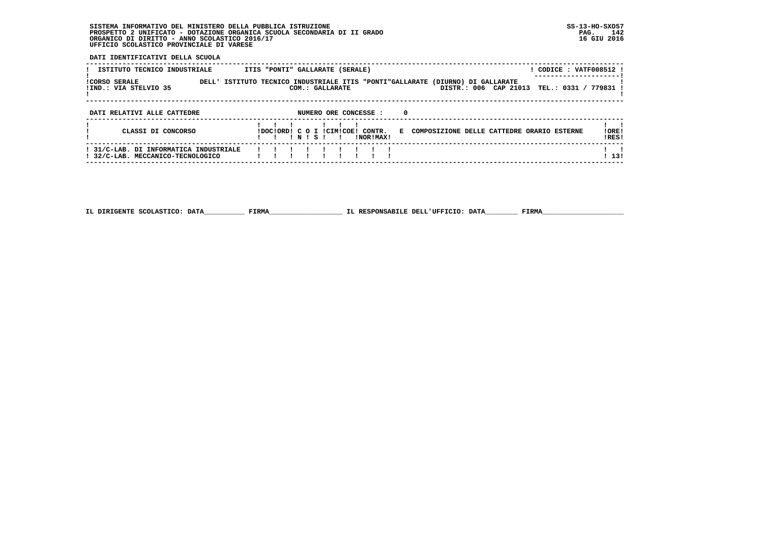SISTEMA INFORMATIVO DEL MINISTERO DELLA PUBBLICA ISTRUZIONE
PROSPETTO 2 UNIFICATO - DOTAZIONE ORGANICA SCUOLA SECONDARIA DI II GRADO
ORGANICO DI DIRITTO - ANNO SCOLASTICO 2016/17
UFFICIO SCOLASTICO PROVINCIALE DI VARESE

SS-13-HO-SXO57
16 GIU 2016

**DATI IDENTIFICATIVI DELLA SCUOLA**

| ISTITUTO TECNICO INDUSTRIALE | ITIS "PONTI" GALLARATE (SERALE) | CODICE : VATF008512 |
|---|---|---|
| CORSO SERALE | DELL' ISTITUTO TECNICO INDUSTRIALE ITIS "PONTI"GALLARATE (DIURNO) DI GALLARATE | |
| IND.: VIA STELVIO 35 | COM.: GALLARATE | DISTR.: 006 CAP 21013 TEL.: 0331 / 779831 |

**DATI RELATIVI ALLE CATTEDRE** NUMERO ORE CONCESSE : 0

| CLASSI DI CONCORSO | DOC | ORD | C N | O S | I | CIM | COE | CONTR. NOR | CONTR. MAX | E COMPOSIZIONE DELLE CATTEDRE ORARIO ESTERNE | ORE RES |
|---|---|---|---|---|---|---|---|---|---|---|---|
| 31/C-LAB. DI INFORMATICA INDUSTRIALE<br>32/C-LAB. MECCANICO-TECNOLOGICO | | | | | | | | | | | 13 |

IL DIRIGENTE SCOLASTICO: DATA__________ FIRMA__________________ IL RESPONSABILE DELL'UFFICIO: DATA________ FIRMA____________________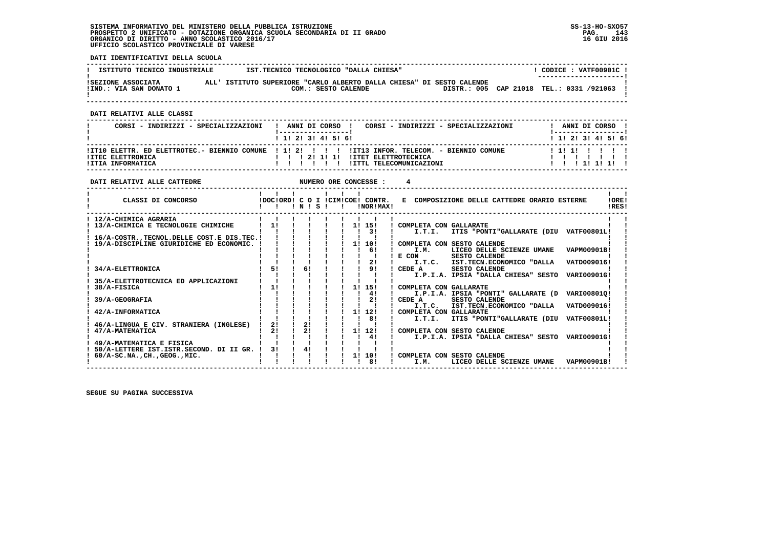SISTEMA INFORMATIVO DEL MINISTERO DELLA PUBBLICA ISTRUZIONE
PROSPETTO 2 UNIFICATO - DOTAZIONE ORGANICA SCUOLA SECONDARIA DI II GRADO
ORGANICO DI DIRITTO - ANNO SCOLASTICO 2016/17
UFFICIO SCOLASTICO PROVINCIALE DI VARESE

SS-13-HO-SXO57
16 GIU 2016

**DATI IDENTIFICATIVI DELLA SCUOLA**

| ISTITUTO TECNICO INDUSTRIALE | IST.TECNICO TECNOLOGICO "DALLA CHIESA" | CODICE : VATF00901C |
|---|---|---|
| SEZIONE ASSOCIATA | ALL' ISTITUTO SUPERIORE "CARLO ALBERTO DALLA CHIESA" DI SESTO CALENDE | |
| IND.: VIA SAN DONATO 1 | COM.: SESTO CALENDE | DISTR.: 005 CAP 21018 TEL.: 0331 /921063 |

**DATI RELATIVI ALLE CLASSI**

| CORSI - INDIRIZZI - SPECIALIZZAZIONI | 1 | 2 | 3 | 4 | 5 | 6 | CORSI - INDIRIZZI - SPECIALIZZAZIONI | 1 | 2 | 3 | 4 | 5 | 6 |
|---|---|---|---|---|---|---|---|---|---|---|---|---|---|
| IT10 ELETTR. ED ELETTROTEC.- BIENNIO COMUNE | 1 | 2 | | | | | IT13 INFOR. TELECOM. - BIENNIO COMUNE | 1 | 1 | | | | |
| ITEC ELETTRONICA | | | 2 | 1 | 1 | | ITET ELETTROTECNICA | | | | | | |
| ITIA INFORMATICA | | | | | | | ITTL TELECOMUNICAZIONI | | | 1 | 1 | 1 | |

**DATI RELATIVI ALLE CATTEDRE** NUMERO ORE CONCESSE : 4

| CLASSI DI CONCORSO | DOC | ORD | C O I N | S | CIM | COE | CONTR. NOR | MAX | E COMPOSIZIONE DELLE CATTEDRE ORARIO ESTERNE | ORE RES |
|---|---|---|---|---|---|---|---|---|---|---|
| 12/A-CHIMICA AGRARIA | | | | | | | | | | |
| 13/A-CHIMICA E TECNOLOGIE CHIMICHE | 1 | | | | | 1 | 15 | | COMPLETA CON GALLARATE | |
| | | | | | | | 3 | | I.T.I. ITIS "PONTI"GALLARATE (DIU VATF00801L | |
| 16/A-COSTR.,TECNOL.DELLE COST.E DIS.TEC. | | | | | | | | | | |
| 19/A-DISCIPLINE GIURIDICHE ED ECONOMIC. | | | | | | 1 | 10 | | COMPLETA CON SESTO CALENDE | |
| | | | | | | | 6 | | I.M. LICEO DELLE SCIENZE UMANE VAPM00901B | |
| | | | | | | | | | E CON SESTO CALENDE | |
| | | | | | | | 2 | | I.T.C. IST.TECN.ECONOMICO "DALLA VATD009016 | |
| 34/A-ELETTRONICA | 5 | | 6 | | | | 9 | | CEDE A SESTO CALENDE | |
| | | | | | | | | | I.P.I.A. IPSIA "DALLA CHIESA" SESTO VARI00901G | |
| 35/A-ELETTROTECNICA ED APPLICAZIONI | | | | | | | | | | |
| 38/A-FISICA | 1 | | | | | 1 | 15 | | COMPLETA CON GALLARATE | |
| | | | | | | | 4 | | I.P.I.A. IPSIA "PONTI" GALLARATE (D VARI00801Q | |
| 39/A-GEOGRAFIA | | | | | | | 2 | | CEDE A SESTO CALENDE | |
| | | | | | | | | | I.T.C. IST.TECN.ECONOMICO "DALLA VATD009016 | |
| 42/A-INFORMATICA | | | | | | 1 | 12 | | COMPLETA CON GALLARATE | |
| | | | | | | | 8 | | I.T.I. ITIS "PONTI"GALLARATE (DIU VATF00801L | |
| 46/A-LINGUA E CIV. STRANIERA (INGLESE) | 2 | | 2 | | | | | | | |
| 47/A-MATEMATICA | 2 | | 2 | | | 1 | 12 | | COMPLETA CON SESTO CALENDE | |
| | | | | | | | 4 | | I.P.I.A. IPSIA "DALLA CHIESA" SESTO VARI00901G | |
| 49/A-MATEMATICA E FISICA | | | | | | | | | | |
| 50/A-LETTERE IST.ISTR.SECOND. DI II GR. | 3 | | 4 | | | | | | | |
| 60/A-SC.NA.,CH.,GEOG.,MIC. | | | | | | 1 | 10 | | COMPLETA CON SESTO CALENDE | |
| | | | | | | | 8 | | I.M. LICEO DELLE SCIENZE UMANE VAPM00901B | |

SEGUE SU PAGINA SUCCESSIVA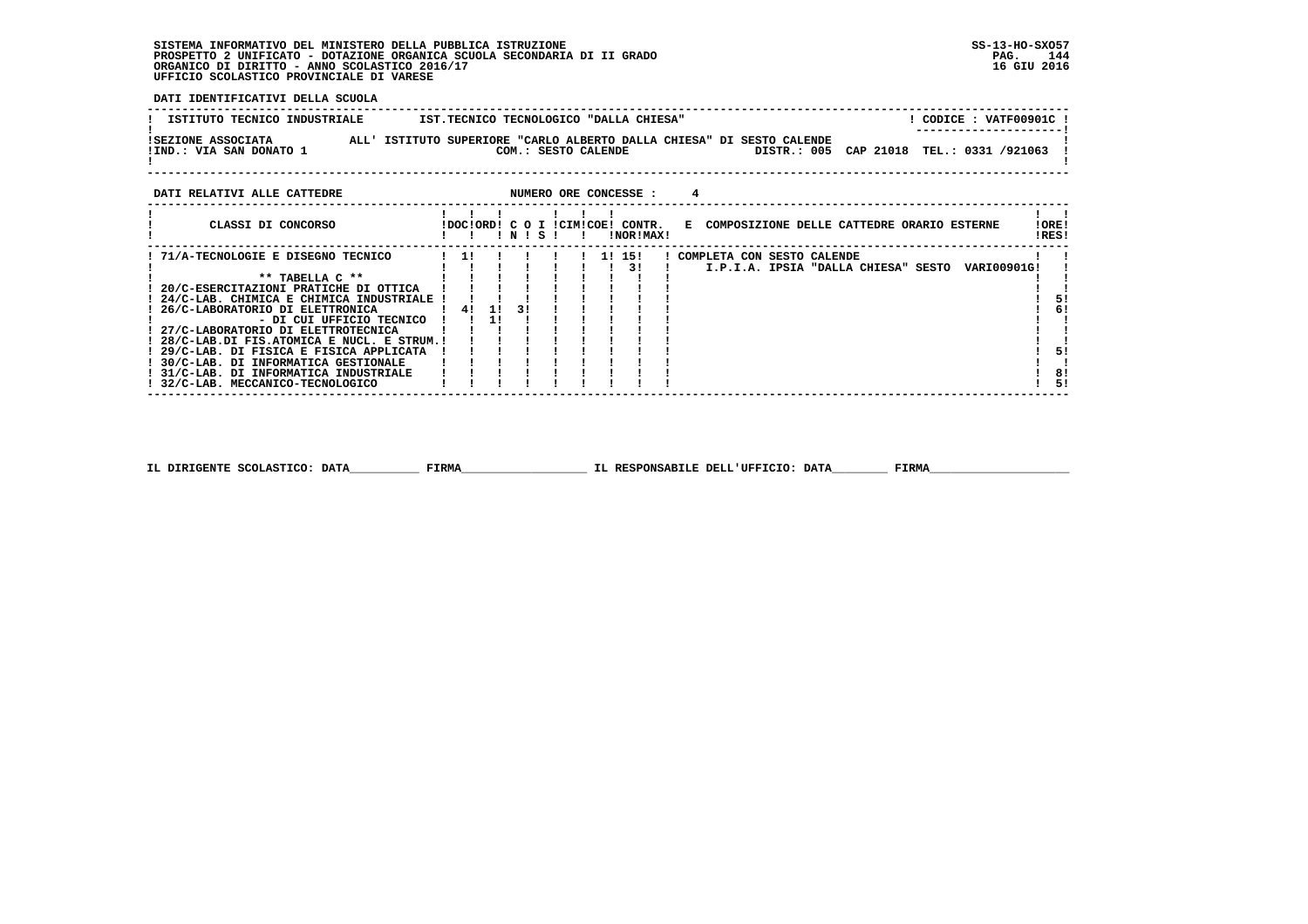SISTEMA INFORMATIVO DEL MINISTERO DELLA PUBBLICA ISTRUZIONE
PROSPETTO 2 UNIFICATO - DOTAZIONE ORGANICA SCUOLA SECONDARIA DI II GRADO
ORGANICO DI DIRITTO - ANNO SCOLASTICO 2016/17
UFFICIO SCOLASTICO PROVINCIALE DI VARESE

SS-13-HO-SXO57
16 GIU 2016

**DATI IDENTIFICATIVI DELLA SCUOLA**

| ISTITUTO TECNICO INDUSTRIALE | IST.TECNICO TECNOLOGICO "DALLA CHIESA" | CODICE : VATF00901C |
|---|---|---|
| SEZIONE ASSOCIATA | ALL' ISTITUTO SUPERIORE "CARLO ALBERTO DALLA CHIESA" DI SESTO CALENDE | |
| IND.: VIA SAN DONATO 1 | COM.: SESTO CALENDE | DISTR.: 005 CAP 21018 TEL.: 0331 /921063 |

**DATI RELATIVI ALLE CATTEDRE** NUMERO ORE CONCESSE : 4

| CLASSI DI CONCORSO | DOC | ORD | C O N | I S | CIM | COE | CONTR. NOR | CONTR. MAX | E COMPOSIZIONE DELLE CATTEDRE ORARIO ESTERNE | ORE RES |
|---|---|---|---|---|---|---|---|---|---|---|
| 71/A-TECNOLOGIE E DISEGNO TECNICO | 1 | | | | | 1 | 15 | | COMPLETA CON SESTO CALENDE | |
| | | | | | | | 3 | | I.P.I.A. IPSIA "DALLA CHIESA" SESTO VARI00901G | |
| ** TABELLA C ** | | | | | | | | | | |
| 20/C-ESERCITAZIONI PRATICHE DI OTTICA | | | | | | | | | | |
| 24/C-LAB. CHIMICA E CHIMICA INDUSTRIALE | | | | | | | | | | 5 |
| 26/C-LABORATORIO DI ELETTRONICA | 4 | 1 | 3 | | | | | | | 6 |
| - DI CUI UFFICIO TECNICO | | 1 | | | | | | | | |
| 27/C-LABORATORIO DI ELETTROTECNICA | | | | | | | | | | |
| 28/C-LAB.DI FIS.ATOMICA E NUCL. E STRUM. | | | | | | | | | | |
| 29/C-LAB. DI FISICA E FISICA APPLICATA | | | | | | | | | | 5 |
| 30/C-LAB. DI INFORMATICA GESTIONALE | | | | | | | | | | |
| 31/C-LAB. DI INFORMATICA INDUSTRIALE | | | | | | | | | | 8 |
| 32/C-LAB. MECCANICO-TECNOLOGICO | | | | | | | | | | 5 |

IL DIRIGENTE SCOLASTICO: DATA__________ FIRMA__________________ IL RESPONSABILE DELL'UFFICIO: DATA________ FIRMA____________________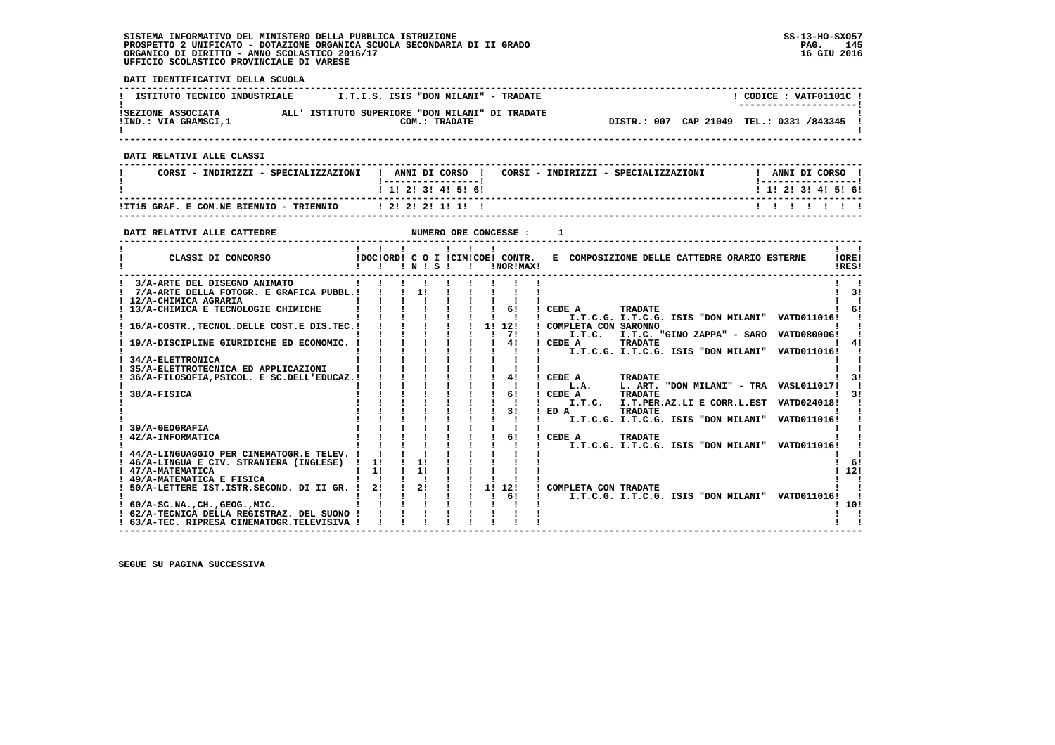SISTEMA INFORMATIVO DEL MINISTERO DELLA PUBBLICA ISTRUZIONE
PROSPETTO 2 UNIFICATO - DOTAZIONE ORGANICA SCUOLA SECONDARIA DI II GRADO
ORGANICO DI DIRITTO - ANNO SCOLASTICO 2016/17
UFFICIO SCOLASTICO PROVINCIALE DI VARESE

SS-13-HO-SXO57
16 GIU 2016

**DATI IDENTIFICATIVI DELLA SCUOLA**

| ISTITUTO TECNICO INDUSTRIALE | I.T.I.S. ISIS "DON MILANI" - TRADATE | CODICE : VATF01101C |
|---|---|---|
| SEZIONE ASSOCIATA<br>IND.: VIA GRAMSCI,1 | ALL' ISTITUTO SUPERIORE "DON MILANI" DI TRADATE<br>COM.: TRADATE | DISTR.: 007 CAP 21049 TEL.: 0331 /843345 |

**DATI RELATIVI ALLE CLASSI**

| CORSI - INDIRIZZI - SPECIALIZZAZIONI | 1 | 2 | 3 | 4 | 5 | 6 | CORSI - INDIRIZZI - SPECIALIZZAZIONI | 1 | 2 | 3 | 4 | 5 | 6 |
|---|---|---|---|---|---|---|---|---|---|---|---|---|---|
| IT15 GRAF. E COM.NE BIENNIO - TRIENNIO | 2 | 2 | 2 | 1 | 1 | | | | | | | | |

**DATI RELATIVI ALLE CATTEDRE** NUMERO ORE CONCESSE : 1

| CLASSI DI CONCORSO | DOC | ORD | C O I N | S | CIM | COE | CONTR. NOR | MAX | E COMPOSIZIONE DELLE CATTEDRE ORARIO ESTERNE | ORE RES |
|---|---|---|---|---|---|---|---|---|---|---|
| 3/A-ARTE DEL DISEGNO ANIMATO | | | | | | | | | | |
| 7/A-ARTE DELLA FOTOGR. E GRAFICA PUBBL. | | | 1 | | | | | | | 3 |
| 12/A-CHIMICA AGRARIA | | | | | | | | | | |
| 13/A-CHIMICA E TECNOLOGIE CHIMICHE | | | | | | | 6 | | CEDE A TRADATE I.T.C.G. I.T.C.G. ISIS "DON MILANI" VATD011016 | 6 |
| 16/A-COSTR.,TECNOL.DELLE COST.E DIS.TEC. | | | | | | 1 | 12<br>7 | | COMPLETA CON SARONNO I.T.C. I.T.C. "GINO ZAPPA" - SARO VATD08000G | |
| 19/A-DISCIPLINE GIURIDICHE ED ECONOMIC. | | | | | | | 4 | | CEDE A TRADATE I.T.C.G. I.T.C.G. ISIS "DON MILANI" VATD011016 | 4 |
| 34/A-ELETTRONICA | | | | | | | | | | |
| 35/A-ELETTROTECNICA ED APPLICAZIONI | | | | | | | | | | |
| 36/A-FILOSOFIA,PSICOL. E SC.DELL'EDUCAZ. | | | | | | | 4 | | CEDE A TRADATE L.A. L. ART. "DON MILANI" - TRA VASL011017 | 3 |
| 38/A-FISICA | | | | | | | 6<br>3 | | CEDE A TRADATE I.T.C. I.T.PER.AZ.LI E CORR.L.EST VATD024018<br>ED A TRADATE I.T.C.G. I.T.C.G. ISIS "DON MILANI" VATD011016 | 3 |
| 39/A-GEOGRAFIA | | | | | | | | | | |
| 42/A-INFORMATICA | | | | | | | 6 | | CEDE A TRADATE I.T.C.G. I.T.C.G. ISIS "DON MILANI" VATD011016 | |
| 44/A-LINGUAGGIO PER CINEMATOGR.E TELEV. | | | | | | | | | | |
| 46/A-LINGUA E CIV. STRANIERA (INGLESE) | 1 | | 1 | | | | | | | 6 |
| 47/A-MATEMATICA | 1 | | 1 | | | | | | | 12 |
| 49/A-MATEMATICA E FISICA | | | | | | | | | | |
| 50/A-LETTERE IST.ISTR.SECOND. DI II GR. | 2 | | 2 | | | 1 | 12<br>6 | | COMPLETA CON TRADATE I.T.C.G. I.T.C.G. ISIS "DON MILANI" VATD011016 | |
| 60/A-SC.NA.,CH.,GEOG.,MIC. | | | | | | | | | | 10 |
| 62/A-TECNICA DELLA REGISTRAZ. DEL SUONO | | | | | | | | | | |
| 63/A-TEC. RIPRESA CINEMATOGR.TELEVISIVA | | | | | | | | | | |

SEGUE SU PAGINA SUCCESSIVA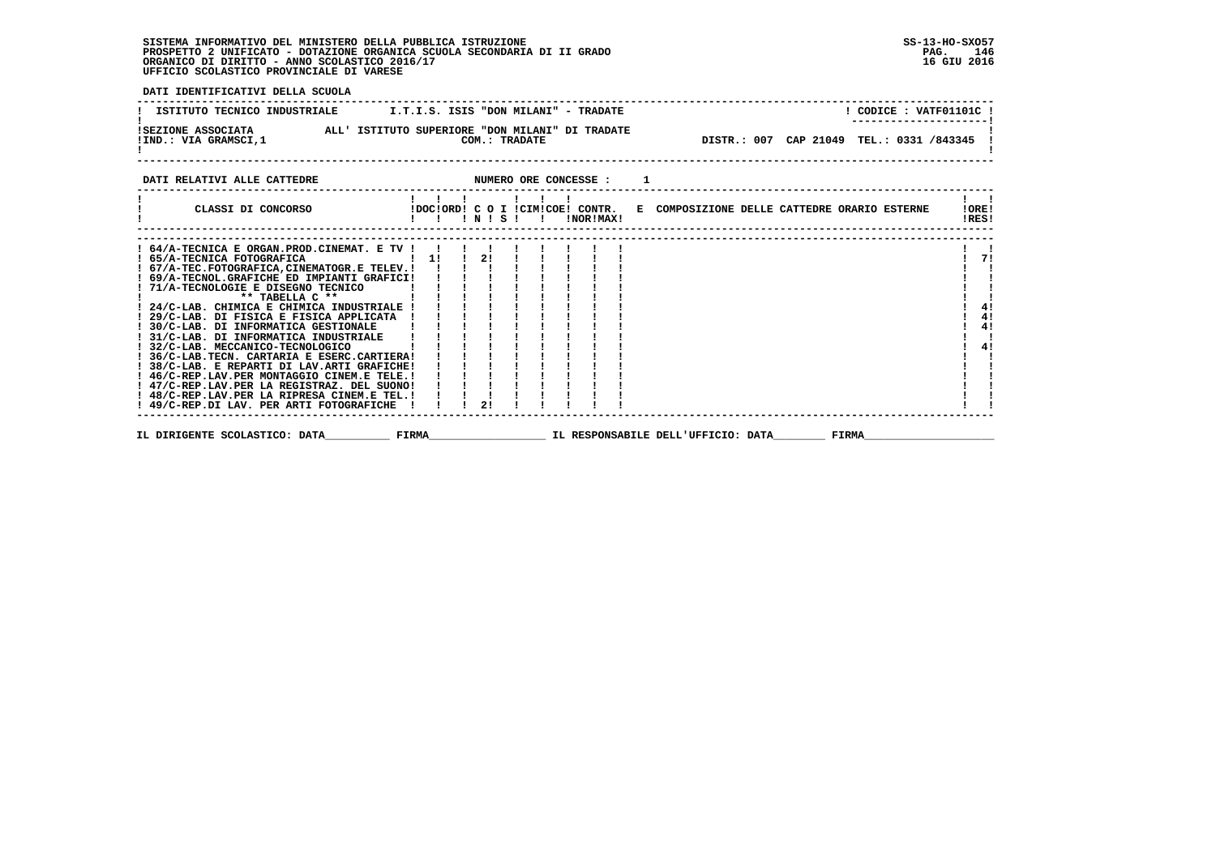SISTEMA INFORMATIVO DEL MINISTERO DELLA PUBBLICA ISTRUZIONE
PROSPETTO 2 UNIFICATO - DOTAZIONE ORGANICA SCUOLA SECONDARIA DI II GRADO
ORGANICO DI DIRITTO - ANNO SCOLASTICO 2016/17
UFFICIO SCOLASTICO PROVINCIALE DI VARESE

SS-13-HO-SXO57
16 GIU 2016

DATI IDENTIFICATIVI DELLA SCUOLA

ISTITUTO TECNICO INDUSTRIALE — I.T.I.S. ISIS "DON MILANI" - TRADATE — CODICE : VATF01101C

SEZIONE ASSOCIATA ALL' ISTITUTO SUPERIORE "DON MILANI" DI TRADATE
IND.: VIA GRAMSCI,1 — COM.: TRADATE — DISTR.: 007 CAP 21049 TEL.: 0331 /843345

DATI RELATIVI ALLE CATTEDRE — NUMERO ORE CONCESSE : 1

| CLASSI DI CONCORSO | DOC | ORD | C O N | I S | CIM | COE | CONTR. NOR | CONTR. MAX | E COMPOSIZIONE DELLE CATTEDRE ORARIO ESTERNE | ORE RES |
|---|---|---|---|---|---|---|---|---|---|---|
| 64/A-TECNICA E ORGAN.PROD.CINEMAT. E TV | | | | | | | | | | |
| 65/A-TECNICA FOTOGRAFICA | 1 | | 2 | | | | | | | 7 |
| 67/A-TEC.FOTOGRAFICA,CINEMATOGR.E TELEV. | | | | | | | | | | |
| 69/A-TECNOL.GRAFICHE ED IMPIANTI GRAFICI | | | | | | | | | | |
| 71/A-TECNOLOGIE E DISEGNO TECNICO | | | | | | | | | | |
| ** TABELLA C ** | | | | | | | | | | |
| 24/C-LAB. CHIMICA E CHIMICA INDUSTRIALE | | | | | | | | | | 4 |
| 29/C-LAB. DI FISICA E FISICA APPLICATA | | | | | | | | | | 4 |
| 30/C-LAB. DI INFORMATICA GESTIONALE | | | | | | | | | | 4 |
| 31/C-LAB. DI INFORMATICA INDUSTRIALE | | | | | | | | | | |
| 32/C-LAB. MECCANICO-TECNOLOGICO | | | | | | | | | | 4 |
| 36/C-LAB.TECN. CARTARIA E ESERC.CARTIERA | | | | | | | | | | |
| 38/C-LAB. E REPARTI DI LAV.ARTI GRAFICHE | | | | | | | | | | |
| 46/C-REP.LAV.PER MONTAGGIO CINEM.E TELE. | | | | | | | | | | |
| 47/C-REP.LAV.PER LA REGISTRAZ. DEL SUONO | | | | | | | | | | |
| 48/C-REP.LAV.PER LA RIPRESA CINEM.E TEL. | | | | | | | | | | |
| 49/C-REP.DI LAV. PER ARTI FOTOGRAFICHE | | | 2 | | | | | | | |

IL DIRIGENTE SCOLASTICO: DATA__________ FIRMA__________________ IL RESPONSABILE DELL'UFFICIO: DATA________ FIRMA____________________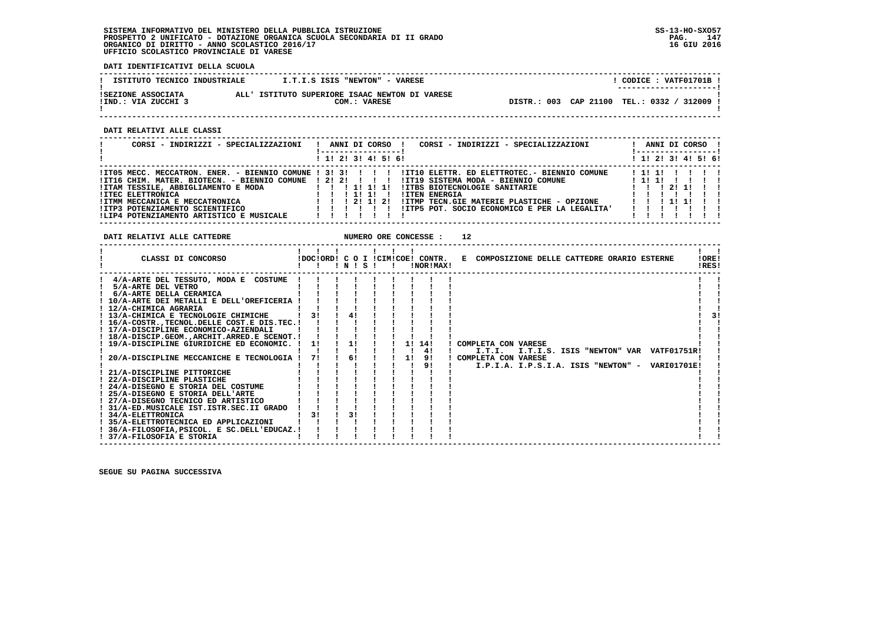SISTEMA INFORMATIVO DEL MINISTERO DELLA PUBBLICA ISTRUZIONE
PROSPETTO 2 UNIFICATO - DOTAZIONE ORGANICA SCUOLA SECONDARIA DI II GRADO
ORGANICO DI DIRITTO - ANNO SCOLASTICO 2016/17
UFFICIO SCOLASTICO PROVINCIALE DI VARESE

SS-13-HO-SXO57
16 GIU 2016

**DATI IDENTIFICATIVI DELLA SCUOLA**

| | | |
|---|---|---|
| ISTITUTO TECNICO INDUSTRIALE | I.T.I.S ISIS "NEWTON" - VARESE | CODICE : VATF01701B |
| SEZIONE ASSOCIATA ALL' ISTITUTO SUPERIORE ISAAC NEWTON DI VARESE | COM.: VARESE | |
| IND.: VIA ZUCCHI 3 | | DISTR.: 003 CAP 21100 TEL.: 0332 / 312009 |

**DATI RELATIVI ALLE CLASSI**

| CORSI - INDIRIZZI - SPECIALIZZAZIONI | 1 | 2 | 3 | 4 | 5 | 6 | CORSI - INDIRIZZI - SPECIALIZZAZIONI | 1 | 2 | 3 | 4 | 5 | 6 |
|---|---|---|---|---|---|---|---|---|---|---|---|---|---|
| IT05 MECC. MECCATRON. ENER. - BIENNIO COMUNE | 3 | 3 | | | | | IT10 ELETTR. ED ELETTROTEC.- BIENNIO COMUNE | 1 | 1 | | | | |
| IT16 CHIM. MATER. BIOTECN. - BIENNIO COMUNE | 2 | 2 | | | | | IT19 SISTEMA MODA - BIENNIO COMUNE | 1 | 1 | | | | |
| ITAM TESSILE, ABBIGLIAMENTO E MODA | | | 1 | 1 | 1 | | ITBS BIOTECNOLOGIE SANITARIE | | | 2 | 1 | | |
| ITEC ELETTRONICA | | | 1 | 1 | | | ITEN ENERGIA | | | | | | |
| ITMM MECCANICA E MECCATRONICA | | | 2 | 1 | 2 | | ITMP TECN.GIE MATERIE PLASTICHE - OPZIONE | | | 1 | 1 | | |
| ITP3 POTENZIAMENTO SCIENTIFICO | | | | | | | ITP5 POT. SOCIO ECONOMICO E PER LA LEGALITA' | | | | | | |
| LIP4 POTENZIAMENTO ARTISTICO E MUSICALE | | | | | | | | | | | | | |

**DATI RELATIVI ALLE CATTEDRE** NUMERO ORE CONCESSE : 12

| CLASSI DI CONCORSO | DOC | ORD | C O I N | S | CIM | COE | CONTR. NOR | MAX | E COMPOSIZIONE DELLE CATTEDRE ORARIO ESTERNE | ORE RES |
|---|---|---|---|---|---|---|---|---|---|---|
| 4/A-ARTE DEL TESSUTO, MODA E COSTUME | | | | | | | | | | |
| 5/A-ARTE DEL VETRO | | | | | | | | | | |
| 6/A-ARTE DELLA CERAMICA | | | | | | | | | | |
| 10/A-ARTE DEI METALLI E DELL'OREFICERIA | | | | | | | | | | |
| 12/A-CHIMICA AGRARIA | | | | | | | | | | |
| 13/A-CHIMICA E TECNOLOGIE CHIMICHE | 3 | | 4 | | | | | | | 3 |
| 16/A-COSTR.,TECNOL.DELLE COST.E DIS.TEC. | | | | | | | | | | |
| 17/A-DISCIPLINE ECONOMICO-AZIENDALI | | | | | | | | | | |
| 18/A-DISCIP.GEOM.,ARCHIT.ARRED.E SCENOT. | | | | | | | | | | |
| 19/A-DISCIPLINE GIURIDICHE ED ECONOMIC. | 1 | | 1 | | | 1 | 14 | | COMPLETA CON VARESE | |
| | | | | | | | 4 | | I.T.I. I.T.I.S. ISIS "NEWTON" VAR VATF01751R | |
| 20/A-DISCIPLINE MECCANICHE E TECNOLOGIA | 7 | | 6 | | | 1 | 9 | | COMPLETA CON VARESE | |
| | | | | | | | 9 | | I.P.I.A. I.P.S.I.A. ISIS "NEWTON" - VARI01701E | |
| 21/A-DISCIPLINE PITTORICHE | | | | | | | | | | |
| 22/A-DISCIPLINE PLASTICHE | | | | | | | | | | |
| 24/A-DISEGNO E STORIA DEL COSTUME | | | | | | | | | | |
| 25/A-DISEGNO E STORIA DELL'ARTE | | | | | | | | | | |
| 27/A-DISEGNO TECNICO ED ARTISTICO | | | | | | | | | | |
| 31/A-ED.MUSICALE IST.ISTR.SEC.II GRADO | | | | | | | | | | |
| 34/A-ELETTRONICA | 3 | | 3 | | | | | | | |
| 35/A-ELETTROTECNICA ED APPLICAZIONI | | | | | | | | | | |
| 36/A-FILOSOFIA,PSICOL. E SC.DELL'EDUCAZ. | | | | | | | | | | |
| 37/A-FILOSOFIA E STORIA | | | | | | | | | | |

SEGUE SU PAGINA SUCCESSIVA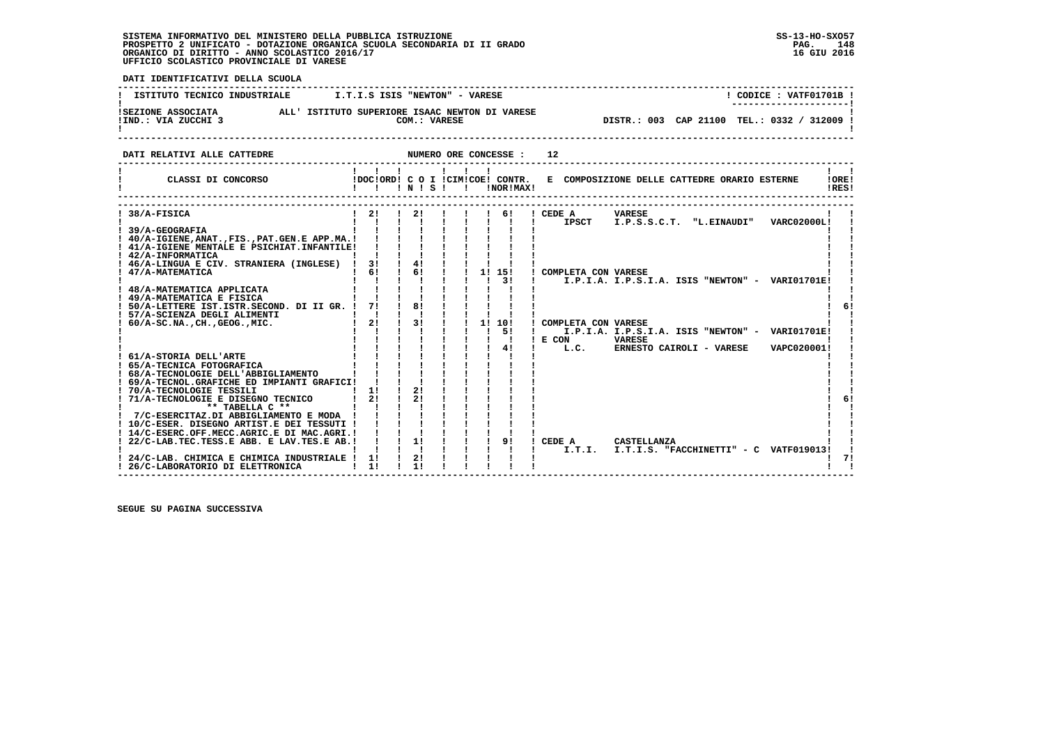SISTEMA INFORMATIVO DEL MINISTERO DELLA PUBBLICA ISTRUZIONE
PROSPETTO 2 UNIFICATO - DOTAZIONE ORGANICA SCUOLA SECONDARIA DI II GRADO
ORGANICO DI DIRITTO - ANNO SCOLASTICO 2016/17
UFFICIO SCOLASTICO PROVINCIALE DI VARESE

SS-13-HO-SXO57
16 GIU 2016

**DATI IDENTIFICATIVI DELLA SCUOLA**

ISTITUTO TECNICO INDUSTRIALE — I.T.I.S ISIS "NEWTON" - VARESE — CODICE : VATF01701B

SEZIONE ASSOCIATA ALL' ISTITUTO SUPERIORE ISAAC NEWTON DI VARESE
IND.: VIA ZUCCHI 3 — COM.: VARESE — DISTR.: 003 CAP 21100 TEL.: 0332 / 312009

**DATI RELATIVI ALLE CATTEDRE** — NUMERO ORE CONCESSE : 12

| CLASSI DI CONCORSO | DOC | ORD | C O I N | S | CIM | COE | CONTR. NOR | MAX | E COMPOSIZIONE DELLE CATTEDRE ORARIO ESTERNE | ORE RES |
|---|---|---|---|---|---|---|---|---|---|---|
| 38/A-FISICA | 2 | | 2 | | | | 6 | | CEDE A VARESE IPSCT I.P.S.S.C.T. "L.EINAUDI" VARC02000L | |
| 39/A-GEOGRAFIA | | | | | | | | | | |
| 40/A-IGIENE,ANAT.,FIS.,PAT.GEN.E APP.MA. | | | | | | | | | | |
| 41/A-IGIENE MENTALE E PSICHIAT.INFANTILE | | | | | | | | | | |
| 42/A-INFORMATICA | | | | | | | | | | |
| 46/A-LINGUA E CIV. STRANIERA (INGLESE) | 3 | | 4 | | | | | | | |
| 47/A-MATEMATICA | 6 | | 6 | | | 1 | 15<br>3 | | COMPLETA CON VARESE I.P.I.A. I.P.S.I.A. ISIS "NEWTON" - VARI01701E | |
| 48/A-MATEMATICA APPLICATA | | | | | | | | | | |
| 49/A-MATEMATICA E FISICA | | | | | | | | | | |
| 50/A-LETTERE IST.ISTR.SECOND. DI II GR. | 7 | | 8 | | | | | | | 6 |
| 57/A-SCIENZA DEGLI ALIMENTI | | | | | | | | | | |
| 60/A-SC.NA.,CH.,GEOG.,MIC. | 2 | | 3 | | | 1 | 10<br>5<br>4 | | COMPLETA CON VARESE I.P.I.A. I.P.S.I.A. ISIS "NEWTON" - VARI01701E<br>E CON VARESE L.C. ERNESTO CAIROLI - VARESE VAPC020001 | |
| 61/A-STORIA DELL'ARTE | | | | | | | | | | |
| 65/A-TECNICA FOTOGRAFICA | | | | | | | | | | |
| 68/A-TECNOLOGIE DELL'ABBIGLIAMENTO | | | | | | | | | | |
| 69/A-TECNOL.GRAFICHE ED IMPIANTI GRAFICI | | | | | | | | | | |
| 70/A-TECNOLOGIE TESSILI | 1 | | 2 | | | | | | | |
| 71/A-TECNOLOGIE E DISEGNO TECNICO | 2 | | 2 | | | | | | | 6 |
| ** TABELLA C ** | | | | | | | | | | |
| 7/C-ESERCITAZ.DI ABBIGLIAMENTO E MODA | | | | | | | | | | |
| 10/C-ESER. DISEGNO ARTIST.E DEI TESSUTI | | | | | | | | | | |
| 14/C-ESERC.OFF.MECC.AGRIC.E DI MAC.AGRI. | | | | | | | | | | |
| 22/C-LAB.TEC.TESS.E ABB. E LAV.TES.E AB. | | | 1 | | | | 9 | | CEDE A CASTELLANZA I.T.I. I.T.I.S. "FACCHINETTI" - C VATF019013 | |
| 24/C-LAB. CHIMICA E CHIMICA INDUSTRIALE | 1 | | 2 | | | | | | | 7 |
| 26/C-LABORATORIO DI ELETTRONICA | 1 | | 1 | | | | | | | |

SEGUE SU PAGINA SUCCESSIVA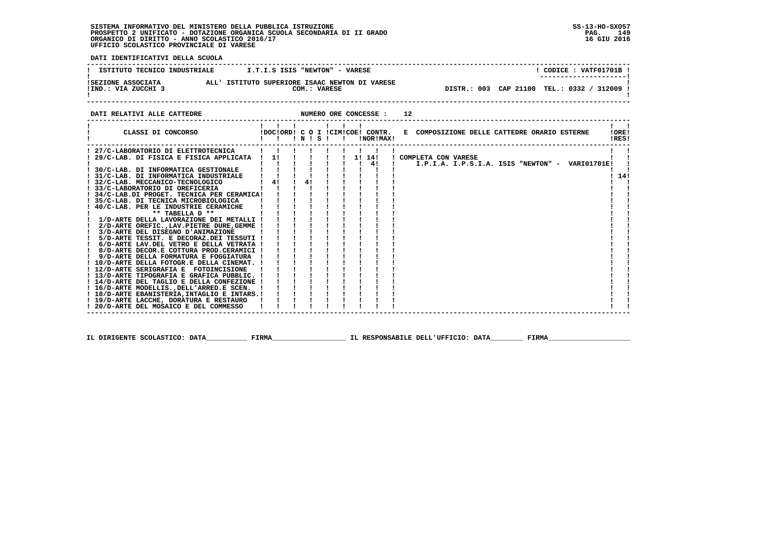SISTEMA INFORMATIVO DEL MINISTERO DELLA PUBBLICA ISTRUZIONE
PROSPETTO 2 UNIFICATO - DOTAZIONE ORGANICA SCUOLA SECONDARIA DI II GRADO
ORGANICO DI DIRITTO - ANNO SCOLASTICO 2016/17
UFFICIO SCOLASTICO PROVINCIALE DI VARESE

SS-13-HO-SXO57
16 GIU 2016

**DATI IDENTIFICATIVI DELLA SCUOLA**

| ISTITUTO TECNICO INDUSTRIALE | I.T.I.S ISIS "NEWTON" - VARESE | CODICE : VATF01701B |
|---|---|---|
| SEZIONE ASSOCIATA<br>IND.: VIA ZUCCHI 3 | ALL' ISTITUTO SUPERIORE ISAAC NEWTON DI VARESE<br>COM.: VARESE | DISTR.: 003 CAP 21100 TEL.: 0332 / 312009 |

**DATI RELATIVI ALLE CATTEDRE** NUMERO ORE CONCESSE : 12

| CLASSI DI CONCORSO | DOC | ORD | C O N | I S | CIM | COE | CONTR. NOR | MAX | E | COMPOSIZIONE DELLE CATTEDRE ORARIO ESTERNE | ORE RES |
|---|---|---|---|---|---|---|---|---|---|---|---|
| 27/C-LABORATORIO DI ELETTROTECNICA | | | | | | | | | | | |
| 29/C-LAB. DI FISICA E FISICA APPLICATA | 1 | | | | | 1 | 14 | | | COMPLETA CON VARESE | |
| | | | | | | | 4 | | | I.P.I.A. I.P.S.I.A. ISIS "NEWTON" - VARI01701E | |
| 30/C-LAB. DI INFORMATICA GESTIONALE | | | | | | | | | | | |
| 31/C-LAB. DI INFORMATICA INDUSTRIALE | | | | | | | | | | | 14 |
| 32/C-LAB. MECCANICO-TECNOLOGICO | 4 | | 4 | | | | | | | | |
| 33/C-LABORATORIO DI OREFICERIA | | | | | | | | | | | |
| 34/C-LAB.DI PROGET. TECNICA PER CERAMICA | | | | | | | | | | | |
| 35/C-LAB. DI TECNICA MICROBIOLOGICA | | | | | | | | | | | |
| 40/C-LAB. PER LE INDUSTRIE CERAMICHE | | | | | | | | | | | |
| ** TABELLA D ** | | | | | | | | | | | |
| 1/D-ARTE DELLA LAVORAZIONE DEI METALLI | | | | | | | | | | | |
| 2/D-ARTE OREFIC.,LAV.PIETRE DURE,GEMME | | | | | | | | | | | |
| 3/D-ARTE DEL DISEGNO D'ANIMAZIONE | | | | | | | | | | | |
| 5/D-ARTE TESSIT. E DECORAZ.DEI TESSUTI | | | | | | | | | | | |
| 6/D-ARTE LAV.DEL VETRO E DELLA VETRATA | | | | | | | | | | | |
| 8/D-ARTE DECOR.E COTTURA PROD.CERAMICI | | | | | | | | | | | |
| 9/D-ARTE DELLA FORMATURA E FOGGIATURA | | | | | | | | | | | |
| 10/D-ARTE DELLA FOTOGR.E DELLA CINEMAT. | | | | | | | | | | | |
| 12/D-ARTE SERIGRAFIA E FOTOINCISIONE | | | | | | | | | | | |
| 13/D-ARTE TIPOGRAFIA E GRAFICA PUBBLIC. | | | | | | | | | | | |
| 14/D-ARTE DEL TAGLIO E DELLA CONFEZIONE | | | | | | | | | | | |
| 16/D-ARTE MODELLIS.,DELL'ARRED.E SCEN. | | | | | | | | | | | |
| 18/D-ARTE EBANISTERIA,INTAGLIO E INTARS. | | | | | | | | | | | |
| 19/D-ARTE LACCHE, DORATURA E RESTAURO | | | | | | | | | | | |
| 20/D-ARTE DEL MOSAICO E DEL COMMESSO | | | | | | | | | | | |

IL DIRIGENTE SCOLASTICO: DATA_________ FIRMA__________________ IL RESPONSABILE DELL'UFFICIO: DATA________ FIRMA____________________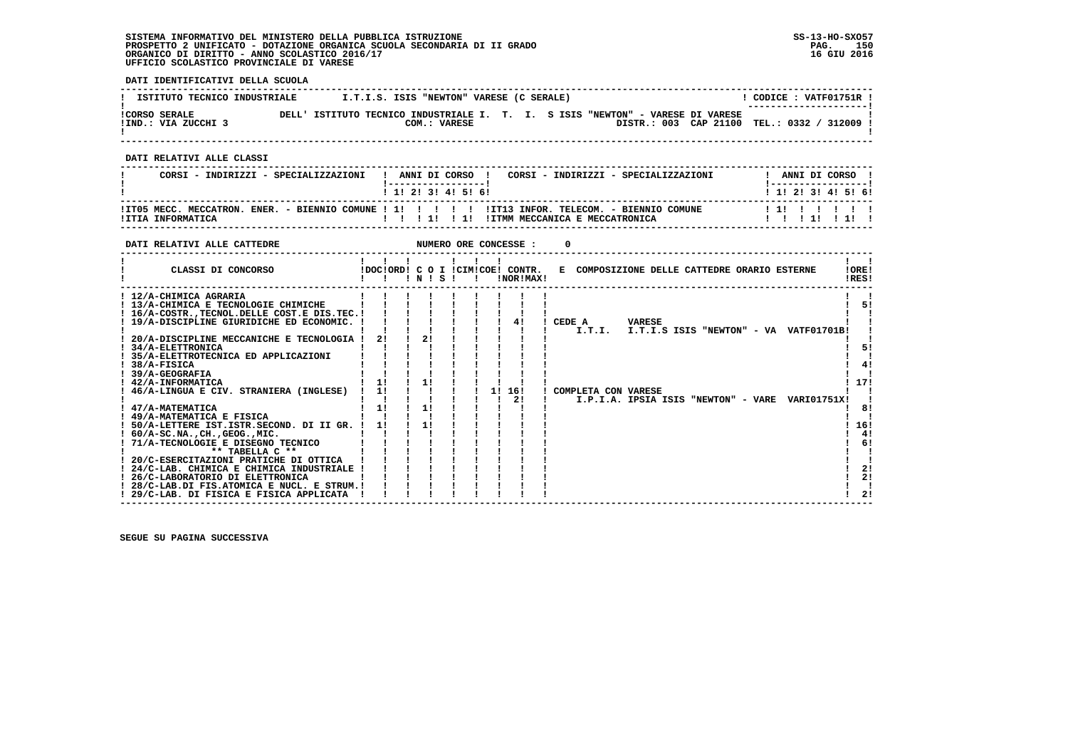SISTEMA INFORMATIVO DEL MINISTERO DELLA PUBBLICA ISTRUZIONE
PROSPETTO 2 UNIFICATO - DOTAZIONE ORGANICA SCUOLA SECONDARIA DI II GRADO
ORGANICO DI DIRITTO - ANNO SCOLASTICO 2016/17
UFFICIO SCOLASTICO PROVINCIALE DI VARESE

SS-13-HO-SXO57
16 GIU 2016

**DATI IDENTIFICATIVI DELLA SCUOLA**

| ISTITUTO TECNICO INDUSTRIALE | I.T.I.S. ISIS "NEWTON" VARESE (C SERALE) | CODICE : VATF01751R |
|---|---|---|
| CORSO SERALE | DELL' ISTITUTO TECNICO INDUSTRIALE I. T. I. S ISIS "NEWTON" - VARESE DI VARESE | |
| IND.: VIA ZUCCHI 3 | COM.: VARESE | DISTR.: 003 CAP 21100 TEL.: 0332 / 312009 |

**DATI RELATIVI ALLE CLASSI**

| CORSI - INDIRIZZI - SPECIALIZZAZIONI | 1 | 2 | 3 | 4 | 5 | 6 | CORSI - INDIRIZZI - SPECIALIZZAZIONI | 1 | 2 | 3 | 4 | 5 | 6 |
|---|---|---|---|---|---|---|---|---|---|---|---|---|---|
| IT05 MECC. MECCATRON. ENER. - BIENNIO COMUNE | 1 | | | | | | IT13 INFOR. TELECOM. - BIENNIO COMUNE | 1 | | | | | |
| ITIA INFORMATICA | | | 1 | | 1 | | ITMM MECCANICA E MECCATRONICA | | | 1 | | 1 | |

**DATI RELATIVI ALLE CATTEDRE** NUMERO ORE CONCESSE : 0

| CLASSI DI CONCORSO | DOC | ORD | C O I N | C O I S | CIM | COE | CONTR. NOR | CONTR. MAX | E COMPOSIZIONE DELLE CATTEDRE ORARIO ESTERNE | ORE RES |
|---|---|---|---|---|---|---|---|---|---|---|
| 12/A-CHIMICA AGRARIA | | | | | | | | | | |
| 13/A-CHIMICA E TECNOLOGIE CHIMICHE | | | | | | | | | | 5 |
| 16/A-COSTR.,TECNOL.DELLE COST.E DIS.TEC. | | | | | | | | | | |
| 19/A-DISCIPLINE GIURIDICHE ED ECONOMIC. | | | | | | | | 4 | CEDE A VARESE I.T.I. I.T.I.S ISIS "NEWTON" - VA VATF01701B | |
| 20/A-DISCIPLINE MECCANICHE E TECNOLOGIA | 2 | | 2 | | | | | | | |
| 34/A-ELETTRONICA | | | | | | | | | | 5 |
| 35/A-ELETTROTECNICA ED APPLICAZIONI | | | | | | | | | | |
| 38/A-FISICA | | | | | | | | | | 4 |
| 39/A-GEOGRAFIA | | | | | | | | | | |
| 42/A-INFORMATICA | 1 | | 1 | | | | | | | 17 |
| 46/A-LINGUA E CIV. STRANIERA (INGLESE) | 1 | | | | | | 1 | 16 | COMPLETA CON VARESE | |
| | | | | | | | | 2 | I.P.I.A. IPSIA ISIS "NEWTON" - VARE VARI01751X | |
| 47/A-MATEMATICA | 1 | | 1 | | | | | | | 8 |
| 49/A-MATEMATICA E FISICA | | | | | | | | | | |
| 50/A-LETTERE IST.ISTR.SECOND. DI II GR. | 1 | | 1 | | | | | | | 16 |
| 60/A-SC.NA.,CH.,GEOG.,MIC. | | | | | | | | | | 4 |
| 71/A-TECNOLOGIE E DISEGNO TECNICO | | | | | | | | | | 6 |
| ** TABELLA C ** | | | | | | | | | | |
| 20/C-ESERCITAZIONI PRATICHE DI OTTICA | | | | | | | | | | |
| 24/C-LAB. CHIMICA E CHIMICA INDUSTRIALE | | | | | | | | | | 2 |
| 26/C-LABORATORIO DI ELETTRONICA | | | | | | | | | | 2 |
| 28/C-LAB.DI FIS.ATOMICA E NUCL. E STRUM. | | | | | | | | | | |
| 29/C-LAB. DI FISICA E FISICA APPLICATA | | | | | | | | | | 2 |

SEGUE SU PAGINA SUCCESSIVA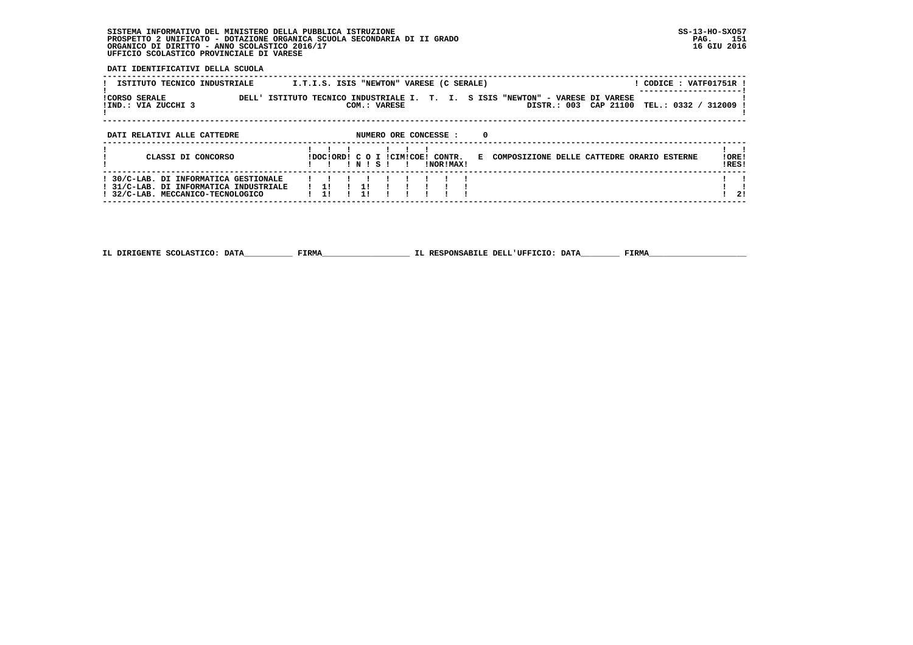SISTEMA INFORMATIVO DEL MINISTERO DELLA PUBBLICA ISTRUZIONE
PROSPETTO 2 UNIFICATO - DOTAZIONE ORGANICA SCUOLA SECONDARIA DI II GRADO
ORGANICO DI DIRITTO - ANNO SCOLASTICO 2016/17
UFFICIO SCOLASTICO PROVINCIALE DI VARESE

SS-13-HO-SXO57
16 GIU 2016

**DATI IDENTIFICATIVI DELLA SCUOLA**

| ISTITUTO TECNICO INDUSTRIALE | I.T.I.S. ISIS "NEWTON" VARESE (C SERALE) | CODICE : VATF01751R |
|---|---|---|
| CORSO SERALE | DELL' ISTITUTO TECNICO INDUSTRIALE I. T. I. S ISIS "NEWTON" - VARESE DI VARESE | |
| IND.: VIA ZUCCHI 3 | COM.: VARESE DISTR.: 003 CAP 21100 | TEL.: 0332 / 312009 |

**DATI RELATIVI ALLE CATTEDRE** NUMERO ORE CONCESSE : 0

| CLASSI DI CONCORSO | DOC | ORD | C N | O | I S | CIM | COE | CONTR. NOR | CONTR. MAX | E COMPOSIZIONE DELLE CATTEDRE ORARIO ESTERNE | ORE RES |
|---|---|---|---|---|---|---|---|---|---|---|---|
| 30/C-LAB. DI INFORMATICA GESTIONALE | | | | | | | | | | | |
| 31/C-LAB. DI INFORMATICA INDUSTRIALE | 1 | | 1 | | | | | | | | |
| 32/C-LAB. MECCANICO-TECNOLOGICO | 1 | | 1 | | | | | | | | 2 |

IL DIRIGENTE SCOLASTICO: DATA__________ FIRMA__________________ IL RESPONSABILE DELL'UFFICIO: DATA________ FIRMA____________________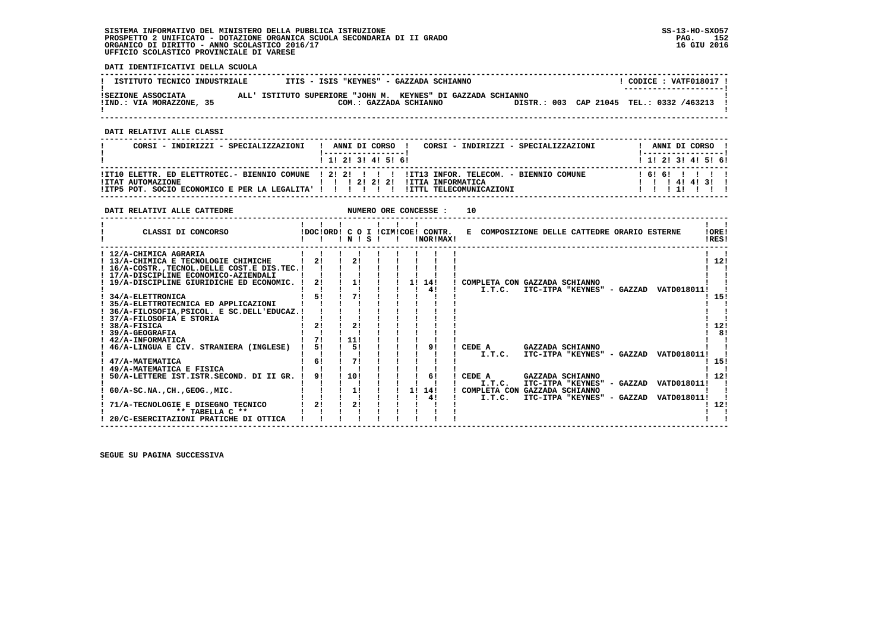SISTEMA INFORMATIVO DEL MINISTERO DELLA PUBBLICA ISTRUZIONE
PROSPETTO 2 UNIFICATO - DOTAZIONE ORGANICA SCUOLA SECONDARIA DI II GRADO
ORGANICO DI DIRITTO - ANNO SCOLASTICO 2016/17
UFFICIO SCOLASTICO PROVINCIALE DI VARESE

SS-13-HO-SXO57
16 GIU 2016

**DATI IDENTIFICATIVI DELLA SCUOLA**

ISTITUTO TECNICO INDUSTRIALE — ITIS - ISIS "KEYNES" - GAZZADA SCHIANNO — CODICE : VATF018017

SEZIONE ASSOCIATA ALL' ISTITUTO SUPERIORE "JOHN M. KEYNES" DI GAZZADA SCHIANNO
IND.: VIA MORAZZONE, 35 — COM.: GAZZADA SCHIANNO — DISTR.: 003 CAP 21045 TEL.: 0332 /463213

**DATI RELATIVI ALLE CLASSI**

| CORSI - INDIRIZZI - SPECIALIZZAZIONI | 1 | 2 | 3 | 4 | 5 | 6 | CORSI - INDIRIZZI - SPECIALIZZAZIONI | 1 | 2 | 3 | 4 | 5 | 6 |
|---|---|---|---|---|---|---|---|---|---|---|---|---|---|
| IT10 ELETTR. ED ELETTROTEC.- BIENNIO COMUNE | 2 | 2 | | | | | IT13 INFOR. TELECOM. - BIENNIO COMUNE | 6 | 6 | | | | |
| ITAT AUTOMAZIONE | | | 2 | 2 | 2 | | ITIA INFORMATICA | | | 4 | 4 | 3 | |
| ITP5 POT. SOCIO ECONOMICO E PER LA LEGALITA' | | | | | | | ITTL TELECOMUNICAZIONI | | | 1 | | | |

**DATI RELATIVI ALLE CATTEDRE** — NUMERO ORE CONCESSE : 10

| CLASSI DI CONCORSO | DOC | ORD | C O I N | S | CIM | COE | CONTR. NOR | CONTR. MAX | E COMPOSIZIONE DELLE CATTEDRE ORARIO ESTERNE | ORE RES |
|---|---|---|---|---|---|---|---|---|---|---|
| 12/A-CHIMICA AGRARIA | | | | | | | | | | |
| 13/A-CHIMICA E TECNOLOGIE CHIMICHE | 2 | | 2 | | | | | | | 12 |
| 16/A-COSTR.,TECNOL.DELLE COST.E DIS.TEC. | | | | | | | | | | |
| 17/A-DISCIPLINE ECONOMICO-AZIENDALI | | | | | | | | | | |
| 19/A-DISCIPLINE GIURIDICHE ED ECONOMIC. | 2 | | 1 | | | 1 | 14 | | COMPLETA CON GAZZADA SCHIANNO | |
| | | | | | | | 4 | | I.T.C. ITC-ITPA "KEYNES" - GAZZAD VATD018011 | |
| 34/A-ELETTRONICA | 5 | | 7 | | | | | | | 15 |
| 35/A-ELETTROTECNICA ED APPLICAZIONI | | | | | | | | | | |
| 36/A-FILOSOFIA,PSICOL. E SC.DELL'EDUCAZ. | | | | | | | | | | |
| 37/A-FILOSOFIA E STORIA | | | | | | | | | | |
| 38/A-FISICA | 2 | | 2 | | | | | | | 12 |
| 39/A-GEOGRAFIA | | | | | | | | | | 8 |
| 42/A-INFORMATICA | 7 | | 11 | | | | | | | |
| 46/A-LINGUA E CIV. STRANIERA (INGLESE) | 5 | | 5 | | | | | 9 | CEDE A GAZZADA SCHIANNO | |
| | | | | | | | | | I.T.C. ITC-ITPA "KEYNES" - GAZZAD VATD018011 | |
| 47/A-MATEMATICA | 6 | | 7 | | | | | | | 15 |
| 49/A-MATEMATICA E FISICA | | | | | | | | | | |
| 50/A-LETTERE IST.ISTR.SECOND. DI II GR. | 9 | | 10 | | | | | 6 | CEDE A GAZZADA SCHIANNO | 12 |
| | | | | | | | | | I.T.C. ITC-ITPA "KEYNES" - GAZZAD VATD018011 | |
| 60/A-SC.NA.,CH.,GEOG.,MIC. | | | 1 | | | 1 | 14 | | COMPLETA CON GAZZADA SCHIANNO | |
| | | | | | | | 4 | | I.T.C. ITC-ITPA "KEYNES" - GAZZAD VATD018011 | |
| 71/A-TECNOLOGIE E DISEGNO TECNICO | 2 | | 2 | | | | | | | 12 |
| ** TABELLA C ** | | | | | | | | | | |
| 20/C-ESERCITAZIONI PRATICHE DI OTTICA | | | | | | | | | | |

SEGUE SU PAGINA SUCCESSIVA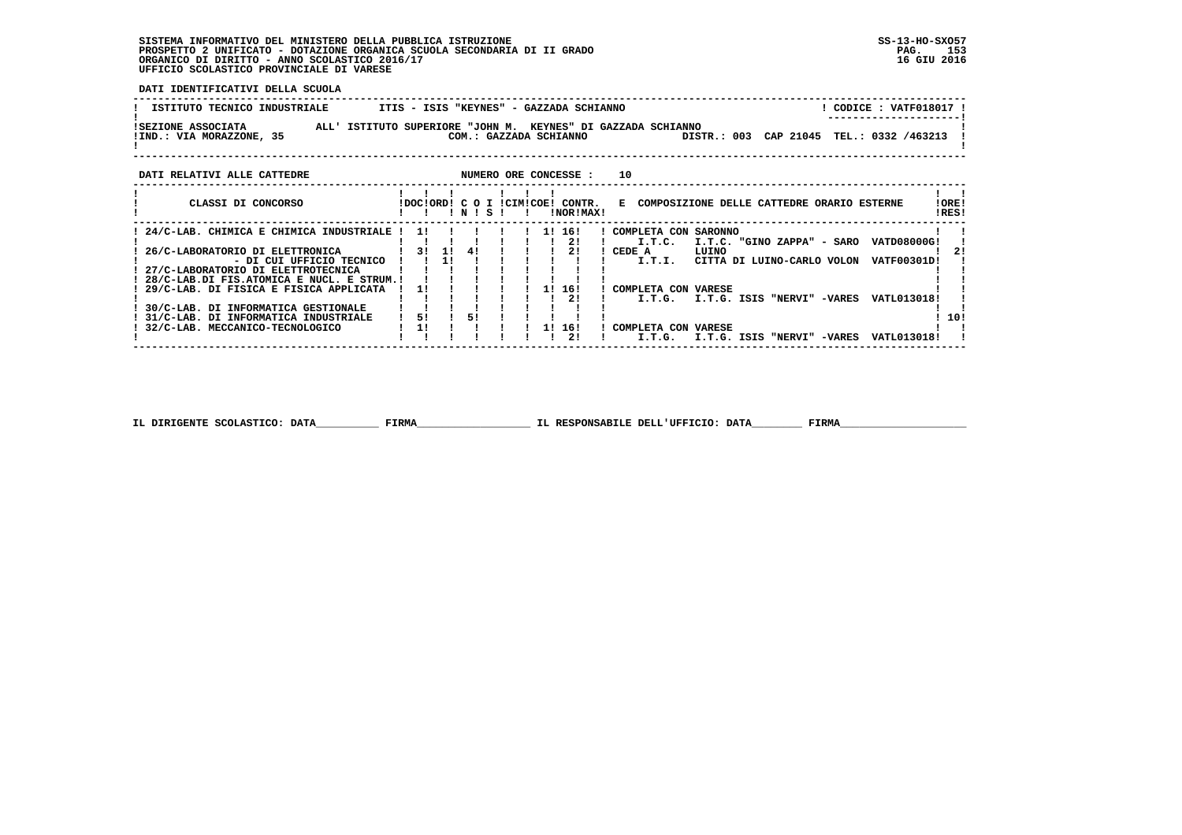SISTEMA INFORMATIVO DEL MINISTERO DELLA PUBBLICA ISTRUZIONE
PROSPETTO 2 UNIFICATO - DOTAZIONE ORGANICA SCUOLA SECONDARIA DI II GRADO
ORGANICO DI DIRITTO - ANNO SCOLASTICO 2016/17
UFFICIO SCOLASTICO PROVINCIALE DI VARESE

SS-13-HO-SXO57
16 GIU 2016

**DATI IDENTIFICATIVI DELLA SCUOLA**

| ISTITUTO TECNICO INDUSTRIALE | ITIS - ISIS "KEYNES" - GAZZADA SCHIANNO | CODICE : VATF018017 |
|---|---|---|
| SEZIONE ASSOCIATA | ALL' ISTITUTO SUPERIORE "JOHN M. KEYNES" DI GAZZADA SCHIANNO | |
| IND.: VIA MORAZZONE, 35 | COM.: GAZZADA SCHIANNO | DISTR.: 003 CAP 21045 TEL.: 0332 /463213 |

**DATI RELATIVI ALLE CATTEDRE** NUMERO ORE CONCESSE : 10

| CLASSI DI CONCORSO | DOC | ORD | C O N | I S | CIM | COE | CONTR. NOR | MAX | E COMPOSIZIONE DELLE CATTEDRE ORARIO ESTERNE | ORE RES |
|---|---|---|---|---|---|---|---|---|---|---|
| 24/C-LAB. CHIMICA E CHIMICA INDUSTRIALE | 1 | | | | | 1 | 16 | | COMPLETA CON SARONNO | |
| | | | | | | | | 2 | I.T.C. I.T.C. "GINO ZAPPA" - SARO VATD08000G | |
| 26/C-LABORATORIO DI ELETTRONICA | 3 | 1 | 4 | | | | | 2 | CEDE A LUINO | 2 |
| - DI CUI UFFICIO TECNICO | | 1 | | | | | | | I.T.I. CITTA DI LUINO-CARLO VOLON VATF00301D | |
| 27/C-LABORATORIO DI ELETTROTECNICA | | | | | | | | | | |
| 28/C-LAB.DI FIS.ATOMICA E NUCL. E STRUM. | | | | | | | | | | |
| 29/C-LAB. DI FISICA E FISICA APPLICATA | 1 | | | | | 1 | 16 | | COMPLETA CON VARESE | |
| | | | | | | | | 2 | I.T.G. I.T.G. ISIS "NERVI" -VARES VATL013018 | |
| 30/C-LAB. DI INFORMATICA GESTIONALE | | | | | | | | | | |
| 31/C-LAB. DI INFORMATICA INDUSTRIALE | 5 | | 5 | | | | | | | 10 |
| 32/C-LAB. MECCANICO-TECNOLOGICO | 1 | | | | | 1 | 16 | | COMPLETA CON VARESE | |
| | | | | | | | | 2 | I.T.G. I.T.G. ISIS "NERVI" -VARES VATL013018 | |

IL DIRIGENTE SCOLASTICO: DATA__________ FIRMA__________________ IL RESPONSABILE DELL'UFFICIO: DATA________ FIRMA____________________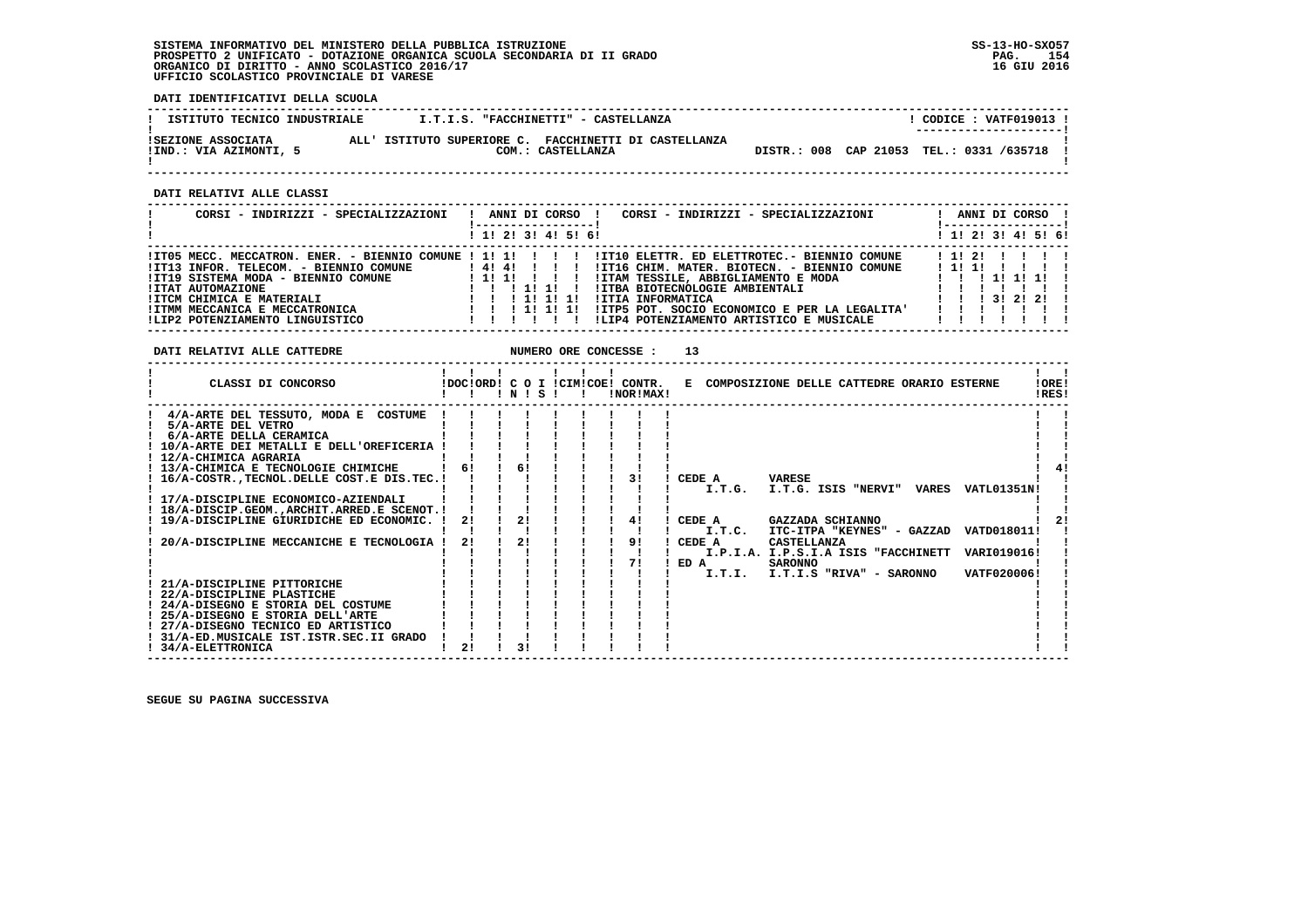SISTEMA INFORMATIVO DEL MINISTERO DELLA PUBBLICA ISTRUZIONE
PROSPETTO 2 UNIFICATO - DOTAZIONE ORGANICA SCUOLA SECONDARIA DI II GRADO
ORGANICO DI DIRITTO - ANNO SCOLASTICO 2016/17
UFFICIO SCOLASTICO PROVINCIALE DI VARESE

SS-13-HO-SXO57
16 GIU 2016

**DATI IDENTIFICATIVI DELLA SCUOLA**

| ISTITUTO TECNICO INDUSTRIALE | I.T.I.S. "FACCHINETTI" - CASTELLANZA | CODICE : VATF019013 |
|---|---|---|
| SEZIONE ASSOCIATA | ALL' ISTITUTO SUPERIORE C. FACCHINETTI DI CASTELLANZA | |
| IND.: VIA AZIMONTI, 5 | COM.: CASTELLANZA | DISTR.: 008 CAP 21053 TEL.: 0331 /635718 |

**DATI RELATIVI ALLE CLASSI**

| CORSI - INDIRIZZI - SPECIALIZZAZIONI | 1 | 2 | 3 | 4 | 5 | 6 | CORSI - INDIRIZZI - SPECIALIZZAZIONI | 1 | 2 | 3 | 4 | 5 | 6 |
|---|---|---|---|---|---|---|---|---|---|---|---|---|---|
| IT05 MECC. MECCATRON. ENER. - BIENNIO COMUNE | 1 | 1 | | | | | IT10 ELETTR. ED ELETTROTEC.- BIENNIO COMUNE | 1 | 2 | | | | |
| IT13 INFOR. TELECOM. - BIENNIO COMUNE | 4 | 4 | | | | | IT16 CHIM. MATER. BIOTECN. - BIENNIO COMUNE | 1 | 1 | | | | |
| IT19 SISTEMA MODA - BIENNIO COMUNE | 1 | 1 | | | | | ITAM TESSILE, ABBIGLIAMENTO E MODA | | | 1 | 1 | 1 | |
| ITAT AUTOMAZIONE | | | 1 | 1 | | | ITBA BIOTECNOLOGIE AMBIENTALI | | | | | | |
| ITCM CHIMICA E MATERIALI | | | 1 | 1 | 1 | | ITIA INFORMATICA | | | 3 | 2 | 2 | |
| ITMM MECCANICA E MECCATRONICA | | | 1 | 1 | 1 | | ITP5 POT. SOCIO ECONOMICO E PER LA LEGALITA' | | | | | | |
| LIP2 POTENZIAMENTO LINGUISTICO | | | | | | | LIP4 POTENZIAMENTO ARTISTICO E MUSICALE | | | | | | |

**DATI RELATIVI ALLE CATTEDRE** NUMERO ORE CONCESSE : 13

| CLASSI DI CONCORSO | DOC | ORD | C O I N | S | CIM | COE | CONTR. NOR | MAX | E COMPOSIZIONE DELLE CATTEDRE ORARIO ESTERNE | ORE RES |
|---|---|---|---|---|---|---|---|---|---|---|
| 4/A-ARTE DEL TESSUTO, MODA E COSTUME | | | | | | | | | | |
| 5/A-ARTE DEL VETRO | | | | | | | | | | |
| 6/A-ARTE DELLA CERAMICA | | | | | | | | | | |
| 10/A-ARTE DEI METALLI E DELL'OREFICERIA | | | | | | | | | | |
| 12/A-CHIMICA AGRARIA | | | | | | | | | | |
| 13/A-CHIMICA E TECNOLOGIE CHIMICHE | 6 | | 6 | | | | | | | 4 |
| 16/A-COSTR.,TECNOL.DELLE COST.E DIS.TEC. | | | | | | | 3 | | CEDE A VARESE I.T.G. I.T.G. ISIS "NERVI" VARES VATL01351N | |
| 17/A-DISCIPLINE ECONOMICO-AZIENDALI | | | | | | | | | | |
| 18/A-DISCIP.GEOM.,ARCHIT.ARRED.E SCENOT. | | | | | | | | | | |
| 19/A-DISCIPLINE GIURIDICHE ED ECONOMIC. | 2 | | 2 | | | | 4 | | CEDE A GAZZADA SCHIANNO I.T.C. ITC-ITPA "KEYNES" - GAZZAD VATD018011 | 2 |
| 20/A-DISCIPLINE MECCANICHE E TECNOLOGIA | 2 | | 2 | | | | 9 | | CEDE A CASTELLANZA I.P.I.A. I.P.S.I.A ISIS "FACCHINETT VARI019016 | |
| | | | | | | | 7 | | ED A SARONNO I.T.I. I.T.I.S "RIVA" - SARONNO VATF020006 | |
| 21/A-DISCIPLINE PITTORICHE | | | | | | | | | | |
| 22/A-DISCIPLINE PLASTICHE | | | | | | | | | | |
| 24/A-DISEGNO E STORIA DEL COSTUME | | | | | | | | | | |
| 25/A-DISEGNO E STORIA DELL'ARTE | | | | | | | | | | |
| 27/A-DISEGNO TECNICO ED ARTISTICO | | | | | | | | | | |
| 31/A-ED.MUSICALE IST.ISTR.SEC.II GRADO | | | | | | | | | | |
| 34/A-ELETTRONICA | 2 | | 3 | | | | | | | |

SEGUE SU PAGINA SUCCESSIVA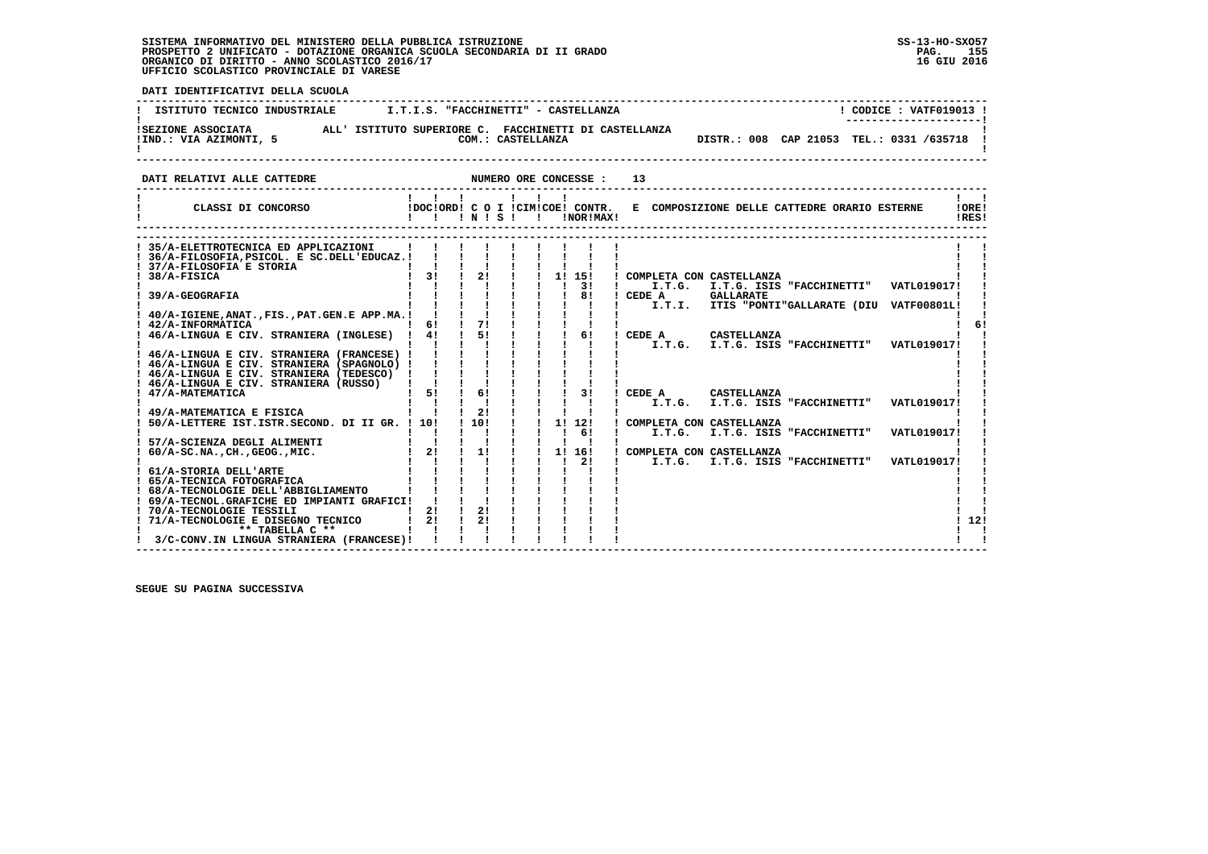SISTEMA INFORMATIVO DEL MINISTERO DELLA PUBBLICA ISTRUZIONE
PROSPETTO 2 UNIFICATO - DOTAZIONE ORGANICA SCUOLA SECONDARIA DI II GRADO
ORGANICO DI DIRITTO - ANNO SCOLASTICO 2016/17
UFFICIO SCOLASTICO PROVINCIALE DI VARESE

SS-13-HO-SXO57
16 GIU 2016

**DATI IDENTIFICATIVI DELLA SCUOLA**

ISTITUTO TECNICO INDUSTRIALE — I.T.I.S. "FACCHINETTI" - CASTELLANZA — CODICE : VATF019013

SEZIONE ASSOCIATA ALL' ISTITUTO SUPERIORE C. FACCHINETTI DI CASTELLANZA
IND.: VIA AZIMONTI, 5 — COM.: CASTELLANZA — DISTR.: 008 CAP 21053 TEL.: 0331 /635718

**DATI RELATIVI ALLE CATTEDRE** — NUMERO ORE CONCESSE : 13

| CLASSI DI CONCORSO | DOC | ORD | C O I N | S | CIM | COE | CONTR. NOR | MAX | E COMPOSIZIONE DELLE CATTEDRE ORARIO ESTERNE | ORE RES |
|---|---|---|---|---|---|---|---|---|---|---|
| 35/A-ELETTROTECNICA ED APPLICAZIONI | | | | | | | | | | |
| 36/A-FILOSOFIA,PSICOL. E SC.DELL'EDUCAZ. | | | | | | | | | | |
| 37/A-FILOSOFIA E STORIA | | | | | | | | | | |
| 38/A-FISICA | 3 | | 2 | | | 1 | 15 | | COMPLETA CON CASTELLANZA | |
| | | | | | | | 3 | | I.T.G. I.T.G. ISIS "FACCHINETTI" VATL019017 | |
| 39/A-GEOGRAFIA | | | | | | | 8 | | CEDE A GALLARATE | |
| | | | | | | | | | I.T.I. ITIS "PONTI"GALLARATE (DIU VATF00801L | |
| 40/A-IGIENE,ANAT.,FIS.,PAT.GEN.E APP.MA. | | | | | | | | | | |
| 42/A-INFORMATICA | 6 | | 7 | | | | | | | 6 |
| 46/A-LINGUA E CIV. STRANIERA (INGLESE) | 4 | | 5 | | | | 6 | | CEDE A CASTELLANZA | |
| | | | | | | | | | I.T.G. I.T.G. ISIS "FACCHINETTI" VATL019017 | |
| 46/A-LINGUA E CIV. STRANIERA (FRANCESE) | | | | | | | | | | |
| 46/A-LINGUA E CIV. STRANIERA (SPAGNOLO) | | | | | | | | | | |
| 46/A-LINGUA E CIV. STRANIERA (TEDESCO) | | | | | | | | | | |
| 46/A-LINGUA E CIV. STRANIERA (RUSSO) | | | | | | | | | | |
| 47/A-MATEMATICA | 5 | | 6 | | | | 3 | | CEDE A CASTELLANZA | |
| | | | | | | | | | I.T.G. I.T.G. ISIS "FACCHINETTI" VATL019017 | |
| 49/A-MATEMATICA E FISICA | | | 2 | | | | | | | |
| 50/A-LETTERE IST.ISTR.SECOND. DI II GR. | 10 | | 10 | | | 1 | 12 | | COMPLETA CON CASTELLANZA | |
| | | | | | | | 6 | | I.T.G. I.T.G. ISIS "FACCHINETTI" VATL019017 | |
| 57/A-SCIENZA DEGLI ALIMENTI | | | | | | | | | | |
| 60/A-SC.NA.,CH.,GEOG.,MIC. | 2 | | 1 | | | 1 | 16 | | COMPLETA CON CASTELLANZA | |
| | | | | | | | 2 | | I.T.G. I.T.G. ISIS "FACCHINETTI" VATL019017 | |
| 61/A-STORIA DELL'ARTE | | | | | | | | | | |
| 65/A-TECNICA FOTOGRAFICA | | | | | | | | | | |
| 68/A-TECNOLOGIE DELL'ABBIGLIAMENTO | | | | | | | | | | |
| 69/A-TECNOL.GRAFICHE ED IMPIANTI GRAFICI | | | | | | | | | | |
| 70/A-TECNOLOGIE TESSILI | 2 | | 2 | | | | | | | |
| 71/A-TECNOLOGIE E DISEGNO TECNICO | 2 | | 2 | | | | | | | 12 |
| ** TABELLA C ** | | | | | | | | | | |
| 3/C-CONV.IN LINGUA STRANIERA (FRANCESE) | | | | | | | | | | |

SEGUE SU PAGINA SUCCESSIVA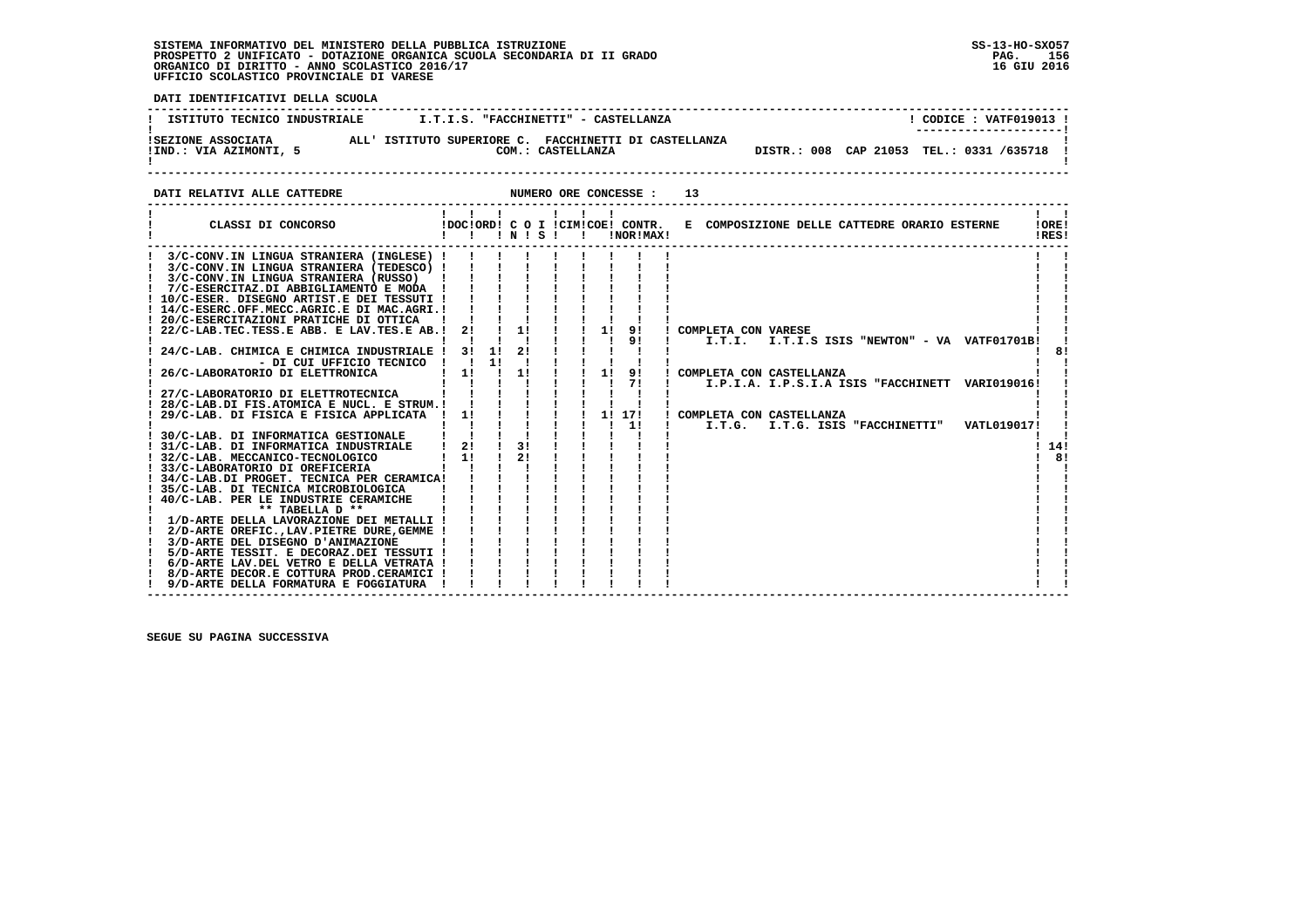SISTEMA INFORMATIVO DEL MINISTERO DELLA PUBBLICA ISTRUZIONE
PROSPETTO 2 UNIFICATO - DOTAZIONE ORGANICA SCUOLA SECONDARIA DI II GRADO
ORGANICO DI DIRITTO - ANNO SCOLASTICO 2016/17
UFFICIO SCOLASTICO PROVINCIALE DI VARESE

SS-13-HO-SXO57
16 GIU 2016

**DATI IDENTIFICATIVI DELLA SCUOLA**

| ISTITUTO TECNICO INDUSTRIALE | I.T.I.S. "FACCHINETTI" - CASTELLANZA | CODICE : VATF019013 |
|---|---|---|
| SEZIONE ASSOCIATA | ALL' ISTITUTO SUPERIORE C. FACCHINETTI DI CASTELLANZA | |
| IND.: VIA AZIMONTI, 5 | COM.: CASTELLANZA | DISTR.: 008 CAP 21053 TEL.: 0331 /635718 |

**DATI RELATIVI ALLE CATTEDRE** NUMERO ORE CONCESSE : 13

| CLASSI DI CONCORSO | DOC | ORD | C O N | I S | CIM | COE | CONTR. NOR | MAX | E COMPOSIZIONE DELLE CATTEDRE ORARIO ESTERNE | ORE RES |
|---|---|---|---|---|---|---|---|---|---|---|
| 3/C-CONV.IN LINGUA STRANIERA (INGLESE) | | | | | | | | | | |
| 3/C-CONV.IN LINGUA STRANIERA (TEDESCO) | | | | | | | | | | |
| 3/C-CONV.IN LINGUA STRANIERA (RUSSO) | | | | | | | | | | |
| 7/C-ESERCITAZ.DI ABBIGLIAMENTO E MODA | | | | | | | | | | |
| 10/C-ESER. DISEGNO ARTIST.E DEI TESSUTI | | | | | | | | | | |
| 14/C-ESERC.OFF.MECC.AGRIC.E DI MAC.AGRI. | | | | | | | | | | |
| 20/C-ESERCITAZIONI PRATICHE DI OTTICA | | | | | | | | | | |
| 22/C-LAB.TEC.TESS.E ABB. E LAV.TES.E AB. | 2 | | 1 | | | 1 | 9 | | COMPLETA CON VARESE | |
| | | | | | | | 9 | | I.T.I. I.T.I.S ISIS "NEWTON" - VA VATF01701B | |
| 24/C-LAB. CHIMICA E CHIMICA INDUSTRIALE | 3 | 1 | 2 | | | | | | | 8 |
| - DI CUI UFFICIO TECNICO | | 1 | | | | | | | | |
| 26/C-LABORATORIO DI ELETTRONICA | 1 | | 1 | | | 1 | 9 | | COMPLETA CON CASTELLANZA | |
| | | | | | | | 7 | | I.P.I.A. I.P.S.I.A ISIS "FACCHINETT VARI019016 | |
| 27/C-LABORATORIO DI ELETTROTECNICA | | | | | | | | | | |
| 28/C-LAB.DI FIS.ATOMICA E NUCL. E STRUM. | | | | | | | | | | |
| 29/C-LAB. DI FISICA E FISICA APPLICATA | 1 | | | | | 1 | 17 | | COMPLETA CON CASTELLANZA | |
| | | | | | | | 1 | | I.T.G. I.T.G. ISIS "FACCHINETTI" VATL019017 | |
| 30/C-LAB. DI INFORMATICA GESTIONALE | | | | | | | | | | |
| 31/C-LAB. DI INFORMATICA INDUSTRIALE | 2 | | 3 | | | | | | | 14 |
| 32/C-LAB. MECCANICO-TECNOLOGICO | 1 | | 2 | | | | | | | 8 |
| 33/C-LABORATORIO DI OREFICERIA | | | | | | | | | | |
| 34/C-LAB.DI PROGET. TECNICA PER CERAMICA | | | | | | | | | | |
| 35/C-LAB. DI TECNICA MICROBIOLOGICA | | | | | | | | | | |
| 40/C-LAB. PER LE INDUSTRIE CERAMICHE | | | | | | | | | | |
| ** TABELLA D ** | | | | | | | | | | |
| 1/D-ARTE DELLA LAVORAZIONE DEI METALLI | | | | | | | | | | |
| 2/D-ARTE OREFIC.,LAV.PIETRE DURE,GEMME | | | | | | | | | | |
| 3/D-ARTE DEL DISEGNO D'ANIMAZIONE | | | | | | | | | | |
| 5/D-ARTE TESSIT. E DECORAZ.DEI TESSUTI | | | | | | | | | | |
| 6/D-ARTE LAV.DEL VETRO E DELLA VETRATA | | | | | | | | | | |
| 8/D-ARTE DECOR.E COTTURA PROD.CERAMICI | | | | | | | | | | |
| 9/D-ARTE DELLA FORMATURA E FOGGIATURA | | | | | | | | | | |

SEGUE SU PAGINA SUCCESSIVA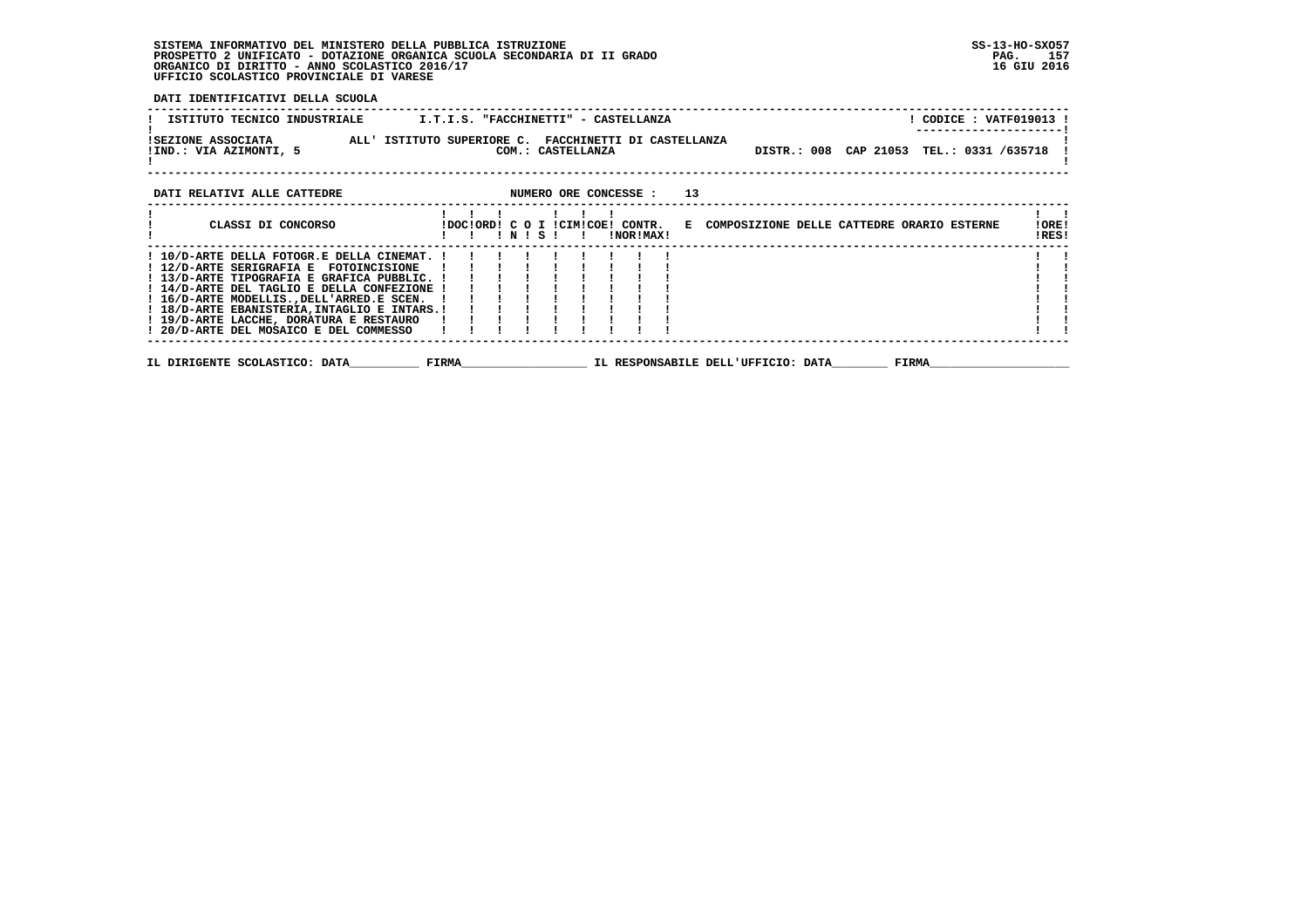SISTEMA INFORMATIVO DEL MINISTERO DELLA PUBBLICA ISTRUZIONE
PROSPETTO 2 UNIFICATO - DOTAZIONE ORGANICA SCUOLA SECONDARIA DI II GRADO
ORGANICO DI DIRITTO - ANNO SCOLASTICO 2016/17
UFFICIO SCOLASTICO PROVINCIALE DI VARESE

SS-13-HO-SXO57
16 GIU 2016

**DATI IDENTIFICATIVI DELLA SCUOLA**

| ISTITUTO TECNICO INDUSTRIALE | I.T.I.S. "FACCHINETTI" - CASTELLANZA | CODICE : VATF019013 |
|---|---|---|
| SEZIONE ASSOCIATA | ALL' ISTITUTO SUPERIORE C. FACCHINETTI DI CASTELLANZA | |
| IND.: VIA AZIMONTI, 5 | COM.: CASTELLANZA | DISTR.: 008 CAP 21053 TEL.: 0331 /635718 |

**DATI RELATIVI ALLE CATTEDRE** NUMERO ORE CONCESSE : 13

| CLASSI DI CONCORSO | DOC | ORD | C O N | I S | CIM | COE | CONTR. NOR | MAX | E COMPOSIZIONE DELLE CATTEDRE ORARIO ESTERNE | ORE RES |
|---|---|---|---|---|---|---|---|---|---|---|
| 10/D-ARTE DELLA FOTOGR.E DELLA CINEMAT. | | | | | | | | | | |
| 12/D-ARTE SERIGRAFIA E FOTOINCISIONE | | | | | | | | | | |
| 13/D-ARTE TIPOGRAFIA E GRAFICA PUBBLIC. | | | | | | | | | | |
| 14/D-ARTE DEL TAGLIO E DELLA CONFEZIONE | | | | | | | | | | |
| 16/D-ARTE MODELLIS.,DELL'ARRED.E SCEN. | | | | | | | | | | |
| 18/D-ARTE EBANISTERIA,INTAGLIO E INTARS. | | | | | | | | | | |
| 19/D-ARTE LACCHE, DORATURA E RESTAURO | | | | | | | | | | |
| 20/D-ARTE DEL MOSAICO E DEL COMMESSO | | | | | | | | | | |

IL DIRIGENTE SCOLASTICO: DATA__________ FIRMA__________________ IL RESPONSABILE DELL'UFFICIO: DATA________ FIRMA____________________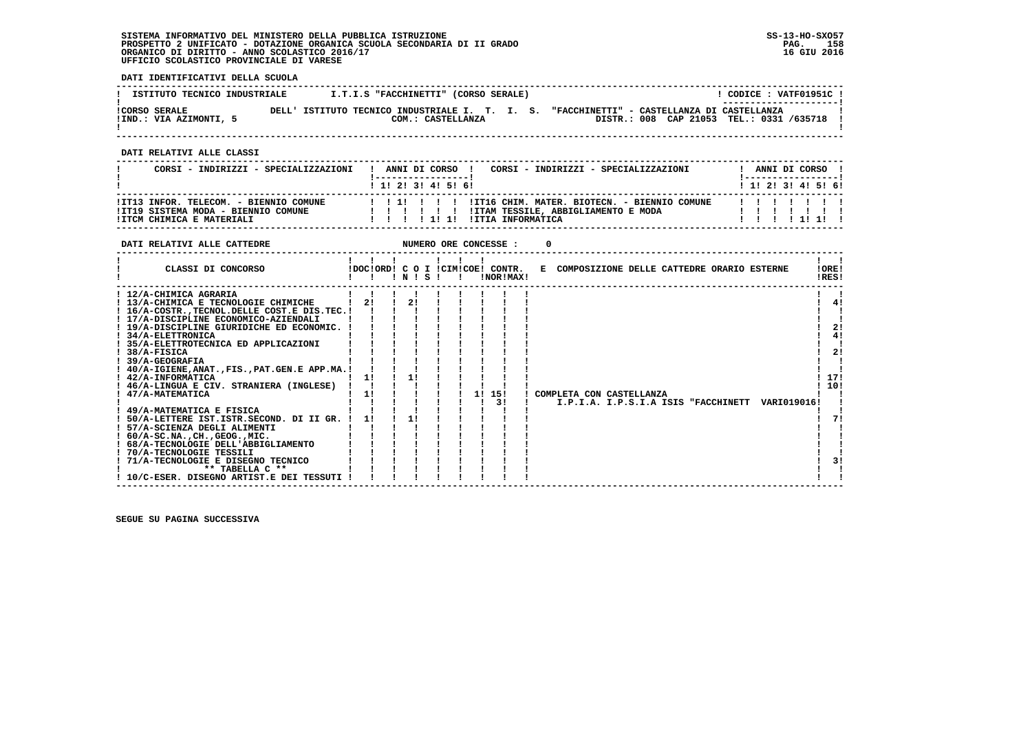SISTEMA INFORMATIVO DEL MINISTERO DELLA PUBBLICA ISTRUZIONE
PROSPETTO 2 UNIFICATO - DOTAZIONE ORGANICA SCUOLA SECONDARIA DI II GRADO
ORGANICO DI DIRITTO - ANNO SCOLASTICO 2016/17
UFFICIO SCOLASTICO PROVINCIALE DI VARESE

SS-13-HO-SXO57
16 GIU 2016

**DATI IDENTIFICATIVI DELLA SCUOLA**

| ISTITUTO TECNICO INDUSTRIALE | I.T.I.S "FACCHINETTI" (CORSO SERALE) | CODICE : VATF01951C |
|---|---|---|
| CORSO SERALE | DELL' ISTITUTO TECNICO INDUSTRIALE I. T. I. S. "FACCHINETTI" - CASTELLANZA DI CASTELLANZA | |
| IND.: VIA AZIMONTI, 5 | COM.: CASTELLANZA | DISTR.: 008 CAP 21053 TEL.: 0331 /635718 |

**DATI RELATIVI ALLE CLASSI**

| CORSI - INDIRIZZI - SPECIALIZZAZIONI | 1 | 2 | 3 | 4 | 5 | 6 | CORSI - INDIRIZZI - SPECIALIZZAZIONI | 1 | 2 | 3 | 4 | 5 | 6 |
|---|---|---|---|---|---|---|---|---|---|---|---|---|---|
| IT13 INFOR. TELECOM. - BIENNIO COMUNE | | 1 | | | | | IT16 CHIM. MATER. BIOTECN. - BIENNIO COMUNE | | | | | | |
| IT19 SISTEMA MODA - BIENNIO COMUNE | | | | | | | ITAM TESSILE, ABBIGLIAMENTO E MODA | | | | | | |
| ITCM CHIMICA E MATERIALI | | | | 1 | 1 | | ITIA INFORMATICA | | | | 1 | 1 | |

**DATI RELATIVI ALLE CATTEDRE** NUMERO ORE CONCESSE : 0

| CLASSI DI CONCORSO | DOC | ORD | C O I N | S | CIM | COE | CONTR. NOR | CONTR. MAX | E COMPOSIZIONE DELLE CATTEDRE ORARIO ESTERNE | ORE RES |
|---|---|---|---|---|---|---|---|---|---|---|
| 12/A-CHIMICA AGRARIA | | | | | | | | | | |
| 13/A-CHIMICA E TECNOLOGIE CHIMICHE | 2 | | 2 | | | | | | | 4 |
| 16/A-COSTR.,TECNOL.DELLE COST.E DIS.TEC. | | | | | | | | | | |
| 17/A-DISCIPLINE ECONOMICO-AZIENDALI | | | | | | | | | | |
| 19/A-DISCIPLINE GIURIDICHE ED ECONOMIC. | | | | | | | | | | 2 |
| 34/A-ELETTRONICA | | | | | | | | | | 4 |
| 35/A-ELETTROTECNICA ED APPLICAZIONI | | | | | | | | | | |
| 38/A-FISICA | | | | | | | | | | 2 |
| 39/A-GEOGRAFIA | | | | | | | | | | |
| 40/A-IGIENE,ANAT.,FIS.,PAT.GEN.E APP.MA. | | | | | | | | | | |
| 42/A-INFORMATICA | 1 | | 1 | | | | | | | 17 |
| 46/A-LINGUA E CIV. STRANIERA (INGLESE) | | | | | | | | | | 10 |
| 47/A-MATEMATICA | 1 | | | | | 1 | 15 | | COMPLETA CON CASTELLANZA | |
| | | | | | | | 3 | | I.P.I.A. I.P.S.I.A ISIS "FACCHINETT VARI019016 | |
| 49/A-MATEMATICA E FISICA | | | | | | | | | | |
| 50/A-LETTERE IST.ISTR.SECOND. DI II GR. | 1 | | 1 | | | | | | | 7 |
| 57/A-SCIENZA DEGLI ALIMENTI | | | | | | | | | | |
| 60/A-SC.NA.,CH.,GEOG.,MIC. | | | | | | | | | | |
| 68/A-TECNOLOGIE DELL'ABBIGLIAMENTO | | | | | | | | | | |
| 70/A-TECNOLOGIE TESSILI | | | | | | | | | | |
| 71/A-TECNOLOGIE E DISEGNO TECNICO | | | | | | | | | | 3 |
| ** TABELLA C ** | | | | | | | | | | |
| 10/C-ESER. DISEGNO ARTIST.E DEI TESSUTI | | | | | | | | | | |

SEGUE SU PAGINA SUCCESSIVA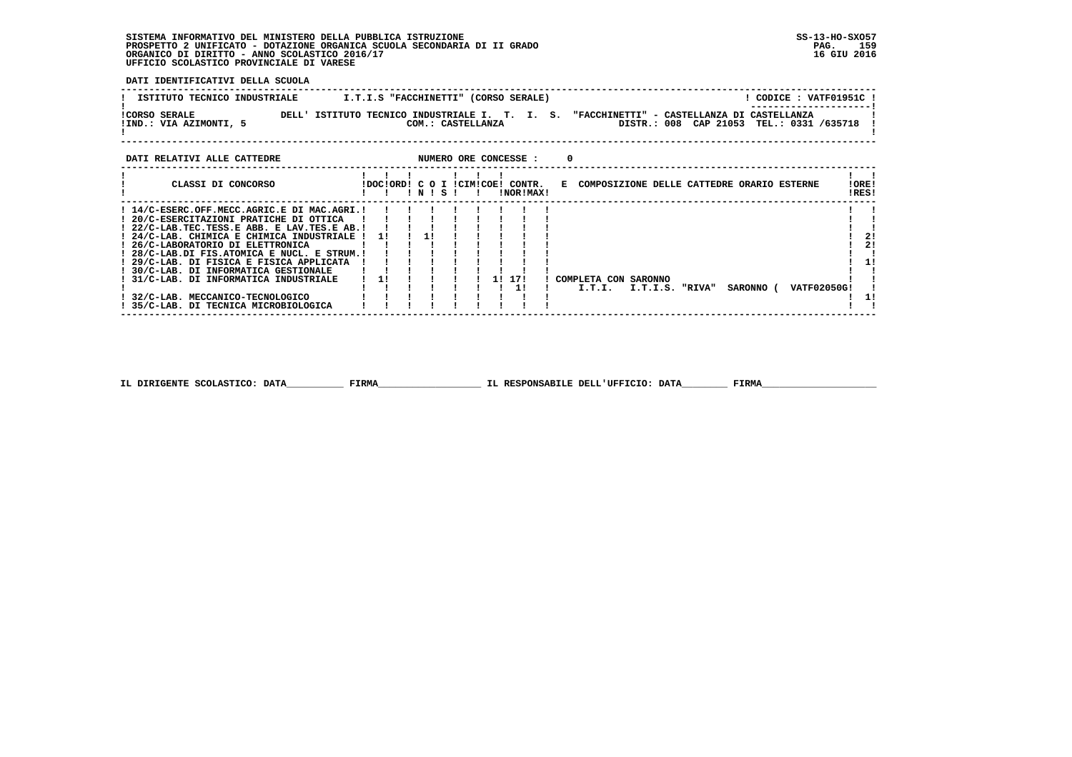SISTEMA INFORMATIVO DEL MINISTERO DELLA PUBBLICA ISTRUZIONE
PROSPETTO 2 UNIFICATO - DOTAZIONE ORGANICA SCUOLA SECONDARIA DI II GRADO
ORGANICO DI DIRITTO - ANNO SCOLASTICO 2016/17
UFFICIO SCOLASTICO PROVINCIALE DI VARESE

SS-13-HO-SXO57
16 GIU 2016

**DATI IDENTIFICATIVI DELLA SCUOLA**

ISTITUTO TECNICO INDUSTRIALE — I.T.I.S "FACCHINETTI" (CORSO SERALE) — CODICE : VATF01951C

CORSO SERALE DELL' ISTITUTO TECNICO INDUSTRIALE I. T. I. S. "FACCHINETTI" - CASTELLANZA DI CASTELLANZA
IND.: VIA AZIMONTI, 5 — COM.: CASTELLANZA — DISTR.: 008 CAP 21053 TEL.: 0331 /635718

**DATI RELATIVI ALLE CATTEDRE** — NUMERO ORE CONCESSE : 0

| CLASSI DI CONCORSO | DOC | ORD | C O N | I S | CIM | COE | CONTR. NOR | CONTR. MAX | E COMPOSIZIONE DELLE CATTEDRE ORARIO ESTERNE | ORE RES |
|---|---|---|---|---|---|---|---|---|---|---|
| 14/C-ESERC.OFF.MECC.AGRIC.E DI MAC.AGRI. | | | | | | | | | | |
| 20/C-ESERCITAZIONI PRATICHE DI OTTICA | | | | | | | | | | |
| 22/C-LAB.TEC.TESS.E ABB. E LAV.TES.E AB. | | | | | | | | | | |
| 24/C-LAB. CHIMICA E CHIMICA INDUSTRIALE | 1 | | 1 | | | | | | | 2 |
| 26/C-LABORATORIO DI ELETTRONICA | | | | | | | | | | 2 |
| 28/C-LAB.DI FIS.ATOMICA E NUCL. E STRUM. | | | | | | | | | | |
| 29/C-LAB. DI FISICA E FISICA APPLICATA | | | | | | | | | | 1 |
| 30/C-LAB. DI INFORMATICA GESTIONALE | | | | | | | | | | |
| 31/C-LAB. DI INFORMATICA INDUSTRIALE | 1 | | | | | 1 | 17 | | COMPLETA CON SARONNO | |
| | | | | | | | | 1 | I.T.I. I.T.I.S. "RIVA" SARONNO ( VATF02050G | |
| 32/C-LAB. MECCANICO-TECNOLOGICO | | | | | | | | | | 1 |
| 35/C-LAB. DI TECNICA MICROBIOLOGICA | | | | | | | | | | |

IL DIRIGENTE SCOLASTICO: DATA__________ FIRMA__________________ IL RESPONSABILE DELL'UFFICIO: DATA________ FIRMA____________________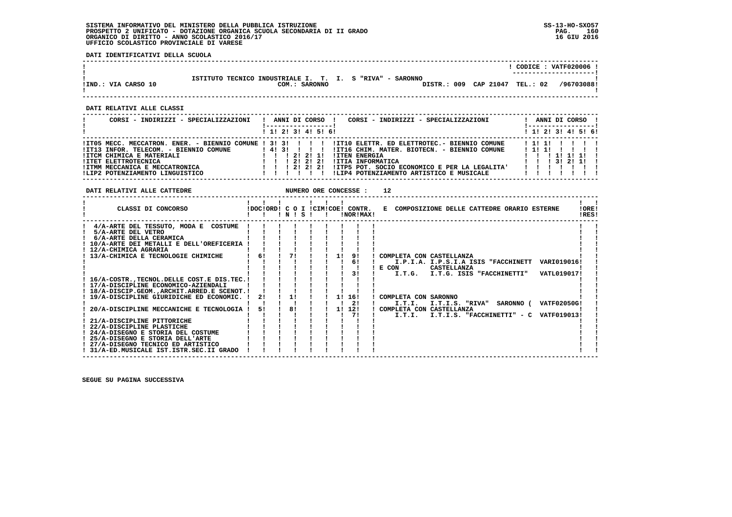SISTEMA INFORMATIVO DEL MINISTERO DELLA PUBBLICA ISTRUZIONE
PROSPETTO 2 UNIFICATO - DOTAZIONE ORGANICA SCUOLA SECONDARIA DI II GRADO
ORGANICO DI DIRITTO - ANNO SCOLASTICO 2016/17
UFFICIO SCOLASTICO PROVINCIALE DI VARESE

SS-13-HO-SXO57
16 GIU 2016

**DATI IDENTIFICATIVI DELLA SCUOLA**

CODICE : VATF020006

ISTITUTO TECNICO INDUSTRIALE I. T. I. S "RIVA" - SARONNO

IND.: VIA CARSO 10 — COM.: SARONNO — DISTR.: 009 CAP 21047 TEL.: 02 /96703088

**DATI RELATIVI ALLE CLASSI**

| CORSI - INDIRIZZI - SPECIALIZZAZIONI | 1 | 2 | 3 | 4 | 5 | 6 | CORSI - INDIRIZZI - SPECIALIZZAZIONI | 1 | 2 | 3 | 4 | 5 | 6 |
|---|---|---|---|---|---|---|---|---|---|---|---|---|---|
| IT05 MECC. MECCATRON. ENER. - BIENNIO COMUNE | 3 | 3 | | | | | IT10 ELETTR. ED ELETTROTEC.- BIENNIO COMUNE | 1 | 1 | | | | |
| IT13 INFOR. TELECOM. - BIENNIO COMUNE | 4 | 3 | | | | | IT16 CHIM. MATER. BIOTECN. - BIENNIO COMUNE | 1 | 1 | | | | |
| ITCM CHIMICA E MATERIALI | | | 2 | 2 | 1 | | ITEN ENERGIA | | | 1 | 1 | 1 | |
| ITET ELETTROTECNICA | | | 2 | 2 | 2 | | ITIA INFORMATICA | | | 3 | 2 | 1 | |
| ITMM MECCANICA E MECCATRONICA | | | 2 | 2 | 2 | | ITP5 POT. SOCIO ECONOMICO E PER LA LEGALITA' | | | | | | |
| LIP2 POTENZIAMENTO LINGUISTICO | | | | | | | LIP4 POTENZIAMENTO ARTISTICO E MUSICALE | | | | | | |

**DATI RELATIVI ALLE CATTEDRE** — NUMERO ORE CONCESSE : 12

| CLASSI DI CONCORSO | DOC | ORD | COI N | COI S | CIM | COE | CONTR. NOR | CONTR. MAX | E COMPOSIZIONE DELLE CATTEDRE ORARIO ESTERNE | ORE RES |
|---|---|---|---|---|---|---|---|---|---|---|
| 4/A-ARTE DEL TESSUTO, MODA E COSTUME | | | | | | | | | | |
| 5/A-ARTE DEL VETRO | | | | | | | | | | |
| 6/A-ARTE DELLA CERAMICA | | | | | | | | | | |
| 10/A-ARTE DEI METALLI E DELL'OREFICERIA | | | | | | | | | | |
| 12/A-CHIMICA AGRARIA | | | | | | | | | | |
| 13/A-CHIMICA E TECNOLOGIE CHIMICHE | 6 | | 7 | | | 1 | 9 | | COMPLETA CON CASTELLANZA | |
| | | | | | | | 6 | | I.P.I.A. I.P.S.I.A ISIS "FACCHINETT VARI019016 | |
| | | | | | | | | | E CON CASTELLANZA | |
| | | | | | | | 3 | | I.T.G. I.T.G. ISIS "FACCHINETTI" VATL019017 | |
| 16/A-COSTR.,TECNOL.DELLE COST.E DIS.TEC. | | | | | | | | | | |
| 17/A-DISCIPLINE ECONOMICO-AZIENDALI | | | | | | | | | | |
| 18/A-DISCIP.GEOM.,ARCHIT.ARRED.E SCENOT. | | | | | | | | | | |
| 19/A-DISCIPLINE GIURIDICHE ED ECONOMIC. | 2 | | 1 | | | 1 | 16 | | COMPLETA CON SARONNO | |
| | | | | | | | 2 | | I.T.I. I.T.I.S. "RIVA" SARONNO ( VATF02050G | |
| 20/A-DISCIPLINE MECCANICHE E TECNOLOGIA | 5 | | 8 | | | 1 | 12 | | COMPLETA CON CASTELLANZA | |
| | | | | | | | 7 | | I.T.I. I.T.I.S. "FACCHINETTI" - C VATF019013 | |
| 21/A-DISCIPLINE PITTORICHE | | | | | | | | | | |
| 22/A-DISCIPLINE PLASTICHE | | | | | | | | | | |
| 24/A-DISEGNO E STORIA DEL COSTUME | | | | | | | | | | |
| 25/A-DISEGNO E STORIA DELL'ARTE | | | | | | | | | | |
| 27/A-DISEGNO TECNICO ED ARTISTICO | | | | | | | | | | |
| 31/A-ED.MUSICALE IST.ISTR.SEC.II GRADO | | | | | | | | | | |

SEGUE SU PAGINA SUCCESSIVA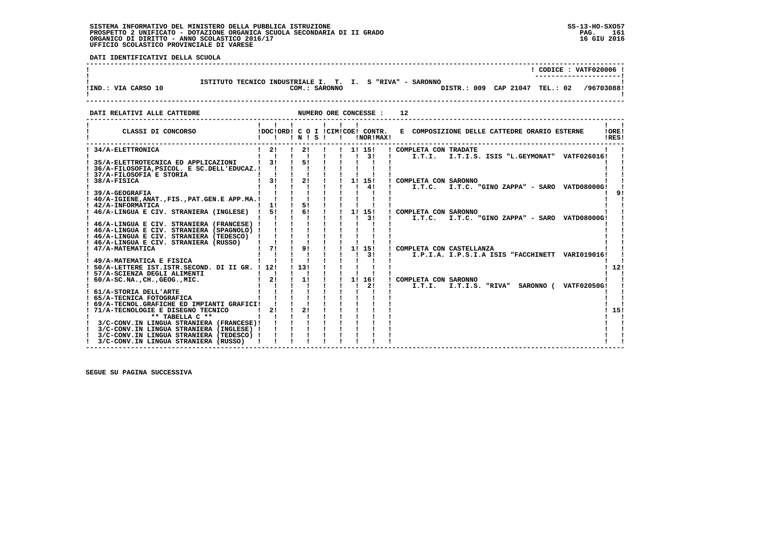SISTEMA INFORMATIVO DEL MINISTERO DELLA PUBBLICA ISTRUZIONE
PROSPETTO 2 UNIFICATO - DOTAZIONE ORGANICA SCUOLA SECONDARIA DI II GRADO
ORGANICO DI DIRITTO - ANNO SCOLASTICO 2016/17
UFFICIO SCOLASTICO PROVINCIALE DI VARESE

SS-13-HO-SXO57
16 GIU 2016

**DATI IDENTIFICATIVI DELLA SCUOLA**

CODICE : VATF020006

ISTITUTO TECNICO INDUSTRIALE I. T. I. S "RIVA" - SARONNO

IND.: VIA CARSO 10 — COM.: SARONNO — DISTR.: 009 CAP 21047 TEL.: 02 /96703088

**DATI RELATIVI ALLE CATTEDRE** — NUMERO ORE CONCESSE : 12

| CLASSI DI CONCORSO | DOC | ORD | C O I N | S | CIM | COE | CONTR. NOR | CONTR. MAX | E COMPOSIZIONE DELLE CATTEDRE ORARIO ESTERNE | ORE RES |
|---|---|---|---|---|---|---|---|---|---|---|
| 34/A-ELETTRONICA | 2 | | 2 | | | 1 | 15 | 3 | COMPLETA CON TRADATE I.T.I. I.T.I.S. ISIS "L.GEYMONAT" VATF026016 | |
| 35/A-ELETTROTECNICA ED APPLICAZIONI | 3 | | 5 | | | | | | | |
| 36/A-FILOSOFIA,PSICOL. E SC.DELL'EDUCAZ. | | | | | | | | | | |
| 37/A-FILOSOFIA E STORIA | | | | | | | | | | |
| 38/A-FISICA | 3 | | 2 | | | 1 | 15 | 4 | COMPLETA CON SARONNO I.T.C. I.T.C. "GINO ZAPPA" - SARO VATD08000G | |
| 39/A-GEOGRAFIA | | | | | | | | | | 9 |
| 40/A-IGIENE,ANAT.,FIS.,PAT.GEN.E APP.MA. | | | | | | | | | | |
| 42/A-INFORMATICA | 1 | | 5 | | | | | | | |
| 46/A-LINGUA E CIV. STRANIERA (INGLESE) | 5 | | 6 | | | 1 | 15 | 3 | COMPLETA CON SARONNO I.T.C. I.T.C. "GINO ZAPPA" - SARO VATD08000G | |
| 46/A-LINGUA E CIV. STRANIERA (FRANCESE) | | | | | | | | | | |
| 46/A-LINGUA E CIV. STRANIERA (SPAGNOLO) | | | | | | | | | | |
| 46/A-LINGUA E CIV. STRANIERA (TEDESCO) | | | | | | | | | | |
| 46/A-LINGUA E CIV. STRANIERA (RUSSO) | | | | | | | | | | |
| 47/A-MATEMATICA | 7 | | 9 | | | 1 | 15 | 3 | COMPLETA CON CASTELLANZA I.P.I.A. I.P.S.I.A ISIS "FACCHINETT VARI019016 | |
| 49/A-MATEMATICA E FISICA | | | | | | | | | | |
| 50/A-LETTERE IST.ISTR.SECOND. DI II GR. | 12 | | 13 | | | | | | | 12 |
| 57/A-SCIENZA DEGLI ALIMENTI | | | | | | | | | | |
| 60/A-SC.NA.,CH.,GEOG.,MIC. | 2 | | 1 | | | 1 | 16 | 2 | COMPLETA CON SARONNO I.T.I. I.T.I.S. "RIVA" SARONNO ( VATF02050G | |
| 61/A-STORIA DELL'ARTE | | | | | | | | | | |
| 65/A-TECNICA FOTOGRAFICA | | | | | | | | | | |
| 69/A-TECNOL.GRAFICHE ED IMPIANTI GRAFICI | | | | | | | | | | |
| 71/A-TECNOLOGIE E DISEGNO TECNICO | 2 | | 2 | | | | | | | 15 |
| ** TABELLA C ** | | | | | | | | | | |
| 3/C-CONV.IN LINGUA STRANIERA (FRANCESE) | | | | | | | | | | |
| 3/C-CONV.IN LINGUA STRANIERA (INGLESE) | | | | | | | | | | |
| 3/C-CONV.IN LINGUA STRANIERA (TEDESCO) | | | | | | | | | | |
| 3/C-CONV.IN LINGUA STRANIERA (RUSSO) | | | | | | | | | | |

SEGUE SU PAGINA SUCCESSIVA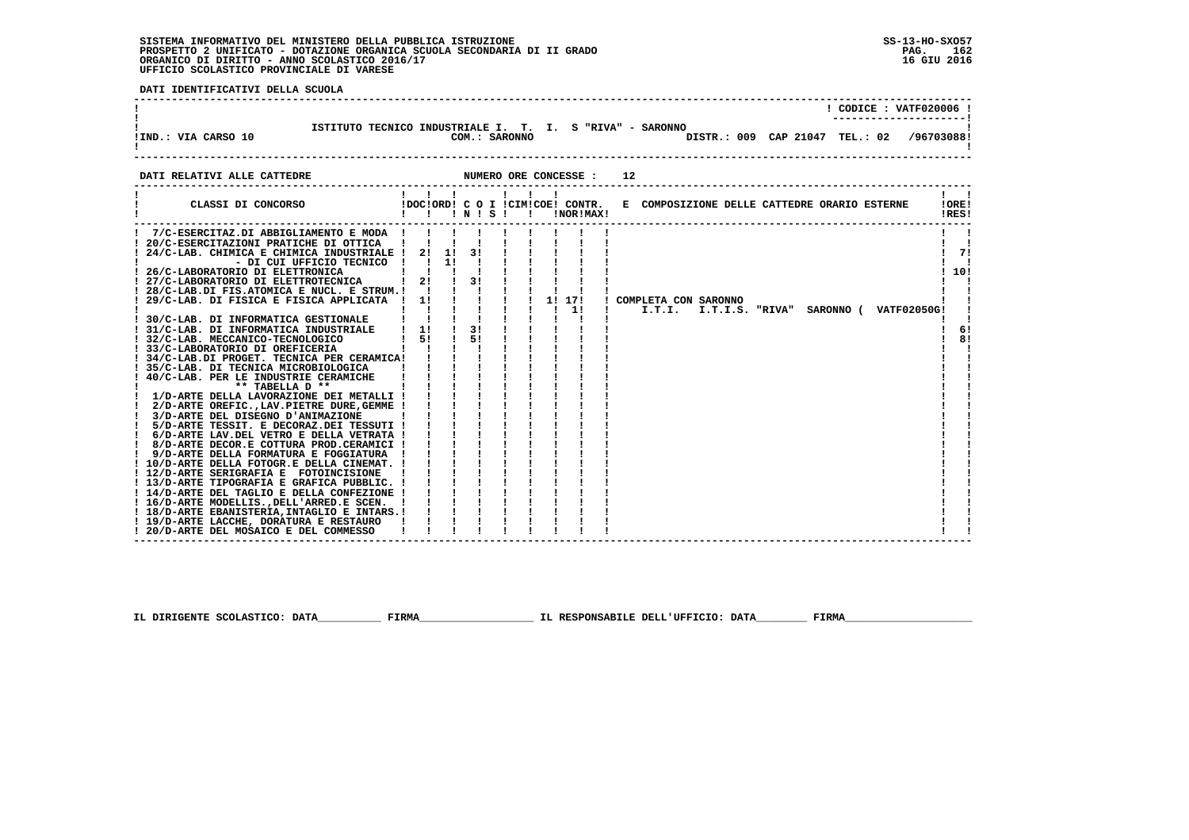SISTEMA INFORMATIVO DEL MINISTERO DELLA PUBBLICA ISTRUZIONE
PROSPETTO 2 UNIFICATO - DOTAZIONE ORGANICA SCUOLA SECONDARIA DI II GRADO
ORGANICO DI DIRITTO - ANNO SCOLASTICO 2016/17
UFFICIO SCOLASTICO PROVINCIALE DI VARESE

SS-13-HO-SXO57
16 GIU 2016

**DATI IDENTIFICATIVI DELLA SCUOLA**

! CODICE : VATF020006 !

ISTITUTO TECNICO INDUSTRIALE I. T. I. S "RIVA" - SARONNO

IND.: VIA CARSO 10 — COM.: SARONNO — DISTR.: 009 CAP 21047 TEL.: 02 /96703088

**DATI RELATIVI ALLE CATTEDRE** — NUMERO ORE CONCESSE : 12

| CLASSI DI CONCORSO | DOC | ORD | C O I N | S | CIM | COE | CONTR. NOR | CONTR. MAX | E COMPOSIZIONE DELLE CATTEDRE ORARIO ESTERNE | ORE RES |
|---|---|---|---|---|---|---|---|---|---|---|
| 7/C-ESERCITAZ.DI ABBIGLIAMENTO E MODA | | | | | | | | | | |
| 20/C-ESERCITAZIONI PRATICHE DI OTTICA | | | | | | | | | | |
| 24/C-LAB. CHIMICA E CHIMICA INDUSTRIALE | 2 | 1 | 3 | | | | | | | 7 |
| - DI CUI UFFICIO TECNICO | | 1 | | | | | | | | |
| 26/C-LABORATORIO DI ELETTRONICA | | | | | | | | | | 10 |
| 27/C-LABORATORIO DI ELETTROTECNICA | 2 | | 3 | | | | | | | |
| 28/C-LAB.DI FIS.ATOMICA E NUCL. E STRUM. | | | | | | | | | | |
| 29/C-LAB. DI FISICA E FISICA APPLICATA | 1 | | | | | 1 | 17 | | COMPLETA CON SARONNO | |
| | | | | | | | 1 | | I.T.I. I.T.I.S. "RIVA" SARONNO ( VATF02050G) | |
| 30/C-LAB. DI INFORMATICA GESTIONALE | | | | | | | | | | |
| 31/C-LAB. DI INFORMATICA INDUSTRIALE | 1 | | 3 | | | | | | | 6 |
| 32/C-LAB. MECCANICO-TECNOLOGICO | 5 | | 5 | | | | | | | 8 |
| 33/C-LABORATORIO DI OREFICERIA | | | | | | | | | | |
| 34/C-LAB.DI PROGET. TECNICA PER CERAMICA | | | | | | | | | | |
| 35/C-LAB. DI TECNICA MICROBIOLOGICA | | | | | | | | | | |
| 40/C-LAB. PER LE INDUSTRIE CERAMICHE | | | | | | | | | | |
| ** TABELLA D ** | | | | | | | | | | |
| 1/D-ARTE DELLA LAVORAZIONE DEI METALLI | | | | | | | | | | |
| 2/D-ARTE OREFIC.,LAV.PIETRE DURE,GEMME | | | | | | | | | | |
| 3/D-ARTE DEL DISEGNO D'ANIMAZIONE | | | | | | | | | | |
| 5/D-ARTE TESSIT. E DECORAZ.DEI TESSUTI | | | | | | | | | | |
| 6/D-ARTE LAV.DEL VETRO E DELLA VETRATA | | | | | | | | | | |
| 8/D-ARTE DECOR.E COTTURA PROD.CERAMICI | | | | | | | | | | |
| 9/D-ARTE DELLA FORMATURA E FOGGIATURA | | | | | | | | | | |
| 10/D-ARTE DELLA FOTOGR.E DELLA CINEMAT. | | | | | | | | | | |
| 12/D-ARTE SERIGRAFIA E FOTOINCISIONE | | | | | | | | | | |
| 13/D-ARTE TIPOGRAFIA E GRAFICA PUBBLIC. | | | | | | | | | | |
| 14/D-ARTE DEL TAGLIO E DELLA CONFEZIONE | | | | | | | | | | |
| 16/D-ARTE MODELLIS.,DELL'ARRED.E SCEN. | | | | | | | | | | |
| 18/D-ARTE EBANISTERIA,INTAGLIO E INTARS. | | | | | | | | | | |
| 19/D-ARTE LACCHE, DORATURA E RESTAURO | | | | | | | | | | |
| 20/D-ARTE DEL MOSAICO E DEL COMMESSO | | | | | | | | | | |

IL DIRIGENTE SCOLASTICO: DATA__________ FIRMA__________________ IL RESPONSABILE DELL'UFFICIO: DATA________ FIRMA____________________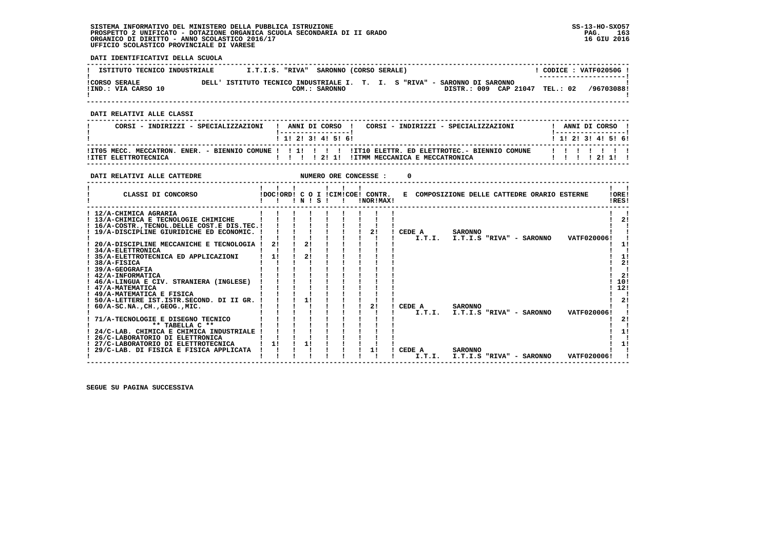SISTEMA INFORMATIVO DEL MINISTERO DELLA PUBBLICA ISTRUZIONE
PROSPETTO 2 UNIFICATO - DOTAZIONE ORGANICA SCUOLA SECONDARIA DI II GRADO
ORGANICO DI DIRITTO - ANNO SCOLASTICO 2016/17
UFFICIO SCOLASTICO PROVINCIALE DI VARESE

SS-13-HO-SXO57
16 GIU 2016

**DATI IDENTIFICATIVI DELLA SCUOLA**

| ISTITUTO TECNICO INDUSTRIALE | I.T.I.S. "RIVA" SARONNO (CORSO SERALE) | CODICE : VATF02050G |
|---|---|---|
| CORSO SERALE | DELL' ISTITUTO TECNICO INDUSTRIALE I. T. I. S "RIVA" - SARONNO DI SARONNO | |
| IND.: VIA CARSO 10 | COM.: SARONNO | DISTR.: 009 CAP 21047 TEL.: 02 /96703088 |

**DATI RELATIVI ALLE CLASSI**

| CORSI - INDIRIZZI - SPECIALIZZAZIONI | 1 | 2 | 3 | 4 | 5 | 6 | CORSI - INDIRIZZI - SPECIALIZZAZIONI | 1 | 2 | 3 | 4 | 5 | 6 |
|---|---|---|---|---|---|---|---|---|---|---|---|---|---|
| IT05 MECC. MECCATRON. ENER. - BIENNIO COMUNE | | 1 | | | | | IT10 ELETTR. ED ELETTROTEC.- BIENNIO COMUNE | | | | | | |
| ITET ELETTROTECNICA | | | | 2 | 1 | | ITMM MECCANICA E MECCATRONICA | | | | 2 | 1 | |

**DATI RELATIVI ALLE CATTEDRE** NUMERO ORE CONCESSE : 0

| CLASSI DI CONCORSO | DOC | ORD | C O I N | S | CIM | COE | CONTR. NOR | MAX | E COMPOSIZIONE DELLE CATTEDRE ORARIO ESTERNE | ORE RES |
|---|---|---|---|---|---|---|---|---|---|---|
| 12/A-CHIMICA AGRARIA | | | | | | | | | | |
| 13/A-CHIMICA E TECNOLOGIE CHIMICHE | | | | | | | | | | 2 |
| 16/A-COSTR.,TECNOL.DELLE COST.E DIS.TEC. | | | | | | | | | | |
| 19/A-DISCIPLINE GIURIDICHE ED ECONOMIC. | | | | | | | 2 | | CEDE A SARONNO I.T.I. I.T.I.S "RIVA" - SARONNO VATF020006 | |
| 20/A-DISCIPLINE MECCANICHE E TECNOLOGIA | 2 | | 2 | | | | | | | 1 |
| 34/A-ELETTRONICA | | | | | | | | | | |
| 35/A-ELETTROTECNICA ED APPLICAZIONI | 1 | | 2 | | | | | | | 1 |
| 38/A-FISICA | | | | | | | | | | 2 |
| 39/A-GEOGRAFIA | | | | | | | | | | |
| 42/A-INFORMATICA | | | | | | | | | | 2 |
| 46/A-LINGUA E CIV. STRANIERA (INGLESE) | | | | | | | | | | 10 |
| 47/A-MATEMATICA | | | | | | | | | | 12 |
| 49/A-MATEMATICA E FISICA | | | | | | | | | | |
| 50/A-LETTERE IST.ISTR.SECOND. DI II GR. | | | 1 | | | | | | | 2 |
| 60/A-SC.NA.,CH.,GEOG.,MIC. | | | | | | | 2 | | CEDE A SARONNO I.T.I. I.T.I.S "RIVA" - SARONNO VATF020006 | |
| 71/A-TECNOLOGIE E DISEGNO TECNICO | | | | | | | | | | 2 |
| ** TABELLA C ** | | | | | | | | | | |
| 24/C-LAB. CHIMICA E CHIMICA INDUSTRIALE | | | | | | | | | | 1 |
| 26/C-LABORATORIO DI ELETTRONICA | | | | | | | | | | |
| 27/C-LABORATORIO DI ELETTROTECNICA | 1 | | 1 | | | | | | | 1 |
| 29/C-LAB. DI FISICA E FISICA APPLICATA | | | | | | | 1 | | CEDE A SARONNO I.T.I. I.T.I.S "RIVA" - SARONNO VATF020006 | |

SEGUE SU PAGINA SUCCESSIVA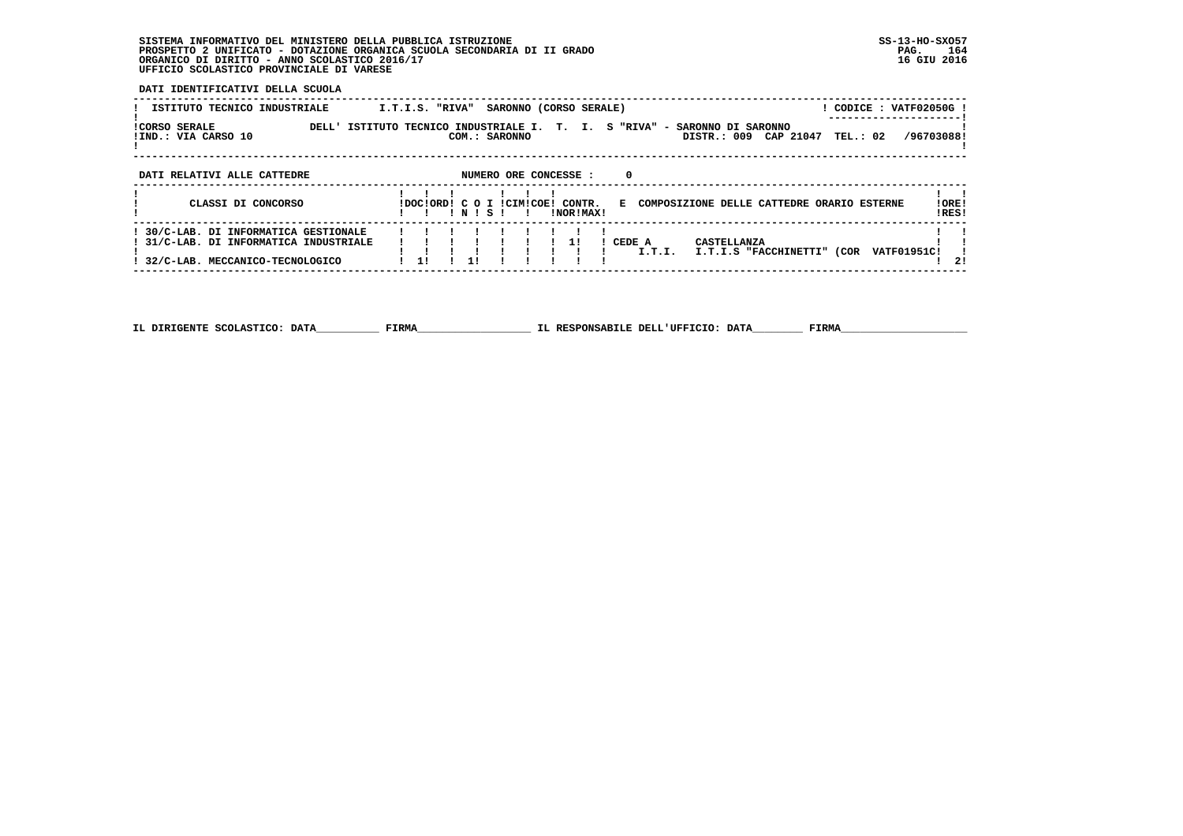SISTEMA INFORMATIVO DEL MINISTERO DELLA PUBBLICA ISTRUZIONE
PROSPETTO 2 UNIFICATO - DOTAZIONE ORGANICA SCUOLA SECONDARIA DI II GRADO
ORGANICO DI DIRITTO - ANNO SCOLASTICO 2016/17
UFFICIO SCOLASTICO PROVINCIALE DI VARESE

SS-13-HO-SXO57
16 GIU 2016

**DATI IDENTIFICATIVI DELLA SCUOLA**

ISTITUTO TECNICO INDUSTRIALE — I.T.I.S. "RIVA" SARONNO (CORSO SERALE) — CODICE : VATF02050G

CORSO SERALE DELL' ISTITUTO TECNICO INDUSTRIALE I. T. I. S "RIVA" - SARONNO DI SARONNO
IND.: VIA CARSO 10 — COM.: SARONNO — DISTR.: 009 CAP 21047 TEL.: 02 /96703088

**DATI RELATIVI ALLE CATTEDRE** — NUMERO ORE CONCESSE : 0

| CLASSI DI CONCORSO | DOC | ORD | C O N | I S | CIM | COE | CONTR. NOR | CONTR. MAX | E COMPOSIZIONE DELLE CATTEDRE ORARIO ESTERNE | ORE RES |
|---|---|---|---|---|---|---|---|---|---|---|
| 30/C-LAB. DI INFORMATICA GESTIONALE | | | | | | | | | | |
| 31/C-LAB. DI INFORMATICA INDUSTRIALE | | | | | | | | 1 | CEDE A I.T.I. CASTELLANZA I.T.I.S "FACCHINETTI" (COR VATF01951C | |
| 32/C-LAB. MECCANICO-TECNOLOGICO | 1 | | 1 | | | | | | | 2 |

IL DIRIGENTE SCOLASTICO: DATA__________ FIRMA__________________ IL RESPONSABILE DELL'UFFICIO: DATA________ FIRMA____________________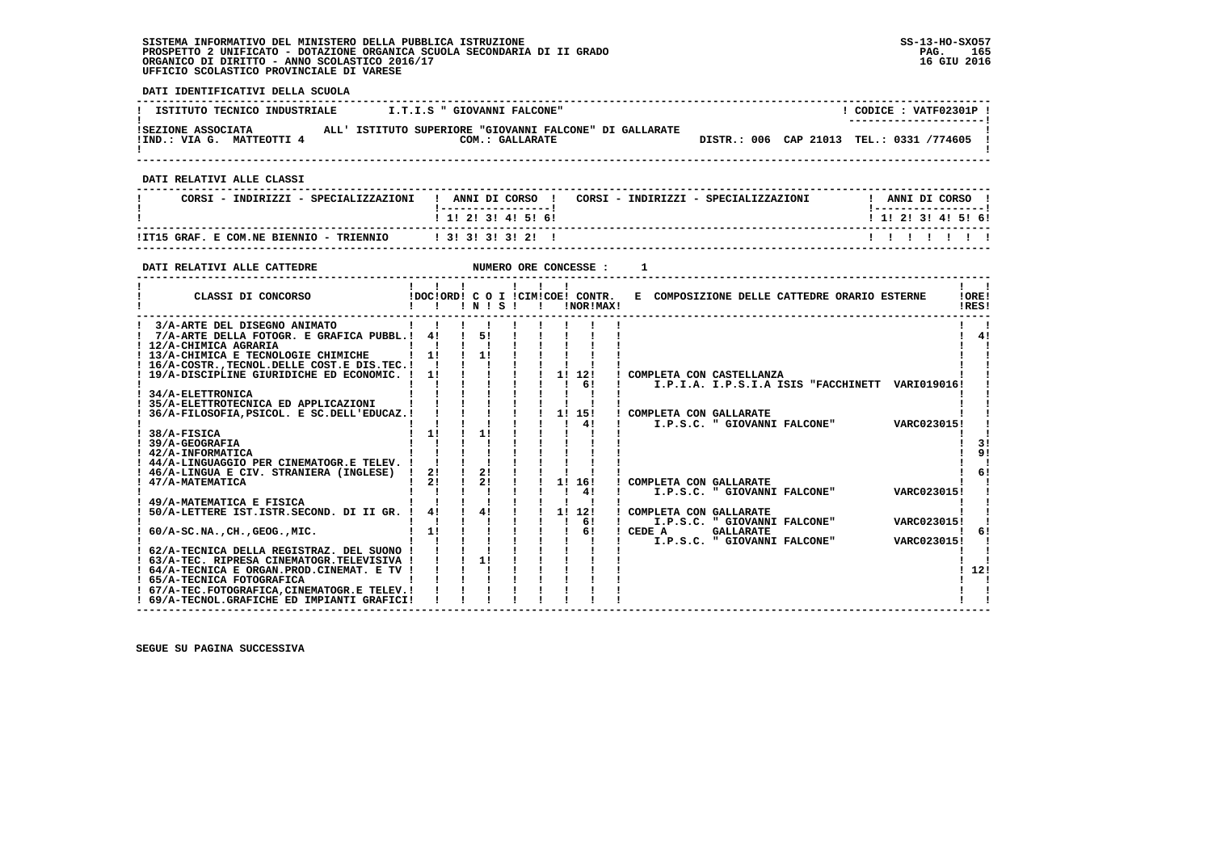DATI IDENTIFICATIVI DELLA SCUOLA

| ISTITUTO TECNICO INDUSTRIALE | I.T.I.S " GIOVANNI FALCONE" | CODICE : VATF02301P |
|---|---|---|
| SEZIONE ASSOCIATA | ALL' ISTITUTO SUPERIORE "GIOVANNI FALCONE" DI GALLARATE | |
| IND.: VIA G. MATTEOTTI 4 | COM.: GALLARATE | DISTR.: 006 CAP 21013 TEL.: 0331 /774605 |

DATI RELATIVI ALLE CLASSI

| CORSI - INDIRIZZI - SPECIALIZZAZIONI | 1 | 2 | 3 | 4 | 5 | 6 |
|---|---|---|---|---|---|---|
| IT15 GRAF. E COM.NE BIENNIO - TRIENNIO | 3 | 3 | 3 | 3 | 2 | |

DATI RELATIVI ALLE CATTEDRE    NUMERO ORE CONCESSE : 1

| CLASSI DI CONCORSO | DOC | ORD | C O I N | S | CIM | COE | CONTR. NOR | MAX | E COMPOSIZIONE DELLE CATTEDRE ORARIO ESTERNE | ORE RES |
|---|---|---|---|---|---|---|---|---|---|---|
| 3/A-ARTE DEL DISEGNO ANIMATO | | | | | | | | | | |
| 7/A-ARTE DELLA FOTOGR. E GRAFICA PUBBL. | 4 | | 5 | | | | | | | 4 |
| 12/A-CHIMICA AGRARIA | | | | | | | | | | |
| 13/A-CHIMICA E TECNOLOGIE CHIMICHE | 1 | | 1 | | | | | | | |
| 16/A-COSTR.,TECNOL.DELLE COST.E DIS.TEC. | | | | | | | | | | |
| 19/A-DISCIPLINE GIURIDICHE ED ECONOMIC. | 1 | | | | | 1 | 12 | | COMPLETA CON CASTELLANZA | |
| | | | | | | | 6 | | I.P.I.A. I.P.S.I.A ISIS "FACCHINETT VARI019016 | |
| 34/A-ELETTRONICA | | | | | | | | | | |
| 35/A-ELETTROTECNICA ED APPLICAZIONI | | | | | | | | | | |
| 36/A-FILOSOFIA,PSICOL. E SC.DELL'EDUCAZ. | | | | | | 1 | 15 | | COMPLETA CON GALLARATE | |
| | | | | | | | 4 | | I.P.S.C. " GIOVANNI FALCONE" VARC023015 | |
| 38/A-FISICA | 1 | | 1 | | | | | | | |
| 39/A-GEOGRAFIA | | | | | | | | | | 3 |
| 42/A-INFORMATICA | | | | | | | | | | 9 |
| 44/A-LINGUAGGIO PER CINEMATOGR.E TELEV. | | | | | | | | | | |
| 46/A-LINGUA E CIV. STRANIERA (INGLESE) | 2 | | 2 | | | | | | | 6 |
| 47/A-MATEMATICA | 2 | | 2 | | | 1 | 16 | | COMPLETA CON GALLARATE | |
| | | | | | | | 4 | | I.P.S.C. " GIOVANNI FALCONE" VARC023015 | |
| 49/A-MATEMATICA E FISICA | | | | | | | | | | |
| 50/A-LETTERE IST.ISTR.SECOND. DI II GR. | 4 | | 4 | | | 1 | 12 | | COMPLETA CON GALLARATE | |
| | | | | | | | 6 | | I.P.S.C. " GIOVANNI FALCONE" VARC023015 | |
| 60/A-SC.NA.,CH.,GEOG.,MIC. | 1 | | | | | | 6 | | CEDE A GALLARATE | 6 |
| | | | | | | | | | I.P.S.C. " GIOVANNI FALCONE" VARC023015 | |
| 62/A-TECNICA DELLA REGISTRAZ. DEL SUONO | | | | | | | | | | |
| 63/A-TEC. RIPRESA CINEMATOGR.TELEVISIVA | | | 1 | | | | | | | |
| 64/A-TECNICA E ORGAN.PROD.CINEMAT. E TV | | | | | | | | | | 12 |
| 65/A-TECNICA FOTOGRAFICA | | | | | | | | | | |
| 67/A-TEC.FOTOGRAFICA,CINEMATOGR.E TELEV. | | | | | | | | | | |
| 69/A-TECNOL.GRAFICHE ED IMPIANTI GRAFICI | | | | | | | | | | |

SEGUE SU PAGINA SUCCESSIVA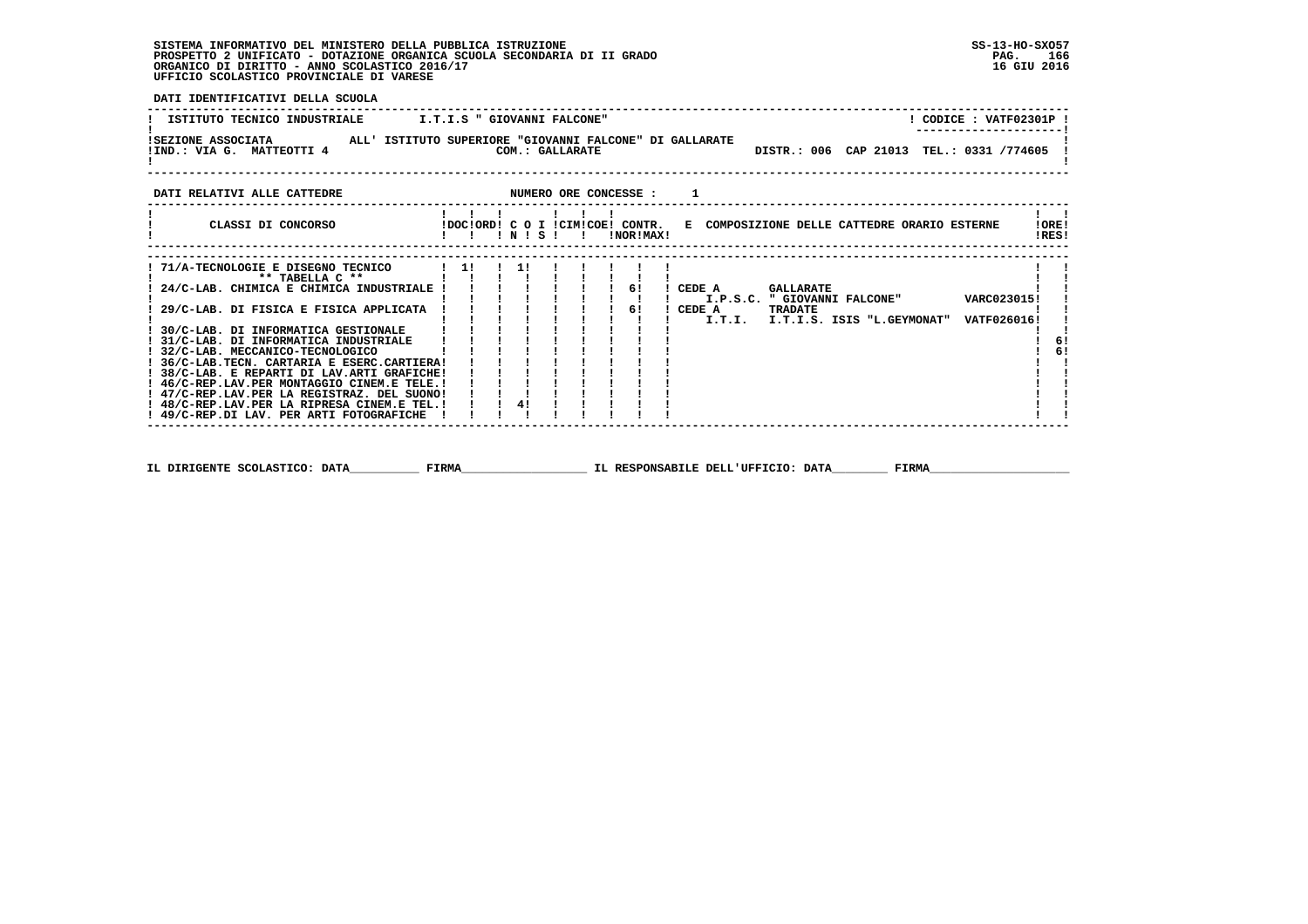SISTEMA INFORMATIVO DEL MINISTERO DELLA PUBBLICA ISTRUZIONE
PROSPETTO 2 UNIFICATO - DOTAZIONE ORGANICA SCUOLA SECONDARIA DI II GRADO
ORGANICO DI DIRITTO - ANNO SCOLASTICO 2016/17
UFFICIO SCOLASTICO PROVINCIALE DI VARESE

SS-13-HO-SXO57
16 GIU 2016

**DATI IDENTIFICATIVI DELLA SCUOLA**

ISTITUTO TECNICO INDUSTRIALE — I.T.I.S " GIOVANNI FALCONE" — CODICE : VATF02301P

SEZIONE ASSOCIATA ALL' ISTITUTO SUPERIORE "GIOVANNI FALCONE" DI GALLARATE
IND.: VIA G. MATTEOTTI 4 — COM.: GALLARATE — DISTR.: 006 CAP 21013 TEL.: 0331 /774605

**DATI RELATIVI ALLE CATTEDRE** — NUMERO ORE CONCESSE : 1

| CLASSI DI CONCORSO | DOC | ORD | C O N | I S | CIM | COE | CONTR. NOR | MAX | E COMPOSIZIONE DELLE CATTEDRE ORARIO ESTERNE | ORE RES |
|---|---|---|---|---|---|---|---|---|---|---|
| 71/A-TECNOLOGIE E DISEGNO TECNICO ** TABELLA C ** | 1 | | 1 | | | | | | | |
| 24/C-LAB. CHIMICA E CHIMICA INDUSTRIALE | | | | | | | | 6 | CEDE A GALLARATE I.P.S.C. " GIOVANNI FALCONE" VARC023015 | |
| 29/C-LAB. DI FISICA E FISICA APPLICATA | | | | | | | | 6 | CEDE A TRADATE I.T.I. I.T.I.S. ISIS "L.GEYMONAT" VATF026016 | |
| 30/C-LAB. DI INFORMATICA GESTIONALE | | | | | | | | | | |
| 31/C-LAB. DI INFORMATICA INDUSTRIALE | | | | | | | | | | 6 |
| 32/C-LAB. MECCANICO-TECNOLOGICO | | | | | | | | | | 6 |
| 36/C-LAB.TECN. CARTARIA E ESERC.CARTIERA | | | | | | | | | | |
| 38/C-LAB. E REPARTI DI LAV.ARTI GRAFICHE | | | | | | | | | | |
| 46/C-REP.LAV.PER MONTAGGIO CINEM.E TELE. | | | | | | | | | | |
| 47/C-REP.LAV.PER LA REGISTRAZ. DEL SUONO | | | | | | | | | | |
| 48/C-REP.LAV.PER LA RIPRESA CINEM.E TEL. | | | 4 | | | | | | | |
| 49/C-REP.DI LAV. PER ARTI FOTOGRAFICHE | | | | | | | | | | |

IL DIRIGENTE SCOLASTICO: DATA__________ FIRMA__________________ IL RESPONSABILE DELL'UFFICIO: DATA________ FIRMA____________________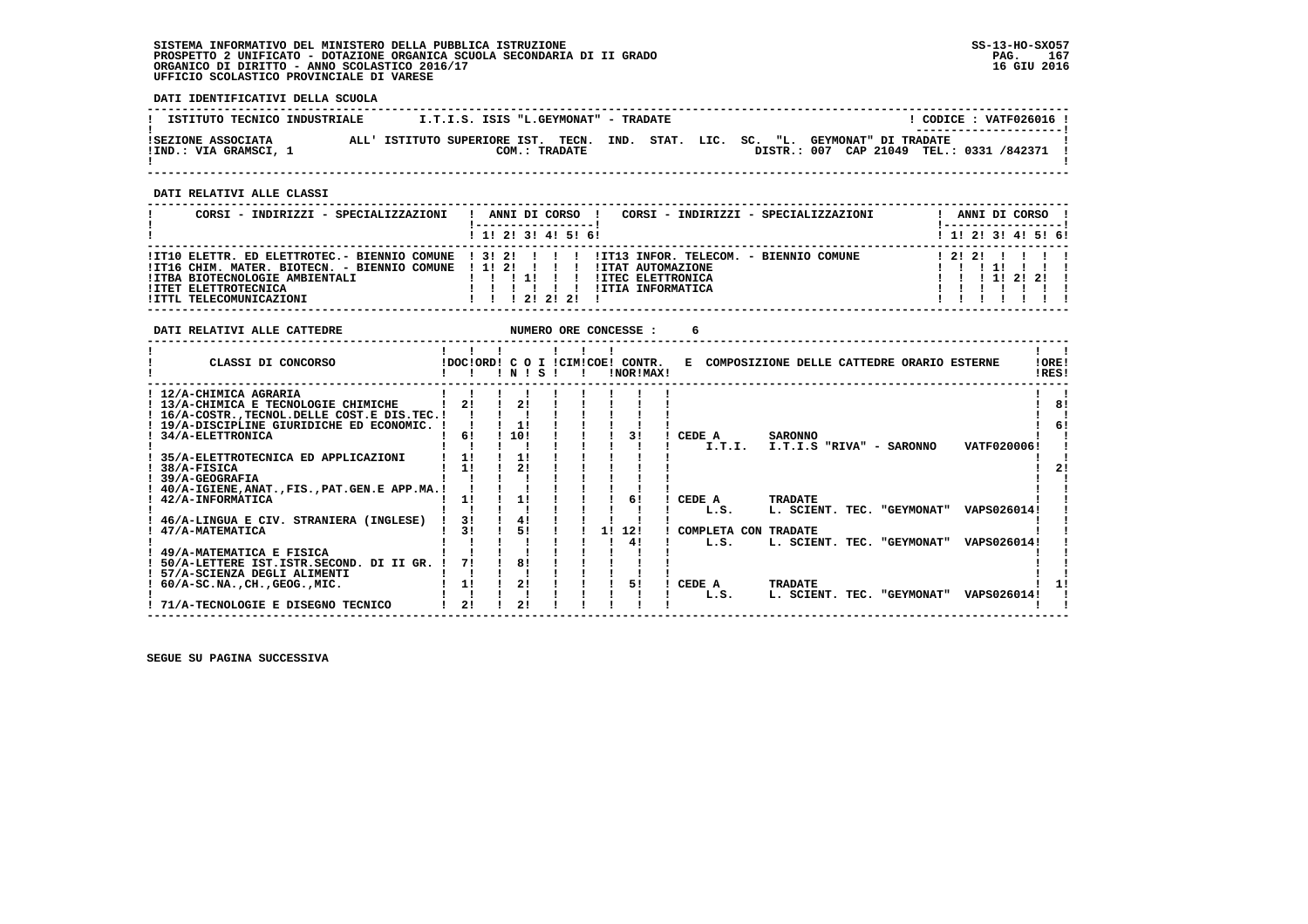SISTEMA INFORMATIVO DEL MINISTERO DELLA PUBBLICA ISTRUZIONE
PROSPETTO 2 UNIFICATO - DOTAZIONE ORGANICA SCUOLA SECONDARIA DI II GRADO
ORGANICO DI DIRITTO - ANNO SCOLASTICO 2016/17
UFFICIO SCOLASTICO PROVINCIALE DI VARESE

SS-13-HO-SXO57
PAG. 167
16 GIU 2016

**DATI IDENTIFICATIVI DELLA SCUOLA**

ISTITUTO TECNICO INDUSTRIALE — I.T.I.S. ISIS "L.GEYMONAT" - TRADATE — CODICE : VATF026016

SEZIONE ASSOCIATA ALL' ISTITUTO SUPERIORE IST. TECN. IND. STAT. LIC. SC. "L. GEYMONAT" DI TRADATE
IND.: VIA GRAMSCI, 1 — COM.: TRADATE — DISTR.: 007 CAP 21049 TEL.: 0331 /842371

**DATI RELATIVI ALLE CLASSI**

| CORSI - INDIRIZZI - SPECIALIZZAZIONI | 1 | 2 | 3 | 4 | 5 | 6 | CORSI - INDIRIZZI - SPECIALIZZAZIONI | 1 | 2 | 3 | 4 | 5 | 6 |
|---|---|---|---|---|---|---|---|---|---|---|---|---|---|
| IT10 ELETTR. ED ELETTROTEC.- BIENNIO COMUNE | 3 | 2 | | | | | IT13 INFOR. TELECOM. - BIENNIO COMUNE | 2 | 2 | | | | |
| IT16 CHIM. MATER. BIOTECN. - BIENNIO COMUNE | 1 | 2 | | | | | ITAT AUTOMAZIONE | | | 1 | | | |
| ITBA BIOTECNOLOGIE AMBIENTALI | | | 1 | | | | ITEC ELETTRONICA | | | 1 | 2 | 2 | |
| ITET ELETTROTECNICA | | | | | | | ITIA INFORMATICA | | | | | | |
| ITTL TELECOMUNICAZIONI | | | 2 | 2 | 2 | | | | | | | | |

**DATI RELATIVI ALLE CATTEDRE** — NUMERO ORE CONCESSE : 6

| CLASSI DI CONCORSO | DOC | ORD | C O I N | S | CIM | COE | CONTR. NOR | MAX | E COMPOSIZIONE DELLE CATTEDRE ORARIO ESTERNE | ORE RES |
|---|---|---|---|---|---|---|---|---|---|---|
| 12/A-CHIMICA AGRARIA | | | | | | | | | | |
| 13/A-CHIMICA E TECNOLOGIE CHIMICHE | 2 | | 2 | | | | | | | 8 |
| 16/A-COSTR.,TECNOL.DELLE COST.E DIS.TEC. | | | | | | | | | | |
| 19/A-DISCIPLINE GIURIDICHE ED ECONOMIC. | | | 1 | | | | | | | 6 |
| 34/A-ELETTRONICA | 6 | | 10 | | | | | 3 | CEDE A SARONNO I.T.I. I.T.I.S "RIVA" - SARONNO VATF020006 | |
| 35/A-ELETTROTECNICA ED APPLICAZIONI | 1 | | 1 | | | | | | | |
| 38/A-FISICA | 1 | | 2 | | | | | | | 2 |
| 39/A-GEOGRAFIA | | | | | | | | | | |
| 40/A-IGIENE,ANAT.,FIS.,PAT.GEN.E APP.MA. | | | | | | | | | | |
| 42/A-INFORMATICA | 1 | | 1 | | | | | 6 | CEDE A TRADATE L.S. L. SCIENT. TEC. "GEYMONAT" VAPS026014 | |
| 46/A-LINGUA E CIV. STRANIERA (INGLESE) | 3 | | 4 | | | | | | | |
| 47/A-MATEMATICA | 3 | | 5 | | | 1 | 12 | 4 | COMPLETA CON TRADATE L.S. L. SCIENT. TEC. "GEYMONAT" VAPS026014 | |
| 49/A-MATEMATICA E FISICA | | | | | | | | | | |
| 50/A-LETTERE IST.ISTR.SECOND. DI II GR. | 7 | | 8 | | | | | | | |
| 57/A-SCIENZA DEGLI ALIMENTI | | | | | | | | | | |
| 60/A-SC.NA.,CH.,GEOG.,MIC. | 1 | | 2 | | | | | 5 | CEDE A TRADATE L.S. L. SCIENT. TEC. "GEYMONAT" VAPS026014 | 1 |
| 71/A-TECNOLOGIE E DISEGNO TECNICO | 2 | | 2 | | | | | | | |

SEGUE SU PAGINA SUCCESSIVA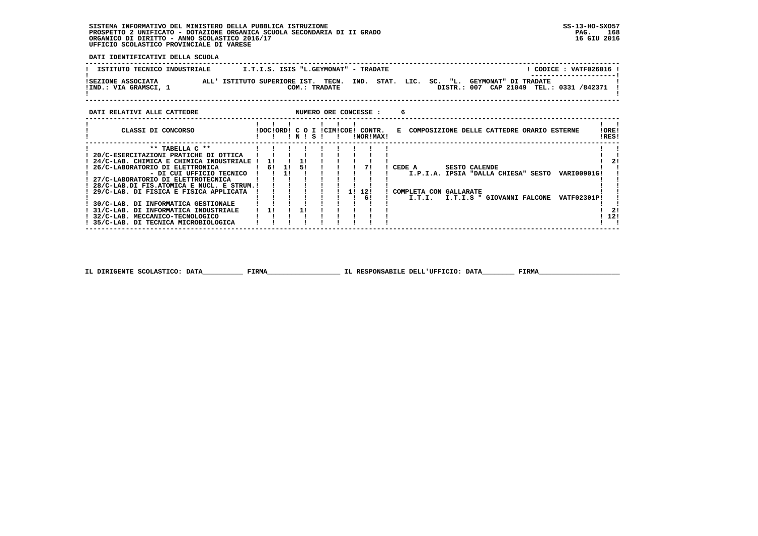SISTEMA INFORMATIVO DEL MINISTERO DELLA PUBBLICA ISTRUZIONE
PROSPETTO 2 UNIFICATO - DOTAZIONE ORGANICA SCUOLA SECONDARIA DI II GRADO
ORGANICO DI DIRITTO - ANNO SCOLASTICO 2016/17
UFFICIO SCOLASTICO PROVINCIALE DI VARESE

SS-13-HO-SXO57
16 GIU 2016

**DATI IDENTIFICATIVI DELLA SCUOLA**

| ISTITUTO TECNICO INDUSTRIALE | I.T.I.S. ISIS "L.GEYMONAT" - TRADATE | CODICE : VATF026016 |
|---|---|---|
| SEZIONE ASSOCIATA ALL' ISTITUTO SUPERIORE IST. TECN. IND. STAT. LIC. SC. "L. GEYMONAT" DI TRADATE | COM.: TRADATE | |
| IND.: VIA GRAMSCI, 1 | | DISTR.: 007 CAP 21049 TEL.: 0331 /842371 |

**DATI RELATIVI ALLE CATTEDRE** NUMERO ORE CONCESSE : 6

| CLASSI DI CONCORSO | DOC | ORD | C O N | I S | CIM | COE | CONTR. NOR | CONTR. MAX | E COMPOSIZIONE DELLE CATTEDRE ORARIO ESTERNE | ORE RES |
|---|---|---|---|---|---|---|---|---|---|---|
| ** TABELLA C ** | | | | | | | | | | |
| 20/C-ESERCITAZIONI PRATICHE DI OTTICA | | | | | | | | | | |
| 24/C-LAB. CHIMICA E CHIMICA INDUSTRIALE | 1 | | 1 | | | | | | | 2 |
| 26/C-LABORATORIO DI ELETTRONICA | 6 | 1 | 5 | | | | 7 | | CEDE A SESTO CALENDE I.P.I.A. IPSIA "DALLA CHIESA" SESTO VARI00901G | |
| - DI CUI UFFICIO TECNICO | | 1 | | | | | | | | |
| 27/C-LABORATORIO DI ELETTROTECNICA | | | | | | | | | | |
| 28/C-LAB.DI FIS.ATOMICA E NUCL. E STRUM. | | | | | | | | | | |
| 29/C-LAB. DI FISICA E FISICA APPLICATA | | | | | | 1 | 12<br>6 | | COMPLETA CON GALLARATE I.T.I. I.T.I.S " GIOVANNI FALCONE VATF02301P | |
| 30/C-LAB. DI INFORMATICA GESTIONALE | | | | | | | | | | |
| 31/C-LAB. DI INFORMATICA INDUSTRIALE | 1 | | 1 | | | | | | | 2 |
| 32/C-LAB. MECCANICO-TECNOLOGICO | | | | | | | | | | 12 |
| 35/C-LAB. DI TECNICA MICROBIOLOGICA | | | | | | | | | | |

IL DIRIGENTE SCOLASTICO: DATA__________ FIRMA__________________ IL RESPONSABILE DELL'UFFICIO: DATA________ FIRMA____________________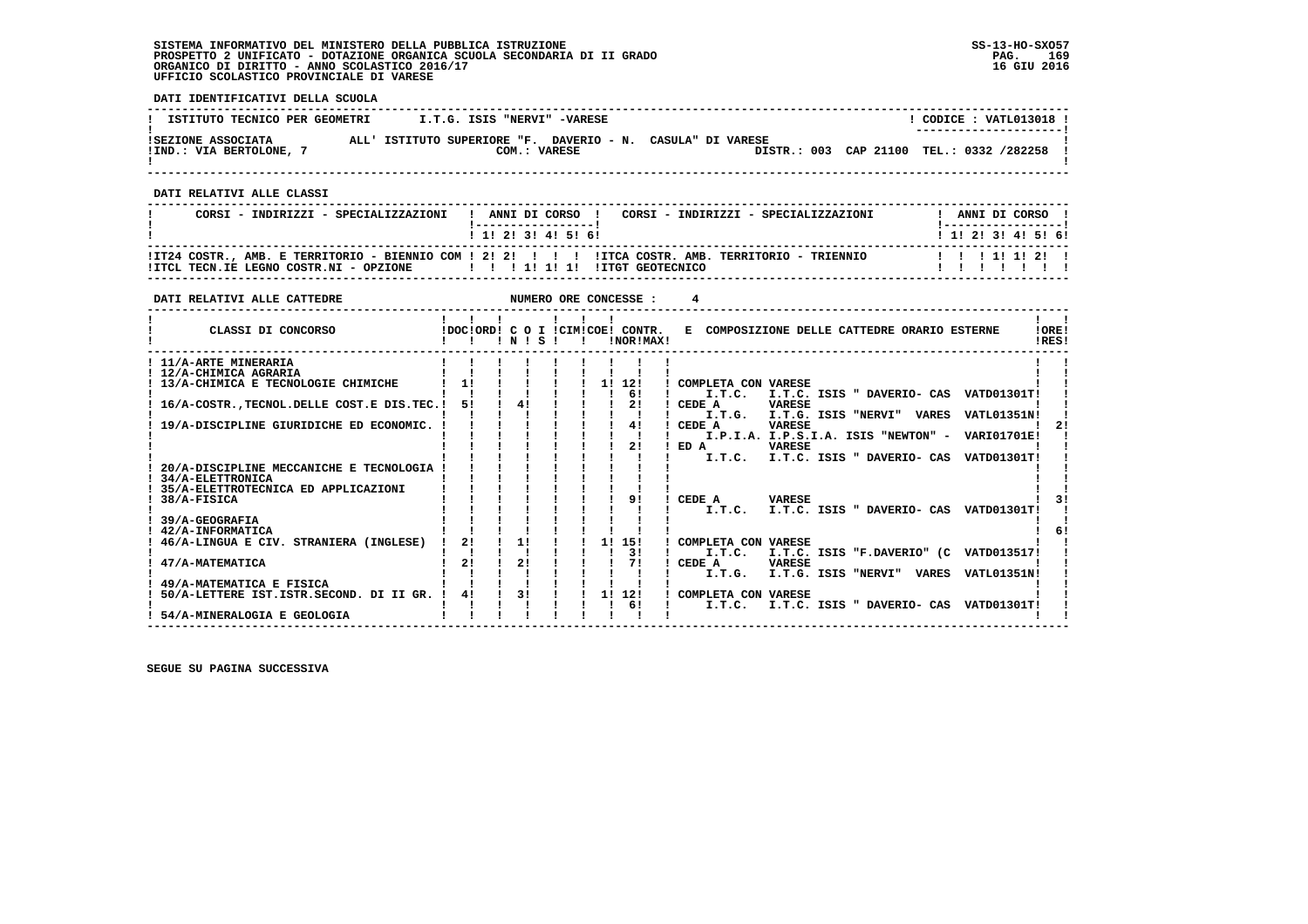SISTEMA INFORMATIVO DEL MINISTERO DELLA PUBBLICA ISTRUZIONE
PROSPETTO 2 UNIFICATO - DOTAZIONE ORGANICA SCUOLA SECONDARIA DI II GRADO
ORGANICO DI DIRITTO - ANNO SCOLASTICO 2016/17
UFFICIO SCOLASTICO PROVINCIALE DI VARESE

SS-13-HO-SXO57
PAG. 169
16 GIU 2016

**DATI IDENTIFICATIVI DELLA SCUOLA**

| | | |
|---|---|---|
| ISTITUTO TECNICO PER GEOMETRI | I.T.G. ISIS "NERVI" -VARESE | CODICE : VATL013018 |
| SEZIONE ASSOCIATA | ALL' ISTITUTO SUPERIORE "F. DAVERIO - N. CASULA" DI VARESE | |
| IND.: VIA BERTOLONE, 7 | COM.: VARESE | DISTR.: 003 CAP 21100 TEL.: 0332 /282258 |

**DATI RELATIVI ALLE CLASSI**

| CORSI - INDIRIZZI - SPECIALIZZAZIONI | 1 | 2 | 3 | 4 | 5 | 6 | CORSI - INDIRIZZI - SPECIALIZZAZIONI | 1 | 2 | 3 | 4 | 5 | 6 |
|---|---|---|---|---|---|---|---|---|---|---|---|---|---|
| IT24 COSTR., AMB. E TERRITORIO - BIENNIO COM | 2 | 2 | | | | | ITCA COSTR. AMB. TERRITORIO - TRIENNIO | | | 1 | 1 | 2 | |
| ITCL TECN.IE LEGNO COSTR.NI - OPZIONE | | | 1 | 1 | 1 | | ITGT GEOTECNICO | | | | | | |

**DATI RELATIVI ALLE CATTEDRE** NUMERO ORE CONCESSE : 4

| CLASSI DI CONCORSO | DOC | ORD | C O I N | C O I S | CIM | COE | CONTR. NOR | CONTR. MAX | E COMPOSIZIONE DELLE CATTEDRE ORARIO ESTERNE | ORE RES |
|---|---|---|---|---|---|---|---|---|---|---|
| 11/A-ARTE MINERARIA | | | | | | | | | | |
| 12/A-CHIMICA AGRARIA | | | | | | | | | | |
| 13/A-CHIMICA E TECNOLOGIE CHIMICHE | 1 | | | | | | 1 | 12 | COMPLETA CON VARESE | |
| | | | | | | | | 6 | I.T.C. I.T.C. ISIS " DAVERIO- CAS VATD01301T | |
| 16/A-COSTR.,TECNOL.DELLE COST.E DIS.TEC. | 5 | | 4 | | | | | 2 | CEDE A VARESE | |
| | | | | | | | | | I.T.G. I.T.G. ISIS "NERVI" VARES VATL01351N | |
| 19/A-DISCIPLINE GIURIDICHE ED ECONOMIC. | | | | | | | | 4 | CEDE A VARESE | 2 |
| | | | | | | | | | I.P.I.A. I.P.S.I.A. ISIS "NEWTON" - VARI01701E | |
| | | | | | | | | 2 | ED A VARESE | |
| | | | | | | | | | I.T.C. I.T.C. ISIS " DAVERIO- CAS VATD01301T | |
| 20/A-DISCIPLINE MECCANICHE E TECNOLOGIA | | | | | | | | | | |
| 34/A-ELETTRONICA | | | | | | | | | | |
| 35/A-ELETTROTECNICA ED APPLICAZIONI | | | | | | | | | | |
| 38/A-FISICA | | | | | | | | 9 | CEDE A VARESE | 3 |
| | | | | | | | | | I.T.C. I.T.C. ISIS " DAVERIO- CAS VATD01301T | |
| 39/A-GEOGRAFIA | | | | | | | | | | |
| 42/A-INFORMATICA | | | | | | | | | | 6 |
| 46/A-LINGUA E CIV. STRANIERA (INGLESE) | 2 | | 1 | | | | 1 | 15 | COMPLETA CON VARESE | |
| | | | | | | | | 3 | I.T.C. I.T.C. ISIS "F.DAVERIO" (C VATD013517 | |
| 47/A-MATEMATICA | 2 | | 2 | | | | | 7 | CEDE A VARESE | |
| | | | | | | | | | I.T.G. I.T.G. ISIS "NERVI" VARES VATL01351N | |
| 49/A-MATEMATICA E FISICA | | | | | | | | | | |
| 50/A-LETTERE IST.ISTR.SECOND. DI II GR. | 4 | | 3 | | | | 1 | 12 | COMPLETA CON VARESE | |
| | | | | | | | | 6 | I.T.C. I.T.C. ISIS " DAVERIO- CAS VATD01301T | |
| 54/A-MINERALOGIA E GEOLOGIA | | | | | | | | | | |

SEGUE SU PAGINA SUCCESSIVA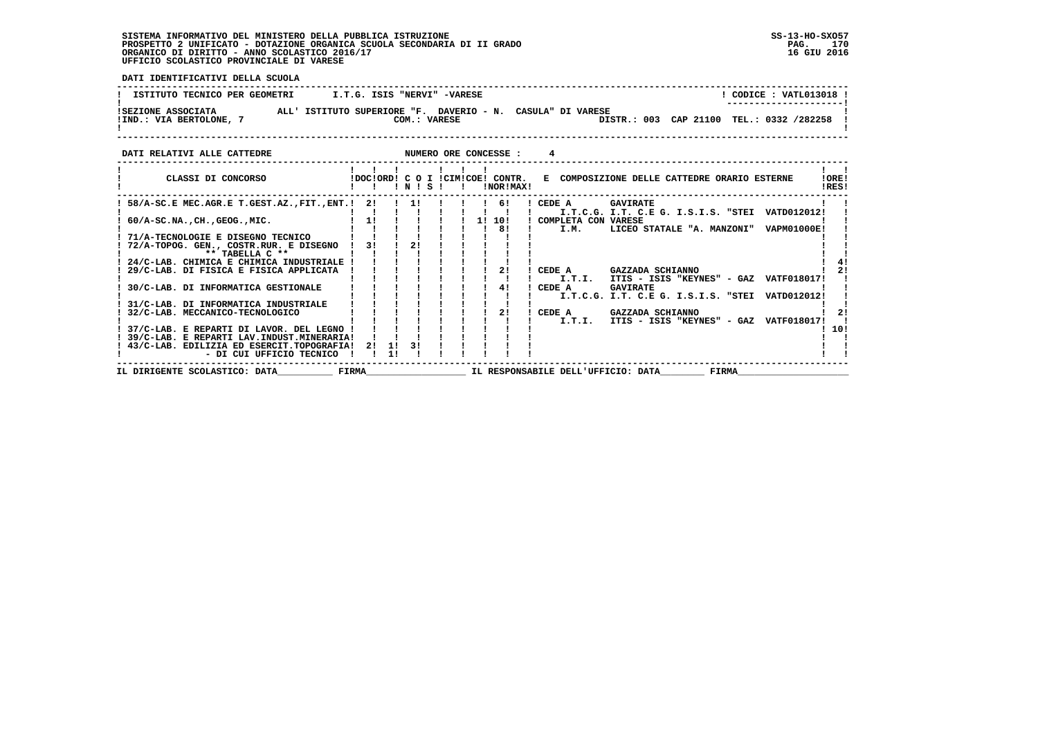SISTEMA INFORMATIVO DEL MINISTERO DELLA PUBBLICA ISTRUZIONE
PROSPETTO 2 UNIFICATO - DOTAZIONE ORGANICA SCUOLA SECONDARIA DI II GRADO
ORGANICO DI DIRITTO - ANNO SCOLASTICO 2016/17
UFFICIO SCOLASTICO PROVINCIALE DI VARESE

SS-13-HO-SXO57
16 GIU 2016

**DATI IDENTIFICATIVI DELLA SCUOLA**

ISTITUTO TECNICO PER GEOMETRI    I.T.G. ISIS "NERVI" -VARESE    CODICE : VATL013018

SEZIONE ASSOCIATA ALL' ISTITUTO SUPERIORE "F. DAVERIO - N. CASULA" DI VARESE
IND.: VIA BERTOLONE, 7    COM.: VARESE    DISTR.: 003 CAP 21100 TEL.: 0332 /282258

**DATI RELATIVI ALLE CATTEDRE**    NUMERO ORE CONCESSE : 4

| CLASSI DI CONCORSO | DOC | ORD | C O N | I S | CIM | COE | CONTR. NOR | CONTR. MAX | E COMPOSIZIONE DELLE CATTEDRE ORARIO ESTERNE | ORE RES |
|---|---|---|---|---|---|---|---|---|---|---|
| 58/A-SC.E MEC.AGR.E T.GEST.AZ.,FIT.,ENT. | 2 | | 1 | | | | | 6 | CEDE A GAVIRATE I.T.C.G. I.T. C.E G. I.S.I.S. "STEI VATD012012 | |
| 60/A-SC.NA.,CH.,GEOG.,MIC. | 1 | | | | | 1 | 10 | 8 | COMPLETA CON VARESE I.M. LICEO STATALE "A. MANZONI" VAPM01000E | |
| 71/A-TECNOLOGIE E DISEGNO TECNICO | | | | | | | | | | |
| 72/A-TOPOG. GEN., COSTR.RUR. E DISEGNO | 3 | | 2 | | | | | | | |
| ** TABELLA C ** | | | | | | | | | | |
| 24/C-LAB. CHIMICA E CHIMICA INDUSTRIALE | | | | | | | | | | 4 |
| 29/C-LAB. DI FISICA E FISICA APPLICATA | | | | | | | | 2 | CEDE A GAZZADA SCHIANNO I.T.I. ITIS - ISIS "KEYNES" - GAZ VATF018017 | 2 |
| 30/C-LAB. DI INFORMATICA GESTIONALE | | | | | | | | 4 | CEDE A GAVIRATE I.T.C.G. I.T. C.E G. I.S.I.S. "STEI VATD012012 | |
| 31/C-LAB. DI INFORMATICA INDUSTRIALE | | | | | | | | | | |
| 32/C-LAB. MECCANICO-TECNOLOGICO | | | | | | | | 2 | CEDE A GAZZADA SCHIANNO I.T.I. ITIS - ISIS "KEYNES" - GAZ VATF018017 | 2 |
| 37/C-LAB. E REPARTI DI LAVOR. DEL LEGNO | | | | | | | | | | 10 |
| 39/C-LAB. E REPARTI LAV.INDUST.MINERARIA | | | | | | | | | | |
| 43/C-LAB. EDILIZIA ED ESERCIT.TOPOGRAFIA | 2 | 1 | 3 | | | | | | | |
| - DI CUI UFFICIO TECNICO | | 1 | | | | | | | | |

IL DIRIGENTE SCOLASTICO: DATA__________ FIRMA__________________ IL RESPONSABILE DELL'UFFICIO: DATA________ FIRMA____________________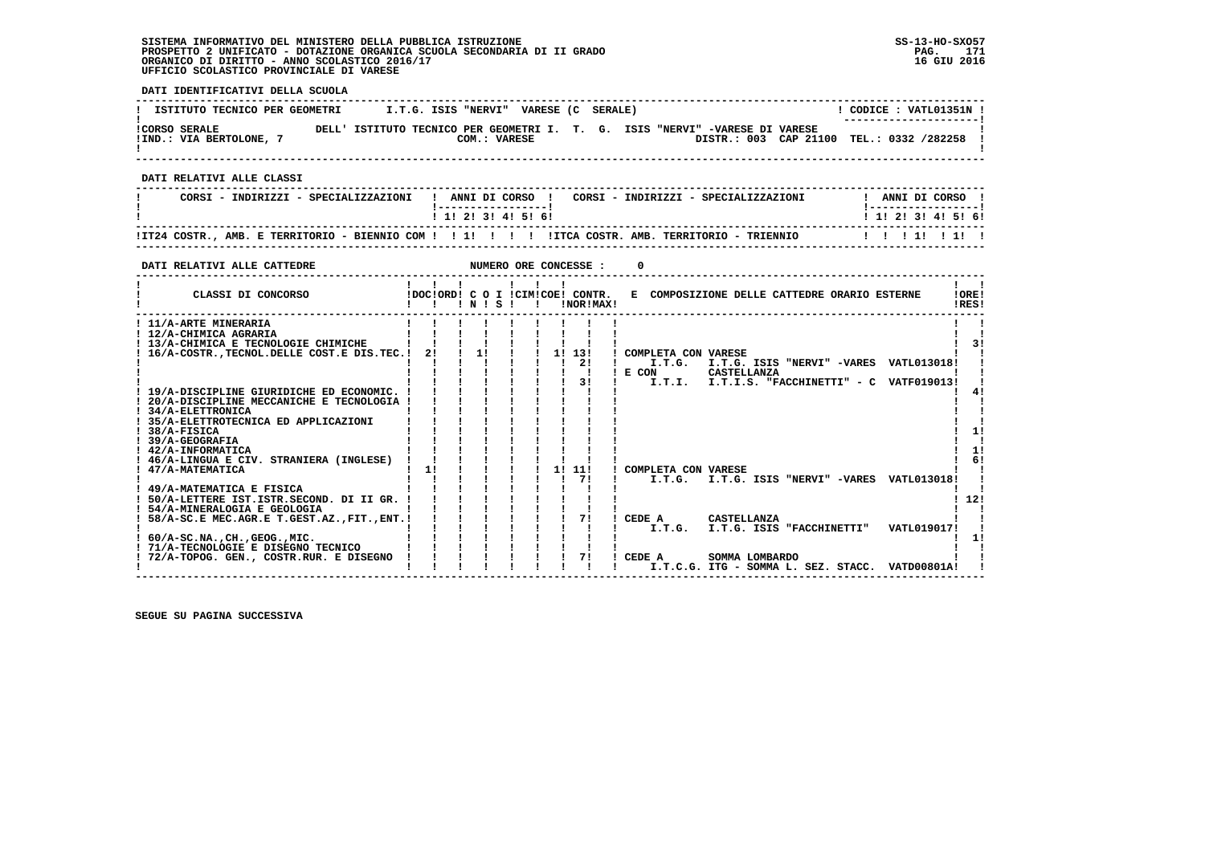SISTEMA INFORMATIVO DEL MINISTERO DELLA PUBBLICA ISTRUZIONE
PROSPETTO 2 UNIFICATO - DOTAZIONE ORGANICA SCUOLA SECONDARIA DI II GRADO
ORGANICO DI DIRITTO - ANNO SCOLASTICO 2016/17
UFFICIO SCOLASTICO PROVINCIALE DI VARESE

SS-13-HO-SXO57
16 GIU 2016

**DATI IDENTIFICATIVI DELLA SCUOLA**

| ISTITUTO TECNICO PER GEOMETRI | I.T.G. ISIS "NERVI" VARESE (C SERALE) | CODICE : VATL01351N |
|---|---|---|
| CORSO SERALE | DELL' ISTITUTO TECNICO PER GEOMETRI I. T. G. ISIS "NERVI" -VARESE DI VARESE | |
| IND.: VIA BERTOLONE, 7 | COM.: VARESE | DISTR.: 003 CAP 21100 TEL.: 0332 /282258 |

**DATI RELATIVI ALLE CLASSI**

| CORSI - INDIRIZZI - SPECIALIZZAZIONI | 1 | 2 | 3 | 4 | 5 | 6 | CORSI - INDIRIZZI - SPECIALIZZAZIONI | 1 | 2 | 3 | 4 | 5 | 6 |
|---|---|---|---|---|---|---|---|---|---|---|---|---|---|
| IT24 COSTR., AMB. E TERRITORIO - BIENNIO COM | | 1 | | | | | ITCA COSTR. AMB. TERRITORIO - TRIENNIO | | | 1 | | 1 | |

**DATI RELATIVI ALLE CATTEDRE** NUMERO ORE CONCESSE : 0

| CLASSI DI CONCORSO | DOC | ORD | C O I N | S | CIM | COE | CONTR. NOR | CONTR. MAX | E COMPOSIZIONE DELLE CATTEDRE ORARIO ESTERNE | ORE RES |
|---|---|---|---|---|---|---|---|---|---|---|
| 11/A-ARTE MINERARIA | | | | | | | | | | |
| 12/A-CHIMICA AGRARIA | | | | | | | | | | |
| 13/A-CHIMICA E TECNOLOGIE CHIMICHE | | | | | | | | | | 3 |
| 16/A-COSTR.,TECNOL.DELLE COST.E DIS.TEC. | 2 | | 1 | | | 1 | 13 | | COMPLETA CON VARESE | |
| | | | | | | | 2 | | I.T.G. I.T.G. ISIS "NERVI" -VARES VATL013018 | |
| | | | | | | | | | E CON CASTELLANZA | |
| | | | | | | | 3 | | I.T.I. I.T.I.S. "FACCHINETTI" - C VATF019013 | |
| 19/A-DISCIPLINE GIURIDICHE ED ECONOMIC. | | | | | | | | | | 4 |
| 20/A-DISCIPLINE MECCANICHE E TECNOLOGIA | | | | | | | | | | |
| 34/A-ELETTRONICA | | | | | | | | | | |
| 35/A-ELETTROTECNICA ED APPLICAZIONI | | | | | | | | | | |
| 38/A-FISICA | | | | | | | | | | 1 |
| 39/A-GEOGRAFIA | | | | | | | | | | |
| 42/A-INFORMATICA | | | | | | | | | | 1 |
| 46/A-LINGUA E CIV. STRANIERA (INGLESE) | | | | | | | | | | 6 |
| 47/A-MATEMATICA | 1 | | | | | 1 | 11 | | COMPLETA CON VARESE | |
| | | | | | | | 7 | | I.T.G. I.T.G. ISIS "NERVI" -VARES VATL013018 | |
| 49/A-MATEMATICA E FISICA | | | | | | | | | | |
| 50/A-LETTERE IST.ISTR.SECOND. DI II GR. | | | | | | | | | | 12 |
| 54/A-MINERALOGIA E GEOLOGIA | | | | | | | | | | |
| 58/A-SC.E MEC.AGR.E T.GEST.AZ.,FIT.,ENT. | | | | | | | 7 | | CEDE A CASTELLANZA | |
| | | | | | | | | | I.T.G. I.T.G. ISIS "FACCHINETTI" VATL019017 | |
| 60/A-SC.NA.,CH.,GEOG.,MIC. | | | | | | | | | | 1 |
| 71/A-TECNOLOGIE E DISEGNO TECNICO | | | | | | | | | | |
| 72/A-TOPOG. GEN., COSTR.RUR. E DISEGNO | | | | | | | 7 | | CEDE A SOMMA LOMBARDO | |
| | | | | | | | | | I.T.C.G. ITG - SOMMA L. SEZ. STACC. VATD00801A | |

SEGUE SU PAGINA SUCCESSIVA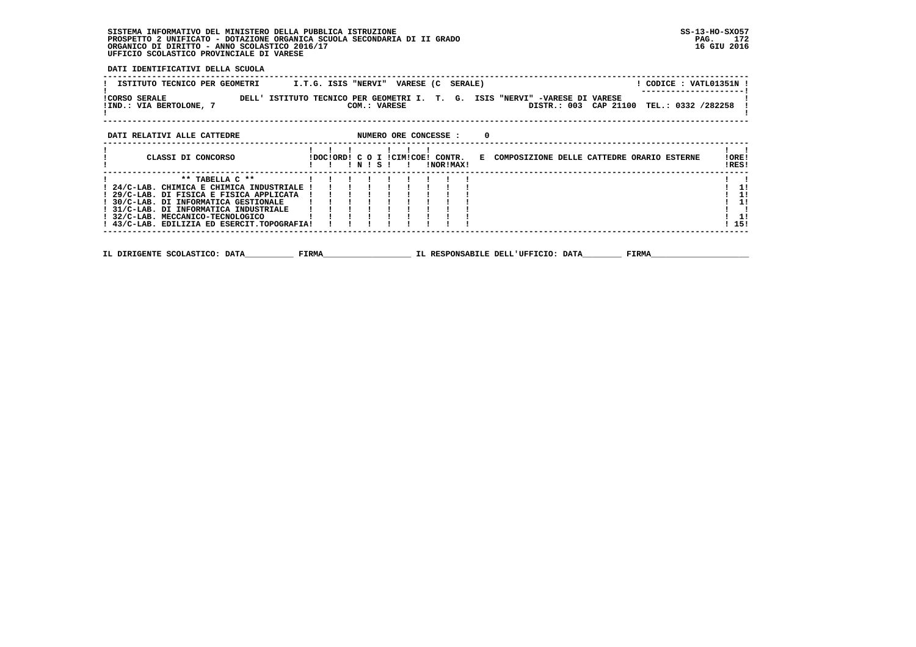SISTEMA INFORMATIVO DEL MINISTERO DELLA PUBBLICA ISTRUZIONE
PROSPETTO 2 UNIFICATO - DOTAZIONE ORGANICA SCUOLA SECONDARIA DI II GRADO
ORGANICO DI DIRITTO - ANNO SCOLASTICO 2016/17
UFFICIO SCOLASTICO PROVINCIALE DI VARESE

SS-13-HO-SXO57
16 GIU 2016

**DATI IDENTIFICATIVI DELLA SCUOLA**

| ISTITUTO TECNICO PER GEOMETRI | I.T.G. ISIS "NERVI" VARESE (C SERALE) | CODICE : VATL01351N |
|---|---|---|
| CORSO SERALE | DELL' ISTITUTO TECNICO PER GEOMETRI I. T. G. ISIS "NERVI" -VARESE DI VARESE | |
| IND.: VIA BERTOLONE, 7 | COM.: VARESE | DISTR.: 003 CAP 21100 TEL.: 0332 /282258 |

**DATI RELATIVI ALLE CATTEDRE** NUMERO ORE CONCESSE : 0

| CLASSI DI CONCORSO | DOC | ORD | C O N | I S | CIM | COE | CONTR. NOR | MAX | E COMPOSIZIONE DELLE CATTEDRE ORARIO ESTERNE | ORE RES |
|---|---|---|---|---|---|---|---|---|---|---|
| ** TABELLA C ** | | | | | | | | | | |
| 24/C-LAB. CHIMICA E CHIMICA INDUSTRIALE | | | | | | | | | | 1 |
| 29/C-LAB. DI FISICA E FISICA APPLICATA | | | | | | | | | | 1 |
| 30/C-LAB. DI INFORMATICA GESTIONALE | | | | | | | | | | 1 |
| 31/C-LAB. DI INFORMATICA INDUSTRIALE | | | | | | | | | | |
| 32/C-LAB. MECCANICO-TECNOLOGICO | | | | | | | | | | 1 |
| 43/C-LAB. EDILIZIA ED ESERCIT.TOPOGRAFIA | | | | | | | | | | 15 |

IL DIRIGENTE SCOLASTICO: DATA__________ FIRMA__________________ IL RESPONSABILE DELL'UFFICIO: DATA________ FIRMA____________________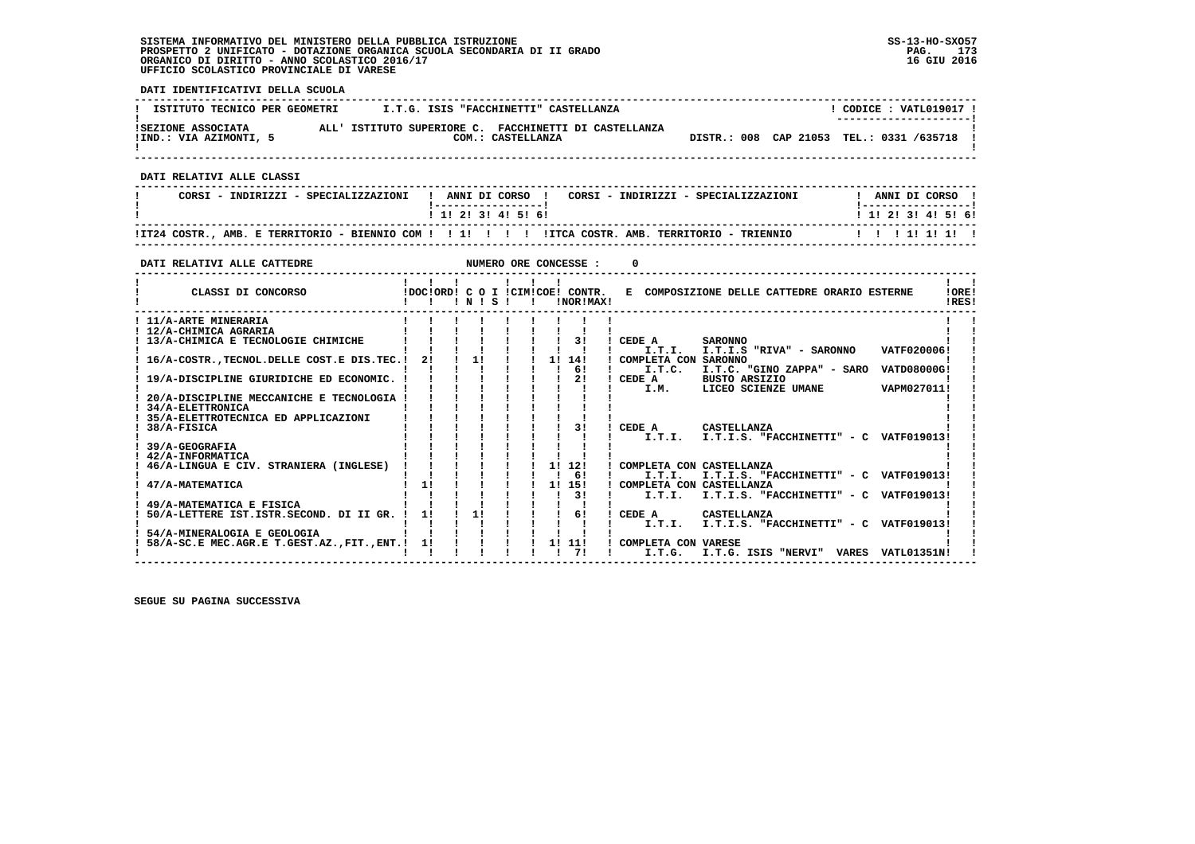SISTEMA INFORMATIVO DEL MINISTERO DELLA PUBBLICA ISTRUZIONE
PROSPETTO 2 UNIFICATO - DOTAZIONE ORGANICA SCUOLA SECONDARIA DI II GRADO
ORGANICO DI DIRITTO - ANNO SCOLASTICO 2016/17
UFFICIO SCOLASTICO PROVINCIALE DI VARESE

SS-13-HO-SXO57
16 GIU 2016

**DATI IDENTIFICATIVI DELLA SCUOLA**

| ISTITUTO TECNICO PER GEOMETRI | I.T.G. ISIS "FACCHINETTI" CASTELLANZA | CODICE : VATL019017 |
|---|---|---|
| SEZIONE ASSOCIATA | ALL' ISTITUTO SUPERIORE C. FACCHINETTI DI CASTELLANZA | |
| IND.: VIA AZIMONTI, 5 | COM.: CASTELLANZA | DISTR.: 008 CAP 21053 TEL.: 0331 /635718 |

**DATI RELATIVI ALLE CLASSI**

| CORSI - INDIRIZZI - SPECIALIZZAZIONI | 1 | 2 | 3 | 4 | 5 | 6 | CORSI - INDIRIZZI - SPECIALIZZAZIONI | 1 | 2 | 3 | 4 | 5 | 6 |
|---|---|---|---|---|---|---|---|---|---|---|---|---|---|
| IT24 COSTR., AMB. E TERRITORIO - BIENNIO COM | | 1 | | | | | ITCA COSTR. AMB. TERRITORIO - TRIENNIO | | | 1 | 1 | 1 | |

**DATI RELATIVI ALLE CATTEDRE** NUMERO ORE CONCESSE : 0

| CLASSI DI CONCORSO | DOC | ORD | C O N | I S | CIM | COE | CONTR. NOR | CONTR. MAX | E COMPOSIZIONE DELLE CATTEDRE ORARIO ESTERNE | ORE RES |
|---|---|---|---|---|---|---|---|---|---|---|
| 11/A-ARTE MINERARIA | | | | | | | | | | |
| 12/A-CHIMICA AGRARIA | | | | | | | | | | |
| 13/A-CHIMICA E TECNOLOGIE CHIMICHE | | | | | | | | 3 | CEDE A SARONNO I.T.I. I.T.I.S "RIVA" - SARONNO VATF020006 | |
| 16/A-COSTR.,TECNOL.DELLE COST.E DIS.TEC. | 2 | | 1 | | | | 1 | 14 | COMPLETA CON SARONNO | |
| | | | | | | | | 6 | I.T.C. I.T.C. "GINO ZAPPA" - SARO VATD08000G | |
| 19/A-DISCIPLINE GIURIDICHE ED ECONOMIC. | | | | | | | | 2 | CEDE A BUSTO ARSIZIO I.M. LICEO SCIENZE UMANE VAPM027011 | |
| 20/A-DISCIPLINE MECCANICHE E TECNOLOGIA | | | | | | | | | | |
| 34/A-ELETTRONICA | | | | | | | | | | |
| 35/A-ELETTROTECNICA ED APPLICAZIONI | | | | | | | | | | |
| 38/A-FISICA | | | | | | | | 3 | CEDE A CASTELLANZA I.T.I. I.T.I.S. "FACCHINETTI" - C VATF019013 | |
| 39/A-GEOGRAFIA | | | | | | | | | | |
| 42/A-INFORMATICA | | | | | | | | | | |
| 46/A-LINGUA E CIV. STRANIERA (INGLESE) | | | | | | | 1 | 12 | COMPLETA CON CASTELLANZA | |
| | | | | | | | | 6 | I.T.I. I.T.I.S. "FACCHINETTI" - C VATF019013 | |
| 47/A-MATEMATICA | 1 | | | | | | 1 | 15 | COMPLETA CON CASTELLANZA | |
| | | | | | | | | 3 | I.T.I. I.T.I.S. "FACCHINETTI" - C VATF019013 | |
| 49/A-MATEMATICA E FISICA | | | | | | | | | | |
| 50/A-LETTERE IST.ISTR.SECOND. DI II GR. | 1 | | 1 | | | | | 6 | CEDE A CASTELLANZA I.T.I. I.T.I.S. "FACCHINETTI" - C VATF019013 | |
| 54/A-MINERALOGIA E GEOLOGIA | | | | | | | | | | |
| 58/A-SC.E MEC.AGR.E T.GEST.AZ.,FIT.,ENT. | 1 | | | | | | 1 | 11 | COMPLETA CON VARESE | |
| | | | | | | | | 7 | I.T.G. I.T.G. ISIS "NERVI" VARES VATL01351N | |

SEGUE SU PAGINA SUCCESSIVA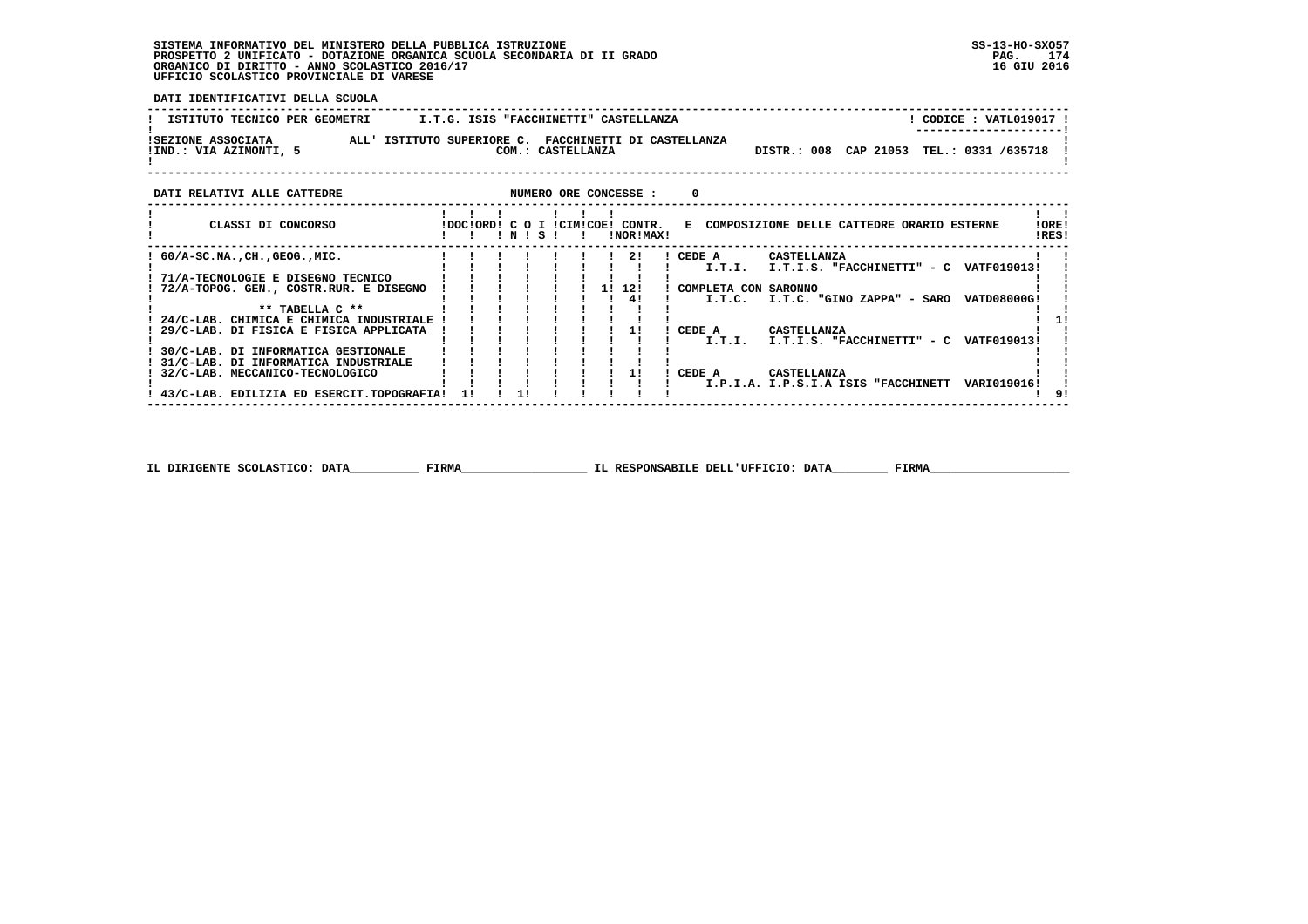**SISTEMA INFORMATIVO DEL MINISTERO DELLA PUBBLICA ISTRUZIONE**
**PROSPETTO 2 UNIFICATO - DOTAZIONE ORGANICA SCUOLA SECONDARIA DI II GRADO**
**ORGANICO DI DIRITTO - ANNO SCOLASTICO 2016/17**
**UFFICIO SCOLASTICO PROVINCIALE DI VARESE**

SS-13-HO-SXO57
16 GIU 2016

**DATI IDENTIFICATIVI DELLA SCUOLA**

| ISTITUTO TECNICO PER GEOMETRI | I.T.G. ISIS "FACCHINETTI" CASTELLANZA | CODICE : VATL019017 |
|---|---|---|
| SEZIONE ASSOCIATA ALL' ISTITUTO SUPERIORE C. FACCHINETTI DI CASTELLANZA | | |
| IND.: VIA AZIMONTI, 5 | COM.: CASTELLANZA | DISTR.: 008 CAP 21053 TEL.: 0331 /635718 |

**DATI RELATIVI ALLE CATTEDRE** NUMERO ORE CONCESSE : 0

| CLASSI DI CONCORSO | DOC | ORD | C O N | I S | CIM | COE | CONTR. NOR | CONTR. MAX | E COMPOSIZIONE DELLE CATTEDRE ORARIO ESTERNE | ORE RES |
|---|---|---|---|---|---|---|---|---|---|---|
| 60/A-SC.NA.,CH.,GEOG.,MIC. | | | | | | | | 2 | CEDE A CASTELLANZA I.T.I. I.T.I.S. "FACCHINETTI" - C VATF019013 | |
| 71/A-TECNOLOGIE E DISEGNO TECNICO | | | | | | | | | | |
| 72/A-TOPOG. GEN., COSTR.RUR. E DISEGNO | | | | | | | 1 | 12 / 4 | COMPLETA CON SARONNO I.T.C. I.T.C. "GINO ZAPPA" - SARO VATD08000G | |
| ** TABELLA C ** | | | | | | | | | | |
| 24/C-LAB. CHIMICA E CHIMICA INDUSTRIALE | | | | | | | | | | 1 |
| 29/C-LAB. DI FISICA E FISICA APPLICATA | | | | | | | | 1 | CEDE A CASTELLANZA I.T.I. I.T.I.S. "FACCHINETTI" - C VATF019013 | |
| 30/C-LAB. DI INFORMATICA GESTIONALE | | | | | | | | | | |
| 31/C-LAB. DI INFORMATICA INDUSTRIALE | | | | | | | | | | |
| 32/C-LAB. MECCANICO-TECNOLOGICO | | | | | | | | 1 | CEDE A CASTELLANZA I.P.I.A. I.P.S.I.A ISIS "FACCHINETT VARI019016 | |
| 43/C-LAB. EDILIZIA ED ESERCIT.TOPOGRAFIA | 1 | | 1 | | | | | | | 9 |

IL DIRIGENTE SCOLASTICO: DATA__________ FIRMA__________________ IL RESPONSABILE DELL'UFFICIO: DATA________ FIRMA____________________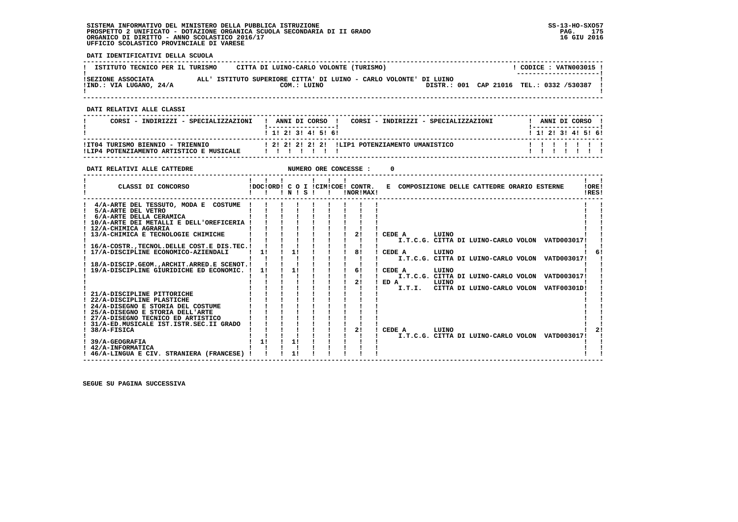SISTEMA INFORMATIVO DEL MINISTERO DELLA PUBBLICA ISTRUZIONE
PROSPETTO 2 UNIFICATO - DOTAZIONE ORGANICA SCUOLA SECONDARIA DI II GRADO
ORGANICO DI DIRITTO - ANNO SCOLASTICO 2016/17
UFFICIO SCOLASTICO PROVINCIALE DI VARESE

SS-13-HO-SXO57
16 GIU 2016

**DATI IDENTIFICATIVI DELLA SCUOLA**

ISTITUTO TECNICO PER IL TURISMO — CITTA DI LUINO-CARLO VOLONTE (TURISMO) — CODICE : VATN003015

SEZIONE ASSOCIATA ALL' ISTITUTO SUPERIORE CITTA' DI LUINO - CARLO VOLONTE' DI LUINO
IND.: VIA LUGANO, 24/A — COM.: LUINO — DISTR.: 001 CAP 21016 TEL.: 0332 /530387

**DATI RELATIVI ALLE CLASSI**

| CORSI - INDIRIZZI - SPECIALIZZAZIONI | 1 | 2 | 3 | 4 | 5 | 6 | CORSI - INDIRIZZI - SPECIALIZZAZIONI | 1 | 2 | 3 | 4 | 5 | 6 |
|---|---|---|---|---|---|---|---|---|---|---|---|---|---|
| IT04 TURISMO BIENNIO - TRIENNIO | 2 | 2 | 2 | 2 | 2 | | LIP1 POTENZIAMENTO UMANISTICO | | | | | | |
| LIP4 POTENZIAMENTO ARTISTICO E MUSICALE | | | | | | | | | | | | | |

**DATI RELATIVI ALLE CATTEDRE** — NUMERO ORE CONCESSE : 0

| CLASSI DI CONCORSO | DOC | ORD | C O I N | S | CIM | COE | CONTR. NOR | MAX | E COMPOSIZIONE DELLE CATTEDRE ORARIO ESTERNE | ORE RES |
|---|---|---|---|---|---|---|---|---|---|---|
| 4/A-ARTE DEL TESSUTO, MODA E COSTUME | | | | | | | | | | |
| 5/A-ARTE DEL VETRO | | | | | | | | | | |
| 6/A-ARTE DELLA CERAMICA | | | | | | | | | | |
| 10/A-ARTE DEI METALLI E DELL'OREFICERIA | | | | | | | | | | |
| 12/A-CHIMICA AGRARIA | | | | | | | | | | |
| 13/A-CHIMICA E TECNOLOGIE CHIMICHE | | | | | | | | 2 | CEDE A LUINO I.T.C.G. CITTA DI LUINO-CARLO VOLON VATD003017 | |
| 16/A-COSTR.,TECNOL.DELLE COST.E DIS.TEC. | | | | | | | | | | |
| 17/A-DISCIPLINE ECONOMICO-AZIENDALI | 1 | | 1 | | | | | 8 | CEDE A LUINO I.T.C.G. CITTA DI LUINO-CARLO VOLON VATD003017 | 6 |
| 18/A-DISCIP.GEOM.,ARCHIT.ARRED.E SCENOT. | | | | | | | | | | |
| 19/A-DISCIPLINE GIURIDICHE ED ECONOMIC. | 1 | | 1 | | | | | 6 | CEDE A LUINO I.T.C.G. CITTA DI LUINO-CARLO VOLON VATD003017 | |
| | | | | | | | | 2 | ED A LUINO I.T.I. CITTA DI LUINO-CARLO VOLON VATF00301D | |
| 21/A-DISCIPLINE PITTORICHE | | | | | | | | | | |
| 22/A-DISCIPLINE PLASTICHE | | | | | | | | | | |
| 24/A-DISEGNO E STORIA DEL COSTUME | | | | | | | | | | |
| 25/A-DISEGNO E STORIA DELL'ARTE | | | | | | | | | | |
| 27/A-DISEGNO TECNICO ED ARTISTICO | | | | | | | | | | |
| 31/A-ED.MUSICALE IST.ISTR.SEC.II GRADO | | | | | | | | | | |
| 38/A-FISICA | | | | | | | | 2 | CEDE A LUINO I.T.C.G. CITTA DI LUINO-CARLO VOLON VATD003017 | 2 |
| 39/A-GEOGRAFIA | 1 | | 1 | | | | | | | |
| 42/A-INFORMATICA | | | | | | | | | | |
| 46/A-LINGUA E CIV. STRANIERA (FRANCESE) | | | 1 | | | | | | | |

SEGUE SU PAGINA SUCCESSIVA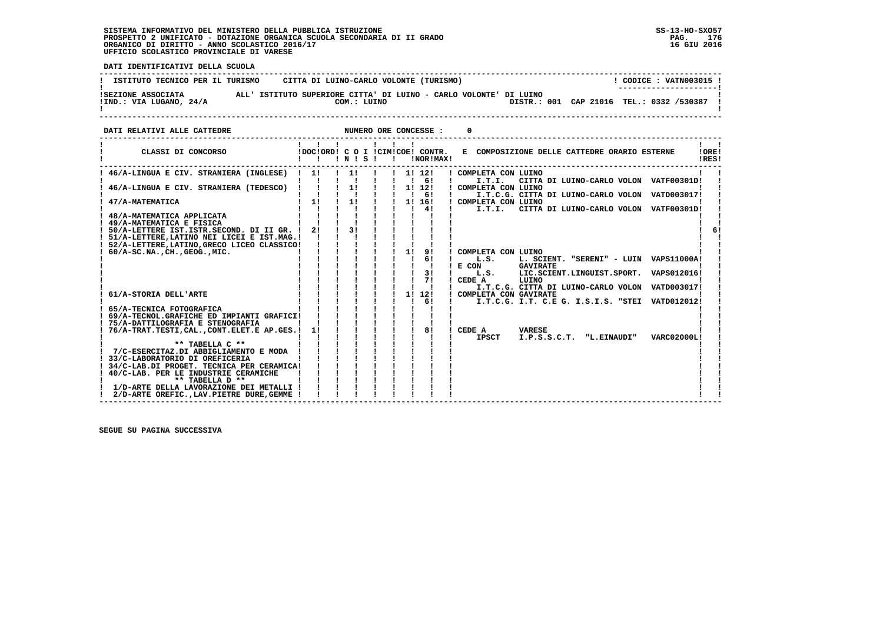SISTEMA INFORMATIVO DEL MINISTERO DELLA PUBBLICA ISTRUZIONE
PROSPETTO 2 UNIFICATO - DOTAZIONE ORGANICA SCUOLA SECONDARIA DI II GRADO
ORGANICO DI DIRITTO - ANNO SCOLASTICO 2016/17
UFFICIO SCOLASTICO PROVINCIALE DI VARESE

SS-13-HO-SXO57
16 GIU 2016

**DATI IDENTIFICATIVI DELLA SCUOLA**

| ISTITUTO TECNICO PER IL TURISMO | CITTA DI LUINO-CARLO VOLONTE (TURISMO) | CODICE : VATN003015 |
|---|---|---|
| SEZIONE ASSOCIATA | ALL' ISTITUTO SUPERIORE CITTA' DI LUINO - CARLO VOLONTE' DI LUINO | |
| IND.: VIA LUGANO, 24/A | COM.: LUINO | DISTR.: 001 CAP 21016 TEL.: 0332 /530387 |

**DATI RELATIVI ALLE CATTEDRE** NUMERO ORE CONCESSE : 0

| CLASSI DI CONCORSO | DOC | ORD | C IN | O | I S | CIM | COE | CONTR. NOR | CONTR. MAX | E COMPOSIZIONE DELLE CATTEDRE ORARIO ESTERNE | ORE RES |
|---|---|---|---|---|---|---|---|---|---|---|---|
| 46/A-LINGUA E CIV. STRANIERA (INGLESE) | 1 | | 1 | | | | 1 | 12 | | COMPLETA CON LUINO | |
| | | | | | | | | 6 | | I.T.I. CITTA DI LUINO-CARLO VOLON VATF00301D | |
| 46/A-LINGUA E CIV. STRANIERA (TEDESCO) | | | 1 | | | | 1 | 12 | | COMPLETA CON LUINO | |
| | | | | | | | | 6 | | I.T.C.G. CITTA DI LUINO-CARLO VOLON VATD003017 | |
| 47/A-MATEMATICA | 1 | | 1 | | | | 1 | 16 | | COMPLETA CON LUINO | |
| | | | | | | | | 4 | | I.T.I. CITTA DI LUINO-CARLO VOLON VATF00301D | |
| 48/A-MATEMATICA APPLICATA | | | | | | | | | | | |
| 49/A-MATEMATICA E FISICA | | | | | | | | | | | |
| 50/A-LETTERE IST.ISTR.SECOND. DI II GR. | 2 | | 3 | | | | | | | | 6 |
| 51/A-LETTERE,LATINO NEI LICEI E IST.MAG. | | | | | | | | | | | |
| 52/A-LETTERE,LATINO,GRECO LICEO CLASSICO | | | | | | | | | | | |
| 60/A-SC.NA.,CH.,GEOG.,MIC. | | | | | | | 1 | 9 | | COMPLETA CON LUINO | |
| | | | | | | | | 6 | | L.S. L. SCIENT. "SERENI" - LUIN VAPS11000A | |
| | | | | | | | | | | E CON GAVIRATE | |
| | | | | | | | | 3 | | L.S. LIC.SCIENT.LINGUIST.SPORT. VAPS012016 | |
| | | | | | | | | 7 | | CEDE A LUINO | |
| | | | | | | | | | | I.T.C.G. CITTA DI LUINO-CARLO VOLON VATD003017 | |
| 61/A-STORIA DELL'ARTE | | | | | | | 1 | 12 | | COMPLETA CON GAVIRATE | |
| | | | | | | | | 6 | | I.T.C.G. I.T. C.E G. I.S.I.S. "STEI VATD012012 | |
| 65/A-TECNICA FOTOGRAFICA | | | | | | | | | | | |
| 69/A-TECNOL.GRAFICHE ED IMPIANTI GRAFICI | | | | | | | | | | | |
| 75/A-DATTILOGRAFIA E STENOGRAFIA | | | | | | | | | | | |
| 76/A-TRAT.TESTI,CAL.,CONT.ELET.E AP.GES. | 1 | | | | | | | 8 | | CEDE A VARESE | |
| | | | | | | | | | | IPSCT I.P.S.S.C.T. "L.EINAUDI" VARC02000L | |
| ** TABELLA C ** | | | | | | | | | | | |
| 7/C-ESERCITAZ.DI ABBIGLIAMENTO E MODA | | | | | | | | | | | |
| 33/C-LABORATORIO DI OREFICERIA | | | | | | | | | | | |
| 34/C-LAB.DI PROGET. TECNICA PER CERAMICA | | | | | | | | | | | |
| 40/C-LAB. PER LE INDUSTRIE CERAMICHE | | | | | | | | | | | |
| ** TABELLA D ** | | | | | | | | | | | |
| 1/D-ARTE DELLA LAVORAZIONE DEI METALLI | | | | | | | | | | | |
| 2/D-ARTE OREFIC.,LAV.PIETRE DURE,GEMME | | | | | | | | | | | |

SEGUE SU PAGINA SUCCESSIVA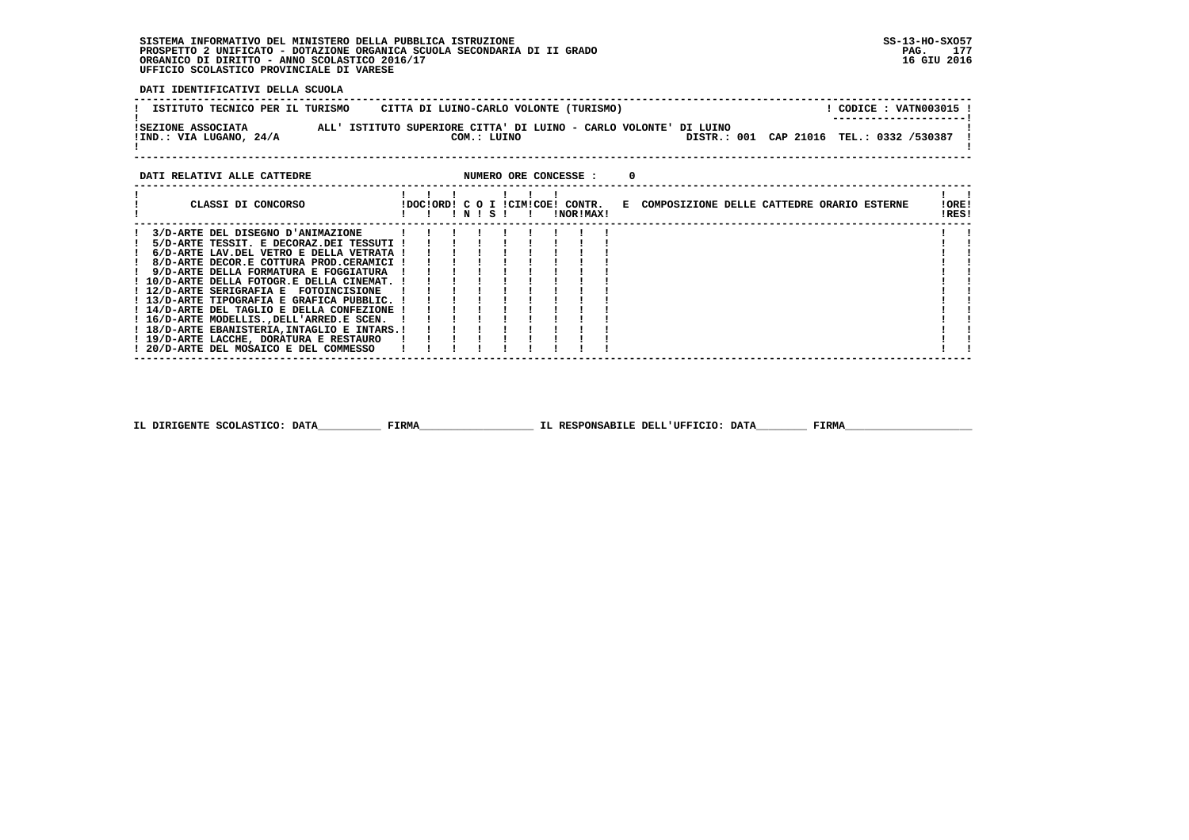**SISTEMA INFORMATIVO DEL MINISTERO DELLA PUBBLICA ISTRUZIONE**
**PROSPETTO 2 UNIFICATO - DOTAZIONE ORGANICA SCUOLA SECONDARIA DI II GRADO**
**ORGANICO DI DIRITTO - ANNO SCOLASTICO 2016/17**
**UFFICIO SCOLASTICO PROVINCIALE DI VARESE**

SS-13-HO-SXO57
16 GIU 2016

**DATI IDENTIFICATIVI DELLA SCUOLA**

| ISTITUTO TECNICO PER IL TURISMO | CITTA DI LUINO-CARLO VOLONTE (TURISMO) | CODICE : VATN003015 |
|---|---|---|
| SEZIONE ASSOCIATA | ALL' ISTITUTO SUPERIORE CITTA' DI LUINO - CARLO VOLONTE' DI LUINO | |
| IND.: VIA LUGANO, 24/A | COM.: LUINO | DISTR.: 001 CAP 21016 TEL.: 0332 /530387 |

**DATI RELATIVI ALLE CATTEDRE** — NUMERO ORE CONCESSE : 0

| CLASSI DI CONCORSO | DOC | ORD | C O N | I S | CIM | COE | CONTR. NOR | MAX | E | COMPOSIZIONE DELLE CATTEDRE ORARIO ESTERNE | ORE RES |
|---|---|---|---|---|---|---|---|---|---|---|---|
| 3/D-ARTE DEL DISEGNO D'ANIMAZIONE | | | | | | | | | | | |
| 5/D-ARTE TESSIT. E DECORAZ.DEI TESSUTI | | | | | | | | | | | |
| 6/D-ARTE LAV.DEL VETRO E DELLA VETRATA | | | | | | | | | | | |
| 8/D-ARTE DECOR.E COTTURA PROD.CERAMICI | | | | | | | | | | | |
| 9/D-ARTE DELLA FORMATURA E FOGGIATURA | | | | | | | | | | | |
| 10/D-ARTE DELLA FOTOGR.E DELLA CINEMAT. | | | | | | | | | | | |
| 12/D-ARTE SERIGRAFIA E FOTOINCISIONE | | | | | | | | | | | |
| 13/D-ARTE TIPOGRAFIA E GRAFICA PUBBLIC. | | | | | | | | | | | |
| 14/D-ARTE DEL TAGLIO E DELLA CONFEZIONE | | | | | | | | | | | |
| 16/D-ARTE MODELLIS.,DELL'ARRED.E SCEN. | | | | | | | | | | | |
| 18/D-ARTE EBANISTERIA,INTAGLIO E INTARS. | | | | | | | | | | | |
| 19/D-ARTE LACCHE, DORATURA E RESTAURO | | | | | | | | | | | |
| 20/D-ARTE DEL MOSAICO E DEL COMMESSO | | | | | | | | | | | |

IL DIRIGENTE SCOLASTICO: DATA__________ FIRMA__________________ IL RESPONSABILE DELL'UFFICIO: DATA________ FIRMA____________________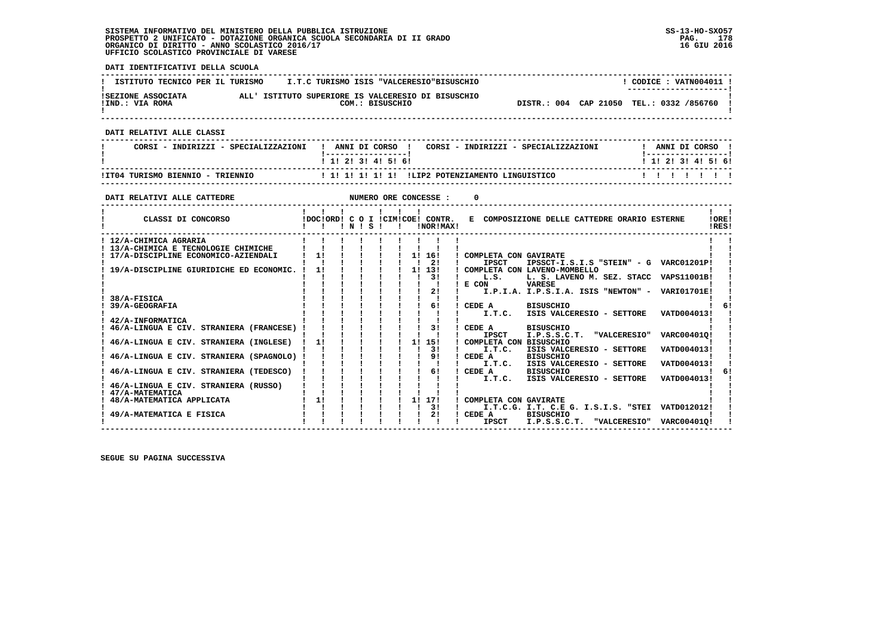SISTEMA INFORMATIVO DEL MINISTERO DELLA PUBBLICA ISTRUZIONE
PROSPETTO 2 UNIFICATO - DOTAZIONE ORGANICA SCUOLA SECONDARIA DI II GRADO
ORGANICO DI DIRITTO - ANNO SCOLASTICO 2016/17
UFFICIO SCOLASTICO PROVINCIALE DI VARESE

SS-13-HO-SXO57
16 GIU 2016

**DATI IDENTIFICATIVI DELLA SCUOLA**

| ISTITUTO TECNICO PER IL TURISMO | I.T.C TURISMO ISIS "VALCERESIO"BISUSCHIO | CODICE : VATN004011 |
|---|---|---|
| SEZIONE ASSOCIATA ALL' ISTITUTO SUPERIORE IS VALCERESIO DI BISUSCHIO | COM.: BISUSCHIO | |
| IND.: VIA ROMA | | DISTR.: 004 CAP 21050 TEL.: 0332 /856760 |

**DATI RELATIVI ALLE CLASSI**

| CORSI - INDIRIZZI - SPECIALIZZAZIONI | 1 | 2 | 3 | 4 | 5 | 6 | CORSI - INDIRIZZI - SPECIALIZZAZIONI | 1 | 2 | 3 | 4 | 5 | 6 |
|---|---|---|---|---|---|---|---|---|---|---|---|---|---|
| IT04 TURISMO BIENNIO - TRIENNIO | 1 | 1 | 1 | 1 | 1 | | LIP2 POTENZIAMENTO LINGUISTICO | | | | | | |

**DATI RELATIVI ALLE CATTEDRE** NUMERO ORE CONCESSE : 0

| CLASSI DI CONCORSO | DOC | ORD | C | O | I | CIM | COE | CONTR. NOR | CONTR. MAX | E COMPOSIZIONE DELLE CATTEDRE ORARIO ESTERNE | ORE RES |
|---|---|---|---|---|---|---|---|---|---|---|---|
| 12/A-CHIMICA AGRARIA | | | | | | | | | | | |
| 13/A-CHIMICA E TECNOLOGIE CHIMICHE | | | | | | | | | | | |
| 17/A-DISCIPLINE ECONOMICO-AZIENDALI | 1 | | | | | | | 1 | 16 | COMPLETA CON GAVIRATE | |
| | | | | | | | | | 2 | IPSCT IPSSCT-I.S.I.S "STEIN" - G VARC01201P | |
| 19/A-DISCIPLINE GIURIDICHE ED ECONOMIC. | 1 | | | | | | | 1 | 13 | COMPLETA CON LAVENO-MOMBELLO | |
| | | | | | | | | | 3 | L.S. L. S. LAVENO M. SEZ. STACC VAPS11001B | |
| | | | | | | | | | | E CON VARESE | |
| | | | | | | | | | 2 | I.P.I.A. I.P.S.I.A. ISIS "NEWTON" - VARI01701E | |
| 38/A-FISICA | | | | | | | | | | | |
| 39/A-GEOGRAFIA | | | | | | | | | 6 | CEDE A BISUSCHIO | 6 |
| | | | | | | | | | | I.T.C. ISIS VALCERESIO - SETTORE VATD004013 | |
| 42/A-INFORMATICA | | | | | | | | | | | |
| 46/A-LINGUA E CIV. STRANIERA (FRANCESE) | | | | | | | | | 3 | CEDE A BISUSCHIO | |
| | | | | | | | | | | IPSCT I.P.S.S.C.T. "VALCERESIO" VARC00401Q | |
| 46/A-LINGUA E CIV. STRANIERA (INGLESE) | 1 | | | | | | | 1 | 15 | COMPLETA CON BISUSCHIO | |
| | | | | | | | | | 3 | I.T.C. ISIS VALCERESIO - SETTORE VATD004013 | |
| 46/A-LINGUA E CIV. STRANIERA (SPAGNOLO) | | | | | | | | | 9 | CEDE A BISUSCHIO | |
| | | | | | | | | | | I.T.C. ISIS VALCERESIO - SETTORE VATD004013 | |
| 46/A-LINGUA E CIV. STRANIERA (TEDESCO) | | | | | | | | | 6 | CEDE A BISUSCHIO | 6 |
| | | | | | | | | | | I.T.C. ISIS VALCERESIO - SETTORE VATD004013 | |
| 46/A-LINGUA E CIV. STRANIERA (RUSSO) | | | | | | | | | | | |
| 47/A-MATEMATICA | | | | | | | | | | | |
| 48/A-MATEMATICA APPLICATA | 1 | | | | | | | 1 | 17 | COMPLETA CON GAVIRATE | |
| | | | | | | | | | 3 | I.T.C.G. I.T. C.E G. I.S.I.S. "STEI VATD012012 | |
| 49/A-MATEMATICA E FISICA | | | | | | | | | 2 | CEDE A BISUSCHIO | |
| | | | | | | | | | | IPSCT I.P.S.S.C.T. "VALCERESIO" VARC00401Q | |

SEGUE SU PAGINA SUCCESSIVA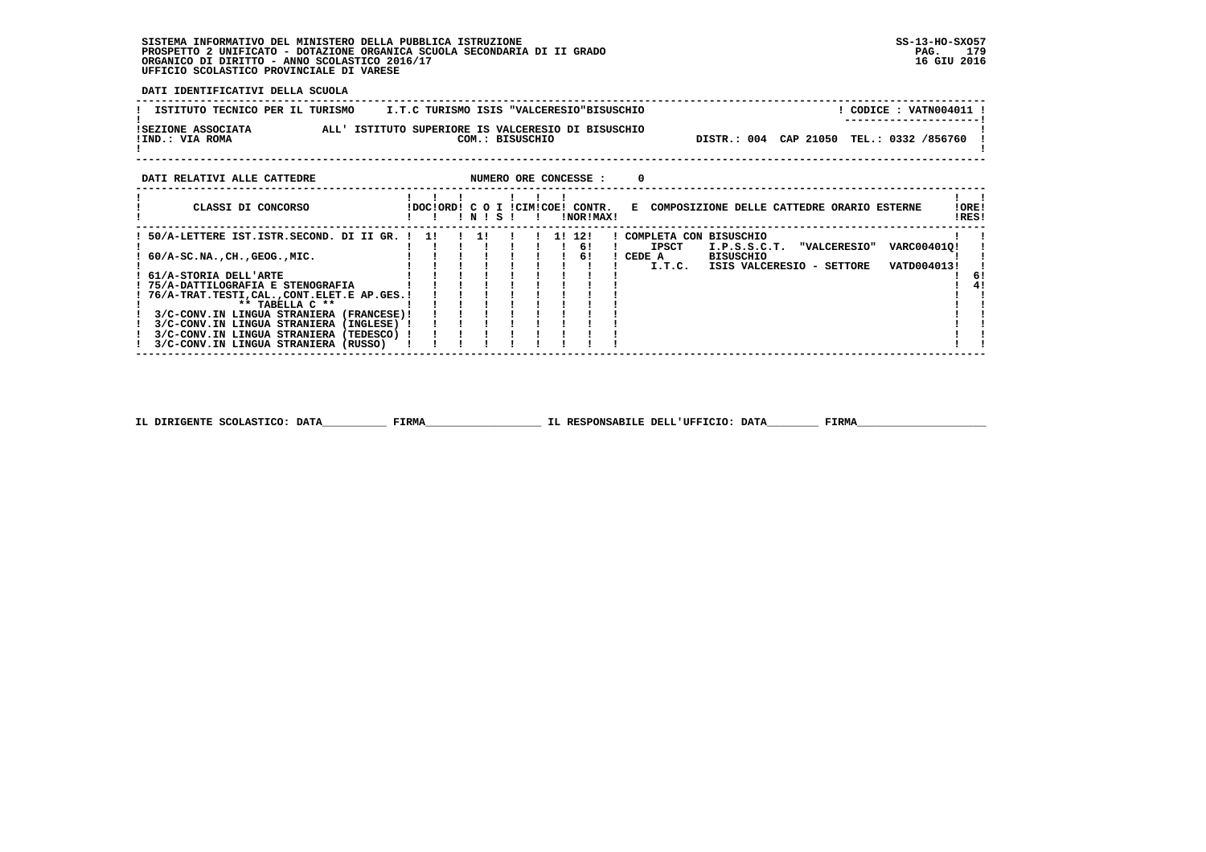SISTEMA INFORMATIVO DEL MINISTERO DELLA PUBBLICA ISTRUZIONE
PROSPETTO 2 UNIFICATO - DOTAZIONE ORGANICA SCUOLA SECONDARIA DI II GRADO
ORGANICO DI DIRITTO - ANNO SCOLASTICO 2016/17
UFFICIO SCOLASTICO PROVINCIALE DI VARESE

SS-13-HO-SXO57
16 GIU 2016

**DATI IDENTIFICATIVI DELLA SCUOLA**

| | | |
|---|---|---|
| ISTITUTO TECNICO PER IL TURISMO | I.T.C TURISMO ISIS "VALCERESIO"BISUSCHIO | CODICE : VATN004011 |
| SEZIONE ASSOCIATA ALL' ISTITUTO SUPERIORE IS VALCERESIO DI BISUSCHIO | COM.: BISUSCHIO | |
| IND.: VIA ROMA | | DISTR.: 004 CAP 21050 TEL.: 0332 /856760 |

**DATI RELATIVI ALLE CATTEDRE** NUMERO ORE CONCESSE : 0

| CLASSI DI CONCORSO | DOC | ORD | C O N | I S | CIM | COE | CONTR. NOR | CONTR. MAX | E COMPOSIZIONE DELLE CATTEDRE ORARIO ESTERNE | ORE RES |
|---|---|---|---|---|---|---|---|---|---|---|
| 50/A-LETTERE IST.ISTR.SECOND. DI II GR. | 1 | | 1 | | | | 1 | 12 | COMPLETA CON BISUSCHIO | |
| | | | | | | | | 6 | IPSCT I.P.S.S.C.T. "VALCERESIO" VARC00401Q | |
| 60/A-SC.NA.,CH.,GEOG.,MIC. | | | | | | | | 6 | CEDE A BISUSCHIO | |
| | | | | | | | | | I.T.C. ISIS VALCERESIO - SETTORE VATD004013 | |
| 61/A-STORIA DELL'ARTE | | | | | | | | | | 6 |
| 75/A-DATTILOGRAFIA E STENOGRAFIA | | | | | | | | | | 4 |
| 76/A-TRAT.TESTI,CAL.,CONT.ELET.E AP.GES. | | | | | | | | | | |
| ** TABELLA C ** | | | | | | | | | | |
| 3/C-CONV.IN LINGUA STRANIERA (FRANCESE) | | | | | | | | | | |
| 3/C-CONV.IN LINGUA STRANIERA (INGLESE) | | | | | | | | | | |
| 3/C-CONV.IN LINGUA STRANIERA (TEDESCO) | | | | | | | | | | |
| 3/C-CONV.IN LINGUA STRANIERA (RUSSO) | | | | | | | | | | |

IL DIRIGENTE SCOLASTICO: DATA__________ FIRMA__________________ IL RESPONSABILE DELL'UFFICIO: DATA________ FIRMA____________________